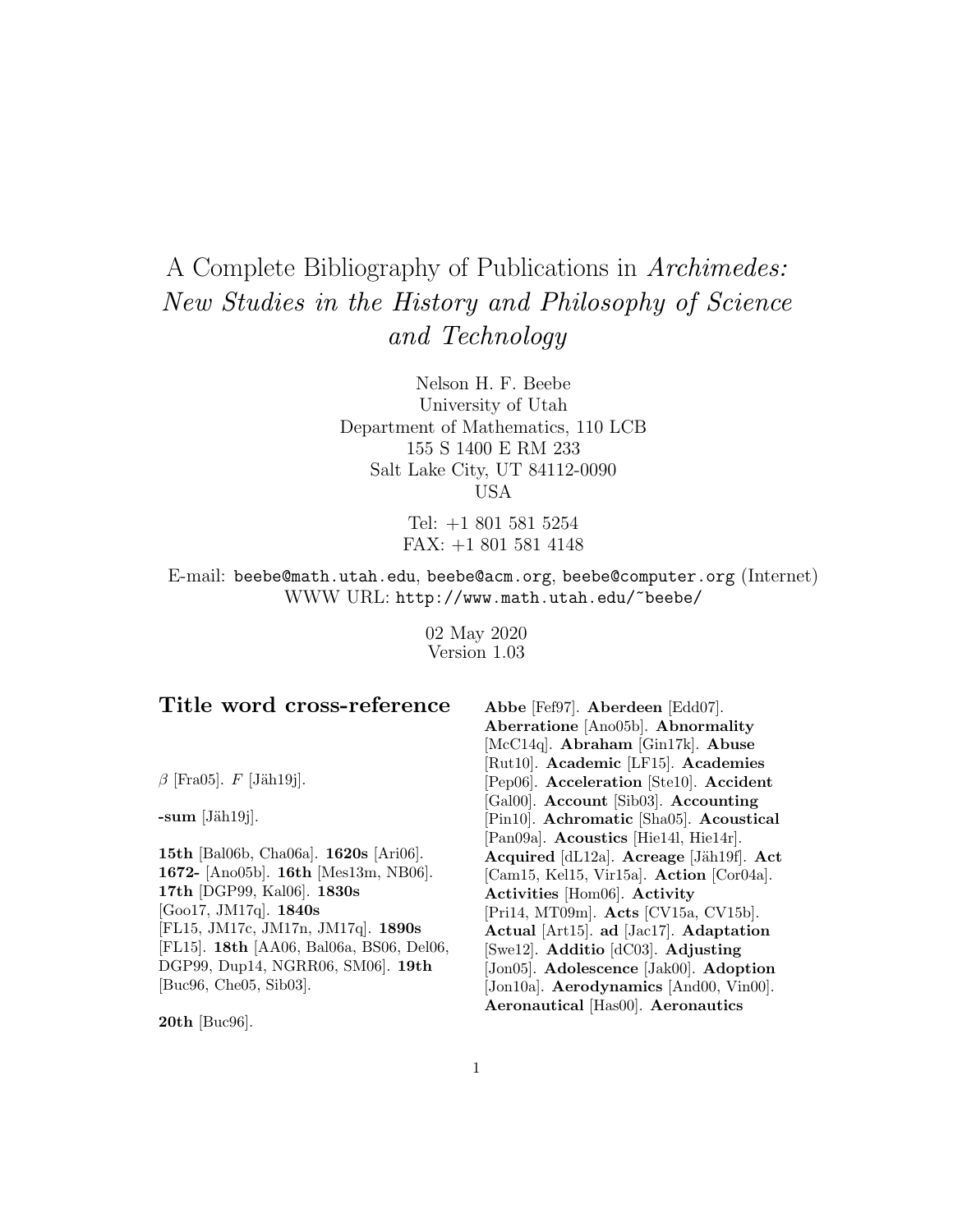# A Complete Bibliography of Publications in *Archimedes: New Studies in the History and Philosophy of Science and Technology*

Nelson H. F. Beebe
University of Utah
Department of Mathematics, 110 LCB
155 S 1400 E RM 233
Salt Lake City, UT 84112-0090
USA

Tel: +1 801 581 5254
FAX: +1 801 581 4148

E-mail: `beebe@math.utah.edu`, `beebe@acm.org`, `beebe@computer.org` (Internet)
WWW URL: `http://www.math.utah.edu/~beebe/`

02 May 2020
Version 1.03

## Title word cross-reference

$\beta$ [Fra05]. $F$ [Jäh19j].

**-sum** [Jäh19j].

**15th** [Bal06b, Cha06a]. **1620s** [Ari06]. **1672-** [Ano05b]. **16th** [Mes13m, NB06]. **17th** [DGP99, Kal06]. **1830s** [Goo17, JM17q]. **1840s** [FL15, JM17c, JM17n, JM17q]. **1890s** [FL15]. **18th** [AA06, Bal06a, BS06, Del06, DGP99, Dup14, NGRR06, SM06]. **19th** [Buc96, Che05, Sib03].

**20th** [Buc96].

**Abbe** [Fef97]. **Aberdeen** [Edd07]. **Aberratione** [Ano05b]. **Abnormality** [McC14q]. **Abraham** [Gin17k]. **Abuse** [Rut10]. **Academic** [LF15]. **Academies** [Pep06]. **Acceleration** [Ste10]. **Accident** [Gal00]. **Account** [Sib03]. **Accounting** [Pin10]. **Achromatic** [Sha05]. **Acoustical** [Pan09a]. **Acoustics** [Hie14l, Hie14r]. **Acquired** [dL12a]. **Acreage** [Jäh19f]. **Act** [Cam15, Kel15, Vir15a]. **Action** [Cor04a]. **Activities** [Hom06]. **Activity** [Pri14, MT09m]. **Acts** [CV15a, CV15b]. **Actual** [Art15]. **ad** [Jac17]. **Adaptation** [Swe12]. **Additio** [dC03]. **Adjusting** [Jon05]. **Adolescence** [Jak00]. **Adoption** [Jon10a]. **Aerodynamics** [And00, Vin00]. **Aeronautical** [Has00]. **Aeronautics**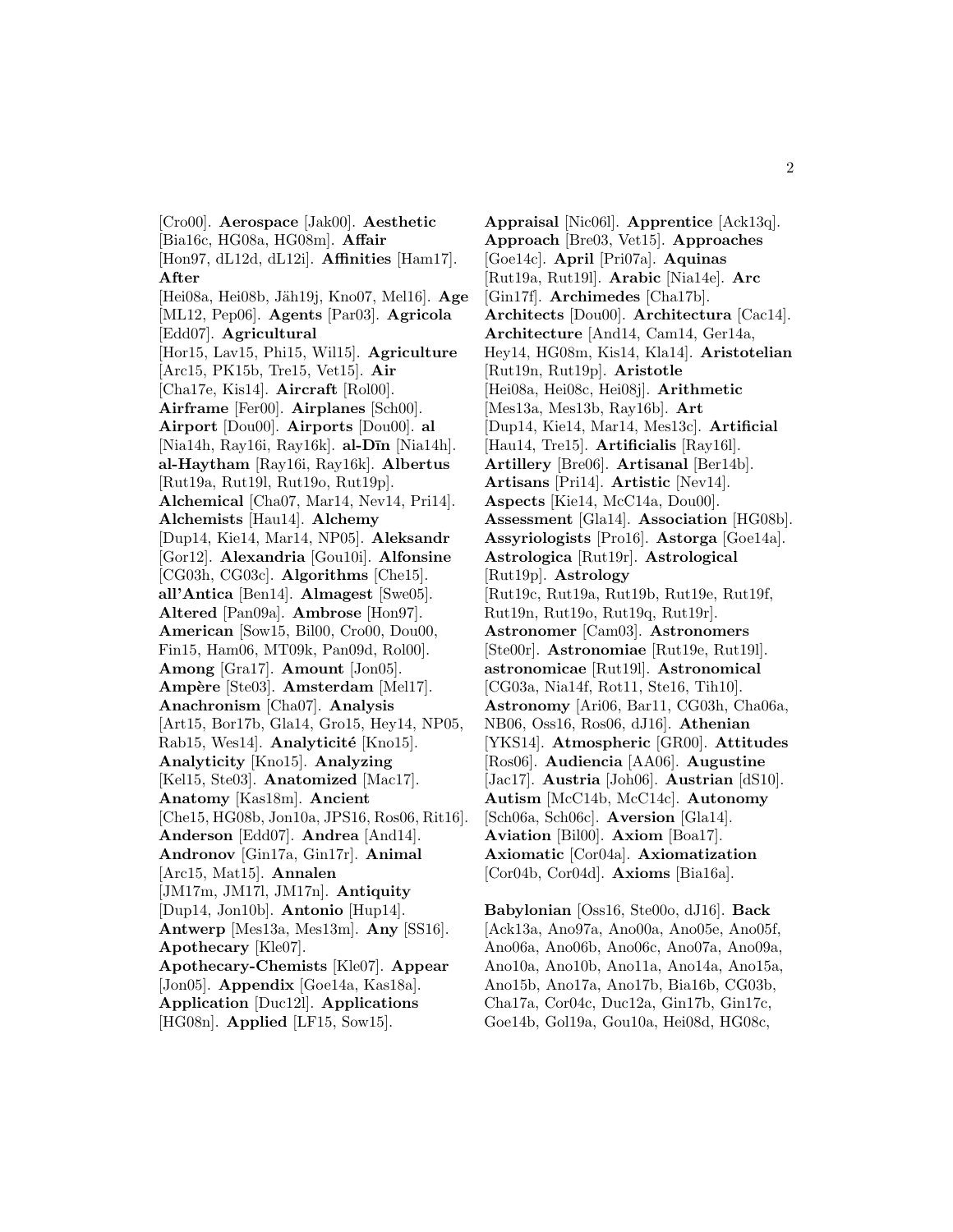[Cro00]. **Aerospace** [Jak00]. **Aesthetic** [Bia16c, HG08a, HG08m]. **Affair** [Hon97, dL12d, dL12i]. **Affinities** [Ham17]. **After** [Hei08a, Hei08b, Jäh19j, Kno07, Mel16]. **Age** [ML12, Pep06]. **Agents** [Par03]. **Agricola** [Edd07]. **Agricultural** [Hor15, Lav15, Phi15, Wil15]. **Agriculture** [Arc15, PK15b, Tre15, Vet15]. **Air** [Cha17e, Kis14]. **Aircraft** [Rol00]. **Airframe** [Fer00]. **Airplanes** [Sch00]. **Airport** [Dou00]. **Airports** [Dou00]. **al** [Nia14h, Ray16i, Ray16k]. **al-Dīn** [Nia14h]. **al-Haytham** [Ray16i, Ray16k]. **Albertus** [Rut19a, Rut19l, Rut19o, Rut19p]. **Alchemical** [Cha07, Mar14, Nev14, Pri14]. **Alchemists** [Hau14]. **Alchemy** [Dup14, Kie14, Mar14, NP05]. **Aleksandr** [Gor12]. **Alexandria** [Gou10i]. **Alfonsine** [CG03h, CG03c]. **Algorithms** [Che15]. **all'Antica** [Ben14]. **Almagest** [Swe05]. **Altered** [Pan09a]. **Ambrose** [Hon97]. **American** [Sow15, Bil00, Cro00, Dou00, Fin15, Ham06, MT09k, Pan09d, Rol00]. **Among** [Gra17]. **Amount** [Jon05]. **Ampère** [Ste03]. **Amsterdam** [Mel17]. **Anachronism** [Cha07]. **Analysis** [Art15, Bor17b, Gla14, Gro15, Hey14, NP05, Rab15, Wes14]. **Analyticité** [Kno15]. **Analyticity** [Kno15]. **Analyzing** [Kel15, Ste03]. **Anatomized** [Mac17]. **Anatomy** [Kas18m]. **Ancient** [Che15, HG08b, Jon10a, JPS16, Ros06, Rit16]. **Anderson** [Edd07]. **Andrea** [And14]. **Andronov** [Gin17a, Gin17r]. **Animal** [Arc15, Mat15]. **Annalen** [JM17m, JM17l, JM17n]. **Antiquity** [Dup14, Jon10b]. **Antonio** [Hup14]. **Antwerp** [Mes13a, Mes13m]. **Any** [SS16]. **Apothecary** [Kle07]. **Apothecary-Chemists** [Kle07]. **Appear** [Jon05]. **Appendix** [Goe14a, Kas18a]. **Application** [Duc12l]. **Applications** [HG08n]. **Applied** [LF15, Sow15].

**Appraisal** [Nic06l]. **Apprentice** [Ack13q]. **Approach** [Bre03, Vet15]. **Approaches** [Goe14c]. **April** [Pri07a]. **Aquinas** [Rut19a, Rut19l]. **Arabic** [Nia14e]. **Arc** [Gin17f]. **Archimedes** [Cha17b]. **Architects** [Dou00]. **Architectura** [Cac14]. **Architecture** [And14, Cam14, Ger14a, Hey14, HG08m, Kis14, Kla14]. **Aristotelian** [Rut19n, Rut19p]. **Aristotle** [Hei08a, Hei08c, Hei08j]. **Arithmetic** [Mes13a, Mes13b, Ray16b]. **Art** [Dup14, Kie14, Mar14, Mes13c]. **Artificial** [Hau14, Tre15]. **Artificialis** [Ray16l]. **Artillery** [Bre06]. **Artisanal** [Ber14b]. **Artisans** [Pri14]. **Artistic** [Nev14]. **Aspects** [Kie14, McC14a, Dou00]. **Assessment** [Gla14]. **Association** [HG08b]. **Assyriologists** [Pro16]. **Astorga** [Goe14a]. **Astrologica** [Rut19r]. **Astrological** [Rut19p]. **Astrology** [Rut19c, Rut19a, Rut19b, Rut19e, Rut19f, Rut19n, Rut19o, Rut19q, Rut19r]. **Astronomer** [Cam03]. **Astronomers** [Ste00r]. **Astronomiae** [Rut19e, Rut19l]. **astronomicae** [Rut19l]. **Astronomical** [CG03a, Nia14f, Rot11, Ste16, Tih10]. **Astronomy** [Ari06, Bar11, CG03h, Cha06a, NB06, Oss16, Ros06, dJ16]. **Athenian** [YKS14]. **Atmospheric** [GR00]. **Attitudes** [Ros06]. **Audiencia** [AA06]. **Augustine** [Jac17]. **Austria** [Joh06]. **Austrian** [dS10]. **Autism** [McC14b, McC14c]. **Autonomy** [Sch06a, Sch06c]. **Aversion** [Gla14]. **Aviation** [Bil00]. **Axiom** [Boa17]. **Axiomatic** [Cor04a]. **Axiomatization** [Cor04b, Cor04d]. **Axioms** [Bia16a].

**Babylonian** [Oss16, Ste00o, dJ16]. **Back** [Ack13a, Ano97a, Ano00a, Ano05e, Ano05f, Ano06a, Ano06b, Ano06c, Ano07a, Ano09a, Ano10a, Ano10b, Ano11a, Ano14a, Ano15a, Ano15b, Ano17a, Ano17b, Bia16b, CG03b, Cha17a, Cor04c, Duc12a, Gin17b, Gin17c, Goe14b, Gol19a, Gou10a, Hei08d, HG08c,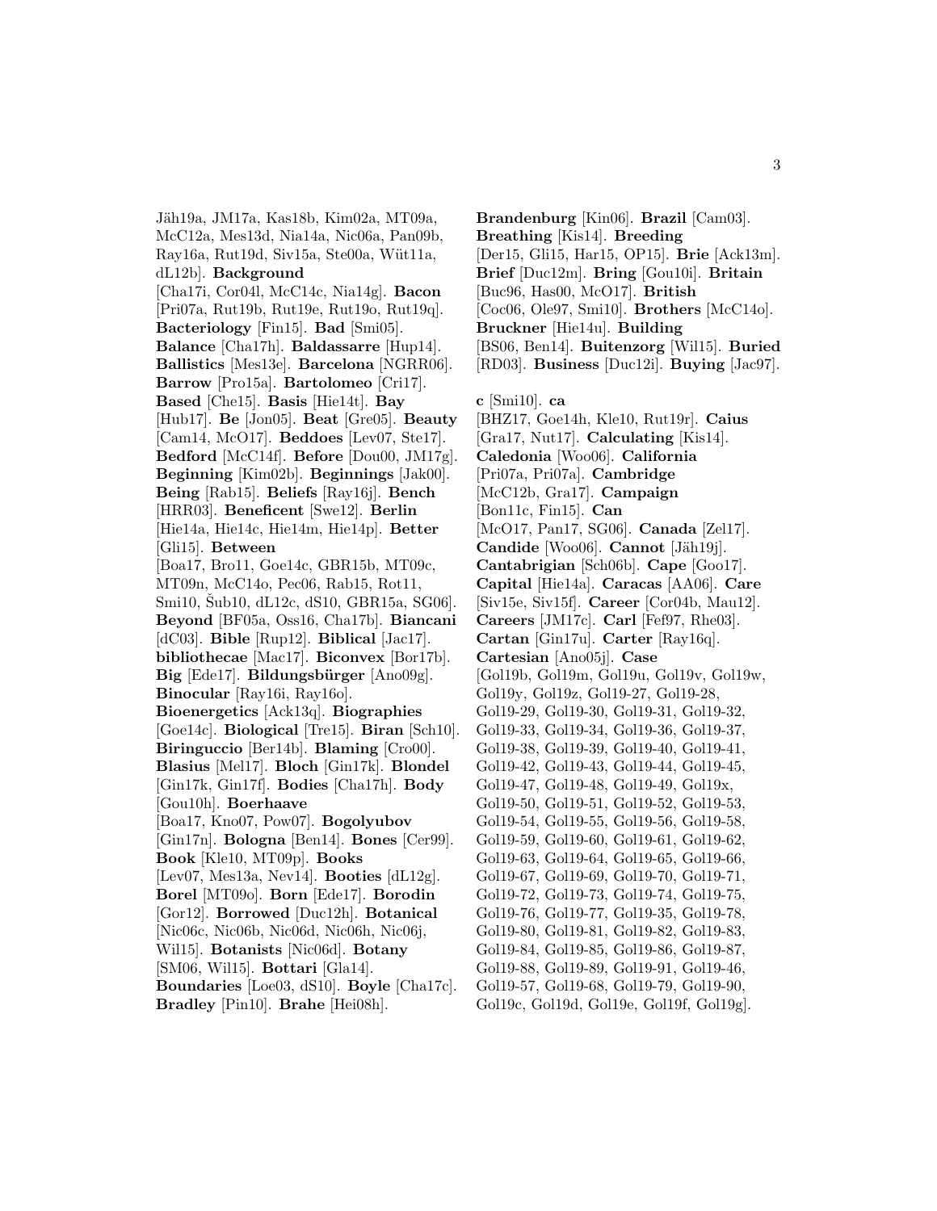Jäh19a, JM17a, Kas18b, Kim02a, MT09a, McC12a, Mes13d, Nia14a, Nic06a, Pan09b, Ray16a, Rut19d, Siv15a, Ste00a, Wüt11a, dL12b]. **Background** [Cha17i, Cor04l, McC14c, Nia14g]. **Bacon** [Pri07a, Rut19b, Rut19e, Rut19o, Rut19q]. **Bacteriology** [Fin15]. **Bad** [Smi05]. **Balance** [Cha17h]. **Baldassarre** [Hup14]. **Ballistics** [Mes13e]. **Barcelona** [NGRR06]. **Barrow** [Pro15a]. **Bartolomeo** [Cri17]. **Based** [Che15]. **Basis** [Hie14t]. **Bay** [Hub17]. **Be** [Jon05]. **Beat** [Gre05]. **Beauty** [Cam14, McO17]. **Beddoes** [Lev07, Ste17]. **Bedford** [McC14f]. **Before** [Dou00, JM17g]. **Beginning** [Kim02b]. **Beginnings** [Jak00]. **Being** [Rab15]. **Beliefs** [Ray16j]. **Bench** [HRR03]. **Beneficent** [Swe12]. **Berlin** [Hie14a, Hie14c, Hie14m, Hie14p]. **Better** [Gli15]. **Between** [Boa17, Bro11, Goe14c, GBR15b, MT09c, MT09n, McC14o, Pec06, Rab15, Rot11, Smi10, Šub10, dL12c, dS10, GBR15a, SG06]. **Beyond** [BF05a, Oss16, Cha17b]. **Biancani** [dC03]. **Bible** [Rup12]. **Biblical** [Jac17]. **bibliothecae** [Mac17]. **Biconvex** [Bor17b]. **Big** [Ede17]. **Bildungsbürger** [Ano09g]. **Binocular** [Ray16i, Ray16o]. **Bioenergetics** [Ack13q]. **Biographies** [Goe14c]. **Biological** [Tre15]. **Biran** [Sch10]. **Biringuccio** [Ber14b]. **Blaming** [Cro00]. **Blasius** [Mel17]. **Bloch** [Gin17k]. **Blondel** [Gin17k, Gin17f]. **Bodies** [Cha17h]. **Body** [Gou10h]. **Boerhaave** [Boa17, Kno07, Pow07]. **Bogolyubov** [Gin17n]. **Bologna** [Ben14]. **Bones** [Cer99]. **Book** [Kle10, MT09p]. **Books** [Lev07, Mes13a, Nev14]. **Booties** [dL12g]. **Borel** [MT09o]. **Born** [Ede17]. **Borodin** [Gor12]. **Borrowed** [Duc12h]. **Botanical** [Nic06c, Nic06b, Nic06d, Nic06h, Nic06j, Wil15]. **Botanists** [Nic06d]. **Botany** [SM06, Wil15]. **Bottari** [Gla14]. **Boundaries** [Loe03, dS10]. **Boyle** [Cha17c]. **Bradley** [Pin10]. **Brahe** [Hei08h]. **Brandenburg** [Kin06]. **Brazil** [Cam03]. **Breathing** [Kis14]. **Breeding** [Der15, Gli15, Har15, OP15]. **Brie** [Ack13m]. **Brief** [Duc12m]. **Bring** [Gou10i]. **Britain** [Buc96, Has00, McO17]. **British** [Coc06, Ole97, Smi10]. **Brothers** [McC14o]. **Bruckner** [Hie14u]. **Building** [BS06, Ben14]. **Buitenzorg** [Wil15]. **Buried** [RD03]. **Business** [Duc12i]. **Buying** [Jac97].

**c** [Smi10]. **ca** [BHZ17, Goe14h, Kle10, Rut19r]. **Caius** [Gra17, Nut17]. **Calculating** [Kis14]. **Caledonia** [Woo06]. **California** [Pri07a, Pri07a]. **Cambridge** [McC12b, Gra17]. **Campaign** [Bon11c, Fin15]. **Can** [McO17, Pan17, SG06]. **Canada** [Zel17]. **Candide** [Woo06]. **Cannot** [Jäh19j]. **Cantabrigian** [Sch06b]. **Cape** [Goo17]. **Capital** [Hie14a]. **Caracas** [AA06]. **Care** [Siv15e, Siv15f]. **Career** [Cor04b, Mau12]. **Careers** [JM17c]. **Carl** [Fef97, Rhe03]. **Cartan** [Gin17u]. **Carter** [Ray16q]. **Cartesian** [Ano05j]. **Case** [Gol19b, Gol19m, Gol19u, Gol19v, Gol19w, Gol19y, Gol19z, Gol19-27, Gol19-28, Gol19-29, Gol19-30, Gol19-31, Gol19-32, Gol19-33, Gol19-34, Gol19-36, Gol19-37, Gol19-38, Gol19-39, Gol19-40, Gol19-41, Gol19-42, Gol19-43, Gol19-44, Gol19-45, Gol19-47, Gol19-48, Gol19-49, Gol19x, Gol19-50, Gol19-51, Gol19-52, Gol19-53, Gol19-54, Gol19-55, Gol19-56, Gol19-58, Gol19-59, Gol19-60, Gol19-61, Gol19-62, Gol19-63, Gol19-64, Gol19-65, Gol19-66, Gol19-67, Gol19-69, Gol19-70, Gol19-71, Gol19-72, Gol19-73, Gol19-74, Gol19-75, Gol19-76, Gol19-77, Gol19-35, Gol19-78, Gol19-80, Gol19-81, Gol19-82, Gol19-83, Gol19-84, Gol19-85, Gol19-86, Gol19-87, Gol19-88, Gol19-89, Gol19-91, Gol19-46, Gol19-57, Gol19-68, Gol19-79, Gol19-90, Gol19c, Gol19d, Gol19e, Gol19f, Gol19g].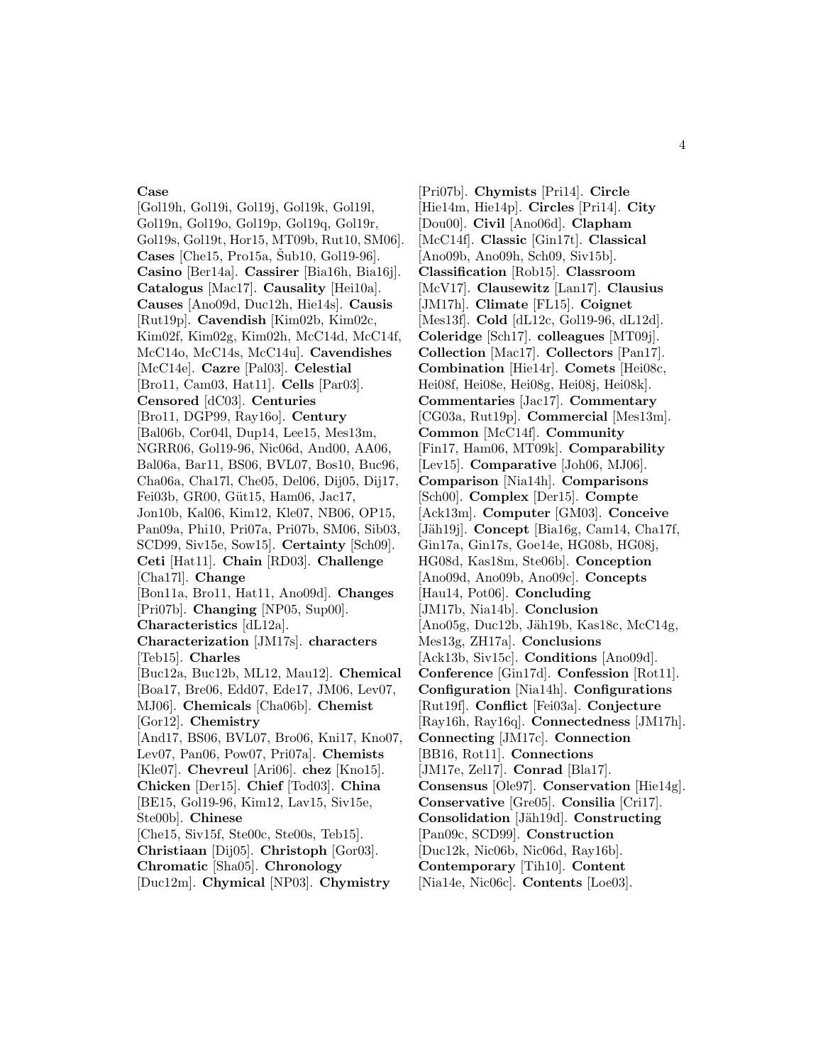**Case** [Gol19h, Gol19i, Gol19j, Gol19k, Gol19l, Gol19n, Gol19o, Gol19p, Gol19q, Gol19r, Gol19s, Gol19t, Hor15, MT09b, Rut10, SM06]. **Cases** [Che15, Pro15a, Šub10, Gol19-96]. **Casino** [Ber14a]. **Cassirer** [Bia16h, Bia16j]. **Catalogus** [Mac17]. **Causality** [Hei10a]. **Causes** [Ano09d, Duc12h, Hie14s]. **Causis** [Rut19p]. **Cavendish** [Kim02b, Kim02c, Kim02f, Kim02g, Kim02h, McC14d, McC14f, McC14o, McC14s, McC14u]. **Cavendishes** [McC14e]. **Cazre** [Pal03]. **Celestial** [Bro11, Cam03, Hat11]. **Cells** [Par03]. **Censored** [dC03]. **Centuries** [Bro11, DGP99, Ray16o]. **Century** [Bal06b, Cor04l, Dup14, Lee15, Mes13m, NGRR06, Gol19-96, Nic06d, And00, AA06, Bal06a, Bar11, BS06, BVL07, Bos10, Buc96, Cha06a, Cha17l, Che05, Del06, Dij05, Dij17, Fei03b, GR00, Güt15, Ham06, Jac17, Jon10b, Kal06, Kim12, Kle07, NB06, OP15, Pan09a, Phi10, Pri07a, Pri07b, SM06, Sib03, SCD99, Siv15e, Sow15]. **Certainty** [Sch09]. **Ceti** [Hat11]. **Chain** [RD03]. **Challenge** [Cha17l]. **Change** [Bon11a, Bro11, Hat11, Ano09d]. **Changes** [Pri07b]. **Changing** [NP05, Sup00]. **Characteristics** [dL12a]. **Characterization** [JM17s]. **characters** [Teb15]. **Charles** [Buc12a, Buc12b, ML12, Mau12]. **Chemical** [Boa17, Bre06, Edd07, Ede17, JM06, Lev07, MJ06]. **Chemicals** [Cha06b]. **Chemist** [Gor12]. **Chemistry** [And17, BS06, BVL07, Bro06, Kni17, Kno07, Lev07, Pan06, Pow07, Pri07a]. **Chemists** [Kle07]. **Chevreul** [Ari06]. **chez** [Kno15]. **Chicken** [Der15]. **Chief** [Tod03]. **China** [BE15, Gol19-96, Kim12, Lav15, Siv15e, Ste00b]. **Chinese** [Che15, Siv15f, Ste00c, Ste00s, Teb15]. **Christiaan** [Dij05]. **Christoph** [Gor03]. **Chromatic** [Sha05]. **Chronology** [Duc12m]. **Chymical** [NP03]. **Chymistry** [Pri07b]. **Chymists** [Pri14]. **Circle** [Hie14m, Hie14p]. **Circles** [Pri14]. **City** [Dou00]. **Civil** [Ano06d]. **Clapham** [McC14f]. **Classic** [Gin17t]. **Classical** [Ano09b, Ano09h, Sch09, Siv15b]. **Classification** [Rob15]. **Classroom** [McV17]. **Clausewitz** [Lan17]. **Clausius** [JM17h]. **Climate** [FL15]. **Coignet** [Mes13f]. **Cold** [dL12c, Gol19-96, dL12d]. **Coleridge** [Sch17]. **colleagues** [MT09j]. **Collection** [Mac17]. **Collectors** [Pan17]. **Combination** [Hie14r]. **Comets** [Hei08c, Hei08f, Hei08e, Hei08g, Hei08j, Hei08k]. **Commentaries** [Jac17]. **Commentary** [CG03a, Rut19p]. **Commercial** [Mes13m]. **Common** [McC14f]. **Community** [Fin17, Ham06, MT09k]. **Comparability** [Lev15]. **Comparative** [Joh06, MJ06]. **Comparison** [Nia14h]. **Comparisons** [Sch00]. **Complex** [Der15]. **Compte** [Ack13m]. **Computer** [GM03]. **Conceive** [Jäh19j]. **Concept** [Bia16g, Cam14, Cha17f, Gin17a, Gin17s, Goe14e, HG08b, HG08j, HG08d, Kas18m, Ste06b]. **Conception** [Ano09d, Ano09b, Ano09c]. **Concepts** [Hau14, Pot06]. **Concluding** [JM17b, Nia14b]. **Conclusion** [Ano05g, Duc12b, Jäh19b, Kas18c, McC14g, Mes13g, ZH17a]. **Conclusions** [Ack13b, Siv15c]. **Conditions** [Ano09d]. **Conference** [Gin17d]. **Confession** [Rot11]. **Configuration** [Nia14h]. **Configurations** [Rut19f]. **Conflict** [Fei03a]. **Conjecture** [Ray16h, Ray16q]. **Connectedness** [JM17h]. **Connecting** [JM17c]. **Connection** [BB16, Rot11]. **Connections** [JM17e, Zel17]. **Conrad** [Bla17]. **Consensus** [Ole97]. **Conservation** [Hie14g]. **Conservative** [Gre05]. **Consilia** [Cri17]. **Consolidation** [Jäh19d]. **Constructing** [Pan09c, SCD99]. **Construction** [Duc12k, Nic06b, Nic06d, Ray16b]. **Contemporary** [Tih10]. **Content** [Nia14e, Nic06c]. **Contents** [Loe03].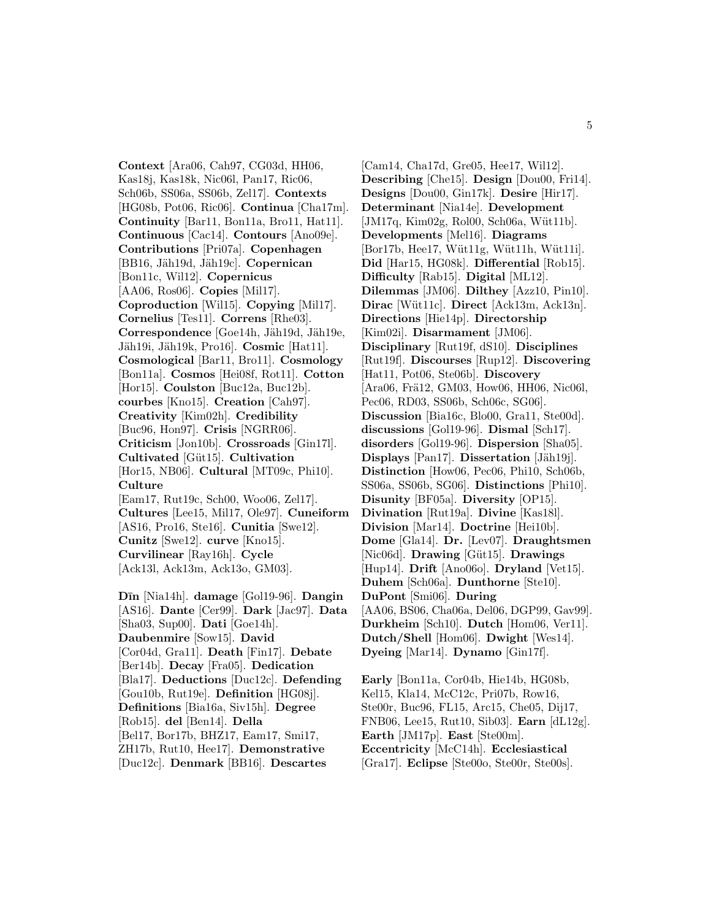**Context** [Ara06, Cah97, CG03d, HH06, Kas18j, Kas18k, Nic06l, Pan17, Ric06, Sch06b, SS06a, SS06b, Zel17]. **Contexts** [HG08b, Pot06, Ric06]. **Continua** [Cha17m]. **Continuity** [Bar11, Bon11a, Bro11, Hat11]. **Continuous** [Cac14]. **Contours** [Ano09e]. **Contributions** [Pri07a]. **Copenhagen** [BB16, Jäh19d, Jäh19c]. **Copernican** [Bon11c, Wil12]. **Copernicus** [AA06, Ros06]. **Copies** [Mil17]. **Coproduction** [Wil15]. **Copying** [Mil17]. **Cornelius** [Tes11]. **Correns** [Rhe03]. **Correspondence** [Goe14h, Jäh19d, Jäh19e, Jäh19i, Jäh19k, Pro16]. **Cosmic** [Hat11]. **Cosmological** [Bar11, Bro11]. **Cosmology** [Bon11a]. **Cosmos** [Hei08f, Rot11]. **Cotton** [Hor15]. **Coulston** [Buc12a, Buc12b]. **courbes** [Kno15]. **Creation** [Cah97]. **Creativity** [Kim02h]. **Credibility** [Buc96, Hon97]. **Crisis** [NGRR06]. **Criticism** [Jon10b]. **Crossroads** [Gin17l]. **Cultivated** [Güt15]. **Cultivation** [Hor15, NB06]. **Cultural** [MT09c, Phi10]. **Culture** [Eam17, Rut19c, Sch00, Woo06, Zel17]. **Cultures** [Lee15, Mil17, Ole97]. **Cuneiform** [AS16, Pro16, Ste16]. **Cunitia** [Swe12]. **Cunitz** [Swe12]. **curve** [Kno15]. **Curvilinear** [Ray16h]. **Cycle** [Ack13l, Ack13m, Ack13o, GM03].

**Dīn** [Nia14h]. **damage** [Gol19-96]. **Dangin** [AS16]. **Dante** [Cer99]. **Dark** [Jac97]. **Data** [Sha03, Sup00]. **Dati** [Goe14h]. **Daubenmire** [Sow15]. **David** [Cor04d, Gra11]. **Death** [Fin17]. **Debate** [Ber14b]. **Decay** [Fra05]. **Dedication** [Bla17]. **Deductions** [Duc12c]. **Defending** [Gou10b, Rut19e]. **Definition** [HG08j]. **Definitions** [Bia16a, Siv15h]. **Degree** [Rob15]. **del** [Ben14]. **Della** [Bel17, Bor17b, BHZ17, Eam17, Smi17, ZH17b, Rut10, Hee17]. **Demonstrative** [Duc12c]. **Denmark** [BB16]. **Descartes** [Cam14, Cha17d, Gre05, Hee17, Wil12]. **Describing** [Che15]. **Design** [Dou00, Fri14]. **Designs** [Dou00, Gin17k]. **Desire** [Hir17]. **Determinant** [Nia14e]. **Development** [JM17q, Kim02g, Rol00, Sch06a, Wüt11b]. **Developments** [Mel16]. **Diagrams** [Bor17b, Hee17, Wüt11g, Wüt11h, Wüt11i]. **Did** [Har15, HG08k]. **Differential** [Rob15]. **Difficulty** [Rab15]. **Digital** [ML12]. **Dilemmas** [JM06]. **Dilthey** [Azz10, Pin10]. **Dirac** [Wüt11c]. **Direct** [Ack13m, Ack13n]. **Directions** [Hie14p]. **Directorship** [Kim02i]. **Disarmament** [JM06]. **Disciplinary** [Rut19f, dS10]. **Disciplines** [Rut19f]. **Discourses** [Rup12]. **Discovering** [Hat11, Pot06, Ste06b]. **Discovery** [Ara06, Frä12, GM03, How06, HH06, Nic06l, Pec06, RD03, SS06b, Sch06c, SG06]. **Discussion** [Bia16c, Blo00, Gra11, Ste00d]. **discussions** [Gol19-96]. **Dismal** [Sch17]. **disorders** [Gol19-96]. **Dispersion** [Sha05]. **Displays** [Pan17]. **Dissertation** [Jäh19j]. **Distinction** [How06, Pec06, Phi10, Sch06b, SS06a, SS06b, SG06]. **Distinctions** [Phi10]. **Disunity** [BF05a]. **Diversity** [OP15]. **Divination** [Rut19a]. **Divine** [Kas18l]. **Division** [Mar14]. **Doctrine** [Hei10b]. **Dome** [Gla14]. **Dr.** [Lev07]. **Draughtsmen** [Nic06d]. **Drawing** [Güt15]. **Drawings** [Hup14]. **Drift** [Ano06o]. **Dryland** [Vet15]. **Duhem** [Sch06a]. **Dunthorne** [Ste10]. **DuPont** [Smi06]. **During** [AA06, BS06, Cha06a, Del06, DGP99, Gav99]. **Durkheim** [Sch10]. **Dutch** [Hom06, Ver11]. **Dutch/Shell** [Hom06]. **Dwight** [Wes14]. **Dyeing** [Mar14]. **Dynamo** [Gin17f].

**Early** [Bon11a, Cor04b, Hie14b, HG08b, Kel15, Kla14, McC12c, Pri07b, Row16, Ste00r, Buc96, FL15, Arc15, Che05, Dij17, FNB06, Lee15, Rut10, Sib03]. **Earn** [dL12g]. **Earth** [JM17p]. **East** [Ste00m]. **Eccentricity** [McC14h]. **Ecclesiastical** [Gra17]. **Eclipse** [Ste00o, Ste00r, Ste00s].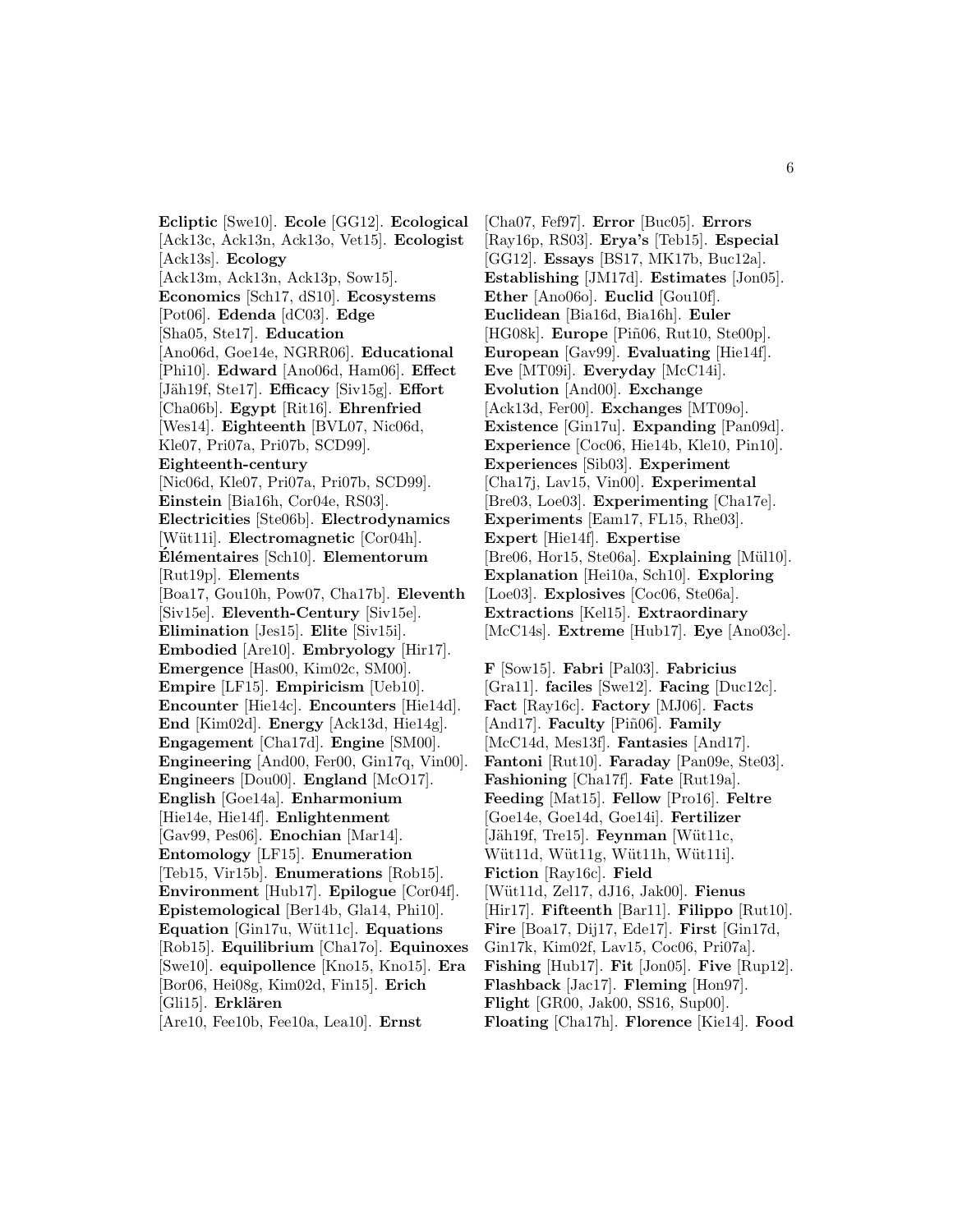**Ecliptic** [Swe10]. **Ecole** [GG12]. **Ecological** [Ack13c, Ack13n, Ack13o, Vet15]. **Ecologist** [Ack13s]. **Ecology** [Ack13m, Ack13n, Ack13p, Sow15]. **Economics** [Sch17, dS10]. **Ecosystems** [Pot06]. **Edenda** [dC03]. **Edge** [Sha05, Ste17]. **Education** [Ano06d, Goe14e, NGRR06]. **Educational** [Phi10]. **Edward** [Ano06d, Ham06]. **Effect** [Jäh19f, Ste17]. **Efficacy** [Siv15g]. **Effort** [Cha06b]. **Egypt** [Rit16]. **Ehrenfried** [Wes14]. **Eighteenth** [BVL07, Nic06d, Kle07, Pri07a, Pri07b, SCD99]. **Eighteenth-century** [Nic06d, Kle07, Pri07a, Pri07b, SCD99]. **Einstein** [Bia16h, Cor04e, RS03]. **Electricities** [Ste06b]. **Electrodynamics** [Wüt11i]. **Electromagnetic** [Cor04h]. **Élémentaires** [Sch10]. **Elementorum** [Rut19p]. **Elements** [Boa17, Gou10h, Pow07, Cha17b]. **Eleventh** [Siv15e]. **Eleventh-Century** [Siv15e]. **Elimination** [Jes15]. **Elite** [Siv15i]. **Embodied** [Are10]. **Embryology** [Hir17]. **Emergence** [Has00, Kim02c, SM00]. **Empire** [LF15]. **Empiricism** [Ueb10]. **Encounter** [Hie14c]. **Encounters** [Hie14d]. **End** [Kim02d]. **Energy** [Ack13d, Hie14g]. **Engagement** [Cha17d]. **Engine** [SM00]. **Engineering** [And00, Fer00, Gin17q, Vin00]. **Engineers** [Dou00]. **England** [McO17]. **English** [Goe14a]. **Enharmonium** [Hie14e, Hie14f]. **Enlightenment** [Gav99, Pes06]. **Enochian** [Mar14]. **Entomology** [LF15]. **Enumeration** [Teb15, Vir15b]. **Enumerations** [Rob15]. **Environment** [Hub17]. **Epilogue** [Cor04f]. **Epistemological** [Ber14b, Gla14, Phi10]. **Equation** [Gin17u, Wüt11c]. **Equations** [Rob15]. **Equilibrium** [Cha17o]. **Equinoxes** [Swe10]. **equipollence** [Kno15, Kno15]. **Era** [Bor06, Hei08g, Kim02d, Fin15]. **Erich** [Gli15]. **Erklären** [Are10, Fee10b, Fee10a, Lea10]. **Ernst** [Cha07, Fef97]. **Error** [Buc05]. **Errors** [Ray16p, RS03]. **Erya's** [Teb15]. **Especial** [GG12]. **Essays** [BS17, MK17b, Buc12a]. **Establishing** [JM17d]. **Estimates** [Jon05]. **Ether** [Ano06o]. **Euclid** [Gou10f]. **Euclidean** [Bia16d, Bia16h]. **Euler** [HG08k]. **Europe** [Piñ06, Rut10, Ste00p]. **European** [Gav99]. **Evaluating** [Hie14f]. **Eve** [MT09i]. **Everyday** [McC14i]. **Evolution** [And00]. **Exchange** [Ack13d, Fer00]. **Exchanges** [MT09o]. **Existence** [Gin17u]. **Expanding** [Pan09d]. **Experience** [Coc06, Hie14b, Kle10, Pin10]. **Experiences** [Sib03]. **Experiment** [Cha17j, Lav15, Vin00]. **Experimental** [Bre03, Loe03]. **Experimenting** [Cha17e]. **Experiments** [Eam17, FL15, Rhe03]. **Expert** [Hie14f]. **Expertise** [Bre06, Hor15, Ste06a]. **Explaining** [Mül10]. **Explanation** [Hei10a, Sch10]. **Exploring** [Loe03]. **Explosives** [Coc06, Ste06a]. **Extractions** [Kel15]. **Extraordinary** [McC14s]. **Extreme** [Hub17]. **Eye** [Ano03c].

**F** [Sow15]. **Fabri** [Pal03]. **Fabricius** [Gra11]. **faciles** [Swe12]. **Facing** [Duc12c]. **Fact** [Ray16c]. **Factory** [MJ06]. **Facts** [And17]. **Faculty** [Piñ06]. **Family** [McC14d, Mes13f]. **Fantasies** [And17]. **Fantoni** [Rut10]. **Faraday** [Pan09e, Ste03]. **Fashioning** [Cha17f]. **Fate** [Rut19a]. **Feeding** [Mat15]. **Fellow** [Pro16]. **Feltre** [Goe14e, Goe14d, Goe14i]. **Fertilizer** [Jäh19f, Tre15]. **Feynman** [Wüt11c, Wüt11d, Wüt11g, Wüt11h, Wüt11i]. **Fiction** [Ray16c]. **Field** [Wüt11d, Zel17, dJ16, Jak00]. **Fienus** [Hir17]. **Fifteenth** [Bar11]. **Filippo** [Rut10]. **Fire** [Boa17, Dij17, Ede17]. **First** [Gin17d, Gin17k, Kim02f, Lav15, Coc06, Pri07a]. **Fishing** [Hub17]. **Fit** [Jon05]. **Five** [Rup12]. **Flashback** [Jac17]. **Fleming** [Hon97]. **Flight** [GR00, Jak00, SS16, Sup00]. **Floating** [Cha17h]. **Florence** [Kie14]. **Food**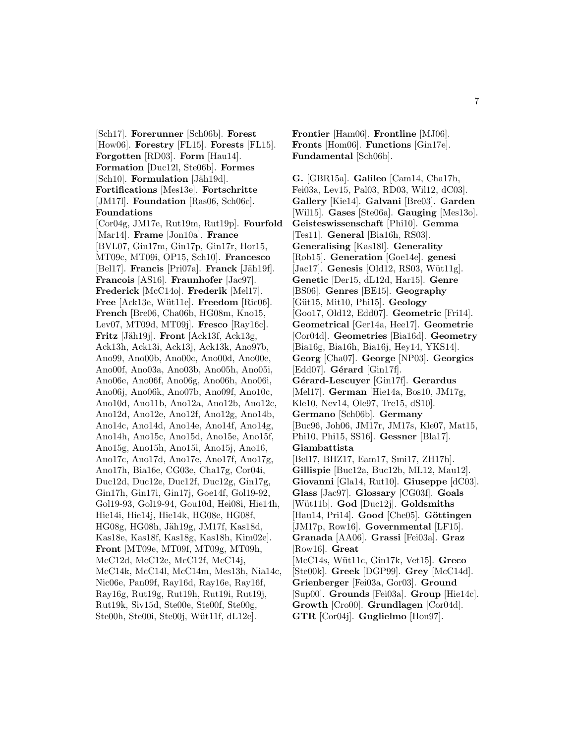[Sch17]. **Forerunner** [Sch06b]. **Forest** [How06]. **Forestry** [FL15]. **Forests** [FL15]. **Forgotten** [RD03]. **Form** [Hau14]. **Formation** [Duc12l, Ste06b]. **Formes** [Sch10]. **Formulation** [Jäh19d]. **Fortifications** [Mes13e]. **Fortschritte** [JM17l]. **Foundation** [Ras06, Sch06c]. **Foundations** [Cor04g, JM17e, Rut19m, Rut19p]. **Fourfold** [Mar14]. **Frame** [Jon10a]. **France** [BVL07, Gin17m, Gin17p, Gin17r, Hor15, MT09c, MT09i, OP15, Sch10]. **Francesco** [Bel17]. **Francis** [Pri07a]. **Franck** [Jäh19f]. **Francois** [AS16]. **Fraunhofer** [Jac97]. **Frederick** [McC14o]. **Frederik** [Mel17]. **Free** [Ack13e, Wüt11e]. **Freedom** [Ric06]. **French** [Bre06, Cha06b, HG08m, Kno15, Lev07, MT09d, MT09j]. **Fresco** [Ray16c]. **Fritz** [Jäh19j]. **Front** [Ack13f, Ack13g, Ack13h, Ack13i, Ack13j, Ack13k, Ano97b, Ano99, Ano00b, Ano00c, Ano00d, Ano00e, Ano00f, Ano03a, Ano03b, Ano05h, Ano05i, Ano06e, Ano06f, Ano06g, Ano06h, Ano06i, Ano06j, Ano06k, Ano07b, Ano09f, Ano10c, Ano10d, Ano11b, Ano12a, Ano12b, Ano12c, Ano12d, Ano12e, Ano12f, Ano12g, Ano14b, Ano14c, Ano14d, Ano14e, Ano14f, Ano14g, Ano14h, Ano15c, Ano15d, Ano15e, Ano15f, Ano15g, Ano15h, Ano15i, Ano15j, Ano16, Ano17c, Ano17d, Ano17e, Ano17f, Ano17g, Ano17h, Bia16e, CG03e, Cha17g, Cor04i, Duc12d, Duc12e, Duc12f, Duc12g, Gin17g, Gin17h, Gin17i, Gin17j, Goe14f, Gol19-92, Gol19-93, Gol19-94, Gou10d, Hei08i, Hie14h, Hie14i, Hie14j, Hie14k, HG08e, HG08f, HG08g, HG08h, Jäh19g, JM17f, Kas18d, Kas18e, Kas18f, Kas18g, Kas18h, Kim02e]. **Front** [MT09e, MT09f, MT09g, MT09h, McC12d, McC12e, McC12f, McC14j, McC14k, McC14l, McC14m, Mes13h, Nia14c, Nic06e, Pan09f, Ray16d, Ray16e, Ray16f, Ray16g, Rut19g, Rut19h, Rut19i, Rut19j, Rut19k, Siv15d, Ste00e, Ste00f, Ste00g, Ste00h, Ste00i, Ste00j, Wüt11f, dL12e]. **Frontier** [Ham06]. **Frontline** [MJ06]. **Fronts** [Hom06]. **Functions** [Gin17e]. **Fundamental** [Sch06b].

**G.** [GBR15a]. **Galileo** [Cam14, Cha17h, Fei03a, Lev15, Pal03, RD03, Wil12, dC03]. **Gallery** [Kie14]. **Galvani** [Bre03]. **Garden** [Wil15]. **Gases** [Ste06a]. **Gauging** [Mes13o]. **Geisteswissenschaft** [Phi10]. **Gemma** [Tes11]. **General** [Bia16h, RS03]. **Generalising** [Kas18l]. **Generality** [Rob15]. **Generation** [Goe14e]. **genesi** [Jac17]. **Genesis** [Old12, RS03, Wüt11g]. **Genetic** [Der15, dL12d, Har15]. **Genre** [BS06]. **Genres** [BE15]. **Geography** [Güt15, Mit10, Phi15]. **Geology** [Goo17, Old12, Edd07]. **Geometric** [Fri14]. **Geometrical** [Ger14a, Hee17]. **Geometrie** [Cor04d]. **Geometries** [Bia16d]. **Geometry** [Bia16g, Bia16h, Bia16j, Hey14, YKS14]. **Georg** [Cha07]. **George** [NP03]. **Georgics** [Edd07]. **Gérard** [Gin17f]. **Gérard-Lescuyer** [Gin17f]. **Gerardus** [Mel17]. **German** [Hie14a, Bos10, JM17g, Kle10, Nev14, Ole97, Tre15, dS10]. **Germano** [Sch06b]. **Germany** [Buc96, Joh06, JM17r, JM17s, Kle07, Mat15, Phi10, Phi15, SS16]. **Gessner** [Bla17]. **Giambattista** [Bel17, BHZ17, Eam17, Smi17, ZH17b]. **Gillispie** [Buc12a, Buc12b, ML12, Mau12]. **Giovanni** [Gla14, Rut10]. **Giuseppe** [dC03]. **Glass** [Jac97]. **Glossary** [CG03f]. **Goals** [Wüt11b]. **God** [Duc12j]. **Goldsmiths** [Hau14, Pri14]. **Good** [Che05]. **Göttingen** [JM17p, Row16]. **Governmental** [LF15]. **Granada** [AA06]. **Grassi** [Fei03a]. **Graz** [Row16]. **Great** [McC14s, Wüt11c, Gin17k, Vet15]. **Greco** [Ste00k]. **Greek** [DGP99]. **Grey** [McC14d]. **Grienberger** [Fei03a, Gor03]. **Ground** [Sup00]. **Grounds** [Fei03a]. **Group** [Hie14c]. **Growth** [Cro00]. **Grundlagen** [Cor04d]. **GTR** [Cor04j]. **Guglielmo** [Hon97].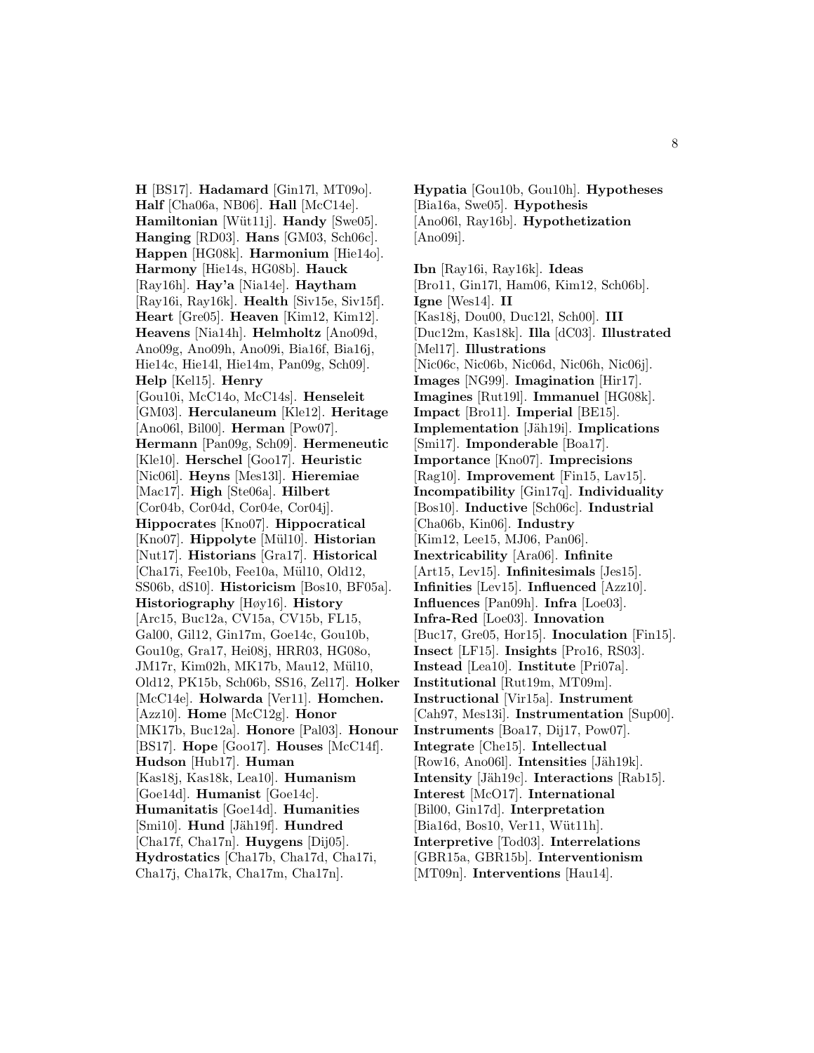**H** [BS17]. **Hadamard** [Gin17l, MT09o]. **Half** [Cha06a, NB06]. **Hall** [McC14e]. **Hamiltonian** [Wüt11j]. **Handy** [Swe05]. **Hanging** [RD03]. **Hans** [GM03, Sch06c]. **Happen** [HG08k]. **Harmonium** [Hie14o]. **Harmony** [Hie14s, HG08b]. **Hauck** [Ray16h]. **Hay'a** [Nia14e]. **Haytham** [Ray16i, Ray16k]. **Health** [Siv15e, Siv15f]. **Heart** [Gre05]. **Heaven** [Kim12, Kim12]. **Heavens** [Nia14h]. **Helmholtz** [Ano09d, Ano09g, Ano09h, Ano09i, Bia16f, Bia16j, Hie14c, Hie14l, Hie14m, Pan09g, Sch09]. **Help** [Kel15]. **Henry** [Gou10i, McC14o, McC14s]. **Henseleit** [GM03]. **Herculaneum** [Kle12]. **Heritage** [Ano06l, Bil00]. **Herman** [Pow07]. **Hermann** [Pan09g, Sch09]. **Hermeneutic** [Kle10]. **Herschel** [Goo17]. **Heuristic** [Nic06l]. **Heyns** [Mes13l]. **Hieremiae** [Mac17]. **High** [Ste06a]. **Hilbert** [Cor04b, Cor04d, Cor04e, Cor04j]. **Hippocrates** [Kno07]. **Hippocratical** [Kno07]. **Hippolyte** [Mül10]. **Historian** [Nut17]. **Historians** [Gra17]. **Historical** [Cha17i, Fee10b, Fee10a, Mül10, Old12, SS06b, dS10]. **Historicism** [Bos10, BF05a]. **Historiography** [Høy16]. **History** [Arc15, Buc12a, CV15a, CV15b, FL15, Gal00, Gil12, Gin17m, Goe14c, Gou10b, Gou10g, Gra17, Hei08j, HRR03, HG08o, JM17r, Kim02h, MK17b, Mau12, Mül10, Old12, PK15b, Sch06b, SS16, Zel17]. **Holker** [McC14e]. **Holwarda** [Ver11]. **Homchen.** [Azz10]. **Home** [McC12g]. **Honor** [MK17b, Buc12a]. **Honore** [Pal03]. **Honour** [BS17]. **Hope** [Goo17]. **Houses** [McC14f]. **Hudson** [Hub17]. **Human** [Kas18j, Kas18k, Lea10]. **Humanism** [Goe14d]. **Humanist** [Goe14c]. **Humanitatis** [Goe14d]. **Humanities** [Smi10]. **Hund** [Jäh19f]. **Hundred** [Cha17f, Cha17n]. **Huygens** [Dij05]. **Hydrostatics** [Cha17b, Cha17d, Cha17i, Cha17j, Cha17k, Cha17m, Cha17n]. **Hypatia** [Gou10b, Gou10h]. **Hypotheses** [Bia16a, Swe05]. **Hypothesis** [Ano06l, Ray16b]. **Hypothetization** [Ano09i].

**Ibn** [Ray16i, Ray16k]. **Ideas** [Bro11, Gin17l, Ham06, Kim12, Sch06b]. **Igne** [Wes14]. **II** [Kas18j, Dou00, Duc12l, Sch00]. **III** [Duc12m, Kas18k]. **Illa** [dC03]. **Illustrated** [Mel17]. **Illustrations** [Nic06c, Nic06b, Nic06d, Nic06h, Nic06j]. **Images** [NG99]. **Imagination** [Hir17]. **Imagines** [Rut19l]. **Immanuel** [HG08k]. **Impact** [Bro11]. **Imperial** [BE15]. **Implementation** [Jäh19i]. **Implications** [Smi17]. **Imponderable** [Boa17]. **Importance** [Kno07]. **Imprecisions** [Rag10]. **Improvement** [Fin15, Lav15]. **Incompatibility** [Gin17q]. **Individuality** [Bos10]. **Inductive** [Sch06c]. **Industrial** [Cha06b, Kin06]. **Industry** [Kim12, Lee15, MJ06, Pan06]. **Inextricability** [Ara06]. **Infinite** [Art15, Lev15]. **Infinitesimals** [Jes15]. **Infinities** [Lev15]. **Influenced** [Azz10]. **Influences** [Pan09h]. **Infra** [Loe03]. **Infra-Red** [Loe03]. **Innovation** [Buc17, Gre05, Hor15]. **Inoculation** [Fin15]. **Insect** [LF15]. **Insights** [Pro16, RS03]. **Instead** [Lea10]. **Institute** [Pri07a]. **Institutional** [Rut19m, MT09m]. **Instructional** [Vir15a]. **Instrument** [Cah97, Mes13i]. **Instrumentation** [Sup00]. **Instruments** [Boa17, Dij17, Pow07]. **Integrate** [Che15]. **Intellectual** [Row16, Ano06l]. **Intensities** [Jäh19k]. **Intensity** [Jäh19c]. **Interactions** [Rab15]. **Interest** [McO17]. **International** [Bil00, Gin17d]. **Interpretation** [Bia16d, Bos10, Ver11, Wüt11h]. **Interpretive** [Tod03]. **Interrelations** [GBR15a, GBR15b]. **Interventionism** [MT09n]. **Interventions** [Hau14].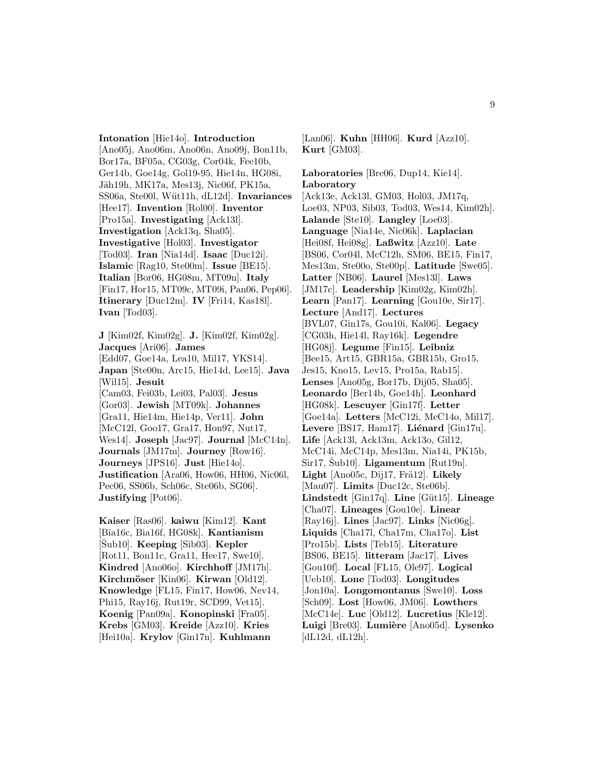**Intonation** [Hie14o]. **Introduction** [Ano05j, Ano06m, Ano06n, Ano09j, Bon11b, Bor17a, BF05a, CG03g, Cor04k, Fee10b, Ger14b, Goe14g, Gol19-95, Hie14n, HG08i, Jäh19h, MK17a, Mes13j, Nic06f, PK15a, SS06a, Ste00l, Wüt11h, dL12d]. **Invariances** [Hee17]. **Invention** [Rol00]. **Inventor** [Pro15a]. **Investigating** [Ack13l]. **Investigation** [Ack13q, Sha05]. **Investigative** [Hol03]. **Investigator** [Tod03]. **Iran** [Nia14d]. **Isaac** [Duc12i]. **Islamic** [Rag10, Ste00m]. **Issue** [BE15]. **Italian** [Bor06, HG08m, MT09n]. **Italy** [Fin17, Hor15, MT09c, MT09i, Pan06, Pep06]. **Itinerary** [Duc12m]. **IV** [Fri14, Kas18l]. **Ivan** [Tod03].

**J** [Kim02f, Kim02g]. **J.** [Kim02f, Kim02g]. **Jacques** [Ari06]. **James** [Edd07, Goe14a, Lea10, Mil17, YKS14]. **Japan** [Ste00n, Arc15, Hie14d, Lee15]. **Java** [Wil15]. **Jesuit** [Cam03, Fei03b, Lei03, Pal03]. **Jesus** [Gor03]. **Jewish** [MT09k]. **Johannes** [Gra11, Hie14m, Hie14p, Ver11]. **John** [McC12l, Goo17, Gra17, Hon97, Nut17, Wes14]. **Joseph** [Jac97]. **Journal** [McC14n]. **Journals** [JM17m]. **Journey** [Row16]. **Journeys** [JPS16]. **Just** [Hie14o]. **Justification** [Ara06, How06, HH06, Nic06l, Pec06, SS06b, Sch06c, Ste06b, SG06]. **Justifying** [Pot06].

**Kaiser** [Ras06]. **kaiwu** [Kim12]. **Kant** [Bia16c, Bia16f, HG08k]. **Kantianism** [Šub10]. **Keeping** [Sib03]. **Kepler** [Rot11, Bon11c, Gra11, Hee17, Swe10]. **Kindred** [Ano06o]. **Kirchhoff** [JM17h]. **Kirchmöser** [Kin06]. **Kirwan** [Old12]. **Knowledge** [FL15, Fin17, How06, Nev14, Phi15, Ray16j, Rut19r, SCD99, Vet15]. **Koenig** [Pan09a]. **Konopinski** [Fra05]. **Krebs** [GM03]. **Kreide** [Azz10]. **Kries** [Hei10a]. **Krylov** [Gin17n]. **Kuhlmann** [Lan06]. **Kuhn** [HH06]. **Kurd** [Azz10]. **Kurt** [GM03].

**Laboratories** [Bre06, Dup14, Kie14]. **Laboratory** [Ack13e, Ack13l, GM03, Hol03, JM17q, Loe03, NP03, Sib03, Tod03, Wes14, Kim02h]. **Lalande** [Ste10]. **Langley** [Loe03]. **Language** [Nia14e, Nic06k]. **Laplacian** [Hei08f, Hei08g]. **Laßwitz** [Azz10]. **Late** [BS06, Cor04l, McC12h, SM06, BE15, Fin17, Mes13m, Ste00o, Ste00p]. **Latitude** [Swe05]. **Latter** [NB06]. **Laurel** [Mes13l]. **Laws** [JM17c]. **Leadership** [Kim02g, Kim02h]. **Learn** [Pan17]. **Learning** [Gou10e, Sir17]. **Lecture** [And17]. **Lectures** [BVL07, Gin17s, Gou10i, Kal06]. **Legacy** [CG03h, Hie14l, Ray16k]. **Legendre** [HG08j]. **Legume** [Fin15]. **Leibniz** [Bee15, Art15, GBR15a, GBR15b, Gro15, Jes15, Kno15, Lev15, Pro15a, Rab15]. **Lenses** [Ano05g, Bor17b, Dij05, Sha05]. **Leonardo** [Ber14b, Goe14h]. **Leonhard** [HG08k]. **Lescuyer** [Gin17f]. **Letter** [Goe14a]. **Letters** [McC12i, McC14o, Mil17]. **Levere** [BS17, Ham17]. **Liénard** [Gin17u]. **Life** [Ack13l, Ack13m, Ack13o, Gil12, McC14i, McC14p, Mes13m, Nia14i, PK15b, Sir17, Šub10]. **Ligamentum** [Rut19n]. **Light** [Ano05c, Dij17, Frä12]. **Likely** [Mau07]. **Limits** [Duc12c, Ste06b]. **Lindstedt** [Gin17q]. **Line** [Güt15]. **Lineage** [Cha07]. **Lineages** [Gou10e]. **Linear** [Ray16j]. **Lines** [Jac97]. **Links** [Nic06g]. **Liquids** [Cha17l, Cha17m, Cha17o]. **List** [Pro15b]. **Lists** [Teb15]. **Literature** [BS06, BE15]. **litteram** [Jac17]. **Lives** [Gou10f]. **Local** [FL15, Ole97]. **Logical** [Ueb10]. **Lone** [Tod03]. **Longitudes** [Jon10a]. **Longomontanus** [Swe10]. **Loss** [Sch09]. **Lost** [How06, JM06]. **Lowthers** [McC14e]. **Luc** [Old12]. **Lucretius** [Kle12]. **Luigi** [Bre03]. **Lumière** [Ano05d]. **Lysenko** [dL12d, dL12h].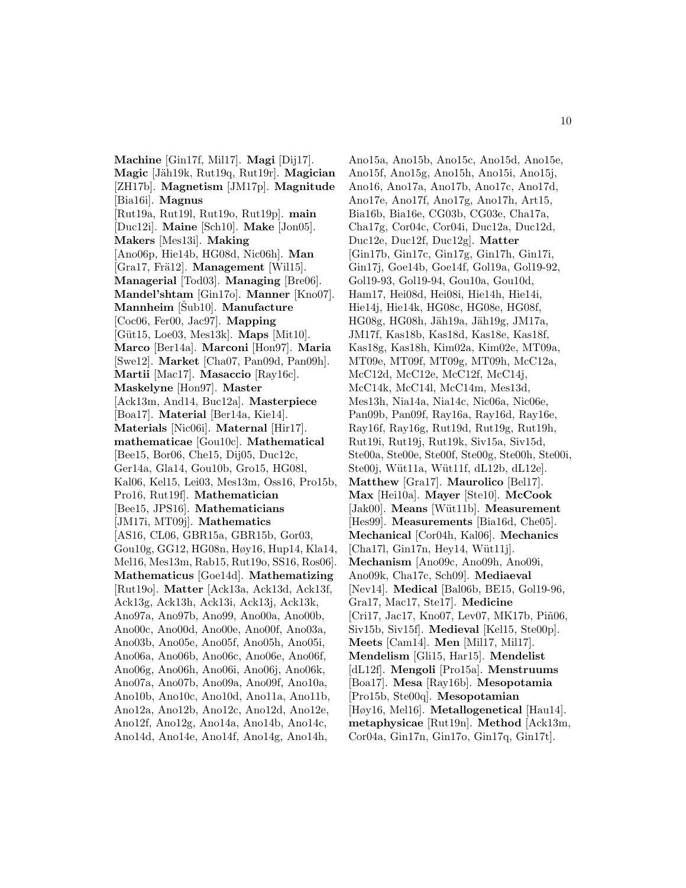**Machine** [Gin17f, Mil17]. **Magi** [Dij17]. **Magic** [Jäh19k, Rut19q, Rut19r]. **Magician** [ZH17b]. **Magnetism** [JM17p]. **Magnitude** [Bia16i]. **Magnus** [Rut19a, Rut19l, Rut19o, Rut19p]. **main** [Duc12i]. **Maine** [Sch10]. **Make** [Jon05]. **Makers** [Mes13i]. **Making** [Ano06p, Hie14b, HG08d, Nic06h]. **Man** [Gra17, Frä12]. **Management** [Wil15]. **Managerial** [Tod03]. **Managing** [Bre06]. **Mandel'shtam** [Gin17o]. **Manner** [Kno07]. **Mannheim** [Šub10]. **Manufacture** [Coc06, Fer00, Jac97]. **Mapping** [Güt15, Loe03, Mes13k]. **Maps** [Mit10]. **Marco** [Ber14a]. **Marconi** [Hon97]. **Maria** [Swe12]. **Market** [Cha07, Pan09d, Pan09h]. **Martii** [Mac17]. **Masaccio** [Ray16c]. **Maskelyne** [Hon97]. **Master** [Ack13m, And14, Buc12a]. **Masterpiece** [Boa17]. **Material** [Ber14a, Kie14]. **Materials** [Nic06i]. **Maternal** [Hir17]. **mathematicae** [Gou10c]. **Mathematical** [Bee15, Bor06, Che15, Dij05, Duc12c, Ger14a, Gla14, Gou10b, Gro15, HG08l, Kal06, Kel15, Lei03, Mes13m, Oss16, Pro15b, Pro16, Rut19f]. **Mathematician** [Bee15, JPS16]. **Mathematicians** [JM17i, MT09j]. **Mathematics** [AS16, CL06, GBR15a, GBR15b, Gor03, Gou10g, GG12, HG08n, Høy16, Hup14, Kla14, Mel16, Mes13m, Rab15, Rut19o, SS16, Ros06]. **Mathematicus** [Goe14d]. **Mathematizing** [Rut19o]. **Matter** [Ack13a, Ack13d, Ack13f, Ack13g, Ack13h, Ack13i, Ack13j, Ack13k, Ano97a, Ano97b, Ano99, Ano00a, Ano00b, Ano00c, Ano00d, Ano00e, Ano00f, Ano03a, Ano03b, Ano05e, Ano05f, Ano05h, Ano05i, Ano06a, Ano06b, Ano06c, Ano06e, Ano06f, Ano06g, Ano06h, Ano06i, Ano06j, Ano06k, Ano07a, Ano07b, Ano09a, Ano09f, Ano10a, Ano10b, Ano10c, Ano10d, Ano11a, Ano11b, Ano12a, Ano12b, Ano12c, Ano12d, Ano12e, Ano12f, Ano12g, Ano14a, Ano14b, Ano14c, Ano14d, Ano14e, Ano14f, Ano14g, Ano14h, Ano15a, Ano15b, Ano15c, Ano15d, Ano15e, Ano15f, Ano15g, Ano15h, Ano15i, Ano15j, Ano16, Ano17a, Ano17b, Ano17c, Ano17d, Ano17e, Ano17f, Ano17g, Ano17h, Art15, Bia16b, Bia16e, CG03b, CG03e, Cha17a, Cha17g, Cor04c, Cor04i, Duc12a, Duc12d, Duc12e, Duc12f, Duc12g]. **Matter** [Gin17b, Gin17c, Gin17g, Gin17h, Gin17i, Gin17j, Goe14b, Goe14f, Gol19a, Gol19-92, Gol19-93, Gol19-94, Gou10a, Gou10d, Ham17, Hei08d, Hei08i, Hie14h, Hie14i, Hie14j, Hie14k, HG08c, HG08e, HG08f, HG08g, HG08h, Jäh19a, Jäh19g, JM17a, JM17f, Kas18b, Kas18d, Kas18e, Kas18f, Kas18g, Kas18h, Kim02a, Kim02e, MT09a, MT09e, MT09f, MT09g, MT09h, McC12a, McC12d, McC12e, McC12f, McC14j, McC14k, McC14l, McC14m, Mes13d, Mes13h, Nia14a, Nia14c, Nic06a, Nic06e, Pan09b, Pan09f, Ray16a, Ray16d, Ray16e, Ray16f, Ray16g, Rut19d, Rut19g, Rut19h, Rut19i, Rut19j, Rut19k, Siv15a, Siv15d, Ste00a, Ste00e, Ste00f, Ste00g, Ste00h, Ste00i, Ste00j, Wüt11a, Wüt11f, dL12b, dL12e]. **Matthew** [Gra17]. **Maurolico** [Bel17]. **Max** [Hei10a]. **Mayer** [Ste10]. **McCook** [Jak00]. **Means** [Wüt11b]. **Measurement** [Hes99]. **Measurements** [Bia16d, Che05]. **Mechanical** [Cor04h, Kal06]. **Mechanics** [Cha17l, Gin17n, Hey14, Wüt11j]. **Mechanism** [Ano09c, Ano09h, Ano09i, Ano09k, Cha17c, Sch09]. **Mediaeval** [Nev14]. **Medical** [Bal06b, BE15, Gol19-96, Gra17, Mac17, Ste17]. **Medicine** [Cri17, Jac17, Kno07, Lev07, MK17b, Piñ06, Siv15b, Siv15f]. **Medieval** [Kel15, Ste00p]. **Meets** [Cam14]. **Men** [Mil17, Mil17]. **Mendelism** [Gli15, Har15]. **Mendelist** [dL12f]. **Mengoli** [Pro15a]. **Menstruums** [Boa17]. **Mesa** [Ray16b]. **Mesopotamia** [Pro15b, Ste00q]. **Mesopotamian** [Høy16, Mel16]. **Metallogenetical** [Hau14]. **metaphysicae** [Rut19n]. **Method** [Ack13m, Cor04a, Gin17n, Gin17o, Gin17q, Gin17t].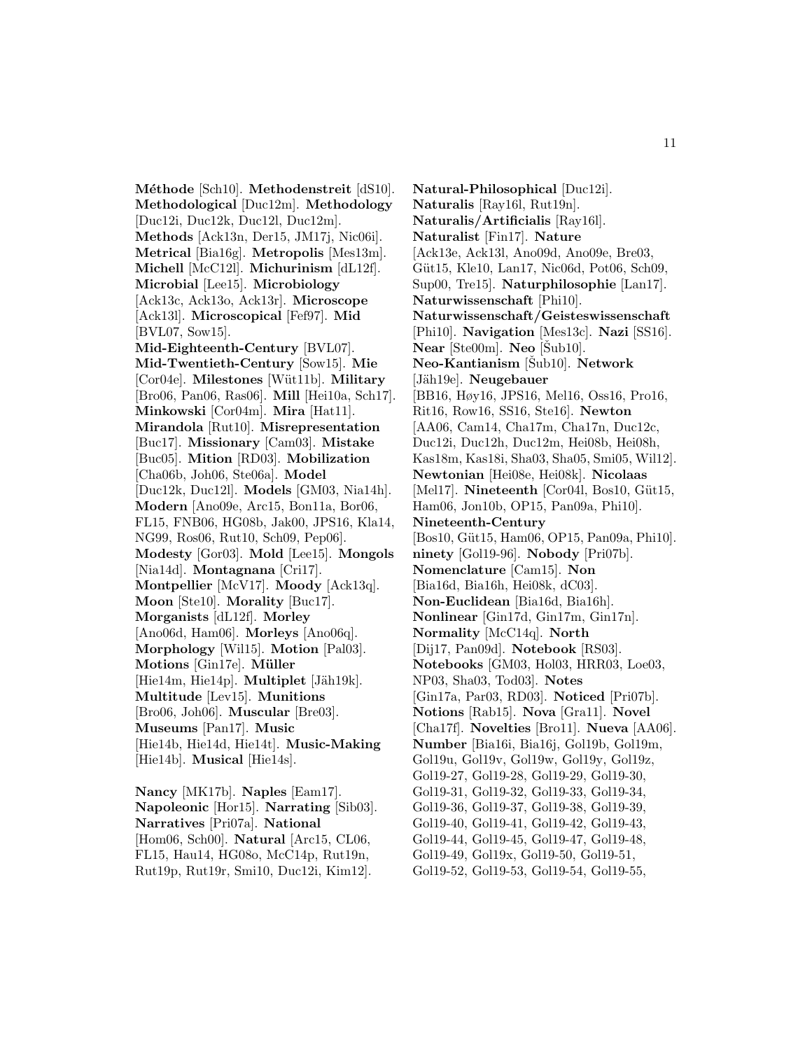**Méthode** [Sch10]. **Methodenstreit** [dS10]. **Methodological** [Duc12m]. **Methodology** [Duc12i, Duc12k, Duc12l, Duc12m]. **Methods** [Ack13n, Der15, JM17j, Nic06i]. **Metrical** [Bia16g]. **Metropolis** [Mes13m]. **Michell** [McC12l]. **Michurinism** [dL12f]. **Microbial** [Lee15]. **Microbiology** [Ack13c, Ack13o, Ack13r]. **Microscope** [Ack13l]. **Microscopical** [Fef97]. **Mid** [BVL07, Sow15]. **Mid-Eighteenth-Century** [BVL07]. **Mid-Twentieth-Century** [Sow15]. **Mie** [Cor04e]. **Milestones** [Wüt11b]. **Military** [Bro06, Pan06, Ras06]. **Mill** [Hei10a, Sch17]. **Minkowski** [Cor04m]. **Mira** [Hat11]. **Mirandola** [Rut10]. **Misrepresentation** [Buc17]. **Missionary** [Cam03]. **Mistake** [Buc05]. **Mition** [RD03]. **Mobilization** [Cha06b, Joh06, Ste06a]. **Model** [Duc12k, Duc12l]. **Models** [GM03, Nia14h]. **Modern** [Ano09e, Arc15, Bon11a, Bor06, FL15, FNB06, HG08b, Jak00, JPS16, Kla14, NG99, Ros06, Rut10, Sch09, Pep06]. **Modesty** [Gor03]. **Mold** [Lee15]. **Mongols** [Nia14d]. **Montagnana** [Cri17]. **Montpellier** [McV17]. **Moody** [Ack13q]. **Moon** [Ste10]. **Morality** [Buc17]. **Morganists** [dL12f]. **Morley** [Ano06d, Ham06]. **Morleys** [Ano06q]. **Morphology** [Wil15]. **Motion** [Pal03]. **Motions** [Gin17e]. **Müller** [Hie14m, Hie14p]. **Multiplet** [Jäh19k]. **Multitude** [Lev15]. **Munitions** [Bro06, Joh06]. **Muscular** [Bre03]. **Museums** [Pan17]. **Music** [Hie14b, Hie14d, Hie14t]. **Music-Making** [Hie14b]. **Musical** [Hie14s].

**Nancy** [MK17b]. **Naples** [Eam17]. **Napoleonic** [Hor15]. **Narrating** [Sib03]. **Narratives** [Pri07a]. **National** [Hom06, Sch00]. **Natural** [Arc15, CL06, FL15, Hau14, HG08o, McC14p, Rut19n, Rut19p, Rut19r, Smi10, Duc12i, Kim12]. **Natural-Philosophical** [Duc12i]. **Naturalis** [Ray16l, Rut19n]. **Naturalis/Artificialis** [Ray16l]. **Naturalist** [Fin17]. **Nature** [Ack13e, Ack13l, Ano09d, Ano09e, Bre03, Güt15, Kle10, Lan17, Nic06d, Pot06, Sch09, Sup00, Tre15]. **Naturphilosophie** [Lan17]. **Naturwissenschaft** [Phi10]. **Naturwissenschaft/Geisteswissenschaft** [Phi10]. **Navigation** [Mes13c]. **Nazi** [SS16]. **Near** [Ste00m]. **Neo** [Šub10]. **Neo-Kantianism** [Šub10]. **Network** [Jäh19e]. **Neugebauer** [BB16, Høy16, JPS16, Mel16, Oss16, Pro16, Rit16, Row16, SS16, Ste16]. **Newton** [AA06, Cam14, Cha17m, Cha17n, Duc12c, Duc12i, Duc12h, Duc12m, Hei08b, Hei08h, Kas18m, Kas18i, Sha03, Sha05, Smi05, Wil12]. **Newtonian** [Hei08e, Hei08k]. **Nicolaas** [Mel17]. **Nineteenth** [Cor04l, Bos10, Güt15, Ham06, Jon10b, OP15, Pan09a, Phi10]. **Nineteenth-Century** [Bos10, Güt15, Ham06, OP15, Pan09a, Phi10]. **ninety** [Gol19-96]. **Nobody** [Pri07b]. **Nomenclature** [Cam15]. **Non** [Bia16d, Bia16h, Hei08k, dC03]. **Non-Euclidean** [Bia16d, Bia16h]. **Nonlinear** [Gin17d, Gin17m, Gin17n]. **Normality** [McC14q]. **North** [Dij17, Pan09d]. **Notebook** [RS03]. **Notebooks** [GM03, Hol03, HRR03, Loe03, NP03, Sha03, Tod03]. **Notes** [Gin17a, Par03, RD03]. **Noticed** [Pri07b]. **Notions** [Rab15]. **Nova** [Gra11]. **Novel** [Cha17f]. **Novelties** [Bro11]. **Nueva** [AA06]. **Number** [Bia16i, Bia16j, Gol19b, Gol19m, Gol19u, Gol19v, Gol19w, Gol19y, Gol19z, Gol19-27, Gol19-28, Gol19-29, Gol19-30, Gol19-31, Gol19-32, Gol19-33, Gol19-34, Gol19-36, Gol19-37, Gol19-38, Gol19-39, Gol19-40, Gol19-41, Gol19-42, Gol19-43, Gol19-44, Gol19-45, Gol19-47, Gol19-48, Gol19-49, Gol19x, Gol19-50, Gol19-51, Gol19-52, Gol19-53, Gol19-54, Gol19-55,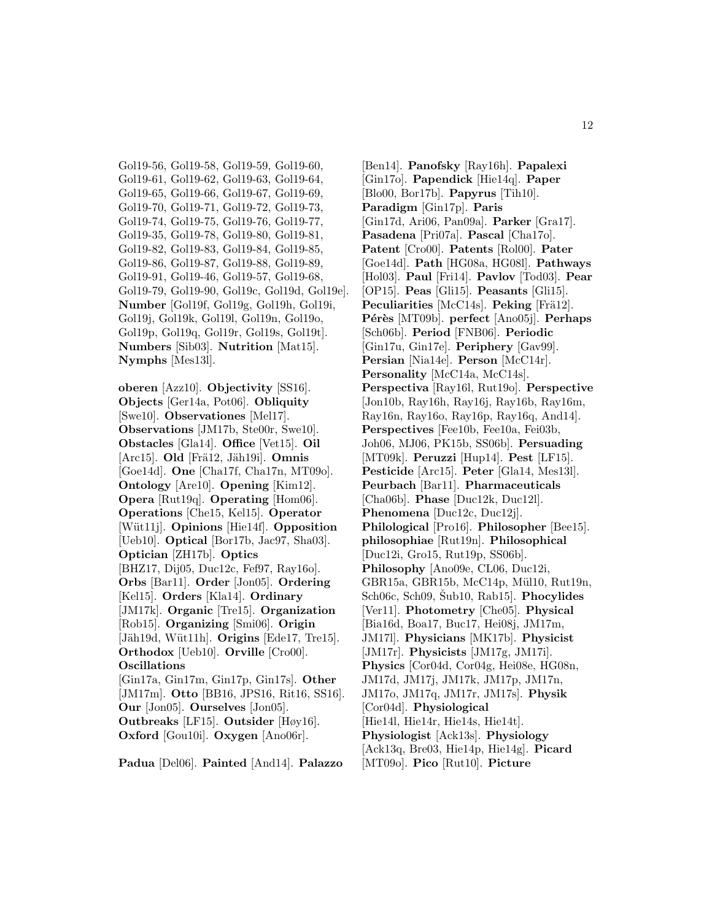Gol19-56, Gol19-58, Gol19-59, Gol19-60, Gol19-61, Gol19-62, Gol19-63, Gol19-64, Gol19-65, Gol19-66, Gol19-67, Gol19-69, Gol19-70, Gol19-71, Gol19-72, Gol19-73, Gol19-74, Gol19-75, Gol19-76, Gol19-77, Gol19-35, Gol19-78, Gol19-80, Gol19-81, Gol19-82, Gol19-83, Gol19-84, Gol19-85, Gol19-86, Gol19-87, Gol19-88, Gol19-89, Gol19-91, Gol19-46, Gol19-57, Gol19-68, Gol19-79, Gol19-90, Gol19c, Gol19d, Gol19e]. **Number** [Gol19f, Gol19g, Gol19h, Gol19i, Gol19j, Gol19k, Gol19l, Gol19n, Gol19o, Gol19p, Gol19q, Gol19r, Gol19s, Gol19t]. **Numbers** [Sib03]. **Nutrition** [Mat15]. **Nymphs** [Mes13l].

**oberen** [Azz10]. **Objectivity** [SS16]. **Objects** [Ger14a, Pot06]. **Obliquity** [Swe10]. **Observationes** [Mel17]. **Observations** [JM17b, Ste00r, Swe10]. **Obstacles** [Gla14]. **Office** [Vet15]. **Oil** [Arc15]. **Old** [Frä12, Jäh19i]. **Omnis** [Goe14d]. **One** [Cha17f, Cha17n, MT09o]. **Ontology** [Are10]. **Opening** [Kim12]. **Opera** [Rut19q]. **Operating** [Hom06]. **Operations** [Che15, Kel15]. **Operator** [Wüt11j]. **Opinions** [Hie14f]. **Opposition** [Ueb10]. **Optical** [Bor17b, Jac97, Sha03]. **Optician** [ZH17b]. **Optics** [BHZ17, Dij05, Duc12c, Fef97, Ray16o]. **Orbs** [Bar11]. **Order** [Jon05]. **Ordering** [Kel15]. **Orders** [Kla14]. **Ordinary** [JM17k]. **Organic** [Tre15]. **Organization** [Rob15]. **Organizing** [Smi06]. **Origin** [Jäh19d, Wüt11h]. **Origins** [Ede17, Tre15]. **Orthodox** [Ueb10]. **Orville** [Cro00]. **Oscillations** [Gin17a, Gin17m, Gin17p, Gin17s]. **Other** [JM17m]. **Otto** [BB16, JPS16, Rit16, SS16]. **Our** [Jon05]. **Ourselves** [Jon05]. **Outbreaks** [LF15]. **Outsider** [Høy16]. **Oxford** [Gou10i]. **Oxygen** [Ano06r].

**Padua** [Del06]. **Painted** [And14]. **Palazzo** [Ben14]. **Panofsky** [Ray16h]. **Papalexi** [Gin17o]. **Papendick** [Hie14q]. **Paper** [Blo00, Bor17b]. **Papyrus** [Tih10]. **Paradigm** [Gin17p]. **Paris** [Gin17d, Ari06, Pan09a]. **Parker** [Gra17]. **Pasadena** [Pri07a]. **Pascal** [Cha17o]. **Patent** [Cro00]. **Patents** [Rol00]. **Pater** [Goe14d]. **Path** [HG08a, HG08l]. **Pathways** [Hol03]. **Paul** [Fri14]. **Pavlov** [Tod03]. **Pear** [OP15]. **Peas** [Gli15]. **Peasants** [Gli15]. **Peculiarities** [McC14s]. **Peking** [Frä12]. **Pérès** [MT09b]. **perfect** [Ano05j]. **Perhaps** [Sch06b]. **Period** [FNB06]. **Periodic** [Gin17u, Gin17e]. **Periphery** [Gav99]. **Persian** [Nia14e]. **Person** [McC14r]. **Personality** [McC14a, McC14s]. **Perspectiva** [Ray16l, Rut19o]. **Perspective** [Jon10b, Ray16h, Ray16j, Ray16b, Ray16m, Ray16n, Ray16o, Ray16p, Ray16q, And14]. **Perspectives** [Fee10b, Fee10a, Fei03b, Joh06, MJ06, PK15b, SS06b]. **Persuading** [MT09k]. **Peruzzi** [Hup14]. **Pest** [LF15]. **Pesticide** [Arc15]. **Peter** [Gla14, Mes13l]. **Peurbach** [Bar11]. **Pharmaceuticals** [Cha06b]. **Phase** [Duc12k, Duc12l]. **Phenomena** [Duc12c, Duc12j]. **Philological** [Pro16]. **Philosopher** [Bee15]. **philosophiae** [Rut19n]. **Philosophical** [Duc12i, Gro15, Rut19p, SS06b]. **Philosophy** [Ano09e, CL06, Duc12i, GBR15a, GBR15b, McC14p, Mül10, Rut19n, Sch06c, Sch09, Šub10, Rab15]. **Phocylides** [Ver11]. **Photometry** [Che05]. **Physical** [Bia16d, Boa17, Buc17, Hei08j, JM17m, JM17l]. **Physicians** [MK17b]. **Physicist** [JM17r]. **Physicists** [JM17g, JM17i]. **Physics** [Cor04d, Cor04g, Hei08e, HG08n, JM17d, JM17j, JM17k, JM17p, JM17n, JM17o, JM17q, JM17r, JM17s]. **Physik** [Cor04d]. **Physiological** [Hie14l, Hie14r, Hie14s, Hie14t]. **Physiologist** [Ack13s]. **Physiology** [Ack13q, Bre03, Hie14p, Hie14g]. **Picard** [MT09o]. **Pico** [Rut10]. **Picture**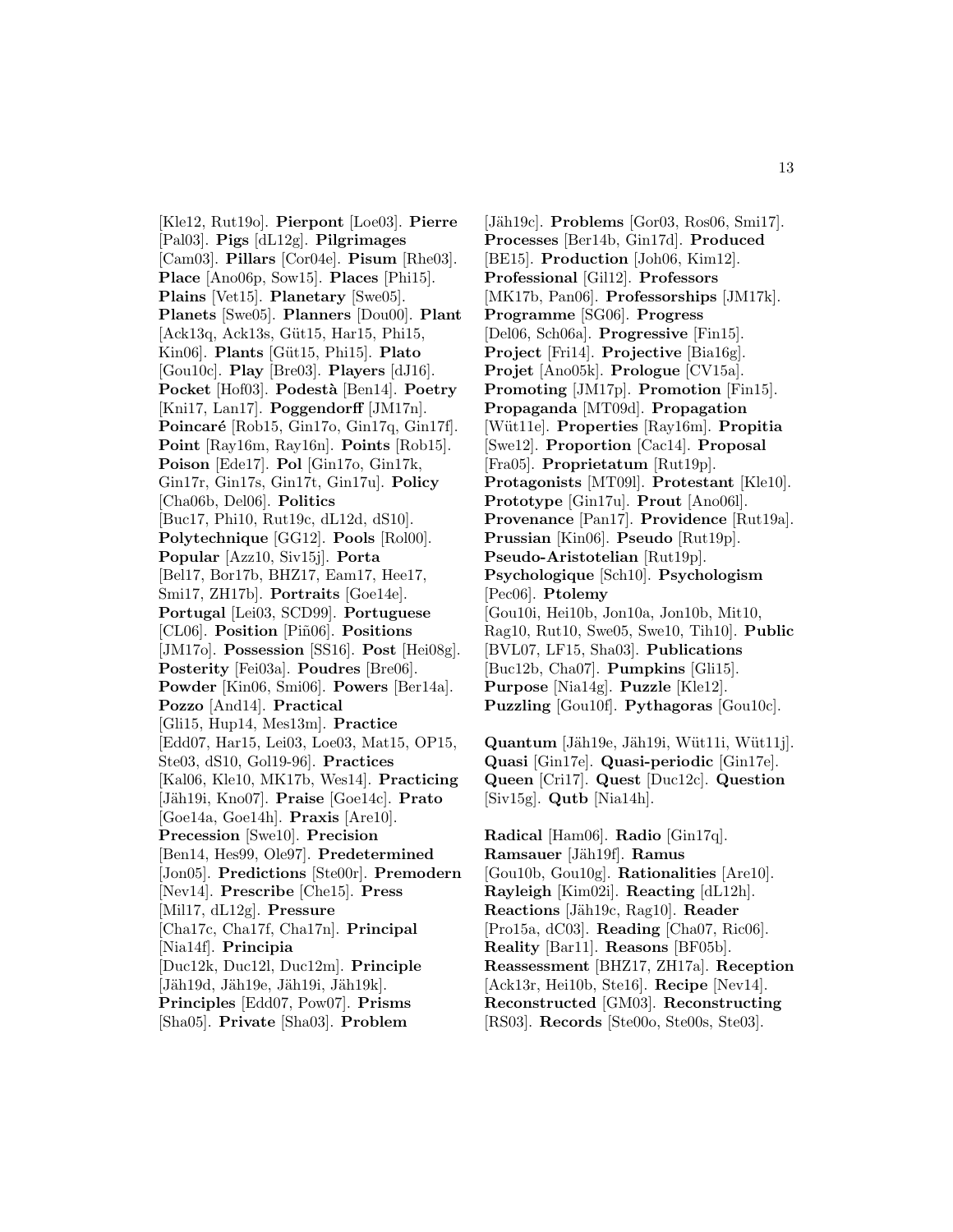[Kle12, Rut19o]. **Pierpont** [Loe03]. **Pierre** [Pal03]. **Pigs** [dL12g]. **Pilgrimages** [Cam03]. **Pillars** [Cor04e]. **Pisum** [Rhe03]. **Place** [Ano06p, Sow15]. **Places** [Phi15]. **Plains** [Vet15]. **Planetary** [Swe05]. **Planets** [Swe05]. **Planners** [Dou00]. **Plant** [Ack13q, Ack13s, Güt15, Har15, Phi15, Kin06]. **Plants** [Güt15, Phi15]. **Plato** [Gou10c]. **Play** [Bre03]. **Players** [dJ16]. **Pocket** [Hof03]. **Podestà** [Ben14]. **Poetry** [Kni17, Lan17]. **Poggendorff** [JM17n]. **Poincaré** [Rob15, Gin17o, Gin17q, Gin17f]. **Point** [Ray16m, Ray16n]. **Points** [Rob15]. **Poison** [Ede17]. **Pol** [Gin17o, Gin17k, Gin17r, Gin17s, Gin17t, Gin17u]. **Policy** [Cha06b, Del06]. **Politics** [Buc17, Phi10, Rut19c, dL12d, dS10]. **Polytechnique** [GG12]. **Pools** [Rol00]. **Popular** [Azz10, Siv15j]. **Porta** [Bel17, Bor17b, BHZ17, Eam17, Hee17, Smi17, ZH17b]. **Portraits** [Goe14e]. **Portugal** [Lei03, SCD99]. **Portuguese** [CL06]. **Position** [Piñ06]. **Positions** [JM17o]. **Possession** [SS16]. **Post** [Hei08g]. **Posterity** [Fei03a]. **Poudres** [Bre06]. **Powder** [Kin06, Smi06]. **Powers** [Ber14a]. **Pozzo** [And14]. **Practical** [Gli15, Hup14, Mes13m]. **Practice** [Edd07, Har15, Lei03, Loe03, Mat15, OP15, Ste03, dS10, Gol19-96]. **Practices** [Kal06, Kle10, MK17b, Wes14]. **Practicing** [Jäh19i, Kno07]. **Praise** [Goe14c]. **Prato** [Goe14a, Goe14h]. **Praxis** [Are10]. **Precession** [Swe10]. **Precision** [Ben14, Hes99, Ole97]. **Predetermined** [Jon05]. **Predictions** [Ste00r]. **Premodern** [Nev14]. **Prescribe** [Che15]. **Press** [Mil17, dL12g]. **Pressure** [Cha17c, Cha17f, Cha17n]. **Principal** [Nia14f]. **Principia** [Duc12k, Duc12l, Duc12m]. **Principle** [Jäh19d, Jäh19e, Jäh19i, Jäh19k]. **Principles** [Edd07, Pow07]. **Prisms** [Sha05]. **Private** [Sha03]. **Problem** [Jäh19c]. **Problems** [Gor03, Ros06, Smi17]. **Processes** [Ber14b, Gin17d]. **Produced** [BE15]. **Production** [Joh06, Kim12]. **Professional** [Gil12]. **Professors** [MK17b, Pan06]. **Professorships** [JM17k]. **Programme** [SG06]. **Progress** [Del06, Sch06a]. **Progressive** [Fin15]. **Project** [Fri14]. **Projective** [Bia16g]. **Projet** [Ano05k]. **Prologue** [CV15a]. **Promoting** [JM17p]. **Promotion** [Fin15]. **Propaganda** [MT09d]. **Propagation** [Wüt11e]. **Properties** [Ray16m]. **Propitia** [Swe12]. **Proportion** [Cac14]. **Proposal** [Fra05]. **Proprietatum** [Rut19p]. **Protagonists** [MT09l]. **Protestant** [Kle10]. **Prototype** [Gin17u]. **Prout** [Ano06l]. **Provenance** [Pan17]. **Providence** [Rut19a]. **Prussian** [Kin06]. **Pseudo** [Rut19p]. **Pseudo-Aristotelian** [Rut19p]. **Psychologique** [Sch10]. **Psychologism** [Pec06]. **Ptolemy** [Gou10i, Hei10b, Jon10a, Jon10b, Mit10, Rag10, Rut10, Swe05, Swe10, Tih10]. **Public** [BVL07, LF15, Sha03]. **Publications** [Buc12b, Cha07]. **Pumpkins** [Gli15]. **Purpose** [Nia14g]. **Puzzle** [Kle12]. **Puzzling** [Gou10f]. **Pythagoras** [Gou10c].

**Quantum** [Jäh19e, Jäh19i, Wüt11i, Wüt11j]. **Quasi** [Gin17e]. **Quasi-periodic** [Gin17e]. **Queen** [Cri17]. **Quest** [Duc12c]. **Question** [Siv15g]. **Qutb** [Nia14h].

**Radical** [Ham06]. **Radio** [Gin17q]. **Ramsauer** [Jäh19f]. **Ramus** [Gou10b, Gou10g]. **Rationalities** [Are10]. **Rayleigh** [Kim02i]. **Reacting** [dL12h]. **Reactions** [Jäh19c, Rag10]. **Reader** [Pro15a, dC03]. **Reading** [Cha07, Ric06]. **Reality** [Bar11]. **Reasons** [BF05b]. **Reassessment** [BHZ17, ZH17a]. **Reception** [Ack13r, Hei10b, Ste16]. **Recipe** [Nev14]. **Reconstructed** [GM03]. **Reconstructing** [RS03]. **Records** [Ste00o, Ste00s, Ste03].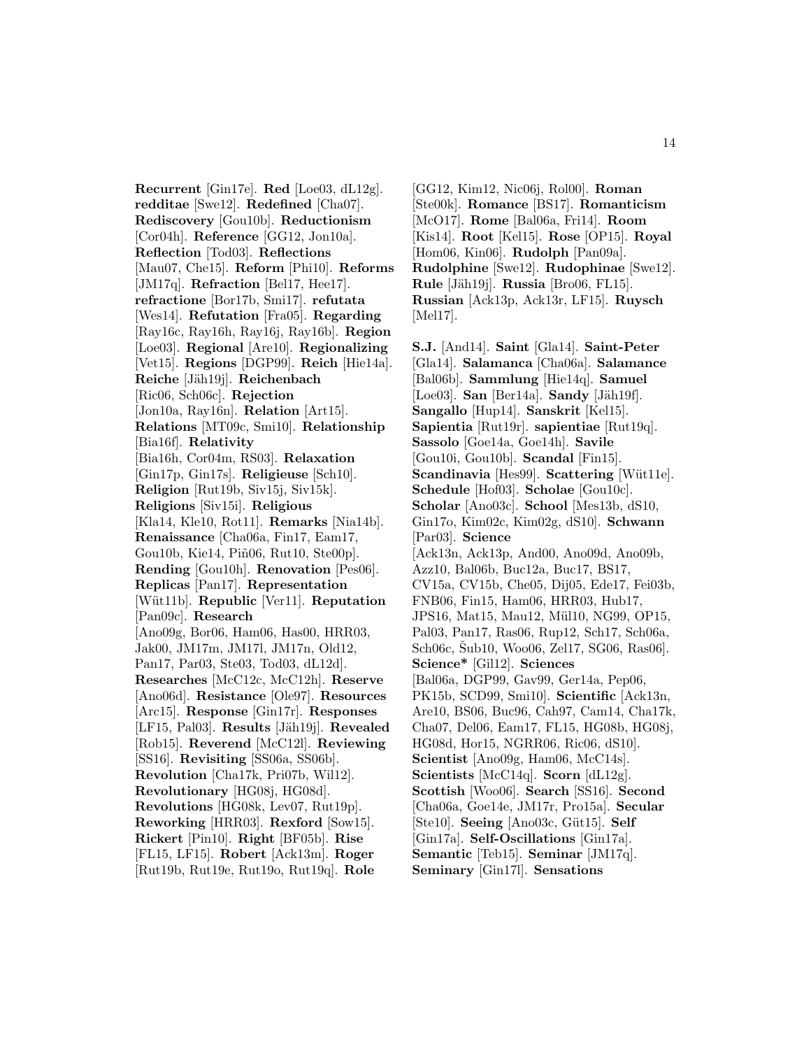**Recurrent** [Gin17e]. **Red** [Loe03, dL12g]. **redditae** [Swe12]. **Redefined** [Cha07]. **Rediscovery** [Gou10b]. **Reductionism** [Cor04h]. **Reference** [GG12, Jon10a]. **Reflection** [Tod03]. **Reflections** [Mau07, Che15]. **Reform** [Phi10]. **Reforms** [JM17q]. **Refraction** [Bel17, Hee17]. **refractione** [Bor17b, Smi17]. **refutata** [Wes14]. **Refutation** [Fra05]. **Regarding** [Ray16c, Ray16h, Ray16j, Ray16b]. **Region** [Loe03]. **Regional** [Are10]. **Regionalizing** [Vet15]. **Regions** [DGP99]. **Reich** [Hie14a]. **Reiche** [Jäh19j]. **Reichenbach** [Ric06, Sch06c]. **Rejection** [Jon10a, Ray16n]. **Relation** [Art15]. **Relations** [MT09c, Smi10]. **Relationship** [Bia16f]. **Relativity** [Bia16h, Cor04m, RS03]. **Relaxation** [Gin17p, Gin17s]. **Religieuse** [Sch10]. **Religion** [Rut19b, Siv15j, Siv15k]. **Religions** [Siv15i]. **Religious** [Kla14, Kle10, Rot11]. **Remarks** [Nia14b]. **Renaissance** [Cha06a, Fin17, Eam17, Gou10b, Kie14, Piñ06, Rut10, Ste00p]. **Rending** [Gou10h]. **Renovation** [Pes06]. **Replicas** [Pan17]. **Representation** [Wüt11b]. **Republic** [Ver11]. **Reputation** [Pan09c]. **Research** [Ano09g, Bor06, Ham06, Has00, HRR03, Jak00, JM17m, JM17l, JM17n, Old12, Pan17, Par03, Ste03, Tod03, dL12d]. **Researches** [McC12c, McC12h]. **Reserve** [Ano06d]. **Resistance** [Ole97]. **Resources** [Arc15]. **Response** [Gin17r]. **Responses** [LF15, Pal03]. **Results** [Jäh19j]. **Revealed** [Rob15]. **Reverend** [McC12l]. **Reviewing** [SS16]. **Revisiting** [SS06a, SS06b]. **Revolution** [Cha17k, Pri07b, Wil12]. **Revolutionary** [HG08j, HG08d]. **Revolutions** [HG08k, Lev07, Rut19p]. **Reworking** [HRR03]. **Rexford** [Sow15]. **Rickert** [Pin10]. **Right** [BF05b]. **Rise** [FL15, LF15]. **Robert** [Ack13m]. **Roger** [Rut19b, Rut19e, Rut19o, Rut19q]. **Role** [GG12, Kim12, Nic06j, Rol00]. **Roman** [Ste00k]. **Romance** [BS17]. **Romanticism** [McO17]. **Rome** [Bal06a, Fri14]. **Room** [Kis14]. **Root** [Kel15]. **Rose** [OP15]. **Royal** [Hom06, Kin06]. **Rudolph** [Pan09a]. **Rudolphine** [Swe12]. **Rudophinae** [Swe12]. **Rule** [Jäh19j]. **Russia** [Bro06, FL15]. **Russian** [Ack13p, Ack13r, LF15]. **Ruysch** [Mel17].

**S.J.** [And14]. **Saint** [Gla14]. **Saint-Peter** [Gla14]. **Salamanca** [Cha06a]. **Salamance** [Bal06b]. **Sammlung** [Hie14q]. **Samuel** [Loe03]. **San** [Ber14a]. **Sandy** [Jäh19f]. **Sangallo** [Hup14]. **Sanskrit** [Kel15]. **Sapientia** [Rut19r]. **sapientiae** [Rut19q]. **Sassolo** [Goe14a, Goe14h]. **Savile** [Gou10i, Gou10b]. **Scandal** [Fin15]. **Scandinavia** [Hes99]. **Scattering** [Wüt11e]. **Schedule** [Hof03]. **Scholae** [Gou10c]. **Scholar** [Ano03c]. **School** [Mes13b, dS10, Gin17o, Kim02c, Kim02g, dS10]. **Schwann** [Par03]. **Science** [Ack13n, Ack13p, And00, Ano09d, Ano09b, Azz10, Bal06b, Buc12a, Buc17, BS17, CV15a, CV15b, Che05, Dij05, Ede17, Fei03b, FNB06, Fin15, Ham06, HRR03, Hub17, JPS16, Mat15, Mau12, Mül10, NG99, OP15, Pal03, Pan17, Ras06, Rup12, Sch17, Sch06a, Sch06c, Šub10, Woo06, Zel17, SG06, Ras06]. **Science*** [Gil12]. **Sciences** [Bal06a, DGP99, Gav99, Ger14a, Pep06, PK15b, SCD99, Smi10]. **Scientific** [Ack13n, Are10, BS06, Buc96, Cah97, Cam14, Cha17k, Cha07, Del06, Eam17, FL15, HG08b, HG08j, HG08d, Hor15, NGRR06, Ric06, dS10]. **Scientist** [Ano09g, Ham06, McC14s]. **Scientists** [McC14q]. **Scorn** [dL12g]. **Scottish** [Woo06]. **Search** [SS16]. **Second** [Cha06a, Goe14e, JM17r, Pro15a]. **Secular** [Ste10]. **Seeing** [Ano03c, Güt15]. **Self** [Gin17a]. **Self-Oscillations** [Gin17a]. **Semantic** [Teb15]. **Seminar** [JM17q]. **Seminary** [Gin17l]. **Sensations**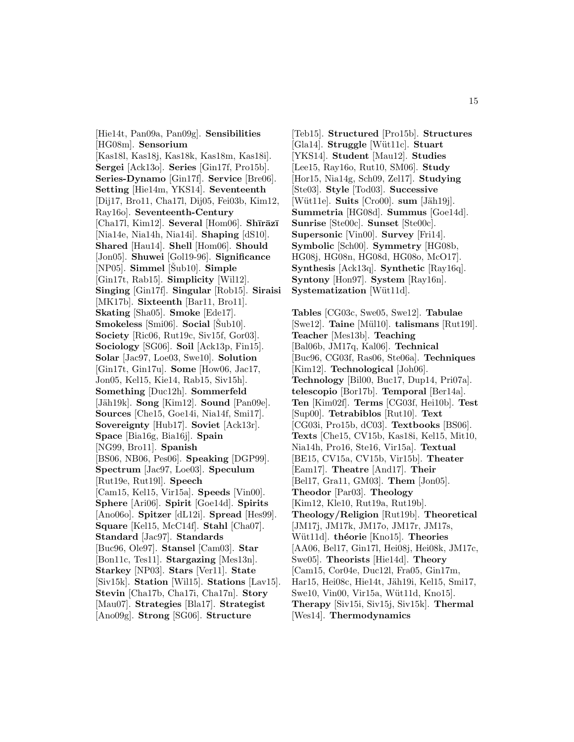[Hie14t, Pan09a, Pan09g]. **Sensibilities** [HG08m]. **Sensorium** [Kas18l, Kas18j, Kas18k, Kas18m, Kas18i]. **Sergei** [Ack13o]. **Series** [Gin17f, Pro15b]. **Series-Dynamo** [Gin17f]. **Service** [Bre06]. **Setting** [Hie14m, YKS14]. **Seventeenth** [Dij17, Bro11, Cha17l, Dij05, Fei03b, Kim12, Ray16o]. **Seventeenth-Century** [Cha17l, Kim12]. **Several** [Hom06]. **Shīrāzī** [Nia14e, Nia14h, Nia14i]. **Shaping** [dS10]. **Shared** [Hau14]. **Shell** [Hom06]. **Should** [Jon05]. **Shuwei** [Gol19-96]. **Significance** [NP05]. **Simmel** [Šub10]. **Simple** [Gin17t, Rab15]. **Simplicity** [Wil12]. **Singing** [Gin17f]. **Singular** [Rob15]. **Siraisi** [MK17b]. **Sixteenth** [Bar11, Bro11]. **Skating** [Sha05]. **Smoke** [Ede17]. **Smokeless** [Smi06]. **Social** [Šub10]. **Society** [Ric06, Rut19c, Siv15f, Gor03]. **Sociology** [SG06]. **Soil** [Ack13p, Fin15]. **Solar** [Jac97, Loe03, Swe10]. **Solution** [Gin17t, Gin17u]. **Some** [How06, Jac17, Jon05, Kel15, Kie14, Rab15, Siv15h]. **Something** [Duc12h]. **Sommerfeld** [Jäh19k]. **Song** [Kim12]. **Sound** [Pan09e]. **Sources** [Che15, Goe14i, Nia14f, Smi17]. **Sovereignty** [Hub17]. **Soviet** [Ack13r]. **Space** [Bia16g, Bia16j]. **Spain** [NG99, Bro11]. **Spanish** [BS06, NB06, Pes06]. **Speaking** [DGP99]. **Spectrum** [Jac97, Loe03]. **Speculum** [Rut19e, Rut19l]. **Speech** [Cam15, Kel15, Vir15a]. **Speeds** [Vin00]. **Sphere** [Ari06]. **Spirit** [Goe14d]. **Spirits** [Ano06o]. **Spitzer** [dL12i]. **Spread** [Hes99]. **Square** [Kel15, McC14f]. **Stahl** [Cha07]. **Standard** [Jac97]. **Standards** [Buc96, Ole97]. **Stansel** [Cam03]. **Star** [Bon11c, Tes11]. **Stargazing** [Mes13n]. **Starkey** [NP03]. **Stars** [Ver11]. **State** [Siv15k]. **Station** [Wil15]. **Stations** [Lav15]. **Stevin** [Cha17b, Cha17i, Cha17n]. **Story** [Mau07]. **Strategies** [Bla17]. **Strategist** [Ano09g]. **Strong** [SG06]. **Structure** [Teb15]. **Structured** [Pro15b]. **Structures** [Gla14]. **Struggle** [Wüt11c]. **Stuart** [YKS14]. **Student** [Mau12]. **Studies** [Lee15, Ray16o, Rut10, SM06]. **Study** [Hor15, Nia14g, Sch09, Zel17]. **Studying** [Ste03]. **Style** [Tod03]. **Successive** [Wüt11e]. **Suits** [Cro00]. **sum** [Jäh19j]. **Summetria** [HG08d]. **Summus** [Goe14d]. **Sunrise** [Ste00c]. **Sunset** [Ste00c]. **Supersonic** [Vin00]. **Survey** [Fri14]. **Symbolic** [Sch00]. **Symmetry** [HG08b, HG08j, HG08n, HG08d, HG08o, McO17]. **Synthesis** [Ack13q]. **Synthetic** [Ray16q]. **Syntony** [Hon97]. **System** [Ray16n]. **Systematization** [Wüt11d].

**Tables** [CG03c, Swe05, Swe12]. **Tabulae** [Swe12]. **Taine** [Mül10]. **talismans** [Rut19l]. **Teacher** [Mes13b]. **Teaching** [Bal06b, JM17q, Kal06]. **Technical** [Buc96, CG03f, Ras06, Ste06a]. **Techniques** [Kim12]. **Technological** [Joh06]. **Technology** [Bil00, Buc17, Dup14, Pri07a]. **telescopio** [Bor17b]. **Temporal** [Ber14a]. **Ten** [Kim02f]. **Terms** [CG03f, Hei10b]. **Test** [Sup00]. **Tetrabiblos** [Rut10]. **Text** [CG03i, Pro15b, dC03]. **Textbooks** [BS06]. **Texts** [Che15, CV15b, Kas18i, Kel15, Mit10, Nia14h, Pro16, Ste16, Vir15a]. **Textual** [BE15, CV15a, CV15b, Vir15b]. **Theater** [Eam17]. **Theatre** [And17]. **Their** [Bel17, Gra11, GM03]. **Them** [Jon05]. **Theodor** [Par03]. **Theology** [Kim12, Kle10, Rut19a, Rut19b]. **Theology/Religion** [Rut19b]. **Theoretical** [JM17j, JM17k, JM17o, JM17r, JM17s, Wüt11d]. **théorie** [Kno15]. **Theories** [AA06, Bel17, Gin17l, Hei08j, Hei08k, JM17c, Swe05]. **Theorists** [Hie14d]. **Theory** [Cam15, Cor04e, Duc12l, Fra05, Gin17m, Har15, Hei08c, Hie14t, Jäh19i, Kel15, Smi17, Swe10, Vin00, Vir15a, Wüt11d, Kno15]. **Therapy** [Siv15i, Siv15j, Siv15k]. **Thermal** [Wes14]. **Thermodynamics**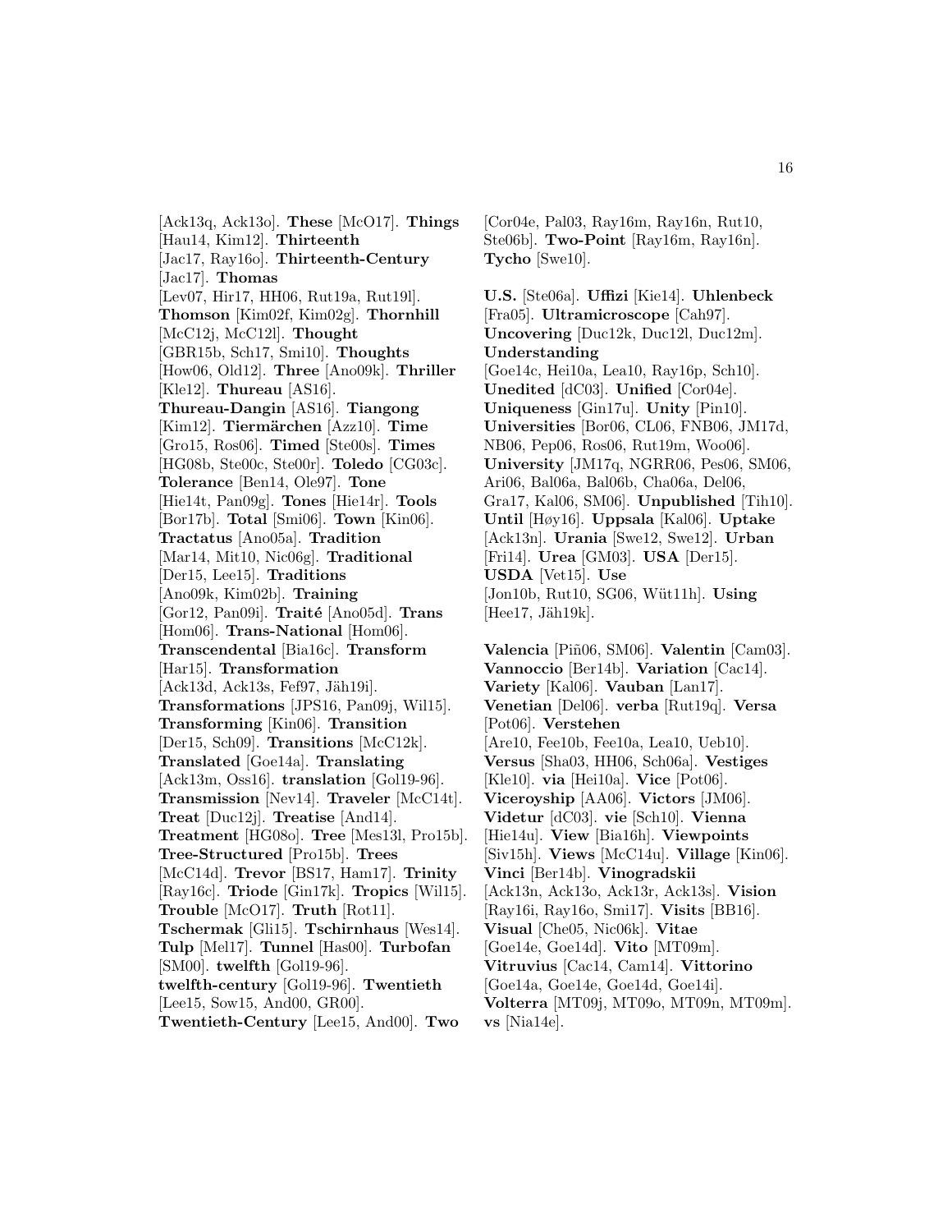[Ack13q, Ack13o]. **These** [McO17]. **Things** [Hau14, Kim12]. **Thirteenth** [Jac17, Ray16o]. **Thirteenth-Century** [Jac17]. **Thomas** [Lev07, Hir17, HH06, Rut19a, Rut19l]. **Thomson** [Kim02f, Kim02g]. **Thornhill** [McC12j, McC12l]. **Thought** [GBR15b, Sch17, Smi10]. **Thoughts** [How06, Old12]. **Three** [Ano09k]. **Thriller** [Kle12]. **Thureau** [AS16]. **Thureau-Dangin** [AS16]. **Tiangong** [Kim12]. **Tiermärchen** [Azz10]. **Time** [Gro15, Ros06]. **Timed** [Ste00s]. **Times** [HG08b, Ste00c, Ste00r]. **Toledo** [CG03c]. **Tolerance** [Ben14, Ole97]. **Tone** [Hie14t, Pan09g]. **Tones** [Hie14r]. **Tools** [Bor17b]. **Total** [Smi06]. **Town** [Kin06]. **Tractatus** [Ano05a]. **Tradition** [Mar14, Mit10, Nic06g]. **Traditional** [Der15, Lee15]. **Traditions** [Ano09k, Kim02b]. **Training** [Gor12, Pan09i]. **Traité** [Ano05d]. **Trans** [Hom06]. **Trans-National** [Hom06]. **Transcendental** [Bia16c]. **Transform** [Har15]. **Transformation** [Ack13d, Ack13s, Fef97, Jäh19i]. **Transformations** [JPS16, Pan09j, Wil15]. **Transforming** [Kin06]. **Transition** [Der15, Sch09]. **Transitions** [McC12k]. **Translated** [Goe14a]. **Translating** [Ack13m, Oss16]. **translation** [Gol19-96]. **Transmission** [Nev14]. **Traveler** [McC14t]. **Treat** [Duc12j]. **Treatise** [And14]. **Treatment** [HG08o]. **Tree** [Mes13l, Pro15b]. **Tree-Structured** [Pro15b]. **Trees** [McC14d]. **Trevor** [BS17, Ham17]. **Trinity** [Ray16c]. **Triode** [Gin17k]. **Tropics** [Wil15]. **Trouble** [McO17]. **Truth** [Rot11]. **Tschermak** [Gli15]. **Tschirnhaus** [Wes14]. **Tulp** [Mel17]. **Tunnel** [Has00]. **Turbofan** [SM00]. **twelfth** [Gol19-96]. **twelfth-century** [Gol19-96]. **Twentieth** [Lee15, Sow15, And00, GR00]. **Twentieth-Century** [Lee15, And00]. **Two** [Cor04e, Pal03, Ray16m, Ray16n, Rut10, Ste06b]. **Two-Point** [Ray16m, Ray16n]. **Tycho** [Swe10].

**U.S.** [Ste06a]. **Uffizi** [Kie14]. **Uhlenbeck** [Fra05]. **Ultramicroscope** [Cah97]. **Uncovering** [Duc12k, Duc12l, Duc12m]. **Understanding** [Goe14c, Hei10a, Lea10, Ray16p, Sch10]. **Unedited** [dC03]. **Unified** [Cor04e]. **Uniqueness** [Gin17u]. **Unity** [Pin10]. **Universities** [Bor06, CL06, FNB06, JM17d, NB06, Pep06, Ros06, Rut19m, Woo06]. **University** [JM17q, NGRR06, Pes06, SM06, Ari06, Bal06a, Bal06b, Cha06a, Del06, Gra17, Kal06, SM06]. **Unpublished** [Tih10]. **Until** [Høy16]. **Uppsala** [Kal06]. **Uptake** [Ack13n]. **Urania** [Swe12, Swe12]. **Urban** [Fri14]. **Urea** [GM03]. **USA** [Der15]. **USDA** [Vet15]. **Use** [Jon10b, Rut10, SG06, Wüt11h]. **Using** [Hee17, Jäh19k].

**Valencia** [Piñ06, SM06]. **Valentin** [Cam03]. **Vannoccio** [Ber14b]. **Variation** [Cac14]. **Variety** [Kal06]. **Vauban** [Lan17]. **Venetian** [Del06]. **verba** [Rut19q]. **Versa** [Pot06]. **Verstehen** [Are10, Fee10b, Fee10a, Lea10, Ueb10]. **Versus** [Sha03, HH06, Sch06a]. **Vestiges** [Kle10]. **via** [Hei10a]. **Vice** [Pot06]. **Viceroyship** [AA06]. **Victors** [JM06]. **Videtur** [dC03]. **vie** [Sch10]. **Vienna** [Hie14u]. **View** [Bia16h]. **Viewpoints** [Siv15h]. **Views** [McC14u]. **Village** [Kin06]. **Vinci** [Ber14b]. **Vinogradskii** [Ack13n, Ack13o, Ack13r, Ack13s]. **Vision** [Ray16i, Ray16o, Smi17]. **Visits** [BB16]. **Visual** [Che05, Nic06k]. **Vitae** [Goe14e, Goe14d]. **Vito** [MT09m]. **Vitruvius** [Cac14, Cam14]. **Vittorino** [Goe14a, Goe14e, Goe14d, Goe14i]. **Volterra** [MT09j, MT09o, MT09n, MT09m]. **vs** [Nia14e].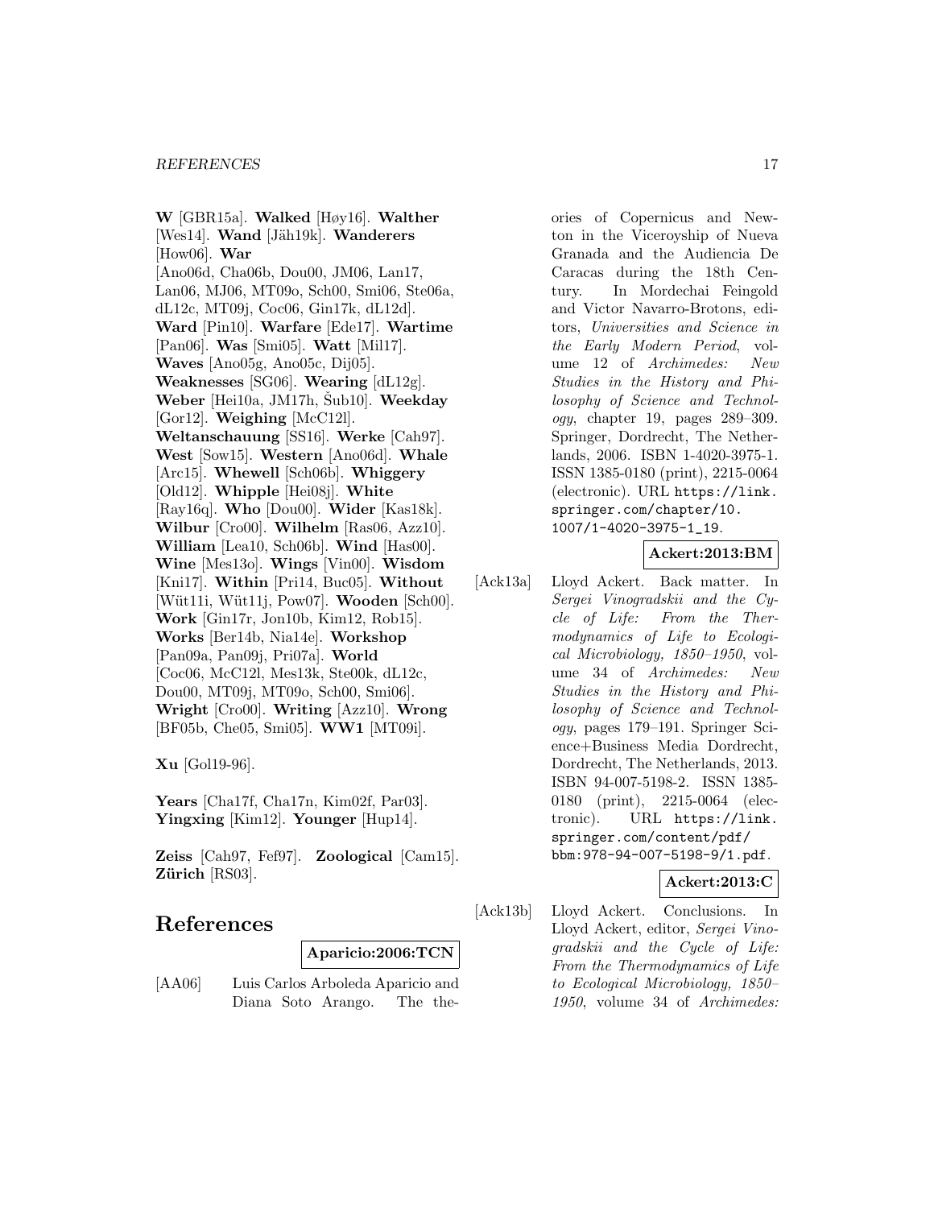**W** [GBR15a]. **Walked** [Høy16]. **Walther** [Wes14]. **Wand** [Jäh19k]. **Wanderers** [How06]. **War** [Ano06d, Cha06b, Dou00, JM06, Lan17, Lan06, MJ06, MT09o, Sch00, Smi06, Ste06a, dL12c, MT09j, Coc06, Gin17k, dL12d]. **Ward** [Pin10]. **Warfare** [Ede17]. **Wartime** [Pan06]. **Was** [Smi05]. **Watt** [Mil17]. **Waves** [Ano05g, Ano05c, Dij05]. **Weaknesses** [SG06]. **Wearing** [dL12g]. **Weber** [Hei10a, JM17h, Šub10]. **Weekday** [Gor12]. **Weighing** [McC12l]. **Weltanschauung** [SS16]. **Werke** [Cah97]. **West** [Sow15]. **Western** [Ano06d]. **Whale** [Arc15]. **Whewell** [Sch06b]. **Whiggery** [Old12]. **Whipple** [Hei08j]. **White** [Ray16q]. **Who** [Dou00]. **Wider** [Kas18k]. **Wilbur** [Cro00]. **Wilhelm** [Ras06, Azz10]. **William** [Lea10, Sch06b]. **Wind** [Has00]. **Wine** [Mes13o]. **Wings** [Vin00]. **Wisdom** [Kni17]. **Within** [Pri14, Buc05]. **Without** [Wüt11i, Wüt11j, Pow07]. **Wooden** [Sch00]. **Work** [Gin17r, Jon10b, Kim12, Rob15]. **Works** [Ber14b, Nia14e]. **Workshop** [Pan09a, Pan09j, Pri07a]. **World** [Coc06, McC12l, Mes13k, Ste00k, dL12c, Dou00, MT09j, MT09o, Sch00, Smi06]. **Wright** [Cro00]. **Writing** [Azz10]. **Wrong** [BF05b, Che05, Smi05]. **WW1** [MT09i].

**Xu** [Gol19-96].

**Years** [Cha17f, Cha17n, Kim02f, Par03]. **Yingxing** [Kim12]. **Younger** [Hup14].

**Zeiss** [Cah97, Fef97]. **Zoological** [Cam15]. **Zürich** [RS03].

# References

**Aparicio:2006:TCN**

[AA06] Luis Carlos Arboleda Aparicio and Diana Soto Arango. The theories of Copernicus and Newton in the Viceroyship of Nueva Granada and the Audiencia De Caracas during the 18th Century. In Mordechai Feingold and Victor Navarro-Brotons, editors, *Universities and Science in the Early Modern Period*, volume 12 of *Archimedes: New Studies in the History and Philosophy of Science and Technology*, chapter 19, pages 289–309. Springer, Dordrecht, The Netherlands, 2006. ISBN 1-4020-3975-1. ISSN 1385-0180 (print), 2215-0064 (electronic). URL https://link.springer.com/chapter/10.1007/1-4020-3975-1_19.

**Ackert:2013:BM**

[Ack13a] Lloyd Ackert. Back matter. In *Sergei Vinogradskii and the Cycle of Life: From the Thermodynamics of Life to Ecological Microbiology, 1850–1950*, volume 34 of *Archimedes: New Studies in the History and Philosophy of Science and Technology*, pages 179–191. Springer Science+Business Media Dordrecht, Dordrecht, The Netherlands, 2013. ISBN 94-007-5198-2. ISSN 1385-0180 (print), 2215-0064 (electronic). URL https://link.springer.com/content/pdf/bbm:978-94-007-5198-9/1.pdf.

**Ackert:2013:C**

[Ack13b] Lloyd Ackert. Conclusions. In Lloyd Ackert, editor, *Sergei Vinogradskii and the Cycle of Life: From the Thermodynamics of Life to Ecological Microbiology, 1850–1950*, volume 34 of *Archimedes:*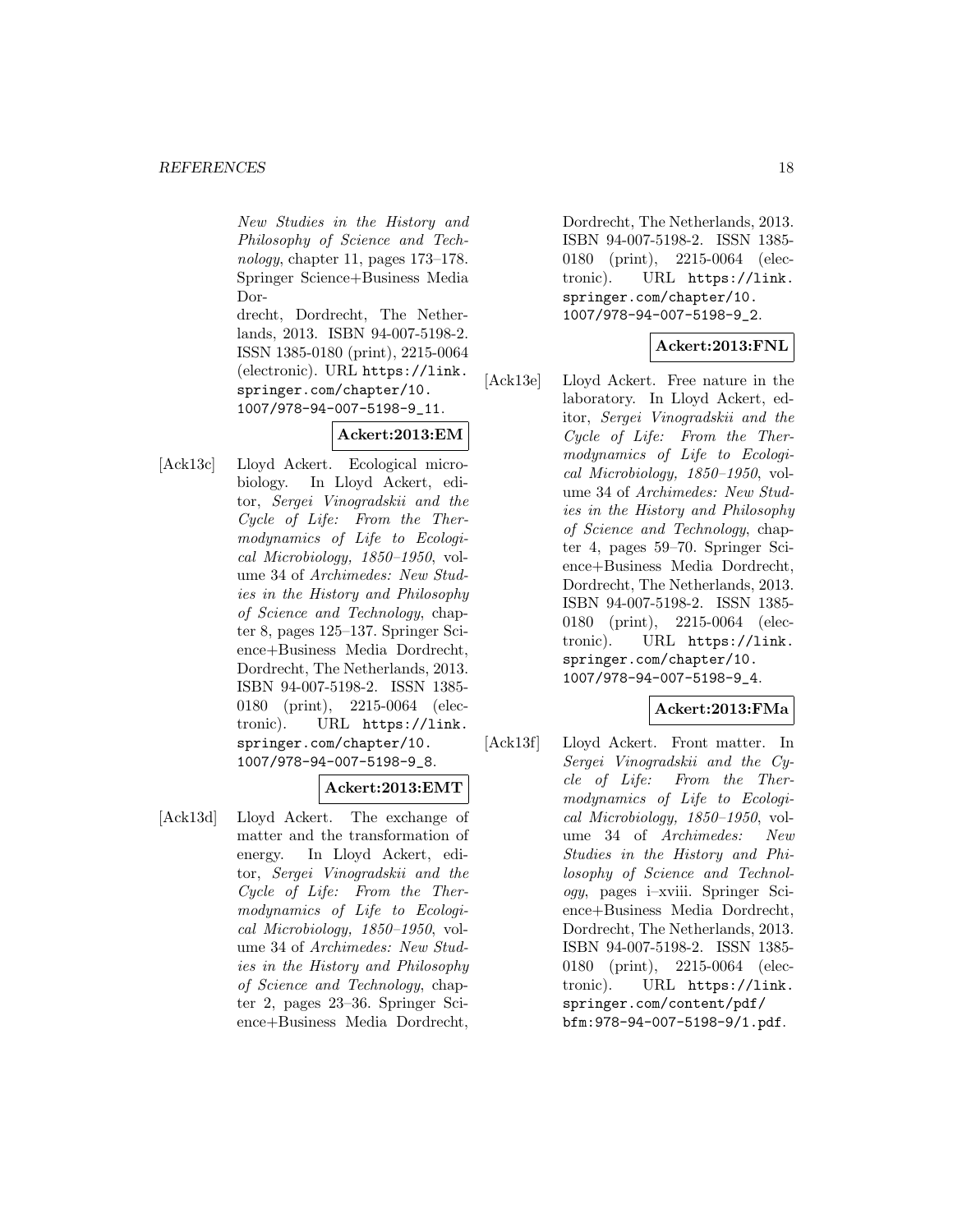*New Studies in the History and Philosophy of Science and Technology*, chapter 11, pages 173–178. Springer Science+Business Media Dordrecht, Dordrecht, The Netherlands, 2013. ISBN 94-007-5198-2. ISSN 1385-0180 (print), 2215-0064 (electronic). URL https://link.springer.com/chapter/10.1007/978-94-007-5198-9_11.

**Ackert:2013:EM**

[Ack13c] Lloyd Ackert. Ecological microbiology. In Lloyd Ackert, editor, *Sergei Vinogradskii and the Cycle of Life: From the Thermodynamics of Life to Ecological Microbiology, 1850–1950*, volume 34 of *Archimedes: New Studies in the History and Philosophy of Science and Technology*, chapter 8, pages 125–137. Springer Science+Business Media Dordrecht, Dordrecht, The Netherlands, 2013. ISBN 94-007-5198-2. ISSN 1385-0180 (print), 2215-0064 (electronic). URL https://link.springer.com/chapter/10.1007/978-94-007-5198-9_8.

**Ackert:2013:EMT**

[Ack13d] Lloyd Ackert. The exchange of matter and the transformation of energy. In Lloyd Ackert, editor, *Sergei Vinogradskii and the Cycle of Life: From the Thermodynamics of Life to Ecological Microbiology, 1850–1950*, volume 34 of *Archimedes: New Studies in the History and Philosophy of Science and Technology*, chapter 2, pages 23–36. Springer Science+Business Media Dordrecht, Dordrecht, The Netherlands, 2013. ISBN 94-007-5198-2. ISSN 1385-0180 (print), 2215-0064 (electronic). URL https://link.springer.com/chapter/10.1007/978-94-007-5198-9_2.

**Ackert:2013:FNL**

[Ack13e] Lloyd Ackert. Free nature in the laboratory. In Lloyd Ackert, editor, *Sergei Vinogradskii and the Cycle of Life: From the Thermodynamics of Life to Ecological Microbiology, 1850–1950*, volume 34 of *Archimedes: New Studies in the History and Philosophy of Science and Technology*, chapter 4, pages 59–70. Springer Science+Business Media Dordrecht, Dordrecht, The Netherlands, 2013. ISBN 94-007-5198-2. ISSN 1385-0180 (print), 2215-0064 (electronic). URL https://link.springer.com/chapter/10.1007/978-94-007-5198-9_4.

**Ackert:2013:FMa**

[Ack13f] Lloyd Ackert. Front matter. In *Sergei Vinogradskii and the Cycle of Life: From the Thermodynamics of Life to Ecological Microbiology, 1850–1950*, volume 34 of *Archimedes: New Studies in the History and Philosophy of Science and Technology*, pages i–xviii. Springer Science+Business Media Dordrecht, Dordrecht, The Netherlands, 2013. ISBN 94-007-5198-2. ISSN 1385-0180 (print), 2215-0064 (electronic). URL https://link.springer.com/content/pdf/bfm:978-94-007-5198-9/1.pdf.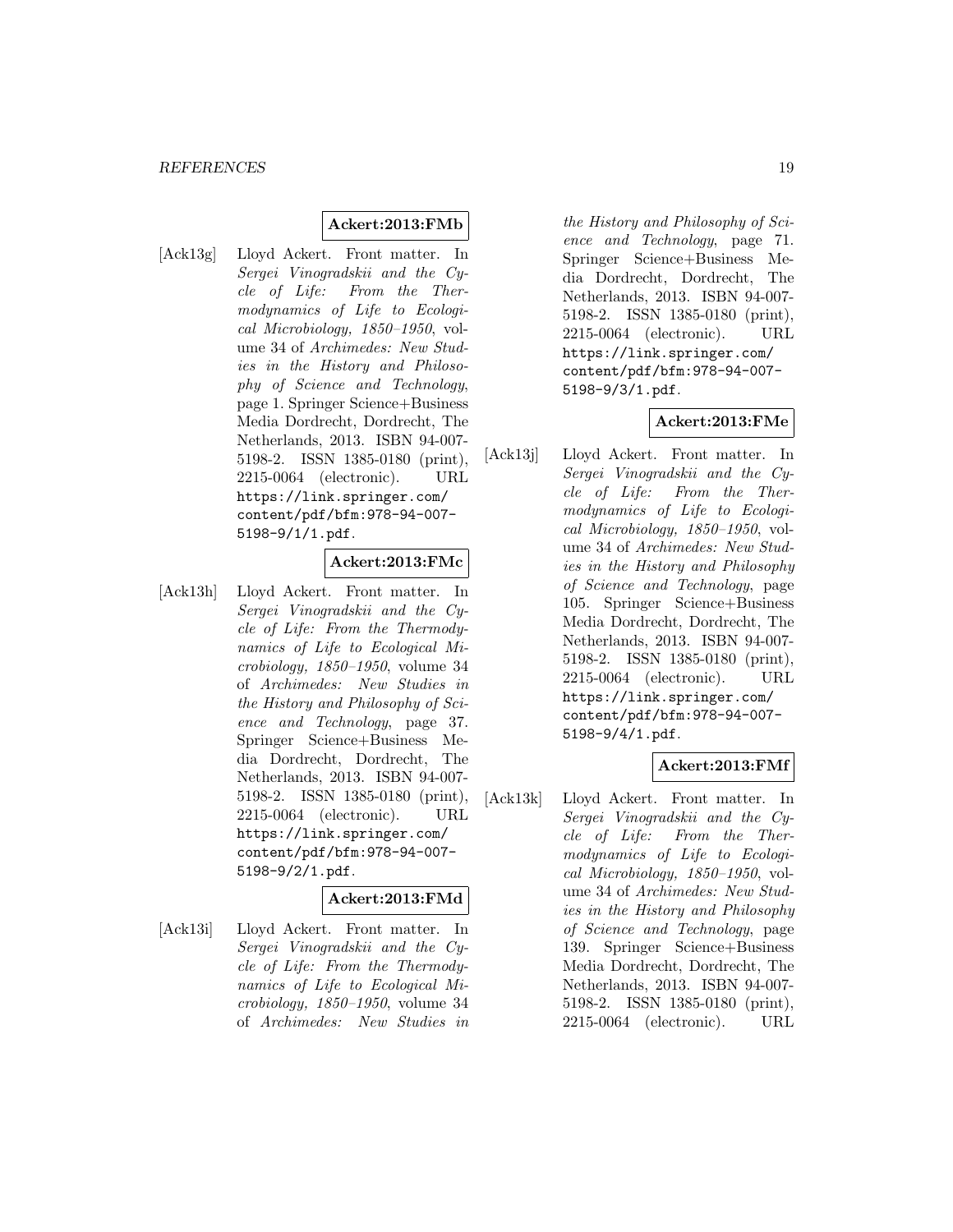**Ackert:2013:FMb**

[Ack13g] Lloyd Ackert. Front matter. In *Sergei Vinogradskii and the Cycle of Life: From the Thermodynamics of Life to Ecological Microbiology, 1850–1950*, volume 34 of *Archimedes: New Studies in the History and Philosophy of Science and Technology*, page 1. Springer Science+Business Media Dordrecht, Dordrecht, The Netherlands, 2013. ISBN 94-007-5198-2. ISSN 1385-0180 (print), 2215-0064 (electronic). URL https://link.springer.com/content/pdf/bfm:978-94-007-5198-9/1/1.pdf.

**Ackert:2013:FMc**

[Ack13h] Lloyd Ackert. Front matter. In *Sergei Vinogradskii and the Cycle of Life: From the Thermodynamics of Life to Ecological Microbiology, 1850–1950*, volume 34 of *Archimedes: New Studies in the History and Philosophy of Science and Technology*, page 37. Springer Science+Business Media Dordrecht, Dordrecht, The Netherlands, 2013. ISBN 94-007-5198-2. ISSN 1385-0180 (print), 2215-0064 (electronic). URL https://link.springer.com/content/pdf/bfm:978-94-007-5198-9/2/1.pdf.

**Ackert:2013:FMd**

[Ack13i] Lloyd Ackert. Front matter. In *Sergei Vinogradskii and the Cycle of Life: From the Thermodynamics of Life to Ecological Microbiology, 1850–1950*, volume 34 of *Archimedes: New Studies in the History and Philosophy of Science and Technology*, page 71. Springer Science+Business Media Dordrecht, Dordrecht, The Netherlands, 2013. ISBN 94-007-5198-2. ISSN 1385-0180 (print), 2215-0064 (electronic). URL https://link.springer.com/content/pdf/bfm:978-94-007-5198-9/3/1.pdf.

**Ackert:2013:FMe**

[Ack13j] Lloyd Ackert. Front matter. In *Sergei Vinogradskii and the Cycle of Life: From the Thermodynamics of Life to Ecological Microbiology, 1850–1950*, volume 34 of *Archimedes: New Studies in the History and Philosophy of Science and Technology*, page 105. Springer Science+Business Media Dordrecht, Dordrecht, The Netherlands, 2013. ISBN 94-007-5198-2. ISSN 1385-0180 (print), 2215-0064 (electronic). URL https://link.springer.com/content/pdf/bfm:978-94-007-5198-9/4/1.pdf.

**Ackert:2013:FMf**

[Ack13k] Lloyd Ackert. Front matter. In *Sergei Vinogradskii and the Cycle of Life: From the Thermodynamics of Life to Ecological Microbiology, 1850–1950*, volume 34 of *Archimedes: New Studies in the History and Philosophy of Science and Technology*, page 139. Springer Science+Business Media Dordrecht, Dordrecht, The Netherlands, 2013. ISBN 94-007-5198-2. ISSN 1385-0180 (print), 2215-0064 (electronic). URL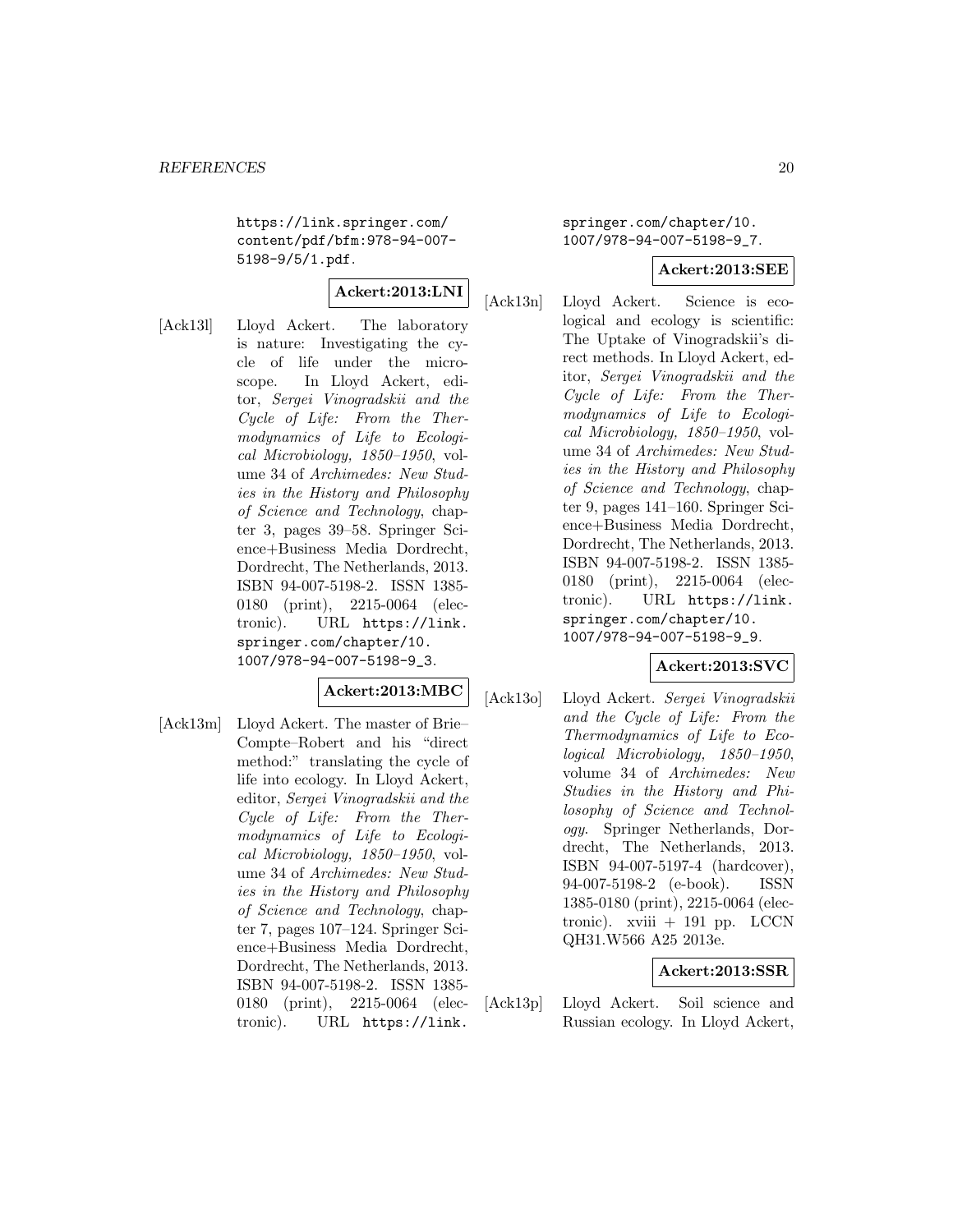https://link.springer.com/content/pdf/bfm:978-94-007-5198-9/5/1.pdf.

**Ackert:2013:LNI**

[Ack13l] Lloyd Ackert. The laboratory is nature: Investigating the cycle of life under the microscope. In Lloyd Ackert, editor, *Sergei Vinogradskii and the Cycle of Life: From the Thermodynamics of Life to Ecological Microbiology, 1850–1950*, volume 34 of *Archimedes: New Studies in the History and Philosophy of Science and Technology*, chapter 3, pages 39–58. Springer Science+Business Media Dordrecht, Dordrecht, The Netherlands, 2013. ISBN 94-007-5198-2. ISSN 1385-0180 (print), 2215-0064 (electronic). URL https://link.springer.com/chapter/10.1007/978-94-007-5198-9_3.

**Ackert:2013:MBC**

[Ack13m] Lloyd Ackert. The master of Brie–Compte–Robert and his "direct method:" translating the cycle of life into ecology. In Lloyd Ackert, editor, *Sergei Vinogradskii and the Cycle of Life: From the Thermodynamics of Life to Ecological Microbiology, 1850–1950*, volume 34 of *Archimedes: New Studies in the History and Philosophy of Science and Technology*, chapter 7, pages 107–124. Springer Science+Business Media Dordrecht, Dordrecht, The Netherlands, 2013. ISBN 94-007-5198-2. ISSN 1385-0180 (print), 2215-0064 (electronic). URL https://link.springer.com/chapter/10.1007/978-94-007-5198-9_7.

**Ackert:2013:SEE**

[Ack13n] Lloyd Ackert. Science is ecological and ecology is scientific: The Uptake of Vinogradskii's direct methods. In Lloyd Ackert, editor, *Sergei Vinogradskii and the Cycle of Life: From the Thermodynamics of Life to Ecological Microbiology, 1850–1950*, volume 34 of *Archimedes: New Studies in the History and Philosophy of Science and Technology*, chapter 9, pages 141–160. Springer Science+Business Media Dordrecht, Dordrecht, The Netherlands, 2013. ISBN 94-007-5198-2. ISSN 1385-0180 (print), 2215-0064 (electronic). URL https://link.springer.com/chapter/10.1007/978-94-007-5198-9_9.

**Ackert:2013:SVC**

[Ack13o] Lloyd Ackert. *Sergei Vinogradskii and the Cycle of Life: From the Thermodynamics of Life to Ecological Microbiology, 1850–1950*, volume 34 of *Archimedes: New Studies in the History and Philosophy of Science and Technology*. Springer Netherlands, Dordrecht, The Netherlands, 2013. ISBN 94-007-5197-4 (hardcover), 94-007-5198-2 (e-book). ISSN 1385-0180 (print), 2215-0064 (electronic). xviii + 191 pp. LCCN QH31.W566 A25 2013e.

**Ackert:2013:SSR**

[Ack13p] Lloyd Ackert. Soil science and Russian ecology. In Lloyd Ackert,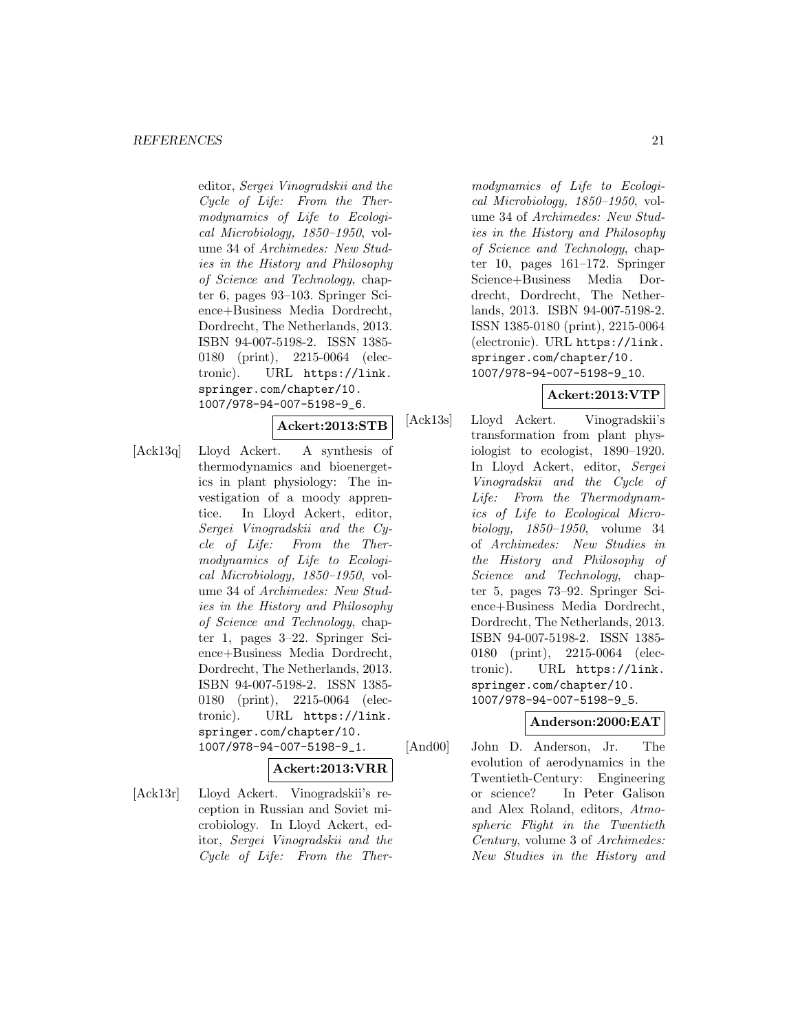editor, *Sergei Vinogradskii and the Cycle of Life: From the Thermodynamics of Life to Ecological Microbiology, 1850–1950*, volume 34 of *Archimedes: New Studies in the History and Philosophy of Science and Technology*, chapter 6, pages 93–103. Springer Science+Business Media Dordrecht, Dordrecht, The Netherlands, 2013. ISBN 94-007-5198-2. ISSN 1385-0180 (print), 2215-0064 (electronic). URL `https://link.springer.com/chapter/10.1007/978-94-007-5198-9_6`.

**Ackert:2013:STB**

[Ack13q] Lloyd Ackert. A synthesis of thermodynamics and bioenergetics in plant physiology: The investigation of a moody apprentice. In Lloyd Ackert, editor, *Sergei Vinogradskii and the Cycle of Life: From the Thermodynamics of Life to Ecological Microbiology, 1850–1950*, volume 34 of *Archimedes: New Studies in the History and Philosophy of Science and Technology*, chapter 1, pages 3–22. Springer Science+Business Media Dordrecht, Dordrecht, The Netherlands, 2013. ISBN 94-007-5198-2. ISSN 1385-0180 (print), 2215-0064 (electronic). URL `https://link.springer.com/chapter/10.1007/978-94-007-5198-9_1`.

**Ackert:2013:VRR**

[Ack13r] Lloyd Ackert. Vinogradskii's reception in Russian and Soviet microbiology. In Lloyd Ackert, editor, *Sergei Vinogradskii and the Cycle of Life: From the Thermodynamics of Life to Ecological Microbiology, 1850–1950*, volume 34 of *Archimedes: New Studies in the History and Philosophy of Science and Technology*, chapter 10, pages 161–172. Springer Science+Business Media Dordrecht, Dordrecht, The Netherlands, 2013. ISBN 94-007-5198-2. ISSN 1385-0180 (print), 2215-0064 (electronic). URL `https://link.springer.com/chapter/10.1007/978-94-007-5198-9_10`.

**Ackert:2013:VTP**

[Ack13s] Lloyd Ackert. Vinogradskii's transformation from plant physiologist to ecologist, 1890–1920. In Lloyd Ackert, editor, *Sergei Vinogradskii and the Cycle of Life: From the Thermodynamics of Life to Ecological Microbiology, 1850–1950*, volume 34 of *Archimedes: New Studies in the History and Philosophy of Science and Technology*, chapter 5, pages 73–92. Springer Science+Business Media Dordrecht, Dordrecht, The Netherlands, 2013. ISBN 94-007-5198-2. ISSN 1385-0180 (print), 2215-0064 (electronic). URL `https://link.springer.com/chapter/10.1007/978-94-007-5198-9_5`.

**Anderson:2000:EAT**

[And00] John D. Anderson, Jr. The evolution of aerodynamics in the Twentieth-Century: Engineering or science? In Peter Galison and Alex Roland, editors, *Atmospheric Flight in the Twentieth Century*, volume 3 of *Archimedes: New Studies in the History and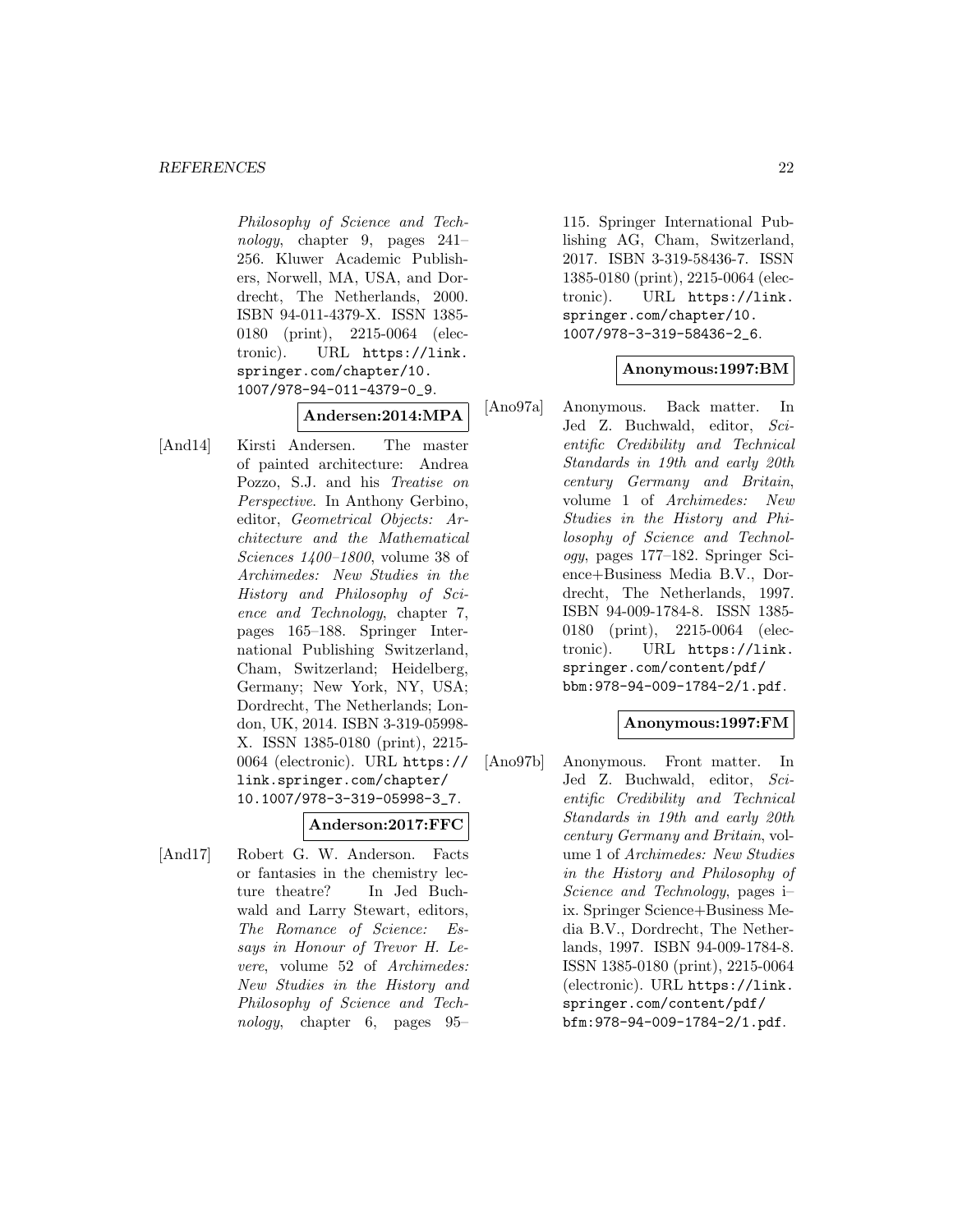*Philosophy of Science and Technology*, chapter 9, pages 241–256. Kluwer Academic Publishers, Norwell, MA, USA, and Dordrecht, The Netherlands, 2000. ISBN 94-011-4379-X. ISSN 1385-0180 (print), 2215-0064 (electronic). URL https://link.springer.com/chapter/10.1007/978-94-011-4379-0_9.

**Andersen:2014:MPA**

[And14] Kirsti Andersen. The master of painted architecture: Andrea Pozzo, S.J. and his *Treatise on Perspective*. In Anthony Gerbino, editor, *Geometrical Objects: Architecture and the Mathematical Sciences 1400–1800*, volume 38 of *Archimedes: New Studies in the History and Philosophy of Science and Technology*, chapter 7, pages 165–188. Springer International Publishing Switzerland, Cham, Switzerland; Heidelberg, Germany; New York, NY, USA; Dordrecht, The Netherlands; London, UK, 2014. ISBN 3-319-05998-X. ISSN 1385-0180 (print), 2215-0064 (electronic). URL https://link.springer.com/chapter/10.1007/978-3-319-05998-3_7.

**Anderson:2017:FFC**

[And17] Robert G. W. Anderson. Facts or fantasies in the chemistry lecture theatre? In Jed Buchwald and Larry Stewart, editors, *The Romance of Science: Essays in Honour of Trevor H. Levere*, volume 52 of *Archimedes: New Studies in the History and Philosophy of Science and Technology*, chapter 6, pages 95–115. Springer International Publishing AG, Cham, Switzerland, 2017. ISBN 3-319-58436-7. ISSN 1385-0180 (print), 2215-0064 (electronic). URL https://link.springer.com/chapter/10.1007/978-3-319-58436-2_6.

**Anonymous:1997:BM**

[Ano97a] Anonymous. Back matter. In Jed Z. Buchwald, editor, *Scientific Credibility and Technical Standards in 19th and early 20th century Germany and Britain*, volume 1 of *Archimedes: New Studies in the History and Philosophy of Science and Technology*, pages 177–182. Springer Science+Business Media B.V., Dordrecht, The Netherlands, 1997. ISBN 94-009-1784-8. ISSN 1385-0180 (print), 2215-0064 (electronic). URL https://link.springer.com/content/pdf/bbm:978-94-009-1784-2/1.pdf.

**Anonymous:1997:FM**

[Ano97b] Anonymous. Front matter. In Jed Z. Buchwald, editor, *Scientific Credibility and Technical Standards in 19th and early 20th century Germany and Britain*, volume 1 of *Archimedes: New Studies in the History and Philosophy of Science and Technology*, pages i–ix. Springer Science+Business Media B.V., Dordrecht, The Netherlands, 1997. ISBN 94-009-1784-8. ISSN 1385-0180 (print), 2215-0064 (electronic). URL https://link.springer.com/content/pdf/bfm:978-94-009-1784-2/1.pdf.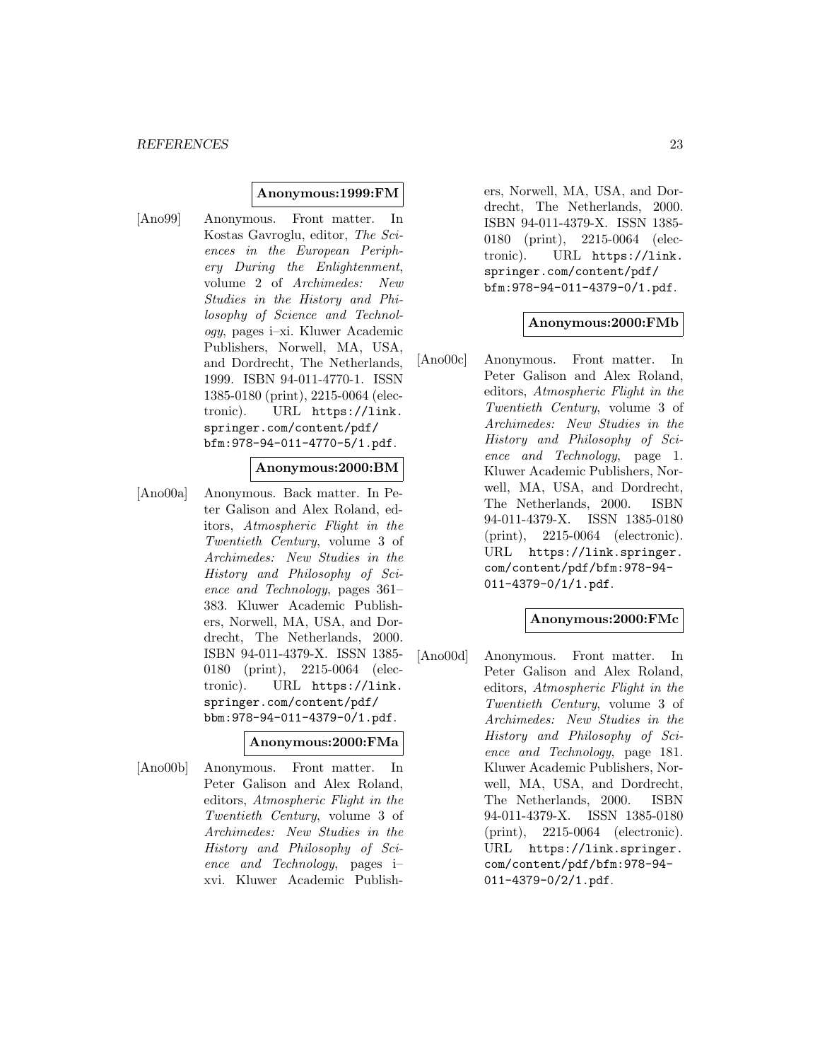**Anonymous:1999:FM**

[Ano99] Anonymous. Front matter. In Kostas Gavroglu, editor, *The Sciences in the European Periphery During the Enlightenment*, volume 2 of *Archimedes: New Studies in the History and Philosophy of Science and Technology*, pages i–xi. Kluwer Academic Publishers, Norwell, MA, USA, and Dordrecht, The Netherlands, 1999. ISBN 94-011-4770-1. ISSN 1385-0180 (print), 2215-0064 (electronic). URL `https://link.springer.com/content/pdf/bfm:978-94-011-4770-5/1.pdf`.

**Anonymous:2000:BM**

[Ano00a] Anonymous. Back matter. In Peter Galison and Alex Roland, editors, *Atmospheric Flight in the Twentieth Century*, volume 3 of *Archimedes: New Studies in the History and Philosophy of Science and Technology*, pages 361–383. Kluwer Academic Publishers, Norwell, MA, USA, and Dordrecht, The Netherlands, 2000. ISBN 94-011-4379-X. ISSN 1385-0180 (print), 2215-0064 (electronic). URL `https://link.springer.com/content/pdf/bbm:978-94-011-4379-0/1.pdf`.

**Anonymous:2000:FMa**

[Ano00b] Anonymous. Front matter. In Peter Galison and Alex Roland, editors, *Atmospheric Flight in the Twentieth Century*, volume 3 of *Archimedes: New Studies in the History and Philosophy of Science and Technology*, pages i–xvi. Kluwer Academic Publishers, Norwell, MA, USA, and Dordrecht, The Netherlands, 2000. ISBN 94-011-4379-X. ISSN 1385-0180 (print), 2215-0064 (electronic). URL `https://link.springer.com/content/pdf/bfm:978-94-011-4379-0/1.pdf`.

**Anonymous:2000:FMb**

[Ano00c] Anonymous. Front matter. In Peter Galison and Alex Roland, editors, *Atmospheric Flight in the Twentieth Century*, volume 3 of *Archimedes: New Studies in the History and Philosophy of Science and Technology*, page 1. Kluwer Academic Publishers, Norwell, MA, USA, and Dordrecht, The Netherlands, 2000. ISBN 94-011-4379-X. ISSN 1385-0180 (print), 2215-0064 (electronic). URL `https://link.springer.com/content/pdf/bfm:978-94-011-4379-0/1/1.pdf`.

**Anonymous:2000:FMc**

[Ano00d] Anonymous. Front matter. In Peter Galison and Alex Roland, editors, *Atmospheric Flight in the Twentieth Century*, volume 3 of *Archimedes: New Studies in the History and Philosophy of Science and Technology*, page 181. Kluwer Academic Publishers, Norwell, MA, USA, and Dordrecht, The Netherlands, 2000. ISBN 94-011-4379-X. ISSN 1385-0180 (print), 2215-0064 (electronic). URL `https://link.springer.com/content/pdf/bfm:978-94-011-4379-0/2/1.pdf`.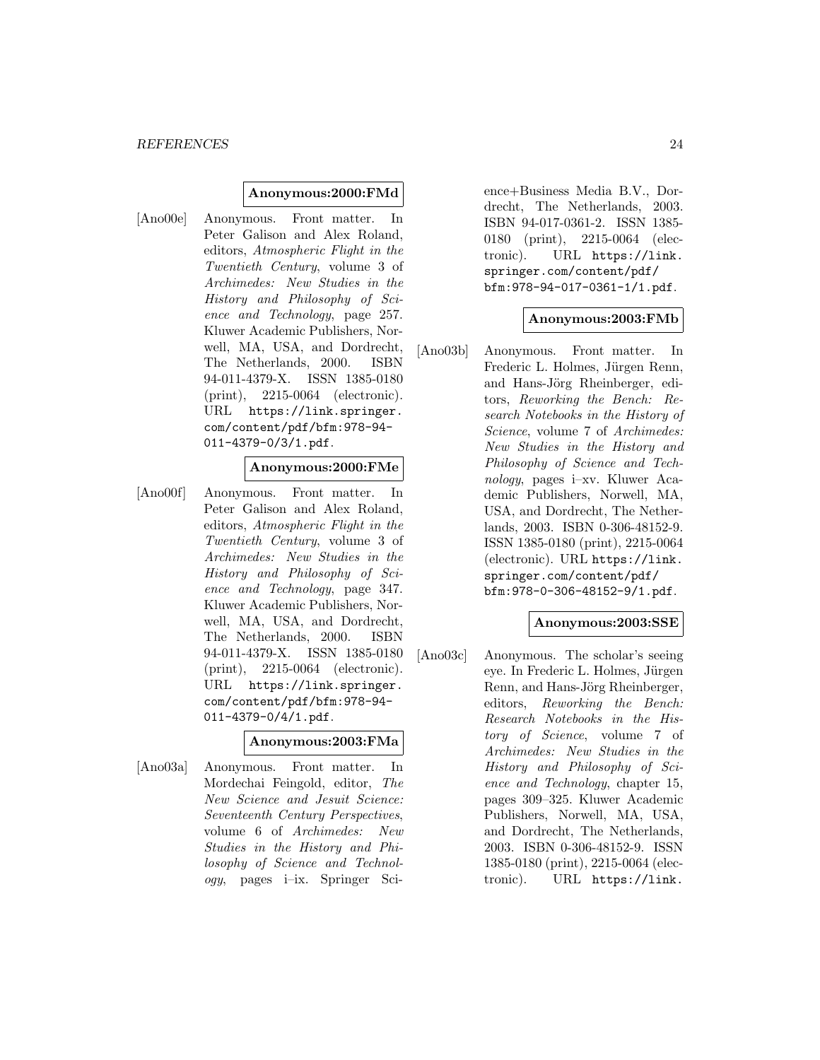**Anonymous:2000:FMd**

[Ano00e] Anonymous. Front matter. In Peter Galison and Alex Roland, editors, *Atmospheric Flight in the Twentieth Century*, volume 3 of *Archimedes: New Studies in the History and Philosophy of Science and Technology*, page 257. Kluwer Academic Publishers, Norwell, MA, USA, and Dordrecht, The Netherlands, 2000. ISBN 94-011-4379-X. ISSN 1385-0180 (print), 2215-0064 (electronic). URL `https://link.springer.com/content/pdf/bfm:978-94-011-4379-0/3/1.pdf`.

**Anonymous:2000:FMe**

[Ano00f] Anonymous. Front matter. In Peter Galison and Alex Roland, editors, *Atmospheric Flight in the Twentieth Century*, volume 3 of *Archimedes: New Studies in the History and Philosophy of Science and Technology*, page 347. Kluwer Academic Publishers, Norwell, MA, USA, and Dordrecht, The Netherlands, 2000. ISBN 94-011-4379-X. ISSN 1385-0180 (print), 2215-0064 (electronic). URL `https://link.springer.com/content/pdf/bfm:978-94-011-4379-0/4/1.pdf`.

**Anonymous:2003:FMa**

[Ano03a] Anonymous. Front matter. In Mordechai Feingold, editor, *The New Science and Jesuit Science: Seventeenth Century Perspectives*, volume 6 of *Archimedes: New Studies in the History and Philosophy of Science and Technology*, pages i–ix. Springer Science+Business Media B.V., Dordrecht, The Netherlands, 2003. ISBN 94-017-0361-2. ISSN 1385-0180 (print), 2215-0064 (electronic). URL `https://link.springer.com/content/pdf/bfm:978-94-017-0361-1/1.pdf`.

**Anonymous:2003:FMb**

[Ano03b] Anonymous. Front matter. In Frederic L. Holmes, Jürgen Renn, and Hans-Jörg Rheinberger, editors, *Reworking the Bench: Research Notebooks in the History of Science*, volume 7 of *Archimedes: New Studies in the History and Philosophy of Science and Technology*, pages i–xv. Kluwer Academic Publishers, Norwell, MA, USA, and Dordrecht, The Netherlands, 2003. ISBN 0-306-48152-9. ISSN 1385-0180 (print), 2215-0064 (electronic). URL `https://link.springer.com/content/pdf/bfm:978-0-306-48152-9/1.pdf`.

**Anonymous:2003:SSE**

[Ano03c] Anonymous. The scholar's seeing eye. In Frederic L. Holmes, Jürgen Renn, and Hans-Jörg Rheinberger, editors, *Reworking the Bench: Research Notebooks in the History of Science*, volume 7 of *Archimedes: New Studies in the History and Philosophy of Science and Technology*, chapter 15, pages 309–325. Kluwer Academic Publishers, Norwell, MA, USA, and Dordrecht, The Netherlands, 2003. ISBN 0-306-48152-9. ISSN 1385-0180 (print), 2215-0064 (electronic). URL `https://link.`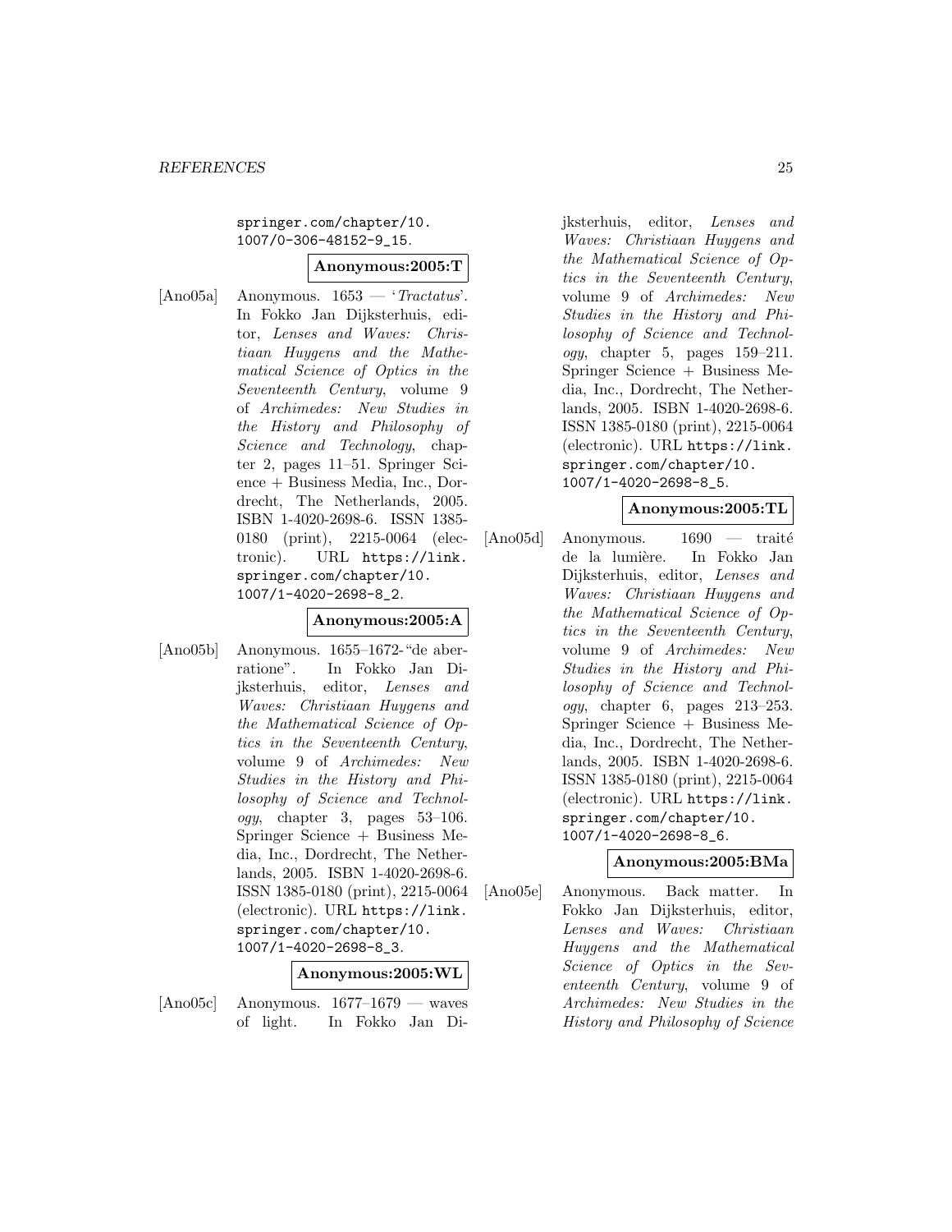springer.com/chapter/10.1007/0-306-48152-9_15.

**Anonymous:2005:T**

[Ano05a] Anonymous. 1653 — '*Tractatus*'. In Fokko Jan Dijksterhuis, editor, *Lenses and Waves: Christiaan Huygens and the Mathematical Science of Optics in the Seventeenth Century*, volume 9 of *Archimedes: New Studies in the History and Philosophy of Science and Technology*, chapter 2, pages 11–51. Springer Science + Business Media, Inc., Dordrecht, The Netherlands, 2005. ISBN 1-4020-2698-6. ISSN 1385-0180 (print), 2215-0064 (electronic). URL https://link.springer.com/chapter/10.1007/1-4020-2698-8_2.

**Anonymous:2005:A**

[Ano05b] Anonymous. 1655–1672-"de aberratione". In Fokko Jan Dijksterhuis, editor, *Lenses and Waves: Christiaan Huygens and the Mathematical Science of Optics in the Seventeenth Century*, volume 9 of *Archimedes: New Studies in the History and Philosophy of Science and Technology*, chapter 3, pages 53–106. Springer Science + Business Media, Inc., Dordrecht, The Netherlands, 2005. ISBN 1-4020-2698-6. ISSN 1385-0180 (print), 2215-0064 (electronic). URL https://link.springer.com/chapter/10.1007/1-4020-2698-8_3.

**Anonymous:2005:WL**

[Ano05c] Anonymous. 1677–1679 — waves of light. In Fokko Jan Dijksterhuis, editor, *Lenses and Waves: Christiaan Huygens and the Mathematical Science of Optics in the Seventeenth Century*, volume 9 of *Archimedes: New Studies in the History and Philosophy of Science and Technology*, chapter 5, pages 159–211. Springer Science + Business Media, Inc., Dordrecht, The Netherlands, 2005. ISBN 1-4020-2698-6. ISSN 1385-0180 (print), 2215-0064 (electronic). URL https://link.springer.com/chapter/10.1007/1-4020-2698-8_5.

**Anonymous:2005:TL**

[Ano05d] Anonymous. 1690 — traité de la lumière. In Fokko Jan Dijksterhuis, editor, *Lenses and Waves: Christiaan Huygens and the Mathematical Science of Optics in the Seventeenth Century*, volume 9 of *Archimedes: New Studies in the History and Philosophy of Science and Technology*, chapter 6, pages 213–253. Springer Science + Business Media, Inc., Dordrecht, The Netherlands, 2005. ISBN 1-4020-2698-6. ISSN 1385-0180 (print), 2215-0064 (electronic). URL https://link.springer.com/chapter/10.1007/1-4020-2698-8_6.

**Anonymous:2005:BMa**

[Ano05e] Anonymous. Back matter. In Fokko Jan Dijksterhuis, editor, *Lenses and Waves: Christiaan Huygens and the Mathematical Science of Optics in the Seventeenth Century*, volume 9 of *Archimedes: New Studies in the History and Philosophy of Science*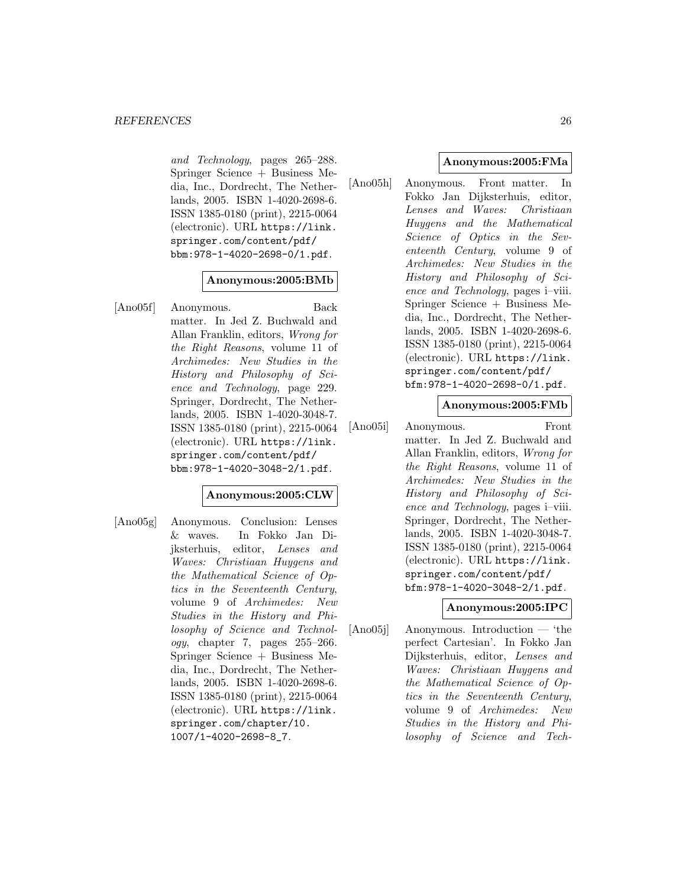*and Technology*, pages 265–288. Springer Science + Business Media, Inc., Dordrecht, The Netherlands, 2005. ISBN 1-4020-2698-6. ISSN 1385-0180 (print), 2215-0064 (electronic). URL `https://link.springer.com/content/pdf/bbm:978-1-4020-2698-0/1.pdf`.

**Anonymous:2005:BMb**

[Ano05f] Anonymous. Back matter. In Jed Z. Buchwald and Allan Franklin, editors, *Wrong for the Right Reasons*, volume 11 of *Archimedes: New Studies in the History and Philosophy of Science and Technology*, page 229. Springer, Dordrecht, The Netherlands, 2005. ISBN 1-4020-3048-7. ISSN 1385-0180 (print), 2215-0064 (electronic). URL `https://link.springer.com/content/pdf/bbm:978-1-4020-3048-2/1.pdf`.

**Anonymous:2005:CLW**

[Ano05g] Anonymous. Conclusion: Lenses & waves. In Fokko Jan Dijksterhuis, editor, *Lenses and Waves: Christiaan Huygens and the Mathematical Science of Optics in the Seventeenth Century*, volume 9 of *Archimedes: New Studies in the History and Philosophy of Science and Technology*, chapter 7, pages 255–266. Springer Science + Business Media, Inc., Dordrecht, The Netherlands, 2005. ISBN 1-4020-2698-6. ISSN 1385-0180 (print), 2215-0064 (electronic). URL `https://link.springer.com/chapter/10.1007/1-4020-2698-8_7`.

**Anonymous:2005:FMa**

[Ano05h] Anonymous. Front matter. In Fokko Jan Dijksterhuis, editor, *Lenses and Waves: Christiaan Huygens and the Mathematical Science of Optics in the Seventeenth Century*, volume 9 of *Archimedes: New Studies in the History and Philosophy of Science and Technology*, pages i–viii. Springer Science + Business Media, Inc., Dordrecht, The Netherlands, 2005. ISBN 1-4020-2698-6. ISSN 1385-0180 (print), 2215-0064 (electronic). URL `https://link.springer.com/content/pdf/bfm:978-1-4020-2698-0/1.pdf`.

**Anonymous:2005:FMb**

[Ano05i] Anonymous. Front matter. In Jed Z. Buchwald and Allan Franklin, editors, *Wrong for the Right Reasons*, volume 11 of *Archimedes: New Studies in the History and Philosophy of Science and Technology*, pages i–viii. Springer, Dordrecht, The Netherlands, 2005. ISBN 1-4020-3048-7. ISSN 1385-0180 (print), 2215-0064 (electronic). URL `https://link.springer.com/content/pdf/bfm:978-1-4020-3048-2/1.pdf`.

**Anonymous:2005:IPC**

[Ano05j] Anonymous. Introduction — 'the perfect Cartesian'. In Fokko Jan Dijksterhuis, editor, *Lenses and Waves: Christiaan Huygens and the Mathematical Science of Optics in the Seventeenth Century*, volume 9 of *Archimedes: New Studies in the History and Philosophy of Science and Tech-*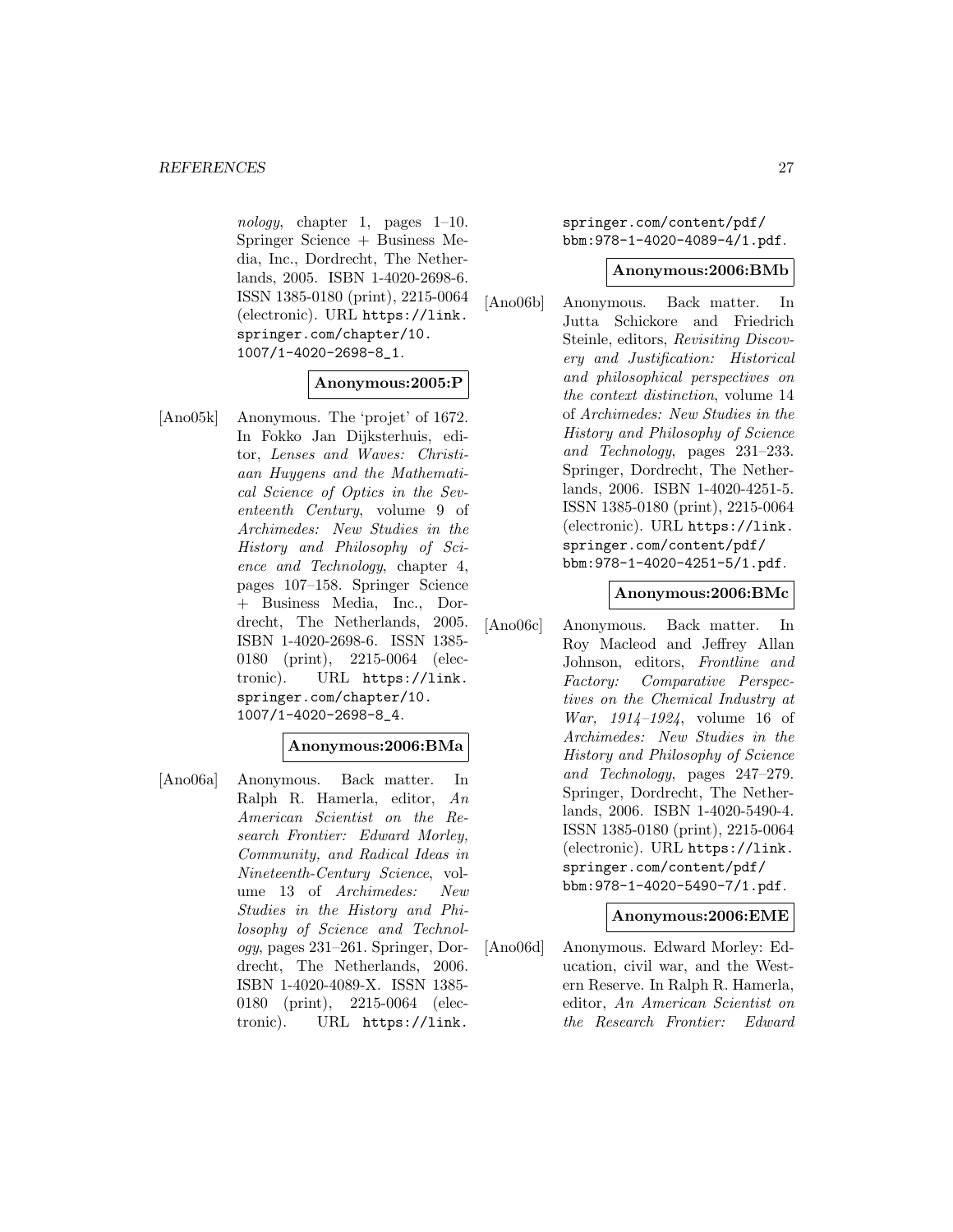*nology*, chapter 1, pages 1–10. Springer Science + Business Media, Inc., Dordrecht, The Netherlands, 2005. ISBN 1-4020-2698-6. ISSN 1385-0180 (print), 2215-0064 (electronic). URL https://link.springer.com/chapter/10.1007/1-4020-2698-8_1.

**Anonymous:2005:P**

[Ano05k] Anonymous. The 'projet' of 1672. In Fokko Jan Dijksterhuis, editor, *Lenses and Waves: Christiaan Huygens and the Mathematical Science of Optics in the Seventeenth Century*, volume 9 of *Archimedes: New Studies in the History and Philosophy of Science and Technology*, chapter 4, pages 107–158. Springer Science + Business Media, Inc., Dordrecht, The Netherlands, 2005. ISBN 1-4020-2698-6. ISSN 1385-0180 (print), 2215-0064 (electronic). URL https://link.springer.com/chapter/10.1007/1-4020-2698-8_4.

**Anonymous:2006:BMa**

[Ano06a] Anonymous. Back matter. In Ralph R. Hamerla, editor, *An American Scientist on the Research Frontier: Edward Morley, Community, and Radical Ideas in Nineteenth-Century Science*, volume 13 of *Archimedes: New Studies in the History and Philosophy of Science and Technology*, pages 231–261. Springer, Dordrecht, The Netherlands, 2006. ISBN 1-4020-4089-X. ISSN 1385-0180 (print), 2215-0064 (electronic). URL https://link.springer.com/content/pdf/bbm:978-1-4020-4089-4/1.pdf.

**Anonymous:2006:BMb**

[Ano06b] Anonymous. Back matter. In Jutta Schickore and Friedrich Steinle, editors, *Revisiting Discovery and Justification: Historical and philosophical perspectives on the context distinction*, volume 14 of *Archimedes: New Studies in the History and Philosophy of Science and Technology*, pages 231–233. Springer, Dordrecht, The Netherlands, 2006. ISBN 1-4020-4251-5. ISSN 1385-0180 (print), 2215-0064 (electronic). URL https://link.springer.com/content/pdf/bbm:978-1-4020-4251-5/1.pdf.

**Anonymous:2006:BMc**

[Ano06c] Anonymous. Back matter. In Roy Macleod and Jeffrey Allan Johnson, editors, *Frontline and Factory: Comparative Perspectives on the Chemical Industry at War, 1914–1924*, volume 16 of *Archimedes: New Studies in the History and Philosophy of Science and Technology*, pages 247–279. Springer, Dordrecht, The Netherlands, 2006. ISBN 1-4020-5490-4. ISSN 1385-0180 (print), 2215-0064 (electronic). URL https://link.springer.com/content/pdf/bbm:978-1-4020-5490-7/1.pdf.

**Anonymous:2006:EME**

[Ano06d] Anonymous. Edward Morley: Education, civil war, and the Western Reserve. In Ralph R. Hamerla, editor, *An American Scientist on the Research Frontier: Edward*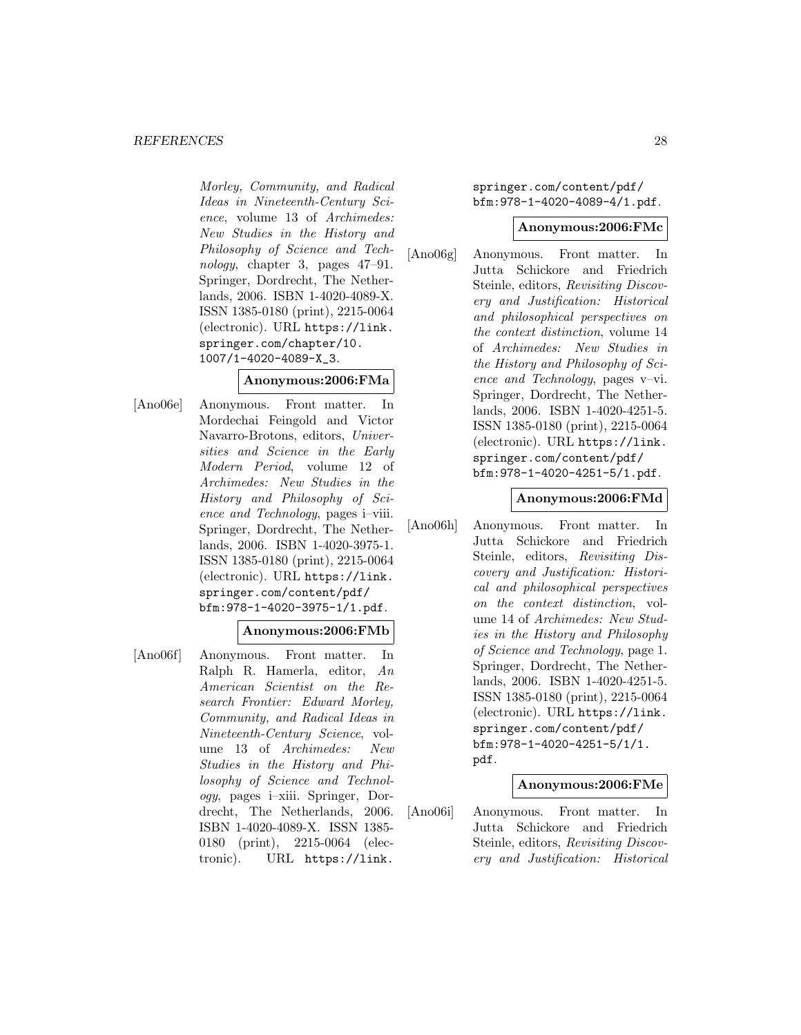*Morley, Community, and Radical Ideas in Nineteenth-Century Science*, volume 13 of *Archimedes: New Studies in the History and Philosophy of Science and Technology*, chapter 3, pages 47–91. Springer, Dordrecht, The Netherlands, 2006. ISBN 1-4020-4089-X. ISSN 1385-0180 (print), 2215-0064 (electronic). URL `https://link.springer.com/chapter/10.1007/1-4020-4089-X_3`.

**Anonymous:2006:FMa**

[Ano06e] Anonymous. Front matter. In Mordechai Feingold and Victor Navarro-Brotons, editors, *Universities and Science in the Early Modern Period*, volume 12 of *Archimedes: New Studies in the History and Philosophy of Science and Technology*, pages i–viii. Springer, Dordrecht, The Netherlands, 2006. ISBN 1-4020-3975-1. ISSN 1385-0180 (print), 2215-0064 (electronic). URL `https://link.springer.com/content/pdf/bfm:978-1-4020-3975-1/1.pdf`.

**Anonymous:2006:FMb**

[Ano06f] Anonymous. Front matter. In Ralph R. Hamerla, editor, *An American Scientist on the Research Frontier: Edward Morley, Community, and Radical Ideas in Nineteenth-Century Science*, volume 13 of *Archimedes: New Studies in the History and Philosophy of Science and Technology*, pages i–xiii. Springer, Dordrecht, The Netherlands, 2006. ISBN 1-4020-4089-X. ISSN 1385-0180 (print), 2215-0064 (electronic). URL `https://link.springer.com/content/pdf/bfm:978-1-4020-4089-4/1.pdf`.

**Anonymous:2006:FMc**

[Ano06g] Anonymous. Front matter. In Jutta Schickore and Friedrich Steinle, editors, *Revisiting Discovery and Justification: Historical and philosophical perspectives on the context distinction*, volume 14 of *Archimedes: New Studies in the History and Philosophy of Science and Technology*, pages v–vi. Springer, Dordrecht, The Netherlands, 2006. ISBN 1-4020-4251-5. ISSN 1385-0180 (print), 2215-0064 (electronic). URL `https://link.springer.com/content/pdf/bfm:978-1-4020-4251-5/1.pdf`.

**Anonymous:2006:FMd**

[Ano06h] Anonymous. Front matter. In Jutta Schickore and Friedrich Steinle, editors, *Revisiting Discovery and Justification: Historical and philosophical perspectives on the context distinction*, volume 14 of *Archimedes: New Studies in the History and Philosophy of Science and Technology*, page 1. Springer, Dordrecht, The Netherlands, 2006. ISBN 1-4020-4251-5. ISSN 1385-0180 (print), 2215-0064 (electronic). URL `https://link.springer.com/content/pdf/bfm:978-1-4020-4251-5/1/1.pdf`.

**Anonymous:2006:FMe**

[Ano06i] Anonymous. Front matter. In Jutta Schickore and Friedrich Steinle, editors, *Revisiting Discovery and Justification: Historical*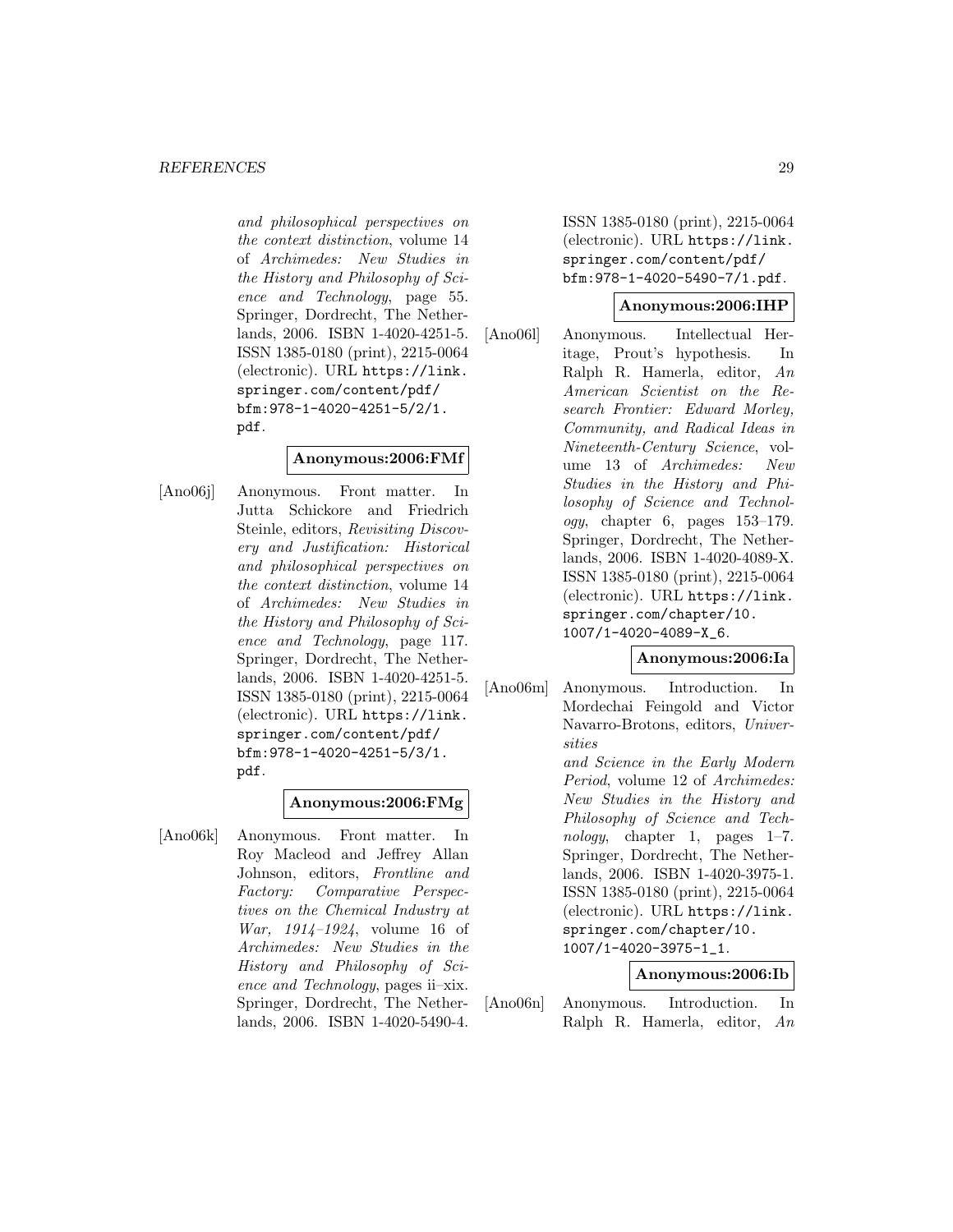and philosophical perspectives on the context distinction*, volume 14 of *Archimedes: New Studies in the History and Philosophy of Science and Technology*, page 55. Springer, Dordrecht, The Netherlands, 2006. ISBN 1-4020-4251-5. ISSN 1385-0180 (print), 2215-0064 (electronic). URL https://link.springer.com/content/pdf/bfm:978-1-4020-4251-5/2/1.pdf.

**Anonymous:2006:FMf**

[Ano06j] Anonymous. Front matter. In Jutta Schickore and Friedrich Steinle, editors, *Revisiting Discovery and Justification: Historical and philosophical perspectives on the context distinction*, volume 14 of *Archimedes: New Studies in the History and Philosophy of Science and Technology*, page 117. Springer, Dordrecht, The Netherlands, 2006. ISBN 1-4020-4251-5. ISSN 1385-0180 (print), 2215-0064 (electronic). URL https://link.springer.com/content/pdf/bfm:978-1-4020-4251-5/3/1.pdf.

**Anonymous:2006:FMg**

[Ano06k] Anonymous. Front matter. In Roy Macleod and Jeffrey Allan Johnson, editors, *Frontline and Factory: Comparative Perspectives on the Chemical Industry at War, 1914–1924*, volume 16 of *Archimedes: New Studies in the History and Philosophy of Science and Technology*, pages ii–xix. Springer, Dordrecht, The Netherlands, 2006. ISBN 1-4020-5490-4. ISSN 1385-0180 (print), 2215-0064 (electronic). URL https://link.springer.com/content/pdf/bfm:978-1-4020-5490-7/1.pdf.

**Anonymous:2006:IHP**

[Ano06l] Anonymous. Intellectual Heritage, Prout's hypothesis. In Ralph R. Hamerla, editor, *An American Scientist on the Research Frontier: Edward Morley, Community, and Radical Ideas in Nineteenth-Century Science*, volume 13 of *Archimedes: New Studies in the History and Philosophy of Science and Technology*, chapter 6, pages 153–179. Springer, Dordrecht, The Netherlands, 2006. ISBN 1-4020-4089-X. ISSN 1385-0180 (print), 2215-0064 (electronic). URL https://link.springer.com/chapter/10.1007/1-4020-4089-X_6.

**Anonymous:2006:Ia**

[Ano06m] Anonymous. Introduction. In Mordechai Feingold and Victor Navarro-Brotons, editors, *Universities and Science in the Early Modern Period*, volume 12 of *Archimedes: New Studies in the History and Philosophy of Science and Technology*, chapter 1, pages 1–7. Springer, Dordrecht, The Netherlands, 2006. ISBN 1-4020-3975-1. ISSN 1385-0180 (print), 2215-0064 (electronic). URL https://link.springer.com/chapter/10.1007/1-4020-3975-1_1.

**Anonymous:2006:Ib**

[Ano06n] Anonymous. Introduction. In Ralph R. Hamerla, editor, *An*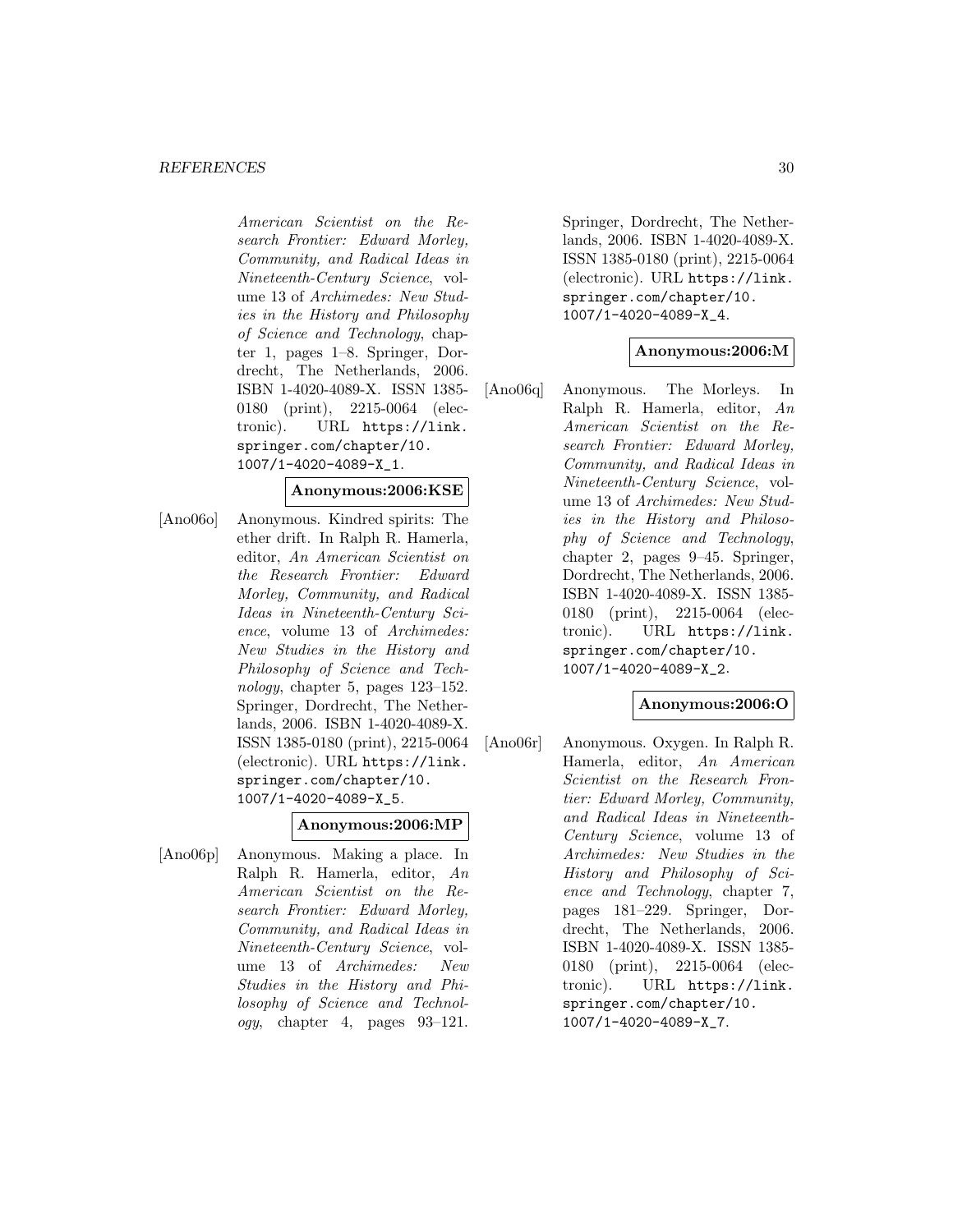*American Scientist on the Research Frontier: Edward Morley, Community, and Radical Ideas in Nineteenth-Century Science*, volume 13 of *Archimedes: New Studies in the History and Philosophy of Science and Technology*, chapter 1, pages 1–8. Springer, Dordrecht, The Netherlands, 2006. ISBN 1-4020-4089-X. ISSN 1385-0180 (print), 2215-0064 (electronic). URL https://link.springer.com/chapter/10.1007/1-4020-4089-X_1.

**Anonymous:2006:KSE**

[Ano06o] Anonymous. Kindred spirits: The ether drift. In Ralph R. Hamerla, editor, *An American Scientist on the Research Frontier: Edward Morley, Community, and Radical Ideas in Nineteenth-Century Science*, volume 13 of *Archimedes: New Studies in the History and Philosophy of Science and Technology*, chapter 5, pages 123–152. Springer, Dordrecht, The Netherlands, 2006. ISBN 1-4020-4089-X. ISSN 1385-0180 (print), 2215-0064 (electronic). URL https://link.springer.com/chapter/10.1007/1-4020-4089-X_5.

**Anonymous:2006:MP**

[Ano06p] Anonymous. Making a place. In Ralph R. Hamerla, editor, *An American Scientist on the Research Frontier: Edward Morley, Community, and Radical Ideas in Nineteenth-Century Science*, volume 13 of *Archimedes: New Studies in the History and Philosophy of Science and Technology*, chapter 4, pages 93–121. Springer, Dordrecht, The Netherlands, 2006. ISBN 1-4020-4089-X. ISSN 1385-0180 (print), 2215-0064 (electronic). URL https://link.springer.com/chapter/10.1007/1-4020-4089-X_4.

**Anonymous:2006:M**

[Ano06q] Anonymous. The Morleys. In Ralph R. Hamerla, editor, *An American Scientist on the Research Frontier: Edward Morley, Community, and Radical Ideas in Nineteenth-Century Science*, volume 13 of *Archimedes: New Studies in the History and Philosophy of Science and Technology*, chapter 2, pages 9–45. Springer, Dordrecht, The Netherlands, 2006. ISBN 1-4020-4089-X. ISSN 1385-0180 (print), 2215-0064 (electronic). URL https://link.springer.com/chapter/10.1007/1-4020-4089-X_2.

**Anonymous:2006:O**

[Ano06r] Anonymous. Oxygen. In Ralph R. Hamerla, editor, *An American Scientist on the Research Frontier: Edward Morley, Community, and Radical Ideas in Nineteenth-Century Science*, volume 13 of *Archimedes: New Studies in the History and Philosophy of Science and Technology*, chapter 7, pages 181–229. Springer, Dordrecht, The Netherlands, 2006. ISBN 1-4020-4089-X. ISSN 1385-0180 (print), 2215-0064 (electronic). URL https://link.springer.com/chapter/10.1007/1-4020-4089-X_7.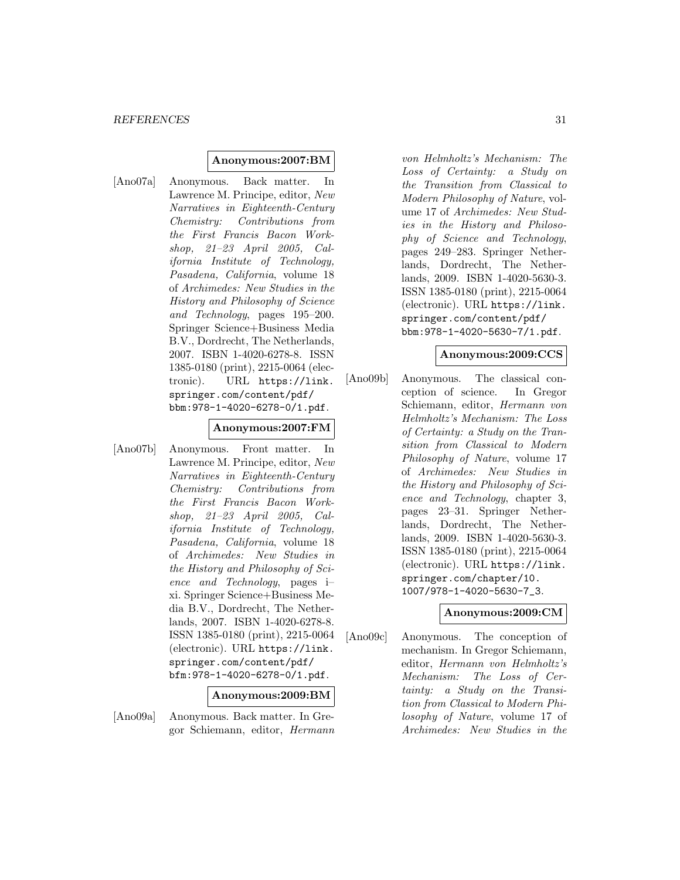**Anonymous:2007:BM**

[Ano07a] Anonymous. Back matter. In Lawrence M. Principe, editor, *New Narratives in Eighteenth-Century Chemistry: Contributions from the First Francis Bacon Workshop, 21–23 April 2005, California Institute of Technology, Pasadena, California*, volume 18 of *Archimedes: New Studies in the History and Philosophy of Science and Technology*, pages 195–200. Springer Science+Business Media B.V., Dordrecht, The Netherlands, 2007. ISBN 1-4020-6278-8. ISSN 1385-0180 (print), 2215-0064 (electronic). URL `https://link.springer.com/content/pdf/bbm:978-1-4020-6278-0/1.pdf`.

**Anonymous:2007:FM**

[Ano07b] Anonymous. Front matter. In Lawrence M. Principe, editor, *New Narratives in Eighteenth-Century Chemistry: Contributions from the First Francis Bacon Workshop, 21–23 April 2005, California Institute of Technology, Pasadena, California*, volume 18 of *Archimedes: New Studies in the History and Philosophy of Science and Technology*, pages i–xi. Springer Science+Business Media B.V., Dordrecht, The Netherlands, 2007. ISBN 1-4020-6278-8. ISSN 1385-0180 (print), 2215-0064 (electronic). URL `https://link.springer.com/content/pdf/bfm:978-1-4020-6278-0/1.pdf`.

**Anonymous:2009:BM**

[Ano09a] Anonymous. Back matter. In Gregor Schiemann, editor, *Hermann von Helmholtz's Mechanism: The Loss of Certainty: a Study on the Transition from Classical to Modern Philosophy of Nature*, volume 17 of *Archimedes: New Studies in the History and Philosophy of Science and Technology*, pages 249–283. Springer Netherlands, Dordrecht, The Netherlands, 2009. ISBN 1-4020-5630-3. ISSN 1385-0180 (print), 2215-0064 (electronic). URL `https://link.springer.com/content/pdf/bbm:978-1-4020-5630-7/1.pdf`.

**Anonymous:2009:CCS**

[Ano09b] Anonymous. The classical conception of science. In Gregor Schiemann, editor, *Hermann von Helmholtz's Mechanism: The Loss of Certainty: a Study on the Transition from Classical to Modern Philosophy of Nature*, volume 17 of *Archimedes: New Studies in the History and Philosophy of Science and Technology*, chapter 3, pages 23–31. Springer Netherlands, Dordrecht, The Netherlands, 2009. ISBN 1-4020-5630-3. ISSN 1385-0180 (print), 2215-0064 (electronic). URL `https://link.springer.com/chapter/10.1007/978-1-4020-5630-7_3`.

**Anonymous:2009:CM**

[Ano09c] Anonymous. The conception of mechanism. In Gregor Schiemann, editor, *Hermann von Helmholtz's Mechanism: The Loss of Certainty: a Study on the Transition from Classical to Modern Philosophy of Nature*, volume 17 of *Archimedes: New Studies in the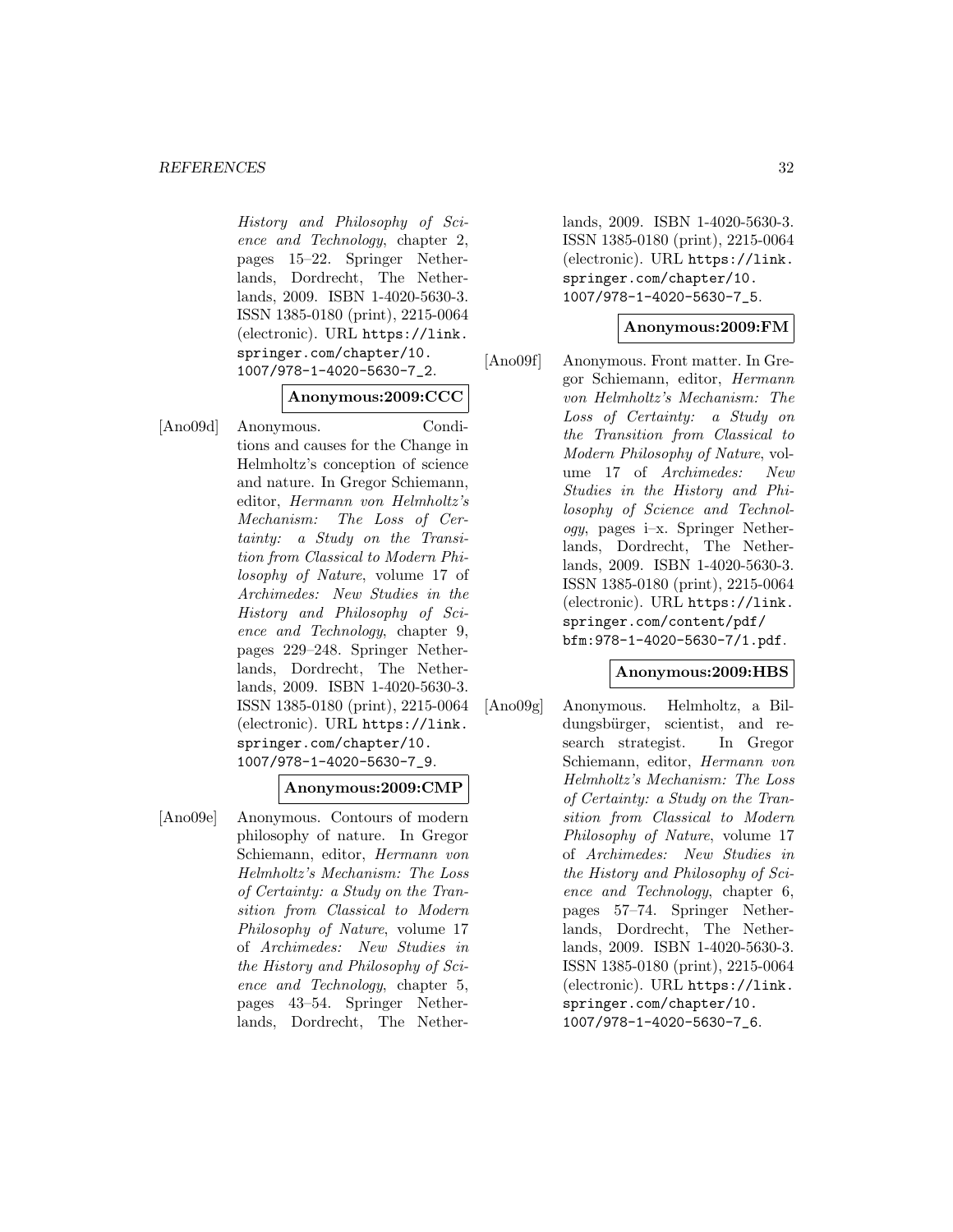*History and Philosophy of Science and Technology*, chapter 2, pages 15–22. Springer Netherlands, Dordrecht, The Netherlands, 2009. ISBN 1-4020-5630-3. ISSN 1385-0180 (print), 2215-0064 (electronic). URL https://link.springer.com/chapter/10.1007/978-1-4020-5630-7_2.

**Anonymous:2009:CCC**

[Ano09d] Anonymous. Conditions and causes for the Change in Helmholtz's conception of science and nature. In Gregor Schiemann, editor, *Hermann von Helmholtz's Mechanism: The Loss of Certainty: a Study on the Transition from Classical to Modern Philosophy of Nature*, volume 17 of *Archimedes: New Studies in the History and Philosophy of Science and Technology*, chapter 9, pages 229–248. Springer Netherlands, Dordrecht, The Netherlands, 2009. ISBN 1-4020-5630-3. ISSN 1385-0180 (print), 2215-0064 (electronic). URL https://link.springer.com/chapter/10.1007/978-1-4020-5630-7_9.

**Anonymous:2009:CMP**

[Ano09e] Anonymous. Contours of modern philosophy of nature. In Gregor Schiemann, editor, *Hermann von Helmholtz's Mechanism: The Loss of Certainty: a Study on the Transition from Classical to Modern Philosophy of Nature*, volume 17 of *Archimedes: New Studies in the History and Philosophy of Science and Technology*, chapter 5, pages 43–54. Springer Netherlands, Dordrecht, The Netherlands, 2009. ISBN 1-4020-5630-3. ISSN 1385-0180 (print), 2215-0064 (electronic). URL https://link.springer.com/chapter/10.1007/978-1-4020-5630-7_5.

**Anonymous:2009:FM**

[Ano09f] Anonymous. Front matter. In Gregor Schiemann, editor, *Hermann von Helmholtz's Mechanism: The Loss of Certainty: a Study on the Transition from Classical to Modern Philosophy of Nature*, volume 17 of *Archimedes: New Studies in the History and Philosophy of Science and Technology*, pages i–x. Springer Netherlands, Dordrecht, The Netherlands, 2009. ISBN 1-4020-5630-3. ISSN 1385-0180 (print), 2215-0064 (electronic). URL https://link.springer.com/content/pdf/bfm:978-1-4020-5630-7/1.pdf.

**Anonymous:2009:HBS**

[Ano09g] Anonymous. Helmholtz, a Bildungsbürger, scientist, and research strategist. In Gregor Schiemann, editor, *Hermann von Helmholtz's Mechanism: The Loss of Certainty: a Study on the Transition from Classical to Modern Philosophy of Nature*, volume 17 of *Archimedes: New Studies in the History and Philosophy of Science and Technology*, chapter 6, pages 57–74. Springer Netherlands, Dordrecht, The Netherlands, 2009. ISBN 1-4020-5630-3. ISSN 1385-0180 (print), 2215-0064 (electronic). URL https://link.springer.com/chapter/10.1007/978-1-4020-5630-7_6.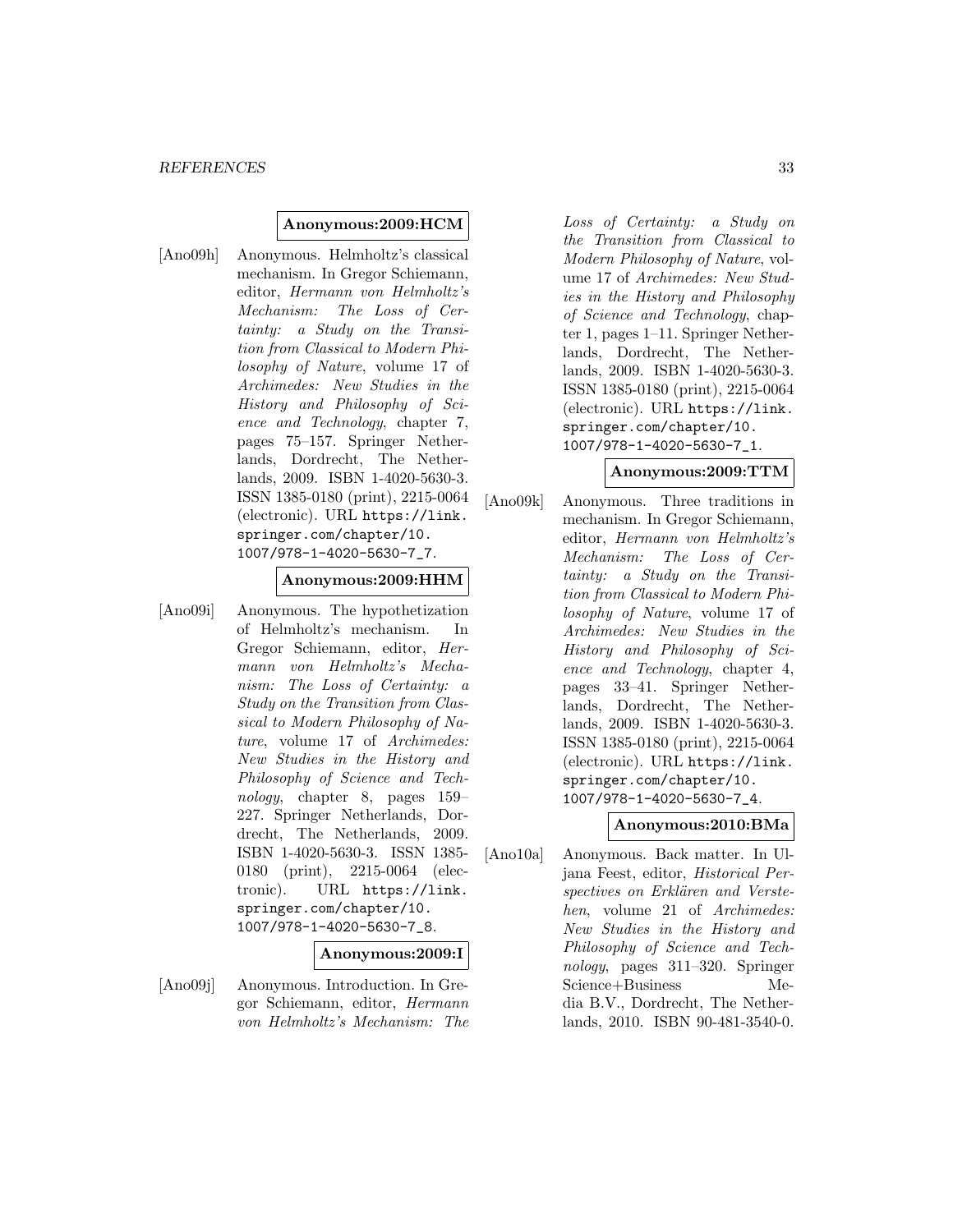**Anonymous:2009:HCM**

[Ano09h] Anonymous. Helmholtz's classical mechanism. In Gregor Schiemann, editor, *Hermann von Helmholtz's Mechanism: The Loss of Certainty: a Study on the Transition from Classical to Modern Philosophy of Nature*, volume 17 of *Archimedes: New Studies in the History and Philosophy of Science and Technology*, chapter 7, pages 75–157. Springer Netherlands, Dordrecht, The Netherlands, 2009. ISBN 1-4020-5630-3. ISSN 1385-0180 (print), 2215-0064 (electronic). URL https://link.springer.com/chapter/10.1007/978-1-4020-5630-7_7.

**Anonymous:2009:HHM**

[Ano09i] Anonymous. The hypothetization of Helmholtz's mechanism. In Gregor Schiemann, editor, *Hermann von Helmholtz's Mechanism: The Loss of Certainty: a Study on the Transition from Classical to Modern Philosophy of Nature*, volume 17 of *Archimedes: New Studies in the History and Philosophy of Science and Technology*, chapter 8, pages 159–227. Springer Netherlands, Dordrecht, The Netherlands, 2009. ISBN 1-4020-5630-3. ISSN 1385-0180 (print), 2215-0064 (electronic). URL https://link.springer.com/chapter/10.1007/978-1-4020-5630-7_8.

**Anonymous:2009:I**

[Ano09j] Anonymous. Introduction. In Gregor Schiemann, editor, *Hermann von Helmholtz's Mechanism: The Loss of Certainty: a Study on the Transition from Classical to Modern Philosophy of Nature*, volume 17 of *Archimedes: New Studies in the History and Philosophy of Science and Technology*, chapter 1, pages 1–11. Springer Netherlands, Dordrecht, The Netherlands, 2009. ISBN 1-4020-5630-3. ISSN 1385-0180 (print), 2215-0064 (electronic). URL https://link.springer.com/chapter/10.1007/978-1-4020-5630-7_1.

**Anonymous:2009:TTM**

[Ano09k] Anonymous. Three traditions in mechanism. In Gregor Schiemann, editor, *Hermann von Helmholtz's Mechanism: The Loss of Certainty: a Study on the Transition from Classical to Modern Philosophy of Nature*, volume 17 of *Archimedes: New Studies in the History and Philosophy of Science and Technology*, chapter 4, pages 33–41. Springer Netherlands, Dordrecht, The Netherlands, 2009. ISBN 1-4020-5630-3. ISSN 1385-0180 (print), 2215-0064 (electronic). URL https://link.springer.com/chapter/10.1007/978-1-4020-5630-7_4.

**Anonymous:2010:BMa**

[Ano10a] Anonymous. Back matter. In Uljana Feest, editor, *Historical Perspectives on Erklären and Verstehen*, volume 21 of *Archimedes: New Studies in the History and Philosophy of Science and Technology*, pages 311–320. Springer Science+Business Media B.V., Dordrecht, The Netherlands, 2010. ISBN 90-481-3540-0.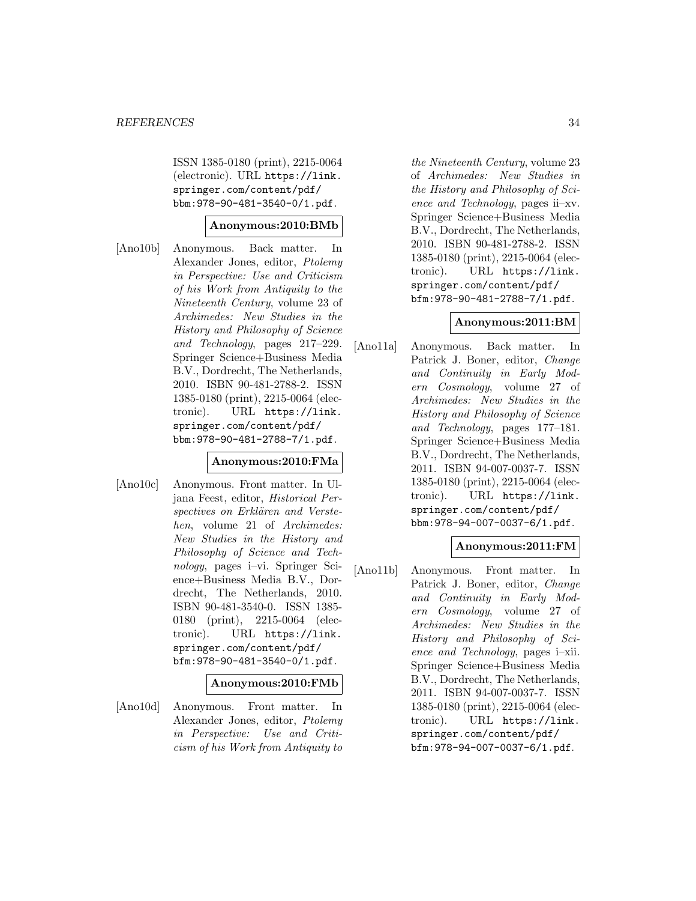ISSN 1385-0180 (print), 2215-0064 (electronic). URL https://link.springer.com/content/pdf/bbm:978-90-481-3540-0/1.pdf.

**Anonymous:2010:BMb**

[Ano10b] Anonymous. Back matter. In Alexander Jones, editor, *Ptolemy in Perspective: Use and Criticism of his Work from Antiquity to the Nineteenth Century*, volume 23 of *Archimedes: New Studies in the History and Philosophy of Science and Technology*, pages 217–229. Springer Science+Business Media B.V., Dordrecht, The Netherlands, 2010. ISBN 90-481-2788-2. ISSN 1385-0180 (print), 2215-0064 (electronic). URL https://link.springer.com/content/pdf/bbm:978-90-481-2788-7/1.pdf.

**Anonymous:2010:FMa**

[Ano10c] Anonymous. Front matter. In Uljana Feest, editor, *Historical Perspectives on Erklären and Verstehen*, volume 21 of *Archimedes: New Studies in the History and Philosophy of Science and Technology*, pages i–vi. Springer Science+Business Media B.V., Dordrecht, The Netherlands, 2010. ISBN 90-481-3540-0. ISSN 1385-0180 (print), 2215-0064 (electronic). URL https://link.springer.com/content/pdf/bfm:978-90-481-3540-0/1.pdf.

**Anonymous:2010:FMb**

[Ano10d] Anonymous. Front matter. In Alexander Jones, editor, *Ptolemy in Perspective: Use and Criticism of his Work from Antiquity to the Nineteenth Century*, volume 23 of *Archimedes: New Studies in the History and Philosophy of Science and Technology*, pages ii–xv. Springer Science+Business Media B.V., Dordrecht, The Netherlands, 2010. ISBN 90-481-2788-2. ISSN 1385-0180 (print), 2215-0064 (electronic). URL https://link.springer.com/content/pdf/bfm:978-90-481-2788-7/1.pdf.

**Anonymous:2011:BM**

[Ano11a] Anonymous. Back matter. In Patrick J. Boner, editor, *Change and Continuity in Early Modern Cosmology*, volume 27 of *Archimedes: New Studies in the History and Philosophy of Science and Technology*, pages 177–181. Springer Science+Business Media B.V., Dordrecht, The Netherlands, 2011. ISBN 94-007-0037-7. ISSN 1385-0180 (print), 2215-0064 (electronic). URL https://link.springer.com/content/pdf/bbm:978-94-007-0037-6/1.pdf.

**Anonymous:2011:FM**

[Ano11b] Anonymous. Front matter. In Patrick J. Boner, editor, *Change and Continuity in Early Modern Cosmology*, volume 27 of *Archimedes: New Studies in the History and Philosophy of Science and Technology*, pages i–xii. Springer Science+Business Media B.V., Dordrecht, The Netherlands, 2011. ISBN 94-007-0037-7. ISSN 1385-0180 (print), 2215-0064 (electronic). URL https://link.springer.com/content/pdf/bfm:978-94-007-0037-6/1.pdf.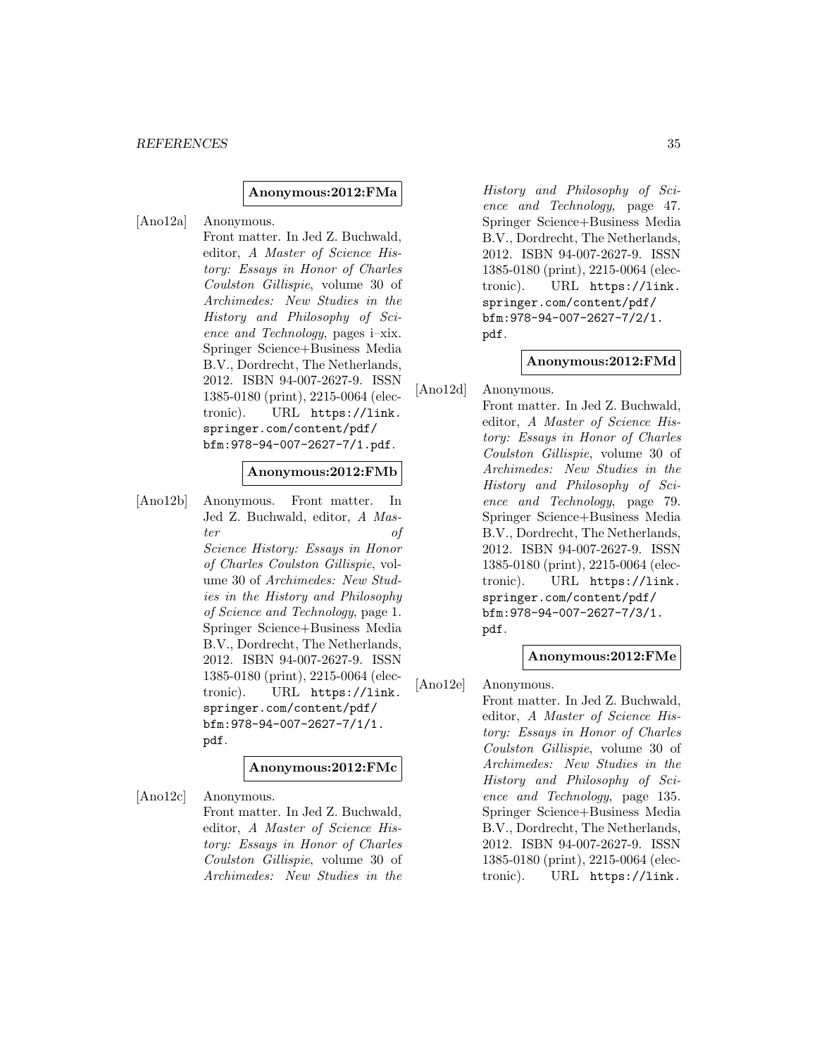**Anonymous:2012:FMa**

[Ano12a] Anonymous. Front matter. In Jed Z. Buchwald, editor, *A Master of Science History: Essays in Honor of Charles Coulston Gillispie*, volume 30 of *Archimedes: New Studies in the History and Philosophy of Science and Technology*, pages i–xix. Springer Science+Business Media B.V., Dordrecht, The Netherlands, 2012. ISBN 94-007-2627-9. ISSN 1385-0180 (print), 2215-0064 (electronic). URL `https://link.springer.com/content/pdf/bfm:978-94-007-2627-7/1.pdf`.

**Anonymous:2012:FMb**

[Ano12b] Anonymous. Front matter. In Jed Z. Buchwald, editor, *A Master of Science History: Essays in Honor of Charles Coulston Gillispie*, volume 30 of *Archimedes: New Studies in the History and Philosophy of Science and Technology*, page 1. Springer Science+Business Media B.V., Dordrecht, The Netherlands, 2012. ISBN 94-007-2627-9. ISSN 1385-0180 (print), 2215-0064 (electronic). URL `https://link.springer.com/content/pdf/bfm:978-94-007-2627-7/1/1.pdf`.

**Anonymous:2012:FMc**

[Ano12c] Anonymous. Front matter. In Jed Z. Buchwald, editor, *A Master of Science History: Essays in Honor of Charles Coulston Gillispie*, volume 30 of *Archimedes: New Studies in the History and Philosophy of Science and Technology*, page 47. Springer Science+Business Media B.V., Dordrecht, The Netherlands, 2012. ISBN 94-007-2627-9. ISSN 1385-0180 (print), 2215-0064 (electronic). URL `https://link.springer.com/content/pdf/bfm:978-94-007-2627-7/2/1.pdf`.

**Anonymous:2012:FMd**

[Ano12d] Anonymous. Front matter. In Jed Z. Buchwald, editor, *A Master of Science History: Essays in Honor of Charles Coulston Gillispie*, volume 30 of *Archimedes: New Studies in the History and Philosophy of Science and Technology*, page 79. Springer Science+Business Media B.V., Dordrecht, The Netherlands, 2012. ISBN 94-007-2627-9. ISSN 1385-0180 (print), 2215-0064 (electronic). URL `https://link.springer.com/content/pdf/bfm:978-94-007-2627-7/3/1.pdf`.

**Anonymous:2012:FMe**

[Ano12e] Anonymous. Front matter. In Jed Z. Buchwald, editor, *A Master of Science History: Essays in Honor of Charles Coulston Gillispie*, volume 30 of *Archimedes: New Studies in the History and Philosophy of Science and Technology*, page 135. Springer Science+Business Media B.V., Dordrecht, The Netherlands, 2012. ISBN 94-007-2627-9. ISSN 1385-0180 (print), 2215-0064 (electronic). URL `https://link.`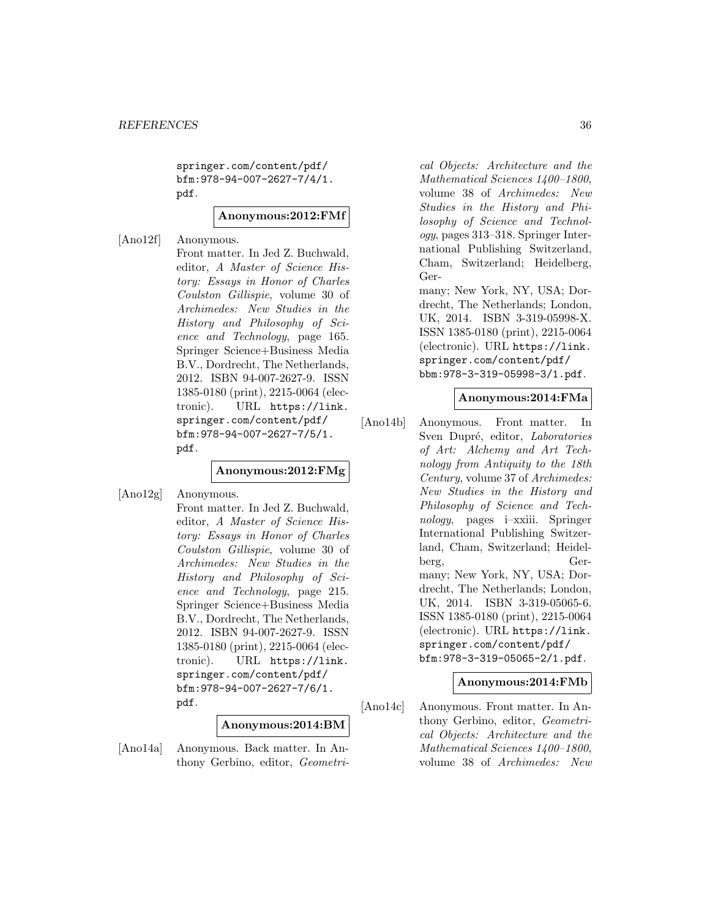springer.com/content/pdf/bfm:978-94-007-2627-7/4/1.pdf.

**Anonymous:2012:FMf**

[Ano12f] Anonymous. Front matter. In Jed Z. Buchwald, editor, *A Master of Science History: Essays in Honor of Charles Coulston Gillispie*, volume 30 of *Archimedes: New Studies in the History and Philosophy of Science and Technology*, page 165. Springer Science+Business Media B.V., Dordrecht, The Netherlands, 2012. ISBN 94-007-2627-9. ISSN 1385-0180 (print), 2215-0064 (electronic). URL https://link.springer.com/content/pdf/bfm:978-94-007-2627-7/5/1.pdf.

**Anonymous:2012:FMg**

[Ano12g] Anonymous. Front matter. In Jed Z. Buchwald, editor, *A Master of Science History: Essays in Honor of Charles Coulston Gillispie*, volume 30 of *Archimedes: New Studies in the History and Philosophy of Science and Technology*, page 215. Springer Science+Business Media B.V., Dordrecht, The Netherlands, 2012. ISBN 94-007-2627-9. ISSN 1385-0180 (print), 2215-0064 (electronic). URL https://link.springer.com/content/pdf/bfm:978-94-007-2627-7/6/1.pdf.

**Anonymous:2014:BM**

[Ano14a] Anonymous. Back matter. In Anthony Gerbino, editor, *Geometrical Objects: Architecture and the Mathematical Sciences 1400–1800*, volume 38 of *Archimedes: New Studies in the History and Philosophy of Science and Technology*, pages 313–318. Springer International Publishing Switzerland, Cham, Switzerland; Heidelberg, Germany; New York, NY, USA; Dordrecht, The Netherlands; London, UK, 2014. ISBN 3-319-05998-X. ISSN 1385-0180 (print), 2215-0064 (electronic). URL https://link.springer.com/content/pdf/bbm:978-3-319-05998-3/1.pdf.

**Anonymous:2014:FMa**

[Ano14b] Anonymous. Front matter. In Sven Dupré, editor, *Laboratories of Art: Alchemy and Art Technology from Antiquity to the 18th Century*, volume 37 of *Archimedes: New Studies in the History and Philosophy of Science and Technology*, pages i–xxiii. Springer International Publishing Switzerland, Cham, Switzerland; Heidelberg, Germany; New York, NY, USA; Dordrecht, The Netherlands; London, UK, 2014. ISBN 3-319-05065-6. ISSN 1385-0180 (print), 2215-0064 (electronic). URL https://link.springer.com/content/pdf/bfm:978-3-319-05065-2/1.pdf.

**Anonymous:2014:FMb**

[Ano14c] Anonymous. Front matter. In Anthony Gerbino, editor, *Geometrical Objects: Architecture and the Mathematical Sciences 1400–1800*, volume 38 of *Archimedes: New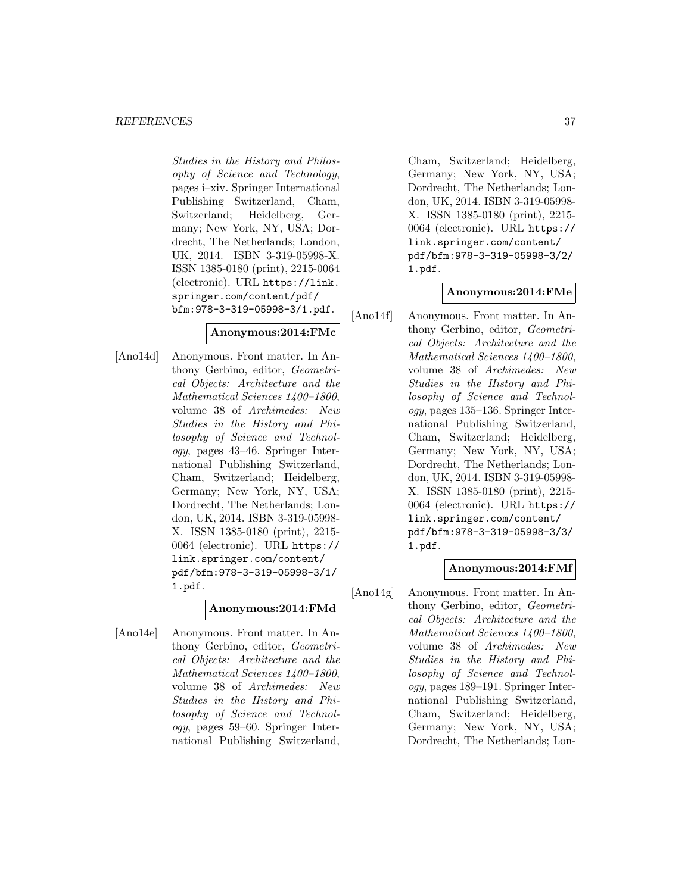*Studies in the History and Philosophy of Science and Technology*, pages i–xiv. Springer International Publishing Switzerland, Cham, Switzerland; Heidelberg, Germany; New York, NY, USA; Dordrecht, The Netherlands; London, UK, 2014. ISBN 3-319-05998-X. ISSN 1385-0180 (print), 2215-0064 (electronic). URL `https://link.springer.com/content/pdf/bfm:978-3-319-05998-3/1.pdf`.

**Anonymous:2014:FMc**

[Ano14d] Anonymous. Front matter. In Anthony Gerbino, editor, *Geometrical Objects: Architecture and the Mathematical Sciences 1400–1800*, volume 38 of *Archimedes: New Studies in the History and Philosophy of Science and Technology*, pages 43–46. Springer International Publishing Switzerland, Cham, Switzerland; Heidelberg, Germany; New York, NY, USA; Dordrecht, The Netherlands; London, UK, 2014. ISBN 3-319-05998-X. ISSN 1385-0180 (print), 2215-0064 (electronic). URL `https://link.springer.com/content/pdf/bfm:978-3-319-05998-3/1/1.pdf`.

**Anonymous:2014:FMd**

[Ano14e] Anonymous. Front matter. In Anthony Gerbino, editor, *Geometrical Objects: Architecture and the Mathematical Sciences 1400–1800*, volume 38 of *Archimedes: New Studies in the History and Philosophy of Science and Technology*, pages 59–60. Springer International Publishing Switzerland, Cham, Switzerland; Heidelberg, Germany; New York, NY, USA; Dordrecht, The Netherlands; London, UK, 2014. ISBN 3-319-05998-X. ISSN 1385-0180 (print), 2215-0064 (electronic). URL `https://link.springer.com/content/pdf/bfm:978-3-319-05998-3/2/1.pdf`.

**Anonymous:2014:FMe**

[Ano14f] Anonymous. Front matter. In Anthony Gerbino, editor, *Geometrical Objects: Architecture and the Mathematical Sciences 1400–1800*, volume 38 of *Archimedes: New Studies in the History and Philosophy of Science and Technology*, pages 135–136. Springer International Publishing Switzerland, Cham, Switzerland; Heidelberg, Germany; New York, NY, USA; Dordrecht, The Netherlands; London, UK, 2014. ISBN 3-319-05998-X. ISSN 1385-0180 (print), 2215-0064 (electronic). URL `https://link.springer.com/content/pdf/bfm:978-3-319-05998-3/3/1.pdf`.

**Anonymous:2014:FMf**

[Ano14g] Anonymous. Front matter. In Anthony Gerbino, editor, *Geometrical Objects: Architecture and the Mathematical Sciences 1400–1800*, volume 38 of *Archimedes: New Studies in the History and Philosophy of Science and Technology*, pages 189–191. Springer International Publishing Switzerland, Cham, Switzerland; Heidelberg, Germany; New York, NY, USA; Dordrecht, The Netherlands; Lon-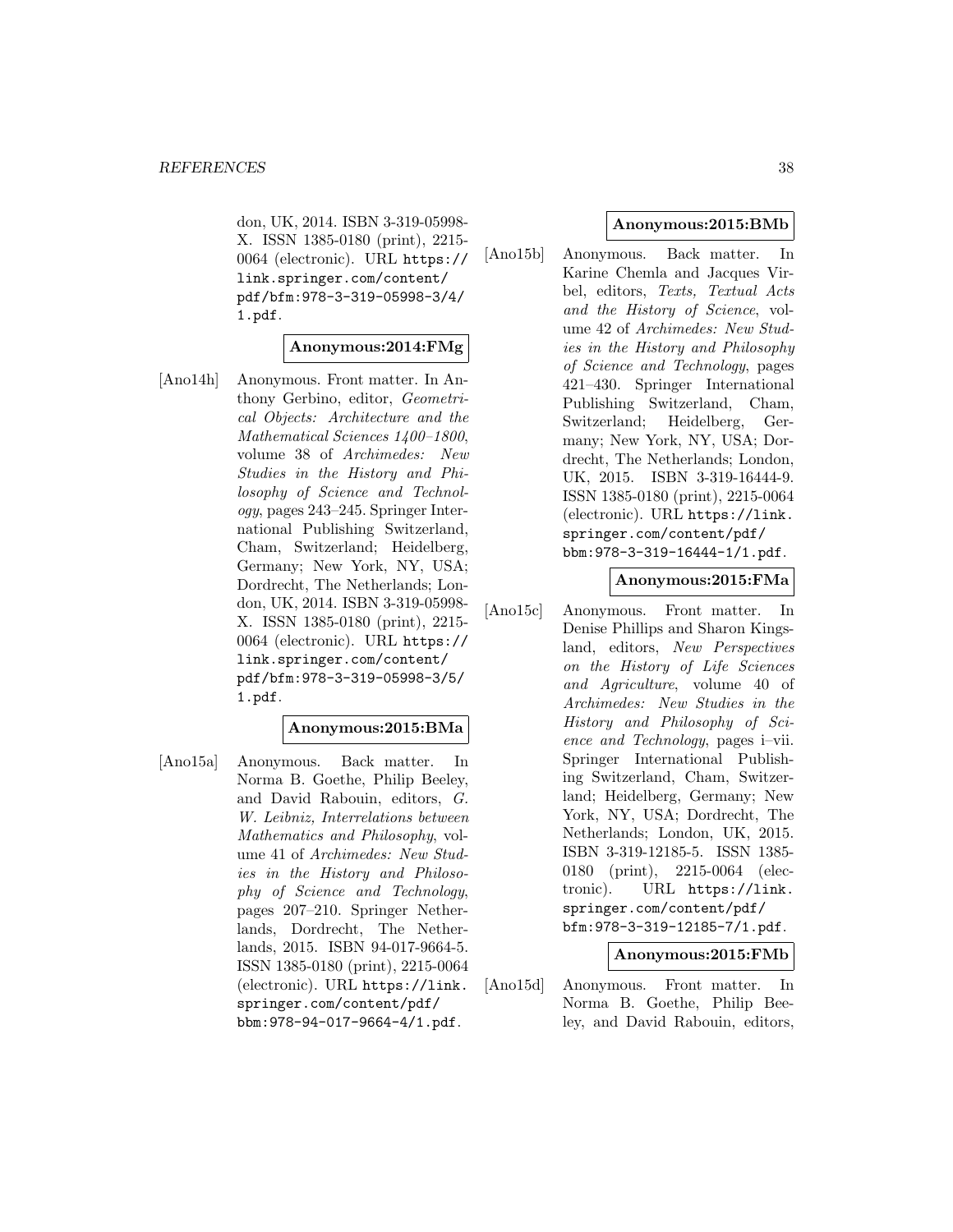don, UK, 2014. ISBN 3-319-05998-X. ISSN 1385-0180 (print), 2215-0064 (electronic). URL https://link.springer.com/content/pdf/bfm:978-3-319-05998-3/4/1.pdf.

**Anonymous:2014:FMg**

[Ano14h] Anonymous. Front matter. In Anthony Gerbino, editor, *Geometrical Objects: Architecture and the Mathematical Sciences 1400–1800*, volume 38 of *Archimedes: New Studies in the History and Philosophy of Science and Technology*, pages 243–245. Springer International Publishing Switzerland, Cham, Switzerland; Heidelberg, Germany; New York, NY, USA; Dordrecht, The Netherlands; London, UK, 2014. ISBN 3-319-05998-X. ISSN 1385-0180 (print), 2215-0064 (electronic). URL https://link.springer.com/content/pdf/bfm:978-3-319-05998-3/5/1.pdf.

**Anonymous:2015:BMa**

[Ano15a] Anonymous. Back matter. In Norma B. Goethe, Philip Beeley, and David Rabouin, editors, *G. W. Leibniz, Interrelations between Mathematics and Philosophy*, volume 41 of *Archimedes: New Studies in the History and Philosophy of Science and Technology*, pages 207–210. Springer Netherlands, Dordrecht, The Netherlands, 2015. ISBN 94-017-9664-5. ISSN 1385-0180 (print), 2215-0064 (electronic). URL https://link.springer.com/content/pdf/bbm:978-94-017-9664-4/1.pdf.

**Anonymous:2015:BMb**

[Ano15b] Anonymous. Back matter. In Karine Chemla and Jacques Virbel, editors, *Texts, Textual Acts and the History of Science*, volume 42 of *Archimedes: New Studies in the History and Philosophy of Science and Technology*, pages 421–430. Springer International Publishing Switzerland, Cham, Switzerland; Heidelberg, Germany; New York, NY, USA; Dordrecht, The Netherlands; London, UK, 2015. ISBN 3-319-16444-9. ISSN 1385-0180 (print), 2215-0064 (electronic). URL https://link.springer.com/content/pdf/bbm:978-3-319-16444-1/1.pdf.

**Anonymous:2015:FMa**

[Ano15c] Anonymous. Front matter. In Denise Phillips and Sharon Kingsland, editors, *New Perspectives on the History of Life Sciences and Agriculture*, volume 40 of *Archimedes: New Studies in the History and Philosophy of Science and Technology*, pages i–vii. Springer International Publishing Switzerland, Cham, Switzerland; Heidelberg, Germany; New York, NY, USA; Dordrecht, The Netherlands; London, UK, 2015. ISBN 3-319-12185-5. ISSN 1385-0180 (print), 2215-0064 (electronic). URL https://link.springer.com/content/pdf/bfm:978-3-319-12185-7/1.pdf.

**Anonymous:2015:FMb**

[Ano15d] Anonymous. Front matter. In Norma B. Goethe, Philip Beeley, and David Rabouin, editors,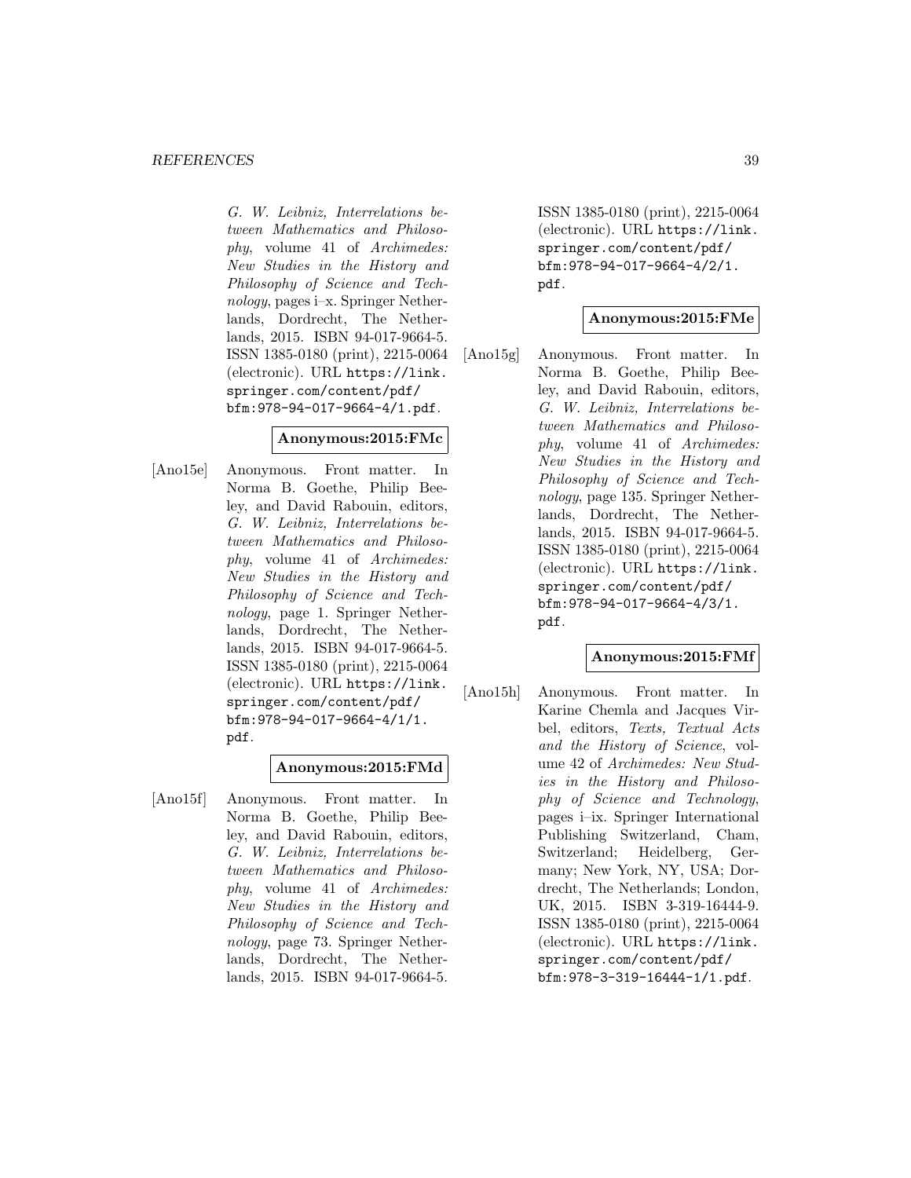*G. W. Leibniz, Interrelations between Mathematics and Philosophy*, volume 41 of *Archimedes: New Studies in the History and Philosophy of Science and Technology*, pages i–x. Springer Netherlands, Dordrecht, The Netherlands, 2015. ISBN 94-017-9664-5. ISSN 1385-0180 (print), 2215-0064 (electronic). URL `https://link.springer.com/content/pdf/bfm:978-94-017-9664-4/1.pdf`.

**Anonymous:2015:FMc**

[Ano15e] Anonymous. Front matter. In Norma B. Goethe, Philip Beeley, and David Rabouin, editors, *G. W. Leibniz, Interrelations between Mathematics and Philosophy*, volume 41 of *Archimedes: New Studies in the History and Philosophy of Science and Technology*, page 1. Springer Netherlands, Dordrecht, The Netherlands, 2015. ISBN 94-017-9664-5. ISSN 1385-0180 (print), 2215-0064 (electronic). URL `https://link.springer.com/content/pdf/bfm:978-94-017-9664-4/1/1.pdf`.

**Anonymous:2015:FMd**

[Ano15f] Anonymous. Front matter. In Norma B. Goethe, Philip Beeley, and David Rabouin, editors, *G. W. Leibniz, Interrelations between Mathematics and Philosophy*, volume 41 of *Archimedes: New Studies in the History and Philosophy of Science and Technology*, page 73. Springer Netherlands, Dordrecht, The Netherlands, 2015. ISBN 94-017-9664-5. ISSN 1385-0180 (print), 2215-0064 (electronic). URL `https://link.springer.com/content/pdf/bfm:978-94-017-9664-4/2/1.pdf`.

**Anonymous:2015:FMe**

[Ano15g] Anonymous. Front matter. In Norma B. Goethe, Philip Beeley, and David Rabouin, editors, *G. W. Leibniz, Interrelations between Mathematics and Philosophy*, volume 41 of *Archimedes: New Studies in the History and Philosophy of Science and Technology*, page 135. Springer Netherlands, Dordrecht, The Netherlands, 2015. ISBN 94-017-9664-5. ISSN 1385-0180 (print), 2215-0064 (electronic). URL `https://link.springer.com/content/pdf/bfm:978-94-017-9664-4/3/1.pdf`.

**Anonymous:2015:FMf**

[Ano15h] Anonymous. Front matter. In Karine Chemla and Jacques Virbel, editors, *Texts, Textual Acts and the History of Science*, volume 42 of *Archimedes: New Studies in the History and Philosophy of Science and Technology*, pages i–ix. Springer International Publishing Switzerland, Cham, Switzerland; Heidelberg, Germany; New York, NY, USA; Dordrecht, The Netherlands; London, UK, 2015. ISBN 3-319-16444-9. ISSN 1385-0180 (print), 2215-0064 (electronic). URL `https://link.springer.com/content/pdf/bfm:978-3-319-16444-1/1.pdf`.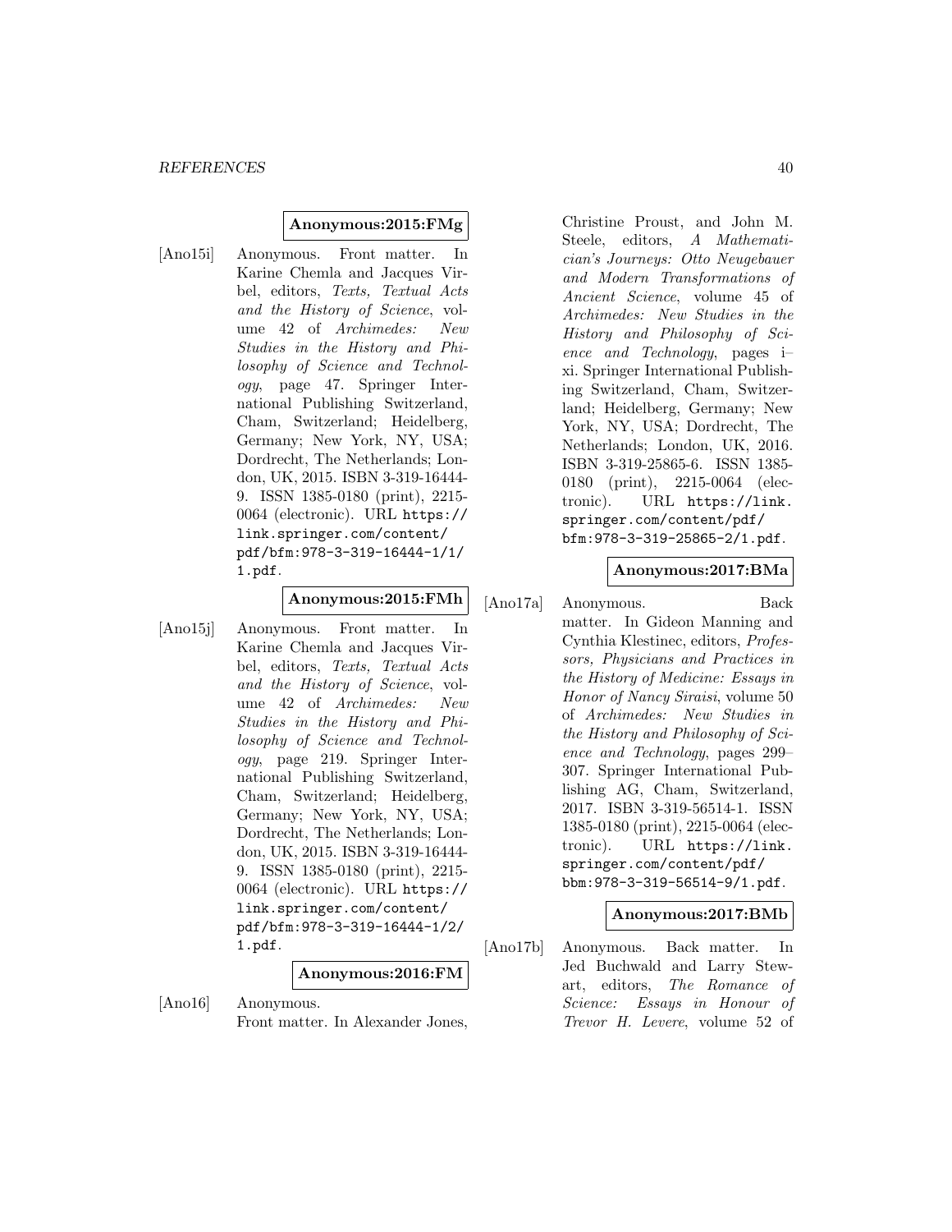**Anonymous:2015:FMg**

[Ano15i] Anonymous. Front matter. In Karine Chemla and Jacques Virbel, editors, *Texts, Textual Acts and the History of Science*, volume 42 of *Archimedes: New Studies in the History and Philosophy of Science and Technology*, page 47. Springer International Publishing Switzerland, Cham, Switzerland; Heidelberg, Germany; New York, NY, USA; Dordrecht, The Netherlands; London, UK, 2015. ISBN 3-319-16444-9. ISSN 1385-0180 (print), 2215-0064 (electronic). URL `https://link.springer.com/content/pdf/bfm:978-3-319-16444-1/1/1.pdf`.

**Anonymous:2015:FMh**

[Ano15j] Anonymous. Front matter. In Karine Chemla and Jacques Virbel, editors, *Texts, Textual Acts and the History of Science*, volume 42 of *Archimedes: New Studies in the History and Philosophy of Science and Technology*, page 219. Springer International Publishing Switzerland, Cham, Switzerland; Heidelberg, Germany; New York, NY, USA; Dordrecht, The Netherlands; London, UK, 2015. ISBN 3-319-16444-9. ISSN 1385-0180 (print), 2215-0064 (electronic). URL `https://link.springer.com/content/pdf/bfm:978-3-319-16444-1/2/1.pdf`.

**Anonymous:2016:FM**

[Ano16] Anonymous. Front matter. In Alexander Jones, Christine Proust, and John M. Steele, editors, *A Mathematician's Journeys: Otto Neugebauer and Modern Transformations of Ancient Science*, volume 45 of *Archimedes: New Studies in the History and Philosophy of Science and Technology*, pages i–xi. Springer International Publishing Switzerland, Cham, Switzerland; Heidelberg, Germany; New York, NY, USA; Dordrecht, The Netherlands; London, UK, 2016. ISBN 3-319-25865-6. ISSN 1385-0180 (print), 2215-0064 (electronic). URL `https://link.springer.com/content/pdf/bfm:978-3-319-25865-2/1.pdf`.

**Anonymous:2017:BMa**

[Ano17a] Anonymous. Back matter. In Gideon Manning and Cynthia Klestinec, editors, *Professors, Physicians and Practices in the History of Medicine: Essays in Honor of Nancy Siraisi*, volume 50 of *Archimedes: New Studies in the History and Philosophy of Science and Technology*, pages 299–307. Springer International Publishing AG, Cham, Switzerland, 2017. ISBN 3-319-56514-1. ISSN 1385-0180 (print), 2215-0064 (electronic). URL `https://link.springer.com/content/pdf/bbm:978-3-319-56514-9/1.pdf`.

**Anonymous:2017:BMb**

[Ano17b] Anonymous. Back matter. In Jed Buchwald and Larry Stewart, editors, *The Romance of Science: Essays in Honour of Trevor H. Levere*, volume 52 of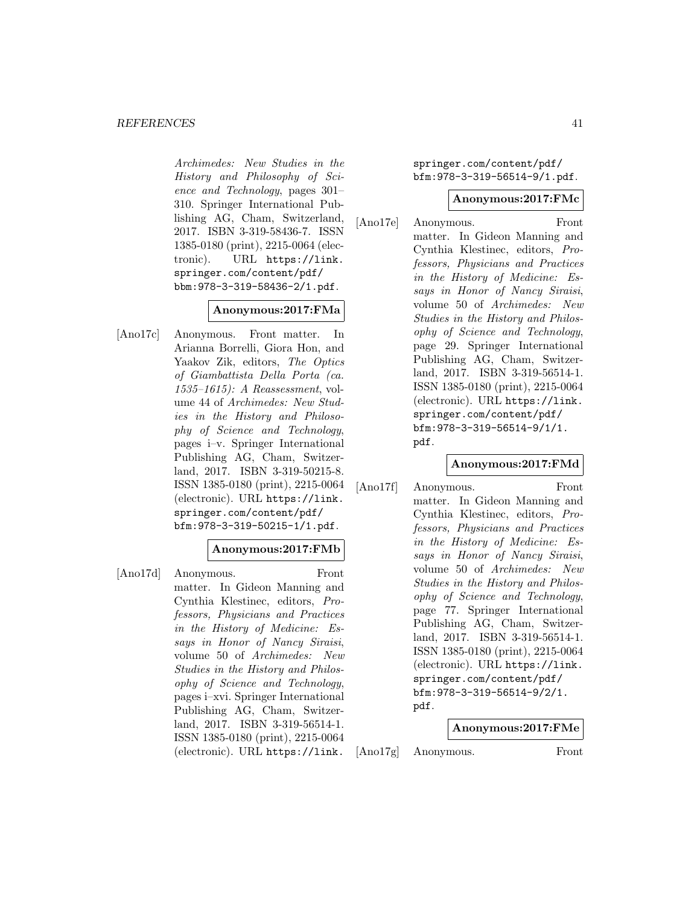*Archimedes: New Studies in the History and Philosophy of Science and Technology*, pages 301–310. Springer International Publishing AG, Cham, Switzerland, 2017. ISBN 3-319-58436-7. ISSN 1385-0180 (print), 2215-0064 (electronic). URL `https://link.springer.com/content/pdf/bbm:978-3-319-58436-2/1.pdf`.

**Anonymous:2017:FMa**

[Ano17c] Anonymous. Front matter. In Arianna Borrelli, Giora Hon, and Yaakov Zik, editors, *The Optics of Giambattista Della Porta (ca. 1535–1615): A Reassessment*, volume 44 of *Archimedes: New Studies in the History and Philosophy of Science and Technology*, pages i–v. Springer International Publishing AG, Cham, Switzerland, 2017. ISBN 3-319-50215-8. ISSN 1385-0180 (print), 2215-0064 (electronic). URL `https://link.springer.com/content/pdf/bfm:978-3-319-50215-1/1.pdf`.

**Anonymous:2017:FMb**

[Ano17d] Anonymous. Front matter. In Gideon Manning and Cynthia Klestinec, editors, *Professors, Physicians and Practices in the History of Medicine: Essays in Honor of Nancy Siraisi*, volume 50 of *Archimedes: New Studies in the History and Philosophy of Science and Technology*, pages i–xvi. Springer International Publishing AG, Cham, Switzerland, 2017. ISBN 3-319-56514-1. ISSN 1385-0180 (print), 2215-0064 (electronic). URL `https://link.springer.com/content/pdf/bfm:978-3-319-56514-9/1.pdf`.

**Anonymous:2017:FMc**

[Ano17e] Anonymous. Front matter. In Gideon Manning and Cynthia Klestinec, editors, *Professors, Physicians and Practices in the History of Medicine: Essays in Honor of Nancy Siraisi*, volume 50 of *Archimedes: New Studies in the History and Philosophy of Science and Technology*, page 29. Springer International Publishing AG, Cham, Switzerland, 2017. ISBN 3-319-56514-1. ISSN 1385-0180 (print), 2215-0064 (electronic). URL `https://link.springer.com/content/pdf/bfm:978-3-319-56514-9/1/1.pdf`.

**Anonymous:2017:FMd**

[Ano17f] Anonymous. Front matter. In Gideon Manning and Cynthia Klestinec, editors, *Professors, Physicians and Practices in the History of Medicine: Essays in Honor of Nancy Siraisi*, volume 50 of *Archimedes: New Studies in the History and Philosophy of Science and Technology*, page 77. Springer International Publishing AG, Cham, Switzerland, 2017. ISBN 3-319-56514-1. ISSN 1385-0180 (print), 2215-0064 (electronic). URL `https://link.springer.com/content/pdf/bfm:978-3-319-56514-9/2/1.pdf`.

**Anonymous:2017:FMe**

[Ano17g] Anonymous. Front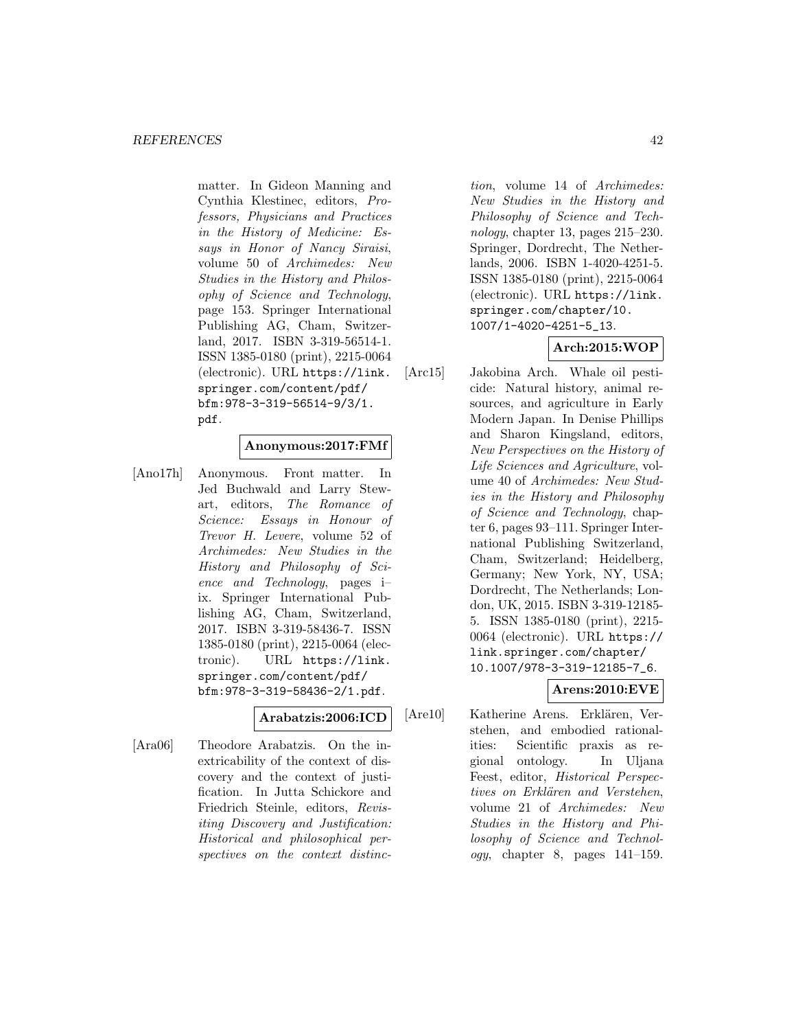matter. In Gideon Manning and Cynthia Klestinec, editors, *Professors, Physicians and Practices in the History of Medicine: Essays in Honor of Nancy Siraisi*, volume 50 of *Archimedes: New Studies in the History and Philosophy of Science and Technology*, page 153. Springer International Publishing AG, Cham, Switzerland, 2017. ISBN 3-319-56514-1. ISSN 1385-0180 (print), 2215-0064 (electronic). URL https://link.springer.com/content/pdf/bfm:978-3-319-56514-9/3/1.pdf.

**Anonymous:2017:FMf**

[Ano17h] Anonymous. Front matter. In Jed Buchwald and Larry Stewart, editors, *The Romance of Science: Essays in Honour of Trevor H. Levere*, volume 52 of *Archimedes: New Studies in the History and Philosophy of Science and Technology*, pages i–ix. Springer International Publishing AG, Cham, Switzerland, 2017. ISBN 3-319-58436-7. ISSN 1385-0180 (print), 2215-0064 (electronic). URL https://link.springer.com/content/pdf/bfm:978-3-319-58436-2/1.pdf.

**Arabatzis:2006:ICD**

[Ara06] Theodore Arabatzis. On the inextricability of the context of discovery and the context of justification. In Jutta Schickore and Friedrich Steinle, editors, *Revisiting Discovery and Justification: Historical and philosophical perspectives on the context distinction*, volume 14 of *Archimedes: New Studies in the History and Philosophy of Science and Technology*, chapter 13, pages 215–230. Springer, Dordrecht, The Netherlands, 2006. ISBN 1-4020-4251-5. ISSN 1385-0180 (print), 2215-0064 (electronic). URL https://link.springer.com/chapter/10.1007/1-4020-4251-5_13.

**Arch:2015:WOP**

[Arc15] Jakobina Arch. Whale oil pesticide: Natural history, animal resources, and agriculture in Early Modern Japan. In Denise Phillips and Sharon Kingsland, editors, *New Perspectives on the History of Life Sciences and Agriculture*, volume 40 of *Archimedes: New Studies in the History and Philosophy of Science and Technology*, chapter 6, pages 93–111. Springer International Publishing Switzerland, Cham, Switzerland; Heidelberg, Germany; New York, NY, USA; Dordrecht, The Netherlands; London, UK, 2015. ISBN 3-319-12185-5. ISSN 1385-0180 (print), 2215-0064 (electronic). URL https://link.springer.com/chapter/10.1007/978-3-319-12185-7_6.

**Arens:2010:EVE**

[Are10] Katherine Arens. Erklären, Verstehen, and embodied rationalities: Scientific praxis as regional ontology. In Uljana Feest, editor, *Historical Perspectives on Erklären and Verstehen*, volume 21 of *Archimedes: New Studies in the History and Philosophy of Science and Technology*, chapter 8, pages 141–159.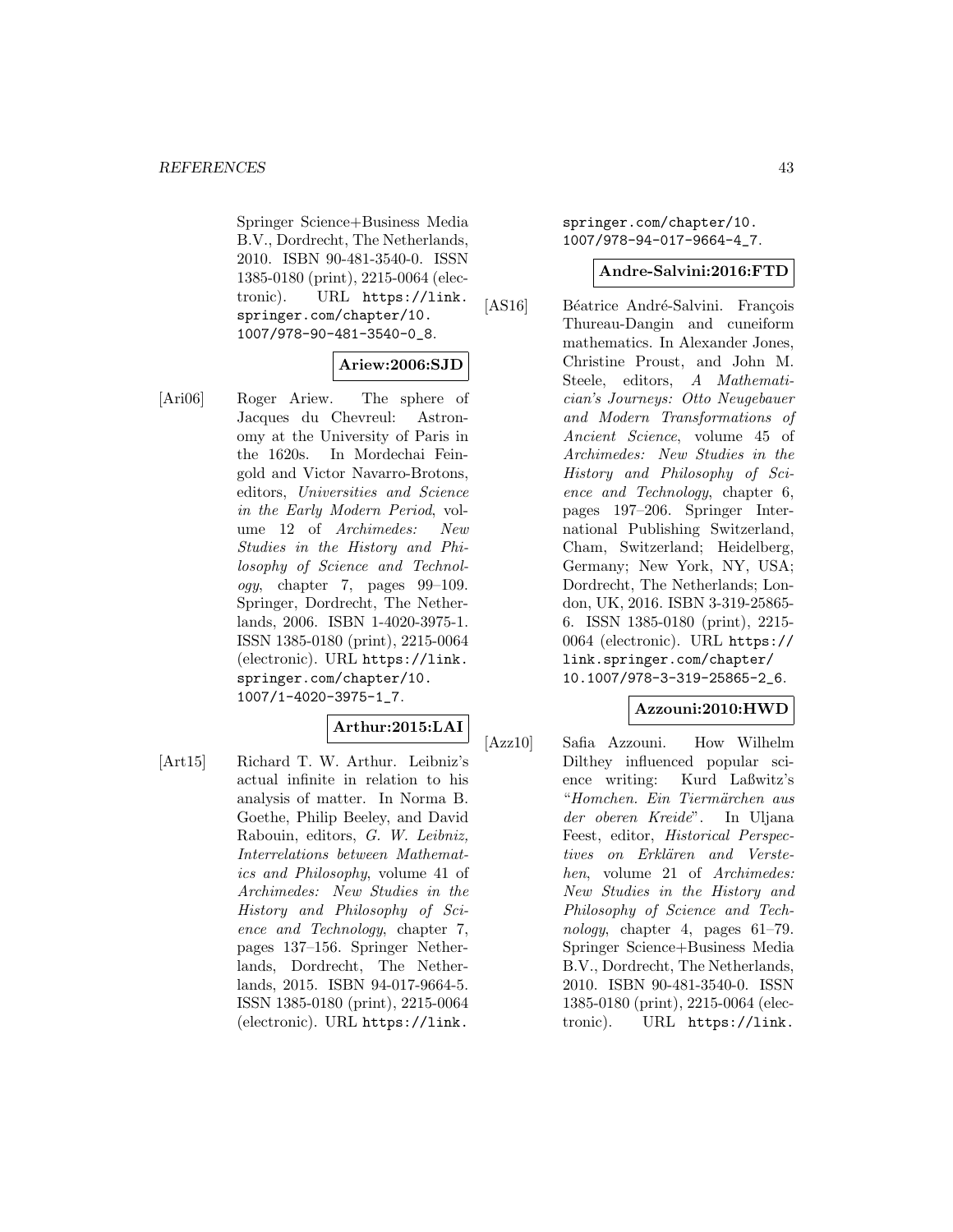Springer Science+Business Media B.V., Dordrecht, The Netherlands, 2010. ISBN 90-481-3540-0. ISSN 1385-0180 (print), 2215-0064 (electronic). URL https://link.springer.com/chapter/10.1007/978-90-481-3540-0_8.

**Ariew:2006:SJD**

[Ari06] Roger Ariew. The sphere of Jacques du Chevreul: Astronomy at the University of Paris in the 1620s. In Mordechai Feingold and Victor Navarro-Brotons, editors, *Universities and Science in the Early Modern Period*, volume 12 of *Archimedes: New Studies in the History and Philosophy of Science and Technology*, chapter 7, pages 99–109. Springer, Dordrecht, The Netherlands, 2006. ISBN 1-4020-3975-1. ISSN 1385-0180 (print), 2215-0064 (electronic). URL https://link.springer.com/chapter/10.1007/1-4020-3975-1_7.

**Arthur:2015:LAI**

[Art15] Richard T. W. Arthur. Leibniz's actual infinite in relation to his analysis of matter. In Norma B. Goethe, Philip Beeley, and David Rabouin, editors, *G. W. Leibniz, Interrelations between Mathematics and Philosophy*, volume 41 of *Archimedes: New Studies in the History and Philosophy of Science and Technology*, chapter 7, pages 137–156. Springer Netherlands, Dordrecht, The Netherlands, 2015. ISBN 94-017-9664-5. ISSN 1385-0180 (print), 2215-0064 (electronic). URL https://link.springer.com/chapter/10.1007/978-94-017-9664-4_7.

**Andre-Salvini:2016:FTD**

[AS16] Béatrice André-Salvini. François Thureau-Dangin and cuneiform mathematics. In Alexander Jones, Christine Proust, and John M. Steele, editors, *A Mathematician's Journeys: Otto Neugebauer and Modern Transformations of Ancient Science*, volume 45 of *Archimedes: New Studies in the History and Philosophy of Science and Technology*, chapter 6, pages 197–206. Springer International Publishing Switzerland, Cham, Switzerland; Heidelberg, Germany; New York, NY, USA; Dordrecht, The Netherlands; London, UK, 2016. ISBN 3-319-25865-6. ISSN 1385-0180 (print), 2215-0064 (electronic). URL https://link.springer.com/chapter/10.1007/978-3-319-25865-2_6.

**Azzouni:2010:HWD**

[Azz10] Safia Azzouni. How Wilhelm Dilthey influenced popular science writing: Kurd Laßwitz's "*Homchen. Ein Tiermärchen aus der oberen Kreide*". In Uljana Feest, editor, *Historical Perspectives on Erklären and Verstehen*, volume 21 of *Archimedes: New Studies in the History and Philosophy of Science and Technology*, chapter 4, pages 61–79. Springer Science+Business Media B.V., Dordrecht, The Netherlands, 2010. ISBN 90-481-3540-0. ISSN 1385-0180 (print), 2215-0064 (electronic). URL https://link.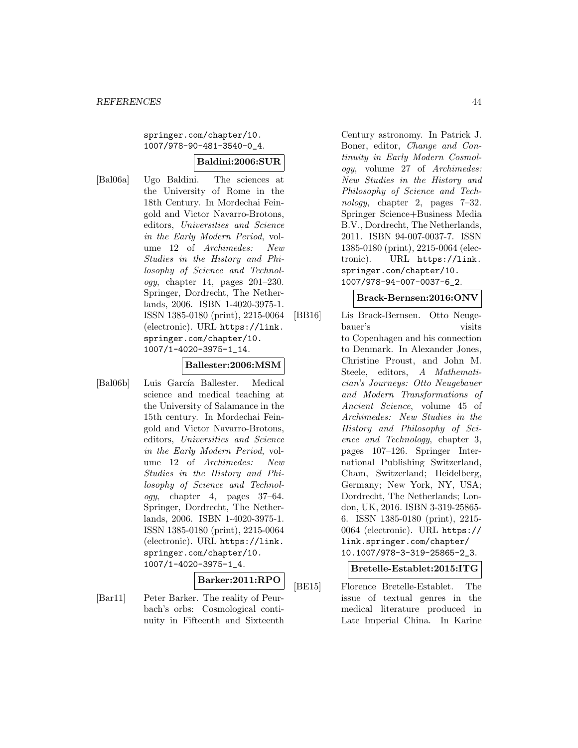springer.com/chapter/10.1007/978-90-481-3540-0_4.

**Baldini:2006:SUR**

[Bal06a] Ugo Baldini. The sciences at the University of Rome in the 18th Century. In Mordechai Feingold and Victor Navarro-Brotons, editors, *Universities and Science in the Early Modern Period*, volume 12 of *Archimedes: New Studies in the History and Philosophy of Science and Technology*, chapter 14, pages 201–230. Springer, Dordrecht, The Netherlands, 2006. ISBN 1-4020-3975-1. ISSN 1385-0180 (print), 2215-0064 (electronic). URL https://link.springer.com/chapter/10.1007/1-4020-3975-1_14.

**Ballester:2006:MSM**

[Bal06b] Luis García Ballester. Medical science and medical teaching at the University of Salamance in the 15th century. In Mordechai Feingold and Victor Navarro-Brotons, editors, *Universities and Science in the Early Modern Period*, volume 12 of *Archimedes: New Studies in the History and Philosophy of Science and Technology*, chapter 4, pages 37–64. Springer, Dordrecht, The Netherlands, 2006. ISBN 1-4020-3975-1. ISSN 1385-0180 (print), 2215-0064 (electronic). URL https://link.springer.com/chapter/10.1007/1-4020-3975-1_4.

**Barker:2011:RPO**

[Bar11] Peter Barker. The reality of Peurbach's orbs: Cosmological continuity in Fifteenth and Sixteenth Century astronomy. In Patrick J. Boner, editor, *Change and Continuity in Early Modern Cosmology*, volume 27 of *Archimedes: New Studies in the History and Philosophy of Science and Technology*, chapter 2, pages 7–32. Springer Science+Business Media B.V., Dordrecht, The Netherlands, 2011. ISBN 94-007-0037-7. ISSN 1385-0180 (print), 2215-0064 (electronic). URL https://link.springer.com/chapter/10.1007/978-94-007-0037-6_2.

**Brack-Bernsen:2016:ONV**

[BB16] Lis Brack-Bernsen. Otto Neugebauer's visits to Copenhagen and his connection to Denmark. In Alexander Jones, Christine Proust, and John M. Steele, editors, *A Mathematician's Journeys: Otto Neugebauer and Modern Transformations of Ancient Science*, volume 45 of *Archimedes: New Studies in the History and Philosophy of Science and Technology*, chapter 3, pages 107–126. Springer International Publishing Switzerland, Cham, Switzerland; Heidelberg, Germany; New York, NY, USA; Dordrecht, The Netherlands; London, UK, 2016. ISBN 3-319-25865-6. ISSN 1385-0180 (print), 2215-0064 (electronic). URL https://link.springer.com/chapter/10.1007/978-3-319-25865-2_3.

**Bretelle-Establet:2015:ITG**

[BE15] Florence Bretelle-Establet. The issue of textual genres in the medical literature produced in Late Imperial China. In Karine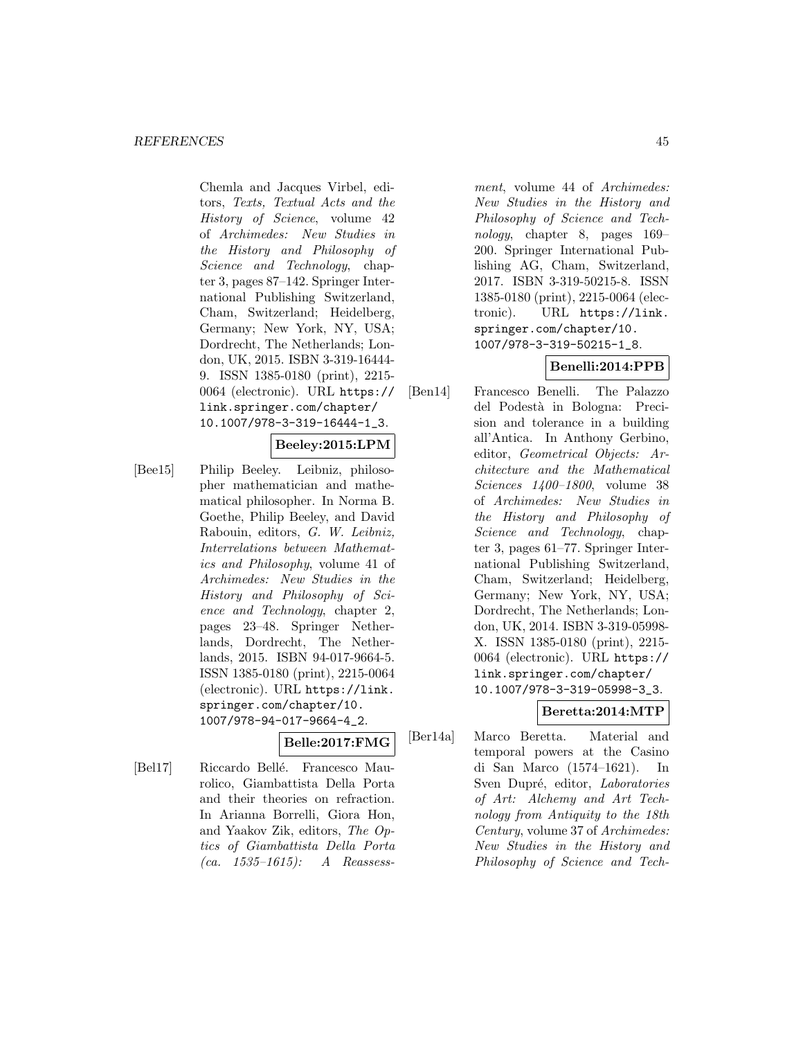Chemla and Jacques Virbel, editors, *Texts, Textual Acts and the History of Science*, volume 42 of *Archimedes: New Studies in the History and Philosophy of Science and Technology*, chapter 3, pages 87–142. Springer International Publishing Switzerland, Cham, Switzerland; Heidelberg, Germany; New York, NY, USA; Dordrecht, The Netherlands; London, UK, 2015. ISBN 3-319-16444-9. ISSN 1385-0180 (print), 2215-0064 (electronic). URL https://link.springer.com/chapter/10.1007/978-3-319-16444-1_3.

**Beeley:2015:LPM**

[Bee15] Philip Beeley. Leibniz, philosopher mathematician and mathematical philosopher. In Norma B. Goethe, Philip Beeley, and David Rabouin, editors, *G. W. Leibniz, Interrelations between Mathematics and Philosophy*, volume 41 of *Archimedes: New Studies in the History and Philosophy of Science and Technology*, chapter 2, pages 23–48. Springer Netherlands, Dordrecht, The Netherlands, 2015. ISBN 94-017-9664-5. ISSN 1385-0180 (print), 2215-0064 (electronic). URL https://link.springer.com/chapter/10.1007/978-94-017-9664-4_2.

**Belle:2017:FMG**

[Bel17] Riccardo Bellé. Francesco Maurolico, Giambattista Della Porta and their theories on refraction. In Arianna Borrelli, Giora Hon, and Yaakov Zik, editors, *The Optics of Giambattista Della Porta (ca. 1535–1615): A Reassessment*, volume 44 of *Archimedes: New Studies in the History and Philosophy of Science and Technology*, chapter 8, pages 169–200. Springer International Publishing AG, Cham, Switzerland, 2017. ISBN 3-319-50215-8. ISSN 1385-0180 (print), 2215-0064 (electronic). URL https://link.springer.com/chapter/10.1007/978-3-319-50215-1_8.

**Benelli:2014:PPB**

[Ben14] Francesco Benelli. The Palazzo del Podestà in Bologna: Precision and tolerance in a building all'Antica. In Anthony Gerbino, editor, *Geometrical Objects: Architecture and the Mathematical Sciences 1400–1800*, volume 38 of *Archimedes: New Studies in the History and Philosophy of Science and Technology*, chapter 3, pages 61–77. Springer International Publishing Switzerland, Cham, Switzerland; Heidelberg, Germany; New York, NY, USA; Dordrecht, The Netherlands; London, UK, 2014. ISBN 3-319-05998-X. ISSN 1385-0180 (print), 2215-0064 (electronic). URL https://link.springer.com/chapter/10.1007/978-3-319-05998-3_3.

**Beretta:2014:MTP**

[Ber14a] Marco Beretta. Material and temporal powers at the Casino di San Marco (1574–1621). In Sven Dupré, editor, *Laboratories of Art: Alchemy and Art Technology from Antiquity to the 18th Century*, volume 37 of *Archimedes: New Studies in the History and Philosophy of Science and Tech-*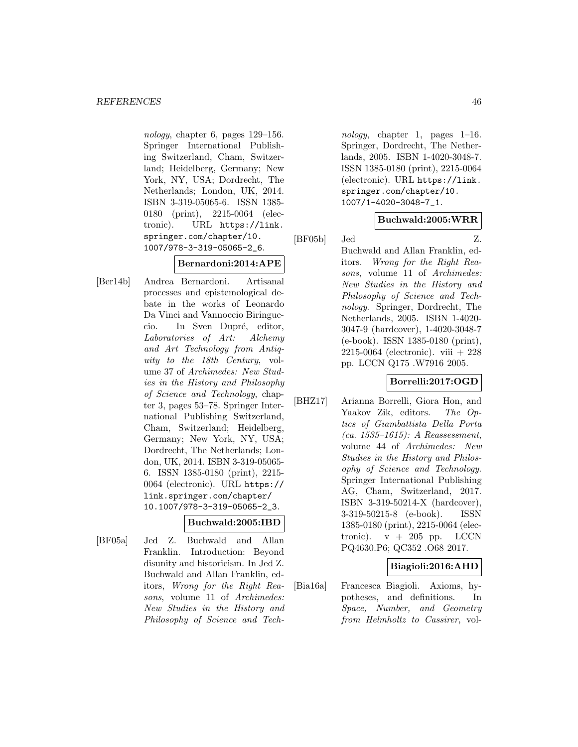*nology*, chapter 6, pages 129–156. Springer International Publishing Switzerland, Cham, Switzerland; Heidelberg, Germany; New York, NY, USA; Dordrecht, The Netherlands; London, UK, 2014. ISBN 3-319-05065-6. ISSN 1385-0180 (print), 2215-0064 (electronic). URL https://link.springer.com/chapter/10.1007/978-3-319-05065-2_6.

**Bernardoni:2014:APE**

[Ber14b] Andrea Bernardoni. Artisanal processes and epistemological debate in the works of Leonardo Da Vinci and Vannoccio Biringuccio. In Sven Dupré, editor, *Laboratories of Art: Alchemy and Art Technology from Antiquity to the 18th Century*, volume 37 of *Archimedes: New Studies in the History and Philosophy of Science and Technology*, chapter 3, pages 53–78. Springer International Publishing Switzerland, Cham, Switzerland; Heidelberg, Germany; New York, NY, USA; Dordrecht, The Netherlands; London, UK, 2014. ISBN 3-319-05065-6. ISSN 1385-0180 (print), 2215-0064 (electronic). URL https://link.springer.com/chapter/10.1007/978-3-319-05065-2_3.

**Buchwald:2005:IBD**

[BF05a] Jed Z. Buchwald and Allan Franklin. Introduction: Beyond disunity and historicism. In Jed Z. Buchwald and Allan Franklin, editors, *Wrong for the Right Reasons*, volume 11 of *Archimedes: New Studies in the History and Philosophy of Science and Technology*, chapter 1, pages 1–16. Springer, Dordrecht, The Netherlands, 2005. ISBN 1-4020-3048-7. ISSN 1385-0180 (print), 2215-0064 (electronic). URL https://link.springer.com/chapter/10.1007/1-4020-3048-7_1.

**Buchwald:2005:WRR**

[BF05b] Jed Z. Buchwald and Allan Franklin, editors. *Wrong for the Right Reasons*, volume 11 of *Archimedes: New Studies in the History and Philosophy of Science and Technology*. Springer, Dordrecht, The Netherlands, 2005. ISBN 1-4020-3047-9 (hardcover), 1-4020-3048-7 (e-book). ISSN 1385-0180 (print), 2215-0064 (electronic). viii + 228 pp. LCCN Q175 .W7916 2005.

**Borrelli:2017:OGD**

[BHZ17] Arianna Borrelli, Giora Hon, and Yaakov Zik, editors. *The Optics of Giambattista Della Porta (ca. 1535–1615): A Reassessment*, volume 44 of *Archimedes: New Studies in the History and Philosophy of Science and Technology*. Springer International Publishing AG, Cham, Switzerland, 2017. ISBN 3-319-50214-X (hardcover), 3-319-50215-8 (e-book). ISSN 1385-0180 (print), 2215-0064 (electronic). v + 205 pp. LCCN PQ4630.P6; QC352 .O68 2017.

**Biagioli:2016:AHD**

[Bia16a] Francesca Biagioli. Axioms, hypotheses, and definitions. In *Space, Number, and Geometry from Helmholtz to Cassirer*, vol-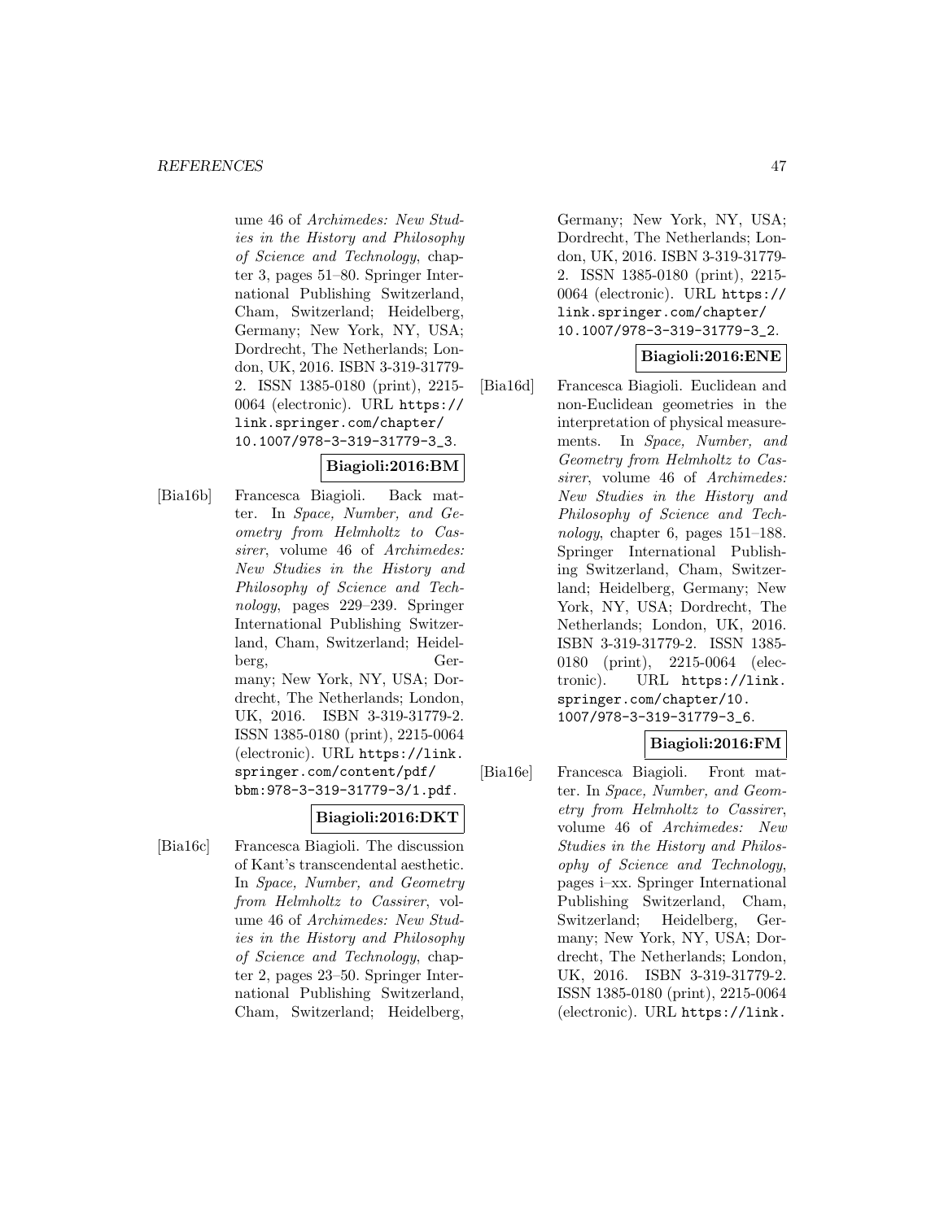ume 46 of *Archimedes: New Studies in the History and Philosophy of Science and Technology*, chapter 3, pages 51–80. Springer International Publishing Switzerland, Cham, Switzerland; Heidelberg, Germany; New York, NY, USA; Dordrecht, The Netherlands; London, UK, 2016. ISBN 3-319-31779-2. ISSN 1385-0180 (print), 2215-0064 (electronic). URL https://link.springer.com/chapter/10.1007/978-3-319-31779-3_3.

**Biagioli:2016:BM**

[Bia16b] Francesca Biagioli. Back matter. In *Space, Number, and Geometry from Helmholtz to Cassirer*, volume 46 of *Archimedes: New Studies in the History and Philosophy of Science and Technology*, pages 229–239. Springer International Publishing Switzerland, Cham, Switzerland; Heidelberg, Germany; New York, NY, USA; Dordrecht, The Netherlands; London, UK, 2016. ISBN 3-319-31779-2. ISSN 1385-0180 (print), 2215-0064 (electronic). URL https://link.springer.com/content/pdf/bbm:978-3-319-31779-3/1.pdf.

**Biagioli:2016:DKT**

[Bia16c] Francesca Biagioli. The discussion of Kant's transcendental aesthetic. In *Space, Number, and Geometry from Helmholtz to Cassirer*, volume 46 of *Archimedes: New Studies in the History and Philosophy of Science and Technology*, chapter 2, pages 23–50. Springer International Publishing Switzerland, Cham, Switzerland; Heidelberg, Germany; New York, NY, USA; Dordrecht, The Netherlands; London, UK, 2016. ISBN 3-319-31779-2. ISSN 1385-0180 (print), 2215-0064 (electronic). URL https://link.springer.com/chapter/10.1007/978-3-319-31779-3_2.

**Biagioli:2016:ENE**

[Bia16d] Francesca Biagioli. Euclidean and non-Euclidean geometries in the interpretation of physical measurements. In *Space, Number, and Geometry from Helmholtz to Cassirer*, volume 46 of *Archimedes: New Studies in the History and Philosophy of Science and Technology*, chapter 6, pages 151–188. Springer International Publishing Switzerland, Cham, Switzerland; Heidelberg, Germany; New York, NY, USA; Dordrecht, The Netherlands; London, UK, 2016. ISBN 3-319-31779-2. ISSN 1385-0180 (print), 2215-0064 (electronic). URL https://link.springer.com/chapter/10.1007/978-3-319-31779-3_6.

**Biagioli:2016:FM**

[Bia16e] Francesca Biagioli. Front matter. In *Space, Number, and Geometry from Helmholtz to Cassirer*, volume 46 of *Archimedes: New Studies in the History and Philosophy of Science and Technology*, pages i–xx. Springer International Publishing Switzerland, Cham, Switzerland; Heidelberg, Germany; New York, NY, USA; Dordrecht, The Netherlands; London, UK, 2016. ISBN 3-319-31779-2. ISSN 1385-0180 (print), 2215-0064 (electronic). URL https://link.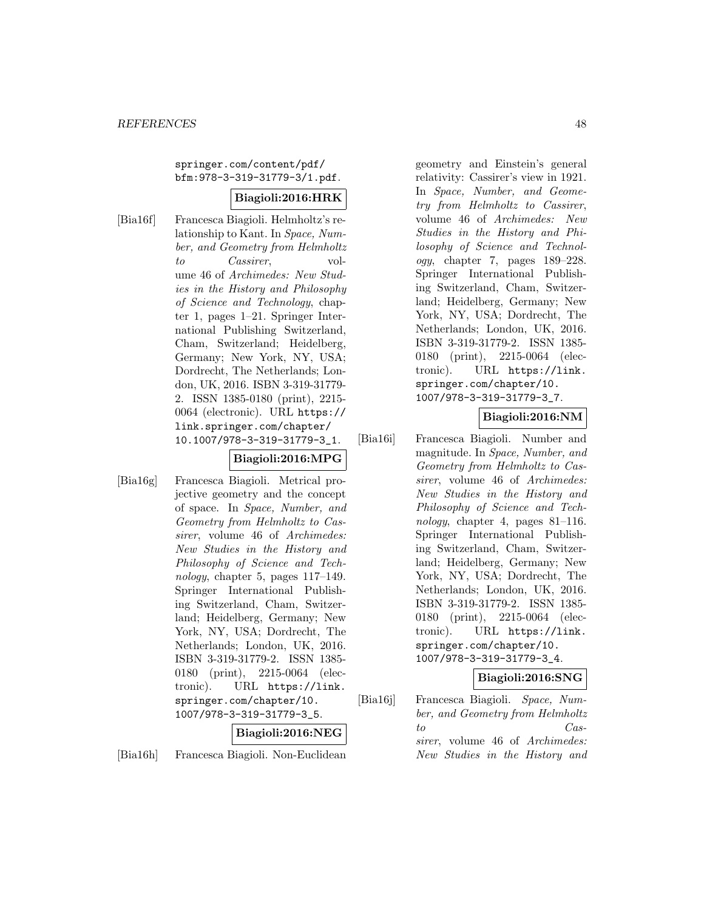springer.com/content/pdf/bfm:978-3-319-31779-3/1.pdf.

**Biagioli:2016:HRK**

[Bia16f] Francesca Biagioli. Helmholtz's relationship to Kant. In *Space, Number, and Geometry from Helmholtz to Cassirer*, volume 46 of *Archimedes: New Studies in the History and Philosophy of Science and Technology*, chapter 1, pages 1–21. Springer International Publishing Switzerland, Cham, Switzerland; Heidelberg, Germany; New York, NY, USA; Dordrecht, The Netherlands; London, UK, 2016. ISBN 3-319-31779-2. ISSN 1385-0180 (print), 2215-0064 (electronic). URL https://link.springer.com/chapter/10.1007/978-3-319-31779-3_1.

**Biagioli:2016:MPG**

[Bia16g] Francesca Biagioli. Metrical projective geometry and the concept of space. In *Space, Number, and Geometry from Helmholtz to Cassirer*, volume 46 of *Archimedes: New Studies in the History and Philosophy of Science and Technology*, chapter 5, pages 117–149. Springer International Publishing Switzerland, Cham, Switzerland; Heidelberg, Germany; New York, NY, USA; Dordrecht, The Netherlands; London, UK, 2016. ISBN 3-319-31779-2. ISSN 1385-0180 (print), 2215-0064 (electronic). URL https://link.springer.com/chapter/10.1007/978-3-319-31779-3_5.

**Biagioli:2016:NEG**

[Bia16h] Francesca Biagioli. Non-Euclidean geometry and Einstein's general relativity: Cassirer's view in 1921. In *Space, Number, and Geometry from Helmholtz to Cassirer*, volume 46 of *Archimedes: New Studies in the History and Philosophy of Science and Technology*, chapter 7, pages 189–228. Springer International Publishing Switzerland, Cham, Switzerland; Heidelberg, Germany; New York, NY, USA; Dordrecht, The Netherlands; London, UK, 2016. ISBN 3-319-31779-2. ISSN 1385-0180 (print), 2215-0064 (electronic). URL https://link.springer.com/chapter/10.1007/978-3-319-31779-3_7.

**Biagioli:2016:NM**

[Bia16i] Francesca Biagioli. Number and magnitude. In *Space, Number, and Geometry from Helmholtz to Cassirer*, volume 46 of *Archimedes: New Studies in the History and Philosophy of Science and Technology*, chapter 4, pages 81–116. Springer International Publishing Switzerland, Cham, Switzerland; Heidelberg, Germany; New York, NY, USA; Dordrecht, The Netherlands; London, UK, 2016. ISBN 3-319-31779-2. ISSN 1385-0180 (print), 2215-0064 (electronic). URL https://link.springer.com/chapter/10.1007/978-3-319-31779-3_4.

**Biagioli:2016:SNG**

[Bia16j] Francesca Biagioli. *Space, Number, and Geometry from Helmholtz to Cassirer*, volume 46 of *Archimedes: New Studies in the History and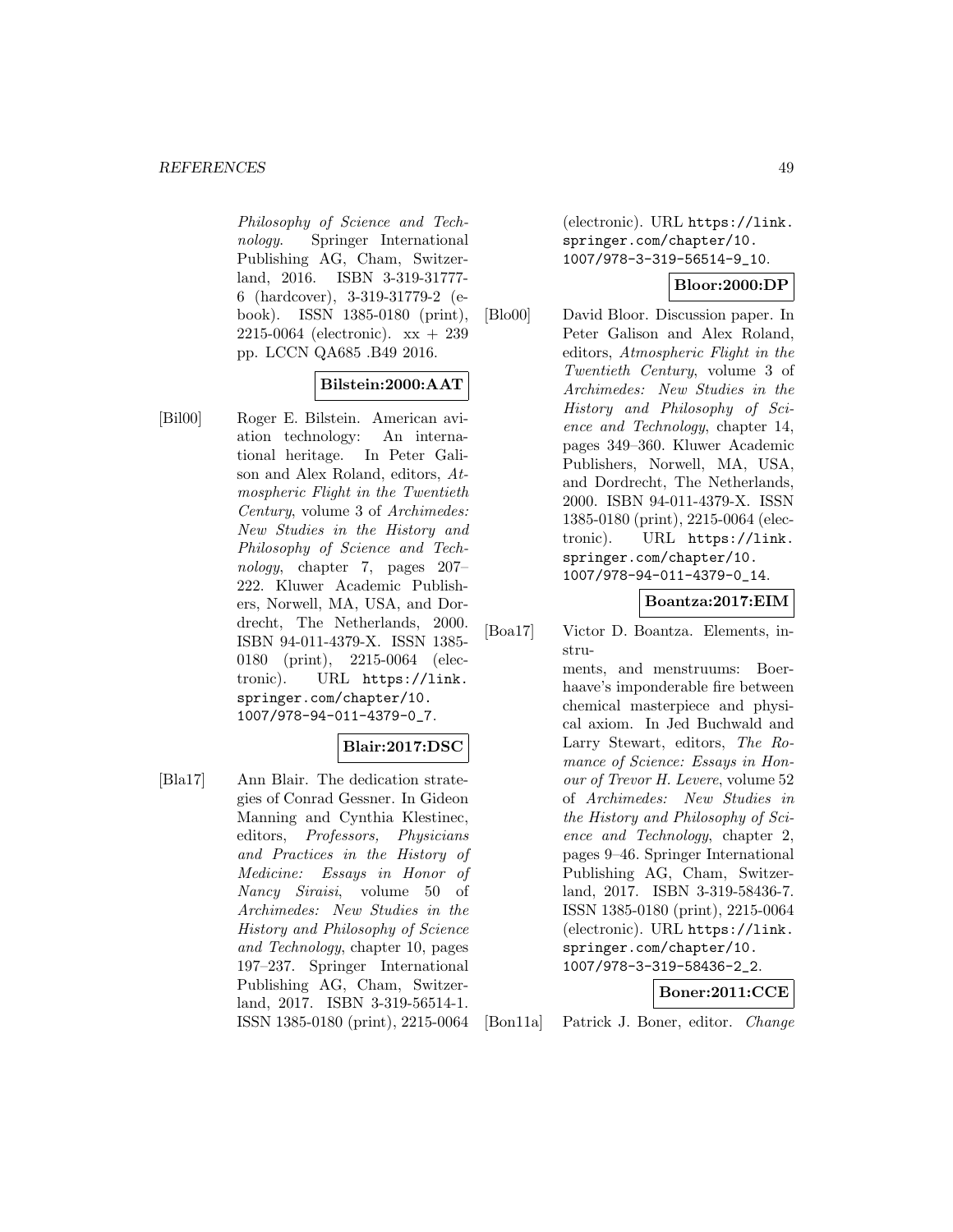*Philosophy of Science and Technology*. Springer International Publishing AG, Cham, Switzerland, 2016. ISBN 3-319-31777-6 (hardcover), 3-319-31779-2 (e-book). ISSN 1385-0180 (print), 2215-0064 (electronic). xx + 239 pp. LCCN QA685 .B49 2016.

**Bilstein:2000:AAT**

[Bil00] Roger E. Bilstein. American aviation technology: An international heritage. In Peter Galison and Alex Roland, editors, *Atmospheric Flight in the Twentieth Century*, volume 3 of *Archimedes: New Studies in the History and Philosophy of Science and Technology*, chapter 7, pages 207–222. Kluwer Academic Publishers, Norwell, MA, USA, and Dordrecht, The Netherlands, 2000. ISBN 94-011-4379-X. ISSN 1385-0180 (print), 2215-0064 (electronic). URL https://link.springer.com/chapter/10.1007/978-94-011-4379-0_7.

**Blair:2017:DSC**

[Bla17] Ann Blair. The dedication strategies of Conrad Gessner. In Gideon Manning and Cynthia Klestinec, editors, *Professors, Physicians and Practices in the History of Medicine: Essays in Honor of Nancy Siraisi*, volume 50 of *Archimedes: New Studies in the History and Philosophy of Science and Technology*, chapter 10, pages 197–237. Springer International Publishing AG, Cham, Switzerland, 2017. ISBN 3-319-56514-1. ISSN 1385-0180 (print), 2215-0064 (electronic). URL https://link.springer.com/chapter/10.1007/978-3-319-56514-9_10.

**Bloor:2000:DP**

[Blo00] David Bloor. Discussion paper. In Peter Galison and Alex Roland, editors, *Atmospheric Flight in the Twentieth Century*, volume 3 of *Archimedes: New Studies in the History and Philosophy of Science and Technology*, chapter 14, pages 349–360. Kluwer Academic Publishers, Norwell, MA, USA, and Dordrecht, The Netherlands, 2000. ISBN 94-011-4379-X. ISSN 1385-0180 (print), 2215-0064 (electronic). URL https://link.springer.com/chapter/10.1007/978-94-011-4379-0_14.

**Boantza:2017:EIM**

[Boa17] Victor D. Boantza. Elements, instruments, and menstruums: Boerhaave's imponderable fire between chemical masterpiece and physical axiom. In Jed Buchwald and Larry Stewart, editors, *The Romance of Science: Essays in Honour of Trevor H. Levere*, volume 52 of *Archimedes: New Studies in the History and Philosophy of Science and Technology*, chapter 2, pages 9–46. Springer International Publishing AG, Cham, Switzerland, 2017. ISBN 3-319-58436-7. ISSN 1385-0180 (print), 2215-0064 (electronic). URL https://link.springer.com/chapter/10.1007/978-3-319-58436-2_2.

**Boner:2011:CCE**

[Bon11a] Patrick J. Boner, editor. *Change*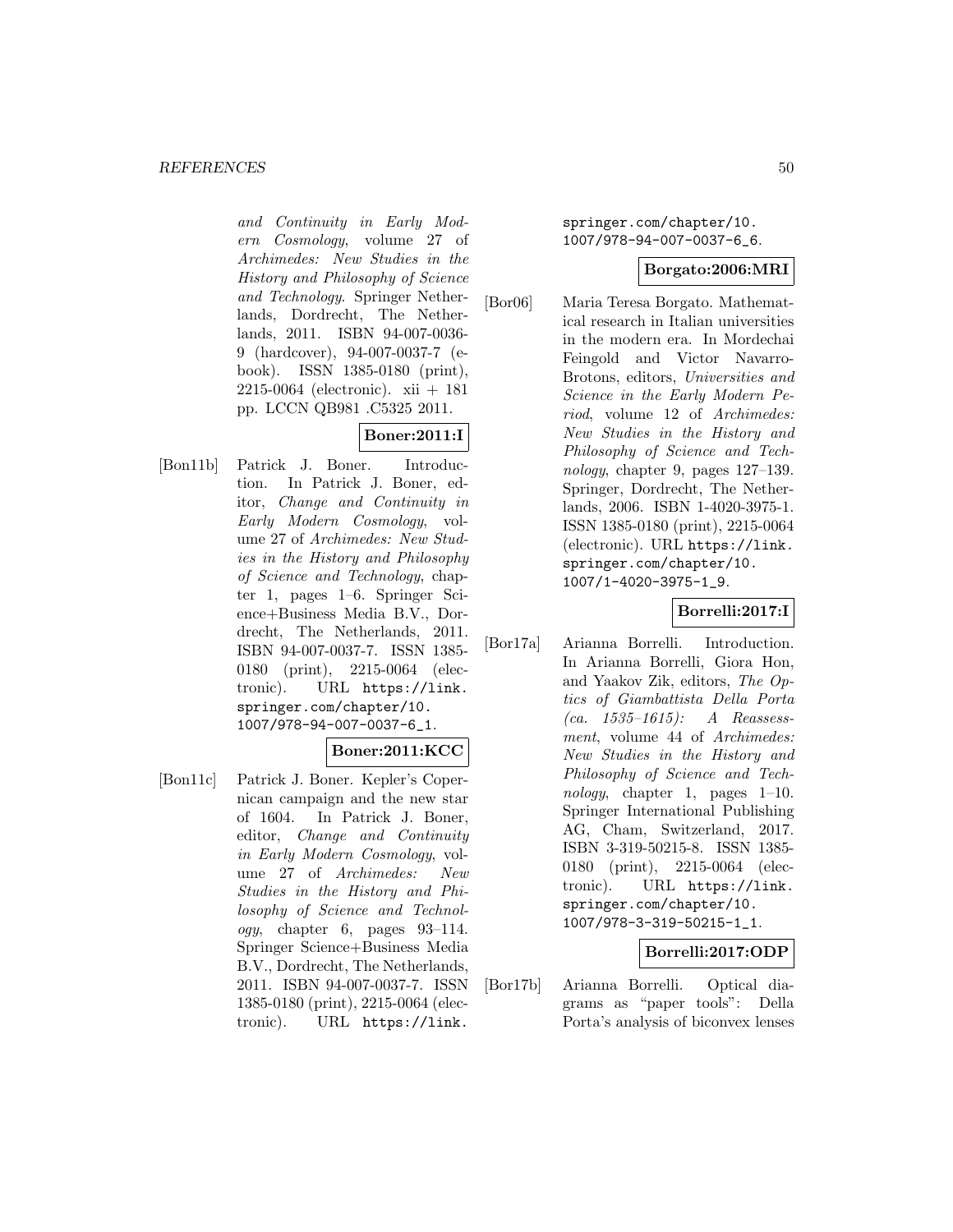*and Continuity in Early Modern Cosmology*, volume 27 of *Archimedes: New Studies in the History and Philosophy of Science and Technology*. Springer Netherlands, Dordrecht, The Netherlands, 2011. ISBN 94-007-0036-9 (hardcover), 94-007-0037-7 (e-book). ISSN 1385-0180 (print), 2215-0064 (electronic). xii + 181 pp. LCCN QB981 .C5325 2011.

**Boner:2011:I**

[Bon11b] Patrick J. Boner. Introduction. In Patrick J. Boner, editor, *Change and Continuity in Early Modern Cosmology*, volume 27 of *Archimedes: New Studies in the History and Philosophy of Science and Technology*, chapter 1, pages 1–6. Springer Science+Business Media B.V., Dordrecht, The Netherlands, 2011. ISBN 94-007-0037-7. ISSN 1385-0180 (print), 2215-0064 (electronic). URL https://link.springer.com/chapter/10.1007/978-94-007-0037-6_1.

**Boner:2011:KCC**

[Bon11c] Patrick J. Boner. Kepler's Copernican campaign and the new star of 1604. In Patrick J. Boner, editor, *Change and Continuity in Early Modern Cosmology*, volume 27 of *Archimedes: New Studies in the History and Philosophy of Science and Technology*, chapter 6, pages 93–114. Springer Science+Business Media B.V., Dordrecht, The Netherlands, 2011. ISBN 94-007-0037-7. ISSN 1385-0180 (print), 2215-0064 (electronic). URL https://link.springer.com/chapter/10.1007/978-94-007-0037-6_6.

**Borgato:2006:MRI**

[Bor06] Maria Teresa Borgato. Mathematical research in Italian universities in the modern era. In Mordechai Feingold and Victor Navarro-Brotons, editors, *Universities and Science in the Early Modern Period*, volume 12 of *Archimedes: New Studies in the History and Philosophy of Science and Technology*, chapter 9, pages 127–139. Springer, Dordrecht, The Netherlands, 2006. ISBN 1-4020-3975-1. ISSN 1385-0180 (print), 2215-0064 (electronic). URL https://link.springer.com/chapter/10.1007/1-4020-3975-1_9.

**Borrelli:2017:I**

[Bor17a] Arianna Borrelli. Introduction. In Arianna Borrelli, Giora Hon, and Yaakov Zik, editors, *The Optics of Giambattista Della Porta (ca. 1535–1615): A Reassessment*, volume 44 of *Archimedes: New Studies in the History and Philosophy of Science and Technology*, chapter 1, pages 1–10. Springer International Publishing AG, Cham, Switzerland, 2017. ISBN 3-319-50215-8. ISSN 1385-0180 (print), 2215-0064 (electronic). URL https://link.springer.com/chapter/10.1007/978-3-319-50215-1_1.

**Borrelli:2017:ODP**

[Bor17b] Arianna Borrelli. Optical diagrams as "paper tools": Della Porta's analysis of biconvex lenses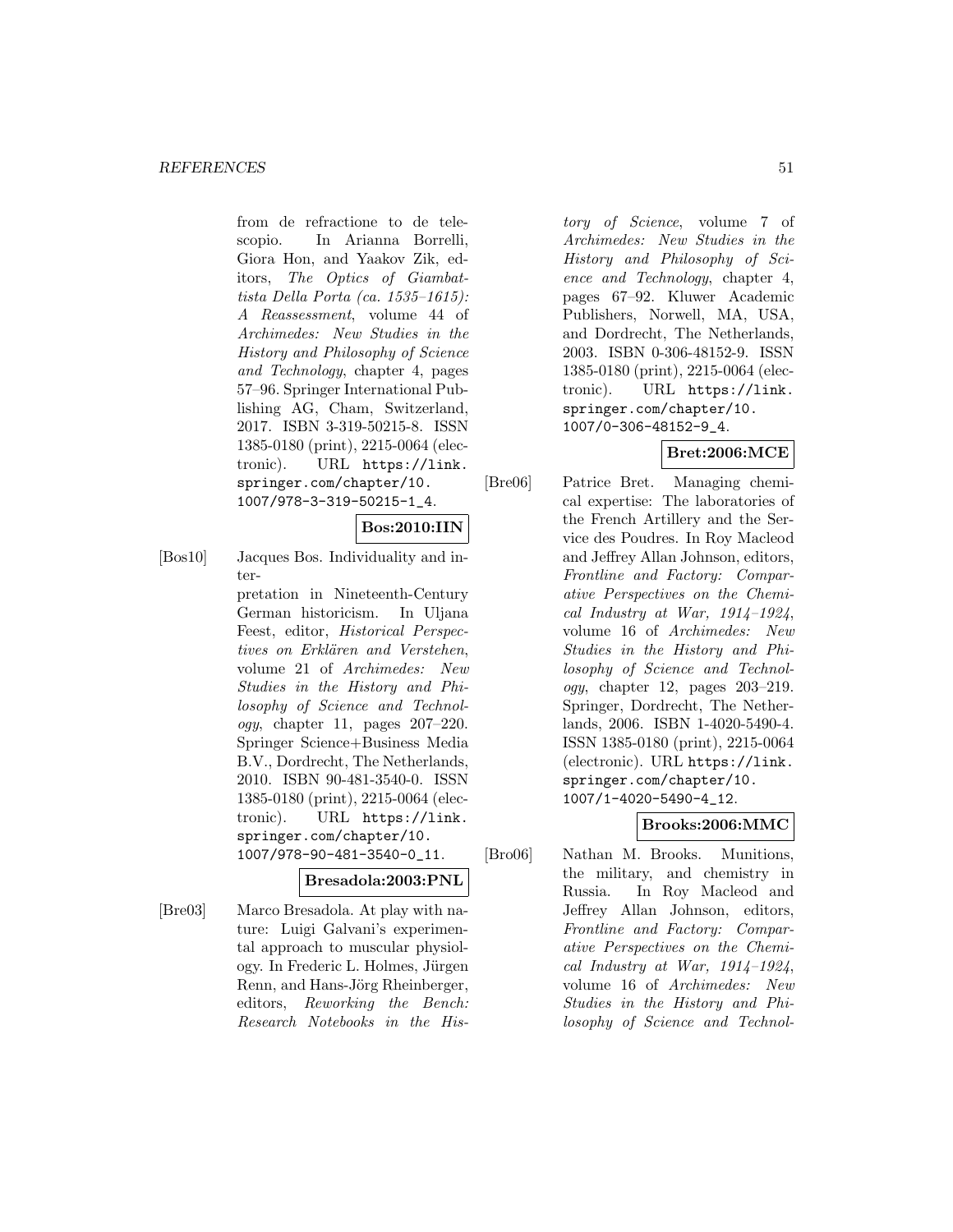from de refractione to de telescopio. In Arianna Borrelli, Giora Hon, and Yaakov Zik, editors, *The Optics of Giambattista Della Porta (ca. 1535–1615): A Reassessment*, volume 44 of *Archimedes: New Studies in the History and Philosophy of Science and Technology*, chapter 4, pages 57–96. Springer International Publishing AG, Cham, Switzerland, 2017. ISBN 3-319-50215-8. ISSN 1385-0180 (print), 2215-0064 (electronic). URL https://link.springer.com/chapter/10.1007/978-3-319-50215-1_4.

**Bos:2010:IIN**

[Bos10] Jacques Bos. Individuality and interpretation in Nineteenth-Century German historicism. In Uljana Feest, editor, *Historical Perspectives on Erklären and Verstehen*, volume 21 of *Archimedes: New Studies in the History and Philosophy of Science and Technology*, chapter 11, pages 207–220. Springer Science+Business Media B.V., Dordrecht, The Netherlands, 2010. ISBN 90-481-3540-0. ISSN 1385-0180 (print), 2215-0064 (electronic). URL https://link.springer.com/chapter/10.1007/978-90-481-3540-0_11.

**Bresadola:2003:PNL**

[Bre03] Marco Bresadola. At play with nature: Luigi Galvani's experimental approach to muscular physiology. In Frederic L. Holmes, Jürgen Renn, and Hans-Jörg Rheinberger, editors, *Reworking the Bench: Research Notebooks in the History of Science*, volume 7 of *Archimedes: New Studies in the History and Philosophy of Science and Technology*, chapter 4, pages 67–92. Kluwer Academic Publishers, Norwell, MA, USA, and Dordrecht, The Netherlands, 2003. ISBN 0-306-48152-9. ISSN 1385-0180 (print), 2215-0064 (electronic). URL https://link.springer.com/chapter/10.1007/0-306-48152-9_4.

**Bret:2006:MCE**

[Bre06] Patrice Bret. Managing chemical expertise: The laboratories of the French Artillery and the Service des Poudres. In Roy Macleod and Jeffrey Allan Johnson, editors, *Frontline and Factory: Comparative Perspectives on the Chemical Industry at War, 1914–1924*, volume 16 of *Archimedes: New Studies in the History and Philosophy of Science and Technology*, chapter 12, pages 203–219. Springer, Dordrecht, The Netherlands, 2006. ISBN 1-4020-5490-4. ISSN 1385-0180 (print), 2215-0064 (electronic). URL https://link.springer.com/chapter/10.1007/1-4020-5490-4_12.

**Brooks:2006:MMC**

[Bro06] Nathan M. Brooks. Munitions, the military, and chemistry in Russia. In Roy Macleod and Jeffrey Allan Johnson, editors, *Frontline and Factory: Comparative Perspectives on the Chemical Industry at War, 1914–1924*, volume 16 of *Archimedes: New Studies in the History and Philosophy of Science and Technol-*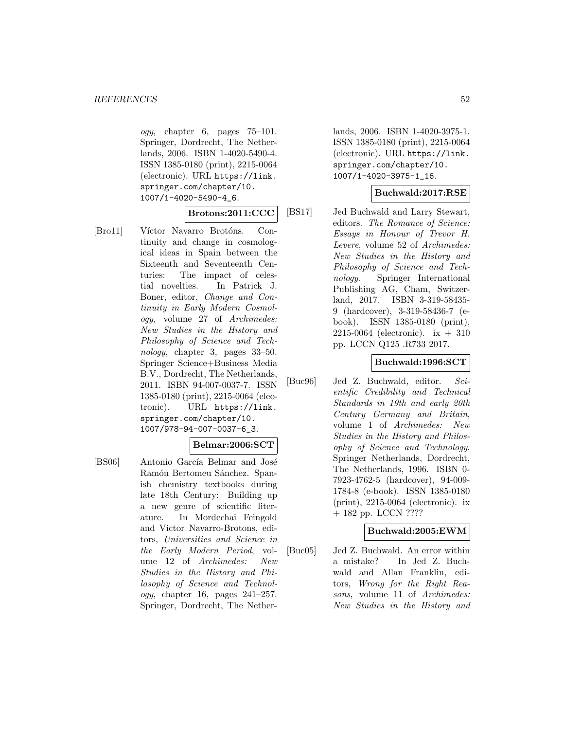*ogy*, chapter 6, pages 75–101. Springer, Dordrecht, The Netherlands, 2006. ISBN 1-4020-5490-4. ISSN 1385-0180 (print), 2215-0064 (electronic). URL `https://link.springer.com/chapter/10.1007/1-4020-5490-4_6`.

**Brotons:2011:CCC**

[Bro11] Víctor Navarro Brotóns. Continuity and change in cosmological ideas in Spain between the Sixteenth and Seventeenth Centuries: The impact of celestial novelties. In Patrick J. Boner, editor, *Change and Continuity in Early Modern Cosmology*, volume 27 of *Archimedes: New Studies in the History and Philosophy of Science and Technology*, chapter 3, pages 33–50. Springer Science+Business Media B.V., Dordrecht, The Netherlands, 2011. ISBN 94-007-0037-7. ISSN 1385-0180 (print), 2215-0064 (electronic). URL `https://link.springer.com/chapter/10.1007/978-94-007-0037-6_3`.

**Belmar:2006:SCT**

[BS06] Antonio García Belmar and José Ramón Bertomeu Sánchez. Spanish chemistry textbooks during late 18th Century: Building up a new genre of scientific literature. In Mordechai Feingold and Victor Navarro-Brotons, editors, *Universities and Science in the Early Modern Period*, volume 12 of *Archimedes: New Studies in the History and Philosophy of Science and Technology*, chapter 16, pages 241–257. Springer, Dordrecht, The Netherlands, 2006. ISBN 1-4020-3975-1. ISSN 1385-0180 (print), 2215-0064 (electronic). URL `https://link.springer.com/chapter/10.1007/1-4020-3975-1_16`.

**Buchwald:2017:RSE**

[BS17] Jed Buchwald and Larry Stewart, editors. *The Romance of Science: Essays in Honour of Trevor H. Levere*, volume 52 of *Archimedes: New Studies in the History and Philosophy of Science and Technology*. Springer International Publishing AG, Cham, Switzerland, 2017. ISBN 3-319-58435-9 (hardcover), 3-319-58436-7 (e-book). ISSN 1385-0180 (print), 2215-0064 (electronic). ix + 310 pp. LCCN Q125 .R733 2017.

**Buchwald:1996:SCT**

[Buc96] Jed Z. Buchwald, editor. *Scientific Credibility and Technical Standards in 19th and early 20th Century Germany and Britain*, volume 1 of *Archimedes: New Studies in the History and Philosophy of Science and Technology*. Springer Netherlands, Dordrecht, The Netherlands, 1996. ISBN 0-7923-4762-5 (hardcover), 94-009-1784-8 (e-book). ISSN 1385-0180 (print), 2215-0064 (electronic). ix + 182 pp. LCCN ????

**Buchwald:2005:EWM**

[Buc05] Jed Z. Buchwald. An error within a mistake? In Jed Z. Buchwald and Allan Franklin, editors, *Wrong for the Right Reasons*, volume 11 of *Archimedes: New Studies in the History and*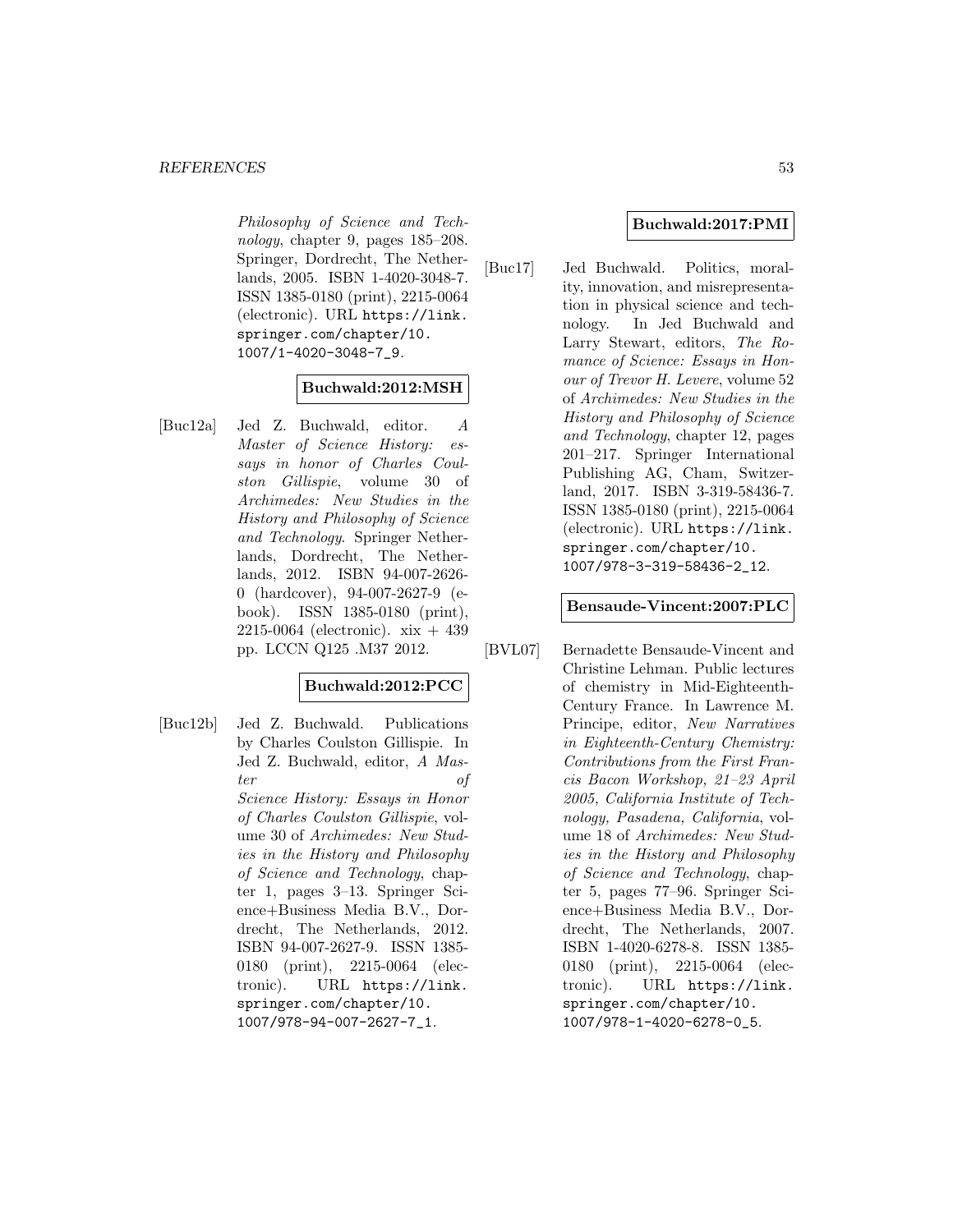*Philosophy of Science and Technology*, chapter 9, pages 185–208. Springer, Dordrecht, The Netherlands, 2005. ISBN 1-4020-3048-7. ISSN 1385-0180 (print), 2215-0064 (electronic). URL `https://link.springer.com/chapter/10.1007/1-4020-3048-7_9`.

**Buchwald:2012:MSH**

[Buc12a] Jed Z. Buchwald, editor. *A Master of Science History: essays in honor of Charles Coulston Gillispie*, volume 30 of *Archimedes: New Studies in the History and Philosophy of Science and Technology*. Springer Netherlands, Dordrecht, The Netherlands, 2012. ISBN 94-007-2626-0 (hardcover), 94-007-2627-9 (e-book). ISSN 1385-0180 (print), 2215-0064 (electronic). xix + 439 pp. LCCN Q125 .M37 2012.

**Buchwald:2012:PCC**

[Buc12b] Jed Z. Buchwald. Publications by Charles Coulston Gillispie. In Jed Z. Buchwald, editor, *A Master of Science History: Essays in Honor of Charles Coulston Gillispie*, volume 30 of *Archimedes: New Studies in the History and Philosophy of Science and Technology*, chapter 1, pages 3–13. Springer Science+Business Media B.V., Dordrecht, The Netherlands, 2012. ISBN 94-007-2627-9. ISSN 1385-0180 (print), 2215-0064 (electronic). URL `https://link.springer.com/chapter/10.1007/978-94-007-2627-7_1`.

**Buchwald:2017:PMI**

[Buc17] Jed Buchwald. Politics, morality, innovation, and misrepresentation in physical science and technology. In Jed Buchwald and Larry Stewart, editors, *The Romance of Science: Essays in Honour of Trevor H. Levere*, volume 52 of *Archimedes: New Studies in the History and Philosophy of Science and Technology*, chapter 12, pages 201–217. Springer International Publishing AG, Cham, Switzerland, 2017. ISBN 3-319-58436-7. ISSN 1385-0180 (print), 2215-0064 (electronic). URL `https://link.springer.com/chapter/10.1007/978-3-319-58436-2_12`.

**Bensaude-Vincent:2007:PLC**

[BVL07] Bernadette Bensaude-Vincent and Christine Lehman. Public lectures of chemistry in Mid-Eighteenth-Century France. In Lawrence M. Principe, editor, *New Narratives in Eighteenth-Century Chemistry: Contributions from the First Francis Bacon Workshop, 21–23 April 2005, California Institute of Technology, Pasadena, California*, volume 18 of *Archimedes: New Studies in the History and Philosophy of Science and Technology*, chapter 5, pages 77–96. Springer Science+Business Media B.V., Dordrecht, The Netherlands, 2007. ISBN 1-4020-6278-8. ISSN 1385-0180 (print), 2215-0064 (electronic). URL `https://link.springer.com/chapter/10.1007/978-1-4020-6278-0_5`.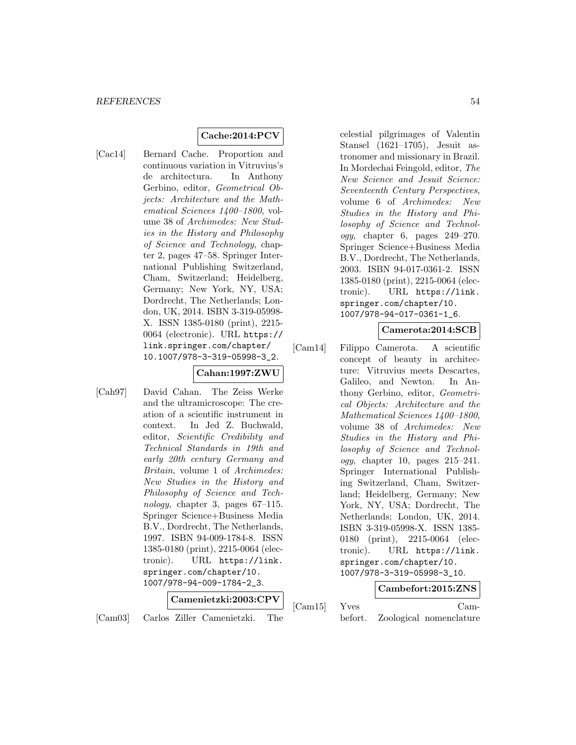**Cache:2014:PCV**

[Cac14] Bernard Cache. Proportion and continuous variation in Vitruvius's de architectura. In Anthony Gerbino, editor, *Geometrical Objects: Architecture and the Mathematical Sciences 1400–1800*, volume 38 of *Archimedes: New Studies in the History and Philosophy of Science and Technology*, chapter 2, pages 47–58. Springer International Publishing Switzerland, Cham, Switzerland; Heidelberg, Germany; New York, NY, USA; Dordrecht, The Netherlands; London, UK, 2014. ISBN 3-319-05998-X. ISSN 1385-0180 (print), 2215-0064 (electronic). URL https://link.springer.com/chapter/10.1007/978-3-319-05998-3_2.

**Cahan:1997:ZWU**

[Cah97] David Cahan. The Zeiss Werke and the ultramicroscope: The creation of a scientific instrument in context. In Jed Z. Buchwald, editor, *Scientific Credibility and Technical Standards in 19th and early 20th century Germany and Britain*, volume 1 of *Archimedes: New Studies in the History and Philosophy of Science and Technology*, chapter 3, pages 67–115. Springer Science+Business Media B.V., Dordrecht, The Netherlands, 1997. ISBN 94-009-1784-8. ISSN 1385-0180 (print), 2215-0064 (electronic). URL https://link.springer.com/chapter/10.1007/978-94-009-1784-2_3.

**Camenietzki:2003:CPV**

[Cam03] Carlos Ziller Camenietzki. The celestial pilgrimages of Valentin Stansel (1621–1705), Jesuit astronomer and missionary in Brazil. In Mordechai Feingold, editor, *The New Science and Jesuit Science: Seventeenth Century Perspectives*, volume 6 of *Archimedes: New Studies in the History and Philosophy of Science and Technology*, chapter 6, pages 249–270. Springer Science+Business Media B.V., Dordrecht, The Netherlands, 2003. ISBN 94-017-0361-2. ISSN 1385-0180 (print), 2215-0064 (electronic). URL https://link.springer.com/chapter/10.1007/978-94-017-0361-1_6.

**Camerota:2014:SCB**

[Cam14] Filippo Camerota. A scientific concept of beauty in architecture: Vitruvius meets Descartes, Galileo, and Newton. In Anthony Gerbino, editor, *Geometrical Objects: Architecture and the Mathematical Sciences 1400–1800*, volume 38 of *Archimedes: New Studies in the History and Philosophy of Science and Technology*, chapter 10, pages 215–241. Springer International Publishing Switzerland, Cham, Switzerland; Heidelberg, Germany; New York, NY, USA; Dordrecht, The Netherlands; London, UK, 2014. ISBN 3-319-05998-X. ISSN 1385-0180 (print), 2215-0064 (electronic). URL https://link.springer.com/chapter/10.1007/978-3-319-05998-3_10.

**Cambefort:2015:ZNS**

[Cam15] Yves Cambefort. Zoological nomenclature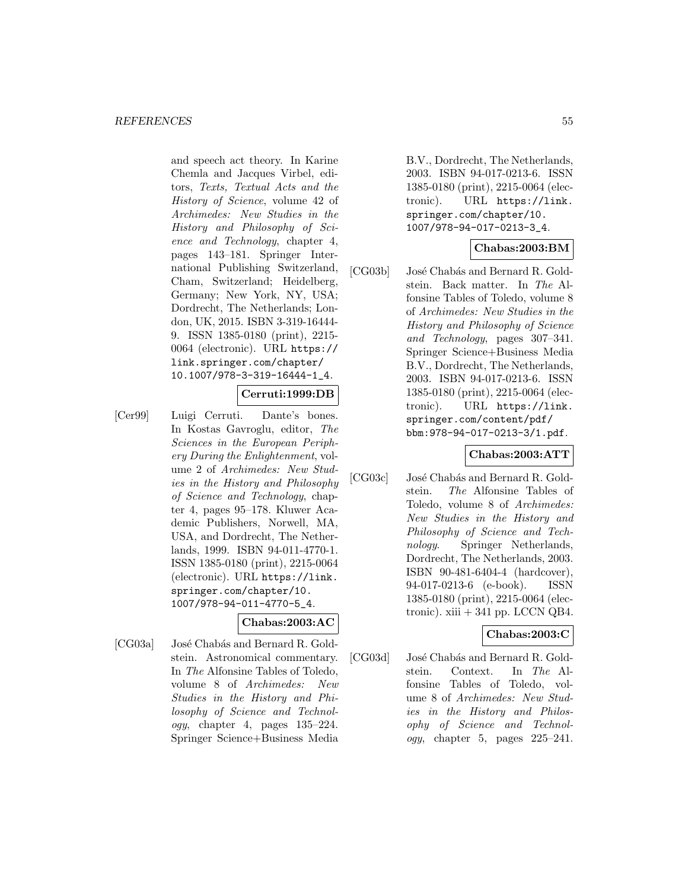and speech act theory. In Karine Chemla and Jacques Virbel, editors, *Texts, Textual Acts and the History of Science*, volume 42 of *Archimedes: New Studies in the History and Philosophy of Science and Technology*, chapter 4, pages 143–181. Springer International Publishing Switzerland, Cham, Switzerland; Heidelberg, Germany; New York, NY, USA; Dordrecht, The Netherlands; London, UK, 2015. ISBN 3-319-16444-9. ISSN 1385-0180 (print), 2215-0064 (electronic). URL https://link.springer.com/chapter/10.1007/978-3-319-16444-1_4.

**Cerruti:1999:DB**

[Cer99] Luigi Cerruti. Dante's bones. In Kostas Gavroglu, editor, *The Sciences in the European Periphery During the Enlightenment*, volume 2 of *Archimedes: New Studies in the History and Philosophy of Science and Technology*, chapter 4, pages 95–178. Kluwer Academic Publishers, Norwell, MA, USA, and Dordrecht, The Netherlands, 1999. ISBN 94-011-4770-1. ISSN 1385-0180 (print), 2215-0064 (electronic). URL https://link.springer.com/chapter/10.1007/978-94-011-4770-5_4.

**Chabas:2003:AC**

[CG03a] José Chabás and Bernard R. Goldstein. Astronomical commentary. In *The* Alfonsine Tables of Toledo, volume 8 of *Archimedes: New Studies in the History and Philosophy of Science and Technology*, chapter 4, pages 135–224. Springer Science+Business Media B.V., Dordrecht, The Netherlands, 2003. ISBN 94-017-0213-6. ISSN 1385-0180 (print), 2215-0064 (electronic). URL https://link.springer.com/chapter/10.1007/978-94-017-0213-3_4.

**Chabas:2003:BM**

[CG03b] José Chabás and Bernard R. Goldstein. Back matter. In *The* Alfonsine Tables of Toledo, volume 8 of *Archimedes: New Studies in the History and Philosophy of Science and Technology*, pages 307–341. Springer Science+Business Media B.V., Dordrecht, The Netherlands, 2003. ISBN 94-017-0213-6. ISSN 1385-0180 (print), 2215-0064 (electronic). URL https://link.springer.com/content/pdf/bbm:978-94-017-0213-3/1.pdf.

**Chabas:2003:ATT**

[CG03c] José Chabás and Bernard R. Goldstein. *The* Alfonsine Tables of Toledo, volume 8 of *Archimedes: New Studies in the History and Philosophy of Science and Technology*. Springer Netherlands, Dordrecht, The Netherlands, 2003. ISBN 90-481-6404-4 (hardcover), 94-017-0213-6 (e-book). ISSN 1385-0180 (print), 2215-0064 (electronic). xiii + 341 pp. LCCN QB4.

**Chabas:2003:C**

[CG03d] José Chabás and Bernard R. Goldstein. Context. In *The* Alfonsine Tables of Toledo, volume 8 of *Archimedes: New Studies in the History and Philosophy of Science and Technology*, chapter 5, pages 225–241.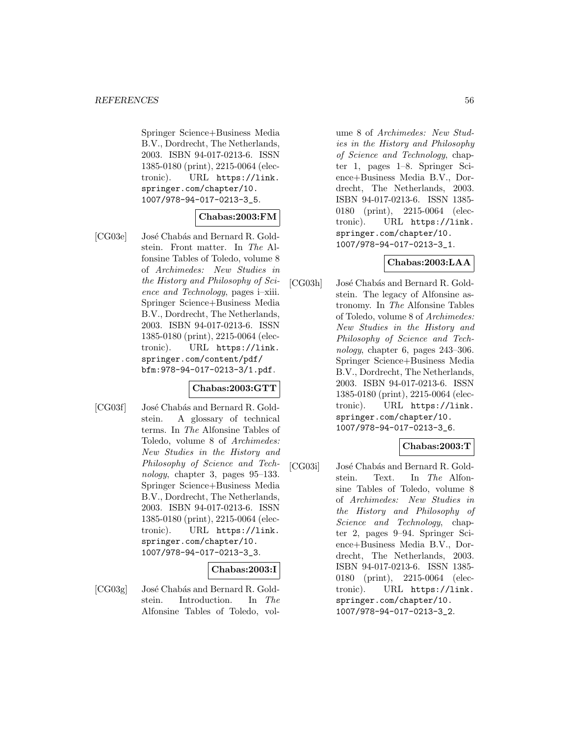Springer Science+Business Media B.V., Dordrecht, The Netherlands, 2003. ISBN 94-017-0213-6. ISSN 1385-0180 (print), 2215-0064 (electronic). URL https://link.springer.com/chapter/10.1007/978-94-017-0213-3_5.

**Chabas:2003:FM**

[CG03e] José Chabás and Bernard R. Goldstein. Front matter. In *The* Alfonsine Tables of Toledo, volume 8 of *Archimedes: New Studies in the History and Philosophy of Science and Technology*, pages i–xiii. Springer Science+Business Media B.V., Dordrecht, The Netherlands, 2003. ISBN 94-017-0213-6. ISSN 1385-0180 (print), 2215-0064 (electronic). URL https://link.springer.com/content/pdf/bfm:978-94-017-0213-3/1.pdf.

**Chabas:2003:GTT**

[CG03f] José Chabás and Bernard R. Goldstein. A glossary of technical terms. In *The* Alfonsine Tables of Toledo, volume 8 of *Archimedes: New Studies in the History and Philosophy of Science and Technology*, chapter 3, pages 95–133. Springer Science+Business Media B.V., Dordrecht, The Netherlands, 2003. ISBN 94-017-0213-6. ISSN 1385-0180 (print), 2215-0064 (electronic). URL https://link.springer.com/chapter/10.1007/978-94-017-0213-3_3.

**Chabas:2003:I**

[CG03g] José Chabás and Bernard R. Goldstein. Introduction. In *The* Alfonsine Tables of Toledo, volume 8 of *Archimedes: New Studies in the History and Philosophy of Science and Technology*, chapter 1, pages 1–8. Springer Science+Business Media B.V., Dordrecht, The Netherlands, 2003. ISBN 94-017-0213-6. ISSN 1385-0180 (print), 2215-0064 (electronic). URL https://link.springer.com/chapter/10.1007/978-94-017-0213-3_1.

**Chabas:2003:LAA**

[CG03h] José Chabás and Bernard R. Goldstein. The legacy of Alfonsine astronomy. In *The* Alfonsine Tables of Toledo, volume 8 of *Archimedes: New Studies in the History and Philosophy of Science and Technology*, chapter 6, pages 243–306. Springer Science+Business Media B.V., Dordrecht, The Netherlands, 2003. ISBN 94-017-0213-6. ISSN 1385-0180 (print), 2215-0064 (electronic). URL https://link.springer.com/chapter/10.1007/978-94-017-0213-3_6.

**Chabas:2003:T**

[CG03i] José Chabás and Bernard R. Goldstein. Text. In *The* Alfonsine Tables of Toledo, volume 8 of *Archimedes: New Studies in the History and Philosophy of Science and Technology*, chapter 2, pages 9–94. Springer Science+Business Media B.V., Dordrecht, The Netherlands, 2003. ISBN 94-017-0213-6. ISSN 1385-0180 (print), 2215-0064 (electronic). URL https://link.springer.com/chapter/10.1007/978-94-017-0213-3_2.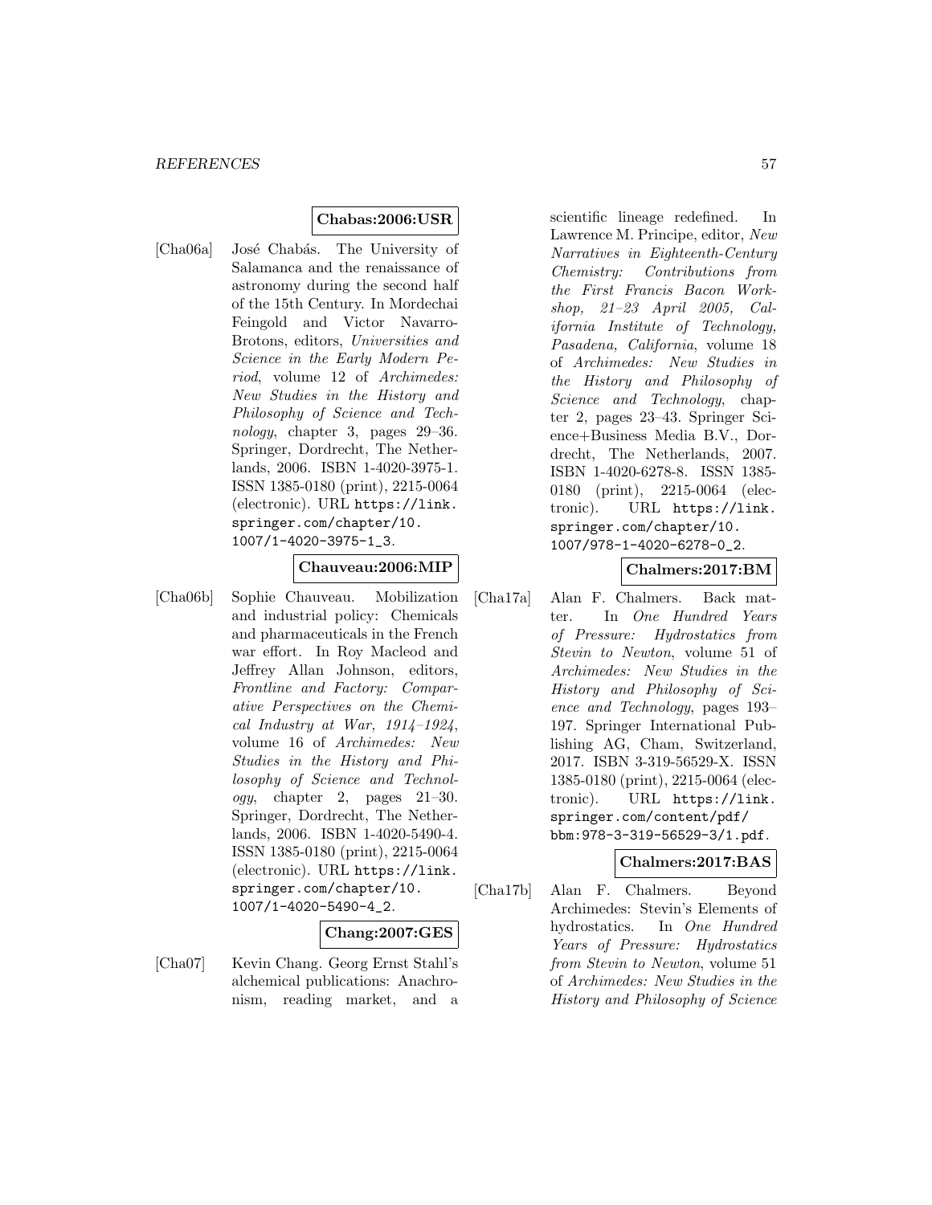**Chabas:2006:USR**

[Cha06a] José Chabás. The University of Salamanca and the renaissance of astronomy during the second half of the 15th Century. In Mordechai Feingold and Victor Navarro-Brotons, editors, *Universities and Science in the Early Modern Period*, volume 12 of *Archimedes: New Studies in the History and Philosophy of Science and Technology*, chapter 3, pages 29–36. Springer, Dordrecht, The Netherlands, 2006. ISBN 1-4020-3975-1. ISSN 1385-0180 (print), 2215-0064 (electronic). URL `https://link.springer.com/chapter/10.1007/1-4020-3975-1_3`.

**Chauveau:2006:MIP**

[Cha06b] Sophie Chauveau. Mobilization and industrial policy: Chemicals and pharmaceuticals in the French war effort. In Roy Macleod and Jeffrey Allan Johnson, editors, *Frontline and Factory: Comparative Perspectives on the Chemical Industry at War, 1914–1924*, volume 16 of *Archimedes: New Studies in the History and Philosophy of Science and Technology*, chapter 2, pages 21–30. Springer, Dordrecht, The Netherlands, 2006. ISBN 1-4020-5490-4. ISSN 1385-0180 (print), 2215-0064 (electronic). URL `https://link.springer.com/chapter/10.1007/1-4020-5490-4_2`.

**Chang:2007:GES**

[Cha07] Kevin Chang. Georg Ernst Stahl's alchemical publications: Anachronism, reading market, and a scientific lineage redefined. In Lawrence M. Principe, editor, *New Narratives in Eighteenth-Century Chemistry: Contributions from the First Francis Bacon Workshop, 21–23 April 2005, California Institute of Technology, Pasadena, California*, volume 18 of *Archimedes: New Studies in the History and Philosophy of Science and Technology*, chapter 2, pages 23–43. Springer Science+Business Media B.V., Dordrecht, The Netherlands, 2007. ISBN 1-4020-6278-8. ISSN 1385-0180 (print), 2215-0064 (electronic). URL `https://link.springer.com/chapter/10.1007/978-1-4020-6278-0_2`.

**Chalmers:2017:BM**

[Cha17a] Alan F. Chalmers. Back matter. In *One Hundred Years of Pressure: Hydrostatics from Stevin to Newton*, volume 51 of *Archimedes: New Studies in the History and Philosophy of Science and Technology*, pages 193–197. Springer International Publishing AG, Cham, Switzerland, 2017. ISBN 3-319-56529-X. ISSN 1385-0180 (print), 2215-0064 (electronic). URL `https://link.springer.com/content/pdf/bbm:978-3-319-56529-3/1.pdf`.

**Chalmers:2017:BAS**

[Cha17b] Alan F. Chalmers. Beyond Archimedes: Stevin's Elements of hydrostatics. In *One Hundred Years of Pressure: Hydrostatics from Stevin to Newton*, volume 51 of *Archimedes: New Studies in the History and Philosophy of Science*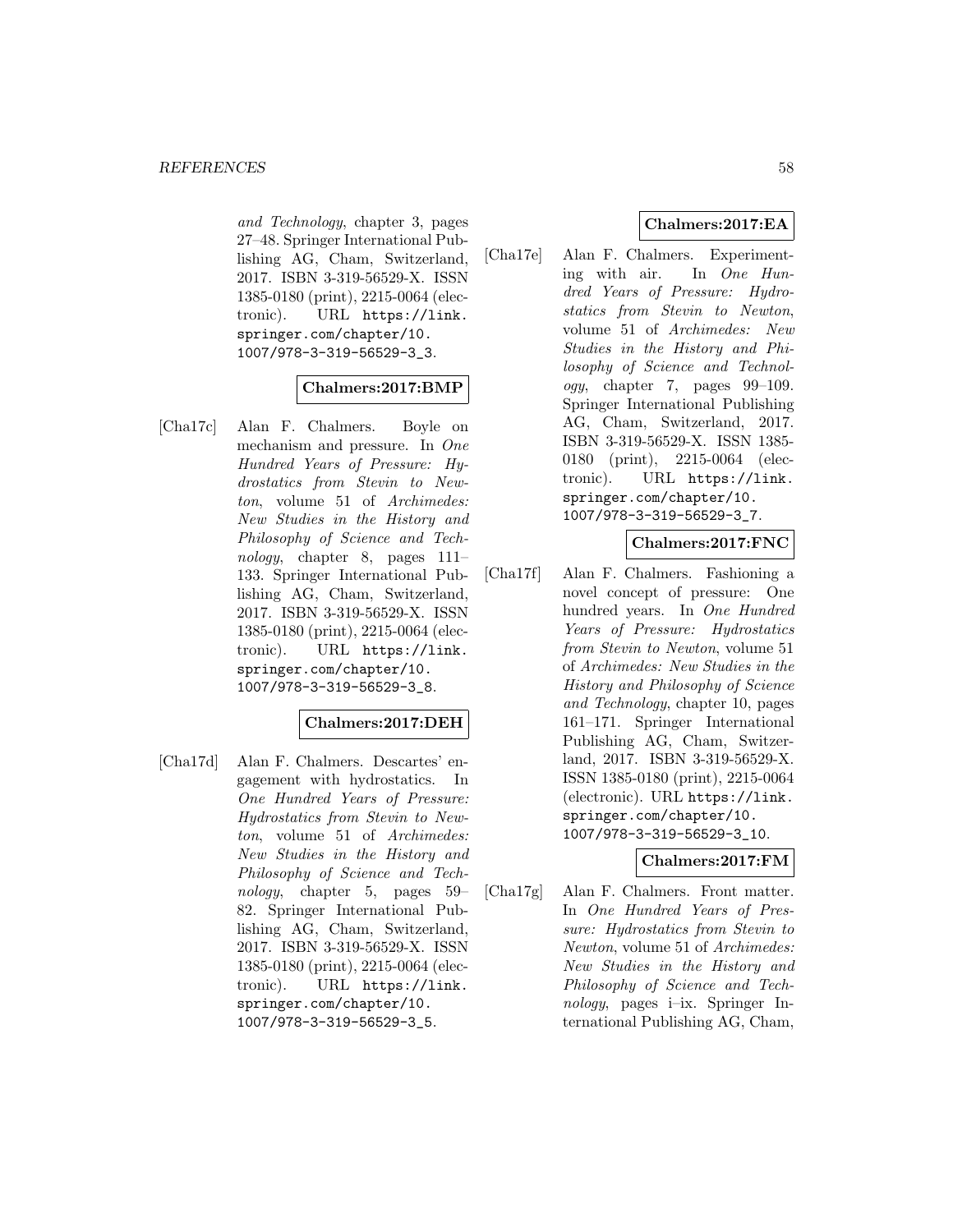*and Technology*, chapter 3, pages 27–48. Springer International Publishing AG, Cham, Switzerland, 2017. ISBN 3-319-56529-X. ISSN 1385-0180 (print), 2215-0064 (electronic). URL https://link.springer.com/chapter/10.1007/978-3-319-56529-3_3.

**Chalmers:2017:BMP**

[Cha17c] Alan F. Chalmers. Boyle on mechanism and pressure. In *One Hundred Years of Pressure: Hydrostatics from Stevin to Newton*, volume 51 of *Archimedes: New Studies in the History and Philosophy of Science and Technology*, chapter 8, pages 111–133. Springer International Publishing AG, Cham, Switzerland, 2017. ISBN 3-319-56529-X. ISSN 1385-0180 (print), 2215-0064 (electronic). URL https://link.springer.com/chapter/10.1007/978-3-319-56529-3_8.

**Chalmers:2017:DEH**

[Cha17d] Alan F. Chalmers. Descartes' engagement with hydrostatics. In *One Hundred Years of Pressure: Hydrostatics from Stevin to Newton*, volume 51 of *Archimedes: New Studies in the History and Philosophy of Science and Technology*, chapter 5, pages 59–82. Springer International Publishing AG, Cham, Switzerland, 2017. ISBN 3-319-56529-X. ISSN 1385-0180 (print), 2215-0064 (electronic). URL https://link.springer.com/chapter/10.1007/978-3-319-56529-3_5.

**Chalmers:2017:EA**

[Cha17e] Alan F. Chalmers. Experimenting with air. In *One Hundred Years of Pressure: Hydrostatics from Stevin to Newton*, volume 51 of *Archimedes: New Studies in the History and Philosophy of Science and Technology*, chapter 7, pages 99–109. Springer International Publishing AG, Cham, Switzerland, 2017. ISBN 3-319-56529-X. ISSN 1385-0180 (print), 2215-0064 (electronic). URL https://link.springer.com/chapter/10.1007/978-3-319-56529-3_7.

**Chalmers:2017:FNC**

[Cha17f] Alan F. Chalmers. Fashioning a novel concept of pressure: One hundred years. In *One Hundred Years of Pressure: Hydrostatics from Stevin to Newton*, volume 51 of *Archimedes: New Studies in the History and Philosophy of Science and Technology*, chapter 10, pages 161–171. Springer International Publishing AG, Cham, Switzerland, 2017. ISBN 3-319-56529-X. ISSN 1385-0180 (print), 2215-0064 (electronic). URL https://link.springer.com/chapter/10.1007/978-3-319-56529-3_10.

**Chalmers:2017:FM**

[Cha17g] Alan F. Chalmers. Front matter. In *One Hundred Years of Pressure: Hydrostatics from Stevin to Newton*, volume 51 of *Archimedes: New Studies in the History and Philosophy of Science and Technology*, pages i–ix. Springer International Publishing AG, Cham,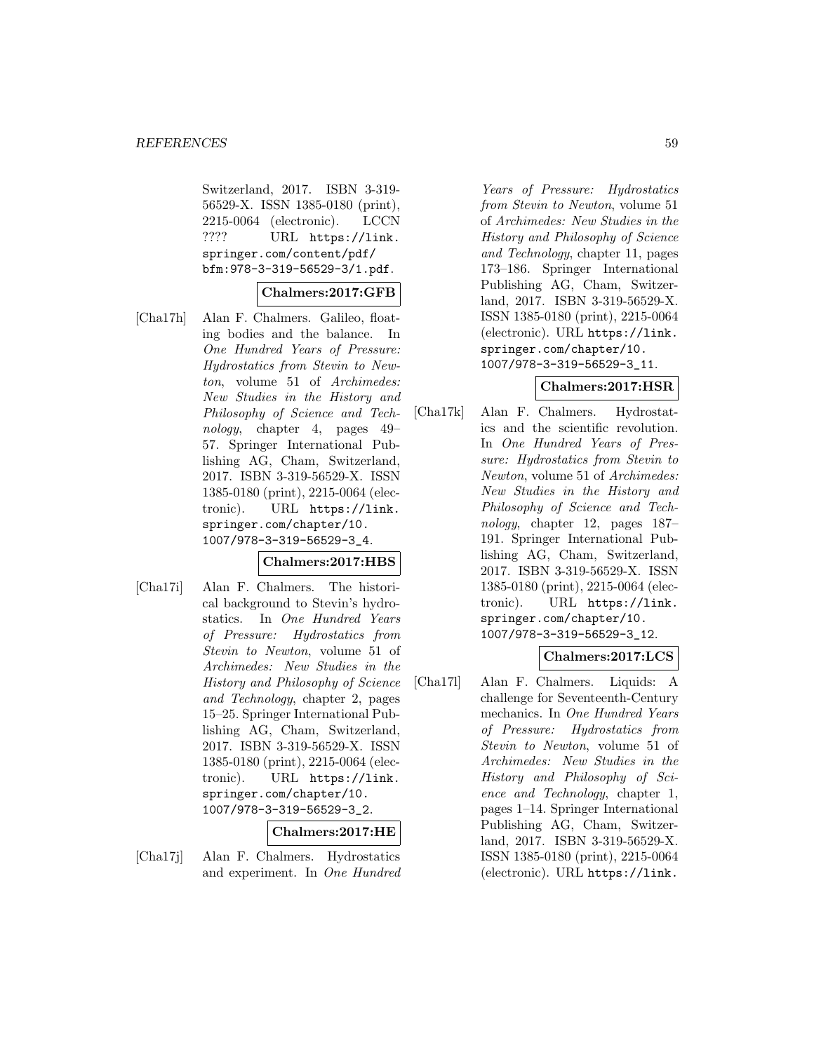Switzerland, 2017. ISBN 3-319-56529-X. ISSN 1385-0180 (print), 2215-0064 (electronic). LCCN ???? URL https://link.springer.com/content/pdf/bfm:978-3-319-56529-3/1.pdf.

**Chalmers:2017:GFB**

[Cha17h] Alan F. Chalmers. Galileo, floating bodies and the balance. In *One Hundred Years of Pressure: Hydrostatics from Stevin to Newton*, volume 51 of *Archimedes: New Studies in the History and Philosophy of Science and Technology*, chapter 4, pages 49–57. Springer International Publishing AG, Cham, Switzerland, 2017. ISBN 3-319-56529-X. ISSN 1385-0180 (print), 2215-0064 (electronic). URL https://link.springer.com/chapter/10.1007/978-3-319-56529-3_4.

**Chalmers:2017:HBS**

[Cha17i] Alan F. Chalmers. The historical background to Stevin's hydrostatics. In *One Hundred Years of Pressure: Hydrostatics from Stevin to Newton*, volume 51 of *Archimedes: New Studies in the History and Philosophy of Science and Technology*, chapter 2, pages 15–25. Springer International Publishing AG, Cham, Switzerland, 2017. ISBN 3-319-56529-X. ISSN 1385-0180 (print), 2215-0064 (electronic). URL https://link.springer.com/chapter/10.1007/978-3-319-56529-3_2.

**Chalmers:2017:HE**

[Cha17j] Alan F. Chalmers. Hydrostatics and experiment. In *One Hundred Years of Pressure: Hydrostatics from Stevin to Newton*, volume 51 of *Archimedes: New Studies in the History and Philosophy of Science and Technology*, chapter 11, pages 173–186. Springer International Publishing AG, Cham, Switzerland, 2017. ISBN 3-319-56529-X. ISSN 1385-0180 (print), 2215-0064 (electronic). URL https://link.springer.com/chapter/10.1007/978-3-319-56529-3_11.

**Chalmers:2017:HSR**

[Cha17k] Alan F. Chalmers. Hydrostatics and the scientific revolution. In *One Hundred Years of Pressure: Hydrostatics from Stevin to Newton*, volume 51 of *Archimedes: New Studies in the History and Philosophy of Science and Technology*, chapter 12, pages 187–191. Springer International Publishing AG, Cham, Switzerland, 2017. ISBN 3-319-56529-X. ISSN 1385-0180 (print), 2215-0064 (electronic). URL https://link.springer.com/chapter/10.1007/978-3-319-56529-3_12.

**Chalmers:2017:LCS**

[Cha17l] Alan F. Chalmers. Liquids: A challenge for Seventeenth-Century mechanics. In *One Hundred Years of Pressure: Hydrostatics from Stevin to Newton*, volume 51 of *Archimedes: New Studies in the History and Philosophy of Science and Technology*, chapter 1, pages 1–14. Springer International Publishing AG, Cham, Switzerland, 2017. ISBN 3-319-56529-X. ISSN 1385-0180 (print), 2215-0064 (electronic). URL https://link.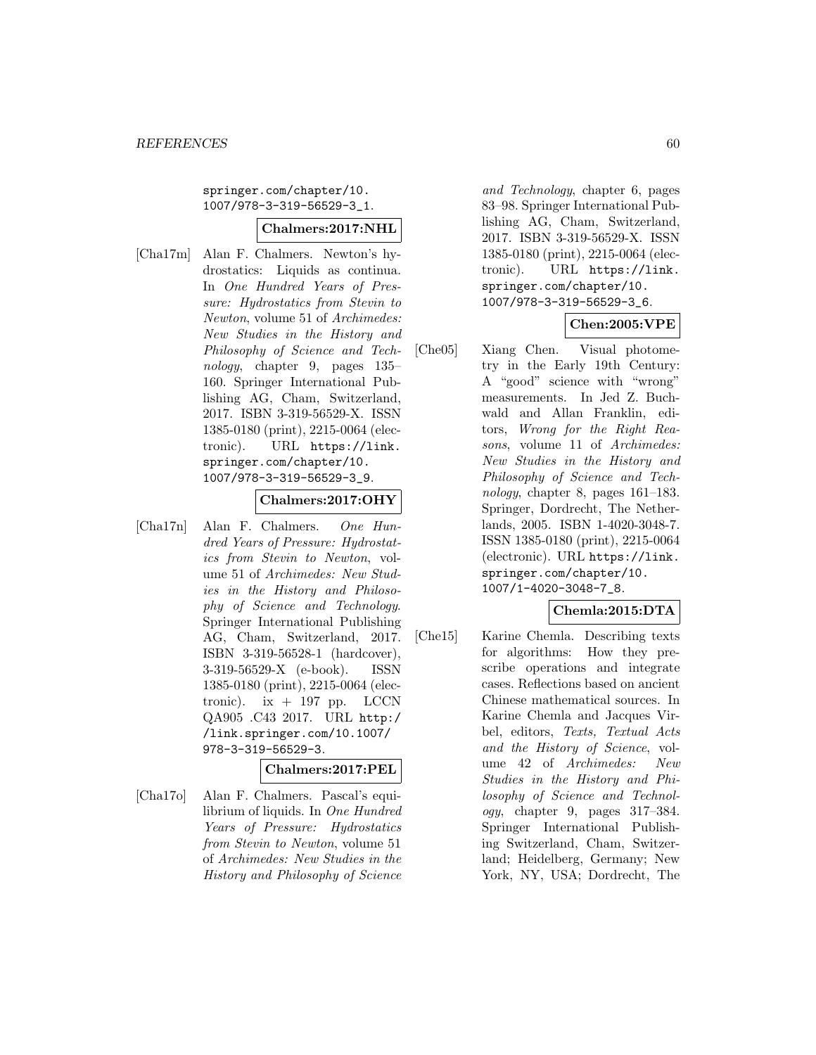springer.com/chapter/10.1007/978-3-319-56529-3_1.

**Chalmers:2017:NHL**

[Cha17m] Alan F. Chalmers. Newton's hydrostatics: Liquids as continua. In *One Hundred Years of Pressure: Hydrostatics from Stevin to Newton*, volume 51 of *Archimedes: New Studies in the History and Philosophy of Science and Technology*, chapter 9, pages 135–160. Springer International Publishing AG, Cham, Switzerland, 2017. ISBN 3-319-56529-X. ISSN 1385-0180 (print), 2215-0064 (electronic). URL https://link.springer.com/chapter/10.1007/978-3-319-56529-3_9.

**Chalmers:2017:OHY**

[Cha17n] Alan F. Chalmers. *One Hundred Years of Pressure: Hydrostatics from Stevin to Newton*, volume 51 of *Archimedes: New Studies in the History and Philosophy of Science and Technology*. Springer International Publishing AG, Cham, Switzerland, 2017. ISBN 3-319-56528-1 (hardcover), 3-319-56529-X (e-book). ISSN 1385-0180 (print), 2215-0064 (electronic). ix + 197 pp. LCCN QA905 .C43 2017. URL http://link.springer.com/10.1007/978-3-319-56529-3.

**Chalmers:2017:PEL**

[Cha17o] Alan F. Chalmers. Pascal's equilibrium of liquids. In *One Hundred Years of Pressure: Hydrostatics from Stevin to Newton*, volume 51 of *Archimedes: New Studies in the History and Philosophy of Science and Technology*, chapter 6, pages 83–98. Springer International Publishing AG, Cham, Switzerland, 2017. ISBN 3-319-56529-X. ISSN 1385-0180 (print), 2215-0064 (electronic). URL https://link.springer.com/chapter/10.1007/978-3-319-56529-3_6.

**Chen:2005:VPE**

[Che05] Xiang Chen. Visual photometry in the Early 19th Century: A "good" science with "wrong" measurements. In Jed Z. Buchwald and Allan Franklin, editors, *Wrong for the Right Reasons*, volume 11 of *Archimedes: New Studies in the History and Philosophy of Science and Technology*, chapter 8, pages 161–183. Springer, Dordrecht, The Netherlands, 2005. ISBN 1-4020-3048-7. ISSN 1385-0180 (print), 2215-0064 (electronic). URL https://link.springer.com/chapter/10.1007/1-4020-3048-7_8.

**Chemla:2015:DTA**

[Che15] Karine Chemla. Describing texts for algorithms: How they prescribe operations and integrate cases. Reflections based on ancient Chinese mathematical sources. In Karine Chemla and Jacques Virbel, editors, *Texts, Textual Acts and the History of Science*, volume 42 of *Archimedes: New Studies in the History and Philosophy of Science and Technology*, chapter 9, pages 317–384. Springer International Publishing Switzerland, Cham, Switzerland; Heidelberg, Germany; New York, NY, USA; Dordrecht, The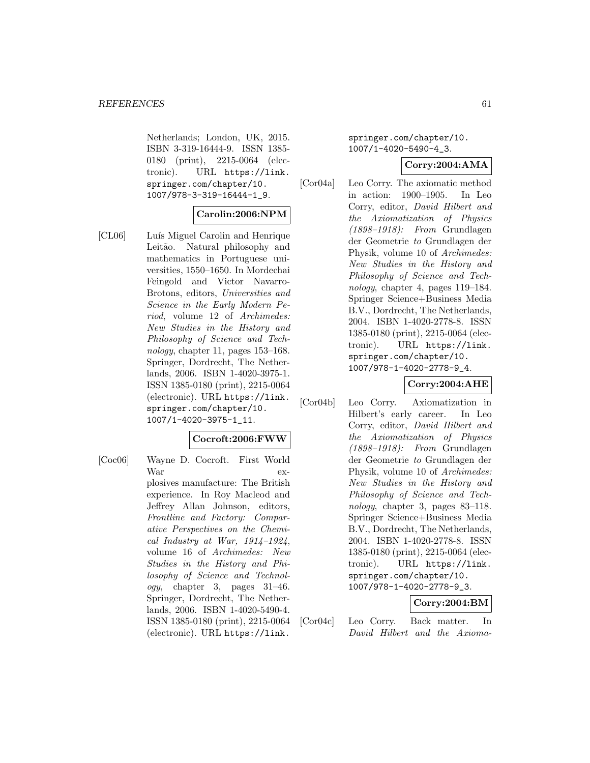Netherlands; London, UK, 2015. ISBN 3-319-16444-9. ISSN 1385-0180 (print), 2215-0064 (electronic). URL https://link.springer.com/chapter/10.1007/978-3-319-16444-1_9.

**Carolin:2006:NPM**

[CL06] Luís Miguel Carolin and Henrique Leitão. Natural philosophy and mathematics in Portuguese universities, 1550–1650. In Mordechai Feingold and Victor Navarro-Brotons, editors, *Universities and Science in the Early Modern Period*, volume 12 of *Archimedes: New Studies in the History and Philosophy of Science and Technology*, chapter 11, pages 153–168. Springer, Dordrecht, The Netherlands, 2006. ISBN 1-4020-3975-1. ISSN 1385-0180 (print), 2215-0064 (electronic). URL https://link.springer.com/chapter/10.1007/1-4020-3975-1_11.

**Cocroft:2006:FWW**

[Coc06] Wayne D. Cocroft. First World War explosives manufacture: The British experience. In Roy Macleod and Jeffrey Allan Johnson, editors, *Frontline and Factory: Comparative Perspectives on the Chemical Industry at War, 1914–1924*, volume 16 of *Archimedes: New Studies in the History and Philosophy of Science and Technology*, chapter 3, pages 31–46. Springer, Dordrecht, The Netherlands, 2006. ISBN 1-4020-5490-4. ISSN 1385-0180 (print), 2215-0064 (electronic). URL https://link.springer.com/chapter/10.1007/1-4020-5490-4_3.

**Corry:2004:AMA**

[Cor04a] Leo Corry. The axiomatic method in action: 1900–1905. In Leo Corry, editor, *David Hilbert and the Axiomatization of Physics (1898–1918): From* Grundlagen der Geometrie *to* Grundlagen der Physik, volume 10 of *Archimedes: New Studies in the History and Philosophy of Science and Technology*, chapter 4, pages 119–184. Springer Science+Business Media B.V., Dordrecht, The Netherlands, 2004. ISBN 1-4020-2778-8. ISSN 1385-0180 (print), 2215-0064 (electronic). URL https://link.springer.com/chapter/10.1007/978-1-4020-2778-9_4.

**Corry:2004:AHE**

[Cor04b] Leo Corry. Axiomatization in Hilbert's early career. In Leo Corry, editor, *David Hilbert and the Axiomatization of Physics (1898–1918): From* Grundlagen der Geometrie *to* Grundlagen der Physik, volume 10 of *Archimedes: New Studies in the History and Philosophy of Science and Technology*, chapter 3, pages 83–118. Springer Science+Business Media B.V., Dordrecht, The Netherlands, 2004. ISBN 1-4020-2778-8. ISSN 1385-0180 (print), 2215-0064 (electronic). URL https://link.springer.com/chapter/10.1007/978-1-4020-2778-9_3.

**Corry:2004:BM**

[Cor04c] Leo Corry. Back matter. In *David Hilbert and the Axioma-*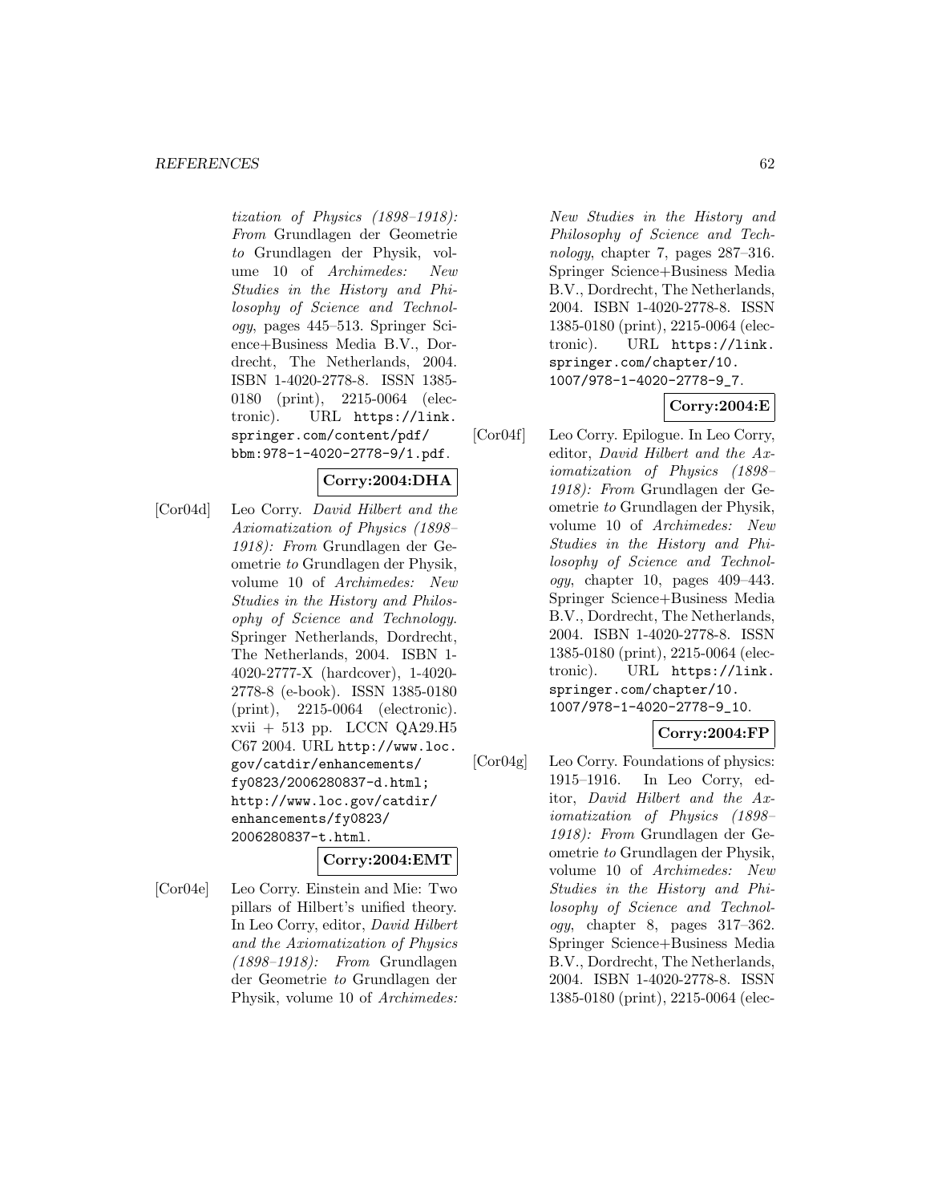*tization of Physics (1898–1918): From* Grundlagen der Geometrie *to* Grundlagen der Physik, volume 10 of *Archimedes: New Studies in the History and Philosophy of Science and Technology*, pages 445–513. Springer Science+Business Media B.V., Dordrecht, The Netherlands, 2004. ISBN 1-4020-2778-8. ISSN 1385-0180 (print), 2215-0064 (electronic). URL https://link.springer.com/content/pdf/bbm:978-1-4020-2778-9/1.pdf.

**Corry:2004:DHA**

[Cor04d] Leo Corry. *David Hilbert and the Axiomatization of Physics (1898–1918): From* Grundlagen der Geometrie *to* Grundlagen der Physik, volume 10 of *Archimedes: New Studies in the History and Philosophy of Science and Technology*. Springer Netherlands, Dordrecht, The Netherlands, 2004. ISBN 1-4020-2777-X (hardcover), 1-4020-2778-8 (e-book). ISSN 1385-0180 (print), 2215-0064 (electronic). xvii + 513 pp. LCCN QA29.H5 C67 2004. URL http://www.loc.gov/catdir/enhancements/fy0823/2006280837-d.html; http://www.loc.gov/catdir/enhancements/fy0823/2006280837-t.html.

**Corry:2004:EMT**

[Cor04e] Leo Corry. Einstein and Mie: Two pillars of Hilbert's unified theory. In Leo Corry, editor, *David Hilbert and the Axiomatization of Physics (1898–1918): From* Grundlagen der Geometrie *to* Grundlagen der Physik, volume 10 of *Archimedes: New Studies in the History and Philosophy of Science and Technology*, chapter 7, pages 287–316. Springer Science+Business Media B.V., Dordrecht, The Netherlands, 2004. ISBN 1-4020-2778-8. ISSN 1385-0180 (print), 2215-0064 (electronic). URL https://link.springer.com/chapter/10.1007/978-1-4020-2778-9_7.

**Corry:2004:E**

[Cor04f] Leo Corry. Epilogue. In Leo Corry, editor, *David Hilbert and the Axiomatization of Physics (1898–1918): From* Grundlagen der Geometrie *to* Grundlagen der Physik, volume 10 of *Archimedes: New Studies in the History and Philosophy of Science and Technology*, chapter 10, pages 409–443. Springer Science+Business Media B.V., Dordrecht, The Netherlands, 2004. ISBN 1-4020-2778-8. ISSN 1385-0180 (print), 2215-0064 (electronic). URL https://link.springer.com/chapter/10.1007/978-1-4020-2778-9_10.

**Corry:2004:FP**

[Cor04g] Leo Corry. Foundations of physics: 1915–1916. In Leo Corry, editor, *David Hilbert and the Axiomatization of Physics (1898–1918): From* Grundlagen der Geometrie *to* Grundlagen der Physik, volume 10 of *Archimedes: New Studies in the History and Philosophy of Science and Technology*, chapter 8, pages 317–362. Springer Science+Business Media B.V., Dordrecht, The Netherlands, 2004. ISBN 1-4020-2778-8. ISSN 1385-0180 (print), 2215-0064 (elec-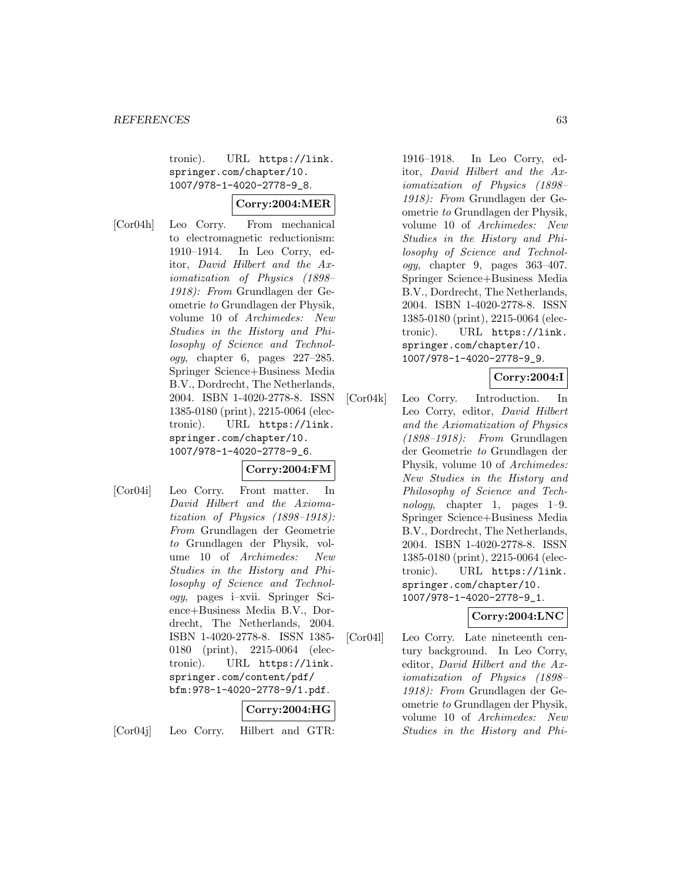tronic). URL https://link.springer.com/chapter/10.1007/978-1-4020-2778-9_8.

**Corry:2004:MER**

[Cor04h] Leo Corry. From mechanical to electromagnetic reductionism: 1910–1914. In Leo Corry, editor, *David Hilbert and the Axiomatization of Physics (1898–1918): From* Grundlagen der Geometrie *to* Grundlagen der Physik, volume 10 of *Archimedes: New Studies in the History and Philosophy of Science and Technology*, chapter 6, pages 227–285. Springer Science+Business Media B.V., Dordrecht, The Netherlands, 2004. ISBN 1-4020-2778-8. ISSN 1385-0180 (print), 2215-0064 (electronic). URL https://link.springer.com/chapter/10.1007/978-1-4020-2778-9_6.

**Corry:2004:FM**

[Cor04i] Leo Corry. Front matter. In *David Hilbert and the Axiomatization of Physics (1898–1918): From* Grundlagen der Geometrie *to* Grundlagen der Physik, volume 10 of *Archimedes: New Studies in the History and Philosophy of Science and Technology*, pages i–xvii. Springer Science+Business Media B.V., Dordrecht, The Netherlands, 2004. ISBN 1-4020-2778-8. ISSN 1385-0180 (print), 2215-0064 (electronic). URL https://link.springer.com/content/pdf/bfm:978-1-4020-2778-9/1.pdf.

**Corry:2004:HG**

[Cor04j] Leo Corry. Hilbert and GTR: 1916–1918. In Leo Corry, editor, *David Hilbert and the Axiomatization of Physics (1898–1918): From* Grundlagen der Geometrie *to* Grundlagen der Physik, volume 10 of *Archimedes: New Studies in the History and Philosophy of Science and Technology*, chapter 9, pages 363–407. Springer Science+Business Media B.V., Dordrecht, The Netherlands, 2004. ISBN 1-4020-2778-8. ISSN 1385-0180 (print), 2215-0064 (electronic). URL https://link.springer.com/chapter/10.1007/978-1-4020-2778-9_9.

**Corry:2004:I**

[Cor04k] Leo Corry. Introduction. In Leo Corry, editor, *David Hilbert and the Axiomatization of Physics (1898–1918): From* Grundlagen der Geometrie *to* Grundlagen der Physik, volume 10 of *Archimedes: New Studies in the History and Philosophy of Science and Technology*, chapter 1, pages 1–9. Springer Science+Business Media B.V., Dordrecht, The Netherlands, 2004. ISBN 1-4020-2778-8. ISSN 1385-0180 (print), 2215-0064 (electronic). URL https://link.springer.com/chapter/10.1007/978-1-4020-2778-9_1.

**Corry:2004:LNC**

[Cor04l] Leo Corry. Late nineteenth century background. In Leo Corry, editor, *David Hilbert and the Axiomatization of Physics (1898–1918): From* Grundlagen der Geometrie *to* Grundlagen der Physik, volume 10 of *Archimedes: New Studies in the History and Phi-*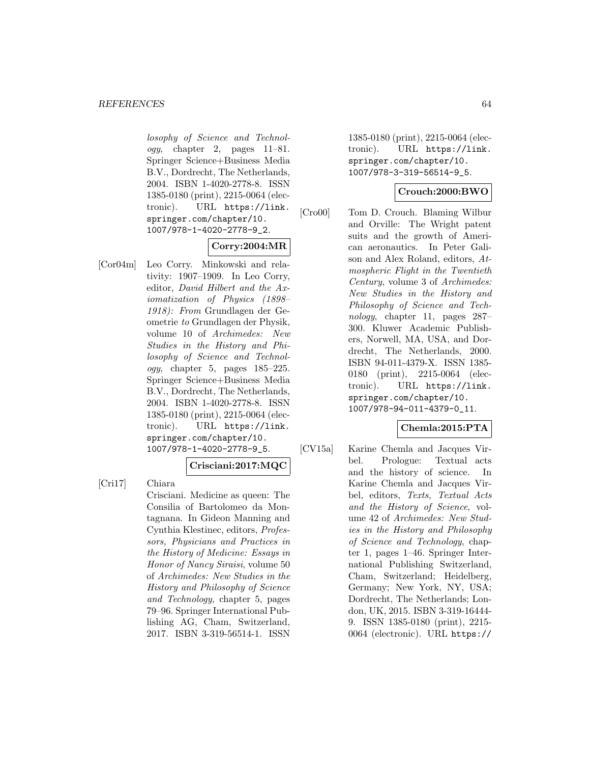*losophy of Science and Technology*, chapter 2, pages 11–81. Springer Science+Business Media B.V., Dordrecht, The Netherlands, 2004. ISBN 1-4020-2778-8. ISSN 1385-0180 (print), 2215-0064 (electronic). URL `https://link.springer.com/chapter/10.1007/978-1-4020-2778-9_2`.

**Corry:2004:MR**

[Cor04m] Leo Corry. Minkowski and relativity: 1907–1909. In Leo Corry, editor, *David Hilbert and the Axiomatization of Physics (1898–1918): From* Grundlagen der Geometrie *to* Grundlagen der Physik, volume 10 of *Archimedes: New Studies in the History and Philosophy of Science and Technology*, chapter 5, pages 185–225. Springer Science+Business Media B.V., Dordrecht, The Netherlands, 2004. ISBN 1-4020-2778-8. ISSN 1385-0180 (print), 2215-0064 (electronic). URL `https://link.springer.com/chapter/10.1007/978-1-4020-2778-9_5`.

**Crisciani:2017:MQC**

[Cri17] Chiara Crisciani. Medicine as queen: The Consilia of Bartolomeo da Montagnana. In Gideon Manning and Cynthia Klestinec, editors, *Professors, Physicians and Practices in the History of Medicine: Essays in Honor of Nancy Siraisi*, volume 50 of *Archimedes: New Studies in the History and Philosophy of Science and Technology*, chapter 5, pages 79–96. Springer International Publishing AG, Cham, Switzerland, 2017. ISBN 3-319-56514-1. ISSN 1385-0180 (print), 2215-0064 (electronic). URL `https://link.springer.com/chapter/10.1007/978-3-319-56514-9_5`.

**Crouch:2000:BWO**

[Cro00] Tom D. Crouch. Blaming Wilbur and Orville: The Wright patent suits and the growth of American aeronautics. In Peter Galison and Alex Roland, editors, *Atmospheric Flight in the Twentieth Century*, volume 3 of *Archimedes: New Studies in the History and Philosophy of Science and Technology*, chapter 11, pages 287–300. Kluwer Academic Publishers, Norwell, MA, USA, and Dordrecht, The Netherlands, 2000. ISBN 94-011-4379-X. ISSN 1385-0180 (print), 2215-0064 (electronic). URL `https://link.springer.com/chapter/10.1007/978-94-011-4379-0_11`.

**Chemla:2015:PTA**

[CV15a] Karine Chemla and Jacques Virbel. Prologue: Textual acts and the history of science. In Karine Chemla and Jacques Virbel, editors, *Texts, Textual Acts and the History of Science*, volume 42 of *Archimedes: New Studies in the History and Philosophy of Science and Technology*, chapter 1, pages 1–46. Springer International Publishing Switzerland, Cham, Switzerland; Heidelberg, Germany; New York, NY, USA; Dordrecht, The Netherlands; London, UK, 2015. ISBN 3-319-16444-9. ISSN 1385-0180 (print), 2215-0064 (electronic). URL `https://`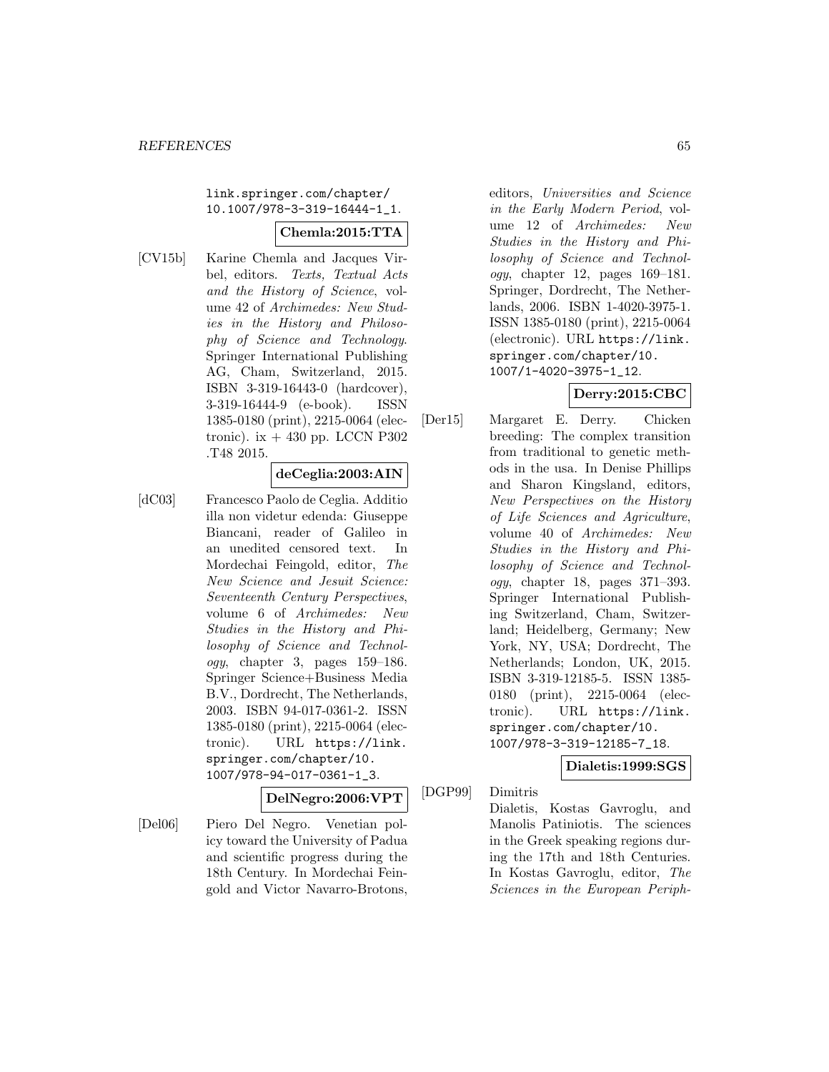link.springer.com/chapter/10.1007/978-3-319-16444-1_1.

**Chemla:2015:TTA**

[CV15b] Karine Chemla and Jacques Virbel, editors. *Texts, Textual Acts and the History of Science*, volume 42 of *Archimedes: New Studies in the History and Philosophy of Science and Technology*. Springer International Publishing AG, Cham, Switzerland, 2015. ISBN 3-319-16443-0 (hardcover), 3-319-16444-9 (e-book). ISSN 1385-0180 (print), 2215-0064 (electronic). ix + 430 pp. LCCN P302 .T48 2015.

**deCeglia:2003:AIN**

[dC03] Francesco Paolo de Ceglia. Additio illa non videtur edenda: Giuseppe Biancani, reader of Galileo in an unedited censored text. In Mordechai Feingold, editor, *The New Science and Jesuit Science: Seventeenth Century Perspectives*, volume 6 of *Archimedes: New Studies in the History and Philosophy of Science and Technology*, chapter 3, pages 159–186. Springer Science+Business Media B.V., Dordrecht, The Netherlands, 2003. ISBN 94-017-0361-2. ISSN 1385-0180 (print), 2215-0064 (electronic). URL https://link.springer.com/chapter/10.1007/978-94-017-0361-1_3.

**DelNegro:2006:VPT**

[Del06] Piero Del Negro. Venetian policy toward the University of Padua and scientific progress during the 18th Century. In Mordechai Feingold and Victor Navarro-Brotons, editors, *Universities and Science in the Early Modern Period*, volume 12 of *Archimedes: New Studies in the History and Philosophy of Science and Technology*, chapter 12, pages 169–181. Springer, Dordrecht, The Netherlands, 2006. ISBN 1-4020-3975-1. ISSN 1385-0180 (print), 2215-0064 (electronic). URL https://link.springer.com/chapter/10.1007/1-4020-3975-1_12.

**Derry:2015:CBC**

[Der15] Margaret E. Derry. Chicken breeding: The complex transition from traditional to genetic methods in the usa. In Denise Phillips and Sharon Kingsland, editors, *New Perspectives on the History of Life Sciences and Agriculture*, volume 40 of *Archimedes: New Studies in the History and Philosophy of Science and Technology*, chapter 18, pages 371–393. Springer International Publishing Switzerland, Cham, Switzerland; Heidelberg, Germany; New York, NY, USA; Dordrecht, The Netherlands; London, UK, 2015. ISBN 3-319-12185-5. ISSN 1385-0180 (print), 2215-0064 (electronic). URL https://link.springer.com/chapter/10.1007/978-3-319-12185-7_18.

**Dialetis:1999:SGS**

[DGP99] Dimitris Dialetis, Kostas Gavroglu, and Manolis Patiniotis. The sciences in the Greek speaking regions during the 17th and 18th Centuries. In Kostas Gavroglu, editor, *The Sciences in the European Periph-*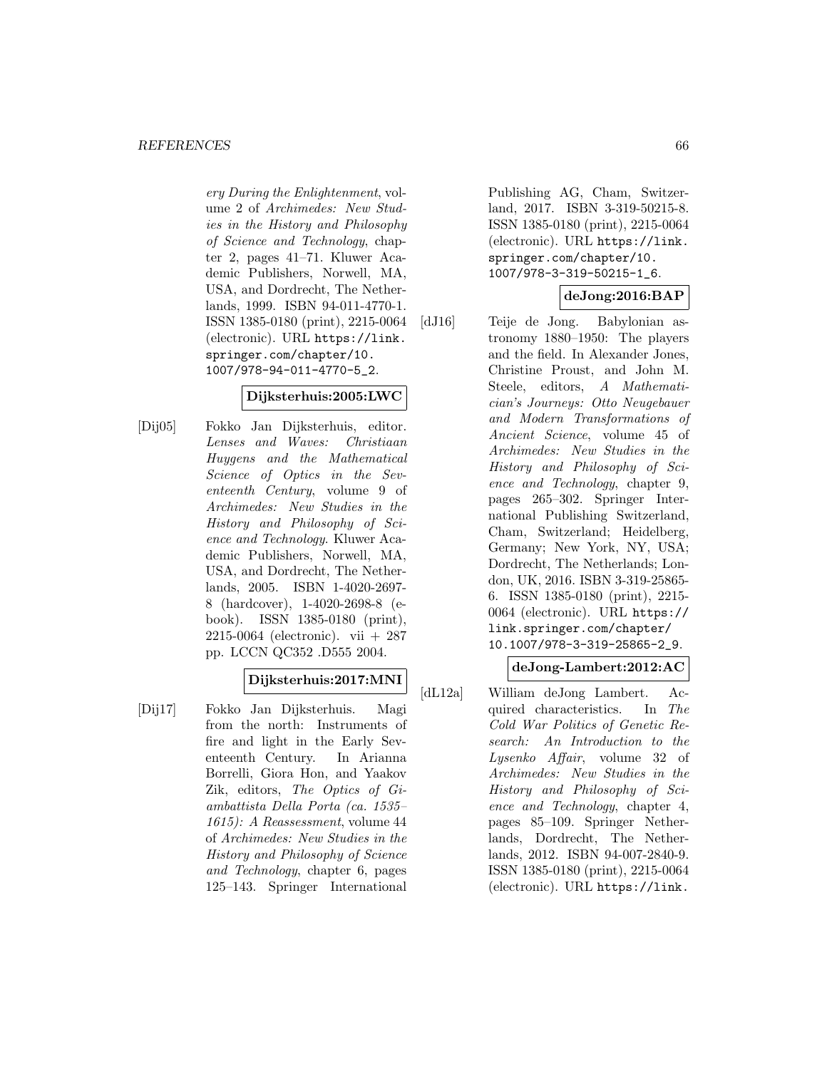*ery During the Enlightenment*, volume 2 of *Archimedes: New Studies in the History and Philosophy of Science and Technology*, chapter 2, pages 41–71. Kluwer Academic Publishers, Norwell, MA, USA, and Dordrecht, The Netherlands, 1999. ISBN 94-011-4770-1. ISSN 1385-0180 (print), 2215-0064 (electronic). URL https://link.springer.com/chapter/10.1007/978-94-011-4770-5_2.

**Dijksterhuis:2005:LWC**

[Dij05] Fokko Jan Dijksterhuis, editor. *Lenses and Waves: Christiaan Huygens and the Mathematical Science of Optics in the Seventeenth Century*, volume 9 of *Archimedes: New Studies in the History and Philosophy of Science and Technology*. Kluwer Academic Publishers, Norwell, MA, USA, and Dordrecht, The Netherlands, 2005. ISBN 1-4020-2697-8 (hardcover), 1-4020-2698-8 (e-book). ISSN 1385-0180 (print), 2215-0064 (electronic). vii + 287 pp. LCCN QC352 .D555 2004.

**Dijksterhuis:2017:MNI**

[Dij17] Fokko Jan Dijksterhuis. Magi from the north: Instruments of fire and light in the Early Seventeenth Century. In Arianna Borrelli, Giora Hon, and Yaakov Zik, editors, *The Optics of Giambattista Della Porta (ca. 1535–1615): A Reassessment*, volume 44 of *Archimedes: New Studies in the History and Philosophy of Science and Technology*, chapter 6, pages 125–143. Springer International Publishing AG, Cham, Switzerland, 2017. ISBN 3-319-50215-8. ISSN 1385-0180 (print), 2215-0064 (electronic). URL https://link.springer.com/chapter/10.1007/978-3-319-50215-1_6.

**deJong:2016:BAP**

[dJ16] Teije de Jong. Babylonian astronomy 1880–1950: The players and the field. In Alexander Jones, Christine Proust, and John M. Steele, editors, *A Mathematician's Journeys: Otto Neugebauer and Modern Transformations of Ancient Science*, volume 45 of *Archimedes: New Studies in the History and Philosophy of Science and Technology*, chapter 9, pages 265–302. Springer International Publishing Switzerland, Cham, Switzerland; Heidelberg, Germany; New York, NY, USA; Dordrecht, The Netherlands; London, UK, 2016. ISBN 3-319-25865-6. ISSN 1385-0180 (print), 2215-0064 (electronic). URL https://link.springer.com/chapter/10.1007/978-3-319-25865-2_9.

**deJong-Lambert:2012:AC**

[dL12a] William deJong Lambert. Acquired characteristics. In *The Cold War Politics of Genetic Research: An Introduction to the Lysenko Affair*, volume 32 of *Archimedes: New Studies in the History and Philosophy of Science and Technology*, chapter 4, pages 85–109. Springer Netherlands, Dordrecht, The Netherlands, 2012. ISBN 94-007-2840-9. ISSN 1385-0180 (print), 2215-0064 (electronic). URL https://link.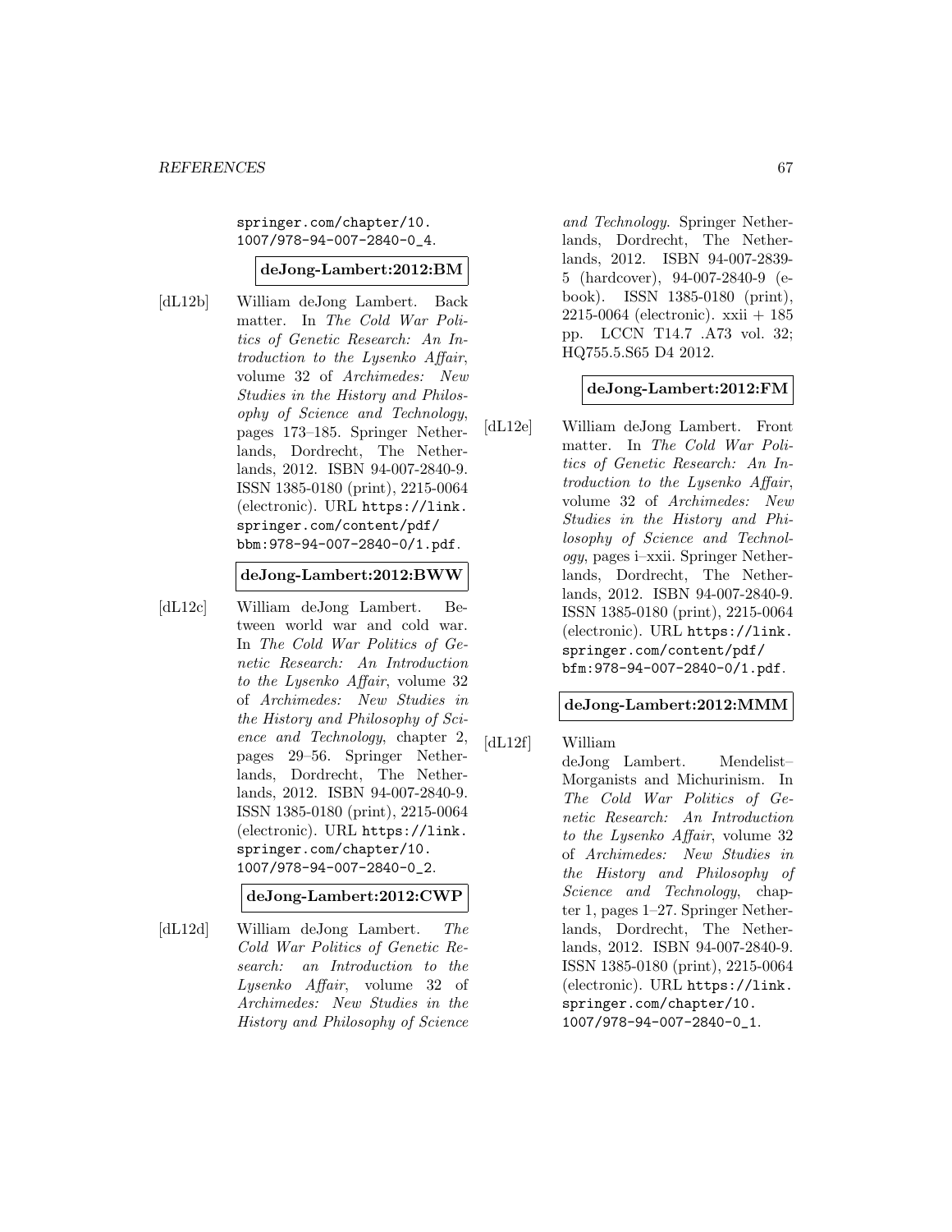springer.com/chapter/10.1007/978-94-007-2840-0_4.

**deJong-Lambert:2012:BM**

[dL12b] William deJong Lambert. Back matter. In *The Cold War Politics of Genetic Research: An Introduction to the Lysenko Affair*, volume 32 of *Archimedes: New Studies in the History and Philosophy of Science and Technology*, pages 173–185. Springer Netherlands, Dordrecht, The Netherlands, 2012. ISBN 94-007-2840-9. ISSN 1385-0180 (print), 2215-0064 (electronic). URL https://link.springer.com/content/pdf/bbm:978-94-007-2840-0/1.pdf.

**deJong-Lambert:2012:BWW**

[dL12c] William deJong Lambert. Between world war and cold war. In *The Cold War Politics of Genetic Research: An Introduction to the Lysenko Affair*, volume 32 of *Archimedes: New Studies in the History and Philosophy of Science and Technology*, chapter 2, pages 29–56. Springer Netherlands, Dordrecht, The Netherlands, 2012. ISBN 94-007-2840-9. ISSN 1385-0180 (print), 2215-0064 (electronic). URL https://link.springer.com/chapter/10.1007/978-94-007-2840-0_2.

**deJong-Lambert:2012:CWP**

[dL12d] William deJong Lambert. *The Cold War Politics of Genetic Research: an Introduction to the Lysenko Affair*, volume 32 of *Archimedes: New Studies in the History and Philosophy of Science and Technology*. Springer Netherlands, Dordrecht, The Netherlands, 2012. ISBN 94-007-2839-5 (hardcover), 94-007-2840-9 (e-book). ISSN 1385-0180 (print), 2215-0064 (electronic). xxii + 185 pp. LCCN T14.7 .A73 vol. 32; HQ755.5.S65 D4 2012.

**deJong-Lambert:2012:FM**

[dL12e] William deJong Lambert. Front matter. In *The Cold War Politics of Genetic Research: An Introduction to the Lysenko Affair*, volume 32 of *Archimedes: New Studies in the History and Philosophy of Science and Technology*, pages i–xxii. Springer Netherlands, Dordrecht, The Netherlands, 2012. ISBN 94-007-2840-9. ISSN 1385-0180 (print), 2215-0064 (electronic). URL https://link.springer.com/content/pdf/bfm:978-94-007-2840-0/1.pdf.

**deJong-Lambert:2012:MMM**

[dL12f] William deJong Lambert. Mendelist–Morganists and Michurinism. In *The Cold War Politics of Genetic Research: An Introduction to the Lysenko Affair*, volume 32 of *Archimedes: New Studies in the History and Philosophy of Science and Technology*, chapter 1, pages 1–27. Springer Netherlands, Dordrecht, The Netherlands, 2012. ISBN 94-007-2840-9. ISSN 1385-0180 (print), 2215-0064 (electronic). URL https://link.springer.com/chapter/10.1007/978-94-007-2840-0_1.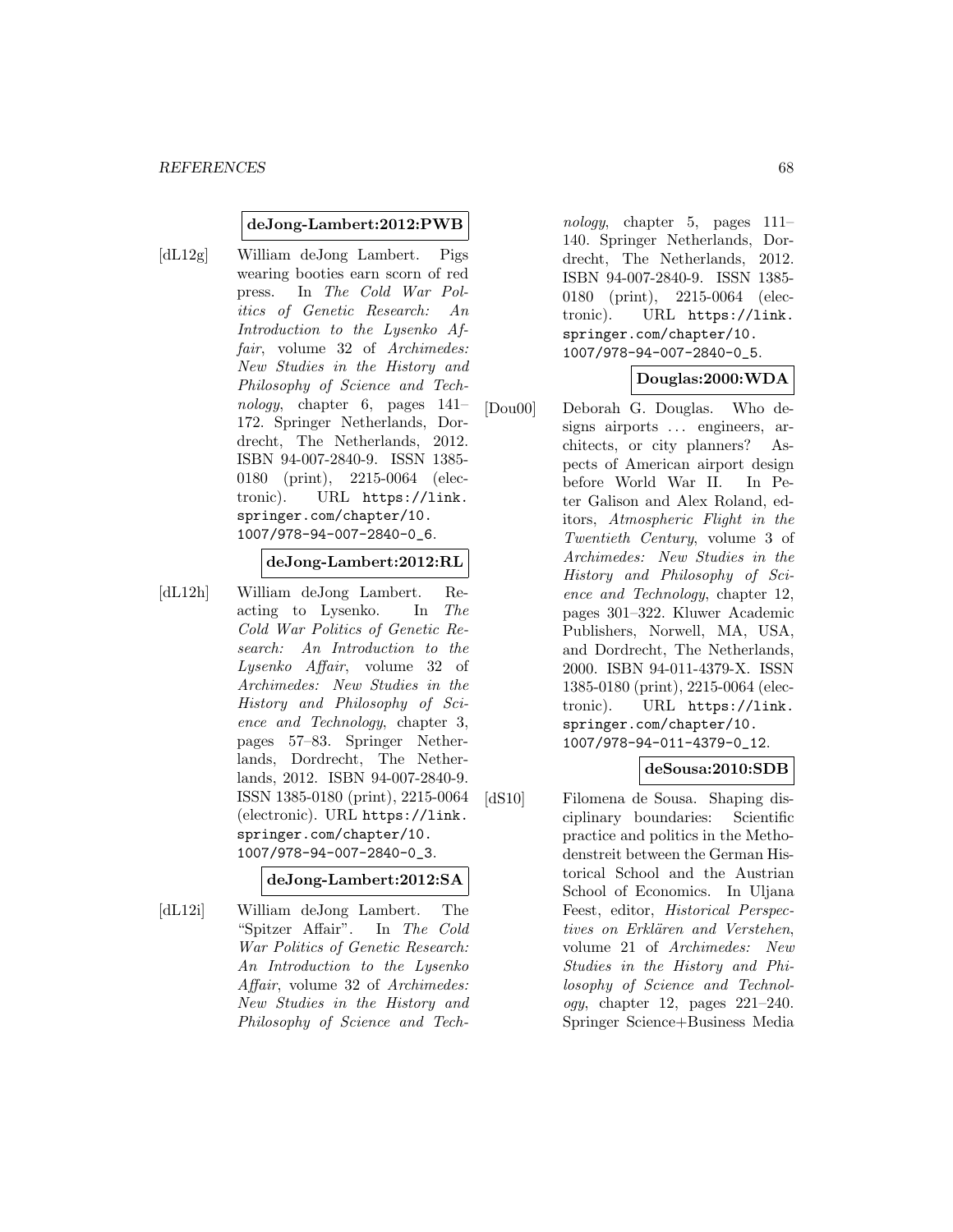**deJong-Lambert:2012:PWB**

[dL12g] William deJong Lambert. Pigs wearing booties earn scorn of red press. In *The Cold War Politics of Genetic Research: An Introduction to the Lysenko Affair*, volume 32 of *Archimedes: New Studies in the History and Philosophy of Science and Technology*, chapter 6, pages 141–172. Springer Netherlands, Dordrecht, The Netherlands, 2012. ISBN 94-007-2840-9. ISSN 1385-0180 (print), 2215-0064 (electronic). URL `https://link.springer.com/chapter/10.1007/978-94-007-2840-0_6`.

**deJong-Lambert:2012:RL**

[dL12h] William deJong Lambert. Reacting to Lysenko. In *The Cold War Politics of Genetic Research: An Introduction to the Lysenko Affair*, volume 32 of *Archimedes: New Studies in the History and Philosophy of Science and Technology*, chapter 3, pages 57–83. Springer Netherlands, Dordrecht, The Netherlands, 2012. ISBN 94-007-2840-9. ISSN 1385-0180 (print), 2215-0064 (electronic). URL `https://link.springer.com/chapter/10.1007/978-94-007-2840-0_3`.

**deJong-Lambert:2012:SA**

[dL12i] William deJong Lambert. The "Spitzer Affair". In *The Cold War Politics of Genetic Research: An Introduction to the Lysenko Affair*, volume 32 of *Archimedes: New Studies in the History and Philosophy of Science and Technology*, chapter 5, pages 111–140. Springer Netherlands, Dordrecht, The Netherlands, 2012. ISBN 94-007-2840-9. ISSN 1385-0180 (print), 2215-0064 (electronic). URL `https://link.springer.com/chapter/10.1007/978-94-007-2840-0_5`.

**Douglas:2000:WDA**

[Dou00] Deborah G. Douglas. Who designs airports ... engineers, architects, or city planners? Aspects of American airport design before World War II. In Peter Galison and Alex Roland, editors, *Atmospheric Flight in the Twentieth Century*, volume 3 of *Archimedes: New Studies in the History and Philosophy of Science and Technology*, chapter 12, pages 301–322. Kluwer Academic Publishers, Norwell, MA, USA, and Dordrecht, The Netherlands, 2000. ISBN 94-011-4379-X. ISSN 1385-0180 (print), 2215-0064 (electronic). URL `https://link.springer.com/chapter/10.1007/978-94-011-4379-0_12`.

**deSousa:2010:SDB**

[dS10] Filomena de Sousa. Shaping disciplinary boundaries: Scientific practice and politics in the Methodenstreit between the German Historical School and the Austrian School of Economics. In Uljana Feest, editor, *Historical Perspectives on Erklären and Verstehen*, volume 21 of *Archimedes: New Studies in the History and Philosophy of Science and Technology*, chapter 12, pages 221–240. Springer Science+Business Media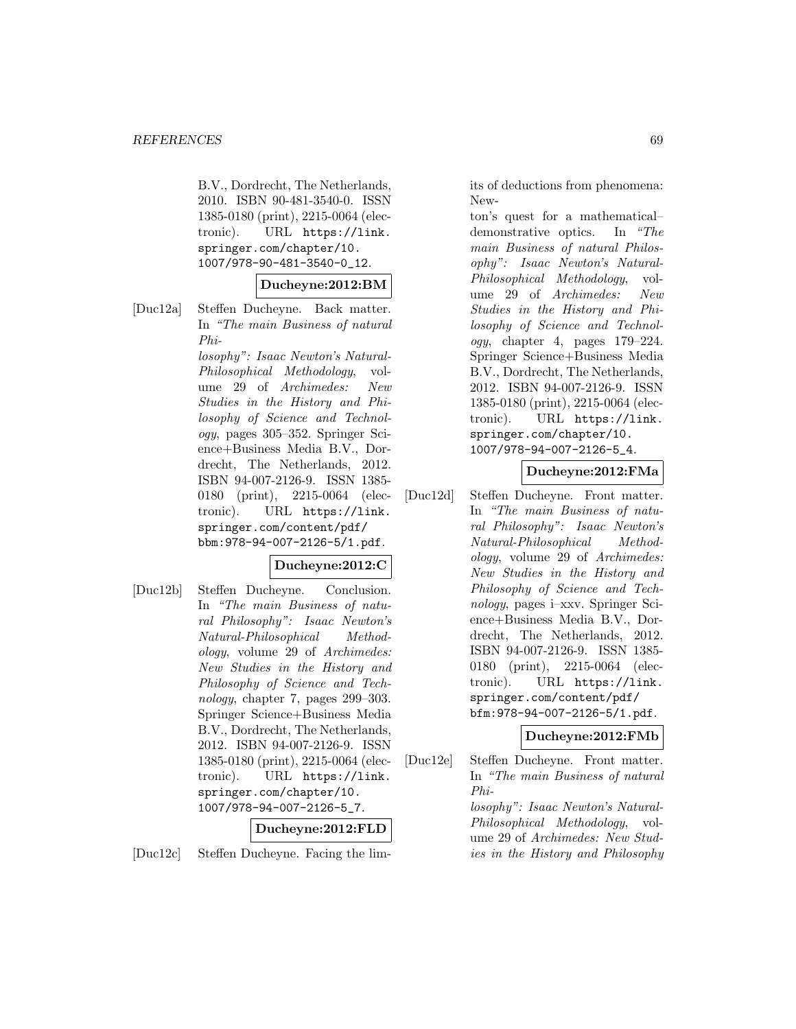B.V., Dordrecht, The Netherlands, 2010. ISBN 90-481-3540-0. ISSN 1385-0180 (print), 2215-0064 (electronic). URL https://link.springer.com/chapter/10.1007/978-90-481-3540-0_12.

**Ducheyne:2012:BM**

[Duc12a] Steffen Ducheyne. Back matter. In *"The main Business of natural Philosophy": Isaac Newton's Natural-Philosophical Methodology*, volume 29 of *Archimedes: New Studies in the History and Philosophy of Science and Technology*, pages 305–352. Springer Science+Business Media B.V., Dordrecht, The Netherlands, 2012. ISBN 94-007-2126-9. ISSN 1385-0180 (print), 2215-0064 (electronic). URL https://link.springer.com/content/pdf/bbm:978-94-007-2126-5/1.pdf.

**Ducheyne:2012:C**

[Duc12b] Steffen Ducheyne. Conclusion. In *"The main Business of natural Philosophy": Isaac Newton's Natural-Philosophical Methodology*, volume 29 of *Archimedes: New Studies in the History and Philosophy of Science and Technology*, chapter 7, pages 299–303. Springer Science+Business Media B.V., Dordrecht, The Netherlands, 2012. ISBN 94-007-2126-9. ISSN 1385-0180 (print), 2215-0064 (electronic). URL https://link.springer.com/chapter/10.1007/978-94-007-2126-5_7.

**Ducheyne:2012:FLD**

[Duc12c] Steffen Ducheyne. Facing the limits of deductions from phenomena: Newton's quest for a mathematical–demonstrative optics. In *"The main Business of natural Philosophy": Isaac Newton's Natural-Philosophical Methodology*, volume 29 of *Archimedes: New Studies in the History and Philosophy of Science and Technology*, chapter 4, pages 179–224. Springer Science+Business Media B.V., Dordrecht, The Netherlands, 2012. ISBN 94-007-2126-9. ISSN 1385-0180 (print), 2215-0064 (electronic). URL https://link.springer.com/chapter/10.1007/978-94-007-2126-5_4.

**Ducheyne:2012:FMa**

[Duc12d] Steffen Ducheyne. Front matter. In *"The main Business of natural Philosophy": Isaac Newton's Natural-Philosophical Methodology*, volume 29 of *Archimedes: New Studies in the History and Philosophy of Science and Technology*, pages i–xxv. Springer Science+Business Media B.V., Dordrecht, The Netherlands, 2012. ISBN 94-007-2126-9. ISSN 1385-0180 (print), 2215-0064 (electronic). URL https://link.springer.com/content/pdf/bfm:978-94-007-2126-5/1.pdf.

**Ducheyne:2012:FMb**

[Duc12e] Steffen Ducheyne. Front matter. In *"The main Business of natural Philosophy": Isaac Newton's Natural-Philosophical Methodology*, volume 29 of *Archimedes: New Studies in the History and Philosophy*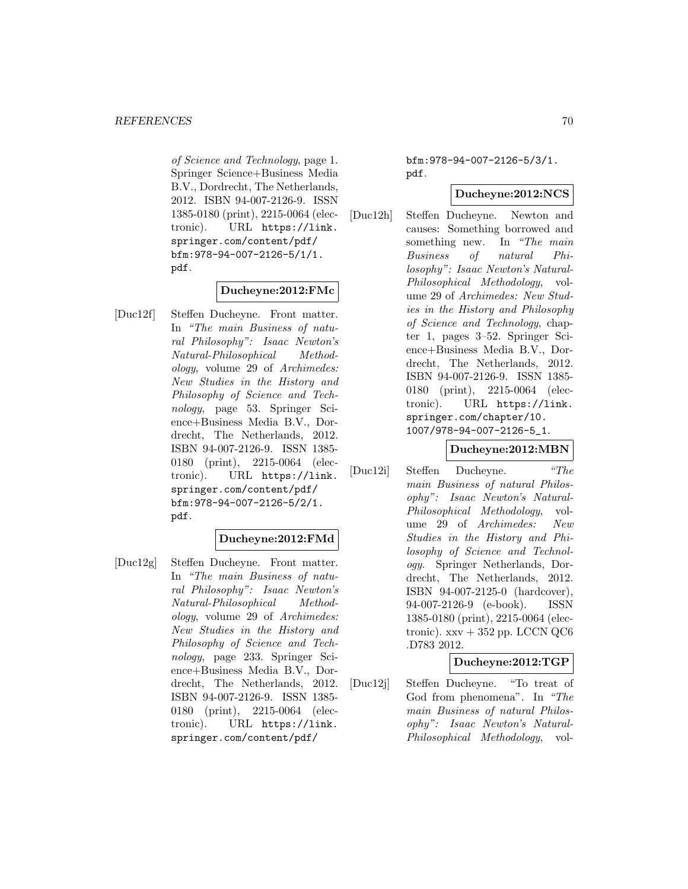of Science and Technology, page 1. Springer Science+Business Media B.V., Dordrecht, The Netherlands, 2012. ISBN 94-007-2126-9. ISSN 1385-0180 (print), 2215-0064 (electronic). URL https://link.springer.com/content/pdf/bfm:978-94-007-2126-5/1/1.pdf.

**Ducheyne:2012:FMc**

[Duc12f] Steffen Ducheyne. Front matter. In *"The main Business of natural Philosophy": Isaac Newton's Natural-Philosophical Methodology*, volume 29 of *Archimedes: New Studies in the History and Philosophy of Science and Technology*, page 53. Springer Science+Business Media B.V., Dordrecht, The Netherlands, 2012. ISBN 94-007-2126-9. ISSN 1385-0180 (print), 2215-0064 (electronic). URL https://link.springer.com/content/pdf/bfm:978-94-007-2126-5/2/1.pdf.

**Ducheyne:2012:FMd**

[Duc12g] Steffen Ducheyne. Front matter. In *"The main Business of natural Philosophy": Isaac Newton's Natural-Philosophical Methodology*, volume 29 of *Archimedes: New Studies in the History and Philosophy of Science and Technology*, page 233. Springer Science+Business Media B.V., Dordrecht, The Netherlands, 2012. ISBN 94-007-2126-9. ISSN 1385-0180 (print), 2215-0064 (electronic). URL https://link.springer.com/content/pdf/bfm:978-94-007-2126-5/3/1.pdf.

**Ducheyne:2012:NCS**

[Duc12h] Steffen Ducheyne. Newton and causes: Something borrowed and something new. In *"The main Business of natural Philosophy": Isaac Newton's Natural-Philosophical Methodology*, volume 29 of *Archimedes: New Studies in the History and Philosophy of Science and Technology*, chapter 1, pages 3–52. Springer Science+Business Media B.V., Dordrecht, The Netherlands, 2012. ISBN 94-007-2126-9. ISSN 1385-0180 (print), 2215-0064 (electronic). URL https://link.springer.com/chapter/10.1007/978-94-007-2126-5_1.

**Ducheyne:2012:MBN**

[Duc12i] Steffen Ducheyne. *"The main Business of natural Philosophy": Isaac Newton's Natural-Philosophical Methodology*, volume 29 of *Archimedes: New Studies in the History and Philosophy of Science and Technology*. Springer Netherlands, Dordrecht, The Netherlands, 2012. ISBN 94-007-2125-0 (hardcover), 94-007-2126-9 (e-book). ISSN 1385-0180 (print), 2215-0064 (electronic). xxv + 352 pp. LCCN QC6 .D783 2012.

**Ducheyne:2012:TGP**

[Duc12j] Steffen Ducheyne. "To treat of God from phenomena". In *"The main Business of natural Philosophy": Isaac Newton's Natural-Philosophical Methodology*, vol-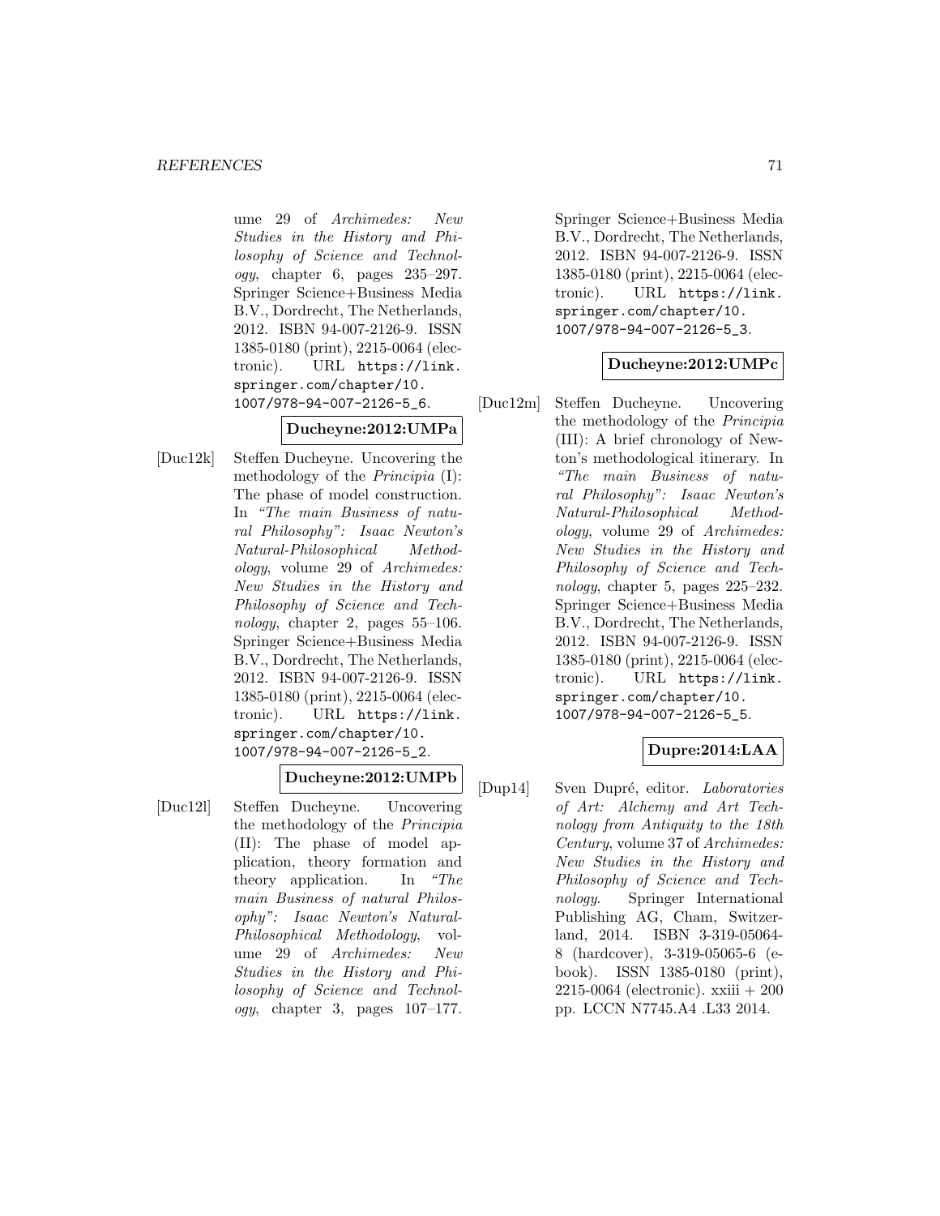ume 29 of *Archimedes: New Studies in the History and Philosophy of Science and Technology*, chapter 6, pages 235–297. Springer Science+Business Media B.V., Dordrecht, The Netherlands, 2012. ISBN 94-007-2126-9. ISSN 1385-0180 (print), 2215-0064 (electronic). URL `https://link.springer.com/chapter/10.1007/978-94-007-2126-5_6`.

**Ducheyne:2012:UMPa**

[Duc12k] Steffen Ducheyne. Uncovering the methodology of the *Principia* (I): The phase of model construction. In *"The main Business of natural Philosophy": Isaac Newton's Natural-Philosophical Methodology*, volume 29 of *Archimedes: New Studies in the History and Philosophy of Science and Technology*, chapter 2, pages 55–106. Springer Science+Business Media B.V., Dordrecht, The Netherlands, 2012. ISBN 94-007-2126-9. ISSN 1385-0180 (print), 2215-0064 (electronic). URL `https://link.springer.com/chapter/10.1007/978-94-007-2126-5_2`.

**Ducheyne:2012:UMPb**

[Duc12l] Steffen Ducheyne. Uncovering the methodology of the *Principia* (II): The phase of model application, theory formation and theory application. In *"The main Business of natural Philosophy": Isaac Newton's Natural-Philosophical Methodology*, volume 29 of *Archimedes: New Studies in the History and Philosophy of Science and Technology*, chapter 3, pages 107–177. Springer Science+Business Media B.V., Dordrecht, The Netherlands, 2012. ISBN 94-007-2126-9. ISSN 1385-0180 (print), 2215-0064 (electronic). URL `https://link.springer.com/chapter/10.1007/978-94-007-2126-5_3`.

**Ducheyne:2012:UMPc**

[Duc12m] Steffen Ducheyne. Uncovering the methodology of the *Principia* (III): A brief chronology of Newton's methodological itinerary. In *"The main Business of natural Philosophy": Isaac Newton's Natural-Philosophical Methodology*, volume 29 of *Archimedes: New Studies in the History and Philosophy of Science and Technology*, chapter 5, pages 225–232. Springer Science+Business Media B.V., Dordrecht, The Netherlands, 2012. ISBN 94-007-2126-9. ISSN 1385-0180 (print), 2215-0064 (electronic). URL `https://link.springer.com/chapter/10.1007/978-94-007-2126-5_5`.

**Dupre:2014:LAA**

[Dup14] Sven Dupré, editor. *Laboratories of Art: Alchemy and Art Technology from Antiquity to the 18th Century*, volume 37 of *Archimedes: New Studies in the History and Philosophy of Science and Technology*. Springer International Publishing AG, Cham, Switzerland, 2014. ISBN 3-319-05064-8 (hardcover), 3-319-05065-6 (e-book). ISSN 1385-0180 (print), 2215-0064 (electronic). xxiii + 200 pp. LCCN N7745.A4 .L33 2014.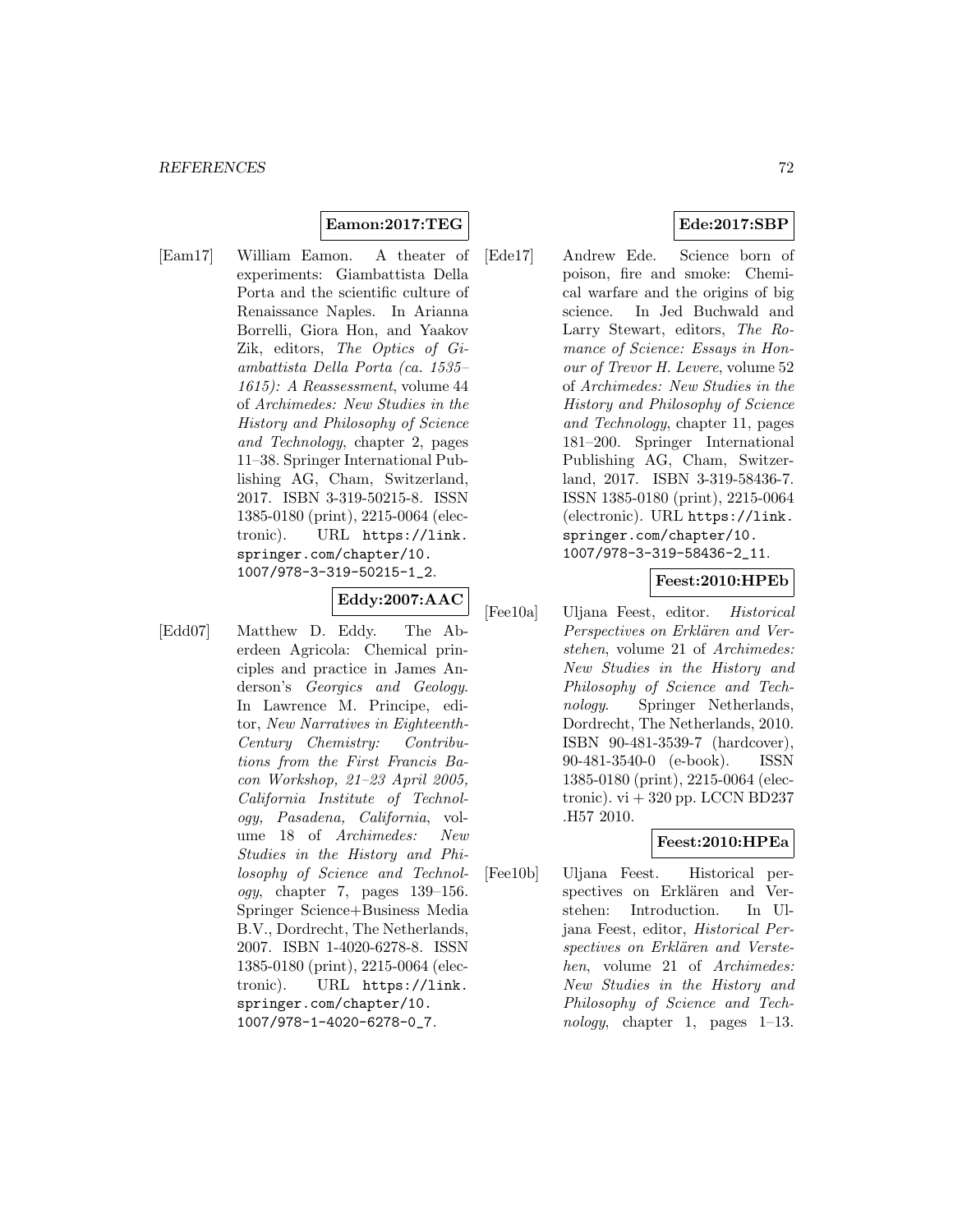**Eamon:2017:TEG**

[Eam17] William Eamon. A theater of experiments: Giambattista Della Porta and the scientific culture of Renaissance Naples. In Arianna Borrelli, Giora Hon, and Yaakov Zik, editors, *The Optics of Giambattista Della Porta (ca. 1535–1615): A Reassessment*, volume 44 of *Archimedes: New Studies in the History and Philosophy of Science and Technology*, chapter 2, pages 11–38. Springer International Publishing AG, Cham, Switzerland, 2017. ISBN 3-319-50215-8. ISSN 1385-0180 (print), 2215-0064 (electronic). URL `https://link.springer.com/chapter/10.1007/978-3-319-50215-1_2`.

**Eddy:2007:AAC**

[Edd07] Matthew D. Eddy. The Aberdeen Agricola: Chemical principles and practice in James Anderson's *Georgics and Geology*. In Lawrence M. Principe, editor, *New Narratives in Eighteenth-Century Chemistry: Contributions from the First Francis Bacon Workshop, 21–23 April 2005, California Institute of Technology, Pasadena, California*, volume 18 of *Archimedes: New Studies in the History and Philosophy of Science and Technology*, chapter 7, pages 139–156. Springer Science+Business Media B.V., Dordrecht, The Netherlands, 2007. ISBN 1-4020-6278-8. ISSN 1385-0180 (print), 2215-0064 (electronic). URL `https://link.springer.com/chapter/10.1007/978-1-4020-6278-0_7`.

**Ede:2017:SBP**

[Ede17] Andrew Ede. Science born of poison, fire and smoke: Chemical warfare and the origins of big science. In Jed Buchwald and Larry Stewart, editors, *The Romance of Science: Essays in Honour of Trevor H. Levere*, volume 52 of *Archimedes: New Studies in the History and Philosophy of Science and Technology*, chapter 11, pages 181–200. Springer International Publishing AG, Cham, Switzerland, 2017. ISBN 3-319-58436-7. ISSN 1385-0180 (print), 2215-0064 (electronic). URL `https://link.springer.com/chapter/10.1007/978-3-319-58436-2_11`.

**Feest:2010:HPEb**

[Fee10a] Uljana Feest, editor. *Historical Perspectives on Erklären and Verstehen*, volume 21 of *Archimedes: New Studies in the History and Philosophy of Science and Technology*. Springer Netherlands, Dordrecht, The Netherlands, 2010. ISBN 90-481-3539-7 (hardcover), 90-481-3540-0 (e-book). ISSN 1385-0180 (print), 2215-0064 (electronic). vi + 320 pp. LCCN BD237 .H57 2010.

**Feest:2010:HPEa**

[Fee10b] Uljana Feest. Historical perspectives on Erklären and Verstehen: Introduction. In Uljana Feest, editor, *Historical Perspectives on Erklären and Verstehen*, volume 21 of *Archimedes: New Studies in the History and Philosophy of Science and Technology*, chapter 1, pages 1–13.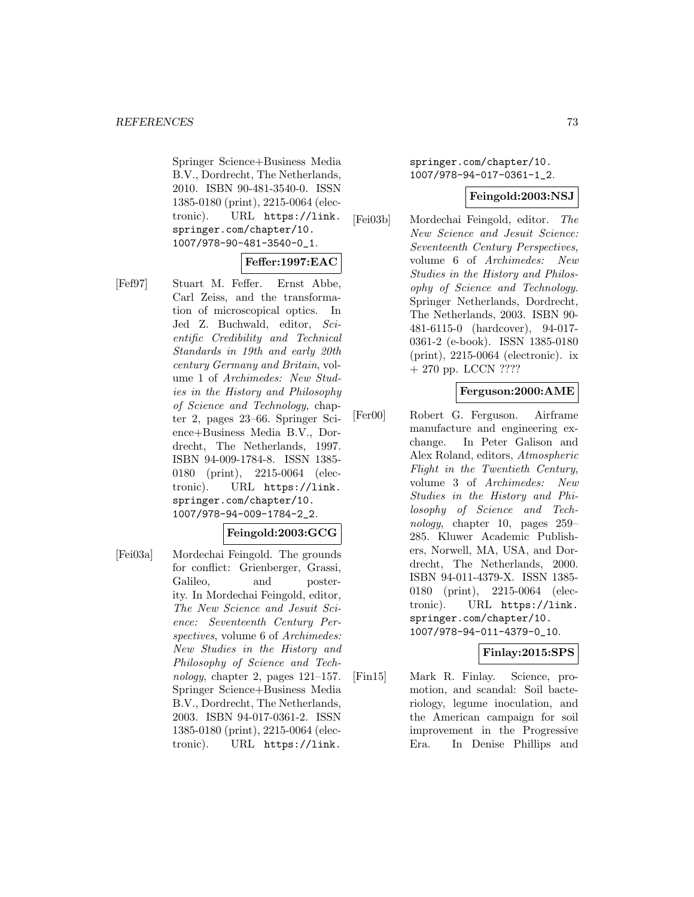Springer Science+Business Media B.V., Dordrecht, The Netherlands, 2010. ISBN 90-481-3540-0. ISSN 1385-0180 (print), 2215-0064 (electronic). URL https://link.springer.com/chapter/10.1007/978-90-481-3540-0_1.

**Feffer:1997:EAC**

[Fef97] Stuart M. Feffer. Ernst Abbe, Carl Zeiss, and the transformation of microscopical optics. In Jed Z. Buchwald, editor, *Scientific Credibility and Technical Standards in 19th and early 20th century Germany and Britain*, volume 1 of *Archimedes: New Studies in the History and Philosophy of Science and Technology*, chapter 2, pages 23–66. Springer Science+Business Media B.V., Dordrecht, The Netherlands, 1997. ISBN 94-009-1784-8. ISSN 1385-0180 (print), 2215-0064 (electronic). URL https://link.springer.com/chapter/10.1007/978-94-009-1784-2_2.

**Feingold:2003:GCG**

[Fei03a] Mordechai Feingold. The grounds for conflict: Grienberger, Grassi, Galileo, and posterity. In Mordechai Feingold, editor, *The New Science and Jesuit Science: Seventeenth Century Perspectives*, volume 6 of *Archimedes: New Studies in the History and Philosophy of Science and Technology*, chapter 2, pages 121–157. Springer Science+Business Media B.V., Dordrecht, The Netherlands, 2003. ISBN 94-017-0361-2. ISSN 1385-0180 (print), 2215-0064 (electronic). URL https://link.springer.com/chapter/10.1007/978-94-017-0361-1_2.

**Feingold:2003:NSJ**

[Fei03b] Mordechai Feingold, editor. *The New Science and Jesuit Science: Seventeenth Century Perspectives*, volume 6 of *Archimedes: New Studies in the History and Philosophy of Science and Technology*. Springer Netherlands, Dordrecht, The Netherlands, 2003. ISBN 90-481-6115-0 (hardcover), 94-017-0361-2 (e-book). ISSN 1385-0180 (print), 2215-0064 (electronic). ix + 270 pp. LCCN ????

**Ferguson:2000:AME**

[Fer00] Robert G. Ferguson. Airframe manufacture and engineering exchange. In Peter Galison and Alex Roland, editors, *Atmospheric Flight in the Twentieth Century*, volume 3 of *Archimedes: New Studies in the History and Philosophy of Science and Technology*, chapter 10, pages 259–285. Kluwer Academic Publishers, Norwell, MA, USA, and Dordrecht, The Netherlands, 2000. ISBN 94-011-4379-X. ISSN 1385-0180 (print), 2215-0064 (electronic). URL https://link.springer.com/chapter/10.1007/978-94-011-4379-0_10.

**Finlay:2015:SPS**

[Fin15] Mark R. Finlay. Science, promotion, and scandal: Soil bacteriology, legume inoculation, and the American campaign for soil improvement in the Progressive Era. In Denise Phillips and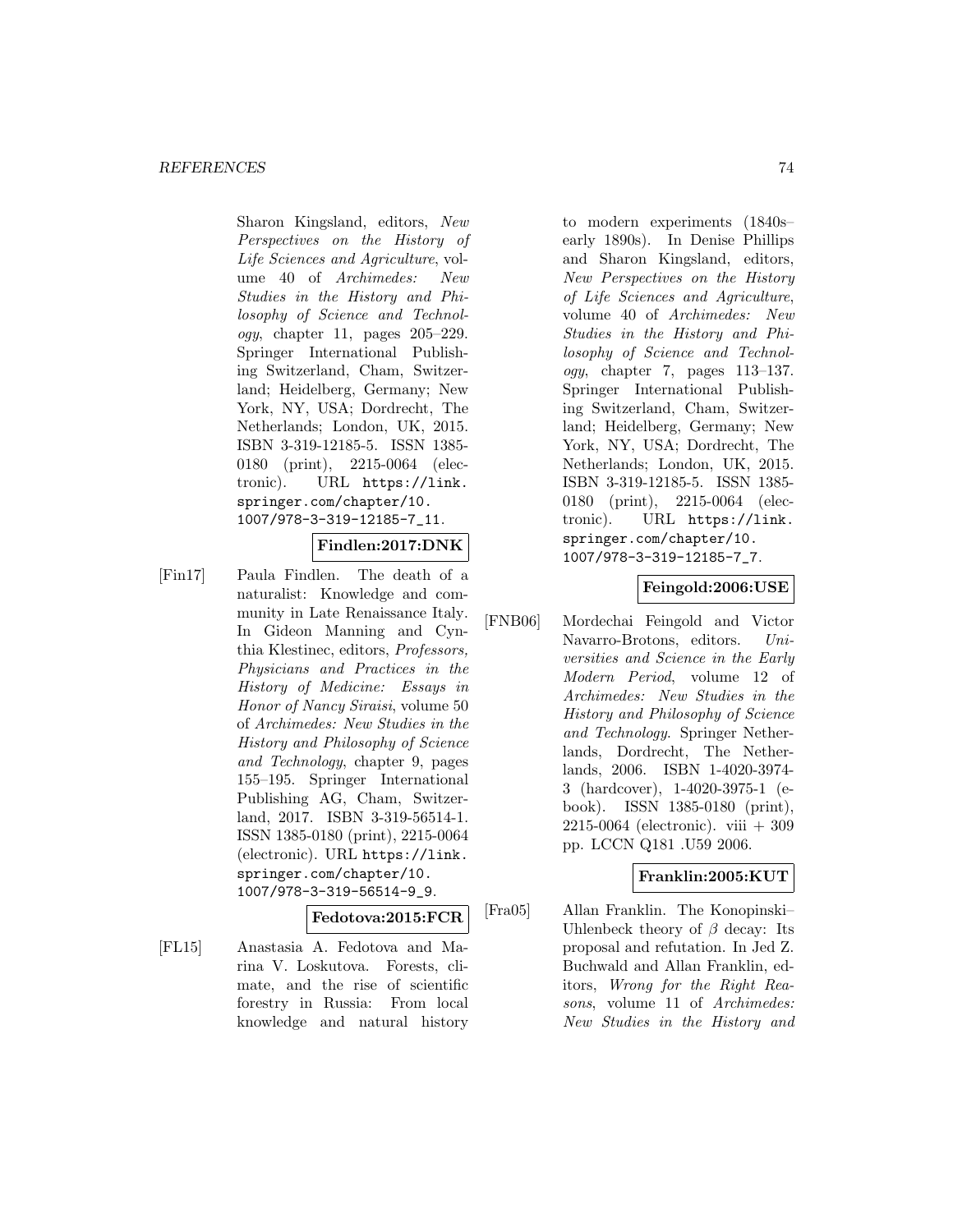Sharon Kingsland, editors, *New Perspectives on the History of Life Sciences and Agriculture*, volume 40 of *Archimedes: New Studies in the History and Philosophy of Science and Technology*, chapter 11, pages 205–229. Springer International Publishing Switzerland, Cham, Switzerland; Heidelberg, Germany; New York, NY, USA; Dordrecht, The Netherlands; London, UK, 2015. ISBN 3-319-12185-5. ISSN 1385-0180 (print), 2215-0064 (electronic). URL `https://link.springer.com/chapter/10.1007/978-3-319-12185-7_11`.

**Findlen:2017:DNK**

[Fin17] Paula Findlen. The death of a naturalist: Knowledge and community in Late Renaissance Italy. In Gideon Manning and Cynthia Klestinec, editors, *Professors, Physicians and Practices in the History of Medicine: Essays in Honor of Nancy Siraisi*, volume 50 of *Archimedes: New Studies in the History and Philosophy of Science and Technology*, chapter 9, pages 155–195. Springer International Publishing AG, Cham, Switzerland, 2017. ISBN 3-319-56514-1. ISSN 1385-0180 (print), 2215-0064 (electronic). URL `https://link.springer.com/chapter/10.1007/978-3-319-56514-9_9`.

**Fedotova:2015:FCR**

[FL15] Anastasia A. Fedotova and Marina V. Loskutova. Forests, climate, and the rise of scientific forestry in Russia: From local knowledge and natural history to modern experiments (1840s–early 1890s). In Denise Phillips and Sharon Kingsland, editors, *New Perspectives on the History of Life Sciences and Agriculture*, volume 40 of *Archimedes: New Studies in the History and Philosophy of Science and Technology*, chapter 7, pages 113–137. Springer International Publishing Switzerland, Cham, Switzerland; Heidelberg, Germany; New York, NY, USA; Dordrecht, The Netherlands; London, UK, 2015. ISBN 3-319-12185-5. ISSN 1385-0180 (print), 2215-0064 (electronic). URL `https://link.springer.com/chapter/10.1007/978-3-319-12185-7_7`.

**Feingold:2006:USE**

[FNB06] Mordechai Feingold and Victor Navarro-Brotons, editors. *Universities and Science in the Early Modern Period*, volume 12 of *Archimedes: New Studies in the History and Philosophy of Science and Technology*. Springer Netherlands, Dordrecht, The Netherlands, 2006. ISBN 1-4020-3974-3 (hardcover), 1-4020-3975-1 (e-book). ISSN 1385-0180 (print), 2215-0064 (electronic). viii + 309 pp. LCCN Q181 .U59 2006.

**Franklin:2005:KUT**

[Fra05] Allan Franklin. The Konopinski–Uhlenbeck theory of $\beta$ decay: Its proposal and refutation. In Jed Z. Buchwald and Allan Franklin, editors, *Wrong for the Right Reasons*, volume 11 of *Archimedes: New Studies in the History and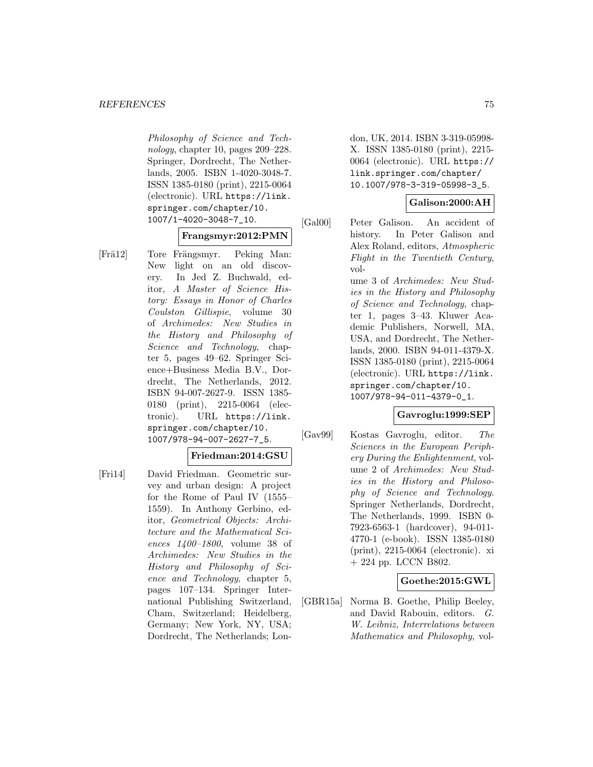*Philosophy of Science and Technology*, chapter 10, pages 209–228. Springer, Dordrecht, The Netherlands, 2005. ISBN 1-4020-3048-7. ISSN 1385-0180 (print), 2215-0064 (electronic). URL `https://link.springer.com/chapter/10.1007/1-4020-3048-7_10`.

**Frangsmyr:2012:PMN**

[Frä12] Tore Frängsmyr. Peking Man: New light on an old discovery. In Jed Z. Buchwald, editor, *A Master of Science History: Essays in Honor of Charles Coulston Gillispie*, volume 30 of *Archimedes: New Studies in the History and Philosophy of Science and Technology*, chapter 5, pages 49–62. Springer Science+Business Media B.V., Dordrecht, The Netherlands, 2012. ISBN 94-007-2627-9. ISSN 1385-0180 (print), 2215-0064 (electronic). URL `https://link.springer.com/chapter/10.1007/978-94-007-2627-7_5`.

**Friedman:2014:GSU**

[Fri14] David Friedman. Geometric survey and urban design: A project for the Rome of Paul IV (1555–1559). In Anthony Gerbino, editor, *Geometrical Objects: Architecture and the Mathematical Sciences 1400–1800*, volume 38 of *Archimedes: New Studies in the History and Philosophy of Science and Technology*, chapter 5, pages 107–134. Springer International Publishing Switzerland, Cham, Switzerland; Heidelberg, Germany; New York, NY, USA; Dordrecht, The Netherlands; London, UK, 2014. ISBN 3-319-05998-X. ISSN 1385-0180 (print), 2215-0064 (electronic). URL `https://link.springer.com/chapter/10.1007/978-3-319-05998-3_5`.

**Galison:2000:AH**

[Gal00] Peter Galison. An accident of history. In Peter Galison and Alex Roland, editors, *Atmospheric Flight in the Twentieth Century*, volume 3 of *Archimedes: New Studies in the History and Philosophy of Science and Technology*, chapter 1, pages 3–43. Kluwer Academic Publishers, Norwell, MA, USA, and Dordrecht, The Netherlands, 2000. ISBN 94-011-4379-X. ISSN 1385-0180 (print), 2215-0064 (electronic). URL `https://link.springer.com/chapter/10.1007/978-94-011-4379-0_1`.

**Gavroglu:1999:SEP**

[Gav99] Kostas Gavroglu, editor. *The Sciences in the European Periphery During the Enlightenment*, volume 2 of *Archimedes: New Studies in the History and Philosophy of Science and Technology*. Springer Netherlands, Dordrecht, The Netherlands, 1999. ISBN 0-7923-6563-1 (hardcover), 94-011-4770-1 (e-book). ISSN 1385-0180 (print), 2215-0064 (electronic). xi + 224 pp. LCCN B802.

**Goethe:2015:GWL**

[GBR15a] Norma B. Goethe, Philip Beeley, and David Rabouin, editors. *G. W. Leibniz, Interrelations between Mathematics and Philosophy*, vol-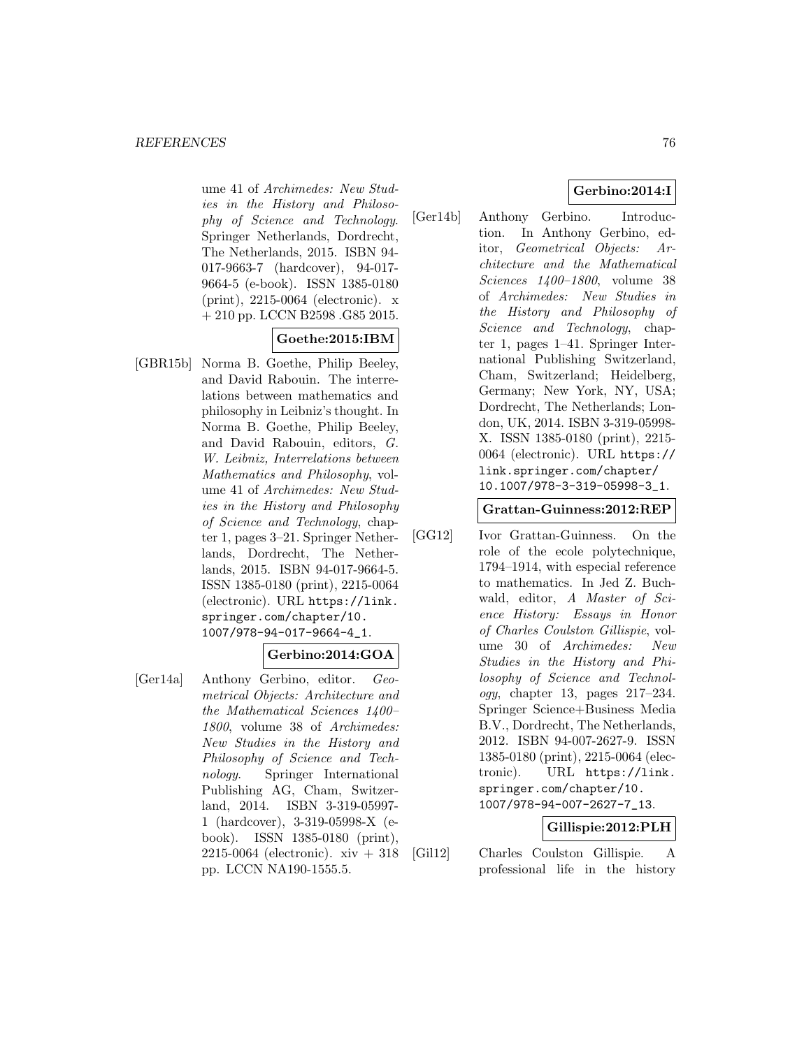ume 41 of *Archimedes: New Studies in the History and Philosophy of Science and Technology*. Springer Netherlands, Dordrecht, The Netherlands, 2015. ISBN 94-017-9663-7 (hardcover), 94-017-9664-5 (e-book). ISSN 1385-0180 (print), 2215-0064 (electronic). x + 210 pp. LCCN B2598 .G85 2015.

**Goethe:2015:IBM**

[GBR15b] Norma B. Goethe, Philip Beeley, and David Rabouin. The interrelations between mathematics and philosophy in Leibniz's thought. In Norma B. Goethe, Philip Beeley, and David Rabouin, editors, *G. W. Leibniz, Interrelations between Mathematics and Philosophy*, volume 41 of *Archimedes: New Studies in the History and Philosophy of Science and Technology*, chapter 1, pages 3–21. Springer Netherlands, Dordrecht, The Netherlands, 2015. ISBN 94-017-9664-5. ISSN 1385-0180 (print), 2215-0064 (electronic). URL `https://link.springer.com/chapter/10.1007/978-94-017-9664-4_1`.

**Gerbino:2014:GOA**

[Ger14a] Anthony Gerbino, editor. *Geometrical Objects: Architecture and the Mathematical Sciences 1400–1800*, volume 38 of *Archimedes: New Studies in the History and Philosophy of Science and Technology*. Springer International Publishing AG, Cham, Switzerland, 2014. ISBN 3-319-05997-1 (hardcover), 3-319-05998-X (e-book). ISSN 1385-0180 (print), 2215-0064 (electronic). xiv + 318 pp. LCCN NA190-1555.5.

**Gerbino:2014:I**

[Ger14b] Anthony Gerbino. Introduction. In Anthony Gerbino, editor, *Geometrical Objects: Architecture and the Mathematical Sciences 1400–1800*, volume 38 of *Archimedes: New Studies in the History and Philosophy of Science and Technology*, chapter 1, pages 1–41. Springer International Publishing Switzerland, Cham, Switzerland; Heidelberg, Germany; New York, NY, USA; Dordrecht, The Netherlands; London, UK, 2014. ISBN 3-319-05998-X. ISSN 1385-0180 (print), 2215-0064 (electronic). URL `https://link.springer.com/chapter/10.1007/978-3-319-05998-3_1`.

**Grattan-Guinness:2012:REP**

[GG12] Ivor Grattan-Guinness. On the role of the ecole polytechnique, 1794–1914, with especial reference to mathematics. In Jed Z. Buchwald, editor, *A Master of Science History: Essays in Honor of Charles Coulston Gillispie*, volume 30 of *Archimedes: New Studies in the History and Philosophy of Science and Technology*, chapter 13, pages 217–234. Springer Science+Business Media B.V., Dordrecht, The Netherlands, 2012. ISBN 94-007-2627-9. ISSN 1385-0180 (print), 2215-0064 (electronic). URL `https://link.springer.com/chapter/10.1007/978-94-007-2627-7_13`.

**Gillispie:2012:PLH**

[Gil12] Charles Coulston Gillispie. A professional life in the history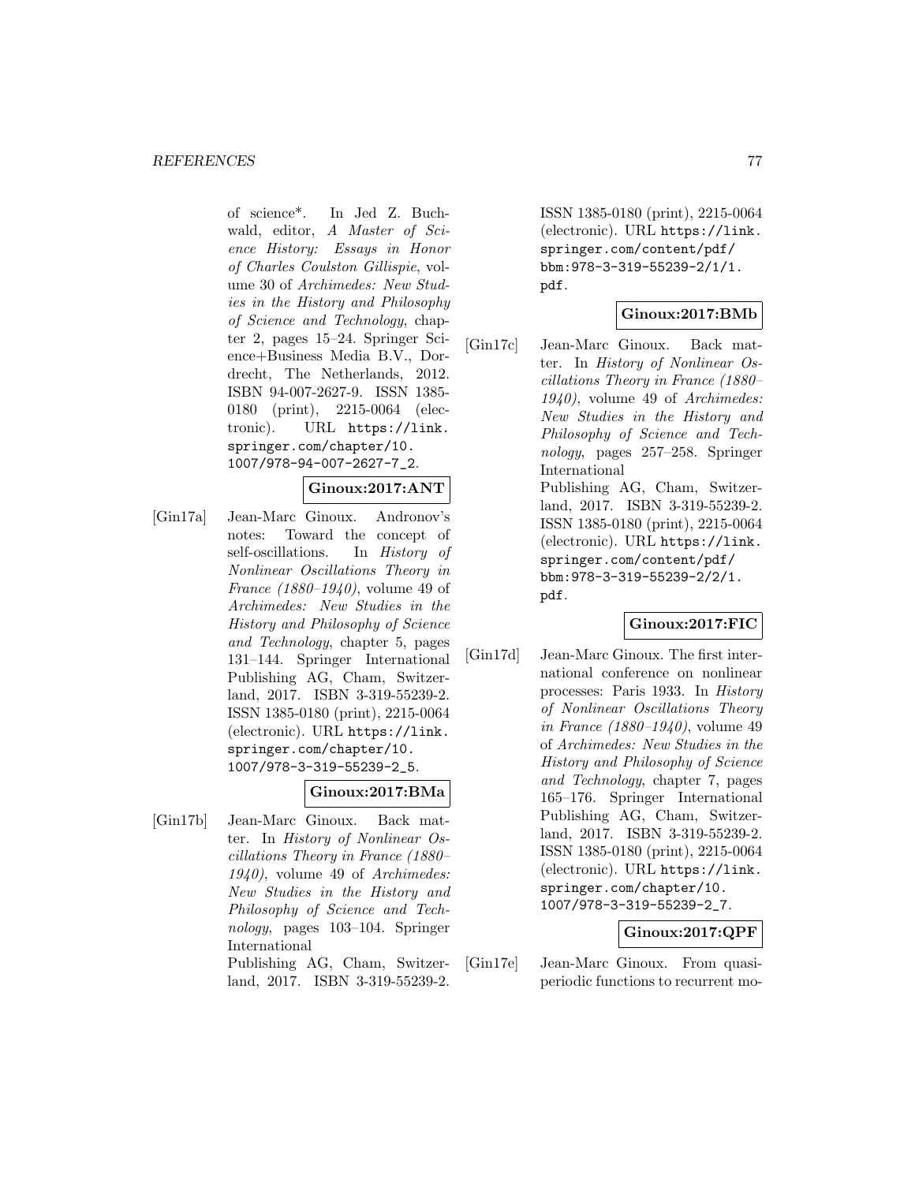of science*. In Jed Z. Buchwald, editor, *A Master of Science History: Essays in Honor of Charles Coulston Gillispie*, volume 30 of *Archimedes: New Studies in the History and Philosophy of Science and Technology*, chapter 2, pages 15–24. Springer Science+Business Media B.V., Dordrecht, The Netherlands, 2012. ISBN 94-007-2627-9. ISSN 1385-0180 (print), 2215-0064 (electronic). URL https://link.springer.com/chapter/10.1007/978-94-007-2627-7_2.

**Ginoux:2017:ANT**

[Gin17a] Jean-Marc Ginoux. Andronov's notes: Toward the concept of self-oscillations. In *History of Nonlinear Oscillations Theory in France (1880–1940)*, volume 49 of *Archimedes: New Studies in the History and Philosophy of Science and Technology*, chapter 5, pages 131–144. Springer International Publishing AG, Cham, Switzerland, 2017. ISBN 3-319-55239-2. ISSN 1385-0180 (print), 2215-0064 (electronic). URL https://link.springer.com/chapter/10.1007/978-3-319-55239-2_5.

**Ginoux:2017:BMa**

[Gin17b] Jean-Marc Ginoux. Back matter. In *History of Nonlinear Oscillations Theory in France (1880–1940)*, volume 49 of *Archimedes: New Studies in the History and Philosophy of Science and Technology*, pages 103–104. Springer International Publishing AG, Cham, Switzerland, 2017. ISBN 3-319-55239-2. ISSN 1385-0180 (print), 2215-0064 (electronic). URL https://link.springer.com/content/pdf/bbm:978-3-319-55239-2/1/1.pdf.

**Ginoux:2017:BMb**

[Gin17c] Jean-Marc Ginoux. Back matter. In *History of Nonlinear Oscillations Theory in France (1880–1940)*, volume 49 of *Archimedes: New Studies in the History and Philosophy of Science and Technology*, pages 257–258. Springer International Publishing AG, Cham, Switzerland, 2017. ISBN 3-319-55239-2. ISSN 1385-0180 (print), 2215-0064 (electronic). URL https://link.springer.com/content/pdf/bbm:978-3-319-55239-2/2/1.pdf.

**Ginoux:2017:FIC**

[Gin17d] Jean-Marc Ginoux. The first international conference on nonlinear processes: Paris 1933. In *History of Nonlinear Oscillations Theory in France (1880–1940)*, volume 49 of *Archimedes: New Studies in the History and Philosophy of Science and Technology*, chapter 7, pages 165–176. Springer International Publishing AG, Cham, Switzerland, 2017. ISBN 3-319-55239-2. ISSN 1385-0180 (print), 2215-0064 (electronic). URL https://link.springer.com/chapter/10.1007/978-3-319-55239-2_7.

**Ginoux:2017:QPF**

[Gin17e] Jean-Marc Ginoux. From quasi-periodic functions to recurrent mo-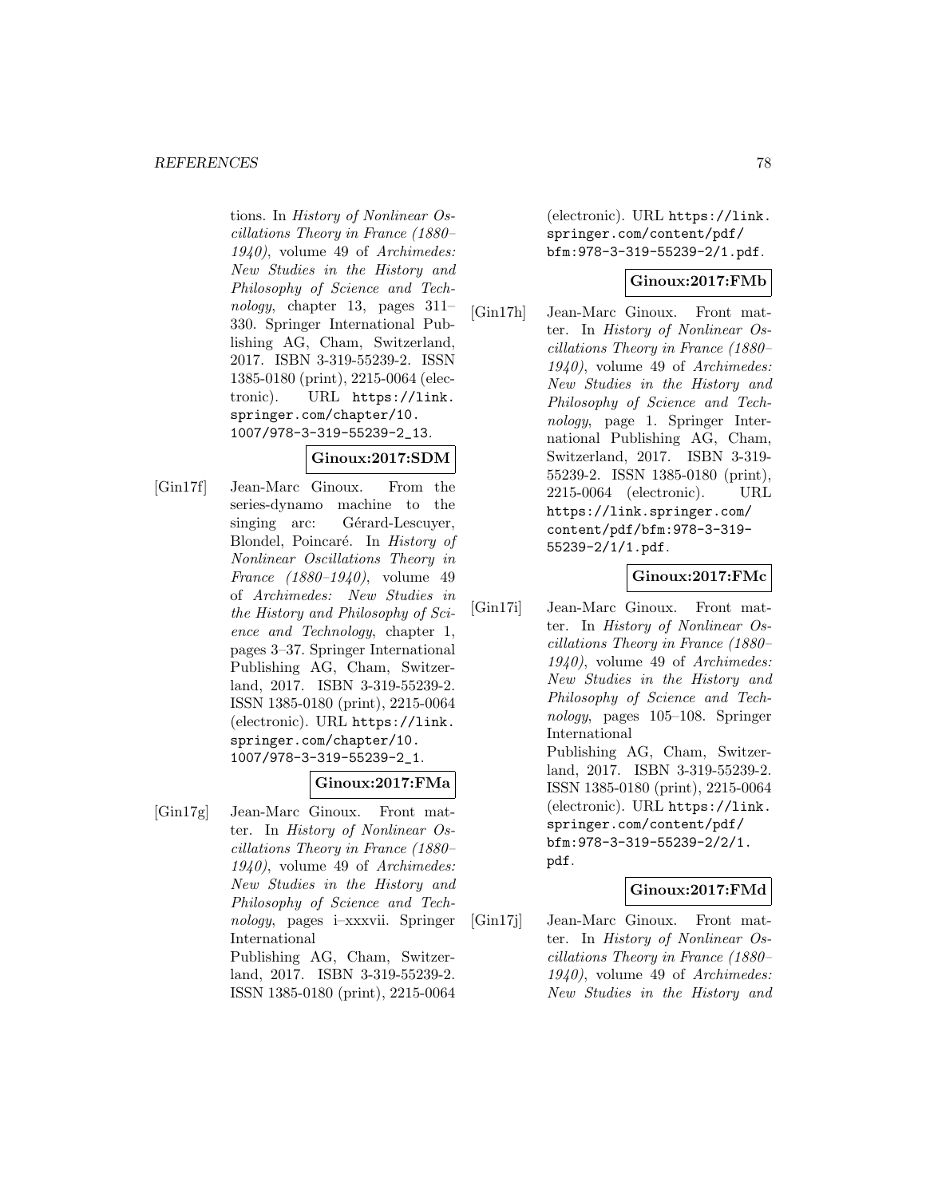tions. In *History of Nonlinear Oscillations Theory in France (1880–1940)*, volume 49 of *Archimedes: New Studies in the History and Philosophy of Science and Technology*, chapter 13, pages 311–330. Springer International Publishing AG, Cham, Switzerland, 2017. ISBN 3-319-55239-2. ISSN 1385-0180 (print), 2215-0064 (electronic). URL https://link.springer.com/chapter/10.1007/978-3-319-55239-2_13.

**Ginoux:2017:SDM**

[Gin17f] Jean-Marc Ginoux. From the series-dynamo machine to the singing arc: Gérard-Lescuyer, Blondel, Poincaré. In *History of Nonlinear Oscillations Theory in France (1880–1940)*, volume 49 of *Archimedes: New Studies in the History and Philosophy of Science and Technology*, chapter 1, pages 3–37. Springer International Publishing AG, Cham, Switzerland, 2017. ISBN 3-319-55239-2. ISSN 1385-0180 (print), 2215-0064 (electronic). URL https://link.springer.com/chapter/10.1007/978-3-319-55239-2_1.

**Ginoux:2017:FMa**

[Gin17g] Jean-Marc Ginoux. Front matter. In *History of Nonlinear Oscillations Theory in France (1880–1940)*, volume 49 of *Archimedes: New Studies in the History and Philosophy of Science and Technology*, pages i–xxxvii. Springer International Publishing AG, Cham, Switzerland, 2017. ISBN 3-319-55239-2. ISSN 1385-0180 (print), 2215-0064 (electronic). URL https://link.springer.com/content/pdf/bfm:978-3-319-55239-2/1.pdf.

**Ginoux:2017:FMb**

[Gin17h] Jean-Marc Ginoux. Front matter. In *History of Nonlinear Oscillations Theory in France (1880–1940)*, volume 49 of *Archimedes: New Studies in the History and Philosophy of Science and Technology*, page 1. Springer International Publishing AG, Cham, Switzerland, 2017. ISBN 3-319-55239-2. ISSN 1385-0180 (print), 2215-0064 (electronic). URL https://link.springer.com/content/pdf/bfm:978-3-319-55239-2/1/1.pdf.

**Ginoux:2017:FMc**

[Gin17i] Jean-Marc Ginoux. Front matter. In *History of Nonlinear Oscillations Theory in France (1880–1940)*, volume 49 of *Archimedes: New Studies in the History and Philosophy of Science and Technology*, pages 105–108. Springer International Publishing AG, Cham, Switzerland, 2017. ISBN 3-319-55239-2. ISSN 1385-0180 (print), 2215-0064 (electronic). URL https://link.springer.com/content/pdf/bfm:978-3-319-55239-2/2/1.pdf.

**Ginoux:2017:FMd**

[Gin17j] Jean-Marc Ginoux. Front matter. In *History of Nonlinear Oscillations Theory in France (1880–1940)*, volume 49 of *Archimedes: New Studies in the History and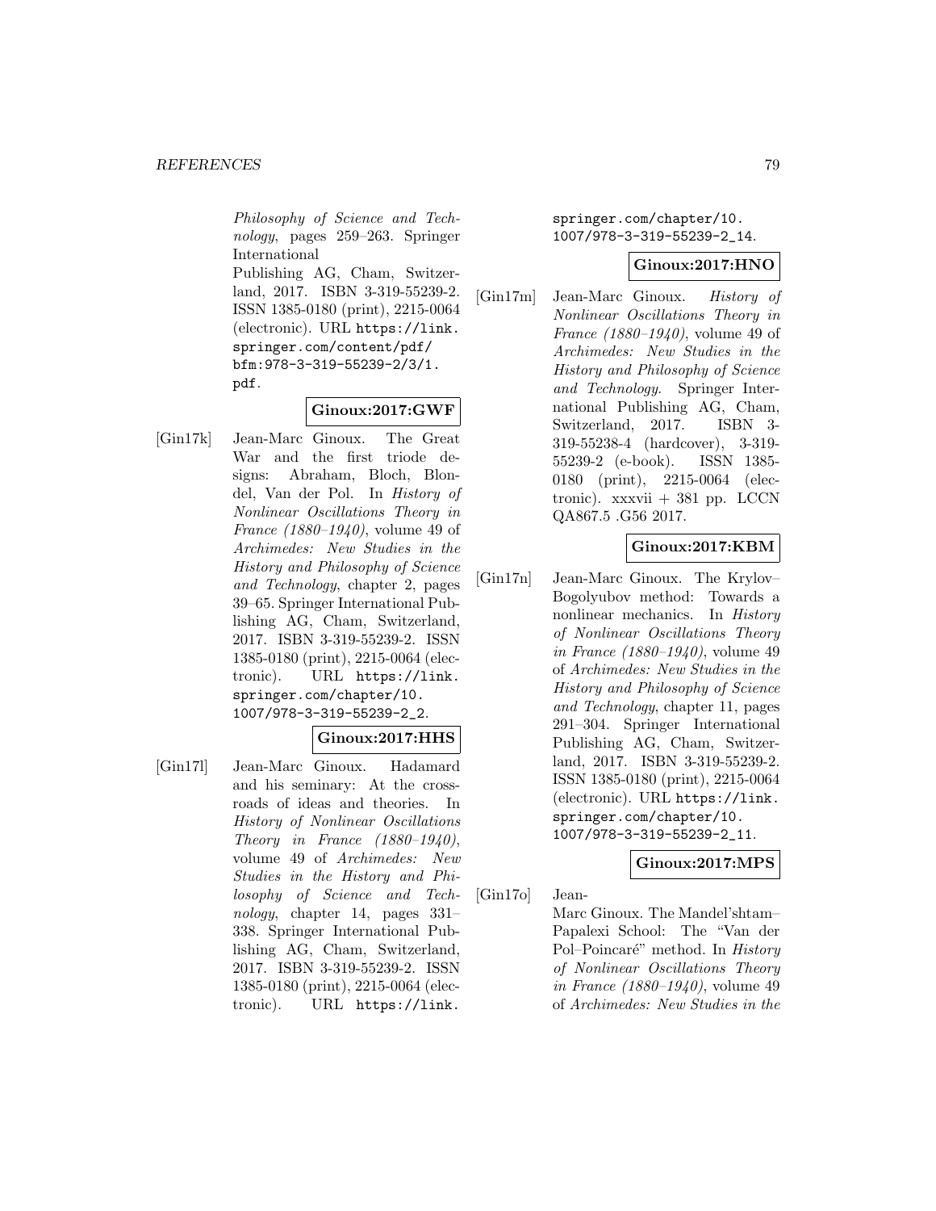*Philosophy of Science and Technology*, pages 259–263. Springer International Publishing AG, Cham, Switzerland, 2017. ISBN 3-319-55239-2. ISSN 1385-0180 (print), 2215-0064 (electronic). URL https://link.springer.com/content/pdf/bfm:978-3-319-55239-2/3/1.pdf.

**Ginoux:2017:GWF**

[Gin17k] Jean-Marc Ginoux. The Great War and the first triode designs: Abraham, Bloch, Blondel, Van der Pol. In *History of Nonlinear Oscillations Theory in France (1880–1940)*, volume 49 of *Archimedes: New Studies in the History and Philosophy of Science and Technology*, chapter 2, pages 39–65. Springer International Publishing AG, Cham, Switzerland, 2017. ISBN 3-319-55239-2. ISSN 1385-0180 (print), 2215-0064 (electronic). URL https://link.springer.com/chapter/10.1007/978-3-319-55239-2_2.

**Ginoux:2017:HHS**

[Gin17l] Jean-Marc Ginoux. Hadamard and his seminary: At the crossroads of ideas and theories. In *History of Nonlinear Oscillations Theory in France (1880–1940)*, volume 49 of *Archimedes: New Studies in the History and Philosophy of Science and Technology*, chapter 14, pages 331–338. Springer International Publishing AG, Cham, Switzerland, 2017. ISBN 3-319-55239-2. ISSN 1385-0180 (print), 2215-0064 (electronic). URL https://link.springer.com/chapter/10.1007/978-3-319-55239-2_14.

**Ginoux:2017:HNO**

[Gin17m] Jean-Marc Ginoux. *History of Nonlinear Oscillations Theory in France (1880–1940)*, volume 49 of *Archimedes: New Studies in the History and Philosophy of Science and Technology*. Springer International Publishing AG, Cham, Switzerland, 2017. ISBN 3-319-55238-4 (hardcover), 3-319-55239-2 (e-book). ISSN 1385-0180 (print), 2215-0064 (electronic). xxxvii + 381 pp. LCCN QA867.5 .G56 2017.

**Ginoux:2017:KBM**

[Gin17n] Jean-Marc Ginoux. The Krylov–Bogolyubov method: Towards a nonlinear mechanics. In *History of Nonlinear Oscillations Theory in France (1880–1940)*, volume 49 of *Archimedes: New Studies in the History and Philosophy of Science and Technology*, chapter 11, pages 291–304. Springer International Publishing AG, Cham, Switzerland, 2017. ISBN 3-319-55239-2. ISSN 1385-0180 (print), 2215-0064 (electronic). URL https://link.springer.com/chapter/10.1007/978-3-319-55239-2_11.

**Ginoux:2017:MPS**

[Gin17o] Jean-Marc Ginoux. The Mandel'shtam–Papalexi School: The "Van der Pol–Poincaré" method. In *History of Nonlinear Oscillations Theory in France (1880–1940)*, volume 49 of *Archimedes: New Studies in the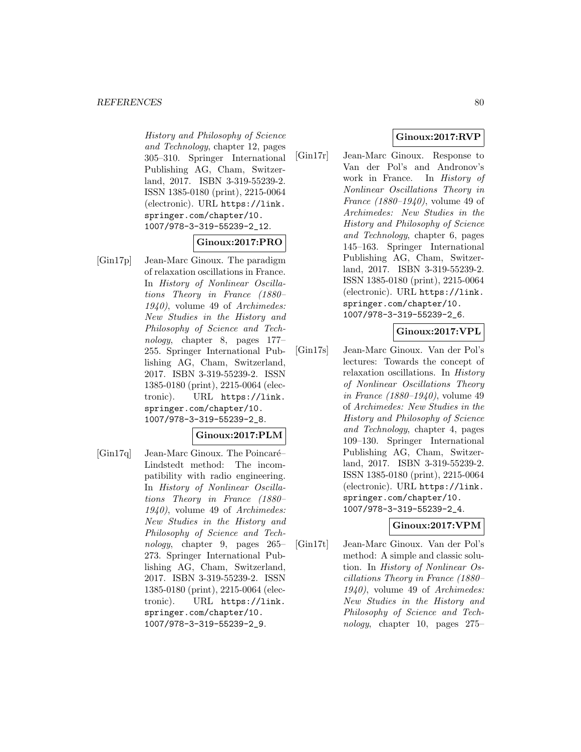*History and Philosophy of Science and Technology*, chapter 12, pages 305–310. Springer International Publishing AG, Cham, Switzerland, 2017. ISBN 3-319-55239-2. ISSN 1385-0180 (print), 2215-0064 (electronic). URL https://link.springer.com/chapter/10.1007/978-3-319-55239-2_12.

**Ginoux:2017:PRO**

[Gin17p] Jean-Marc Ginoux. The paradigm of relaxation oscillations in France. In *History of Nonlinear Oscillations Theory in France (1880–1940)*, volume 49 of *Archimedes: New Studies in the History and Philosophy of Science and Technology*, chapter 8, pages 177–255. Springer International Publishing AG, Cham, Switzerland, 2017. ISBN 3-319-55239-2. ISSN 1385-0180 (print), 2215-0064 (electronic). URL https://link.springer.com/chapter/10.1007/978-3-319-55239-2_8.

**Ginoux:2017:PLM**

[Gin17q] Jean-Marc Ginoux. The Poincaré–Lindstedt method: The incompatibility with radio engineering. In *History of Nonlinear Oscillations Theory in France (1880–1940)*, volume 49 of *Archimedes: New Studies in the History and Philosophy of Science and Technology*, chapter 9, pages 265–273. Springer International Publishing AG, Cham, Switzerland, 2017. ISBN 3-319-55239-2. ISSN 1385-0180 (print), 2215-0064 (electronic). URL https://link.springer.com/chapter/10.1007/978-3-319-55239-2_9.

**Ginoux:2017:RVP**

[Gin17r] Jean-Marc Ginoux. Response to Van der Pol's and Andronov's work in France. In *History of Nonlinear Oscillations Theory in France (1880–1940)*, volume 49 of *Archimedes: New Studies in the History and Philosophy of Science and Technology*, chapter 6, pages 145–163. Springer International Publishing AG, Cham, Switzerland, 2017. ISBN 3-319-55239-2. ISSN 1385-0180 (print), 2215-0064 (electronic). URL https://link.springer.com/chapter/10.1007/978-3-319-55239-2_6.

**Ginoux:2017:VPL**

[Gin17s] Jean-Marc Ginoux. Van der Pol's lectures: Towards the concept of relaxation oscillations. In *History of Nonlinear Oscillations Theory in France (1880–1940)*, volume 49 of *Archimedes: New Studies in the History and Philosophy of Science and Technology*, chapter 4, pages 109–130. Springer International Publishing AG, Cham, Switzerland, 2017. ISBN 3-319-55239-2. ISSN 1385-0180 (print), 2215-0064 (electronic). URL https://link.springer.com/chapter/10.1007/978-3-319-55239-2_4.

**Ginoux:2017:VPM**

[Gin17t] Jean-Marc Ginoux. Van der Pol's method: A simple and classic solution. In *History of Nonlinear Oscillations Theory in France (1880–1940)*, volume 49 of *Archimedes: New Studies in the History and Philosophy of Science and Technology*, chapter 10, pages 275–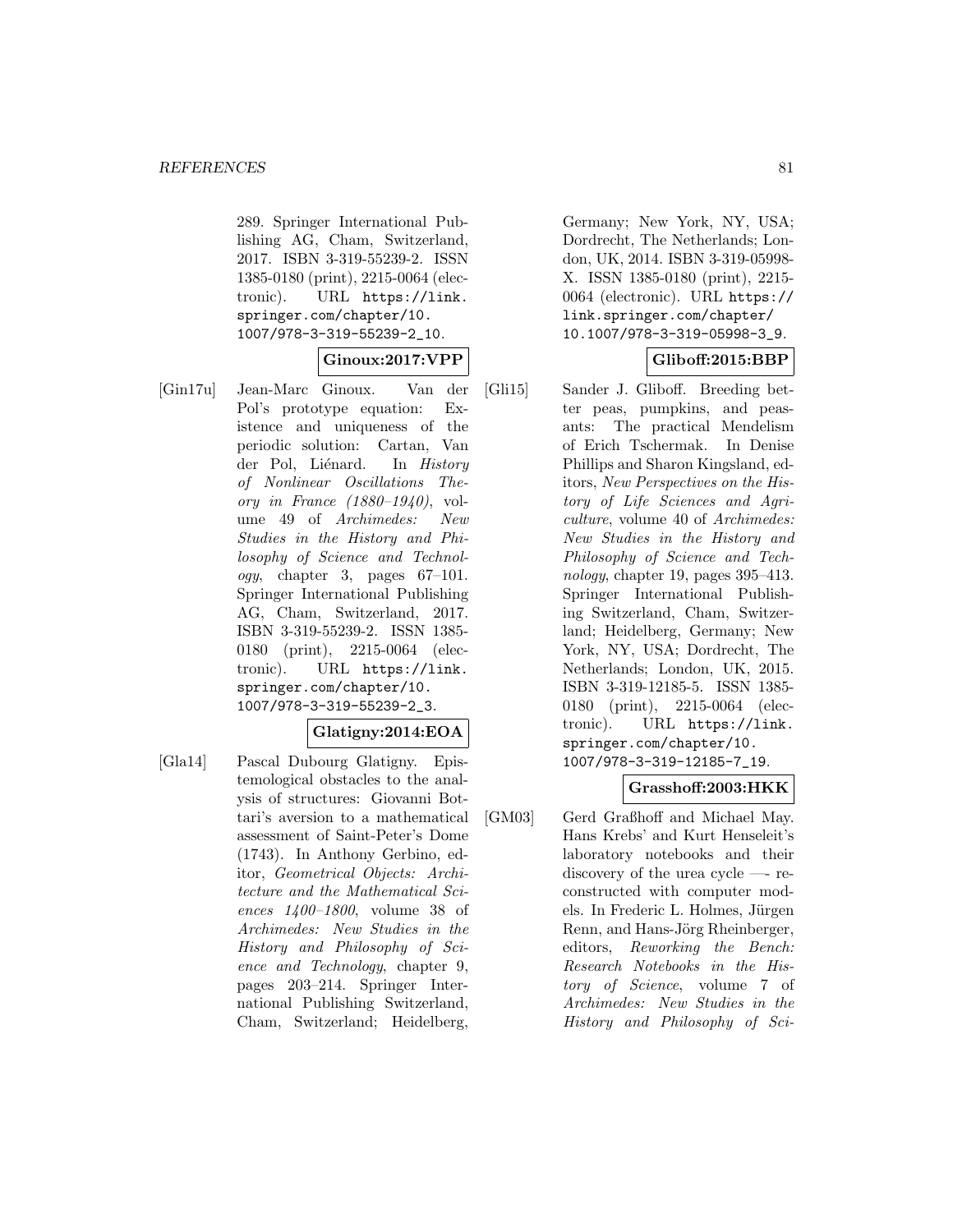289. Springer International Publishing AG, Cham, Switzerland, 2017. ISBN 3-319-55239-2. ISSN 1385-0180 (print), 2215-0064 (electronic). URL https://link.springer.com/chapter/10.1007/978-3-319-55239-2_10.

**Ginoux:2017:VPP**

[Gin17u] Jean-Marc Ginoux. Van der Pol's prototype equation: Existence and uniqueness of the periodic solution: Cartan, Van der Pol, Liénard. In *History of Nonlinear Oscillations Theory in France (1880–1940)*, volume 49 of *Archimedes: New Studies in the History and Philosophy of Science and Technology*, chapter 3, pages 67–101. Springer International Publishing AG, Cham, Switzerland, 2017. ISBN 3-319-55239-2. ISSN 1385-0180 (print), 2215-0064 (electronic). URL https://link.springer.com/chapter/10.1007/978-3-319-55239-2_3.

**Glatigny:2014:EOA**

[Gla14] Pascal Dubourg Glatigny. Epistemological obstacles to the analysis of structures: Giovanni Bottari's aversion to a mathematical assessment of Saint-Peter's Dome (1743). In Anthony Gerbino, editor, *Geometrical Objects: Architecture and the Mathematical Sciences 1400–1800*, volume 38 of *Archimedes: New Studies in the History and Philosophy of Science and Technology*, chapter 9, pages 203–214. Springer International Publishing Switzerland, Cham, Switzerland; Heidelberg, Germany; New York, NY, USA; Dordrecht, The Netherlands; London, UK, 2014. ISBN 3-319-05998-X. ISSN 1385-0180 (print), 2215-0064 (electronic). URL https://link.springer.com/chapter/10.1007/978-3-319-05998-3_9.

**Gliboff:2015:BBP**

[Gli15] Sander J. Gliboff. Breeding better peas, pumpkins, and peasants: The practical Mendelism of Erich Tschermak. In Denise Phillips and Sharon Kingsland, editors, *New Perspectives on the History of Life Sciences and Agriculture*, volume 40 of *Archimedes: New Studies in the History and Philosophy of Science and Technology*, chapter 19, pages 395–413. Springer International Publishing Switzerland, Cham, Switzerland; Heidelberg, Germany; New York, NY, USA; Dordrecht, The Netherlands; London, UK, 2015. ISBN 3-319-12185-5. ISSN 1385-0180 (print), 2215-0064 (electronic). URL https://link.springer.com/chapter/10.1007/978-3-319-12185-7_19.

**Grasshoff:2003:HKK**

[GM03] Gerd Graßhoff and Michael May. Hans Krebs' and Kurt Henseleit's laboratory notebooks and their discovery of the urea cycle —- reconstructed with computer models. In Frederic L. Holmes, Jürgen Renn, and Hans-Jörg Rheinberger, editors, *Reworking the Bench: Research Notebooks in the History of Science*, volume 7 of *Archimedes: New Studies in the History and Philosophy of Sci-*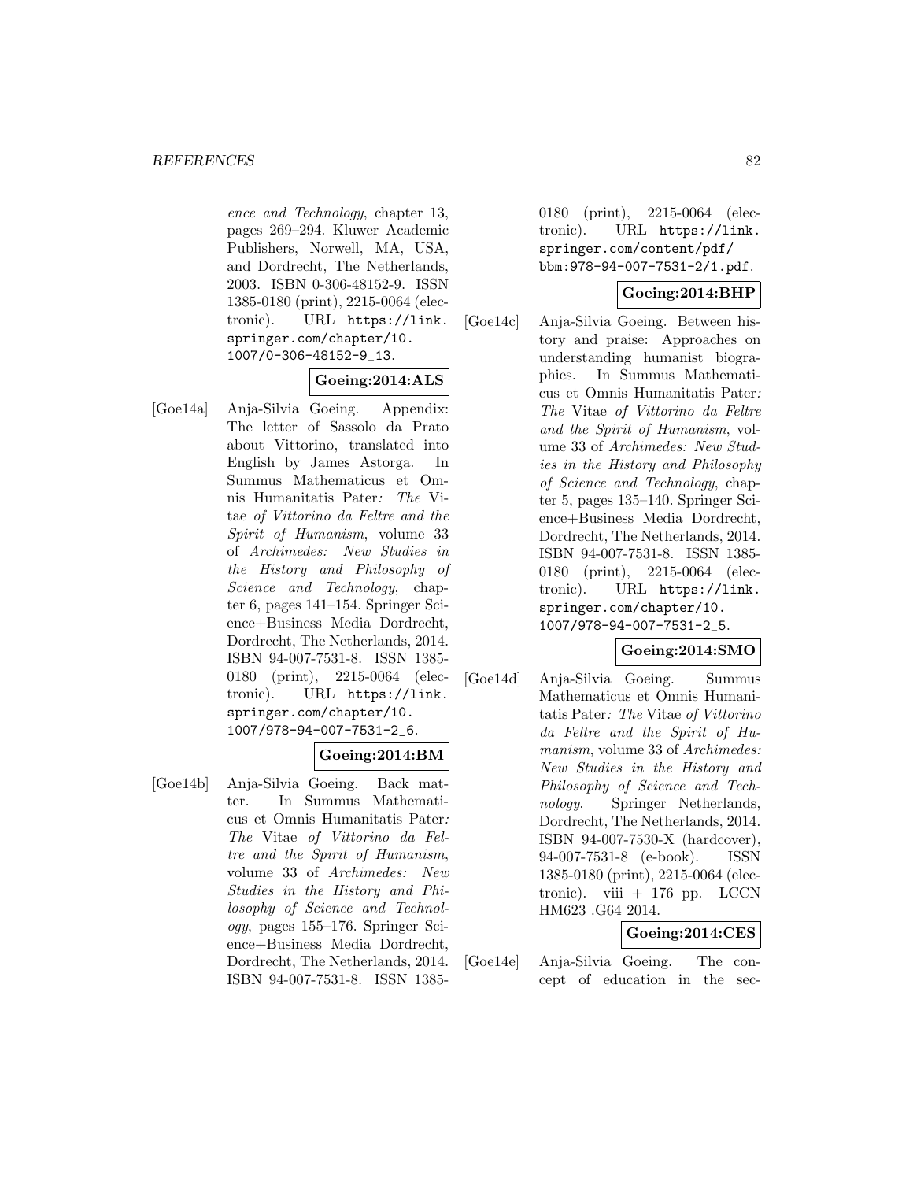*ence and Technology*, chapter 13, pages 269–294. Kluwer Academic Publishers, Norwell, MA, USA, and Dordrecht, The Netherlands, 2003. ISBN 0-306-48152-9. ISSN 1385-0180 (print), 2215-0064 (electronic). URL `https://link.springer.com/chapter/10.1007/0-306-48152-9_13`.

**Goeing:2014:ALS**

[Goe14a] Anja-Silvia Goeing. Appendix: The letter of Sassolo da Prato about Vittorino, translated into English by James Astorga. In Summus Mathematicus et Omnis Humanitatis Pater*: The* Vitae *of Vittorino da Feltre and the Spirit of Humanism*, volume 33 of *Archimedes: New Studies in the History and Philosophy of Science and Technology*, chapter 6, pages 141–154. Springer Science+Business Media Dordrecht, Dordrecht, The Netherlands, 2014. ISBN 94-007-7531-8. ISSN 1385-0180 (print), 2215-0064 (electronic). URL `https://link.springer.com/chapter/10.1007/978-94-007-7531-2_6`.

**Goeing:2014:BM**

[Goe14b] Anja-Silvia Goeing. Back matter. In Summus Mathematicus et Omnis Humanitatis Pater*: The* Vitae *of Vittorino da Feltre and the Spirit of Humanism*, volume 33 of *Archimedes: New Studies in the History and Philosophy of Science and Technology*, pages 155–176. Springer Science+Business Media Dordrecht, Dordrecht, The Netherlands, 2014. ISBN 94-007-7531-8. ISSN 1385-0180 (print), 2215-0064 (electronic). URL `https://link.springer.com/content/pdf/bbm:978-94-007-7531-2/1.pdf`.

**Goeing:2014:BHP**

[Goe14c] Anja-Silvia Goeing. Between history and praise: Approaches on understanding humanist biographies. In Summus Mathematicus et Omnis Humanitatis Pater*: The* Vitae *of Vittorino da Feltre and the Spirit of Humanism*, volume 33 of *Archimedes: New Studies in the History and Philosophy of Science and Technology*, chapter 5, pages 135–140. Springer Science+Business Media Dordrecht, Dordrecht, The Netherlands, 2014. ISBN 94-007-7531-8. ISSN 1385-0180 (print), 2215-0064 (electronic). URL `https://link.springer.com/chapter/10.1007/978-94-007-7531-2_5`.

**Goeing:2014:SMO**

[Goe14d] Anja-Silvia Goeing. Summus Mathematicus et Omnis Humanitatis Pater*: The* Vitae *of Vittorino da Feltre and the Spirit of Humanism*, volume 33 of *Archimedes: New Studies in the History and Philosophy of Science and Technology*. Springer Netherlands, Dordrecht, The Netherlands, 2014. ISBN 94-007-7530-X (hardcover), 94-007-7531-8 (e-book). ISSN 1385-0180 (print), 2215-0064 (electronic). viii + 176 pp. LCCN HM623 .G64 2014.

**Goeing:2014:CES**

[Goe14e] Anja-Silvia Goeing. The concept of education in the sec-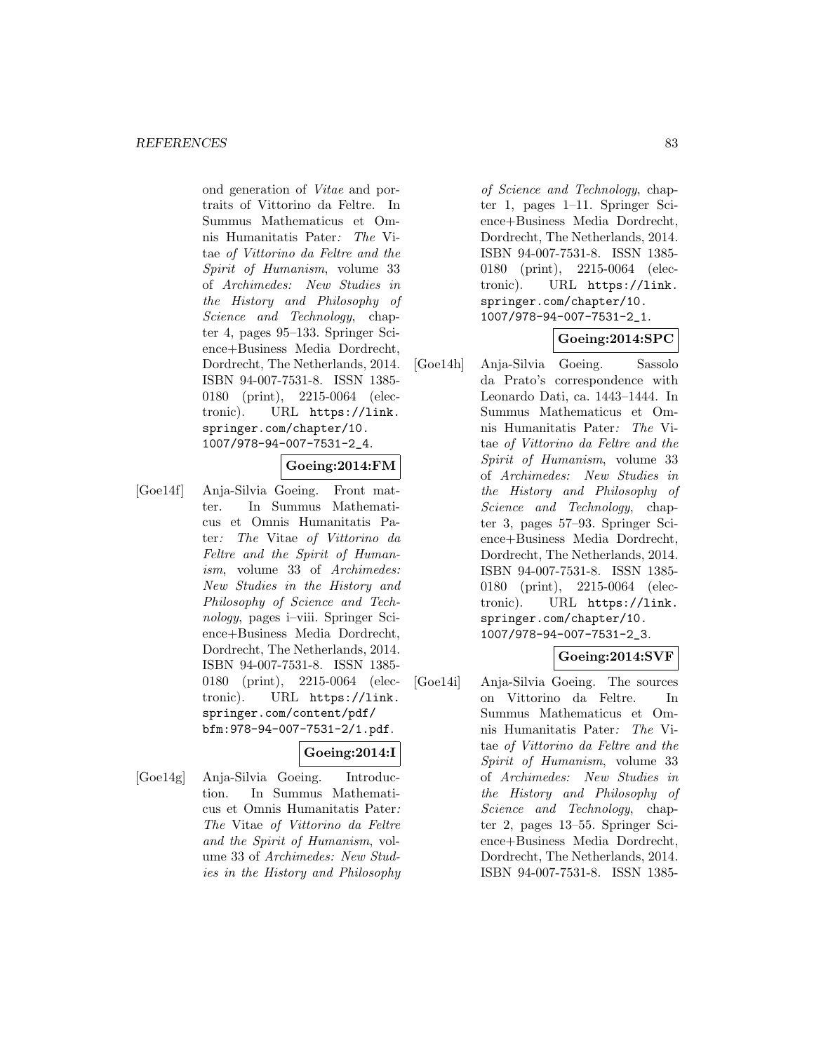ond generation of *Vitae* and portraits of Vittorino da Feltre. In Summus Mathematicus et Omnis Humanitatis Pater*: The* Vitae *of Vittorino da Feltre and the Spirit of Humanism*, volume 33 of *Archimedes: New Studies in the History and Philosophy of Science and Technology*, chapter 4, pages 95–133. Springer Science+Business Media Dordrecht, Dordrecht, The Netherlands, 2014. ISBN 94-007-7531-8. ISSN 1385-0180 (print), 2215-0064 (electronic). URL `https://link.springer.com/chapter/10.1007/978-94-007-7531-2_4`.

**Goeing:2014:FM**

[Goe14f] Anja-Silvia Goeing. Front matter. In Summus Mathematicus et Omnis Humanitatis Pater*: The* Vitae *of Vittorino da Feltre and the Spirit of Humanism*, volume 33 of *Archimedes: New Studies in the History and Philosophy of Science and Technology*, pages i–viii. Springer Science+Business Media Dordrecht, Dordrecht, The Netherlands, 2014. ISBN 94-007-7531-8. ISSN 1385-0180 (print), 2215-0064 (electronic). URL `https://link.springer.com/content/pdf/bfm:978-94-007-7531-2/1.pdf`.

**Goeing:2014:I**

[Goe14g] Anja-Silvia Goeing. Introduction. In Summus Mathematicus et Omnis Humanitatis Pater*: The* Vitae *of Vittorino da Feltre and the Spirit of Humanism*, volume 33 of *Archimedes: New Studies in the History and Philosophy of Science and Technology*, chapter 1, pages 1–11. Springer Science+Business Media Dordrecht, Dordrecht, The Netherlands, 2014. ISBN 94-007-7531-8. ISSN 1385-0180 (print), 2215-0064 (electronic). URL `https://link.springer.com/chapter/10.1007/978-94-007-7531-2_1`.

**Goeing:2014:SPC**

[Goe14h] Anja-Silvia Goeing. Sassolo da Prato's correspondence with Leonardo Dati, ca. 1443–1444. In Summus Mathematicus et Omnis Humanitatis Pater*: The* Vitae *of Vittorino da Feltre and the Spirit of Humanism*, volume 33 of *Archimedes: New Studies in the History and Philosophy of Science and Technology*, chapter 3, pages 57–93. Springer Science+Business Media Dordrecht, Dordrecht, The Netherlands, 2014. ISBN 94-007-7531-8. ISSN 1385-0180 (print), 2215-0064 (electronic). URL `https://link.springer.com/chapter/10.1007/978-94-007-7531-2_3`.

**Goeing:2014:SVF**

[Goe14i] Anja-Silvia Goeing. The sources on Vittorino da Feltre. In Summus Mathematicus et Omnis Humanitatis Pater*: The* Vitae *of Vittorino da Feltre and the Spirit of Humanism*, volume 33 of *Archimedes: New Studies in the History and Philosophy of Science and Technology*, chapter 2, pages 13–55. Springer Science+Business Media Dordrecht, Dordrecht, The Netherlands, 2014. ISBN 94-007-7531-8. ISSN 1385-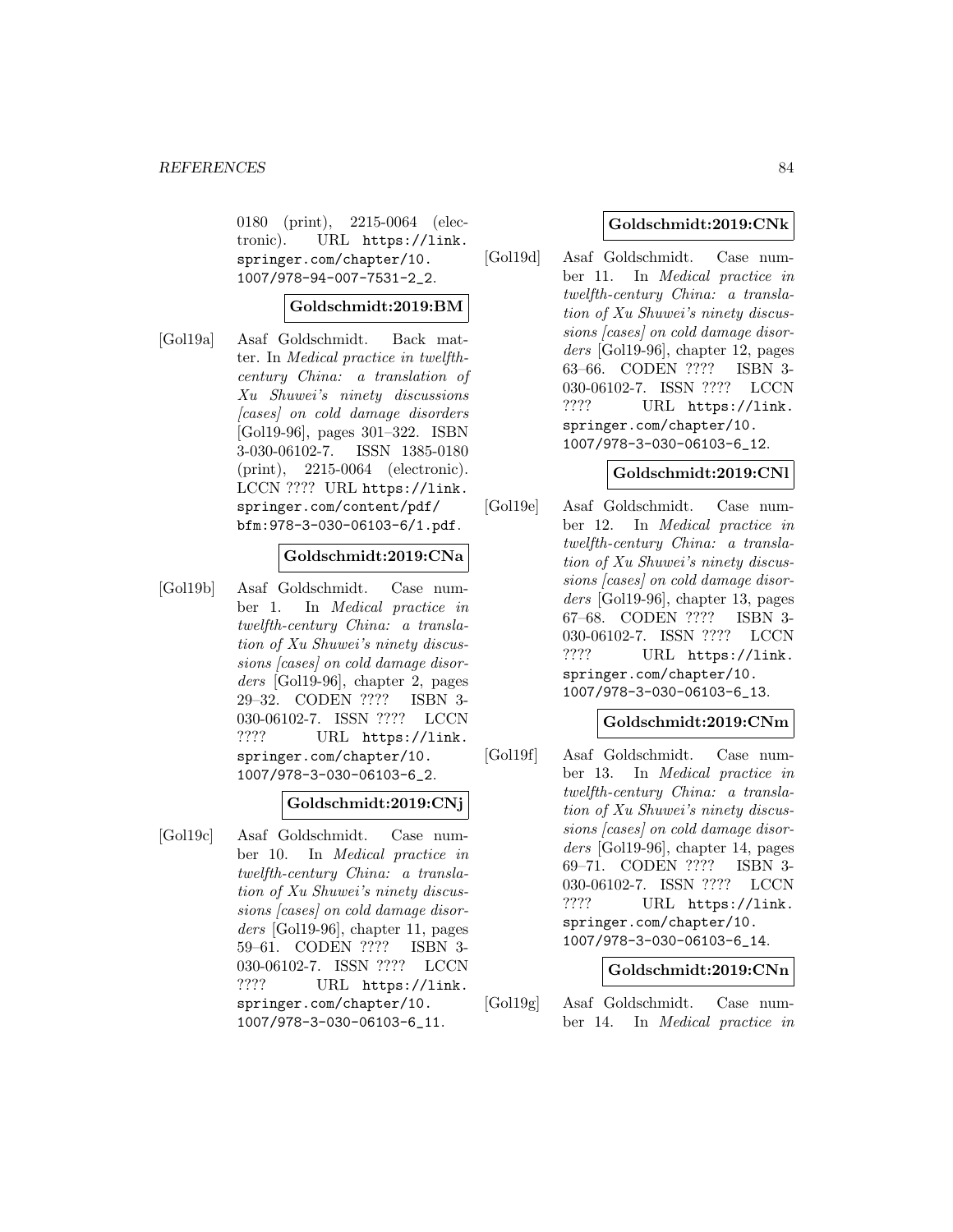0180 (print), 2215-0064 (electronic). URL https://link.springer.com/chapter/10.1007/978-94-007-7531-2_2.

**Goldschmidt:2019:BM**

[Gol19a] Asaf Goldschmidt. Back matter. In *Medical practice in twelfth-century China: a translation of Xu Shuwei's ninety discussions [cases] on cold damage disorders* [Gol19-96], pages 301–322. ISBN 3-030-06102-7. ISSN 1385-0180 (print), 2215-0064 (electronic). LCCN ???? URL https://link.springer.com/content/pdf/bfm:978-3-030-06103-6/1.pdf.

**Goldschmidt:2019:CNa**

[Gol19b] Asaf Goldschmidt. Case number 1. In *Medical practice in twelfth-century China: a translation of Xu Shuwei's ninety discussions [cases] on cold damage disorders* [Gol19-96], chapter 2, pages 29–32. CODEN ???? ISBN 3-030-06102-7. ISSN ???? LCCN ???? URL https://link.springer.com/chapter/10.1007/978-3-030-06103-6_2.

**Goldschmidt:2019:CNj**

[Gol19c] Asaf Goldschmidt. Case number 10. In *Medical practice in twelfth-century China: a translation of Xu Shuwei's ninety discussions [cases] on cold damage disorders* [Gol19-96], chapter 11, pages 59–61. CODEN ???? ISBN 3-030-06102-7. ISSN ???? LCCN ???? URL https://link.springer.com/chapter/10.1007/978-3-030-06103-6_11.

**Goldschmidt:2019:CNk**

[Gol19d] Asaf Goldschmidt. Case number 11. In *Medical practice in twelfth-century China: a translation of Xu Shuwei's ninety discussions [cases] on cold damage disorders* [Gol19-96], chapter 12, pages 63–66. CODEN ???? ISBN 3-030-06102-7. ISSN ???? LCCN ???? URL https://link.springer.com/chapter/10.1007/978-3-030-06103-6_12.

**Goldschmidt:2019:CNl**

[Gol19e] Asaf Goldschmidt. Case number 12. In *Medical practice in twelfth-century China: a translation of Xu Shuwei's ninety discussions [cases] on cold damage disorders* [Gol19-96], chapter 13, pages 67–68. CODEN ???? ISBN 3-030-06102-7. ISSN ???? LCCN ???? URL https://link.springer.com/chapter/10.1007/978-3-030-06103-6_13.

**Goldschmidt:2019:CNm**

[Gol19f] Asaf Goldschmidt. Case number 13. In *Medical practice in twelfth-century China: a translation of Xu Shuwei's ninety discussions [cases] on cold damage disorders* [Gol19-96], chapter 14, pages 69–71. CODEN ???? ISBN 3-030-06102-7. ISSN ???? LCCN ???? URL https://link.springer.com/chapter/10.1007/978-3-030-06103-6_14.

**Goldschmidt:2019:CNn**

[Gol19g] Asaf Goldschmidt. Case number 14. In *Medical practice in*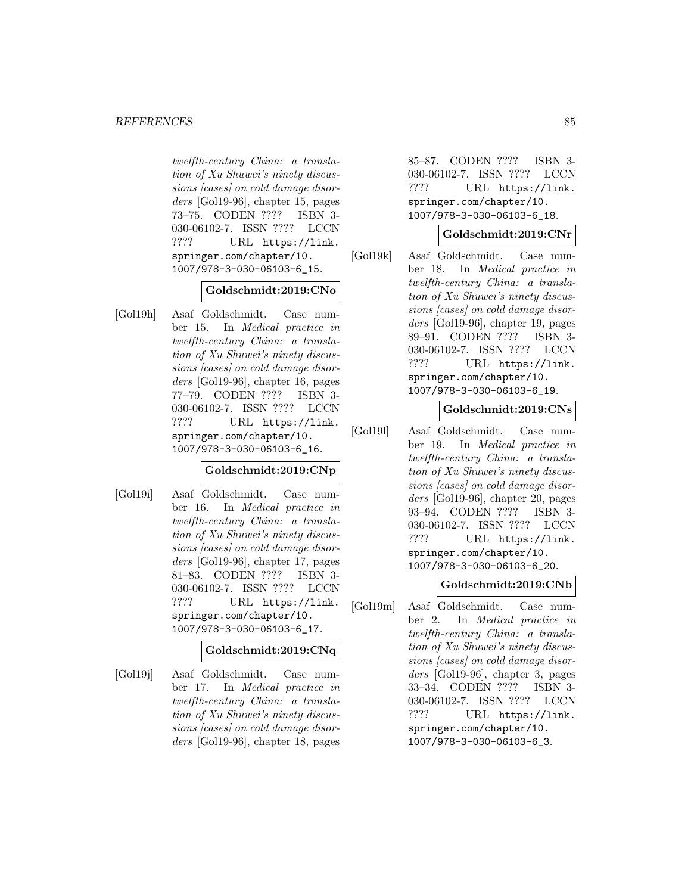twelfth-century China: a translation of Xu Shuwei's ninety discussions [cases] on cold damage disorders [Gol19-96], chapter 15, pages 73–75. CODEN ???? ISBN 3-030-06102-7. ISSN ???? LCCN ???? URL https://link.springer.com/chapter/10.1007/978-3-030-06103-6_15.

**Goldschmidt:2019:CNo**

[Gol19h] Asaf Goldschmidt. Case number 15. In *Medical practice in twelfth-century China: a translation of Xu Shuwei's ninety discussions [cases] on cold damage disorders* [Gol19-96], chapter 16, pages 77–79. CODEN ???? ISBN 3-030-06102-7. ISSN ???? LCCN ???? URL https://link.springer.com/chapter/10.1007/978-3-030-06103-6_16.

**Goldschmidt:2019:CNp**

[Gol19i] Asaf Goldschmidt. Case number 16. In *Medical practice in twelfth-century China: a translation of Xu Shuwei's ninety discussions [cases] on cold damage disorders* [Gol19-96], chapter 17, pages 81–83. CODEN ???? ISBN 3-030-06102-7. ISSN ???? LCCN ???? URL https://link.springer.com/chapter/10.1007/978-3-030-06103-6_17.

**Goldschmidt:2019:CNq**

[Gol19j] Asaf Goldschmidt. Case number 17. In *Medical practice in twelfth-century China: a translation of Xu Shuwei's ninety discussions [cases] on cold damage disorders* [Gol19-96], chapter 18, pages 85–87. CODEN ???? ISBN 3-030-06102-7. ISSN ???? LCCN ???? URL https://link.springer.com/chapter/10.1007/978-3-030-06103-6_18.

**Goldschmidt:2019:CNr**

[Gol19k] Asaf Goldschmidt. Case number 18. In *Medical practice in twelfth-century China: a translation of Xu Shuwei's ninety discussions [cases] on cold damage disorders* [Gol19-96], chapter 19, pages 89–91. CODEN ???? ISBN 3-030-06102-7. ISSN ???? LCCN ???? URL https://link.springer.com/chapter/10.1007/978-3-030-06103-6_19.

**Goldschmidt:2019:CNs**

[Gol19l] Asaf Goldschmidt. Case number 19. In *Medical practice in twelfth-century China: a translation of Xu Shuwei's ninety discussions [cases] on cold damage disorders* [Gol19-96], chapter 20, pages 93–94. CODEN ???? ISBN 3-030-06102-7. ISSN ???? LCCN ???? URL https://link.springer.com/chapter/10.1007/978-3-030-06103-6_20.

**Goldschmidt:2019:CNb**

[Gol19m] Asaf Goldschmidt. Case number 2. In *Medical practice in twelfth-century China: a translation of Xu Shuwei's ninety discussions [cases] on cold damage disorders* [Gol19-96], chapter 3, pages 33–34. CODEN ???? ISBN 3-030-06102-7. ISSN ???? LCCN ???? URL https://link.springer.com/chapter/10.1007/978-3-030-06103-6_3.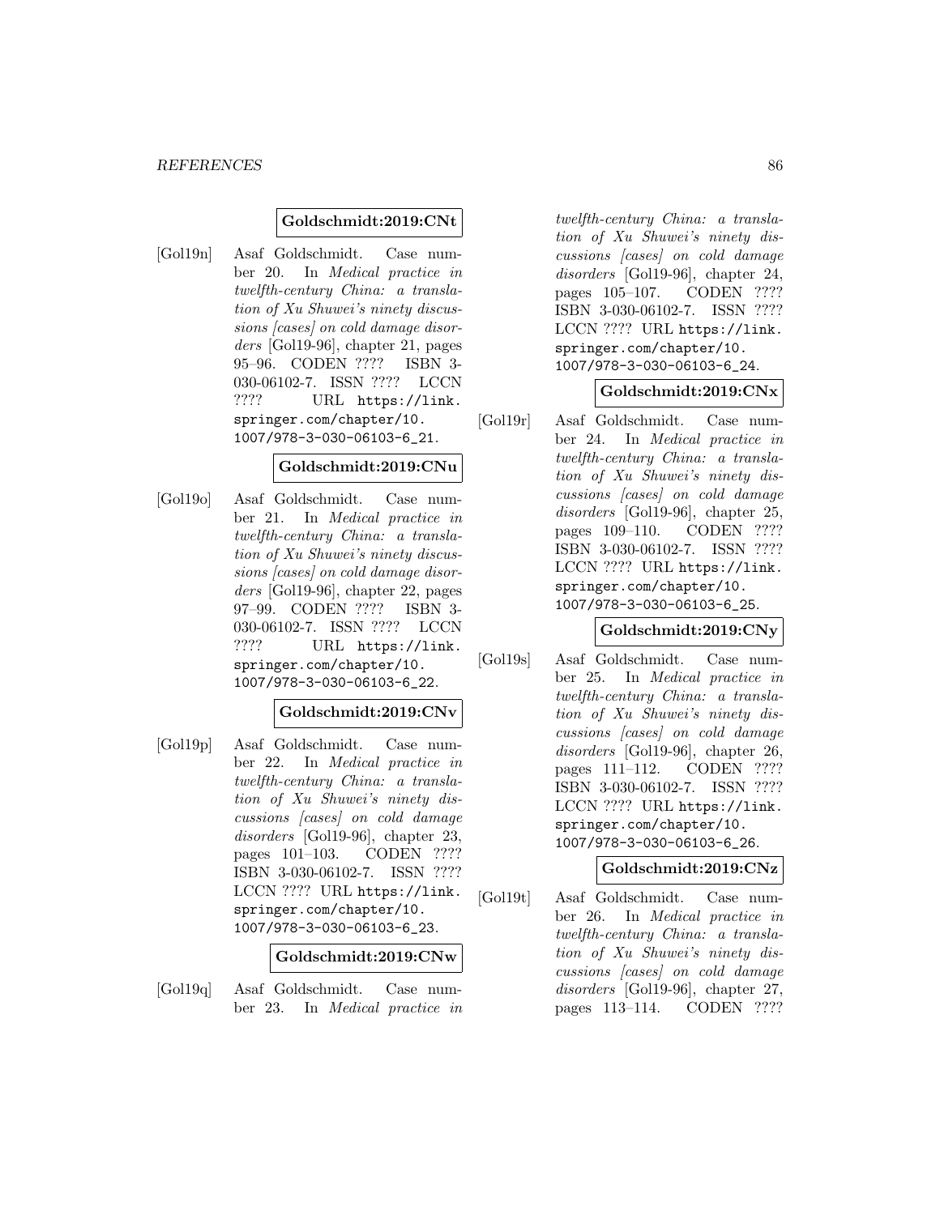**Goldschmidt:2019:CNt**

[Gol19n] Asaf Goldschmidt. Case number 20. In *Medical practice in twelfth-century China: a translation of Xu Shuwei's ninety discussions [cases] on cold damage disorders* [Gol19-96], chapter 21, pages 95–96. CODEN ???? ISBN 3-030-06102-7. ISSN ???? LCCN ???? URL https://link.springer.com/chapter/10.1007/978-3-030-06103-6_21.

**Goldschmidt:2019:CNu**

[Gol19o] Asaf Goldschmidt. Case number 21. In *Medical practice in twelfth-century China: a translation of Xu Shuwei's ninety discussions [cases] on cold damage disorders* [Gol19-96], chapter 22, pages 97–99. CODEN ???? ISBN 3-030-06102-7. ISSN ???? LCCN ???? URL https://link.springer.com/chapter/10.1007/978-3-030-06103-6_22.

**Goldschmidt:2019:CNv**

[Gol19p] Asaf Goldschmidt. Case number 22. In *Medical practice in twelfth-century China: a translation of Xu Shuwei's ninety discussions [cases] on cold damage disorders* [Gol19-96], chapter 23, pages 101–103. CODEN ???? ISBN 3-030-06102-7. ISSN ???? LCCN ???? URL https://link.springer.com/chapter/10.1007/978-3-030-06103-6_23.

**Goldschmidt:2019:CNw**

[Gol19q] Asaf Goldschmidt. Case number 23. In *Medical practice in twelfth-century China: a translation of Xu Shuwei's ninety discussions [cases] on cold damage disorders* [Gol19-96], chapter 24, pages 105–107. CODEN ???? ISBN 3-030-06102-7. ISSN ???? LCCN ???? URL https://link.springer.com/chapter/10.1007/978-3-030-06103-6_24.

**Goldschmidt:2019:CNx**

[Gol19r] Asaf Goldschmidt. Case number 24. In *Medical practice in twelfth-century China: a translation of Xu Shuwei's ninety discussions [cases] on cold damage disorders* [Gol19-96], chapter 25, pages 109–110. CODEN ???? ISBN 3-030-06102-7. ISSN ???? LCCN ???? URL https://link.springer.com/chapter/10.1007/978-3-030-06103-6_25.

**Goldschmidt:2019:CNy**

[Gol19s] Asaf Goldschmidt. Case number 25. In *Medical practice in twelfth-century China: a translation of Xu Shuwei's ninety discussions [cases] on cold damage disorders* [Gol19-96], chapter 26, pages 111–112. CODEN ???? ISBN 3-030-06102-7. ISSN ???? LCCN ???? URL https://link.springer.com/chapter/10.1007/978-3-030-06103-6_26.

**Goldschmidt:2019:CNz**

[Gol19t] Asaf Goldschmidt. Case number 26. In *Medical practice in twelfth-century China: a translation of Xu Shuwei's ninety discussions [cases] on cold damage disorders* [Gol19-96], chapter 27, pages 113–114. CODEN ????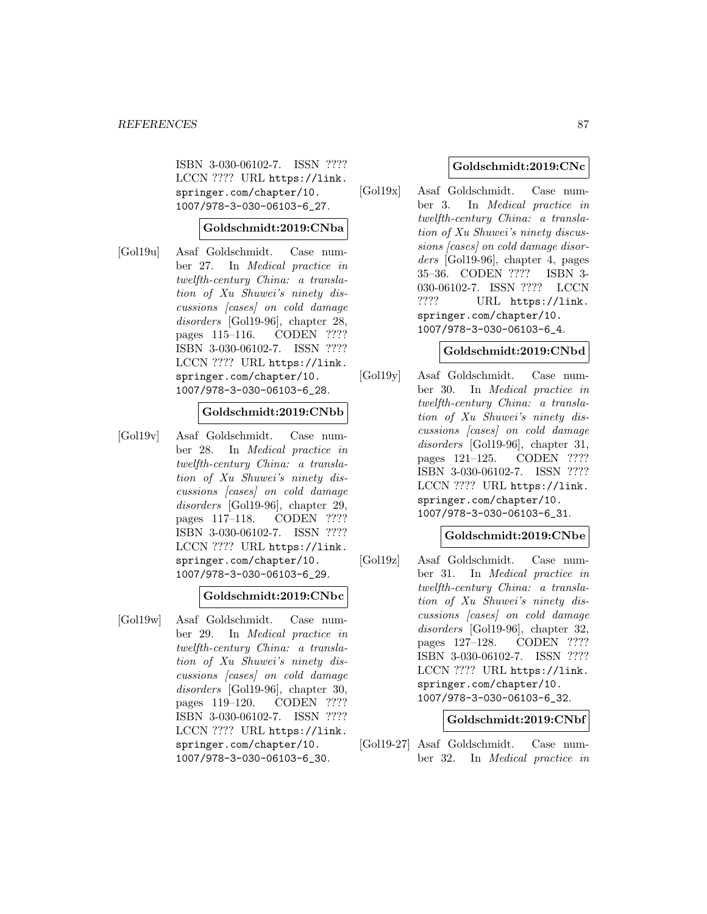ISBN 3-030-06102-7. ISSN ???? LCCN ???? URL https://link.springer.com/chapter/10.1007/978-3-030-06103-6_27.

**Goldschmidt:2019:CNba**

[Gol19u] Asaf Goldschmidt. Case number 27. In *Medical practice in twelfth-century China: a translation of Xu Shuwei's ninety discussions [cases] on cold damage disorders* [Gol19-96], chapter 28, pages 115–116. CODEN ???? ISBN 3-030-06102-7. ISSN ???? LCCN ???? URL https://link.springer.com/chapter/10.1007/978-3-030-06103-6_28.

**Goldschmidt:2019:CNbb**

[Gol19v] Asaf Goldschmidt. Case number 28. In *Medical practice in twelfth-century China: a translation of Xu Shuwei's ninety discussions [cases] on cold damage disorders* [Gol19-96], chapter 29, pages 117–118. CODEN ???? ISBN 3-030-06102-7. ISSN ???? LCCN ???? URL https://link.springer.com/chapter/10.1007/978-3-030-06103-6_29.

**Goldschmidt:2019:CNbc**

[Gol19w] Asaf Goldschmidt. Case number 29. In *Medical practice in twelfth-century China: a translation of Xu Shuwei's ninety discussions [cases] on cold damage disorders* [Gol19-96], chapter 30, pages 119–120. CODEN ???? ISBN 3-030-06102-7. ISSN ???? LCCN ???? URL https://link.springer.com/chapter/10.1007/978-3-030-06103-6_30.

**Goldschmidt:2019:CNc**

[Gol19x] Asaf Goldschmidt. Case number 3. In *Medical practice in twelfth-century China: a translation of Xu Shuwei's ninety discussions [cases] on cold damage disorders* [Gol19-96], chapter 4, pages 35–36. CODEN ???? ISBN 3-030-06102-7. ISSN ???? LCCN ???? URL https://link.springer.com/chapter/10.1007/978-3-030-06103-6_4.

**Goldschmidt:2019:CNbd**

[Gol19y] Asaf Goldschmidt. Case number 30. In *Medical practice in twelfth-century China: a translation of Xu Shuwei's ninety discussions [cases] on cold damage disorders* [Gol19-96], chapter 31, pages 121–125. CODEN ???? ISBN 3-030-06102-7. ISSN ???? LCCN ???? URL https://link.springer.com/chapter/10.1007/978-3-030-06103-6_31.

**Goldschmidt:2019:CNbe**

[Gol19z] Asaf Goldschmidt. Case number 31. In *Medical practice in twelfth-century China: a translation of Xu Shuwei's ninety discussions [cases] on cold damage disorders* [Gol19-96], chapter 32, pages 127–128. CODEN ???? ISBN 3-030-06102-7. ISSN ???? LCCN ???? URL https://link.springer.com/chapter/10.1007/978-3-030-06103-6_32.

**Goldschmidt:2019:CNbf**

[Gol19-27] Asaf Goldschmidt. Case number 32. In *Medical practice in*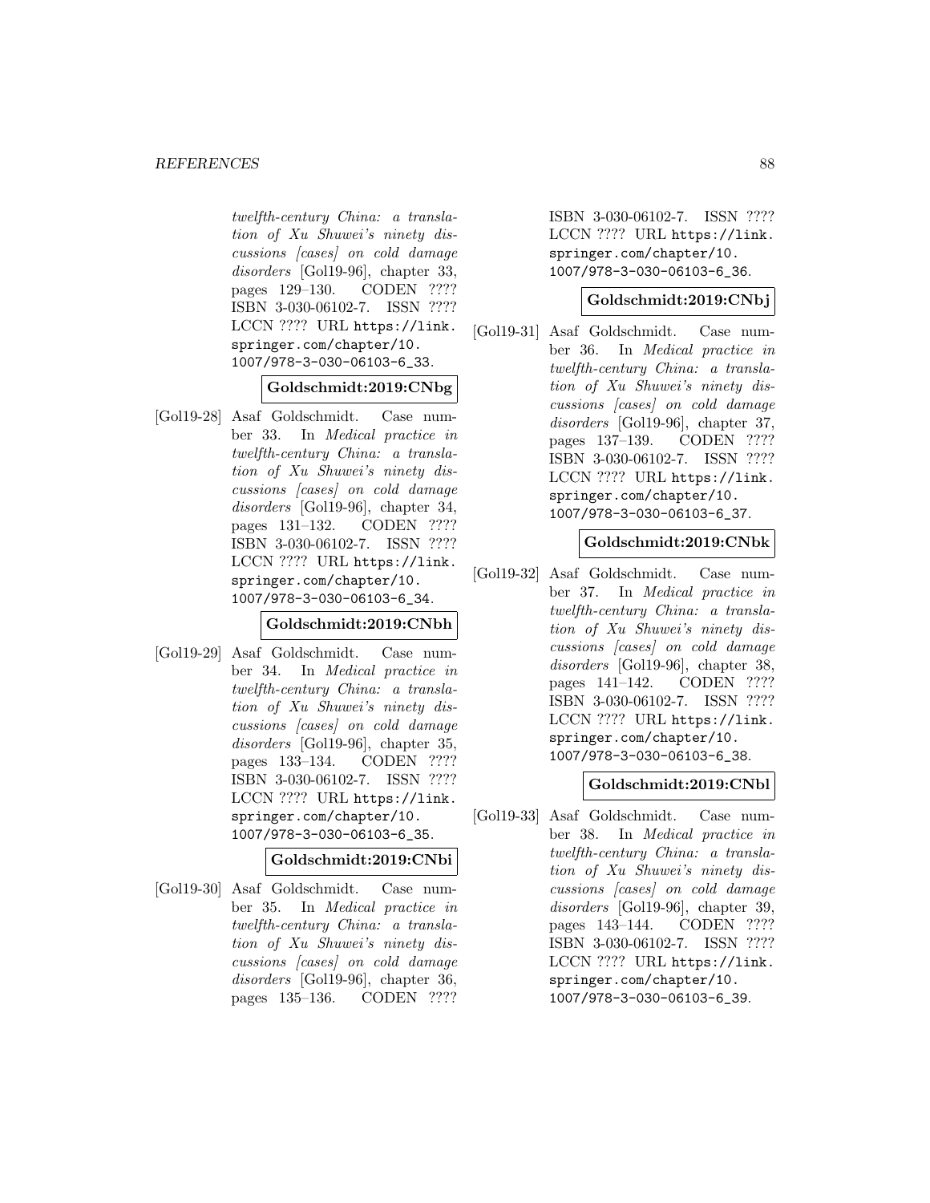*twelfth-century China: a translation of Xu Shuwei's ninety discussions [cases] on cold damage disorders* [Gol19-96], chapter 33, pages 129–130. CODEN ???? ISBN 3-030-06102-7. ISSN ???? LCCN ???? URL https://link.springer.com/chapter/10.1007/978-3-030-06103-6_33.

**Goldschmidt:2019:CNbg**

[Gol19-28] Asaf Goldschmidt. Case number 33. In *Medical practice in twelfth-century China: a translation of Xu Shuwei's ninety discussions [cases] on cold damage disorders* [Gol19-96], chapter 34, pages 131–132. CODEN ???? ISBN 3-030-06102-7. ISSN ???? LCCN ???? URL https://link.springer.com/chapter/10.1007/978-3-030-06103-6_34.

**Goldschmidt:2019:CNbh**

[Gol19-29] Asaf Goldschmidt. Case number 34. In *Medical practice in twelfth-century China: a translation of Xu Shuwei's ninety discussions [cases] on cold damage disorders* [Gol19-96], chapter 35, pages 133–134. CODEN ???? ISBN 3-030-06102-7. ISSN ???? LCCN ???? URL https://link.springer.com/chapter/10.1007/978-3-030-06103-6_35.

**Goldschmidt:2019:CNbi**

[Gol19-30] Asaf Goldschmidt. Case number 35. In *Medical practice in twelfth-century China: a translation of Xu Shuwei's ninety discussions [cases] on cold damage disorders* [Gol19-96], chapter 36, pages 135–136. CODEN ???? ISBN 3-030-06102-7. ISSN ???? LCCN ???? URL https://link.springer.com/chapter/10.1007/978-3-030-06103-6_36.

**Goldschmidt:2019:CNbj**

[Gol19-31] Asaf Goldschmidt. Case number 36. In *Medical practice in twelfth-century China: a translation of Xu Shuwei's ninety discussions [cases] on cold damage disorders* [Gol19-96], chapter 37, pages 137–139. CODEN ???? ISBN 3-030-06102-7. ISSN ???? LCCN ???? URL https://link.springer.com/chapter/10.1007/978-3-030-06103-6_37.

**Goldschmidt:2019:CNbk**

[Gol19-32] Asaf Goldschmidt. Case number 37. In *Medical practice in twelfth-century China: a translation of Xu Shuwei's ninety discussions [cases] on cold damage disorders* [Gol19-96], chapter 38, pages 141–142. CODEN ???? ISBN 3-030-06102-7. ISSN ???? LCCN ???? URL https://link.springer.com/chapter/10.1007/978-3-030-06103-6_38.

**Goldschmidt:2019:CNbl**

[Gol19-33] Asaf Goldschmidt. Case number 38. In *Medical practice in twelfth-century China: a translation of Xu Shuwei's ninety discussions [cases] on cold damage disorders* [Gol19-96], chapter 39, pages 143–144. CODEN ???? ISBN 3-030-06102-7. ISSN ???? LCCN ???? URL https://link.springer.com/chapter/10.1007/978-3-030-06103-6_39.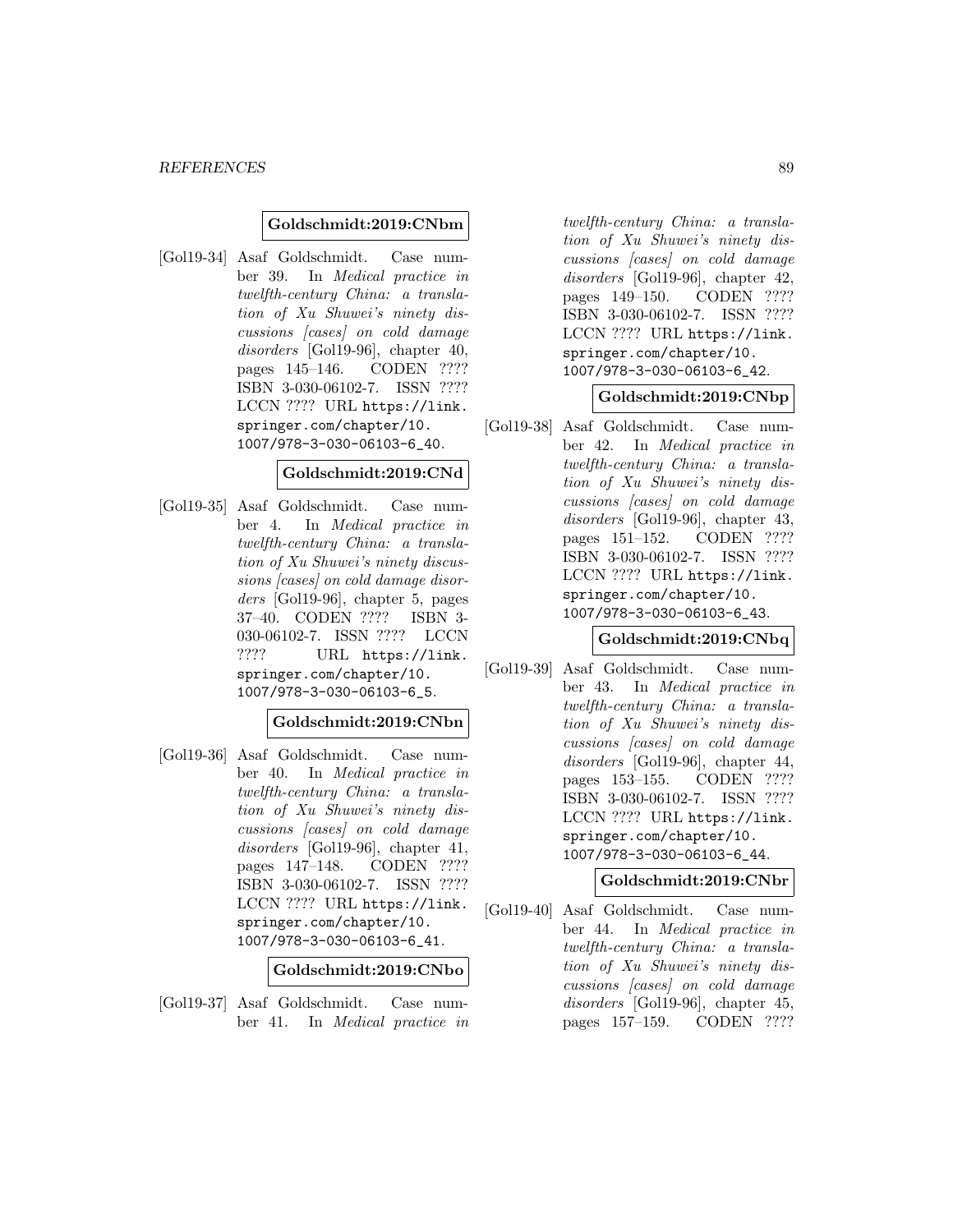**Goldschmidt:2019:CNbm**

[Gol19-34] Asaf Goldschmidt. Case number 39. In *Medical practice in twelfth-century China: a translation of Xu Shuwei's ninety discussions [cases] on cold damage disorders* [Gol19-96], chapter 40, pages 145–146. CODEN ???? ISBN 3-030-06102-7. ISSN ???? LCCN ???? URL https://link.springer.com/chapter/10.1007/978-3-030-06103-6_40.

**Goldschmidt:2019:CNd**

[Gol19-35] Asaf Goldschmidt. Case number 4. In *Medical practice in twelfth-century China: a translation of Xu Shuwei's ninety discussions [cases] on cold damage disorders* [Gol19-96], chapter 5, pages 37–40. CODEN ???? ISBN 3-030-06102-7. ISSN ???? LCCN ???? URL https://link.springer.com/chapter/10.1007/978-3-030-06103-6_5.

**Goldschmidt:2019:CNbn**

[Gol19-36] Asaf Goldschmidt. Case number 40. In *Medical practice in twelfth-century China: a translation of Xu Shuwei's ninety discussions [cases] on cold damage disorders* [Gol19-96], chapter 41, pages 147–148. CODEN ???? ISBN 3-030-06102-7. ISSN ???? LCCN ???? URL https://link.springer.com/chapter/10.1007/978-3-030-06103-6_41.

**Goldschmidt:2019:CNbo**

[Gol19-37] Asaf Goldschmidt. Case number 41. In *Medical practice in twelfth-century China: a translation of Xu Shuwei's ninety discussions [cases] on cold damage disorders* [Gol19-96], chapter 42, pages 149–150. CODEN ???? ISBN 3-030-06102-7. ISSN ???? LCCN ???? URL https://link.springer.com/chapter/10.1007/978-3-030-06103-6_42.

**Goldschmidt:2019:CNbp**

[Gol19-38] Asaf Goldschmidt. Case number 42. In *Medical practice in twelfth-century China: a translation of Xu Shuwei's ninety discussions [cases] on cold damage disorders* [Gol19-96], chapter 43, pages 151–152. CODEN ???? ISBN 3-030-06102-7. ISSN ???? LCCN ???? URL https://link.springer.com/chapter/10.1007/978-3-030-06103-6_43.

**Goldschmidt:2019:CNbq**

[Gol19-39] Asaf Goldschmidt. Case number 43. In *Medical practice in twelfth-century China: a translation of Xu Shuwei's ninety discussions [cases] on cold damage disorders* [Gol19-96], chapter 44, pages 153–155. CODEN ???? ISBN 3-030-06102-7. ISSN ???? LCCN ???? URL https://link.springer.com/chapter/10.1007/978-3-030-06103-6_44.

**Goldschmidt:2019:CNbr**

[Gol19-40] Asaf Goldschmidt. Case number 44. In *Medical practice in twelfth-century China: a translation of Xu Shuwei's ninety discussions [cases] on cold damage disorders* [Gol19-96], chapter 45, pages 157–159. CODEN ????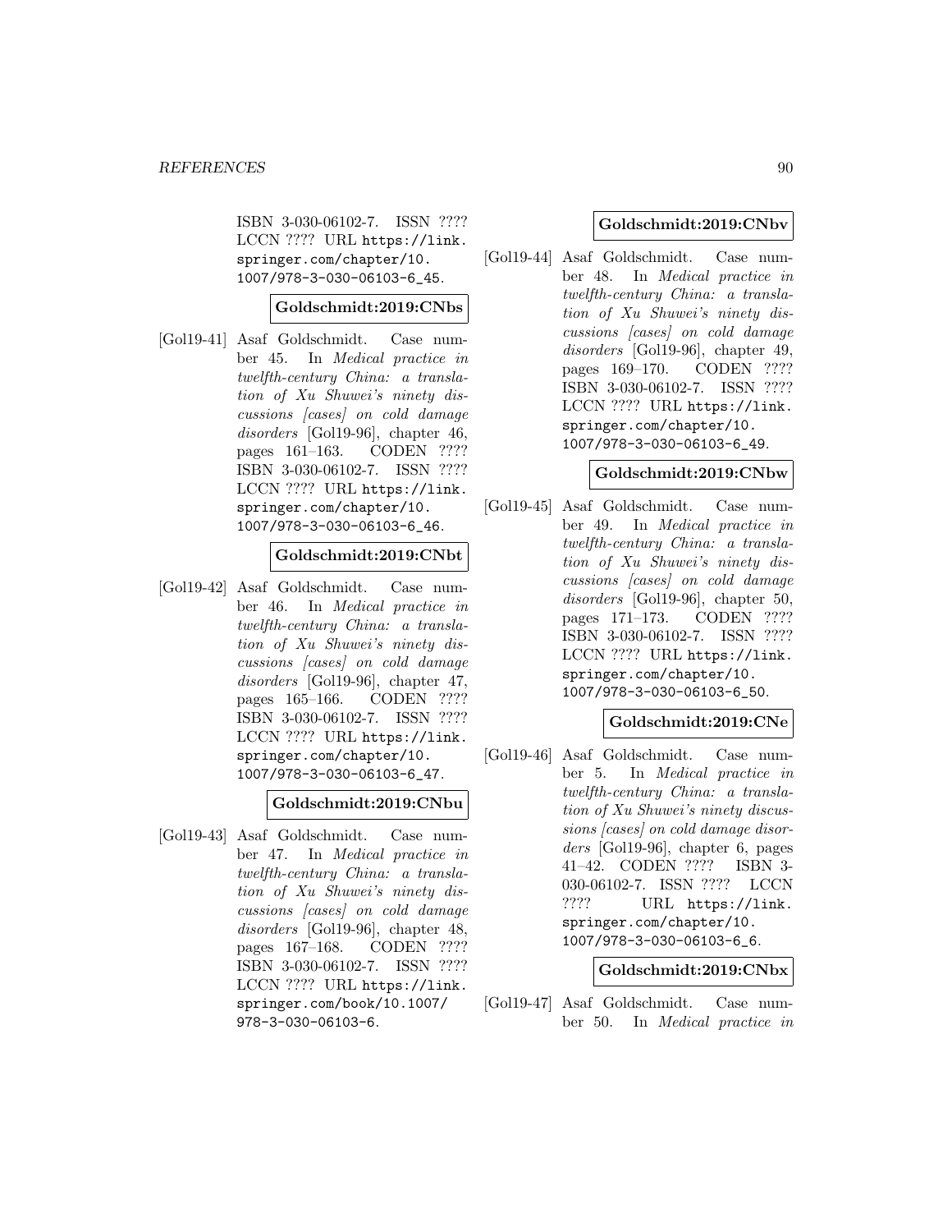ISBN 3-030-06102-7. ISSN ???? LCCN ???? URL https://link.springer.com/chapter/10.1007/978-3-030-06103-6_45.

**Goldschmidt:2019:CNbs**

[Gol19-41] Asaf Goldschmidt. Case number 45. In *Medical practice in twelfth-century China: a translation of Xu Shuwei's ninety discussions [cases] on cold damage disorders* [Gol19-96], chapter 46, pages 161–163. CODEN ???? ISBN 3-030-06102-7. ISSN ???? LCCN ???? URL https://link.springer.com/chapter/10.1007/978-3-030-06103-6_46.

**Goldschmidt:2019:CNbt**

[Gol19-42] Asaf Goldschmidt. Case number 46. In *Medical practice in twelfth-century China: a translation of Xu Shuwei's ninety discussions [cases] on cold damage disorders* [Gol19-96], chapter 47, pages 165–166. CODEN ???? ISBN 3-030-06102-7. ISSN ???? LCCN ???? URL https://link.springer.com/chapter/10.1007/978-3-030-06103-6_47.

**Goldschmidt:2019:CNbu**

[Gol19-43] Asaf Goldschmidt. Case number 47. In *Medical practice in twelfth-century China: a translation of Xu Shuwei's ninety discussions [cases] on cold damage disorders* [Gol19-96], chapter 48, pages 167–168. CODEN ???? ISBN 3-030-06102-7. ISSN ???? LCCN ???? URL https://link.springer.com/book/10.1007/978-3-030-06103-6.

**Goldschmidt:2019:CNbv**

[Gol19-44] Asaf Goldschmidt. Case number 48. In *Medical practice in twelfth-century China: a translation of Xu Shuwei's ninety discussions [cases] on cold damage disorders* [Gol19-96], chapter 49, pages 169–170. CODEN ???? ISBN 3-030-06102-7. ISSN ???? LCCN ???? URL https://link.springer.com/chapter/10.1007/978-3-030-06103-6_49.

**Goldschmidt:2019:CNbw**

[Gol19-45] Asaf Goldschmidt. Case number 49. In *Medical practice in twelfth-century China: a translation of Xu Shuwei's ninety discussions [cases] on cold damage disorders* [Gol19-96], chapter 50, pages 171–173. CODEN ???? ISBN 3-030-06102-7. ISSN ???? LCCN ???? URL https://link.springer.com/chapter/10.1007/978-3-030-06103-6_50.

**Goldschmidt:2019:CNe**

[Gol19-46] Asaf Goldschmidt. Case number 5. In *Medical practice in twelfth-century China: a translation of Xu Shuwei's ninety discussions [cases] on cold damage disorders* [Gol19-96], chapter 6, pages 41–42. CODEN ???? ISBN 3-030-06102-7. ISSN ???? LCCN ???? URL https://link.springer.com/chapter/10.1007/978-3-030-06103-6_6.

**Goldschmidt:2019:CNbx**

[Gol19-47] Asaf Goldschmidt. Case number 50. In *Medical practice in*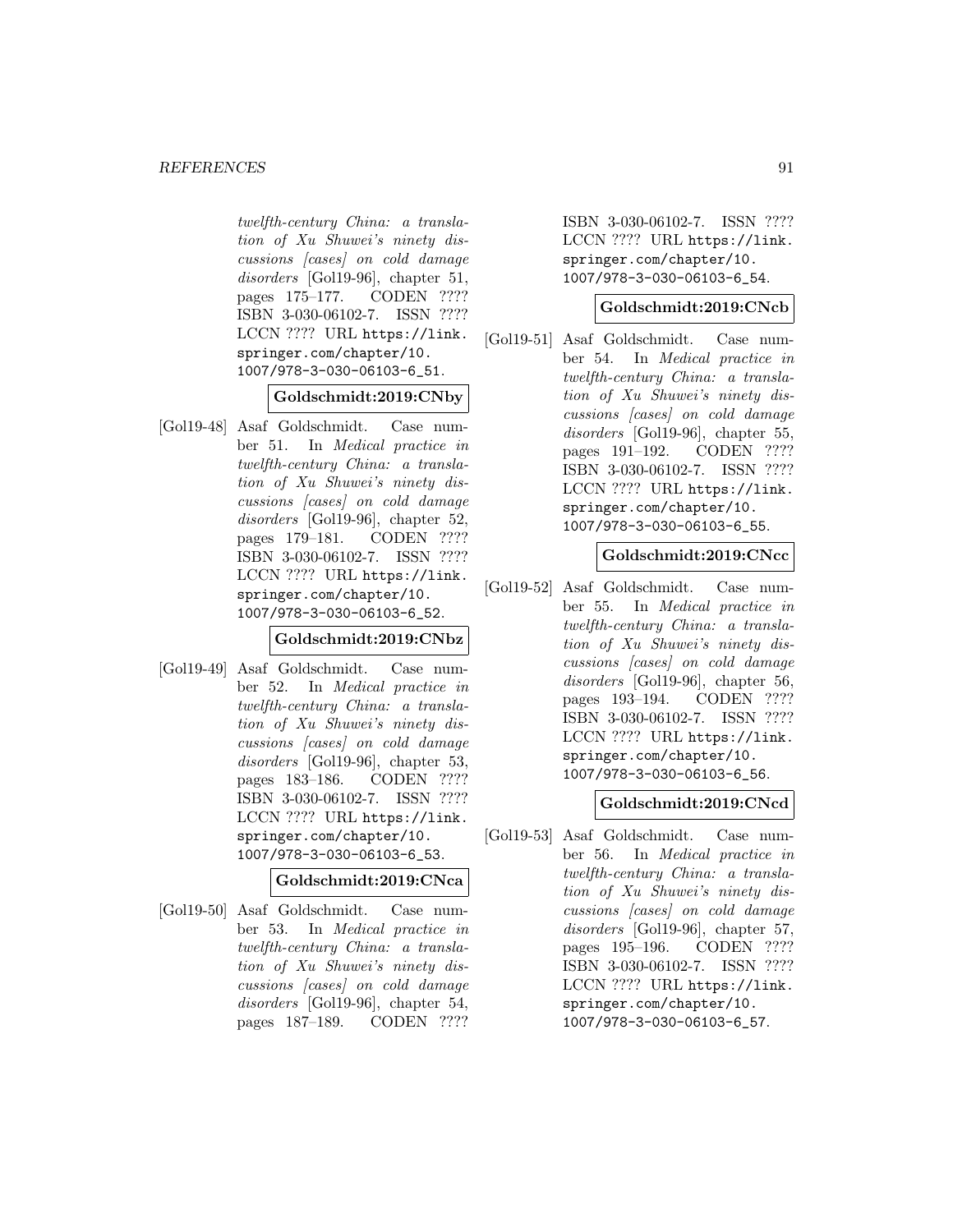*twelfth-century China: a translation of Xu Shuwei's ninety discussions [cases] on cold damage disorders* [Gol19-96], chapter 51, pages 175–177. CODEN ???? ISBN 3-030-06102-7. ISSN ???? LCCN ???? URL https://link.springer.com/chapter/10.1007/978-3-030-06103-6_51.

**Goldschmidt:2019:CNby**

[Gol19-48] Asaf Goldschmidt. Case number 51. In *Medical practice in twelfth-century China: a translation of Xu Shuwei's ninety discussions [cases] on cold damage disorders* [Gol19-96], chapter 52, pages 179–181. CODEN ???? ISBN 3-030-06102-7. ISSN ???? LCCN ???? URL https://link.springer.com/chapter/10.1007/978-3-030-06103-6_52.

**Goldschmidt:2019:CNbz**

[Gol19-49] Asaf Goldschmidt. Case number 52. In *Medical practice in twelfth-century China: a translation of Xu Shuwei's ninety discussions [cases] on cold damage disorders* [Gol19-96], chapter 53, pages 183–186. CODEN ???? ISBN 3-030-06102-7. ISSN ???? LCCN ???? URL https://link.springer.com/chapter/10.1007/978-3-030-06103-6_53.

**Goldschmidt:2019:CNca**

[Gol19-50] Asaf Goldschmidt. Case number 53. In *Medical practice in twelfth-century China: a translation of Xu Shuwei's ninety discussions [cases] on cold damage disorders* [Gol19-96], chapter 54, pages 187–189. CODEN ???? ISBN 3-030-06102-7. ISSN ???? LCCN ???? URL https://link.springer.com/chapter/10.1007/978-3-030-06103-6_54.

**Goldschmidt:2019:CNcb**

[Gol19-51] Asaf Goldschmidt. Case number 54. In *Medical practice in twelfth-century China: a translation of Xu Shuwei's ninety discussions [cases] on cold damage disorders* [Gol19-96], chapter 55, pages 191–192. CODEN ???? ISBN 3-030-06102-7. ISSN ???? LCCN ???? URL https://link.springer.com/chapter/10.1007/978-3-030-06103-6_55.

**Goldschmidt:2019:CNcc**

[Gol19-52] Asaf Goldschmidt. Case number 55. In *Medical practice in twelfth-century China: a translation of Xu Shuwei's ninety discussions [cases] on cold damage disorders* [Gol19-96], chapter 56, pages 193–194. CODEN ???? ISBN 3-030-06102-7. ISSN ???? LCCN ???? URL https://link.springer.com/chapter/10.1007/978-3-030-06103-6_56.

**Goldschmidt:2019:CNcd**

[Gol19-53] Asaf Goldschmidt. Case number 56. In *Medical practice in twelfth-century China: a translation of Xu Shuwei's ninety discussions [cases] on cold damage disorders* [Gol19-96], chapter 57, pages 195–196. CODEN ???? ISBN 3-030-06102-7. ISSN ???? LCCN ???? URL https://link.springer.com/chapter/10.1007/978-3-030-06103-6_57.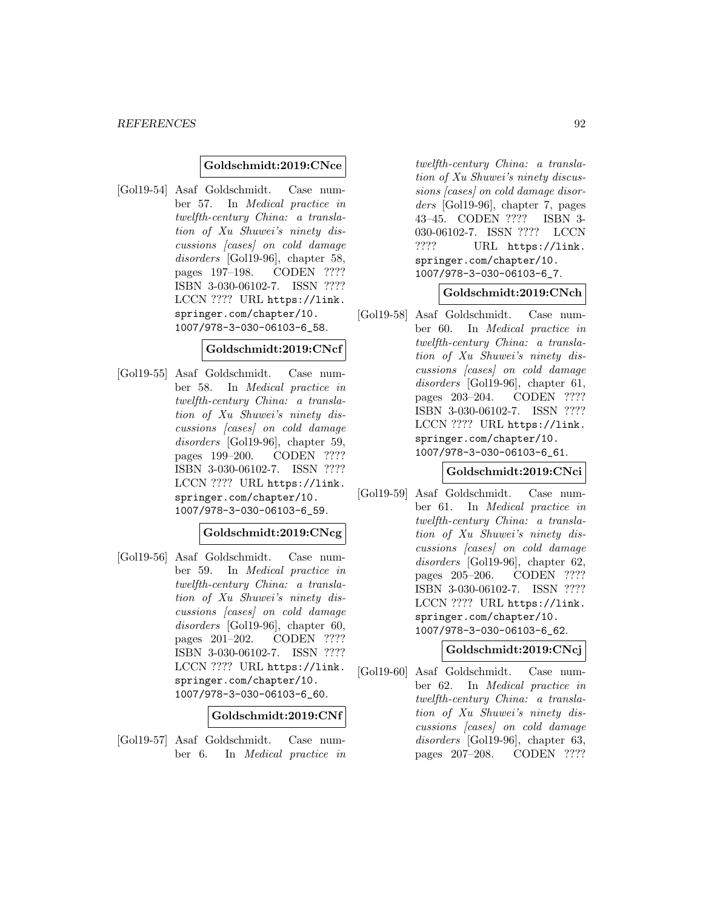**Goldschmidt:2019:CNce**

[Gol19-54] Asaf Goldschmidt. Case number 57. In *Medical practice in twelfth-century China: a translation of Xu Shuwei's ninety discussions [cases] on cold damage disorders* [Gol19-96], chapter 58, pages 197–198. CODEN ???? ISBN 3-030-06102-7. ISSN ???? LCCN ???? URL https://link.springer.com/chapter/10.1007/978-3-030-06103-6_58.

**Goldschmidt:2019:CNcf**

[Gol19-55] Asaf Goldschmidt. Case number 58. In *Medical practice in twelfth-century China: a translation of Xu Shuwei's ninety discussions [cases] on cold damage disorders* [Gol19-96], chapter 59, pages 199–200. CODEN ???? ISBN 3-030-06102-7. ISSN ???? LCCN ???? URL https://link.springer.com/chapter/10.1007/978-3-030-06103-6_59.

**Goldschmidt:2019:CNcg**

[Gol19-56] Asaf Goldschmidt. Case number 59. In *Medical practice in twelfth-century China: a translation of Xu Shuwei's ninety discussions [cases] on cold damage disorders* [Gol19-96], chapter 60, pages 201–202. CODEN ???? ISBN 3-030-06102-7. ISSN ???? LCCN ???? URL https://link.springer.com/chapter/10.1007/978-3-030-06103-6_60.

**Goldschmidt:2019:CNf**

[Gol19-57] Asaf Goldschmidt. Case number 6. In *Medical practice in twelfth-century China: a translation of Xu Shuwei's ninety discussions [cases] on cold damage disorders* [Gol19-96], chapter 7, pages 43–45. CODEN ???? ISBN 3-030-06102-7. ISSN ???? LCCN ???? URL https://link.springer.com/chapter/10.1007/978-3-030-06103-6_7.

**Goldschmidt:2019:CNch**

[Gol19-58] Asaf Goldschmidt. Case number 60. In *Medical practice in twelfth-century China: a translation of Xu Shuwei's ninety discussions [cases] on cold damage disorders* [Gol19-96], chapter 61, pages 203–204. CODEN ???? ISBN 3-030-06102-7. ISSN ???? LCCN ???? URL https://link.springer.com/chapter/10.1007/978-3-030-06103-6_61.

**Goldschmidt:2019:CNci**

[Gol19-59] Asaf Goldschmidt. Case number 61. In *Medical practice in twelfth-century China: a translation of Xu Shuwei's ninety discussions [cases] on cold damage disorders* [Gol19-96], chapter 62, pages 205–206. CODEN ???? ISBN 3-030-06102-7. ISSN ???? LCCN ???? URL https://link.springer.com/chapter/10.1007/978-3-030-06103-6_62.

**Goldschmidt:2019:CNcj**

[Gol19-60] Asaf Goldschmidt. Case number 62. In *Medical practice in twelfth-century China: a translation of Xu Shuwei's ninety discussions [cases] on cold damage disorders* [Gol19-96], chapter 63, pages 207–208. CODEN ????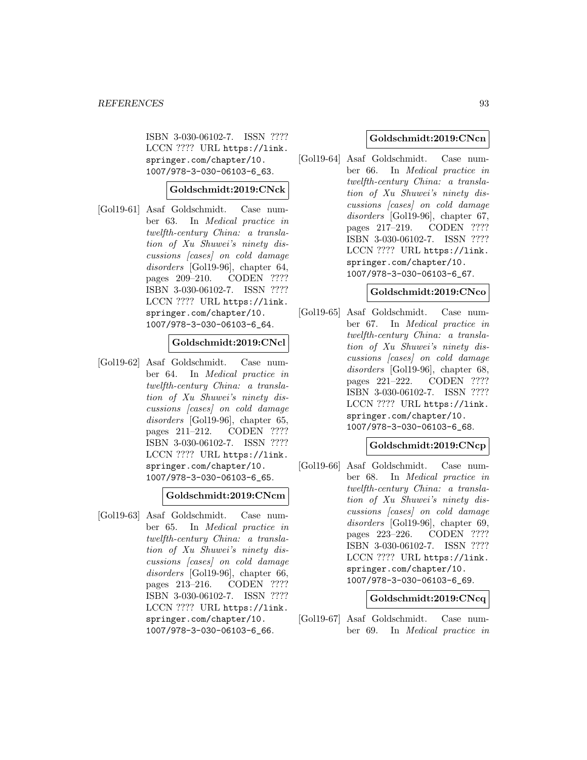ISBN 3-030-06102-7. ISSN ???? LCCN ???? URL https://link.springer.com/chapter/10.1007/978-3-030-06103-6_63.

**Goldschmidt:2019:CNck**

[Gol19-61] Asaf Goldschmidt. Case number 63. In *Medical practice in twelfth-century China: a translation of Xu Shuwei's ninety discussions [cases] on cold damage disorders* [Gol19-96], chapter 64, pages 209–210. CODEN ???? ISBN 3-030-06102-7. ISSN ???? LCCN ???? URL https://link.springer.com/chapter/10.1007/978-3-030-06103-6_64.

**Goldschmidt:2019:CNcl**

[Gol19-62] Asaf Goldschmidt. Case number 64. In *Medical practice in twelfth-century China: a translation of Xu Shuwei's ninety discussions [cases] on cold damage disorders* [Gol19-96], chapter 65, pages 211–212. CODEN ???? ISBN 3-030-06102-7. ISSN ???? LCCN ???? URL https://link.springer.com/chapter/10.1007/978-3-030-06103-6_65.

**Goldschmidt:2019:CNcm**

[Gol19-63] Asaf Goldschmidt. Case number 65. In *Medical practice in twelfth-century China: a translation of Xu Shuwei's ninety discussions [cases] on cold damage disorders* [Gol19-96], chapter 66, pages 213–216. CODEN ???? ISBN 3-030-06102-7. ISSN ???? LCCN ???? URL https://link.springer.com/chapter/10.1007/978-3-030-06103-6_66.

**Goldschmidt:2019:CNcn**

[Gol19-64] Asaf Goldschmidt. Case number 66. In *Medical practice in twelfth-century China: a translation of Xu Shuwei's ninety discussions [cases] on cold damage disorders* [Gol19-96], chapter 67, pages 217–219. CODEN ???? ISBN 3-030-06102-7. ISSN ???? LCCN ???? URL https://link.springer.com/chapter/10.1007/978-3-030-06103-6_67.

**Goldschmidt:2019:CNco**

[Gol19-65] Asaf Goldschmidt. Case number 67. In *Medical practice in twelfth-century China: a translation of Xu Shuwei's ninety discussions [cases] on cold damage disorders* [Gol19-96], chapter 68, pages 221–222. CODEN ???? ISBN 3-030-06102-7. ISSN ???? LCCN ???? URL https://link.springer.com/chapter/10.1007/978-3-030-06103-6_68.

**Goldschmidt:2019:CNcp**

[Gol19-66] Asaf Goldschmidt. Case number 68. In *Medical practice in twelfth-century China: a translation of Xu Shuwei's ninety discussions [cases] on cold damage disorders* [Gol19-96], chapter 69, pages 223–226. CODEN ???? ISBN 3-030-06102-7. ISSN ???? LCCN ???? URL https://link.springer.com/chapter/10.1007/978-3-030-06103-6_69.

**Goldschmidt:2019:CNcq**

[Gol19-67] Asaf Goldschmidt. Case number 69. In *Medical practice in*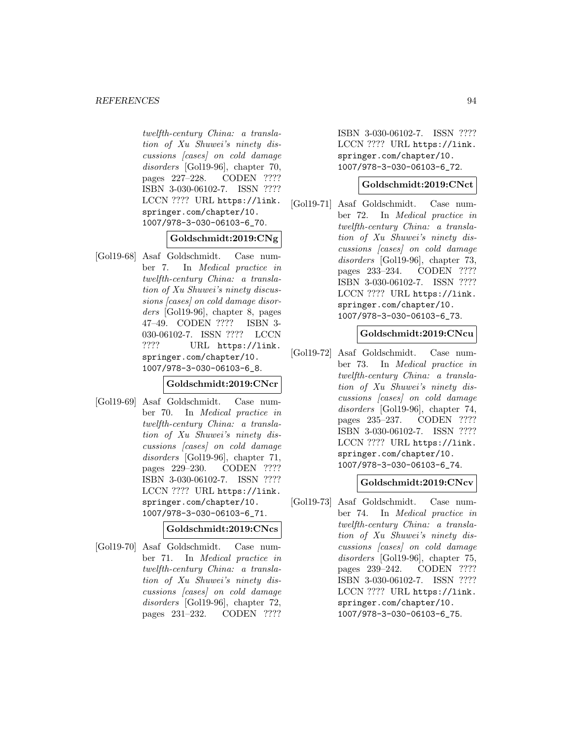*twelfth-century China: a translation of Xu Shuwei's ninety discussions [cases] on cold damage disorders* [Gol19-96], chapter 70, pages 227–228. CODEN ???? ISBN 3-030-06102-7. ISSN ???? LCCN ???? URL https://link.springer.com/chapter/10.1007/978-3-030-06103-6_70.

**Goldschmidt:2019:CNg**

[Gol19-68] Asaf Goldschmidt. Case number 7. In *Medical practice in twelfth-century China: a translation of Xu Shuwei's ninety discussions [cases] on cold damage disorders* [Gol19-96], chapter 8, pages 47–49. CODEN ???? ISBN 3-030-06102-7. ISSN ???? LCCN ???? URL https://link.springer.com/chapter/10.1007/978-3-030-06103-6_8.

**Goldschmidt:2019:CNcr**

[Gol19-69] Asaf Goldschmidt. Case number 70. In *Medical practice in twelfth-century China: a translation of Xu Shuwei's ninety discussions [cases] on cold damage disorders* [Gol19-96], chapter 71, pages 229–230. CODEN ???? ISBN 3-030-06102-7. ISSN ???? LCCN ???? URL https://link.springer.com/chapter/10.1007/978-3-030-06103-6_71.

**Goldschmidt:2019:CNcs**

[Gol19-70] Asaf Goldschmidt. Case number 71. In *Medical practice in twelfth-century China: a translation of Xu Shuwei's ninety discussions [cases] on cold damage disorders* [Gol19-96], chapter 72, pages 231–232. CODEN ???? ISBN 3-030-06102-7. ISSN ???? LCCN ???? URL https://link.springer.com/chapter/10.1007/978-3-030-06103-6_72.

**Goldschmidt:2019:CNct**

[Gol19-71] Asaf Goldschmidt. Case number 72. In *Medical practice in twelfth-century China: a translation of Xu Shuwei's ninety discussions [cases] on cold damage disorders* [Gol19-96], chapter 73, pages 233–234. CODEN ???? ISBN 3-030-06102-7. ISSN ???? LCCN ???? URL https://link.springer.com/chapter/10.1007/978-3-030-06103-6_73.

**Goldschmidt:2019:CNcu**

[Gol19-72] Asaf Goldschmidt. Case number 73. In *Medical practice in twelfth-century China: a translation of Xu Shuwei's ninety discussions [cases] on cold damage disorders* [Gol19-96], chapter 74, pages 235–237. CODEN ???? ISBN 3-030-06102-7. ISSN ???? LCCN ???? URL https://link.springer.com/chapter/10.1007/978-3-030-06103-6_74.

**Goldschmidt:2019:CNcv**

[Gol19-73] Asaf Goldschmidt. Case number 74. In *Medical practice in twelfth-century China: a translation of Xu Shuwei's ninety discussions [cases] on cold damage disorders* [Gol19-96], chapter 75, pages 239–242. CODEN ???? ISBN 3-030-06102-7. ISSN ???? LCCN ???? URL https://link.springer.com/chapter/10.1007/978-3-030-06103-6_75.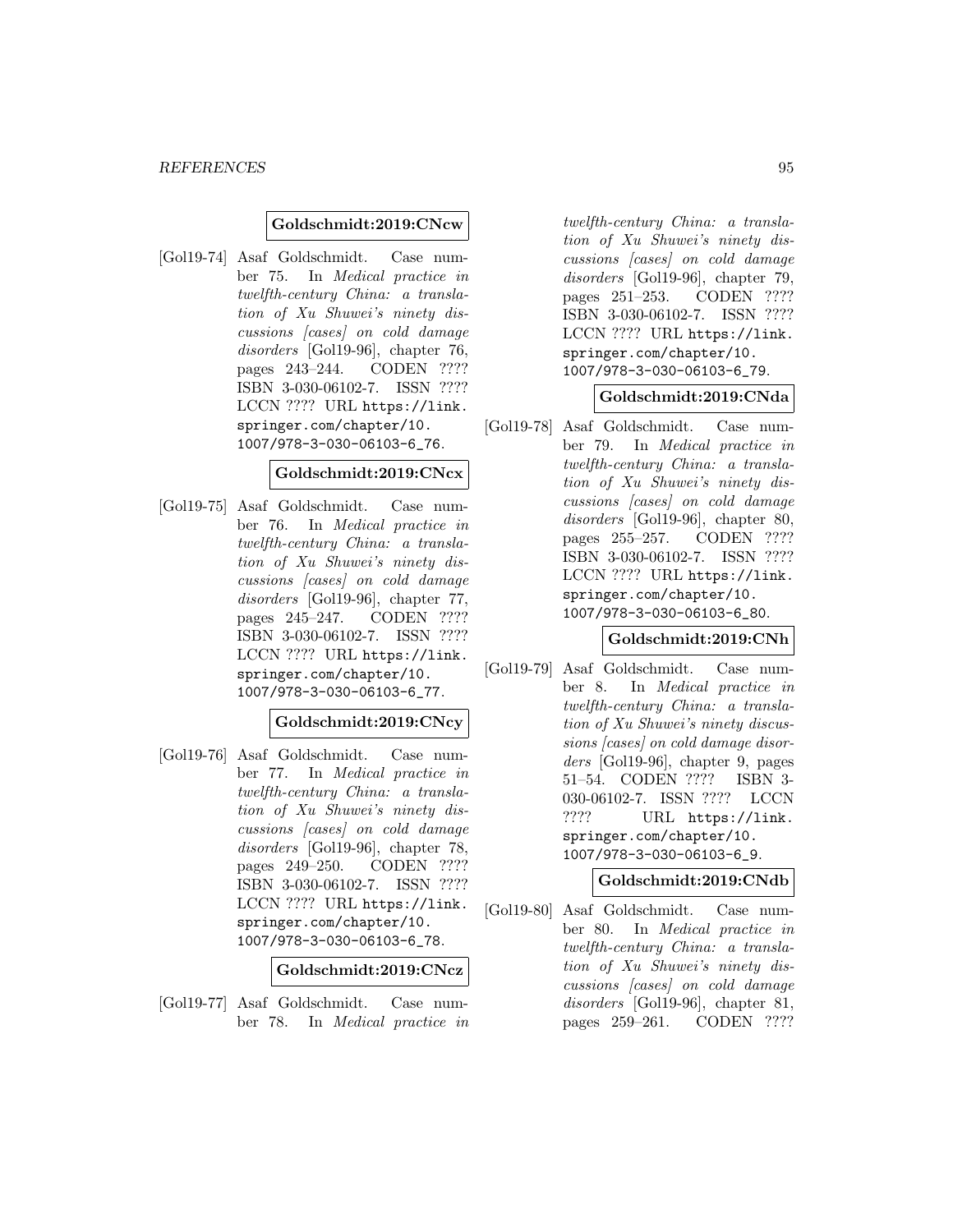**Goldschmidt:2019:CNcw**

[Gol19-74] Asaf Goldschmidt. Case number 75. In *Medical practice in twelfth-century China: a translation of Xu Shuwei's ninety discussions [cases] on cold damage disorders* [Gol19-96], chapter 76, pages 243–244. CODEN ???? ISBN 3-030-06102-7. ISSN ???? LCCN ???? URL https://link.springer.com/chapter/10.1007/978-3-030-06103-6_76.

**Goldschmidt:2019:CNcx**

[Gol19-75] Asaf Goldschmidt. Case number 76. In *Medical practice in twelfth-century China: a translation of Xu Shuwei's ninety discussions [cases] on cold damage disorders* [Gol19-96], chapter 77, pages 245–247. CODEN ???? ISBN 3-030-06102-7. ISSN ???? LCCN ???? URL https://link.springer.com/chapter/10.1007/978-3-030-06103-6_77.

**Goldschmidt:2019:CNcy**

[Gol19-76] Asaf Goldschmidt. Case number 77. In *Medical practice in twelfth-century China: a translation of Xu Shuwei's ninety discussions [cases] on cold damage disorders* [Gol19-96], chapter 78, pages 249–250. CODEN ???? ISBN 3-030-06102-7. ISSN ???? LCCN ???? URL https://link.springer.com/chapter/10.1007/978-3-030-06103-6_78.

**Goldschmidt:2019:CNcz**

[Gol19-77] Asaf Goldschmidt. Case number 78. In *Medical practice in twelfth-century China: a translation of Xu Shuwei's ninety discussions [cases] on cold damage disorders* [Gol19-96], chapter 79, pages 251–253. CODEN ???? ISBN 3-030-06102-7. ISSN ???? LCCN ???? URL https://link.springer.com/chapter/10.1007/978-3-030-06103-6_79.

**Goldschmidt:2019:CNda**

[Gol19-78] Asaf Goldschmidt. Case number 79. In *Medical practice in twelfth-century China: a translation of Xu Shuwei's ninety discussions [cases] on cold damage disorders* [Gol19-96], chapter 80, pages 255–257. CODEN ???? ISBN 3-030-06102-7. ISSN ???? LCCN ???? URL https://link.springer.com/chapter/10.1007/978-3-030-06103-6_80.

**Goldschmidt:2019:CNh**

[Gol19-79] Asaf Goldschmidt. Case number 8. In *Medical practice in twelfth-century China: a translation of Xu Shuwei's ninety discussions [cases] on cold damage disorders* [Gol19-96], chapter 9, pages 51–54. CODEN ???? ISBN 3-030-06102-7. ISSN ???? LCCN ???? URL https://link.springer.com/chapter/10.1007/978-3-030-06103-6_9.

**Goldschmidt:2019:CNdb**

[Gol19-80] Asaf Goldschmidt. Case number 80. In *Medical practice in twelfth-century China: a translation of Xu Shuwei's ninety discussions [cases] on cold damage disorders* [Gol19-96], chapter 81, pages 259–261. CODEN ????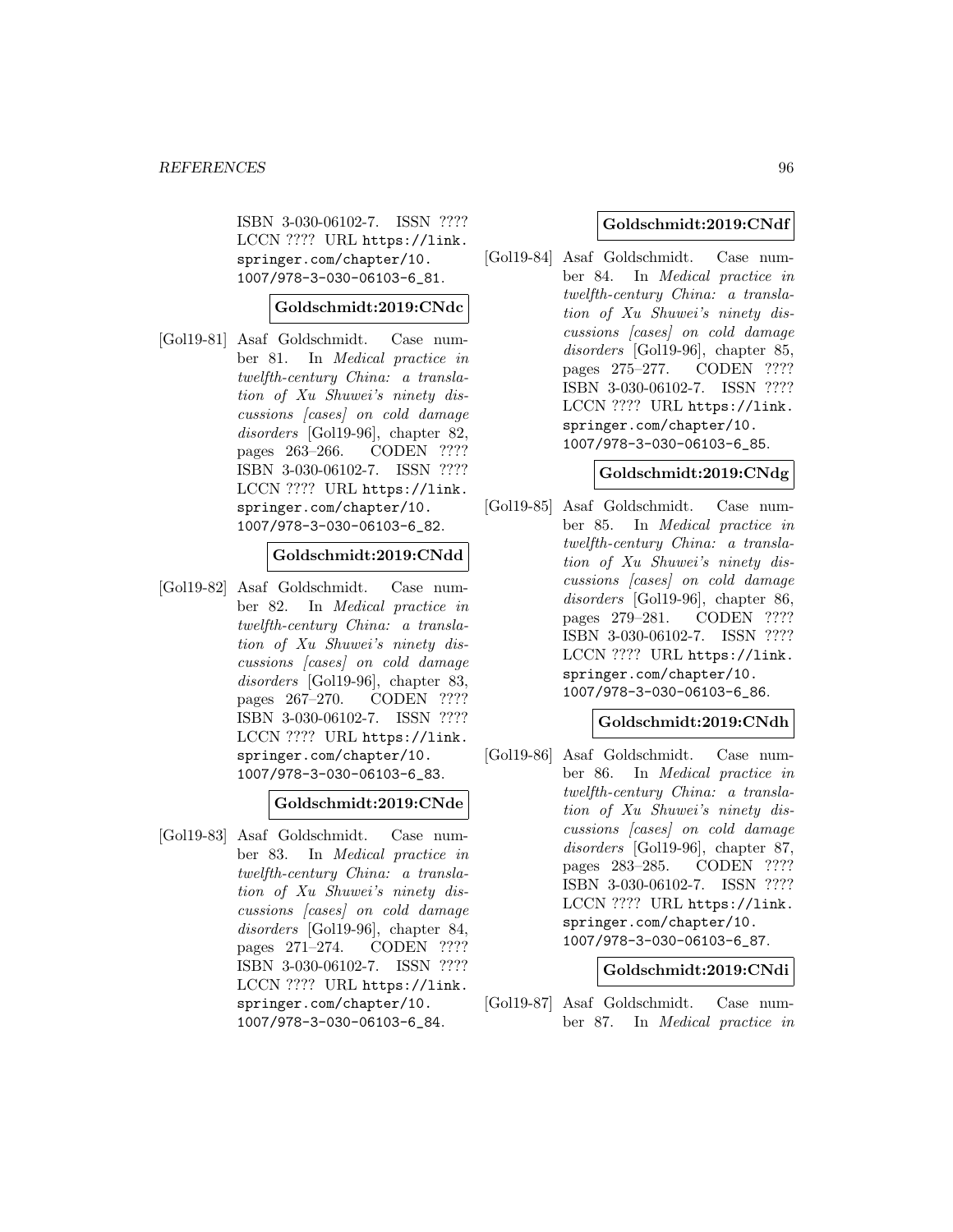ISBN 3-030-06102-7. ISSN ???? LCCN ???? URL https://link.springer.com/chapter/10.1007/978-3-030-06103-6_81.

**Goldschmidt:2019:CNdc**

[Gol19-81] Asaf Goldschmidt. Case number 81. In *Medical practice in twelfth-century China: a translation of Xu Shuwei's ninety discussions [cases] on cold damage disorders* [Gol19-96], chapter 82, pages 263–266. CODEN ???? ISBN 3-030-06102-7. ISSN ???? LCCN ???? URL https://link.springer.com/chapter/10.1007/978-3-030-06103-6_82.

**Goldschmidt:2019:CNdd**

[Gol19-82] Asaf Goldschmidt. Case number 82. In *Medical practice in twelfth-century China: a translation of Xu Shuwei's ninety discussions [cases] on cold damage disorders* [Gol19-96], chapter 83, pages 267–270. CODEN ???? ISBN 3-030-06102-7. ISSN ???? LCCN ???? URL https://link.springer.com/chapter/10.1007/978-3-030-06103-6_83.

**Goldschmidt:2019:CNde**

[Gol19-83] Asaf Goldschmidt. Case number 83. In *Medical practice in twelfth-century China: a translation of Xu Shuwei's ninety discussions [cases] on cold damage disorders* [Gol19-96], chapter 84, pages 271–274. CODEN ???? ISBN 3-030-06102-7. ISSN ???? LCCN ???? URL https://link.springer.com/chapter/10.1007/978-3-030-06103-6_84.

**Goldschmidt:2019:CNdf**

[Gol19-84] Asaf Goldschmidt. Case number 84. In *Medical practice in twelfth-century China: a translation of Xu Shuwei's ninety discussions [cases] on cold damage disorders* [Gol19-96], chapter 85, pages 275–277. CODEN ???? ISBN 3-030-06102-7. ISSN ???? LCCN ???? URL https://link.springer.com/chapter/10.1007/978-3-030-06103-6_85.

**Goldschmidt:2019:CNdg**

[Gol19-85] Asaf Goldschmidt. Case number 85. In *Medical practice in twelfth-century China: a translation of Xu Shuwei's ninety discussions [cases] on cold damage disorders* [Gol19-96], chapter 86, pages 279–281. CODEN ???? ISBN 3-030-06102-7. ISSN ???? LCCN ???? URL https://link.springer.com/chapter/10.1007/978-3-030-06103-6_86.

**Goldschmidt:2019:CNdh**

[Gol19-86] Asaf Goldschmidt. Case number 86. In *Medical practice in twelfth-century China: a translation of Xu Shuwei's ninety discussions [cases] on cold damage disorders* [Gol19-96], chapter 87, pages 283–285. CODEN ???? ISBN 3-030-06102-7. ISSN ???? LCCN ???? URL https://link.springer.com/chapter/10.1007/978-3-030-06103-6_87.

**Goldschmidt:2019:CNdi**

[Gol19-87] Asaf Goldschmidt. Case number 87. In *Medical practice in*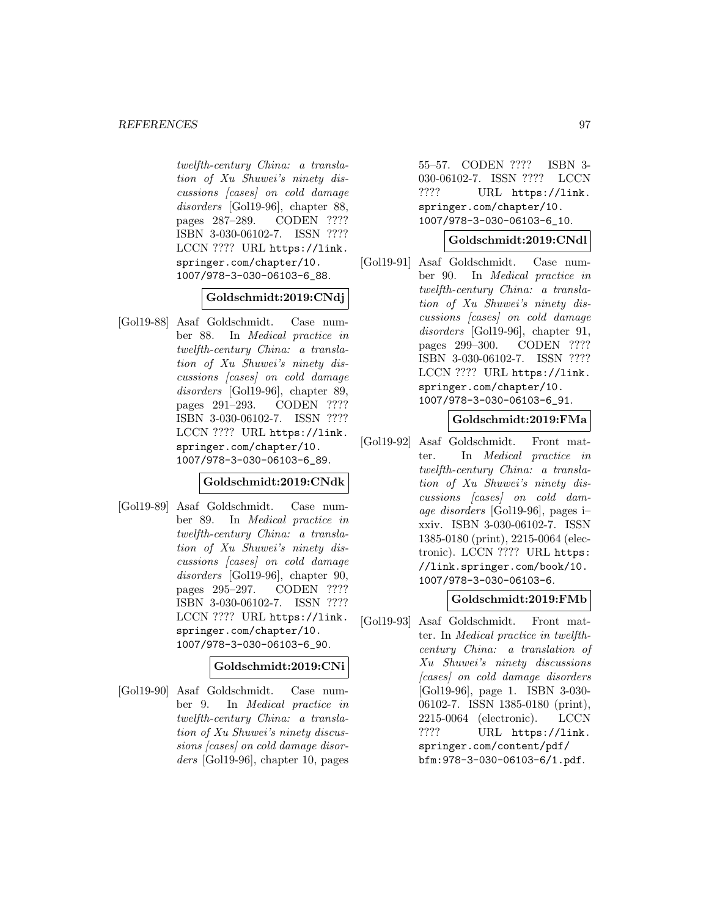*twelfth-century China: a translation of Xu Shuwei's ninety discussions [cases] on cold damage disorders* [Gol19-96], chapter 88, pages 287–289. CODEN ???? ISBN 3-030-06102-7. ISSN ???? LCCN ???? URL https://link.springer.com/chapter/10.1007/978-3-030-06103-6_88.

**Goldschmidt:2019:CNdj**

[Gol19-88] Asaf Goldschmidt. Case number 88. In *Medical practice in twelfth-century China: a translation of Xu Shuwei's ninety discussions [cases] on cold damage disorders* [Gol19-96], chapter 89, pages 291–293. CODEN ???? ISBN 3-030-06102-7. ISSN ???? LCCN ???? URL https://link.springer.com/chapter/10.1007/978-3-030-06103-6_89.

**Goldschmidt:2019:CNdk**

[Gol19-89] Asaf Goldschmidt. Case number 89. In *Medical practice in twelfth-century China: a translation of Xu Shuwei's ninety discussions [cases] on cold damage disorders* [Gol19-96], chapter 90, pages 295–297. CODEN ???? ISBN 3-030-06102-7. ISSN ???? LCCN ???? URL https://link.springer.com/chapter/10.1007/978-3-030-06103-6_90.

**Goldschmidt:2019:CNi**

[Gol19-90] Asaf Goldschmidt. Case number 9. In *Medical practice in twelfth-century China: a translation of Xu Shuwei's ninety discussions [cases] on cold damage disorders* [Gol19-96], chapter 10, pages 55–57. CODEN ???? ISBN 3-030-06102-7. ISSN ???? LCCN ???? URL https://link.springer.com/chapter/10.1007/978-3-030-06103-6_10.

**Goldschmidt:2019:CNdl**

[Gol19-91] Asaf Goldschmidt. Case number 90. In *Medical practice in twelfth-century China: a translation of Xu Shuwei's ninety discussions [cases] on cold damage disorders* [Gol19-96], chapter 91, pages 299–300. CODEN ???? ISBN 3-030-06102-7. ISSN ???? LCCN ???? URL https://link.springer.com/chapter/10.1007/978-3-030-06103-6_91.

**Goldschmidt:2019:FMa**

[Gol19-92] Asaf Goldschmidt. Front matter. In *Medical practice in twelfth-century China: a translation of Xu Shuwei's ninety discussions [cases] on cold damage disorders* [Gol19-96], pages i–xxiv. ISBN 3-030-06102-7. ISSN 1385-0180 (print), 2215-0064 (electronic). LCCN ???? URL https://link.springer.com/book/10.1007/978-3-030-06103-6.

**Goldschmidt:2019:FMb**

[Gol19-93] Asaf Goldschmidt. Front matter. In *Medical practice in twelfth-century China: a translation of Xu Shuwei's ninety discussions [cases] on cold damage disorders* [Gol19-96], page 1. ISBN 3-030-06102-7. ISSN 1385-0180 (print), 2215-0064 (electronic). LCCN ???? URL https://link.springer.com/content/pdf/bfm:978-3-030-06103-6/1.pdf.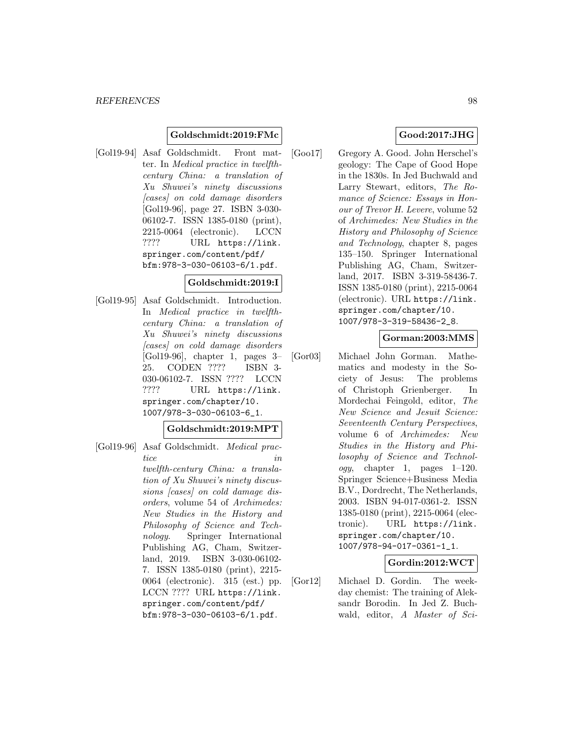**Goldschmidt:2019:FMc**

[Gol19-94] Asaf Goldschmidt. Front matter. In *Medical practice in twelfth-century China: a translation of Xu Shuwei's ninety discussions [cases] on cold damage disorders* [Gol19-96], page 27. ISBN 3-030-06102-7. ISSN 1385-0180 (print), 2215-0064 (electronic). LCCN ???? URL https://link.springer.com/content/pdf/bfm:978-3-030-06103-6/1.pdf.

**Goldschmidt:2019:I**

[Gol19-95] Asaf Goldschmidt. Introduction. In *Medical practice in twelfth-century China: a translation of Xu Shuwei's ninety discussions [cases] on cold damage disorders* [Gol19-96], chapter 1, pages 3–25. CODEN ???? ISBN 3-030-06102-7. ISSN ???? LCCN ???? URL https://link.springer.com/chapter/10.1007/978-3-030-06103-6_1.

**Goldschmidt:2019:MPT**

[Gol19-96] Asaf Goldschmidt. *Medical practice in twelfth-century China: a translation of Xu Shuwei's ninety discussions [cases] on cold damage disorders*, volume 54 of *Archimedes: New Studies in the History and Philosophy of Science and Technology*. Springer International Publishing AG, Cham, Switzerland, 2019. ISBN 3-030-06102-7. ISSN 1385-0180 (print), 2215-0064 (electronic). 315 (est.) pp. LCCN ???? URL https://link.springer.com/content/pdf/bfm:978-3-030-06103-6/1.pdf.

**Good:2017:JHG**

[Goo17] Gregory A. Good. John Herschel's geology: The Cape of Good Hope in the 1830s. In Jed Buchwald and Larry Stewart, editors, *The Romance of Science: Essays in Honour of Trevor H. Levere*, volume 52 of *Archimedes: New Studies in the History and Philosophy of Science and Technology*, chapter 8, pages 135–150. Springer International Publishing AG, Cham, Switzerland, 2017. ISBN 3-319-58436-7. ISSN 1385-0180 (print), 2215-0064 (electronic). URL https://link.springer.com/chapter/10.1007/978-3-319-58436-2_8.

**Gorman:2003:MMS**

[Gor03] Michael John Gorman. Mathematics and modesty in the Society of Jesus: The problems of Christoph Grienberger. In Mordechai Feingold, editor, *The New Science and Jesuit Science: Seventeenth Century Perspectives*, volume 6 of *Archimedes: New Studies in the History and Philosophy of Science and Technology*, chapter 1, pages 1–120. Springer Science+Business Media B.V., Dordrecht, The Netherlands, 2003. ISBN 94-017-0361-2. ISSN 1385-0180 (print), 2215-0064 (electronic). URL https://link.springer.com/chapter/10.1007/978-94-017-0361-1_1.

**Gordin:2012:WCT**

[Gor12] Michael D. Gordin. The weekday chemist: The training of Aleksandr Borodin. In Jed Z. Buchwald, editor, *A Master of Sci-*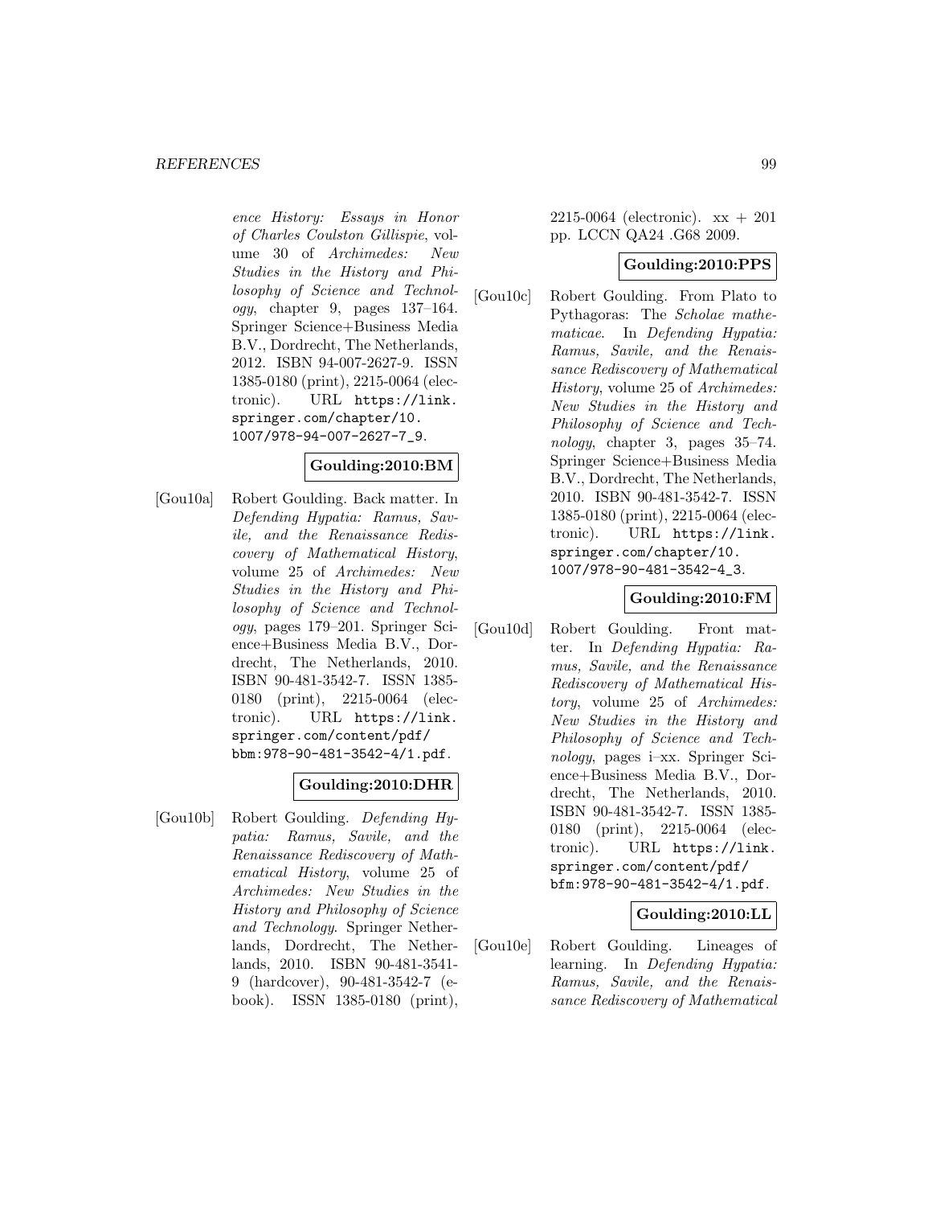*ence History: Essays in Honor of Charles Coulston Gillispie*, volume 30 of *Archimedes: New Studies in the History and Philosophy of Science and Technology*, chapter 9, pages 137–164. Springer Science+Business Media B.V., Dordrecht, The Netherlands, 2012. ISBN 94-007-2627-9. ISSN 1385-0180 (print), 2215-0064 (electronic). URL https://link.springer.com/chapter/10.1007/978-94-007-2627-7_9.

**Goulding:2010:BM**

[Gou10a] Robert Goulding. Back matter. In *Defending Hypatia: Ramus, Savile, and the Renaissance Rediscovery of Mathematical History*, volume 25 of *Archimedes: New Studies in the History and Philosophy of Science and Technology*, pages 179–201. Springer Science+Business Media B.V., Dordrecht, The Netherlands, 2010. ISBN 90-481-3542-7. ISSN 1385-0180 (print), 2215-0064 (electronic). URL https://link.springer.com/content/pdf/bbm:978-90-481-3542-4/1.pdf.

**Goulding:2010:DHR**

[Gou10b] Robert Goulding. *Defending Hypatia: Ramus, Savile, and the Renaissance Rediscovery of Mathematical History*, volume 25 of *Archimedes: New Studies in the History and Philosophy of Science and Technology*. Springer Netherlands, Dordrecht, The Netherlands, 2010. ISBN 90-481-3541-9 (hardcover), 90-481-3542-7 (e-book). ISSN 1385-0180 (print), 2215-0064 (electronic). xx + 201 pp. LCCN QA24 .G68 2009.

**Goulding:2010:PPS**

[Gou10c] Robert Goulding. From Plato to Pythagoras: The *Scholae mathematicae*. In *Defending Hypatia: Ramus, Savile, and the Renaissance Rediscovery of Mathematical History*, volume 25 of *Archimedes: New Studies in the History and Philosophy of Science and Technology*, chapter 3, pages 35–74. Springer Science+Business Media B.V., Dordrecht, The Netherlands, 2010. ISBN 90-481-3542-7. ISSN 1385-0180 (print), 2215-0064 (electronic). URL https://link.springer.com/chapter/10.1007/978-90-481-3542-4_3.

**Goulding:2010:FM**

[Gou10d] Robert Goulding. Front matter. In *Defending Hypatia: Ramus, Savile, and the Renaissance Rediscovery of Mathematical History*, volume 25 of *Archimedes: New Studies in the History and Philosophy of Science and Technology*, pages i–xx. Springer Science+Business Media B.V., Dordrecht, The Netherlands, 2010. ISBN 90-481-3542-7. ISSN 1385-0180 (print), 2215-0064 (electronic). URL https://link.springer.com/content/pdf/bfm:978-90-481-3542-4/1.pdf.

**Goulding:2010:LL**

[Gou10e] Robert Goulding. Lineages of learning. In *Defending Hypatia: Ramus, Savile, and the Renaissance Rediscovery of Mathematical*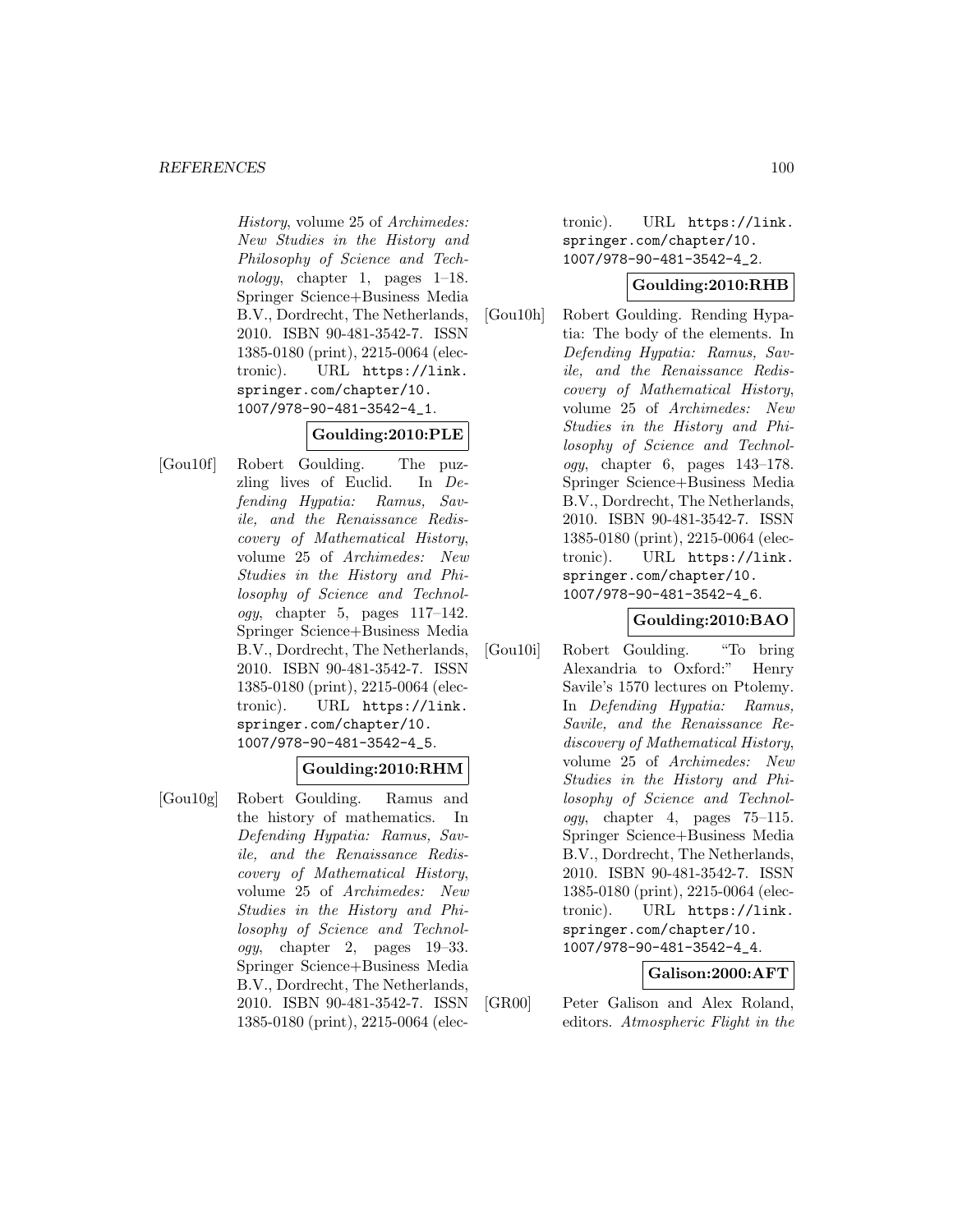*History*, volume 25 of *Archimedes: New Studies in the History and Philosophy of Science and Technology*, chapter 1, pages 1–18. Springer Science+Business Media B.V., Dordrecht, The Netherlands, 2010. ISBN 90-481-3542-7. ISSN 1385-0180 (print), 2215-0064 (electronic). URL https://link.springer.com/chapter/10.1007/978-90-481-3542-4_1.

**Goulding:2010:PLE**

[Gou10f] Robert Goulding. The puzzling lives of Euclid. In *Defending Hypatia: Ramus, Savile, and the Renaissance Rediscovery of Mathematical History*, volume 25 of *Archimedes: New Studies in the History and Philosophy of Science and Technology*, chapter 5, pages 117–142. Springer Science+Business Media B.V., Dordrecht, The Netherlands, 2010. ISBN 90-481-3542-7. ISSN 1385-0180 (print), 2215-0064 (electronic). URL https://link.springer.com/chapter/10.1007/978-90-481-3542-4_5.

**Goulding:2010:RHM**

[Gou10g] Robert Goulding. Ramus and the history of mathematics. In *Defending Hypatia: Ramus, Savile, and the Renaissance Rediscovery of Mathematical History*, volume 25 of *Archimedes: New Studies in the History and Philosophy of Science and Technology*, chapter 2, pages 19–33. Springer Science+Business Media B.V., Dordrecht, The Netherlands, 2010. ISBN 90-481-3542-7. ISSN 1385-0180 (print), 2215-0064 (electronic). URL https://link.springer.com/chapter/10.1007/978-90-481-3542-4_2.

**Goulding:2010:RHB**

[Gou10h] Robert Goulding. Rending Hypatia: The body of the elements. In *Defending Hypatia: Ramus, Savile, and the Renaissance Rediscovery of Mathematical History*, volume 25 of *Archimedes: New Studies in the History and Philosophy of Science and Technology*, chapter 6, pages 143–178. Springer Science+Business Media B.V., Dordrecht, The Netherlands, 2010. ISBN 90-481-3542-7. ISSN 1385-0180 (print), 2215-0064 (electronic). URL https://link.springer.com/chapter/10.1007/978-90-481-3542-4_6.

**Goulding:2010:BAO**

[Gou10i] Robert Goulding. "To bring Alexandria to Oxford:" Henry Savile's 1570 lectures on Ptolemy. In *Defending Hypatia: Ramus, Savile, and the Renaissance Rediscovery of Mathematical History*, volume 25 of *Archimedes: New Studies in the History and Philosophy of Science and Technology*, chapter 4, pages 75–115. Springer Science+Business Media B.V., Dordrecht, The Netherlands, 2010. ISBN 90-481-3542-7. ISSN 1385-0180 (print), 2215-0064 (electronic). URL https://link.springer.com/chapter/10.1007/978-90-481-3542-4_4.

**Galison:2000:AFT**

[GR00] Peter Galison and Alex Roland, editors. *Atmospheric Flight in the*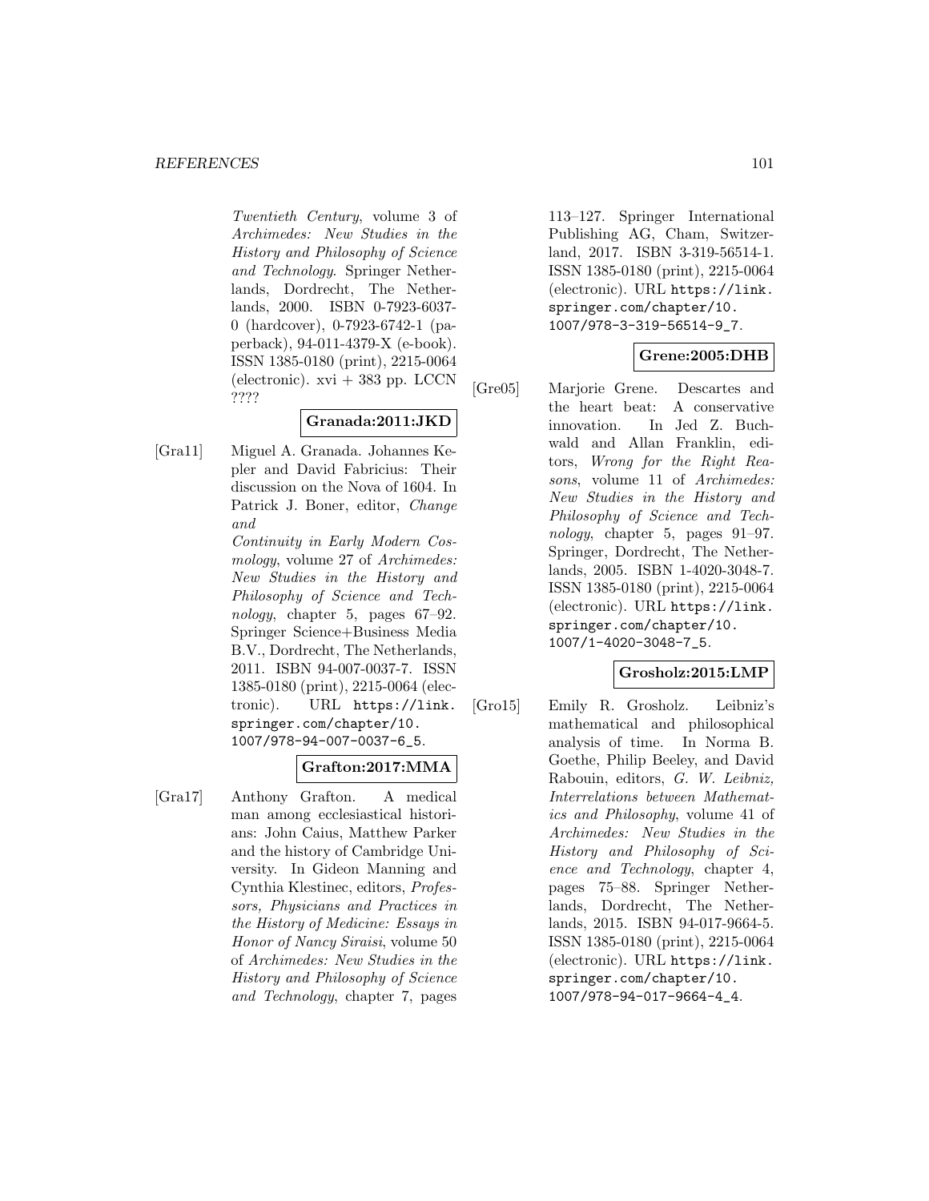*Twentieth Century*, volume 3 of *Archimedes: New Studies in the History and Philosophy of Science and Technology*. Springer Netherlands, Dordrecht, The Netherlands, 2000. ISBN 0-7923-6037-0 (hardcover), 0-7923-6742-1 (paperback), 94-011-4379-X (e-book). ISSN 1385-0180 (print), 2215-0064 (electronic). xvi + 383 pp. LCCN ????

**Granada:2011:JKD**

[Gra11] Miguel A. Granada. Johannes Kepler and David Fabricius: Their discussion on the Nova of 1604. In Patrick J. Boner, editor, *Change and Continuity in Early Modern Cosmology*, volume 27 of *Archimedes: New Studies in the History and Philosophy of Science and Technology*, chapter 5, pages 67–92. Springer Science+Business Media B.V., Dordrecht, The Netherlands, 2011. ISBN 94-007-0037-7. ISSN 1385-0180 (print), 2215-0064 (electronic). URL https://link.springer.com/chapter/10.1007/978-94-007-0037-6_5.

**Grafton:2017:MMA**

[Gra17] Anthony Grafton. A medical man among ecclesiastical historians: John Caius, Matthew Parker and the history of Cambridge University. In Gideon Manning and Cynthia Klestinec, editors, *Professors, Physicians and Practices in the History of Medicine: Essays in Honor of Nancy Siraisi*, volume 50 of *Archimedes: New Studies in the History and Philosophy of Science and Technology*, chapter 7, pages 113–127. Springer International Publishing AG, Cham, Switzerland, 2017. ISBN 3-319-56514-1. ISSN 1385-0180 (print), 2215-0064 (electronic). URL https://link.springer.com/chapter/10.1007/978-3-319-56514-9_7.

**Grene:2005:DHB**

[Gre05] Marjorie Grene. Descartes and the heart beat: A conservative innovation. In Jed Z. Buchwald and Allan Franklin, editors, *Wrong for the Right Reasons*, volume 11 of *Archimedes: New Studies in the History and Philosophy of Science and Technology*, chapter 5, pages 91–97. Springer, Dordrecht, The Netherlands, 2005. ISBN 1-4020-3048-7. ISSN 1385-0180 (print), 2215-0064 (electronic). URL https://link.springer.com/chapter/10.1007/1-4020-3048-7_5.

**Grosholz:2015:LMP**

[Gro15] Emily R. Grosholz. Leibniz's mathematical and philosophical analysis of time. In Norma B. Goethe, Philip Beeley, and David Rabouin, editors, *G. W. Leibniz, Interrelations between Mathematics and Philosophy*, volume 41 of *Archimedes: New Studies in the History and Philosophy of Science and Technology*, chapter 4, pages 75–88. Springer Netherlands, Dordrecht, The Netherlands, 2015. ISBN 94-017-9664-5. ISSN 1385-0180 (print), 2215-0064 (electronic). URL https://link.springer.com/chapter/10.1007/978-94-017-9664-4_4.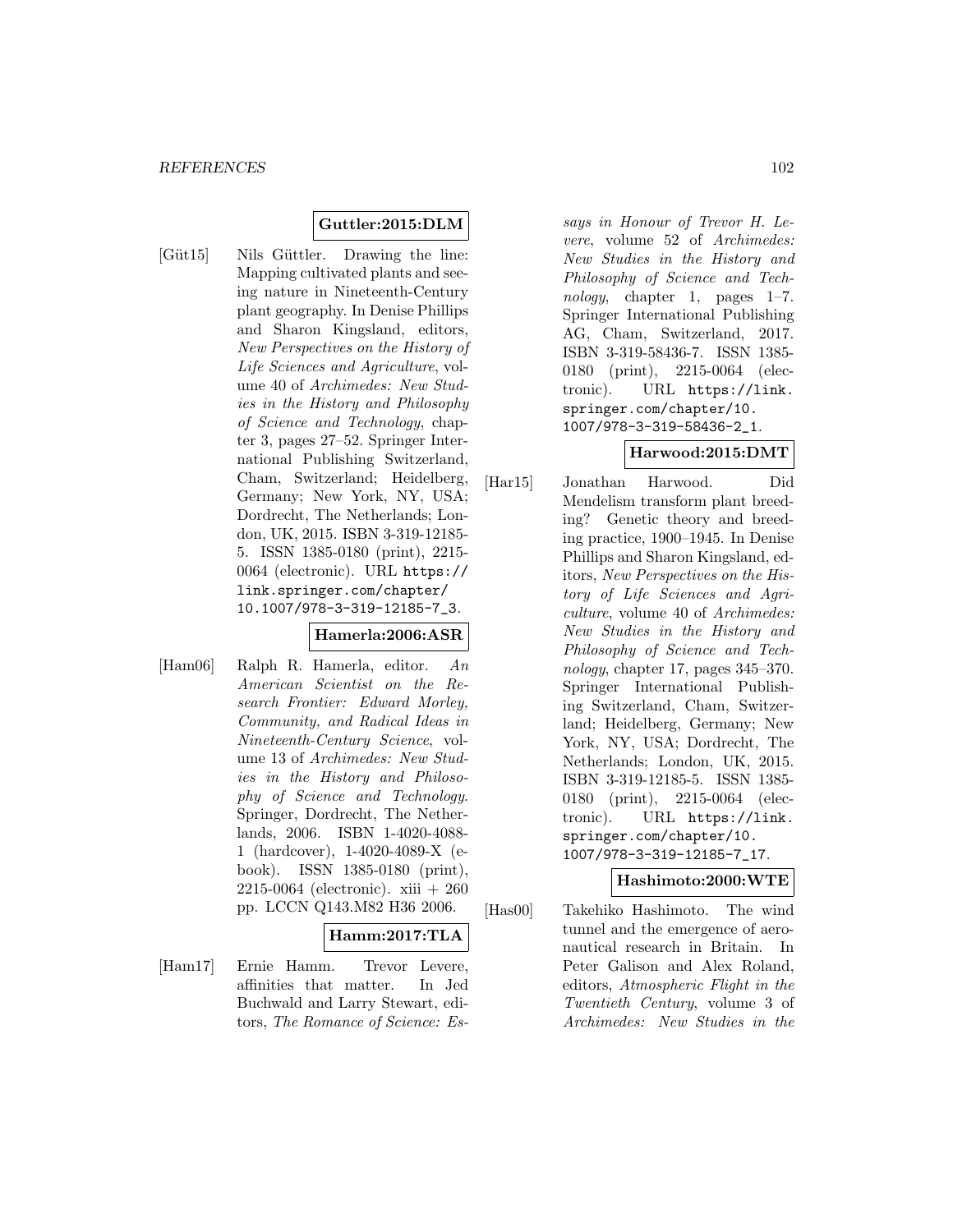**Guttler:2015:DLM**

[Güt15] Nils Güttler. Drawing the line: Mapping cultivated plants and seeing nature in Nineteenth-Century plant geography. In Denise Phillips and Sharon Kingsland, editors, *New Perspectives on the History of Life Sciences and Agriculture*, volume 40 of *Archimedes: New Studies in the History and Philosophy of Science and Technology*, chapter 3, pages 27–52. Springer International Publishing Switzerland, Cham, Switzerland; Heidelberg, Germany; New York, NY, USA; Dordrecht, The Netherlands; London, UK, 2015. ISBN 3-319-12185-5. ISSN 1385-0180 (print), 2215-0064 (electronic). URL https://link.springer.com/chapter/10.1007/978-3-319-12185-7_3.

**Hamerla:2006:ASR**

[Ham06] Ralph R. Hamerla, editor. *An American Scientist on the Research Frontier: Edward Morley, Community, and Radical Ideas in Nineteenth-Century Science*, volume 13 of *Archimedes: New Studies in the History and Philosophy of Science and Technology*. Springer, Dordrecht, The Netherlands, 2006. ISBN 1-4020-4088-1 (hardcover), 1-4020-4089-X (e-book). ISSN 1385-0180 (print), 2215-0064 (electronic). xiii + 260 pp. LCCN Q143.M82 H36 2006.

**Hamm:2017:TLA**

[Ham17] Ernie Hamm. Trevor Levere, affinities that matter. In Jed Buchwald and Larry Stewart, editors, *The Romance of Science: Essays in Honour of Trevor H. Levere*, volume 52 of *Archimedes: New Studies in the History and Philosophy of Science and Technology*, chapter 1, pages 1–7. Springer International Publishing AG, Cham, Switzerland, 2017. ISBN 3-319-58436-7. ISSN 1385-0180 (print), 2215-0064 (electronic). URL https://link.springer.com/chapter/10.1007/978-3-319-58436-2_1.

**Harwood:2015:DMT**

[Har15] Jonathan Harwood. Did Mendelism transform plant breeding? Genetic theory and breeding practice, 1900–1945. In Denise Phillips and Sharon Kingsland, editors, *New Perspectives on the History of Life Sciences and Agriculture*, volume 40 of *Archimedes: New Studies in the History and Philosophy of Science and Technology*, chapter 17, pages 345–370. Springer International Publishing Switzerland, Cham, Switzerland; Heidelberg, Germany; New York, NY, USA; Dordrecht, The Netherlands; London, UK, 2015. ISBN 3-319-12185-5. ISSN 1385-0180 (print), 2215-0064 (electronic). URL https://link.springer.com/chapter/10.1007/978-3-319-12185-7_17.

**Hashimoto:2000:WTE**

[Has00] Takehiko Hashimoto. The wind tunnel and the emergence of aeronautical research in Britain. In Peter Galison and Alex Roland, editors, *Atmospheric Flight in the Twentieth Century*, volume 3 of *Archimedes: New Studies in the*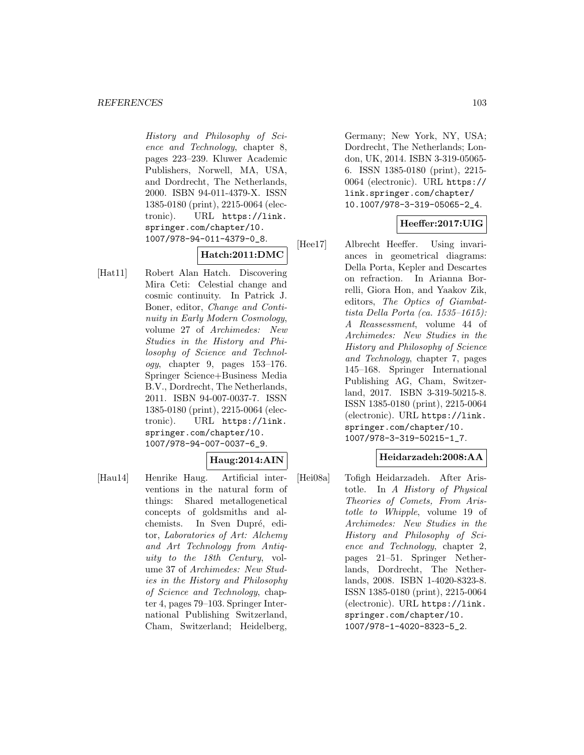*History and Philosophy of Science and Technology*, chapter 8, pages 223–239. Kluwer Academic Publishers, Norwell, MA, USA, and Dordrecht, The Netherlands, 2000. ISBN 94-011-4379-X. ISSN 1385-0180 (print), 2215-0064 (electronic). URL https://link.springer.com/chapter/10.1007/978-94-011-4379-0_8.

**Hatch:2011:DMC**

[Hat11] Robert Alan Hatch. Discovering Mira Ceti: Celestial change and cosmic continuity. In Patrick J. Boner, editor, *Change and Continuity in Early Modern Cosmology*, volume 27 of *Archimedes: New Studies in the History and Philosophy of Science and Technology*, chapter 9, pages 153–176. Springer Science+Business Media B.V., Dordrecht, The Netherlands, 2011. ISBN 94-007-0037-7. ISSN 1385-0180 (print), 2215-0064 (electronic). URL https://link.springer.com/chapter/10.1007/978-94-007-0037-6_9.

**Haug:2014:AIN**

[Hau14] Henrike Haug. Artificial interventions in the natural form of things: Shared metallogenetical concepts of goldsmiths and alchemists. In Sven Dupré, editor, *Laboratories of Art: Alchemy and Art Technology from Antiquity to the 18th Century*, volume 37 of *Archimedes: New Studies in the History and Philosophy of Science and Technology*, chapter 4, pages 79–103. Springer International Publishing Switzerland, Cham, Switzerland; Heidelberg, Germany; New York, NY, USA; Dordrecht, The Netherlands; London, UK, 2014. ISBN 3-319-05065-6. ISSN 1385-0180 (print), 2215-0064 (electronic). URL https://link.springer.com/chapter/10.1007/978-3-319-05065-2_4.

**Heeffer:2017:UIG**

[Hee17] Albrecht Heeffer. Using invariances in geometrical diagrams: Della Porta, Kepler and Descartes on refraction. In Arianna Borrelli, Giora Hon, and Yaakov Zik, editors, *The Optics of Giambattista Della Porta (ca. 1535–1615): A Reassessment*, volume 44 of *Archimedes: New Studies in the History and Philosophy of Science and Technology*, chapter 7, pages 145–168. Springer International Publishing AG, Cham, Switzerland, 2017. ISBN 3-319-50215-8. ISSN 1385-0180 (print), 2215-0064 (electronic). URL https://link.springer.com/chapter/10.1007/978-3-319-50215-1_7.

**Heidarzadeh:2008:AA**

[Hei08a] Tofigh Heidarzadeh. After Aristotle. In *A History of Physical Theories of Comets, From Aristotle to Whipple*, volume 19 of *Archimedes: New Studies in the History and Philosophy of Science and Technology*, chapter 2, pages 21–51. Springer Netherlands, Dordrecht, The Netherlands, 2008. ISBN 1-4020-8323-8. ISSN 1385-0180 (print), 2215-0064 (electronic). URL https://link.springer.com/chapter/10.1007/978-1-4020-8323-5_2.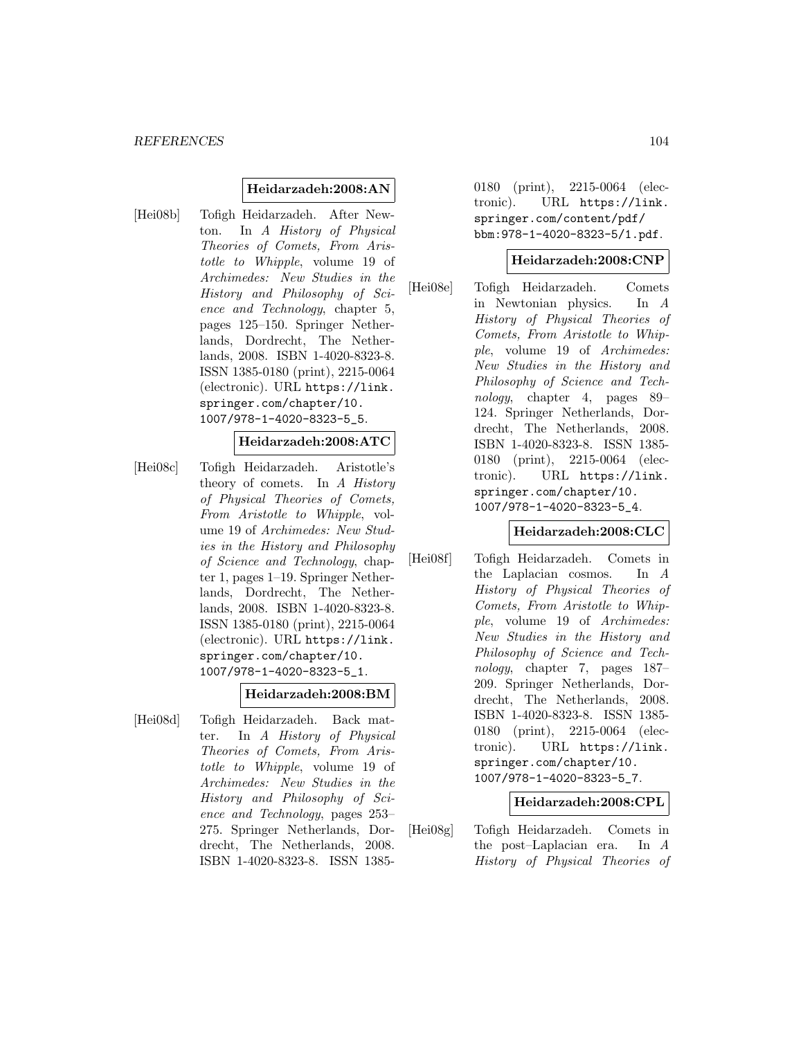**Heidarzadeh:2008:AN**

[Hei08b] Tofigh Heidarzadeh. After Newton. In *A History of Physical Theories of Comets, From Aristotle to Whipple*, volume 19 of *Archimedes: New Studies in the History and Philosophy of Science and Technology*, chapter 5, pages 125–150. Springer Netherlands, Dordrecht, The Netherlands, 2008. ISBN 1-4020-8323-8. ISSN 1385-0180 (print), 2215-0064 (electronic). URL https://link.springer.com/chapter/10.1007/978-1-4020-8323-5_5.

**Heidarzadeh:2008:ATC**

[Hei08c] Tofigh Heidarzadeh. Aristotle's theory of comets. In *A History of Physical Theories of Comets, From Aristotle to Whipple*, volume 19 of *Archimedes: New Studies in the History and Philosophy of Science and Technology*, chapter 1, pages 1–19. Springer Netherlands, Dordrecht, The Netherlands, 2008. ISBN 1-4020-8323-8. ISSN 1385-0180 (print), 2215-0064 (electronic). URL https://link.springer.com/chapter/10.1007/978-1-4020-8323-5_1.

**Heidarzadeh:2008:BM**

[Hei08d] Tofigh Heidarzadeh. Back matter. In *A History of Physical Theories of Comets, From Aristotle to Whipple*, volume 19 of *Archimedes: New Studies in the History and Philosophy of Science and Technology*, pages 253–275. Springer Netherlands, Dordrecht, The Netherlands, 2008. ISBN 1-4020-8323-8. ISSN 1385-0180 (print), 2215-0064 (electronic). URL https://link.springer.com/content/pdf/bbm:978-1-4020-8323-5/1.pdf.

**Heidarzadeh:2008:CNP**

[Hei08e] Tofigh Heidarzadeh. Comets in Newtonian physics. In *A History of Physical Theories of Comets, From Aristotle to Whipple*, volume 19 of *Archimedes: New Studies in the History and Philosophy of Science and Technology*, chapter 4, pages 89–124. Springer Netherlands, Dordrecht, The Netherlands, 2008. ISBN 1-4020-8323-8. ISSN 1385-0180 (print), 2215-0064 (electronic). URL https://link.springer.com/chapter/10.1007/978-1-4020-8323-5_4.

**Heidarzadeh:2008:CLC**

[Hei08f] Tofigh Heidarzadeh. Comets in the Laplacian cosmos. In *A History of Physical Theories of Comets, From Aristotle to Whipple*, volume 19 of *Archimedes: New Studies in the History and Philosophy of Science and Technology*, chapter 7, pages 187–209. Springer Netherlands, Dordrecht, The Netherlands, 2008. ISBN 1-4020-8323-8. ISSN 1385-0180 (print), 2215-0064 (electronic). URL https://link.springer.com/chapter/10.1007/978-1-4020-8323-5_7.

**Heidarzadeh:2008:CPL**

[Hei08g] Tofigh Heidarzadeh. Comets in the post–Laplacian era. In *A History of Physical Theories of*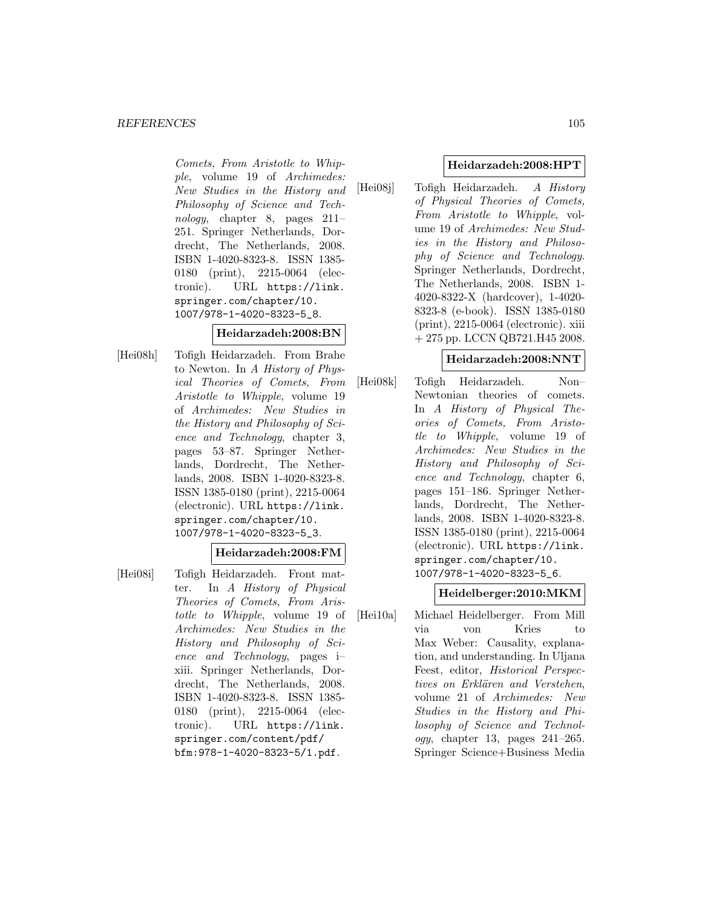*Comets, From Aristotle to Whipple*, volume 19 of *Archimedes: New Studies in the History and Philosophy of Science and Technology*, chapter 8, pages 211–251. Springer Netherlands, Dordrecht, The Netherlands, 2008. ISBN 1-4020-8323-8. ISSN 1385-0180 (print), 2215-0064 (electronic). URL `https://link.springer.com/chapter/10.1007/978-1-4020-8323-5_8`.

**Heidarzadeh:2008:BN**

[Hei08h] Tofigh Heidarzadeh. From Brahe to Newton. In *A History of Physical Theories of Comets, From Aristotle to Whipple*, volume 19 of *Archimedes: New Studies in the History and Philosophy of Science and Technology*, chapter 3, pages 53–87. Springer Netherlands, Dordrecht, The Netherlands, 2008. ISBN 1-4020-8323-8. ISSN 1385-0180 (print), 2215-0064 (electronic). URL `https://link.springer.com/chapter/10.1007/978-1-4020-8323-5_3`.

**Heidarzadeh:2008:FM**

[Hei08i] Tofigh Heidarzadeh. Front matter. In *A History of Physical Theories of Comets, From Aristotle to Whipple*, volume 19 of *Archimedes: New Studies in the History and Philosophy of Science and Technology*, pages i–xiii. Springer Netherlands, Dordrecht, The Netherlands, 2008. ISBN 1-4020-8323-8. ISSN 1385-0180 (print), 2215-0064 (electronic). URL `https://link.springer.com/content/pdf/bfm:978-1-4020-8323-5/1.pdf`.

**Heidarzadeh:2008:HPT**

[Hei08j] Tofigh Heidarzadeh. *A History of Physical Theories of Comets, From Aristotle to Whipple*, volume 19 of *Archimedes: New Studies in the History and Philosophy of Science and Technology*. Springer Netherlands, Dordrecht, The Netherlands, 2008. ISBN 1-4020-8322-X (hardcover), 1-4020-8323-8 (e-book). ISSN 1385-0180 (print), 2215-0064 (electronic). xiii + 275 pp. LCCN QB721.H45 2008.

**Heidarzadeh:2008:NNT**

[Hei08k] Tofigh Heidarzadeh. Non–Newtonian theories of comets. In *A History of Physical Theories of Comets, From Aristotle to Whipple*, volume 19 of *Archimedes: New Studies in the History and Philosophy of Science and Technology*, chapter 6, pages 151–186. Springer Netherlands, Dordrecht, The Netherlands, 2008. ISBN 1-4020-8323-8. ISSN 1385-0180 (print), 2215-0064 (electronic). URL `https://link.springer.com/chapter/10.1007/978-1-4020-8323-5_6`.

**Heidelberger:2010:MKM**

[Hei10a] Michael Heidelberger. From Mill via von Kries to Max Weber: Causality, explanation, and understanding. In Uljana Feest, editor, *Historical Perspectives on Erklären and Verstehen*, volume 21 of *Archimedes: New Studies in the History and Philosophy of Science and Technology*, chapter 13, pages 241–265. Springer Science+Business Media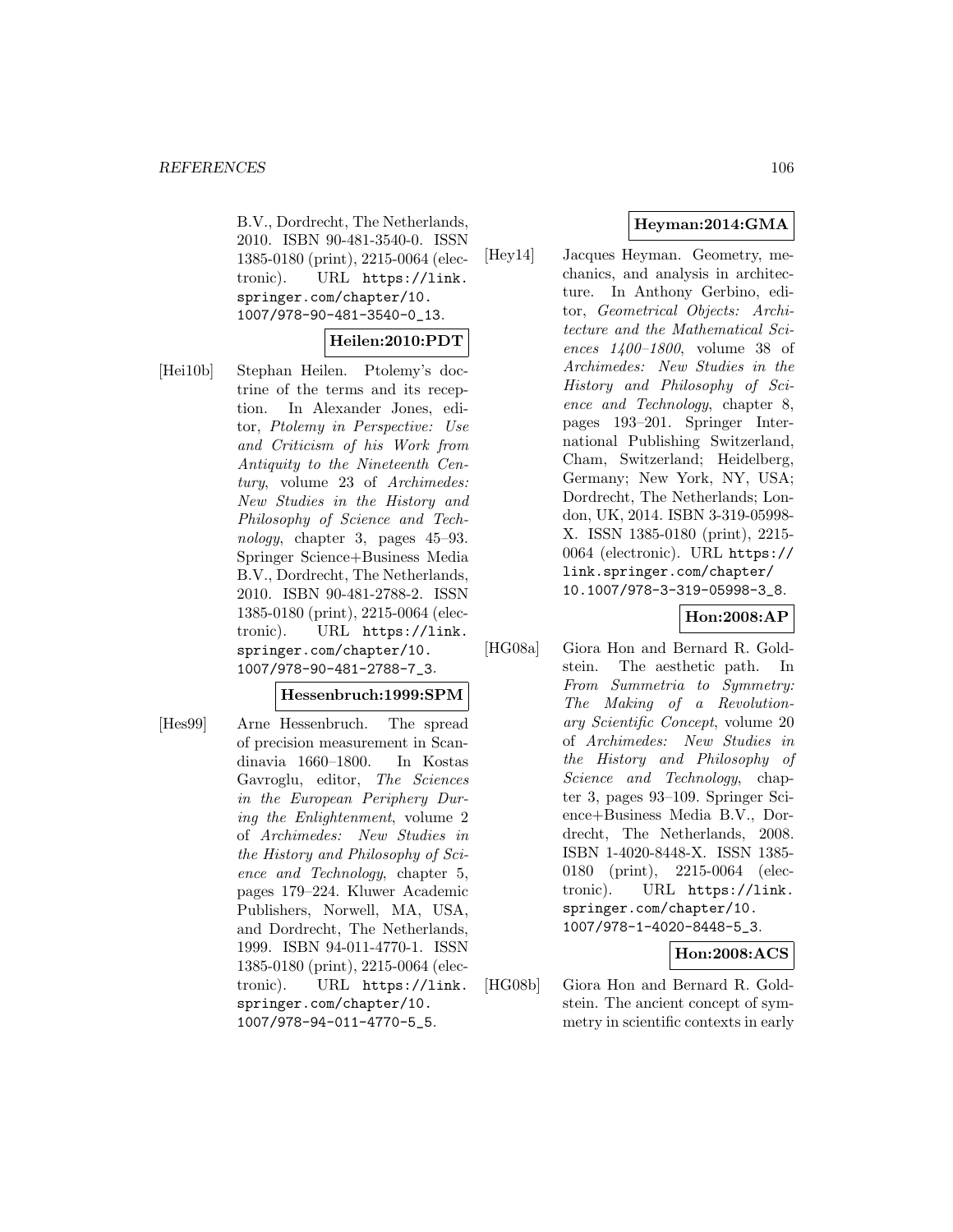B.V., Dordrecht, The Netherlands, 2010. ISBN 90-481-3540-0. ISSN 1385-0180 (print), 2215-0064 (electronic). URL https://link.springer.com/chapter/10.1007/978-90-481-3540-0_13.

**Heilen:2010:PDT**

[Hei10b] Stephan Heilen. Ptolemy's doctrine of the terms and its reception. In Alexander Jones, editor, *Ptolemy in Perspective: Use and Criticism of his Work from Antiquity to the Nineteenth Century*, volume 23 of *Archimedes: New Studies in the History and Philosophy of Science and Technology*, chapter 3, pages 45–93. Springer Science+Business Media B.V., Dordrecht, The Netherlands, 2010. ISBN 90-481-2788-2. ISSN 1385-0180 (print), 2215-0064 (electronic). URL https://link.springer.com/chapter/10.1007/978-90-481-2788-7_3.

**Hessenbruch:1999:SPM**

[Hes99] Arne Hessenbruch. The spread of precision measurement in Scandinavia 1660–1800. In Kostas Gavroglu, editor, *The Sciences in the European Periphery During the Enlightenment*, volume 2 of *Archimedes: New Studies in the History and Philosophy of Science and Technology*, chapter 5, pages 179–224. Kluwer Academic Publishers, Norwell, MA, USA, and Dordrecht, The Netherlands, 1999. ISBN 94-011-4770-1. ISSN 1385-0180 (print), 2215-0064 (electronic). URL https://link.springer.com/chapter/10.1007/978-94-011-4770-5_5.

**Heyman:2014:GMA**

[Hey14] Jacques Heyman. Geometry, mechanics, and analysis in architecture. In Anthony Gerbino, editor, *Geometrical Objects: Architecture and the Mathematical Sciences 1400–1800*, volume 38 of *Archimedes: New Studies in the History and Philosophy of Science and Technology*, chapter 8, pages 193–201. Springer International Publishing Switzerland, Cham, Switzerland; Heidelberg, Germany; New York, NY, USA; Dordrecht, The Netherlands; London, UK, 2014. ISBN 3-319-05998-X. ISSN 1385-0180 (print), 2215-0064 (electronic). URL https://link.springer.com/chapter/10.1007/978-3-319-05998-3_8.

**Hon:2008:AP**

[HG08a] Giora Hon and Bernard R. Goldstein. The aesthetic path. In *From Summetria to Symmetry: The Making of a Revolutionary Scientific Concept*, volume 20 of *Archimedes: New Studies in the History and Philosophy of Science and Technology*, chapter 3, pages 93–109. Springer Science+Business Media B.V., Dordrecht, The Netherlands, 2008. ISBN 1-4020-8448-X. ISSN 1385-0180 (print), 2215-0064 (electronic). URL https://link.springer.com/chapter/10.1007/978-1-4020-8448-5_3.

**Hon:2008:ACS**

[HG08b] Giora Hon and Bernard R. Goldstein. The ancient concept of symmetry in scientific contexts in early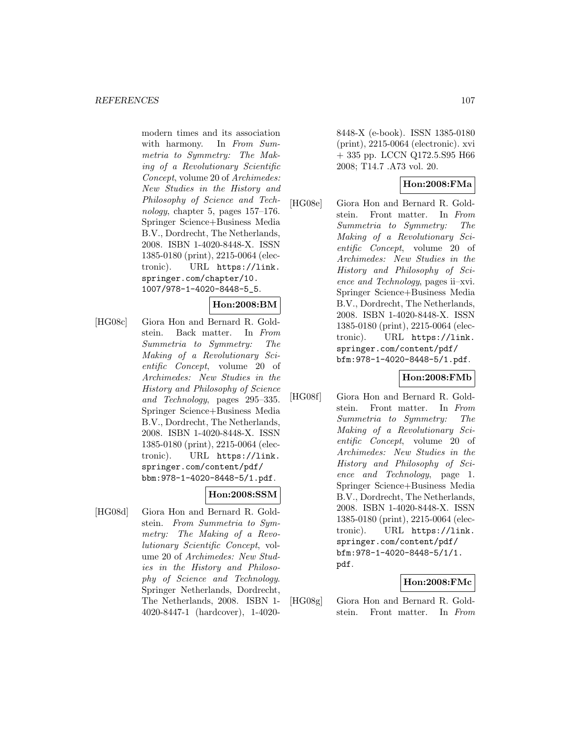modern times and its association with harmony. In *From Summetria to Symmetry: The Making of a Revolutionary Scientific Concept*, volume 20 of *Archimedes: New Studies in the History and Philosophy of Science and Technology*, chapter 5, pages 157–176. Springer Science+Business Media B.V., Dordrecht, The Netherlands, 2008. ISBN 1-4020-8448-X. ISSN 1385-0180 (print), 2215-0064 (electronic). URL https://link.springer.com/chapter/10.1007/978-1-4020-8448-5_5.

**Hon:2008:BM**

[HG08c] Giora Hon and Bernard R. Goldstein. Back matter. In *From Summetria to Symmetry: The Making of a Revolutionary Scientific Concept*, volume 20 of *Archimedes: New Studies in the History and Philosophy of Science and Technology*, pages 295–335. Springer Science+Business Media B.V., Dordrecht, The Netherlands, 2008. ISBN 1-4020-8448-X. ISSN 1385-0180 (print), 2215-0064 (electronic). URL https://link.springer.com/content/pdf/bbm:978-1-4020-8448-5/1.pdf.

**Hon:2008:SSM**

[HG08d] Giora Hon and Bernard R. Goldstein. *From Summetria to Symmetry: The Making of a Revolutionary Scientific Concept*, volume 20 of *Archimedes: New Studies in the History and Philosophy of Science and Technology*. Springer Netherlands, Dordrecht, The Netherlands, 2008. ISBN 1-4020-8447-1 (hardcover), 1-4020-8448-X (e-book). ISSN 1385-0180 (print), 2215-0064 (electronic). xvi + 335 pp. LCCN Q172.5.S95 H66 2008; T14.7 .A73 vol. 20.

**Hon:2008:FMa**

[HG08e] Giora Hon and Bernard R. Goldstein. Front matter. In *From Summetria to Symmetry: The Making of a Revolutionary Scientific Concept*, volume 20 of *Archimedes: New Studies in the History and Philosophy of Science and Technology*, pages ii–xvi. Springer Science+Business Media B.V., Dordrecht, The Netherlands, 2008. ISBN 1-4020-8448-X. ISSN 1385-0180 (print), 2215-0064 (electronic). URL https://link.springer.com/content/pdf/bfm:978-1-4020-8448-5/1.pdf.

**Hon:2008:FMb**

[HG08f] Giora Hon and Bernard R. Goldstein. Front matter. In *From Summetria to Symmetry: The Making of a Revolutionary Scientific Concept*, volume 20 of *Archimedes: New Studies in the History and Philosophy of Science and Technology*, page 1. Springer Science+Business Media B.V., Dordrecht, The Netherlands, 2008. ISBN 1-4020-8448-X. ISSN 1385-0180 (print), 2215-0064 (electronic). URL https://link.springer.com/content/pdf/bfm:978-1-4020-8448-5/1/1.pdf.

**Hon:2008:FMc**

[HG08g] Giora Hon and Bernard R. Goldstein. Front matter. In *From*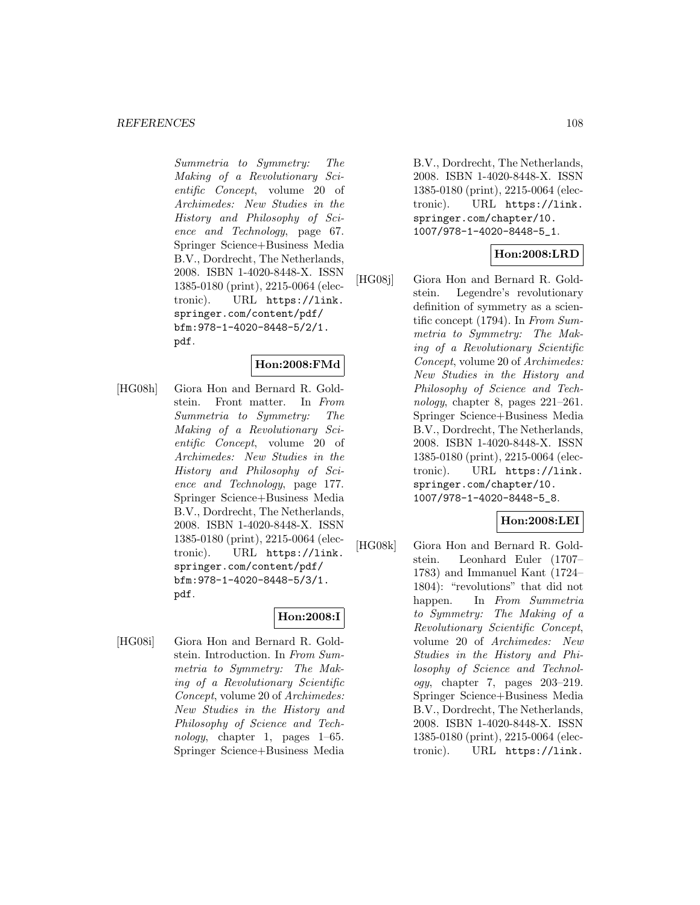*Summetria to Symmetry: The Making of a Revolutionary Scientific Concept*, volume 20 of *Archimedes: New Studies in the History and Philosophy of Science and Technology*, page 67. Springer Science+Business Media B.V., Dordrecht, The Netherlands, 2008. ISBN 1-4020-8448-X. ISSN 1385-0180 (print), 2215-0064 (electronic). URL https://link.springer.com/content/pdf/bfm:978-1-4020-8448-5/2/1.pdf.

**Hon:2008:FMd**

[HG08h] Giora Hon and Bernard R. Goldstein. Front matter. In *From Summetria to Symmetry: The Making of a Revolutionary Scientific Concept*, volume 20 of *Archimedes: New Studies in the History and Philosophy of Science and Technology*, page 177. Springer Science+Business Media B.V., Dordrecht, The Netherlands, 2008. ISBN 1-4020-8448-X. ISSN 1385-0180 (print), 2215-0064 (electronic). URL https://link.springer.com/content/pdf/bfm:978-1-4020-8448-5/3/1.pdf.

**Hon:2008:I**

[HG08i] Giora Hon and Bernard R. Goldstein. Introduction. In *From Summetria to Symmetry: The Making of a Revolutionary Scientific Concept*, volume 20 of *Archimedes: New Studies in the History and Philosophy of Science and Technology*, chapter 1, pages 1–65. Springer Science+Business Media B.V., Dordrecht, The Netherlands, 2008. ISBN 1-4020-8448-X. ISSN 1385-0180 (print), 2215-0064 (electronic). URL https://link.springer.com/chapter/10.1007/978-1-4020-8448-5_1.

**Hon:2008:LRD**

[HG08j] Giora Hon and Bernard R. Goldstein. Legendre's revolutionary definition of symmetry as a scientific concept (1794). In *From Summetria to Symmetry: The Making of a Revolutionary Scientific Concept*, volume 20 of *Archimedes: New Studies in the History and Philosophy of Science and Technology*, chapter 8, pages 221–261. Springer Science+Business Media B.V., Dordrecht, The Netherlands, 2008. ISBN 1-4020-8448-X. ISSN 1385-0180 (print), 2215-0064 (electronic). URL https://link.springer.com/chapter/10.1007/978-1-4020-8448-5_8.

**Hon:2008:LEI**

[HG08k] Giora Hon and Bernard R. Goldstein. Leonhard Euler (1707–1783) and Immanuel Kant (1724–1804): "revolutions" that did not happen. In *From Summetria to Symmetry: The Making of a Revolutionary Scientific Concept*, volume 20 of *Archimedes: New Studies in the History and Philosophy of Science and Technology*, chapter 7, pages 203–219. Springer Science+Business Media B.V., Dordrecht, The Netherlands, 2008. ISBN 1-4020-8448-X. ISSN 1385-0180 (print), 2215-0064 (electronic). URL https://link.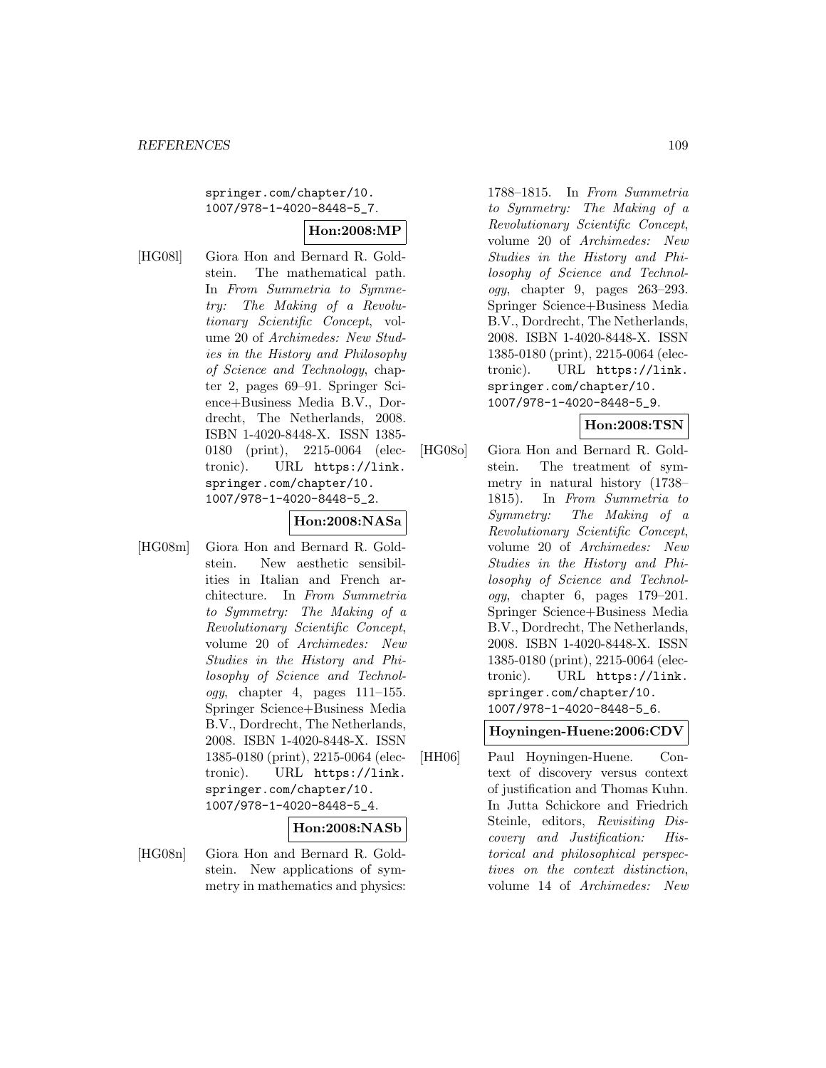springer.com/chapter/10.1007/978-1-4020-8448-5_7.

**Hon:2008:MP**

[HG08l] Giora Hon and Bernard R. Goldstein. The mathematical path. In *From Summetria to Symmetry: The Making of a Revolutionary Scientific Concept*, volume 20 of *Archimedes: New Studies in the History and Philosophy of Science and Technology*, chapter 2, pages 69–91. Springer Science+Business Media B.V., Dordrecht, The Netherlands, 2008. ISBN 1-4020-8448-X. ISSN 1385-0180 (print), 2215-0064 (electronic). URL https://link.springer.com/chapter/10.1007/978-1-4020-8448-5_2.

**Hon:2008:NASa**

[HG08m] Giora Hon and Bernard R. Goldstein. New aesthetic sensibilities in Italian and French architecture. In *From Summetria to Symmetry: The Making of a Revolutionary Scientific Concept*, volume 20 of *Archimedes: New Studies in the History and Philosophy of Science and Technology*, chapter 4, pages 111–155. Springer Science+Business Media B.V., Dordrecht, The Netherlands, 2008. ISBN 1-4020-8448-X. ISSN 1385-0180 (print), 2215-0064 (electronic). URL https://link.springer.com/chapter/10.1007/978-1-4020-8448-5_4.

**Hon:2008:NASb**

[HG08n] Giora Hon and Bernard R. Goldstein. New applications of symmetry in mathematics and physics: 1788–1815. In *From Summetria to Symmetry: The Making of a Revolutionary Scientific Concept*, volume 20 of *Archimedes: New Studies in the History and Philosophy of Science and Technology*, chapter 9, pages 263–293. Springer Science+Business Media B.V., Dordrecht, The Netherlands, 2008. ISBN 1-4020-8448-X. ISSN 1385-0180 (print), 2215-0064 (electronic). URL https://link.springer.com/chapter/10.1007/978-1-4020-8448-5_9.

**Hon:2008:TSN**

[HG08o] Giora Hon and Bernard R. Goldstein. The treatment of symmetry in natural history (1738–1815). In *From Summetria to Symmetry: The Making of a Revolutionary Scientific Concept*, volume 20 of *Archimedes: New Studies in the History and Philosophy of Science and Technology*, chapter 6, pages 179–201. Springer Science+Business Media B.V., Dordrecht, The Netherlands, 2008. ISBN 1-4020-8448-X. ISSN 1385-0180 (print), 2215-0064 (electronic). URL https://link.springer.com/chapter/10.1007/978-1-4020-8448-5_6.

**Hoyningen-Huene:2006:CDV**

[HH06] Paul Hoyningen-Huene. Context of discovery versus context of justification and Thomas Kuhn. In Jutta Schickore and Friedrich Steinle, editors, *Revisiting Discovery and Justification: Historical and philosophical perspectives on the context distinction*, volume 14 of *Archimedes: New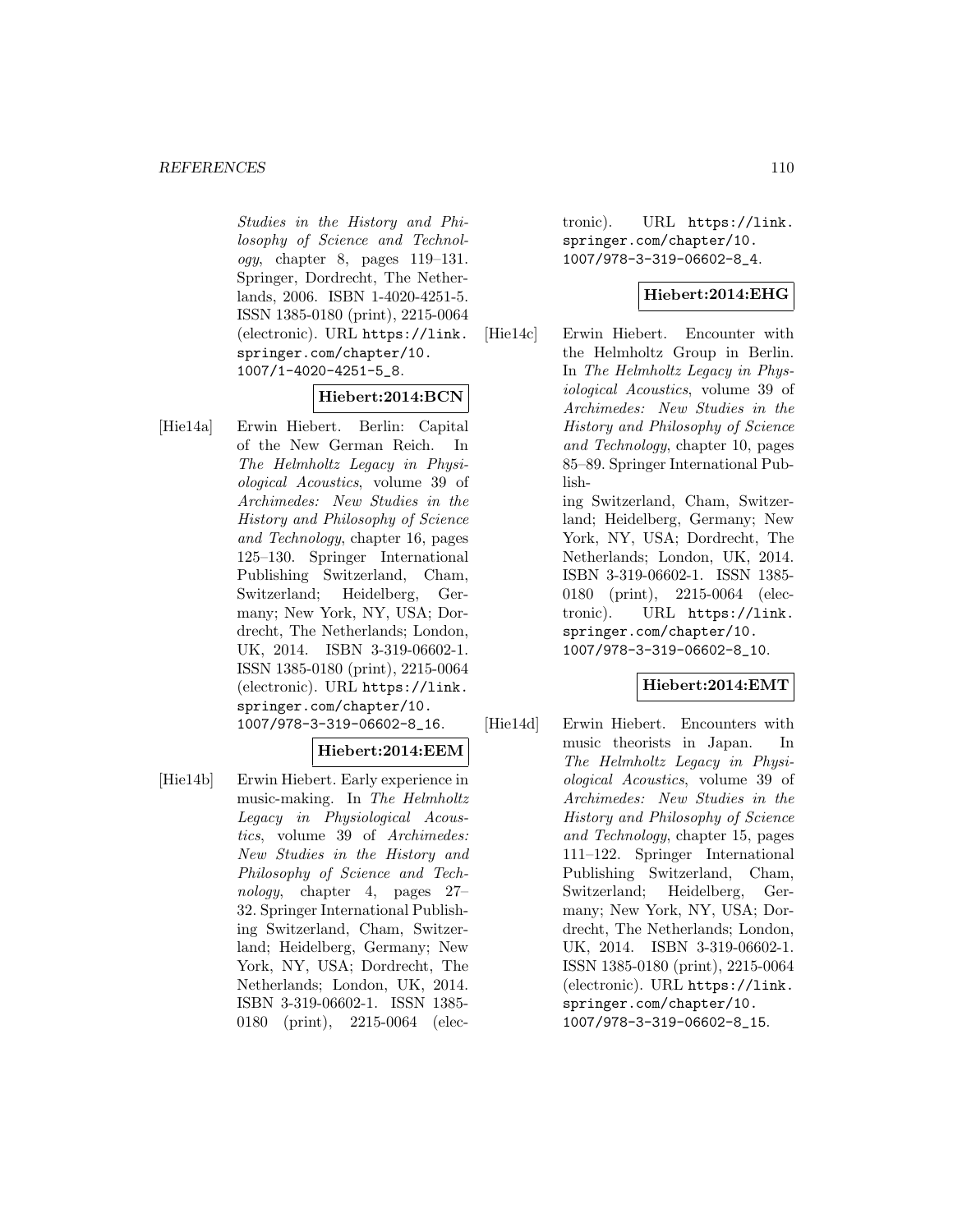*Studies in the History and Philosophy of Science and Technology*, chapter 8, pages 119–131. Springer, Dordrecht, The Netherlands, 2006. ISBN 1-4020-4251-5. ISSN 1385-0180 (print), 2215-0064 (electronic). URL https://link.springer.com/chapter/10.1007/1-4020-4251-5_8.

**Hiebert:2014:BCN**

[Hie14a] Erwin Hiebert. Berlin: Capital of the New German Reich. In *The Helmholtz Legacy in Physiological Acoustics*, volume 39 of *Archimedes: New Studies in the History and Philosophy of Science and Technology*, chapter 16, pages 125–130. Springer International Publishing Switzerland, Cham, Switzerland; Heidelberg, Germany; New York, NY, USA; Dordrecht, The Netherlands; London, UK, 2014. ISBN 3-319-06602-1. ISSN 1385-0180 (print), 2215-0064 (electronic). URL https://link.springer.com/chapter/10.1007/978-3-319-06602-8_16.

**Hiebert:2014:EEM**

[Hie14b] Erwin Hiebert. Early experience in music-making. In *The Helmholtz Legacy in Physiological Acoustics*, volume 39 of *Archimedes: New Studies in the History and Philosophy of Science and Technology*, chapter 4, pages 27–32. Springer International Publishing Switzerland, Cham, Switzerland; Heidelberg, Germany; New York, NY, USA; Dordrecht, The Netherlands; London, UK, 2014. ISBN 3-319-06602-1. ISSN 1385-0180 (print), 2215-0064 (electronic). URL https://link.springer.com/chapter/10.1007/978-3-319-06602-8_4.

**Hiebert:2014:EHG**

[Hie14c] Erwin Hiebert. Encounter with the Helmholtz Group in Berlin. In *The Helmholtz Legacy in Physiological Acoustics*, volume 39 of *Archimedes: New Studies in the History and Philosophy of Science and Technology*, chapter 10, pages 85–89. Springer International Publishing Switzerland, Cham, Switzerland; Heidelberg, Germany; New York, NY, USA; Dordrecht, The Netherlands; London, UK, 2014. ISBN 3-319-06602-1. ISSN 1385-0180 (print), 2215-0064 (electronic). URL https://link.springer.com/chapter/10.1007/978-3-319-06602-8_10.

**Hiebert:2014:EMT**

[Hie14d] Erwin Hiebert. Encounters with music theorists in Japan. In *The Helmholtz Legacy in Physiological Acoustics*, volume 39 of *Archimedes: New Studies in the History and Philosophy of Science and Technology*, chapter 15, pages 111–122. Springer International Publishing Switzerland, Cham, Switzerland; Heidelberg, Germany; New York, NY, USA; Dordrecht, The Netherlands; London, UK, 2014. ISBN 3-319-06602-1. ISSN 1385-0180 (print), 2215-0064 (electronic). URL https://link.springer.com/chapter/10.1007/978-3-319-06602-8_15.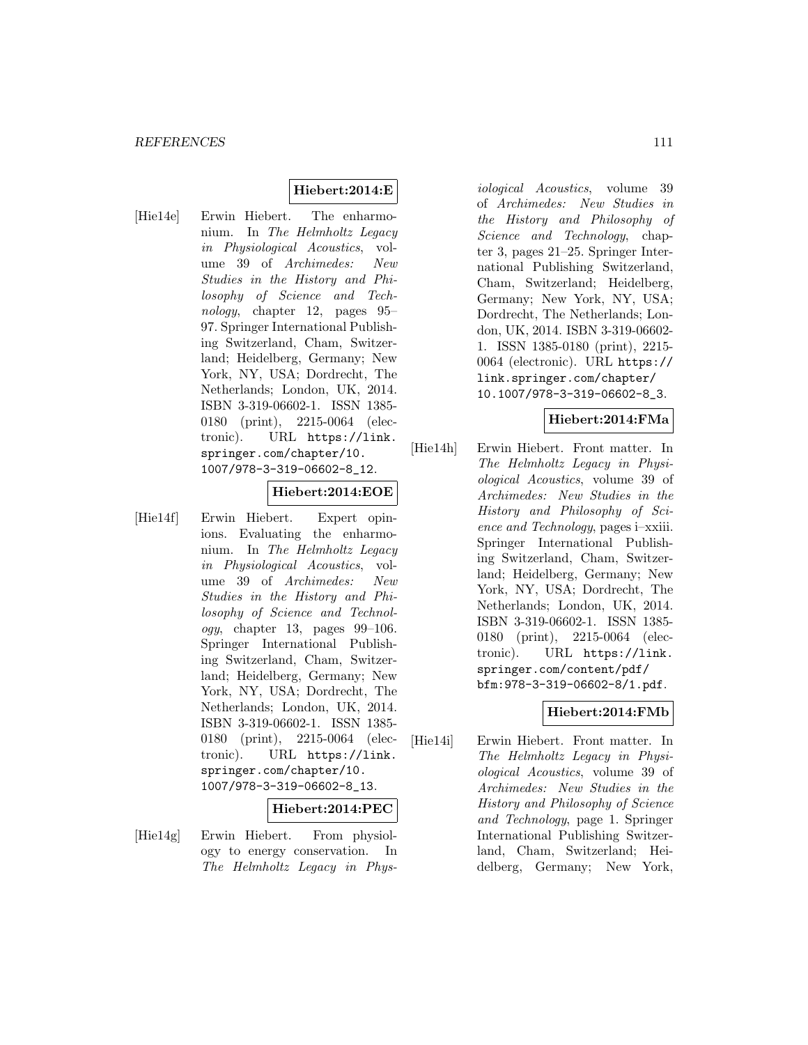**Hiebert:2014:E**

[Hie14e] Erwin Hiebert. The enharmonium. In *The Helmholtz Legacy in Physiological Acoustics*, volume 39 of *Archimedes: New Studies in the History and Philosophy of Science and Technology*, chapter 12, pages 95–97. Springer International Publishing Switzerland, Cham, Switzerland; Heidelberg, Germany; New York, NY, USA; Dordrecht, The Netherlands; London, UK, 2014. ISBN 3-319-06602-1. ISSN 1385-0180 (print), 2215-0064 (electronic). URL https://link.springer.com/chapter/10.1007/978-3-319-06602-8_12.

**Hiebert:2014:EOE**

[Hie14f] Erwin Hiebert. Expert opinions. Evaluating the enharmonium. In *The Helmholtz Legacy in Physiological Acoustics*, volume 39 of *Archimedes: New Studies in the History and Philosophy of Science and Technology*, chapter 13, pages 99–106. Springer International Publishing Switzerland, Cham, Switzerland; Heidelberg, Germany; New York, NY, USA; Dordrecht, The Netherlands; London, UK, 2014. ISBN 3-319-06602-1. ISSN 1385-0180 (print), 2215-0064 (electronic). URL https://link.springer.com/chapter/10.1007/978-3-319-06602-8_13.

**Hiebert:2014:PEC**

[Hie14g] Erwin Hiebert. From physiology to energy conservation. In *The Helmholtz Legacy in Physiological Acoustics*, volume 39 of *Archimedes: New Studies in the History and Philosophy of Science and Technology*, chapter 3, pages 21–25. Springer International Publishing Switzerland, Cham, Switzerland; Heidelberg, Germany; New York, NY, USA; Dordrecht, The Netherlands; London, UK, 2014. ISBN 3-319-06602-1. ISSN 1385-0180 (print), 2215-0064 (electronic). URL https://link.springer.com/chapter/10.1007/978-3-319-06602-8_3.

**Hiebert:2014:FMa**

[Hie14h] Erwin Hiebert. Front matter. In *The Helmholtz Legacy in Physiological Acoustics*, volume 39 of *Archimedes: New Studies in the History and Philosophy of Science and Technology*, pages i–xxiii. Springer International Publishing Switzerland, Cham, Switzerland; Heidelberg, Germany; New York, NY, USA; Dordrecht, The Netherlands; London, UK, 2014. ISBN 3-319-06602-1. ISSN 1385-0180 (print), 2215-0064 (electronic). URL https://link.springer.com/content/pdf/bfm:978-3-319-06602-8/1.pdf.

**Hiebert:2014:FMb**

[Hie14i] Erwin Hiebert. Front matter. In *The Helmholtz Legacy in Physiological Acoustics*, volume 39 of *Archimedes: New Studies in the History and Philosophy of Science and Technology*, page 1. Springer International Publishing Switzerland, Cham, Switzerland; Heidelberg, Germany; New York,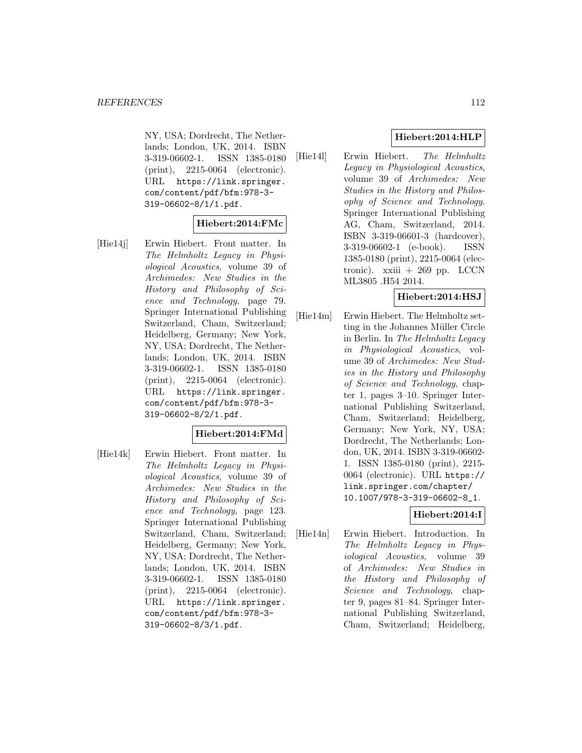NY, USA; Dordrecht, The Netherlands; London, UK, 2014. ISBN 3-319-06602-1. ISSN 1385-0180 (print), 2215-0064 (electronic). URL https://link.springer.com/content/pdf/bfm:978-3-319-06602-8/1/1.pdf.

**Hiebert:2014:FMc**

[Hie14j] Erwin Hiebert. Front matter. In *The Helmholtz Legacy in Physiological Acoustics*, volume 39 of *Archimedes: New Studies in the History and Philosophy of Science and Technology*, page 79. Springer International Publishing Switzerland, Cham, Switzerland; Heidelberg, Germany; New York, NY, USA; Dordrecht, The Netherlands; London, UK, 2014. ISBN 3-319-06602-1. ISSN 1385-0180 (print), 2215-0064 (electronic). URL https://link.springer.com/content/pdf/bfm:978-3-319-06602-8/2/1.pdf.

**Hiebert:2014:FMd**

[Hie14k] Erwin Hiebert. Front matter. In *The Helmholtz Legacy in Physiological Acoustics*, volume 39 of *Archimedes: New Studies in the History and Philosophy of Science and Technology*, page 123. Springer International Publishing Switzerland, Cham, Switzerland; Heidelberg, Germany; New York, NY, USA; Dordrecht, The Netherlands; London, UK, 2014. ISBN 3-319-06602-1. ISSN 1385-0180 (print), 2215-0064 (electronic). URL https://link.springer.com/content/pdf/bfm:978-3-319-06602-8/3/1.pdf.

**Hiebert:2014:HLP**

[Hie14l] Erwin Hiebert. *The Helmholtz Legacy in Physiological Acoustics*, volume 39 of *Archimedes: New Studies in the History and Philosophy of Science and Technology*. Springer International Publishing AG, Cham, Switzerland, 2014. ISBN 3-319-06601-3 (hardcover), 3-319-06602-1 (e-book). ISSN 1385-0180 (print), 2215-0064 (electronic). xxiii + 269 pp. LCCN ML3805 .H54 2014.

**Hiebert:2014:HSJ**

[Hie14m] Erwin Hiebert. The Helmholtz setting in the Johannes Müller Circle in Berlin. In *The Helmholtz Legacy in Physiological Acoustics*, volume 39 of *Archimedes: New Studies in the History and Philosophy of Science and Technology*, chapter 1, pages 3–10. Springer International Publishing Switzerland, Cham, Switzerland; Heidelberg, Germany; New York, NY, USA; Dordrecht, The Netherlands; London, UK, 2014. ISBN 3-319-06602-1. ISSN 1385-0180 (print), 2215-0064 (electronic). URL https://link.springer.com/chapter/10.1007/978-3-319-06602-8_1.

**Hiebert:2014:I**

[Hie14n] Erwin Hiebert. Introduction. In *The Helmholtz Legacy in Physiological Acoustics*, volume 39 of *Archimedes: New Studies in the History and Philosophy of Science and Technology*, chapter 9, pages 81–84. Springer International Publishing Switzerland, Cham, Switzerland; Heidelberg,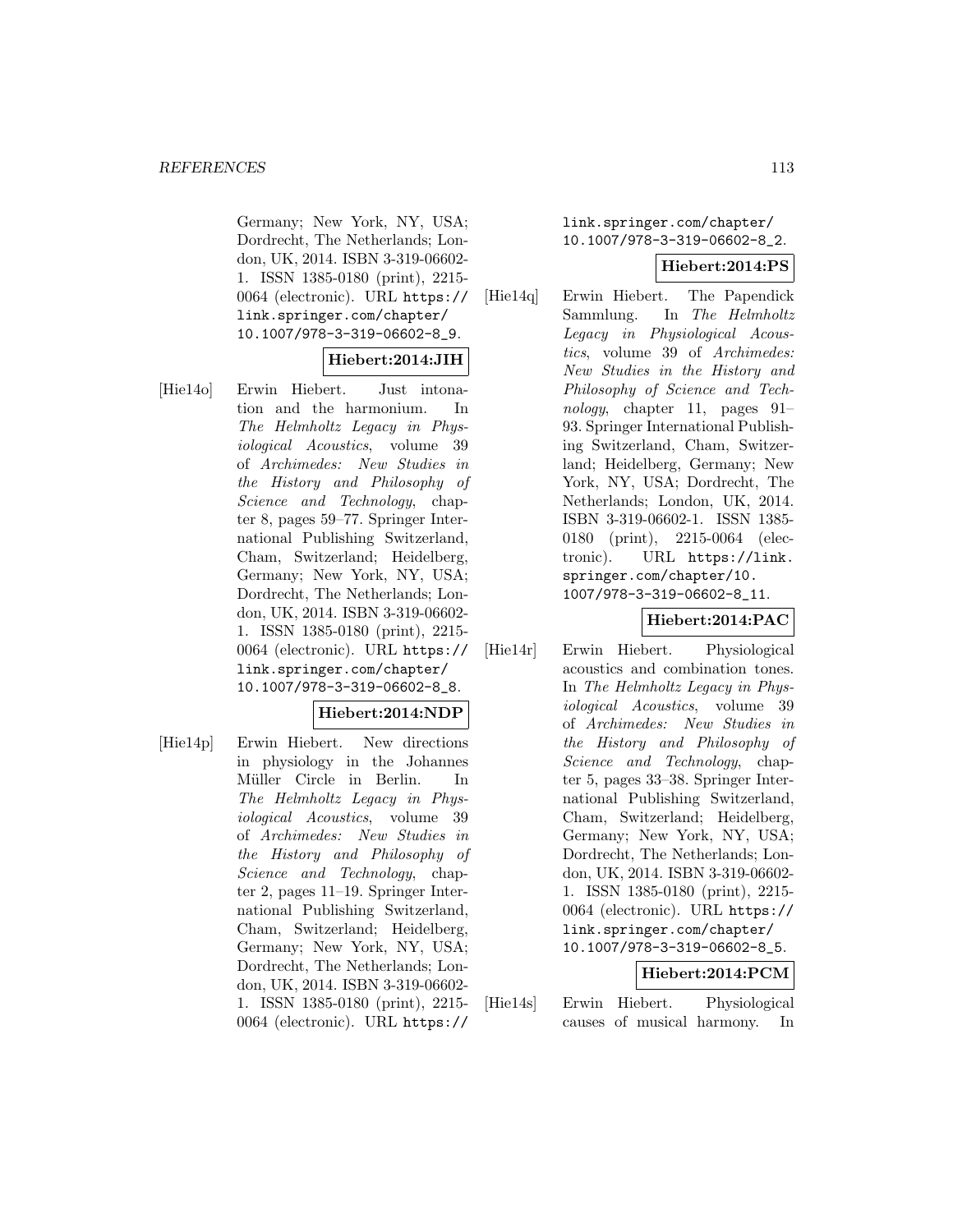Germany; New York, NY, USA; Dordrecht, The Netherlands; London, UK, 2014. ISBN 3-319-06602-1. ISSN 1385-0180 (print), 2215-0064 (electronic). URL https://link.springer.com/chapter/10.1007/978-3-319-06602-8_9.

**Hiebert:2014:JIH**

[Hie14o] Erwin Hiebert. Just intonation and the harmonium. In *The Helmholtz Legacy in Physiological Acoustics*, volume 39 of *Archimedes: New Studies in the History and Philosophy of Science and Technology*, chapter 8, pages 59–77. Springer International Publishing Switzerland, Cham, Switzerland; Heidelberg, Germany; New York, NY, USA; Dordrecht, The Netherlands; London, UK, 2014. ISBN 3-319-06602-1. ISSN 1385-0180 (print), 2215-0064 (electronic). URL https://link.springer.com/chapter/10.1007/978-3-319-06602-8_8.

**Hiebert:2014:NDP**

[Hie14p] Erwin Hiebert. New directions in physiology in the Johannes Müller Circle in Berlin. In *The Helmholtz Legacy in Physiological Acoustics*, volume 39 of *Archimedes: New Studies in the History and Philosophy of Science and Technology*, chapter 2, pages 11–19. Springer International Publishing Switzerland, Cham, Switzerland; Heidelberg, Germany; New York, NY, USA; Dordrecht, The Netherlands; London, UK, 2014. ISBN 3-319-06602-1. ISSN 1385-0180 (print), 2215-0064 (electronic). URL https://link.springer.com/chapter/10.1007/978-3-319-06602-8_2.

**Hiebert:2014:PS**

[Hie14q] Erwin Hiebert. The Papendick Sammlung. In *The Helmholtz Legacy in Physiological Acoustics*, volume 39 of *Archimedes: New Studies in the History and Philosophy of Science and Technology*, chapter 11, pages 91–93. Springer International Publishing Switzerland, Cham, Switzerland; Heidelberg, Germany; New York, NY, USA; Dordrecht, The Netherlands; London, UK, 2014. ISBN 3-319-06602-1. ISSN 1385-0180 (print), 2215-0064 (electronic). URL https://link.springer.com/chapter/10.1007/978-3-319-06602-8_11.

**Hiebert:2014:PAC**

[Hie14r] Erwin Hiebert. Physiological acoustics and combination tones. In *The Helmholtz Legacy in Physiological Acoustics*, volume 39 of *Archimedes: New Studies in the History and Philosophy of Science and Technology*, chapter 5, pages 33–38. Springer International Publishing Switzerland, Cham, Switzerland; Heidelberg, Germany; New York, NY, USA; Dordrecht, The Netherlands; London, UK, 2014. ISBN 3-319-06602-1. ISSN 1385-0180 (print), 2215-0064 (electronic). URL https://link.springer.com/chapter/10.1007/978-3-319-06602-8_5.

**Hiebert:2014:PCM**

[Hie14s] Erwin Hiebert. Physiological causes of musical harmony. In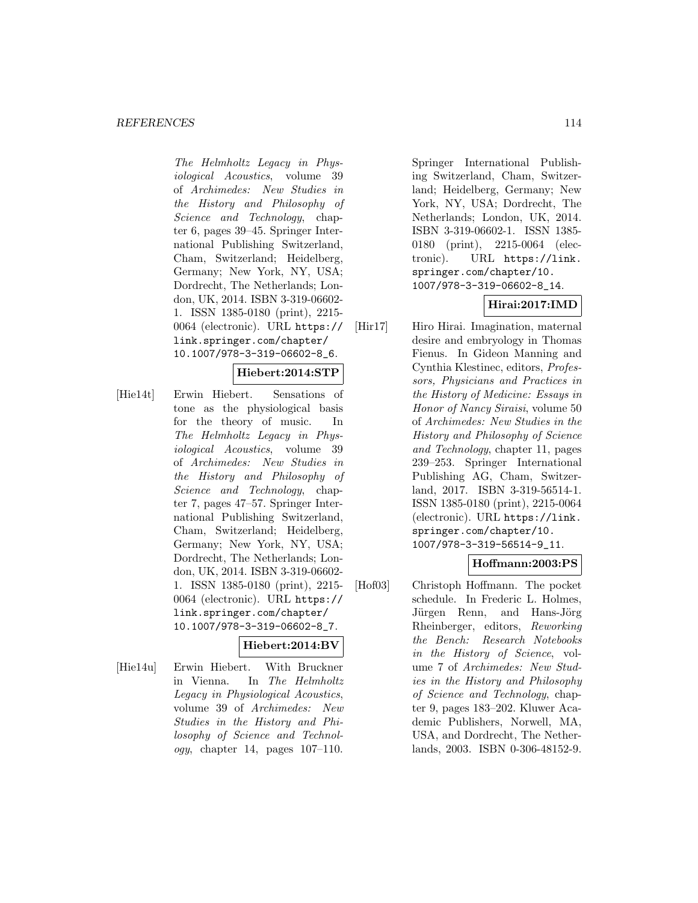*The Helmholtz Legacy in Physiological Acoustics*, volume 39 of *Archimedes: New Studies in the History and Philosophy of Science and Technology*, chapter 6, pages 39–45. Springer International Publishing Switzerland, Cham, Switzerland; Heidelberg, Germany; New York, NY, USA; Dordrecht, The Netherlands; London, UK, 2014. ISBN 3-319-06602-1. ISSN 1385-0180 (print), 2215-0064 (electronic). URL `https://link.springer.com/chapter/10.1007/978-3-319-06602-8_6`.

**Hiebert:2014:STP**

[Hie14t] Erwin Hiebert. Sensations of tone as the physiological basis for the theory of music. In *The Helmholtz Legacy in Physiological Acoustics*, volume 39 of *Archimedes: New Studies in the History and Philosophy of Science and Technology*, chapter 7, pages 47–57. Springer International Publishing Switzerland, Cham, Switzerland; Heidelberg, Germany; New York, NY, USA; Dordrecht, The Netherlands; London, UK, 2014. ISBN 3-319-06602-1. ISSN 1385-0180 (print), 2215-0064 (electronic). URL `https://link.springer.com/chapter/10.1007/978-3-319-06602-8_7`.

**Hiebert:2014:BV**

[Hie14u] Erwin Hiebert. With Bruckner in Vienna. In *The Helmholtz Legacy in Physiological Acoustics*, volume 39 of *Archimedes: New Studies in the History and Philosophy of Science and Technology*, chapter 14, pages 107–110. Springer International Publishing Switzerland, Cham, Switzerland; Heidelberg, Germany; New York, NY, USA; Dordrecht, The Netherlands; London, UK, 2014. ISBN 3-319-06602-1. ISSN 1385-0180 (print), 2215-0064 (electronic). URL `https://link.springer.com/chapter/10.1007/978-3-319-06602-8_14`.

**Hirai:2017:IMD**

[Hir17] Hiro Hirai. Imagination, maternal desire and embryology in Thomas Fienus. In Gideon Manning and Cynthia Klestinec, editors, *Professors, Physicians and Practices in the History of Medicine: Essays in Honor of Nancy Siraisi*, volume 50 of *Archimedes: New Studies in the History and Philosophy of Science and Technology*, chapter 11, pages 239–253. Springer International Publishing AG, Cham, Switzerland, 2017. ISBN 3-319-56514-1. ISSN 1385-0180 (print), 2215-0064 (electronic). URL `https://link.springer.com/chapter/10.1007/978-3-319-56514-9_11`.

**Hoffmann:2003:PS**

[Hof03] Christoph Hoffmann. The pocket schedule. In Frederic L. Holmes, Jürgen Renn, and Hans-Jörg Rheinberger, editors, *Reworking the Bench: Research Notebooks in the History of Science*, volume 7 of *Archimedes: New Studies in the History and Philosophy of Science and Technology*, chapter 9, pages 183–202. Kluwer Academic Publishers, Norwell, MA, USA, and Dordrecht, The Netherlands, 2003. ISBN 0-306-48152-9.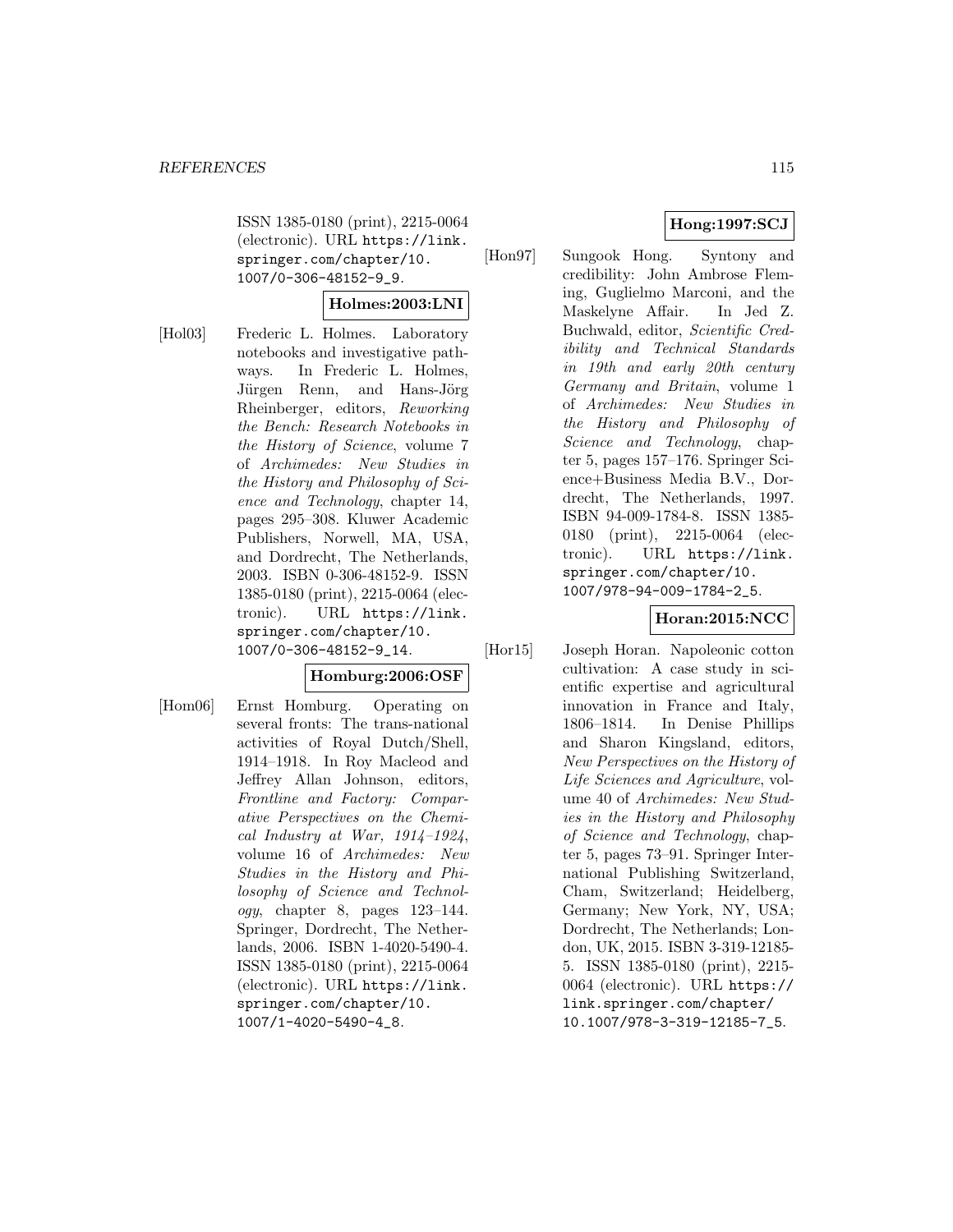ISSN 1385-0180 (print), 2215-0064 (electronic). URL https://link.springer.com/chapter/10.1007/0-306-48152-9_9.

**Holmes:2003:LNI**

[Hol03] Frederic L. Holmes. Laboratory notebooks and investigative pathways. In Frederic L. Holmes, Jürgen Renn, and Hans-Jörg Rheinberger, editors, *Reworking the Bench: Research Notebooks in the History of Science*, volume 7 of *Archimedes: New Studies in the History and Philosophy of Science and Technology*, chapter 14, pages 295–308. Kluwer Academic Publishers, Norwell, MA, USA, and Dordrecht, The Netherlands, 2003. ISBN 0-306-48152-9. ISSN 1385-0180 (print), 2215-0064 (electronic). URL https://link.springer.com/chapter/10.1007/0-306-48152-9_14.

**Homburg:2006:OSF**

[Hom06] Ernst Homburg. Operating on several fronts: The trans-national activities of Royal Dutch/Shell, 1914–1918. In Roy Macleod and Jeffrey Allan Johnson, editors, *Frontline and Factory: Comparative Perspectives on the Chemical Industry at War, 1914–1924*, volume 16 of *Archimedes: New Studies in the History and Philosophy of Science and Technology*, chapter 8, pages 123–144. Springer, Dordrecht, The Netherlands, 2006. ISBN 1-4020-5490-4. ISSN 1385-0180 (print), 2215-0064 (electronic). URL https://link.springer.com/chapter/10.1007/1-4020-5490-4_8.

**Hong:1997:SCJ**

[Hon97] Sungook Hong. Syntony and credibility: John Ambrose Fleming, Guglielmo Marconi, and the Maskelyne Affair. In Jed Z. Buchwald, editor, *Scientific Credibility and Technical Standards in 19th and early 20th century Germany and Britain*, volume 1 of *Archimedes: New Studies in the History and Philosophy of Science and Technology*, chapter 5, pages 157–176. Springer Science+Business Media B.V., Dordrecht, The Netherlands, 1997. ISBN 94-009-1784-8. ISSN 1385-0180 (print), 2215-0064 (electronic). URL https://link.springer.com/chapter/10.1007/978-94-009-1784-2_5.

**Horan:2015:NCC**

[Hor15] Joseph Horan. Napoleonic cotton cultivation: A case study in scientific expertise and agricultural innovation in France and Italy, 1806–1814. In Denise Phillips and Sharon Kingsland, editors, *New Perspectives on the History of Life Sciences and Agriculture*, volume 40 of *Archimedes: New Studies in the History and Philosophy of Science and Technology*, chapter 5, pages 73–91. Springer International Publishing Switzerland, Cham, Switzerland; Heidelberg, Germany; New York, NY, USA; Dordrecht, The Netherlands; London, UK, 2015. ISBN 3-319-12185-5. ISSN 1385-0180 (print), 2215-0064 (electronic). URL https://link.springer.com/chapter/10.1007/978-3-319-12185-7_5.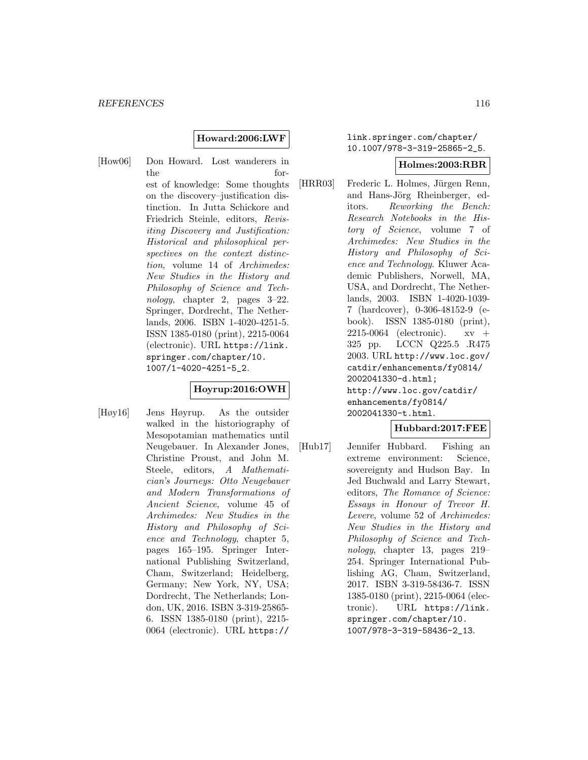**Howard:2006:LWF**

[How06] Don Howard. Lost wanderers in the forest of knowledge: Some thoughts on the discovery–justification distinction. In Jutta Schickore and Friedrich Steinle, editors, *Revisiting Discovery and Justification: Historical and philosophical perspectives on the context distinction*, volume 14 of *Archimedes: New Studies in the History and Philosophy of Science and Technology*, chapter 2, pages 3–22. Springer, Dordrecht, The Netherlands, 2006. ISBN 1-4020-4251-5. ISSN 1385-0180 (print), 2215-0064 (electronic). URL https://link.springer.com/chapter/10.1007/1-4020-4251-5_2.

**Hoyrup:2016:OWH**

[Høy16] Jens Høyrup. As the outsider walked in the historiography of Mesopotamian mathematics until Neugebauer. In Alexander Jones, Christine Proust, and John M. Steele, editors, *A Mathematician's Journeys: Otto Neugebauer and Modern Transformations of Ancient Science*, volume 45 of *Archimedes: New Studies in the History and Philosophy of Science and Technology*, chapter 5, pages 165–195. Springer International Publishing Switzerland, Cham, Switzerland; Heidelberg, Germany; New York, NY, USA; Dordrecht, The Netherlands; London, UK, 2016. ISBN 3-319-25865-6. ISSN 1385-0180 (print), 2215-0064 (electronic). URL https://link.springer.com/chapter/10.1007/978-3-319-25865-2_5.

**Holmes:2003:RBR**

[HRR03] Frederic L. Holmes, Jürgen Renn, and Hans-Jörg Rheinberger, editors. *Reworking the Bench: Research Notebooks in the History of Science*, volume 7 of *Archimedes: New Studies in the History and Philosophy of Science and Technology*. Kluwer Academic Publishers, Norwell, MA, USA, and Dordrecht, The Netherlands, 2003. ISBN 1-4020-1039-7 (hardcover), 0-306-48152-9 (e-book). ISSN 1385-0180 (print), 2215-0064 (electronic). xv + 325 pp. LCCN Q225.5 .R475 2003. URL http://www.loc.gov/catdir/enhancements/fy0814/2002041330-d.html; http://www.loc.gov/catdir/enhancements/fy0814/2002041330-t.html.

**Hubbard:2017:FEE**

[Hub17] Jennifer Hubbard. Fishing an extreme environment: Science, sovereignty and Hudson Bay. In Jed Buchwald and Larry Stewart, editors, *The Romance of Science: Essays in Honour of Trevor H. Levere*, volume 52 of *Archimedes: New Studies in the History and Philosophy of Science and Technology*, chapter 13, pages 219–254. Springer International Publishing AG, Cham, Switzerland, 2017. ISBN 3-319-58436-7. ISSN 1385-0180 (print), 2215-0064 (electronic). URL https://link.springer.com/chapter/10.1007/978-3-319-58436-2_13.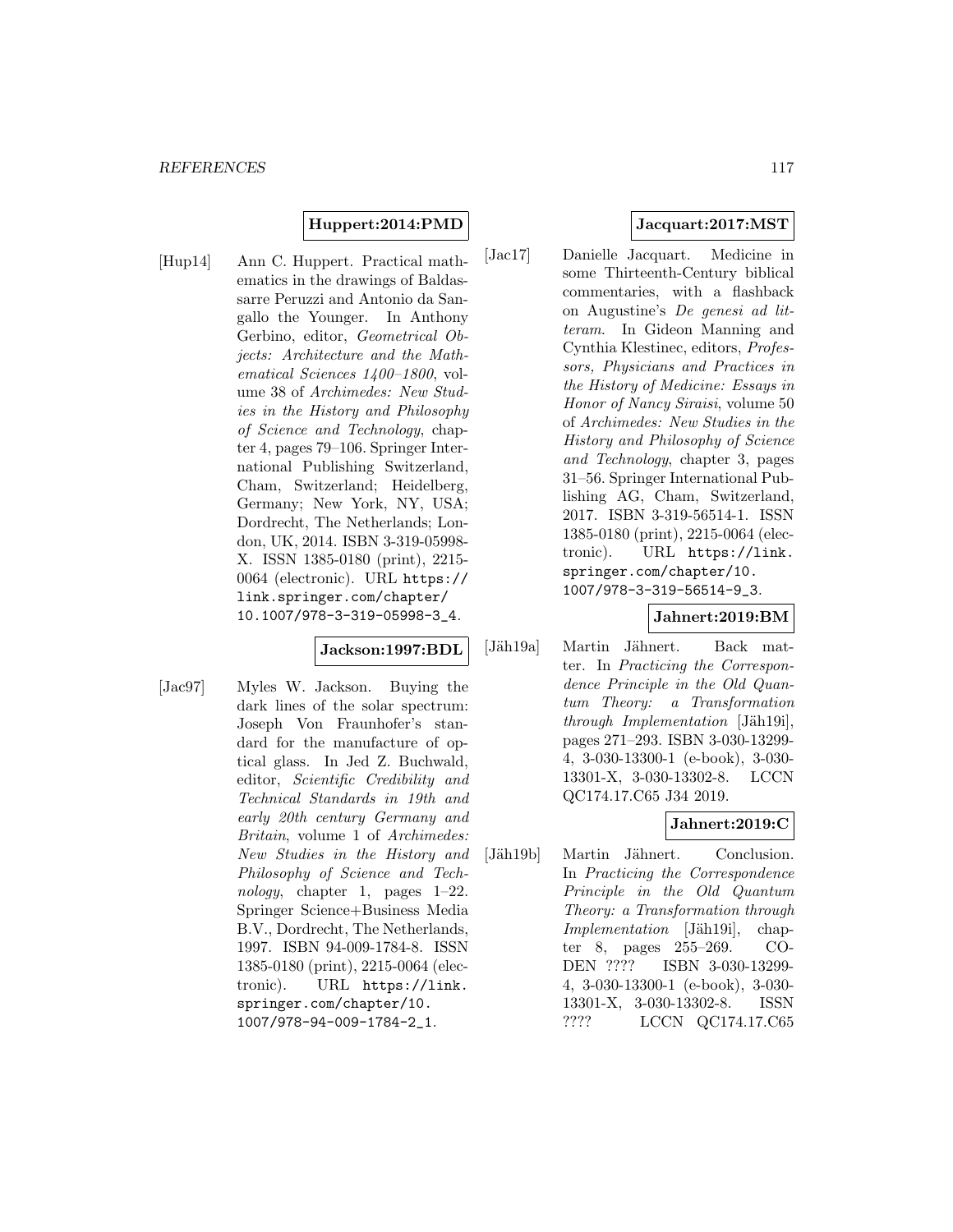**Huppert:2014:PMD**

[Hup14] Ann C. Huppert. Practical mathematics in the drawings of Baldassarre Peruzzi and Antonio da Sangallo the Younger. In Anthony Gerbino, editor, *Geometrical Objects: Architecture and the Mathematical Sciences 1400–1800*, volume 38 of *Archimedes: New Studies in the History and Philosophy of Science and Technology*, chapter 4, pages 79–106. Springer International Publishing Switzerland, Cham, Switzerland; Heidelberg, Germany; New York, NY, USA; Dordrecht, The Netherlands; London, UK, 2014. ISBN 3-319-05998-X. ISSN 1385-0180 (print), 2215-0064 (electronic). URL https://link.springer.com/chapter/10.1007/978-3-319-05998-3_4.

**Jackson:1997:BDL**

[Jac97] Myles W. Jackson. Buying the dark lines of the solar spectrum: Joseph Von Fraunhofer's standard for the manufacture of optical glass. In Jed Z. Buchwald, editor, *Scientific Credibility and Technical Standards in 19th and early 20th century Germany and Britain*, volume 1 of *Archimedes: New Studies in the History and Philosophy of Science and Technology*, chapter 1, pages 1–22. Springer Science+Business Media B.V., Dordrecht, The Netherlands, 1997. ISBN 94-009-1784-8. ISSN 1385-0180 (print), 2215-0064 (electronic). URL https://link.springer.com/chapter/10.1007/978-94-009-1784-2_1.

**Jacquart:2017:MST**

[Jac17] Danielle Jacquart. Medicine in some Thirteenth-Century biblical commentaries, with a flashback on Augustine's *De genesi ad litteram*. In Gideon Manning and Cynthia Klestinec, editors, *Professors, Physicians and Practices in the History of Medicine: Essays in Honor of Nancy Siraisi*, volume 50 of *Archimedes: New Studies in the History and Philosophy of Science and Technology*, chapter 3, pages 31–56. Springer International Publishing AG, Cham, Switzerland, 2017. ISBN 3-319-56514-1. ISSN 1385-0180 (print), 2215-0064 (electronic). URL https://link.springer.com/chapter/10.1007/978-3-319-56514-9_3.

**Jahnert:2019:BM**

[Jäh19a] Martin Jähnert. Back matter. In *Practicing the Correspondence Principle in the Old Quantum Theory: a Transformation through Implementation* [Jäh19i], pages 271–293. ISBN 3-030-13299-4, 3-030-13300-1 (e-book), 3-030-13301-X, 3-030-13302-8. LCCN QC174.17.C65 J34 2019.

**Jahnert:2019:C**

[Jäh19b] Martin Jähnert. Conclusion. In *Practicing the Correspondence Principle in the Old Quantum Theory: a Transformation through Implementation* [Jäh19i], chapter 8, pages 255–269. CODEN ???? ISBN 3-030-13299-4, 3-030-13300-1 (e-book), 3-030-13301-X, 3-030-13302-8. ISSN ???? LCCN QC174.17.C65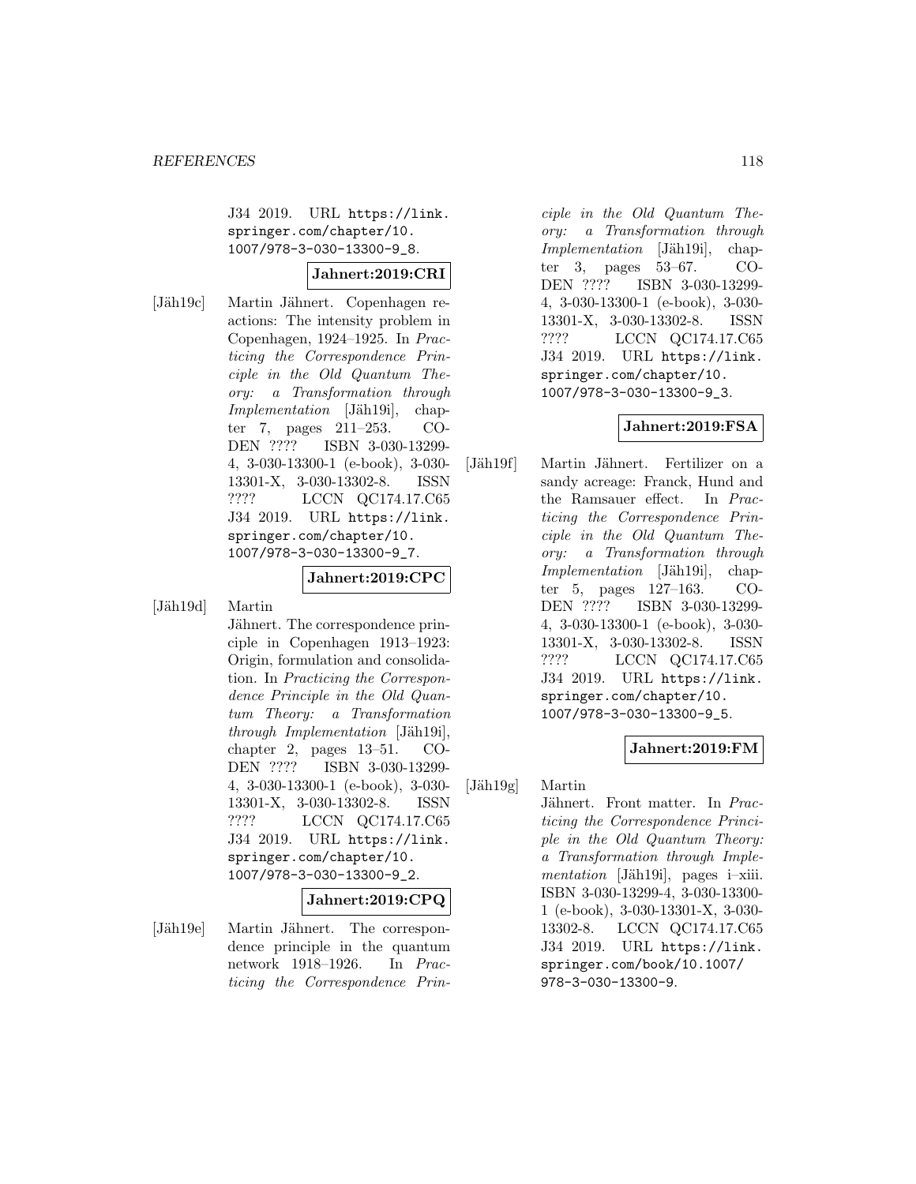J34 2019. URL https://link.springer.com/chapter/10.1007/978-3-030-13300-9_8.

**Jahnert:2019:CRI**

[Jäh19c] Martin Jähnert. Copenhagen reactions: The intensity problem in Copenhagen, 1924–1925. In *Practicing the Correspondence Principle in the Old Quantum Theory: a Transformation through Implementation* [Jäh19i], chapter 7, pages 211–253. CODEN ???? ISBN 3-030-13299-4, 3-030-13300-1 (e-book), 3-030-13301-X, 3-030-13302-8. ISSN ???? LCCN QC174.17.C65 J34 2019. URL https://link.springer.com/chapter/10.1007/978-3-030-13300-9_7.

**Jahnert:2019:CPC**

[Jäh19d] Martin Jähnert. The correspondence principle in Copenhagen 1913–1923: Origin, formulation and consolidation. In *Practicing the Correspondence Principle in the Old Quantum Theory: a Transformation through Implementation* [Jäh19i], chapter 2, pages 13–51. CODEN ???? ISBN 3-030-13299-4, 3-030-13300-1 (e-book), 3-030-13301-X, 3-030-13302-8. ISSN ???? LCCN QC174.17.C65 J34 2019. URL https://link.springer.com/chapter/10.1007/978-3-030-13300-9_2.

**Jahnert:2019:CPQ**

[Jäh19e] Martin Jähnert. The correspondence principle in the quantum network 1918–1926. In *Practicing the Correspondence Principle in the Old Quantum Theory: a Transformation through Implementation* [Jäh19i], chapter 3, pages 53–67. CODEN ???? ISBN 3-030-13299-4, 3-030-13300-1 (e-book), 3-030-13301-X, 3-030-13302-8. ISSN ???? LCCN QC174.17.C65 J34 2019. URL https://link.springer.com/chapter/10.1007/978-3-030-13300-9_3.

**Jahnert:2019:FSA**

[Jäh19f] Martin Jähnert. Fertilizer on a sandy acreage: Franck, Hund and the Ramsauer effect. In *Practicing the Correspondence Principle in the Old Quantum Theory: a Transformation through Implementation* [Jäh19i], chapter 5, pages 127–163. CODEN ???? ISBN 3-030-13299-4, 3-030-13300-1 (e-book), 3-030-13301-X, 3-030-13302-8. ISSN ???? LCCN QC174.17.C65 J34 2019. URL https://link.springer.com/chapter/10.1007/978-3-030-13300-9_5.

**Jahnert:2019:FM**

[Jäh19g] Martin Jähnert. Front matter. In *Practicing the Correspondence Principle in the Old Quantum Theory: a Transformation through Implementation* [Jäh19i], pages i–xiii. ISBN 3-030-13299-4, 3-030-13300-1 (e-book), 3-030-13301-X, 3-030-13302-8. LCCN QC174.17.C65 J34 2019. URL https://link.springer.com/book/10.1007/978-3-030-13300-9.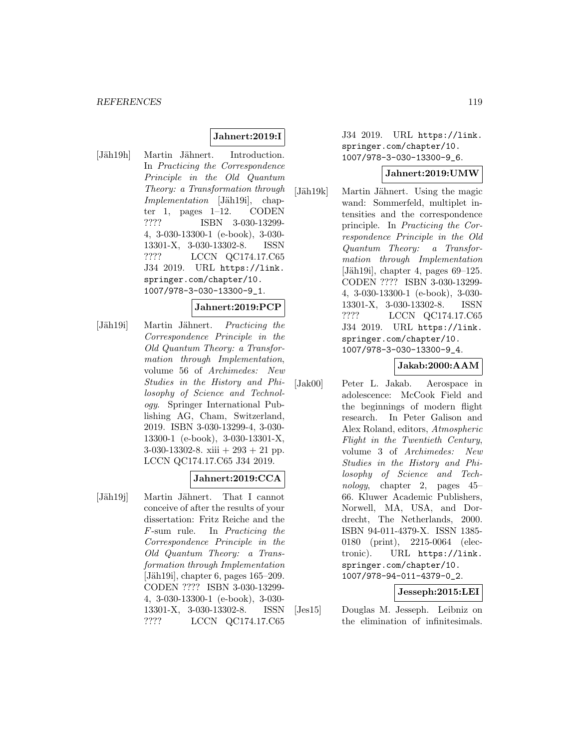**Jahnert:2019:I**

[Jäh19h] Martin Jähnert. Introduction. In *Practicing the Correspondence Principle in the Old Quantum Theory: a Transformation through Implementation* [Jäh19i], chapter 1, pages 1–12. CODEN ???? ISBN 3-030-13299-4, 3-030-13300-1 (e-book), 3-030-13301-X, 3-030-13302-8. ISSN ???? LCCN QC174.17.C65 J34 2019. URL https://link.springer.com/chapter/10.1007/978-3-030-13300-9_1.

**Jahnert:2019:PCP**

[Jäh19i] Martin Jähnert. *Practicing the Correspondence Principle in the Old Quantum Theory: a Transformation through Implementation*, volume 56 of *Archimedes: New Studies in the History and Philosophy of Science and Technology*. Springer International Publishing AG, Cham, Switzerland, 2019. ISBN 3-030-13299-4, 3-030-13300-1 (e-book), 3-030-13301-X, 3-030-13302-8. xiii + 293 + 21 pp. LCCN QC174.17.C65 J34 2019.

**Jahnert:2019:CCA**

[Jäh19j] Martin Jähnert. That I cannot conceive of after the results of your dissertation: Fritz Reiche and the $F$-sum rule. In *Practicing the Correspondence Principle in the Old Quantum Theory: a Transformation through Implementation* [Jäh19i], chapter 6, pages 165–209. CODEN ???? ISBN 3-030-13299-4, 3-030-13300-1 (e-book), 3-030-13301-X, 3-030-13302-8. ISSN ???? LCCN QC174.17.C65 J34 2019. URL https://link.springer.com/chapter/10.1007/978-3-030-13300-9_6.

**Jahnert:2019:UMW**

[Jäh19k] Martin Jähnert. Using the magic wand: Sommerfeld, multiplet intensities and the correspondence principle. In *Practicing the Correspondence Principle in the Old Quantum Theory: a Transformation through Implementation* [Jäh19i], chapter 4, pages 69–125. CODEN ???? ISBN 3-030-13299-4, 3-030-13300-1 (e-book), 3-030-13301-X, 3-030-13302-8. ISSN ???? LCCN QC174.17.C65 J34 2019. URL https://link.springer.com/chapter/10.1007/978-3-030-13300-9_4.

**Jakab:2000:AAM**

[Jak00] Peter L. Jakab. Aerospace in adolescence: McCook Field and the beginnings of modern flight research. In Peter Galison and Alex Roland, editors, *Atmospheric Flight in the Twentieth Century*, volume 3 of *Archimedes: New Studies in the History and Philosophy of Science and Technology*, chapter 2, pages 45–66. Kluwer Academic Publishers, Norwell, MA, USA, and Dordrecht, The Netherlands, 2000. ISBN 94-011-4379-X. ISSN 1385-0180 (print), 2215-0064 (electronic). URL https://link.springer.com/chapter/10.1007/978-94-011-4379-0_2.

**Jesseph:2015:LEI**

[Jes15] Douglas M. Jesseph. Leibniz on the elimination of infinitesimals.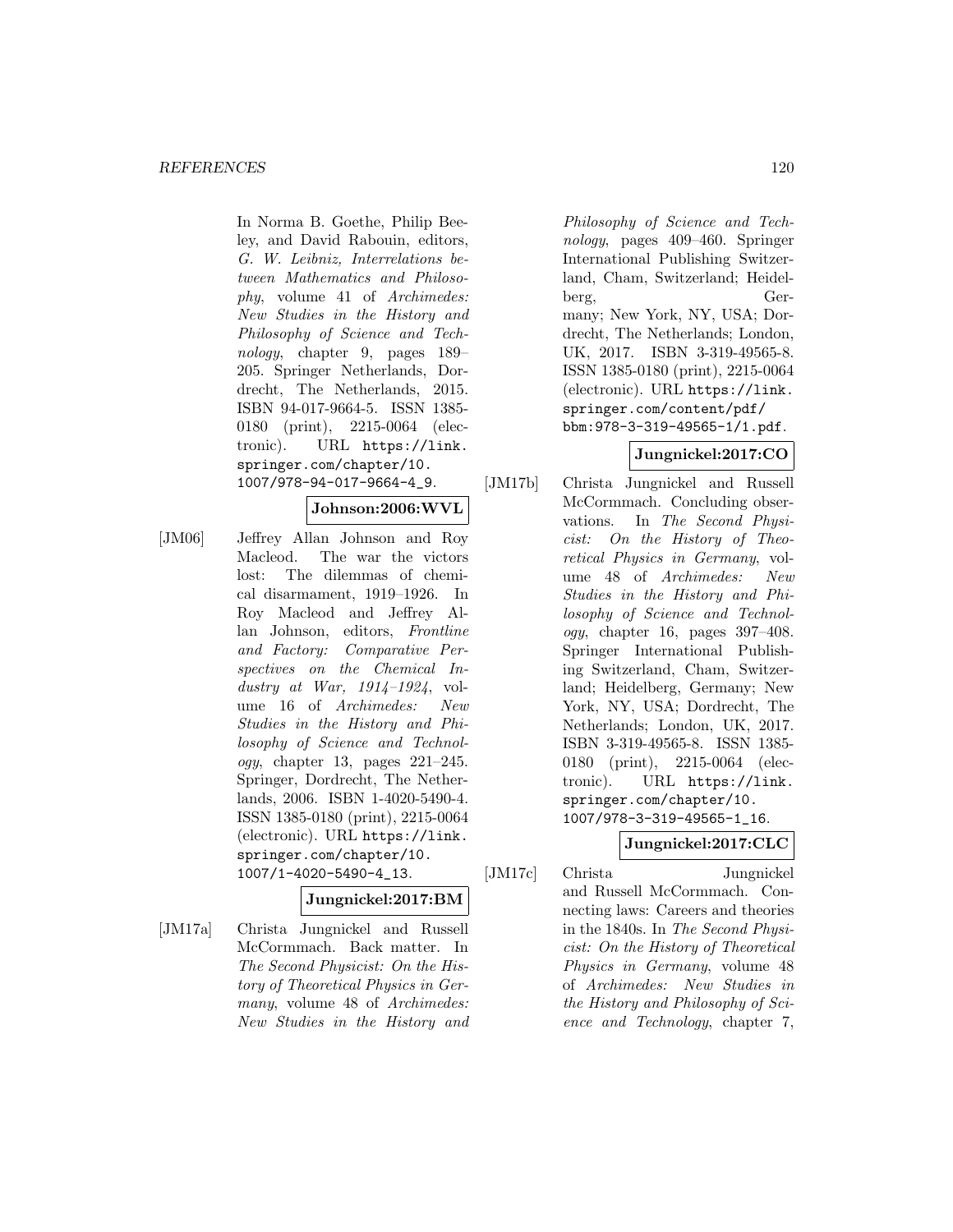In Norma B. Goethe, Philip Beeley, and David Rabouin, editors, *G. W. Leibniz, Interrelations between Mathematics and Philosophy*, volume 41 of *Archimedes: New Studies in the History and Philosophy of Science and Technology*, chapter 9, pages 189–205. Springer Netherlands, Dordrecht, The Netherlands, 2015. ISBN 94-017-9664-5. ISSN 1385-0180 (print), 2215-0064 (electronic). URL https://link.springer.com/chapter/10.1007/978-94-017-9664-4_9.

**Johnson:2006:WVL**

[JM06] Jeffrey Allan Johnson and Roy Macleod. The war the victors lost: The dilemmas of chemical disarmament, 1919–1926. In Roy Macleod and Jeffrey Allan Johnson, editors, *Frontline and Factory: Comparative Perspectives on the Chemical Industry at War, 1914–1924*, volume 16 of *Archimedes: New Studies in the History and Philosophy of Science and Technology*, chapter 13, pages 221–245. Springer, Dordrecht, The Netherlands, 2006. ISBN 1-4020-5490-4. ISSN 1385-0180 (print), 2215-0064 (electronic). URL https://link.springer.com/chapter/10.1007/1-4020-5490-4_13.

**Jungnickel:2017:BM**

[JM17a] Christa Jungnickel and Russell McCormmach. Back matter. In *The Second Physicist: On the History of Theoretical Physics in Germany*, volume 48 of *Archimedes: New Studies in the History and Philosophy of Science and Technology*, pages 409–460. Springer International Publishing Switzerland, Cham, Switzerland; Heidelberg, Germany; New York, NY, USA; Dordrecht, The Netherlands; London, UK, 2017. ISBN 3-319-49565-8. ISSN 1385-0180 (print), 2215-0064 (electronic). URL https://link.springer.com/content/pdf/bbm:978-3-319-49565-1/1.pdf.

**Jungnickel:2017:CO**

[JM17b] Christa Jungnickel and Russell McCormmach. Concluding observations. In *The Second Physicist: On the History of Theoretical Physics in Germany*, volume 48 of *Archimedes: New Studies in the History and Philosophy of Science and Technology*, chapter 16, pages 397–408. Springer International Publishing Switzerland, Cham, Switzerland; Heidelberg, Germany; New York, NY, USA; Dordrecht, The Netherlands; London, UK, 2017. ISBN 3-319-49565-8. ISSN 1385-0180 (print), 2215-0064 (electronic). URL https://link.springer.com/chapter/10.1007/978-3-319-49565-1_16.

**Jungnickel:2017:CLC**

[JM17c] Christa Jungnickel and Russell McCormmach. Connecting laws: Careers and theories in the 1840s. In *The Second Physicist: On the History of Theoretical Physics in Germany*, volume 48 of *Archimedes: New Studies in the History and Philosophy of Science and Technology*, chapter 7,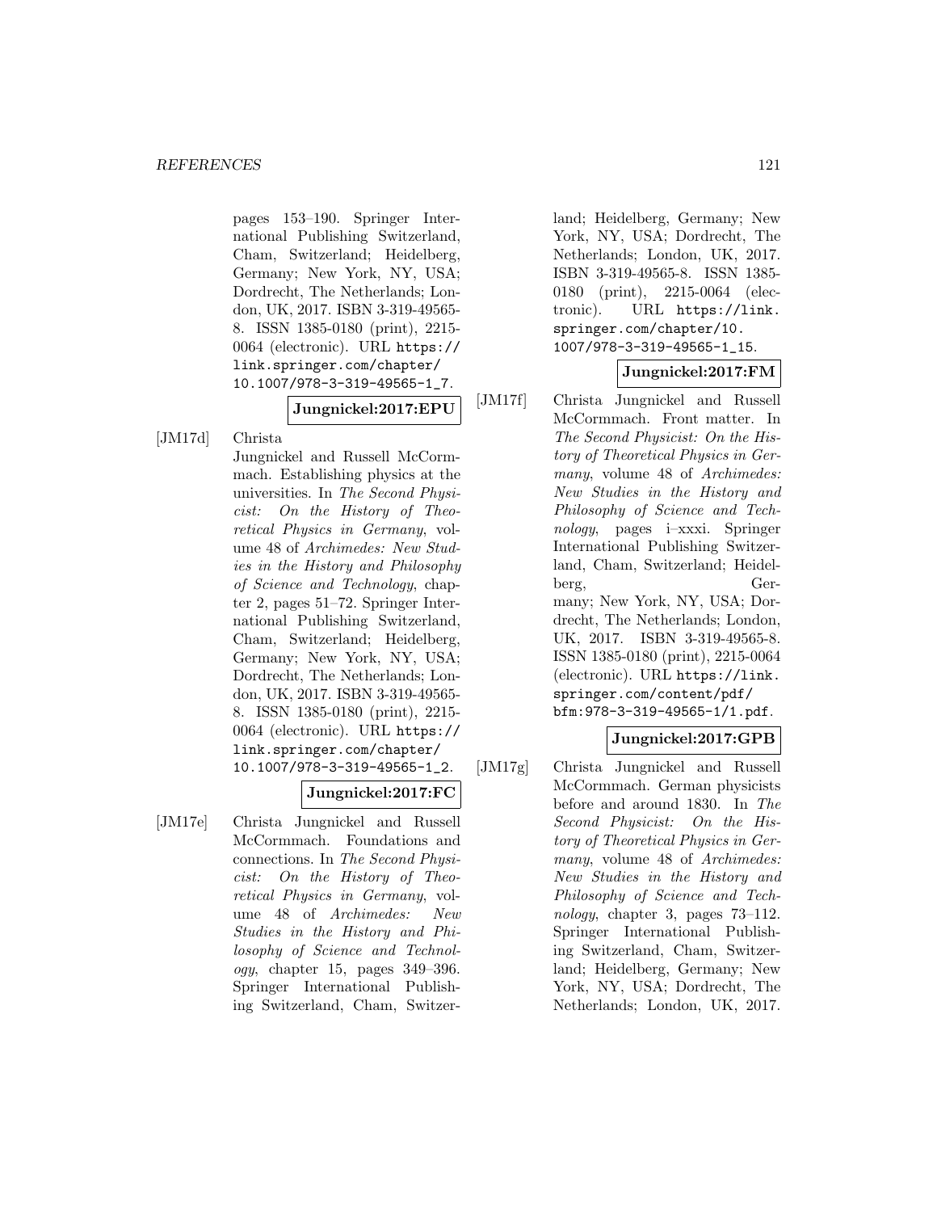pages 153–190. Springer International Publishing Switzerland, Cham, Switzerland; Heidelberg, Germany; New York, NY, USA; Dordrecht, The Netherlands; London, UK, 2017. ISBN 3-319-49565-8. ISSN 1385-0180 (print), 2215-0064 (electronic). URL https://link.springer.com/chapter/10.1007/978-3-319-49565-1_7.

**Jungnickel:2017:EPU**

[JM17d] Christa Jungnickel and Russell McCormmach. Establishing physics at the universities. In *The Second Physicist: On the History of Theoretical Physics in Germany*, volume 48 of *Archimedes: New Studies in the History and Philosophy of Science and Technology*, chapter 2, pages 51–72. Springer International Publishing Switzerland, Cham, Switzerland; Heidelberg, Germany; New York, NY, USA; Dordrecht, The Netherlands; London, UK, 2017. ISBN 3-319-49565-8. ISSN 1385-0180 (print), 2215-0064 (electronic). URL https://link.springer.com/chapter/10.1007/978-3-319-49565-1_2.

**Jungnickel:2017:FC**

[JM17e] Christa Jungnickel and Russell McCormmach. Foundations and connections. In *The Second Physicist: On the History of Theoretical Physics in Germany*, volume 48 of *Archimedes: New Studies in the History and Philosophy of Science and Technology*, chapter 15, pages 349–396. Springer International Publishing Switzerland, Cham, Switzerland; Heidelberg, Germany; New York, NY, USA; Dordrecht, The Netherlands; London, UK, 2017. ISBN 3-319-49565-8. ISSN 1385-0180 (print), 2215-0064 (electronic). URL https://link.springer.com/chapter/10.1007/978-3-319-49565-1_15.

**Jungnickel:2017:FM**

[JM17f] Christa Jungnickel and Russell McCormmach. Front matter. In *The Second Physicist: On the History of Theoretical Physics in Germany*, volume 48 of *Archimedes: New Studies in the History and Philosophy of Science and Technology*, pages i–xxxi. Springer International Publishing Switzerland, Cham, Switzerland; Heidelberg, Germany; New York, NY, USA; Dordrecht, The Netherlands; London, UK, 2017. ISBN 3-319-49565-8. ISSN 1385-0180 (print), 2215-0064 (electronic). URL https://link.springer.com/content/pdf/bfm:978-3-319-49565-1/1.pdf.

**Jungnickel:2017:GPB**

[JM17g] Christa Jungnickel and Russell McCormmach. German physicists before and around 1830. In *The Second Physicist: On the History of Theoretical Physics in Germany*, volume 48 of *Archimedes: New Studies in the History and Philosophy of Science and Technology*, chapter 3, pages 73–112. Springer International Publishing Switzerland, Cham, Switzerland; Heidelberg, Germany; New York, NY, USA; Dordrecht, The Netherlands; London, UK, 2017.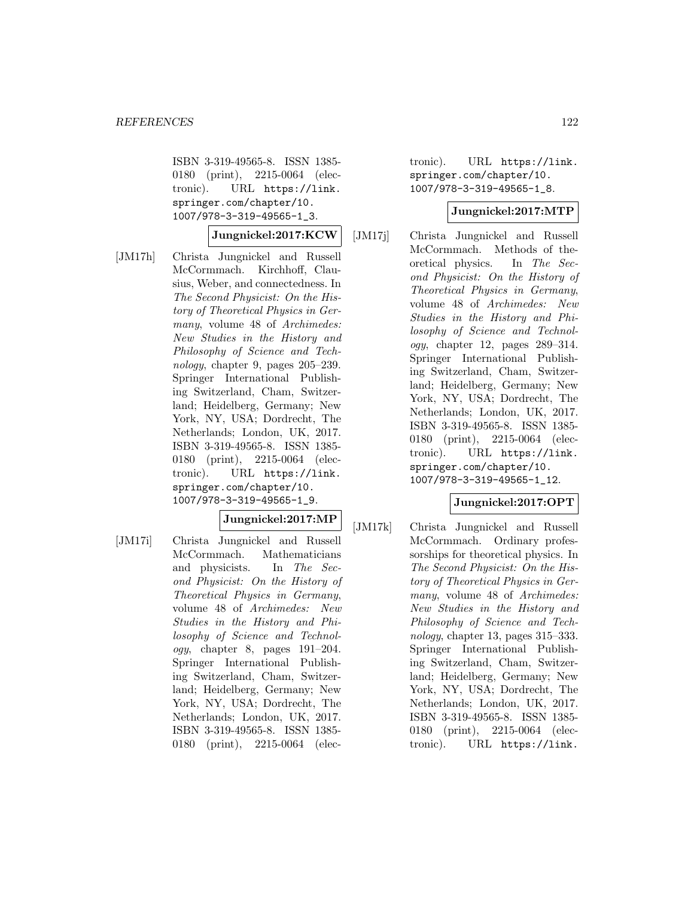ISBN 3-319-49565-8. ISSN 1385-0180 (print), 2215-0064 (electronic). URL https://link.springer.com/chapter/10.1007/978-3-319-49565-1_3.

**Jungnickel:2017:KCW**

[JM17h] Christa Jungnickel and Russell McCormmach. Kirchhoff, Clausius, Weber, and connectedness. In *The Second Physicist: On the History of Theoretical Physics in Germany*, volume 48 of *Archimedes: New Studies in the History and Philosophy of Science and Technology*, chapter 9, pages 205–239. Springer International Publishing Switzerland, Cham, Switzerland; Heidelberg, Germany; New York, NY, USA; Dordrecht, The Netherlands; London, UK, 2017. ISBN 3-319-49565-8. ISSN 1385-0180 (print), 2215-0064 (electronic). URL https://link.springer.com/chapter/10.1007/978-3-319-49565-1_9.

**Jungnickel:2017:MP**

[JM17i] Christa Jungnickel and Russell McCormmach. Mathematicians and physicists. In *The Second Physicist: On the History of Theoretical Physics in Germany*, volume 48 of *Archimedes: New Studies in the History and Philosophy of Science and Technology*, chapter 8, pages 191–204. Springer International Publishing Switzerland, Cham, Switzerland; Heidelberg, Germany; New York, NY, USA; Dordrecht, The Netherlands; London, UK, 2017. ISBN 3-319-49565-8. ISSN 1385-0180 (print), 2215-0064 (electronic). URL https://link.springer.com/chapter/10.1007/978-3-319-49565-1_8.

**Jungnickel:2017:MTP**

[JM17j] Christa Jungnickel and Russell McCormmach. Methods of theoretical physics. In *The Second Physicist: On the History of Theoretical Physics in Germany*, volume 48 of *Archimedes: New Studies in the History and Philosophy of Science and Technology*, chapter 12, pages 289–314. Springer International Publishing Switzerland, Cham, Switzerland; Heidelberg, Germany; New York, NY, USA; Dordrecht, The Netherlands; London, UK, 2017. ISBN 3-319-49565-8. ISSN 1385-0180 (print), 2215-0064 (electronic). URL https://link.springer.com/chapter/10.1007/978-3-319-49565-1_12.

**Jungnickel:2017:OPT**

[JM17k] Christa Jungnickel and Russell McCormmach. Ordinary professorships for theoretical physics. In *The Second Physicist: On the History of Theoretical Physics in Germany*, volume 48 of *Archimedes: New Studies in the History and Philosophy of Science and Technology*, chapter 13, pages 315–333. Springer International Publishing Switzerland, Cham, Switzerland; Heidelberg, Germany; New York, NY, USA; Dordrecht, The Netherlands; London, UK, 2017. ISBN 3-319-49565-8. ISSN 1385-0180 (print), 2215-0064 (electronic). URL https://link.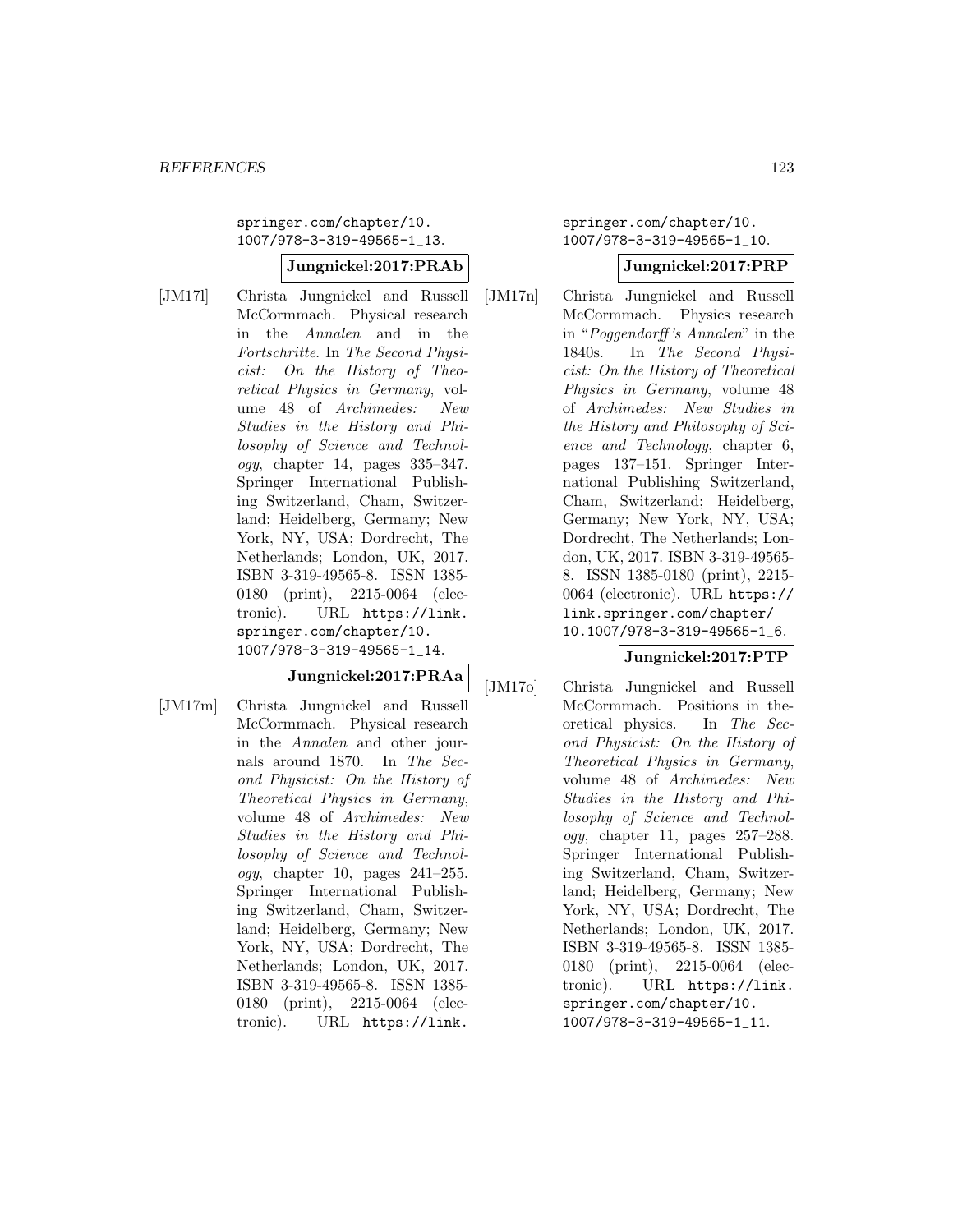springer.com/chapter/10.1007/978-3-319-49565-1_13.

**Jungnickel:2017:PRAb**

[JM17l] Christa Jungnickel and Russell McCormmach. Physical research in the *Annalen* and in the *Fortschritte*. In *The Second Physicist: On the History of Theoretical Physics in Germany*, volume 48 of *Archimedes: New Studies in the History and Philosophy of Science and Technology*, chapter 14, pages 335–347. Springer International Publishing Switzerland, Cham, Switzerland; Heidelberg, Germany; New York, NY, USA; Dordrecht, The Netherlands; London, UK, 2017. ISBN 3-319-49565-8. ISSN 1385-0180 (print), 2215-0064 (electronic). URL https://link.springer.com/chapter/10.1007/978-3-319-49565-1_14.

**Jungnickel:2017:PRAa**

[JM17m] Christa Jungnickel and Russell McCormmach. Physical research in the *Annalen* and other journals around 1870. In *The Second Physicist: On the History of Theoretical Physics in Germany*, volume 48 of *Archimedes: New Studies in the History and Philosophy of Science and Technology*, chapter 10, pages 241–255. Springer International Publishing Switzerland, Cham, Switzerland; Heidelberg, Germany; New York, NY, USA; Dordrecht, The Netherlands; London, UK, 2017. ISBN 3-319-49565-8. ISSN 1385-0180 (print), 2215-0064 (electronic). URL https://link.springer.com/chapter/10.1007/978-3-319-49565-1_10.

**Jungnickel:2017:PRP**

[JM17n] Christa Jungnickel and Russell McCormmach. Physics research in "*Poggendorff's Annalen*" in the 1840s. In *The Second Physicist: On the History of Theoretical Physics in Germany*, volume 48 of *Archimedes: New Studies in the History and Philosophy of Science and Technology*, chapter 6, pages 137–151. Springer International Publishing Switzerland, Cham, Switzerland; Heidelberg, Germany; New York, NY, USA; Dordrecht, The Netherlands; London, UK, 2017. ISBN 3-319-49565-8. ISSN 1385-0180 (print), 2215-0064 (electronic). URL https://link.springer.com/chapter/10.1007/978-3-319-49565-1_6.

**Jungnickel:2017:PTP**

[JM17o] Christa Jungnickel and Russell McCormmach. Positions in theoretical physics. In *The Second Physicist: On the History of Theoretical Physics in Germany*, volume 48 of *Archimedes: New Studies in the History and Philosophy of Science and Technology*, chapter 11, pages 257–288. Springer International Publishing Switzerland, Cham, Switzerland; Heidelberg, Germany; New York, NY, USA; Dordrecht, The Netherlands; London, UK, 2017. ISBN 3-319-49565-8. ISSN 1385-0180 (print), 2215-0064 (electronic). URL https://link.springer.com/chapter/10.1007/978-3-319-49565-1_11.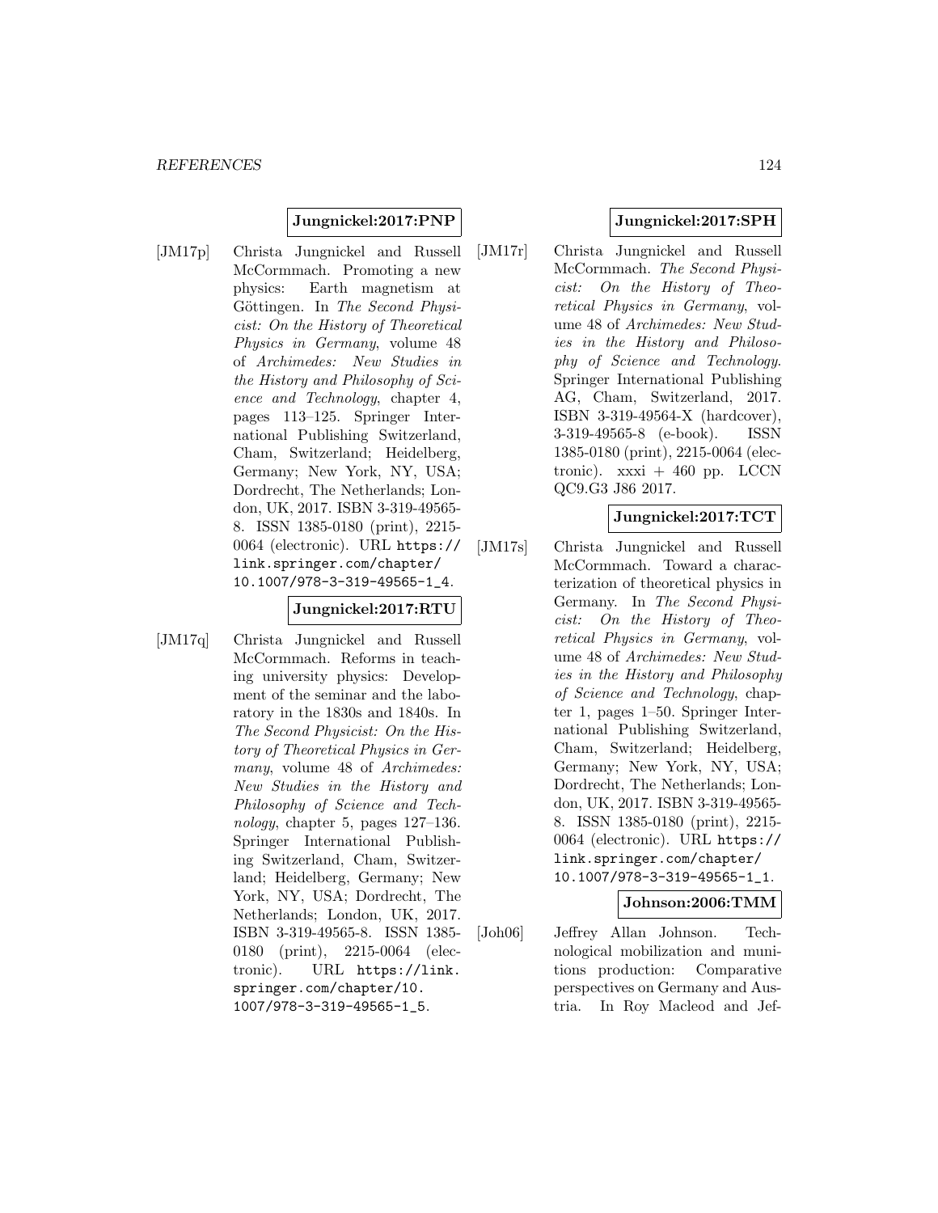**Jungnickel:2017:PNP**

[JM17p] Christa Jungnickel and Russell McCormmach. Promoting a new physics: Earth magnetism at Göttingen. In *The Second Physicist: On the History of Theoretical Physics in Germany*, volume 48 of *Archimedes: New Studies in the History and Philosophy of Science and Technology*, chapter 4, pages 113–125. Springer International Publishing Switzerland, Cham, Switzerland; Heidelberg, Germany; New York, NY, USA; Dordrecht, The Netherlands; London, UK, 2017. ISBN 3-319-49565-8. ISSN 1385-0180 (print), 2215-0064 (electronic). URL https://link.springer.com/chapter/10.1007/978-3-319-49565-1_4.

**Jungnickel:2017:RTU**

[JM17q] Christa Jungnickel and Russell McCormmach. Reforms in teaching university physics: Development of the seminar and the laboratory in the 1830s and 1840s. In *The Second Physicist: On the History of Theoretical Physics in Germany*, volume 48 of *Archimedes: New Studies in the History and Philosophy of Science and Technology*, chapter 5, pages 127–136. Springer International Publishing Switzerland, Cham, Switzerland; Heidelberg, Germany; New York, NY, USA; Dordrecht, The Netherlands; London, UK, 2017. ISBN 3-319-49565-8. ISSN 1385-0180 (print), 2215-0064 (electronic). URL https://link.springer.com/chapter/10.1007/978-3-319-49565-1_5.

**Jungnickel:2017:SPH**

[JM17r] Christa Jungnickel and Russell McCormmach. *The Second Physicist: On the History of Theoretical Physics in Germany*, volume 48 of *Archimedes: New Studies in the History and Philosophy of Science and Technology*. Springer International Publishing AG, Cham, Switzerland, 2017. ISBN 3-319-49564-X (hardcover), 3-319-49565-8 (e-book). ISSN 1385-0180 (print), 2215-0064 (electronic). xxxi + 460 pp. LCCN QC9.G3 J86 2017.

**Jungnickel:2017:TCT**

[JM17s] Christa Jungnickel and Russell McCormmach. Toward a characterization of theoretical physics in Germany. In *The Second Physicist: On the History of Theoretical Physics in Germany*, volume 48 of *Archimedes: New Studies in the History and Philosophy of Science and Technology*, chapter 1, pages 1–50. Springer International Publishing Switzerland, Cham, Switzerland; Heidelberg, Germany; New York, NY, USA; Dordrecht, The Netherlands; London, UK, 2017. ISBN 3-319-49565-8. ISSN 1385-0180 (print), 2215-0064 (electronic). URL https://link.springer.com/chapter/10.1007/978-3-319-49565-1_1.

**Johnson:2006:TMM**

[Joh06] Jeffrey Allan Johnson. Technological mobilization and munitions production: Comparative perspectives on Germany and Austria. In Roy Macleod and Jef-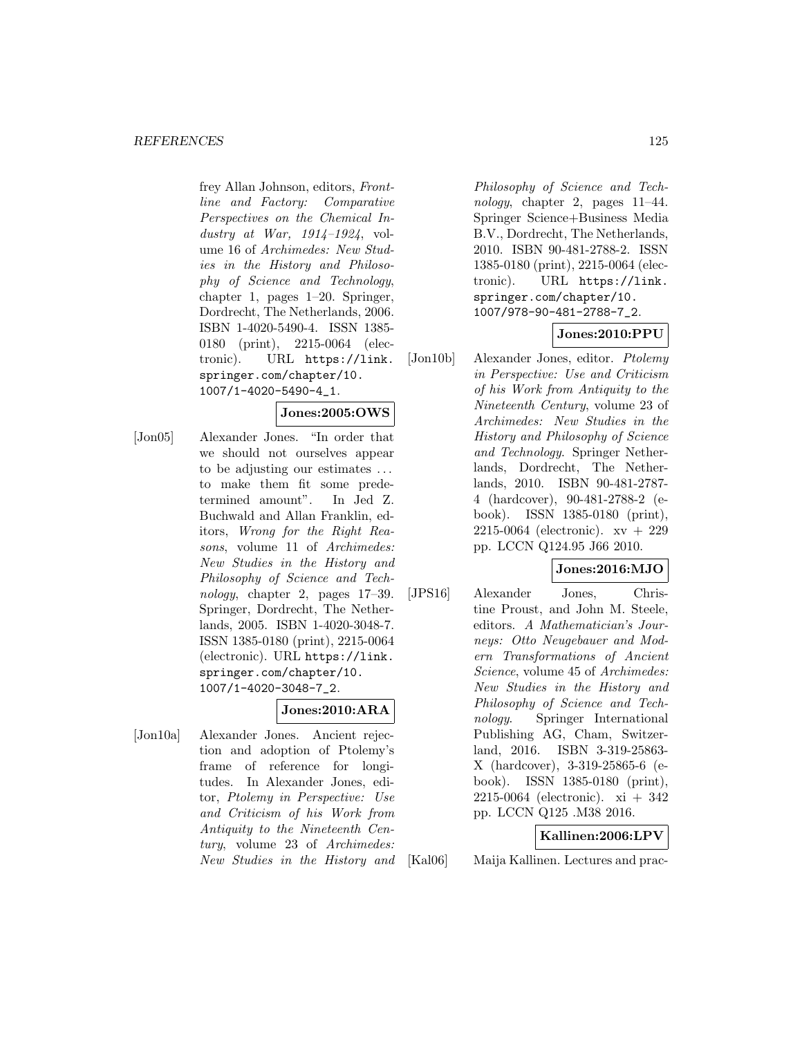frey Allan Johnson, editors, *Frontline and Factory: Comparative Perspectives on the Chemical Industry at War, 1914–1924*, volume 16 of *Archimedes: New Studies in the History and Philosophy of Science and Technology*, chapter 1, pages 1–20. Springer, Dordrecht, The Netherlands, 2006. ISBN 1-4020-5490-4. ISSN 1385-0180 (print), 2215-0064 (electronic). URL `https://link.springer.com/chapter/10.1007/1-4020-5490-4_1`.

**Jones:2005:OWS**

[Jon05] Alexander Jones. "In order that we should not ourselves appear to be adjusting our estimates ... to make them fit some predetermined amount". In Jed Z. Buchwald and Allan Franklin, editors, *Wrong for the Right Reasons*, volume 11 of *Archimedes: New Studies in the History and Philosophy of Science and Technology*, chapter 2, pages 17–39. Springer, Dordrecht, The Netherlands, 2005. ISBN 1-4020-3048-7. ISSN 1385-0180 (print), 2215-0064 (electronic). URL `https://link.springer.com/chapter/10.1007/1-4020-3048-7_2`.

**Jones:2010:ARA**

[Jon10a] Alexander Jones. Ancient rejection and adoption of Ptolemy's frame of reference for longitudes. In Alexander Jones, editor, *Ptolemy in Perspective: Use and Criticism of his Work from Antiquity to the Nineteenth Century*, volume 23 of *Archimedes: New Studies in the History and Philosophy of Science and Technology*, chapter 2, pages 11–44. Springer Science+Business Media B.V., Dordrecht, The Netherlands, 2010. ISBN 90-481-2788-2. ISSN 1385-0180 (print), 2215-0064 (electronic). URL `https://link.springer.com/chapter/10.1007/978-90-481-2788-7_2`.

**Jones:2010:PPU**

[Jon10b] Alexander Jones, editor. *Ptolemy in Perspective: Use and Criticism of his Work from Antiquity to the Nineteenth Century*, volume 23 of *Archimedes: New Studies in the History and Philosophy of Science and Technology*. Springer Netherlands, Dordrecht, The Netherlands, 2010. ISBN 90-481-2787-4 (hardcover), 90-481-2788-2 (e-book). ISSN 1385-0180 (print), 2215-0064 (electronic). xv + 229 pp. LCCN Q124.95 J66 2010.

**Jones:2016:MJO**

[JPS16] Alexander Jones, Christine Proust, and John M. Steele, editors. *A Mathematician's Journeys: Otto Neugebauer and Modern Transformations of Ancient Science*, volume 45 of *Archimedes: New Studies in the History and Philosophy of Science and Technology*. Springer International Publishing AG, Cham, Switzerland, 2016. ISBN 3-319-25863-X (hardcover), 3-319-25865-6 (e-book). ISSN 1385-0180 (print), 2215-0064 (electronic). xi + 342 pp. LCCN Q125 .M38 2016.

**Kallinen:2006:LPV**

[Kal06] Maija Kallinen. Lectures and prac-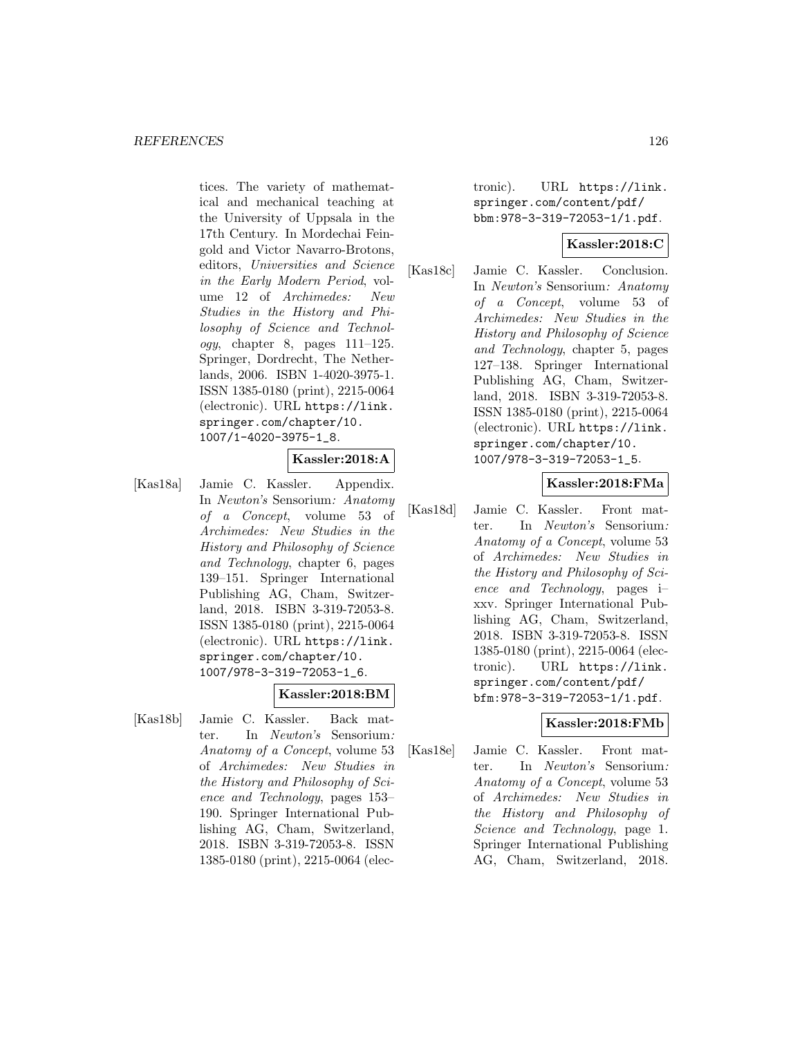tices. The variety of mathematical and mechanical teaching at the University of Uppsala in the 17th Century. In Mordechai Feingold and Victor Navarro-Brotons, editors, *Universities and Science in the Early Modern Period*, volume 12 of *Archimedes: New Studies in the History and Philosophy of Science and Technology*, chapter 8, pages 111–125. Springer, Dordrecht, The Netherlands, 2006. ISBN 1-4020-3975-1. ISSN 1385-0180 (print), 2215-0064 (electronic). URL `https://link.springer.com/chapter/10.1007/1-4020-3975-1_8`.

**Kassler:2018:A**

[Kas18a] Jamie C. Kassler. Appendix. In *Newton's* Sensorium*: Anatomy of a Concept*, volume 53 of *Archimedes: New Studies in the History and Philosophy of Science and Technology*, chapter 6, pages 139–151. Springer International Publishing AG, Cham, Switzerland, 2018. ISBN 3-319-72053-8. ISSN 1385-0180 (print), 2215-0064 (electronic). URL `https://link.springer.com/chapter/10.1007/978-3-319-72053-1_6`.

**Kassler:2018:BM**

[Kas18b] Jamie C. Kassler. Back matter. In *Newton's* Sensorium*: Anatomy of a Concept*, volume 53 of *Archimedes: New Studies in the History and Philosophy of Science and Technology*, pages 153–190. Springer International Publishing AG, Cham, Switzerland, 2018. ISBN 3-319-72053-8. ISSN 1385-0180 (print), 2215-0064 (electronic). URL `https://link.springer.com/content/pdf/bbm:978-3-319-72053-1/1.pdf`.

**Kassler:2018:C**

[Kas18c] Jamie C. Kassler. Conclusion. In *Newton's* Sensorium*: Anatomy of a Concept*, volume 53 of *Archimedes: New Studies in the History and Philosophy of Science and Technology*, chapter 5, pages 127–138. Springer International Publishing AG, Cham, Switzerland, 2018. ISBN 3-319-72053-8. ISSN 1385-0180 (print), 2215-0064 (electronic). URL `https://link.springer.com/chapter/10.1007/978-3-319-72053-1_5`.

**Kassler:2018:FMa**

[Kas18d] Jamie C. Kassler. Front matter. In *Newton's* Sensorium*: Anatomy of a Concept*, volume 53 of *Archimedes: New Studies in the History and Philosophy of Science and Technology*, pages i–xxv. Springer International Publishing AG, Cham, Switzerland, 2018. ISBN 3-319-72053-8. ISSN 1385-0180 (print), 2215-0064 (electronic). URL `https://link.springer.com/content/pdf/bfm:978-3-319-72053-1/1.pdf`.

**Kassler:2018:FMb**

[Kas18e] Jamie C. Kassler. Front matter. In *Newton's* Sensorium*: Anatomy of a Concept*, volume 53 of *Archimedes: New Studies in the History and Philosophy of Science and Technology*, page 1. Springer International Publishing AG, Cham, Switzerland, 2018.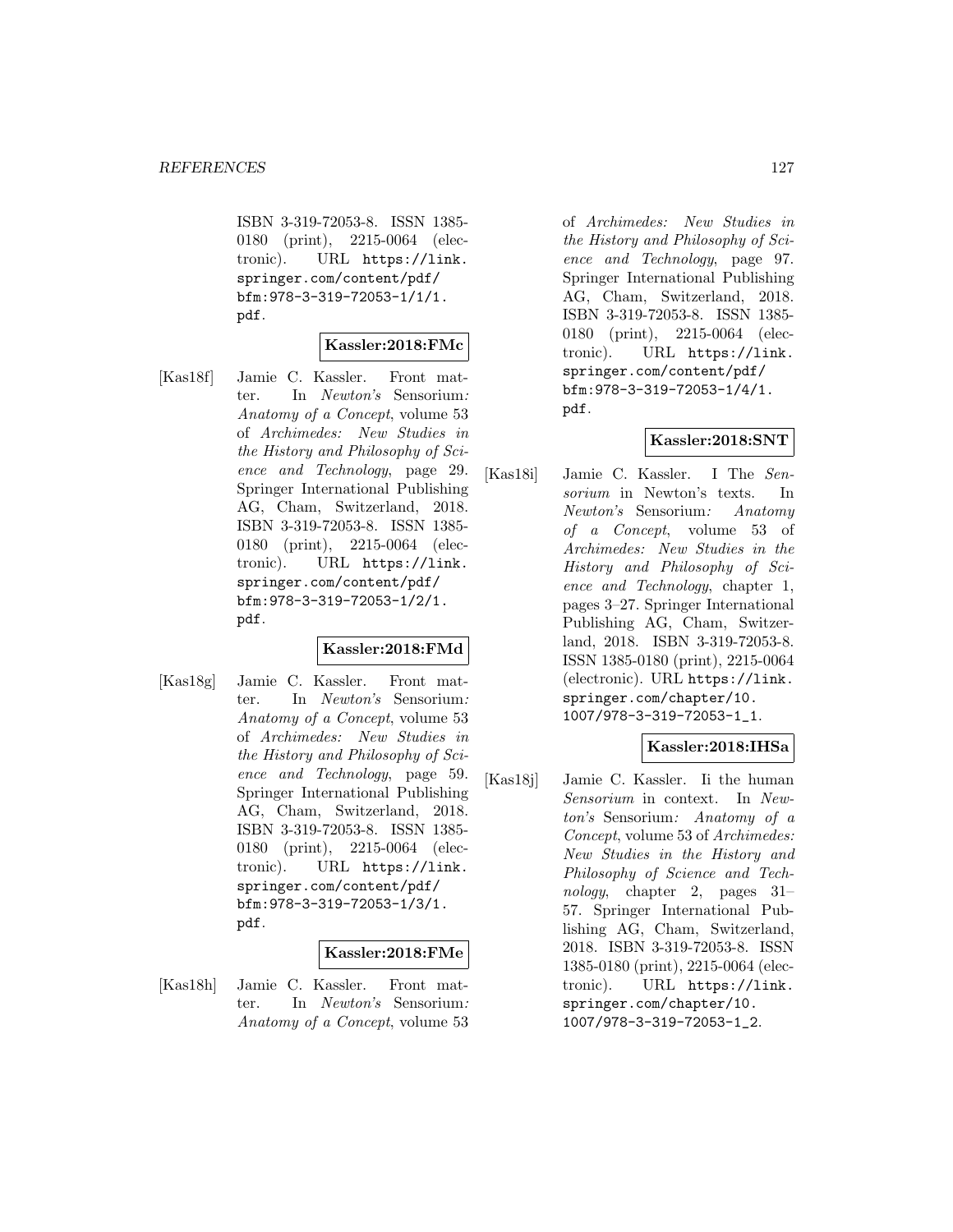ISBN 3-319-72053-8. ISSN 1385-0180 (print), 2215-0064 (electronic). URL https://link.springer.com/content/pdf/bfm:978-3-319-72053-1/1/1.pdf.

**Kassler:2018:FMc**

[Kas18f] Jamie C. Kassler. Front matter. In *Newton's* Sensorium*: Anatomy of a Concept*, volume 53 of *Archimedes: New Studies in the History and Philosophy of Science and Technology*, page 29. Springer International Publishing AG, Cham, Switzerland, 2018. ISBN 3-319-72053-8. ISSN 1385-0180 (print), 2215-0064 (electronic). URL https://link.springer.com/content/pdf/bfm:978-3-319-72053-1/2/1.pdf.

**Kassler:2018:FMd**

[Kas18g] Jamie C. Kassler. Front matter. In *Newton's* Sensorium*: Anatomy of a Concept*, volume 53 of *Archimedes: New Studies in the History and Philosophy of Science and Technology*, page 59. Springer International Publishing AG, Cham, Switzerland, 2018. ISBN 3-319-72053-8. ISSN 1385-0180 (print), 2215-0064 (electronic). URL https://link.springer.com/content/pdf/bfm:978-3-319-72053-1/3/1.pdf.

**Kassler:2018:FMe**

[Kas18h] Jamie C. Kassler. Front matter. In *Newton's* Sensorium*: Anatomy of a Concept*, volume 53 of *Archimedes: New Studies in the History and Philosophy of Science and Technology*, page 97. Springer International Publishing AG, Cham, Switzerland, 2018. ISBN 3-319-72053-8. ISSN 1385-0180 (print), 2215-0064 (electronic). URL https://link.springer.com/content/pdf/bfm:978-3-319-72053-1/4/1.pdf.

**Kassler:2018:SNT**

[Kas18i] Jamie C. Kassler. I The *Sensorium* in Newton's texts. In *Newton's* Sensorium*: Anatomy of a Concept*, volume 53 of *Archimedes: New Studies in the History and Philosophy of Science and Technology*, chapter 1, pages 3–27. Springer International Publishing AG, Cham, Switzerland, 2018. ISBN 3-319-72053-8. ISSN 1385-0180 (print), 2215-0064 (electronic). URL https://link.springer.com/chapter/10.1007/978-3-319-72053-1_1.

**Kassler:2018:IHSa**

[Kas18j] Jamie C. Kassler. Ii the human *Sensorium* in context. In *Newton's* Sensorium*: Anatomy of a Concept*, volume 53 of *Archimedes: New Studies in the History and Philosophy of Science and Technology*, chapter 2, pages 31–57. Springer International Publishing AG, Cham, Switzerland, 2018. ISBN 3-319-72053-8. ISSN 1385-0180 (print), 2215-0064 (electronic). URL https://link.springer.com/chapter/10.1007/978-3-319-72053-1_2.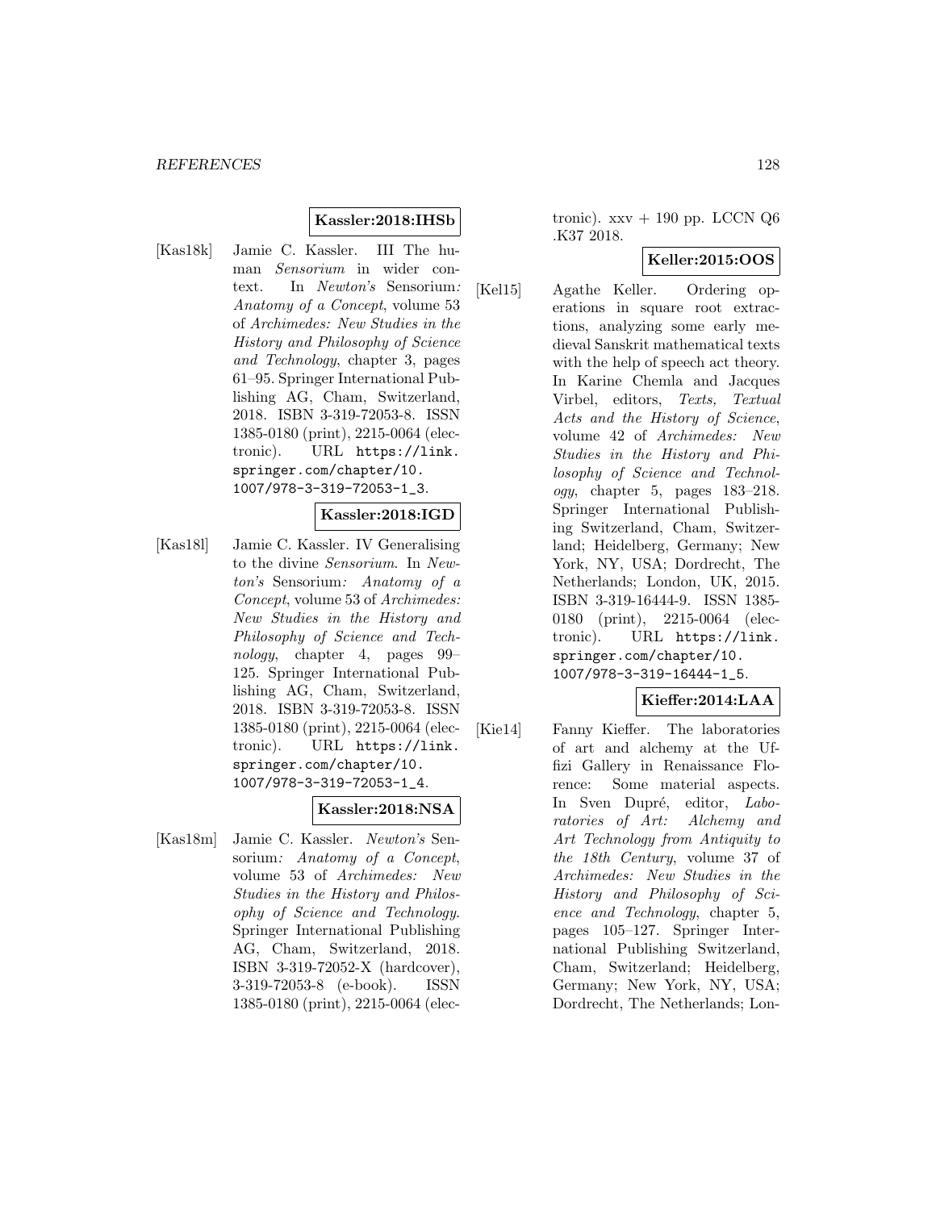**Kassler:2018:IHSb**

[Kas18k] Jamie C. Kassler. III The human *Sensorium* in wider context. In *Newton's* Sensorium*: Anatomy of a Concept*, volume 53 of *Archimedes: New Studies in the History and Philosophy of Science and Technology*, chapter 3, pages 61–95. Springer International Publishing AG, Cham, Switzerland, 2018. ISBN 3-319-72053-8. ISSN 1385-0180 (print), 2215-0064 (electronic). URL `https://link.springer.com/chapter/10.1007/978-3-319-72053-1_3`.

**Kassler:2018:IGD**

[Kas18l] Jamie C. Kassler. IV Generalising to the divine *Sensorium*. In *Newton's* Sensorium*: Anatomy of a Concept*, volume 53 of *Archimedes: New Studies in the History and Philosophy of Science and Technology*, chapter 4, pages 99–125. Springer International Publishing AG, Cham, Switzerland, 2018. ISBN 3-319-72053-8. ISSN 1385-0180 (print), 2215-0064 (electronic). URL `https://link.springer.com/chapter/10.1007/978-3-319-72053-1_4`.

**Kassler:2018:NSA**

[Kas18m] Jamie C. Kassler. *Newton's* Sensorium*: Anatomy of a Concept*, volume 53 of *Archimedes: New Studies in the History and Philosophy of Science and Technology*. Springer International Publishing AG, Cham, Switzerland, 2018. ISBN 3-319-72052-X (hardcover), 3-319-72053-8 (e-book). ISSN 1385-0180 (print), 2215-0064 (electronic). xxv + 190 pp. LCCN Q6 .K37 2018.

**Keller:2015:OOS**

[Kel15] Agathe Keller. Ordering operations in square root extractions, analyzing some early medieval Sanskrit mathematical texts with the help of speech act theory. In Karine Chemla and Jacques Virbel, editors, *Texts, Textual Acts and the History of Science*, volume 42 of *Archimedes: New Studies in the History and Philosophy of Science and Technology*, chapter 5, pages 183–218. Springer International Publishing Switzerland, Cham, Switzerland; Heidelberg, Germany; New York, NY, USA; Dordrecht, The Netherlands; London, UK, 2015. ISBN 3-319-16444-9. ISSN 1385-0180 (print), 2215-0064 (electronic). URL `https://link.springer.com/chapter/10.1007/978-3-319-16444-1_5`.

**Kieffer:2014:LAA**

[Kie14] Fanny Kieffer. The laboratories of art and alchemy at the Uffizi Gallery in Renaissance Florence: Some material aspects. In Sven Dupré, editor, *Laboratories of Art: Alchemy and Art Technology from Antiquity to the 18th Century*, volume 37 of *Archimedes: New Studies in the History and Philosophy of Science and Technology*, chapter 5, pages 105–127. Springer International Publishing Switzerland, Cham, Switzerland; Heidelberg, Germany; New York, NY, USA; Dordrecht, The Netherlands; Lon-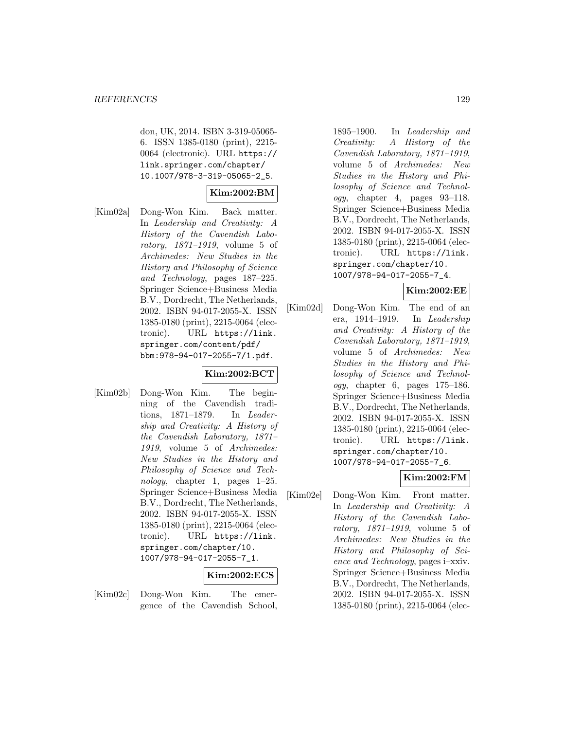don, UK, 2014. ISBN 3-319-05065-6. ISSN 1385-0180 (print), 2215-0064 (electronic). URL https://link.springer.com/chapter/10.1007/978-3-319-05065-2_5.

**Kim:2002:BM**

[Kim02a] Dong-Won Kim. Back matter. In *Leadership and Creativity: A History of the Cavendish Laboratory, 1871–1919*, volume 5 of *Archimedes: New Studies in the History and Philosophy of Science and Technology*, pages 187–225. Springer Science+Business Media B.V., Dordrecht, The Netherlands, 2002. ISBN 94-017-2055-X. ISSN 1385-0180 (print), 2215-0064 (electronic). URL https://link.springer.com/content/pdf/bbm:978-94-017-2055-7/1.pdf.

**Kim:2002:BCT**

[Kim02b] Dong-Won Kim. The beginning of the Cavendish traditions, 1871–1879. In *Leadership and Creativity: A History of the Cavendish Laboratory, 1871–1919*, volume 5 of *Archimedes: New Studies in the History and Philosophy of Science and Technology*, chapter 1, pages 1–25. Springer Science+Business Media B.V., Dordrecht, The Netherlands, 2002. ISBN 94-017-2055-X. ISSN 1385-0180 (print), 2215-0064 (electronic). URL https://link.springer.com/chapter/10.1007/978-94-017-2055-7_1.

**Kim:2002:ECS**

[Kim02c] Dong-Won Kim. The emergence of the Cavendish School, 1895–1900. In *Leadership and Creativity: A History of the Cavendish Laboratory, 1871–1919*, volume 5 of *Archimedes: New Studies in the History and Philosophy of Science and Technology*, chapter 4, pages 93–118. Springer Science+Business Media B.V., Dordrecht, The Netherlands, 2002. ISBN 94-017-2055-X. ISSN 1385-0180 (print), 2215-0064 (electronic). URL https://link.springer.com/chapter/10.1007/978-94-017-2055-7_4.

**Kim:2002:EE**

[Kim02d] Dong-Won Kim. The end of an era, 1914–1919. In *Leadership and Creativity: A History of the Cavendish Laboratory, 1871–1919*, volume 5 of *Archimedes: New Studies in the History and Philosophy of Science and Technology*, chapter 6, pages 175–186. Springer Science+Business Media B.V., Dordrecht, The Netherlands, 2002. ISBN 94-017-2055-X. ISSN 1385-0180 (print), 2215-0064 (electronic). URL https://link.springer.com/chapter/10.1007/978-94-017-2055-7_6.

**Kim:2002:FM**

[Kim02e] Dong-Won Kim. Front matter. In *Leadership and Creativity: A History of the Cavendish Laboratory, 1871–1919*, volume 5 of *Archimedes: New Studies in the History and Philosophy of Science and Technology*, pages i–xxiv. Springer Science+Business Media B.V., Dordrecht, The Netherlands, 2002. ISBN 94-017-2055-X. ISSN 1385-0180 (print), 2215-0064 (elec-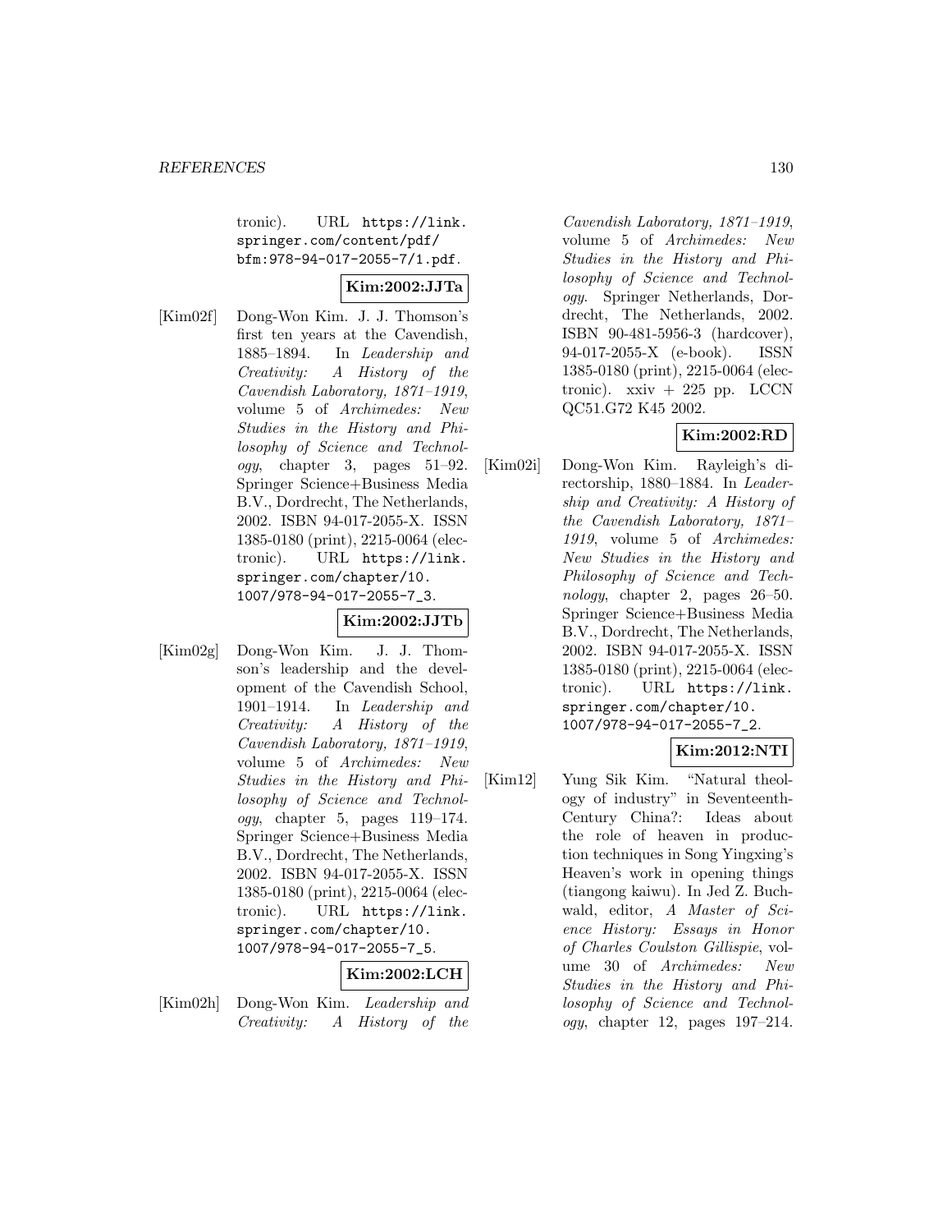tronic). URL `https://link.springer.com/content/pdf/bfm:978-94-017-2055-7/1.pdf`.

**Kim:2002:JJTa**

[Kim02f] Dong-Won Kim. J. J. Thomson's first ten years at the Cavendish, 1885–1894. In *Leadership and Creativity: A History of the Cavendish Laboratory, 1871–1919*, volume 5 of *Archimedes: New Studies in the History and Philosophy of Science and Technology*, chapter 3, pages 51–92. Springer Science+Business Media B.V., Dordrecht, The Netherlands, 2002. ISBN 94-017-2055-X. ISSN 1385-0180 (print), 2215-0064 (electronic). URL `https://link.springer.com/chapter/10.1007/978-94-017-2055-7_3`.

**Kim:2002:JJTb**

[Kim02g] Dong-Won Kim. J. J. Thomson's leadership and the development of the Cavendish School, 1901–1914. In *Leadership and Creativity: A History of the Cavendish Laboratory, 1871–1919*, volume 5 of *Archimedes: New Studies in the History and Philosophy of Science and Technology*, chapter 5, pages 119–174. Springer Science+Business Media B.V., Dordrecht, The Netherlands, 2002. ISBN 94-017-2055-X. ISSN 1385-0180 (print), 2215-0064 (electronic). URL `https://link.springer.com/chapter/10.1007/978-94-017-2055-7_5`.

**Kim:2002:LCH**

[Kim02h] Dong-Won Kim. *Leadership and Creativity: A History of the Cavendish Laboratory, 1871–1919*, volume 5 of *Archimedes: New Studies in the History and Philosophy of Science and Technology*. Springer Netherlands, Dordrecht, The Netherlands, 2002. ISBN 90-481-5956-3 (hardcover), 94-017-2055-X (e-book). ISSN 1385-0180 (print), 2215-0064 (electronic). xxiv + 225 pp. LCCN QC51.G72 K45 2002.

**Kim:2002:RD**

[Kim02i] Dong-Won Kim. Rayleigh's directorship, 1880–1884. In *Leadership and Creativity: A History of the Cavendish Laboratory, 1871–1919*, volume 5 of *Archimedes: New Studies in the History and Philosophy of Science and Technology*, chapter 2, pages 26–50. Springer Science+Business Media B.V., Dordrecht, The Netherlands, 2002. ISBN 94-017-2055-X. ISSN 1385-0180 (print), 2215-0064 (electronic). URL `https://link.springer.com/chapter/10.1007/978-94-017-2055-7_2`.

**Kim:2012:NTI**

[Kim12] Yung Sik Kim. "Natural theology of industry" in Seventeenth-Century China?: Ideas about the role of heaven in production techniques in Song Yingxing's Heaven's work in opening things (tiangong kaiwu). In Jed Z. Buchwald, editor, *A Master of Science History: Essays in Honor of Charles Coulston Gillispie*, volume 30 of *Archimedes: New Studies in the History and Philosophy of Science and Technology*, chapter 12, pages 197–214.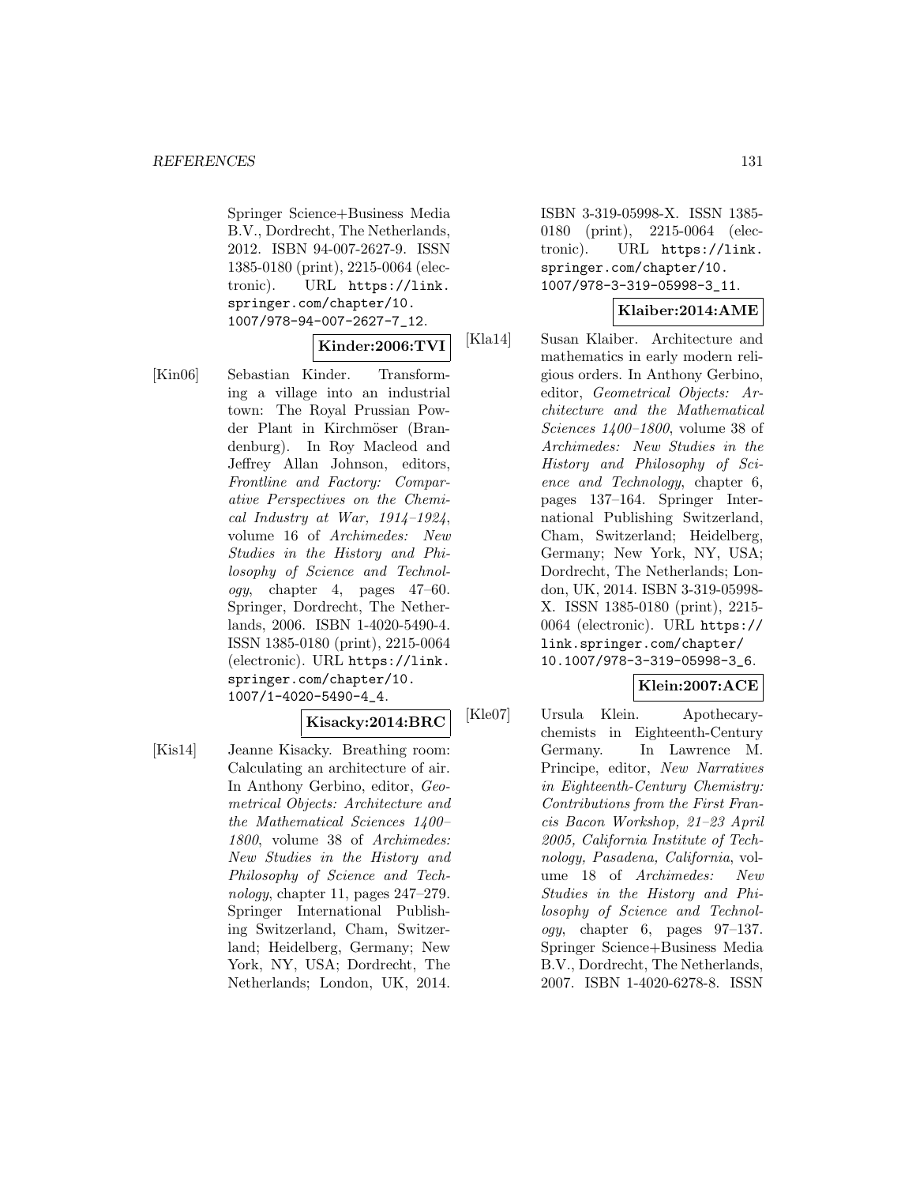Springer Science+Business Media B.V., Dordrecht, The Netherlands, 2012. ISBN 94-007-2627-9. ISSN 1385-0180 (print), 2215-0064 (electronic). URL https://link.springer.com/chapter/10.1007/978-94-007-2627-7_12.

**Kinder:2006:TVI**

[Kin06] Sebastian Kinder. Transforming a village into an industrial town: The Royal Prussian Powder Plant in Kirchmöser (Brandenburg). In Roy Macleod and Jeffrey Allan Johnson, editors, *Frontline and Factory: Comparative Perspectives on the Chemical Industry at War, 1914–1924*, volume 16 of *Archimedes: New Studies in the History and Philosophy of Science and Technology*, chapter 4, pages 47–60. Springer, Dordrecht, The Netherlands, 2006. ISBN 1-4020-5490-4. ISSN 1385-0180 (print), 2215-0064 (electronic). URL https://link.springer.com/chapter/10.1007/1-4020-5490-4_4.

**Kisacky:2014:BRC**

[Kis14] Jeanne Kisacky. Breathing room: Calculating an architecture of air. In Anthony Gerbino, editor, *Geometrical Objects: Architecture and the Mathematical Sciences 1400–1800*, volume 38 of *Archimedes: New Studies in the History and Philosophy of Science and Technology*, chapter 11, pages 247–279. Springer International Publishing Switzerland, Cham, Switzerland; Heidelberg, Germany; New York, NY, USA; Dordrecht, The Netherlands; London, UK, 2014. ISBN 3-319-05998-X. ISSN 1385-0180 (print), 2215-0064 (electronic). URL https://link.springer.com/chapter/10.1007/978-3-319-05998-3_11.

**Klaiber:2014:AME**

[Kla14] Susan Klaiber. Architecture and mathematics in early modern religious orders. In Anthony Gerbino, editor, *Geometrical Objects: Architecture and the Mathematical Sciences 1400–1800*, volume 38 of *Archimedes: New Studies in the History and Philosophy of Science and Technology*, chapter 6, pages 137–164. Springer International Publishing Switzerland, Cham, Switzerland; Heidelberg, Germany; New York, NY, USA; Dordrecht, The Netherlands; London, UK, 2014. ISBN 3-319-05998-X. ISSN 1385-0180 (print), 2215-0064 (electronic). URL https://link.springer.com/chapter/10.1007/978-3-319-05998-3_6.

**Klein:2007:ACE**

[Kle07] Ursula Klein. Apothecary-chemists in Eighteenth-Century Germany. In Lawrence M. Principe, editor, *New Narratives in Eighteenth-Century Chemistry: Contributions from the First Francis Bacon Workshop, 21–23 April 2005, California Institute of Technology, Pasadena, California*, volume 18 of *Archimedes: New Studies in the History and Philosophy of Science and Technology*, chapter 6, pages 97–137. Springer Science+Business Media B.V., Dordrecht, The Netherlands, 2007. ISBN 1-4020-6278-8. ISSN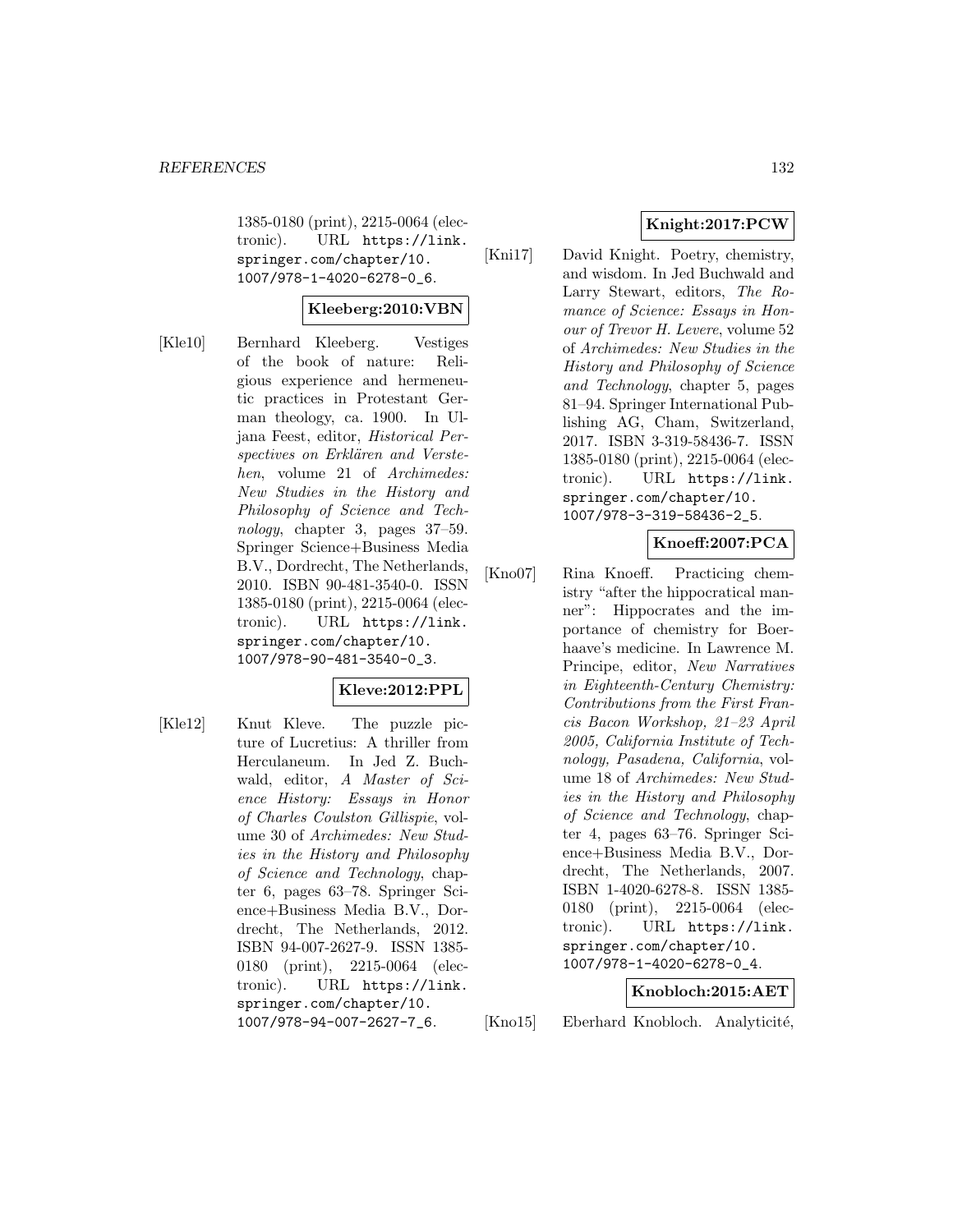1385-0180 (print), 2215-0064 (electronic). URL https://link.springer.com/chapter/10.1007/978-1-4020-6278-0_6.

**Kleeberg:2010:VBN**

[Kle10] Bernhard Kleeberg. Vestiges of the book of nature: Religious experience and hermeneutic practices in Protestant German theology, ca. 1900. In Uljana Feest, editor, *Historical Perspectives on Erklären and Verstehen*, volume 21 of *Archimedes: New Studies in the History and Philosophy of Science and Technology*, chapter 3, pages 37–59. Springer Science+Business Media B.V., Dordrecht, The Netherlands, 2010. ISBN 90-481-3540-0. ISSN 1385-0180 (print), 2215-0064 (electronic). URL https://link.springer.com/chapter/10.1007/978-90-481-3540-0_3.

**Kleve:2012:PPL**

[Kle12] Knut Kleve. The puzzle picture of Lucretius: A thriller from Herculaneum. In Jed Z. Buchwald, editor, *A Master of Science History: Essays in Honor of Charles Coulston Gillispie*, volume 30 of *Archimedes: New Studies in the History and Philosophy of Science and Technology*, chapter 6, pages 63–78. Springer Science+Business Media B.V., Dordrecht, The Netherlands, 2012. ISBN 94-007-2627-9. ISSN 1385-0180 (print), 2215-0064 (electronic). URL https://link.springer.com/chapter/10.1007/978-94-007-2627-7_6.

**Knight:2017:PCW**

[Kni17] David Knight. Poetry, chemistry, and wisdom. In Jed Buchwald and Larry Stewart, editors, *The Romance of Science: Essays in Honour of Trevor H. Levere*, volume 52 of *Archimedes: New Studies in the History and Philosophy of Science and Technology*, chapter 5, pages 81–94. Springer International Publishing AG, Cham, Switzerland, 2017. ISBN 3-319-58436-7. ISSN 1385-0180 (print), 2215-0064 (electronic). URL https://link.springer.com/chapter/10.1007/978-3-319-58436-2_5.

**Knoeff:2007:PCA**

[Kno07] Rina Knoeff. Practicing chemistry "after the hippocratical manner": Hippocrates and the importance of chemistry for Boerhaave's medicine. In Lawrence M. Principe, editor, *New Narratives in Eighteenth-Century Chemistry: Contributions from the First Francis Bacon Workshop, 21–23 April 2005, California Institute of Technology, Pasadena, California*, volume 18 of *Archimedes: New Studies in the History and Philosophy of Science and Technology*, chapter 4, pages 63–76. Springer Science+Business Media B.V., Dordrecht, The Netherlands, 2007. ISBN 1-4020-6278-8. ISSN 1385-0180 (print), 2215-0064 (electronic). URL https://link.springer.com/chapter/10.1007/978-1-4020-6278-0_4.

**Knobloch:2015:AET**

[Kno15] Eberhard Knobloch. Analyticité,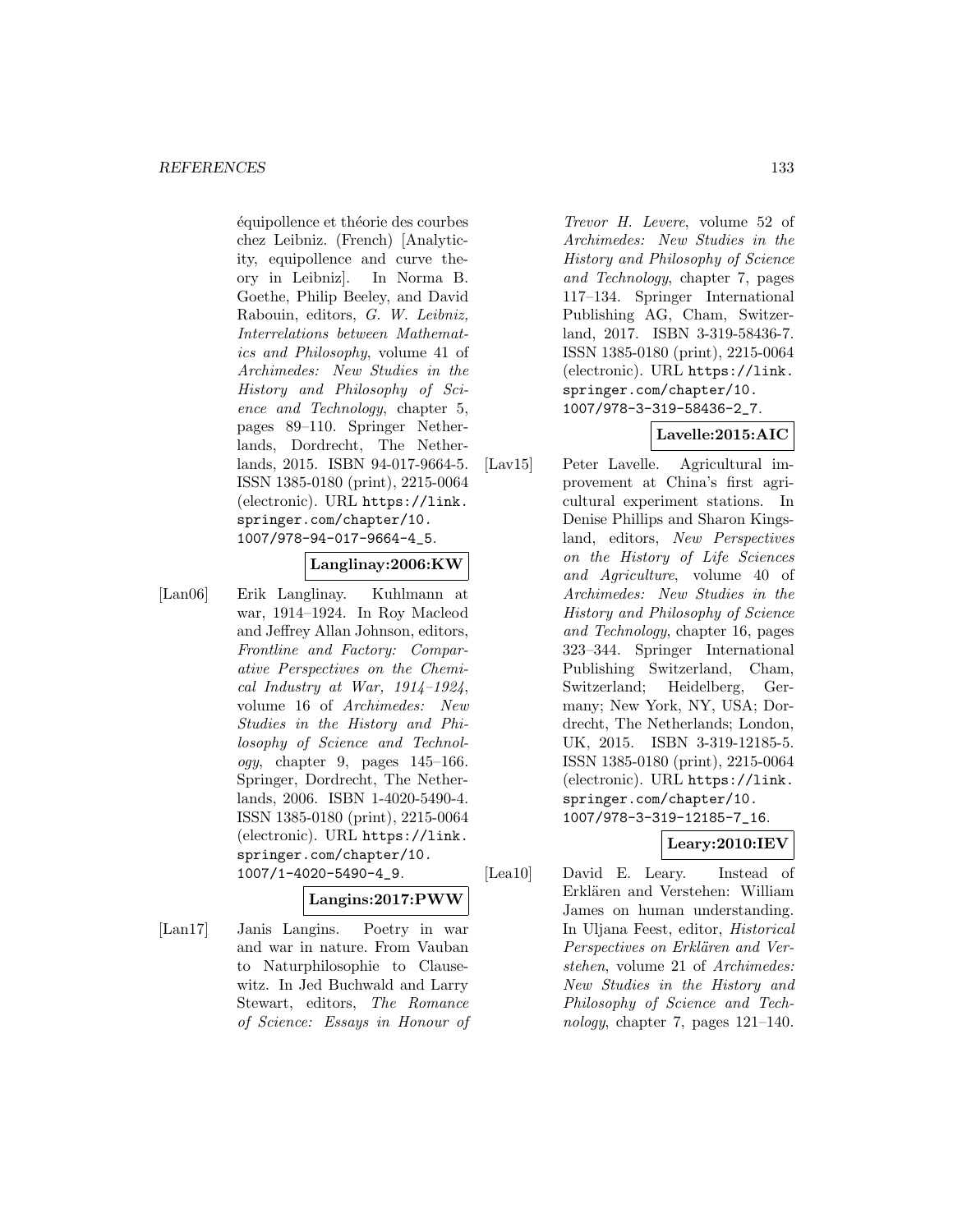équipollence et théorie des courbes chez Leibniz. (French) [Analyticity, equipollence and curve theory in Leibniz]. In Norma B. Goethe, Philip Beeley, and David Rabouin, editors, *G. W. Leibniz, Interrelations between Mathematics and Philosophy*, volume 41 of *Archimedes: New Studies in the History and Philosophy of Science and Technology*, chapter 5, pages 89–110. Springer Netherlands, Dordrecht, The Netherlands, 2015. ISBN 94-017-9664-5. ISSN 1385-0180 (print), 2215-0064 (electronic). URL https://link.springer.com/chapter/10.1007/978-94-017-9664-4_5.

**Langlinay:2006:KW**

[Lan06] Erik Langlinay. Kuhlmann at war, 1914–1924. In Roy Macleod and Jeffrey Allan Johnson, editors, *Frontline and Factory: Comparative Perspectives on the Chemical Industry at War, 1914–1924*, volume 16 of *Archimedes: New Studies in the History and Philosophy of Science and Technology*, chapter 9, pages 145–166. Springer, Dordrecht, The Netherlands, 2006. ISBN 1-4020-5490-4. ISSN 1385-0180 (print), 2215-0064 (electronic). URL https://link.springer.com/chapter/10.1007/1-4020-5490-4_9.

**Langins:2017:PWW**

[Lan17] Janis Langins. Poetry in war and war in nature. From Vauban to Naturphilosophie to Clausewitz. In Jed Buchwald and Larry Stewart, editors, *The Romance of Science: Essays in Honour of Trevor H. Levere*, volume 52 of *Archimedes: New Studies in the History and Philosophy of Science and Technology*, chapter 7, pages 117–134. Springer International Publishing AG, Cham, Switzerland, 2017. ISBN 3-319-58436-7. ISSN 1385-0180 (print), 2215-0064 (electronic). URL https://link.springer.com/chapter/10.1007/978-3-319-58436-2_7.

**Lavelle:2015:AIC**

[Lav15] Peter Lavelle. Agricultural improvement at China's first agricultural experiment stations. In Denise Phillips and Sharon Kingsland, editors, *New Perspectives on the History of Life Sciences and Agriculture*, volume 40 of *Archimedes: New Studies in the History and Philosophy of Science and Technology*, chapter 16, pages 323–344. Springer International Publishing Switzerland, Cham, Switzerland; Heidelberg, Germany; New York, NY, USA; Dordrecht, The Netherlands; London, UK, 2015. ISBN 3-319-12185-5. ISSN 1385-0180 (print), 2215-0064 (electronic). URL https://link.springer.com/chapter/10.1007/978-3-319-12185-7_16.

**Leary:2010:IEV**

[Lea10] David E. Leary. Instead of Erklären and Verstehen: William James on human understanding. In Uljana Feest, editor, *Historical Perspectives on Erklären and Verstehen*, volume 21 of *Archimedes: New Studies in the History and Philosophy of Science and Technology*, chapter 7, pages 121–140.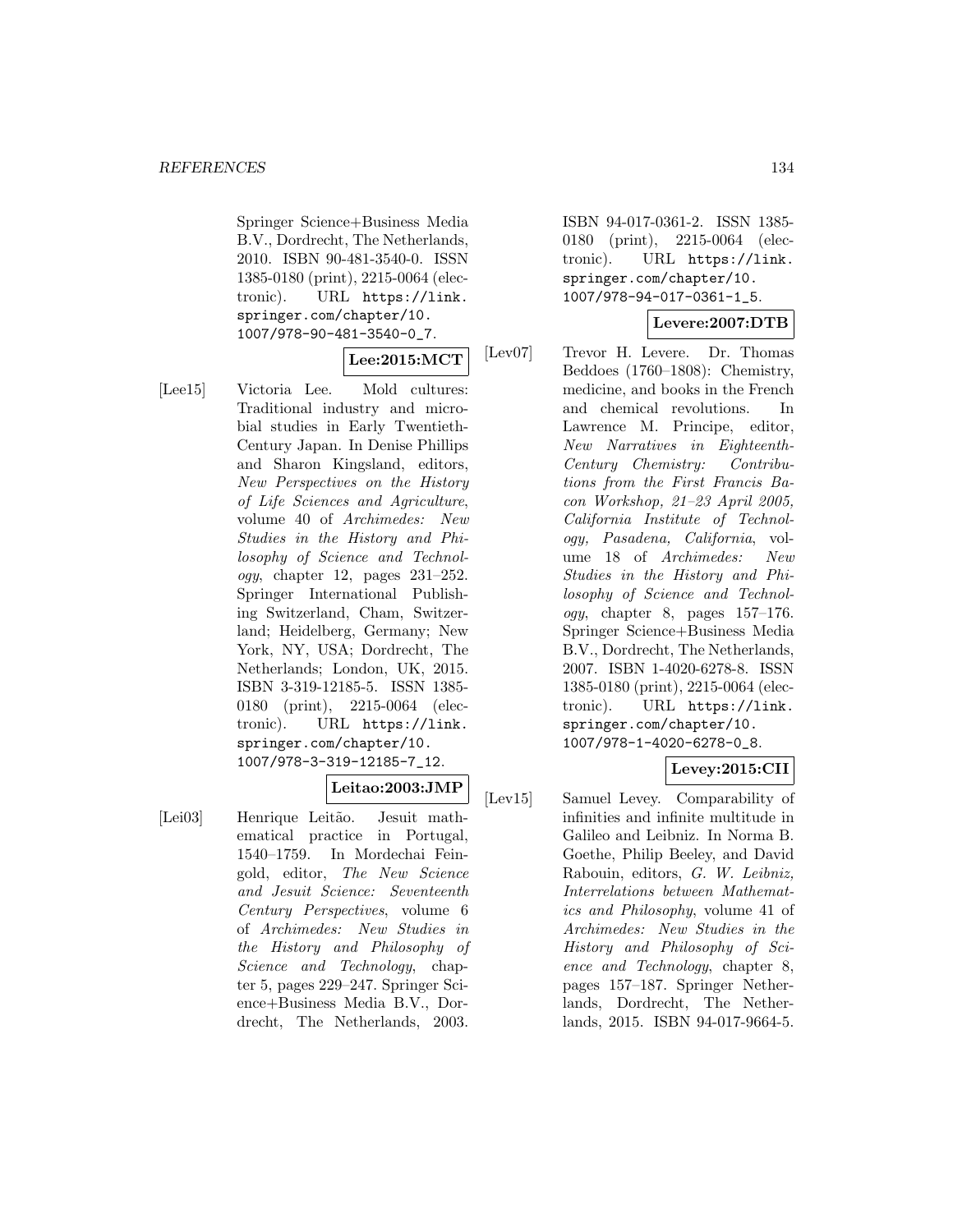Springer Science+Business Media B.V., Dordrecht, The Netherlands, 2010. ISBN 90-481-3540-0. ISSN 1385-0180 (print), 2215-0064 (electronic). URL https://link.springer.com/chapter/10.1007/978-90-481-3540-0_7.

**Lee:2015:MCT**

[Lee15] Victoria Lee. Mold cultures: Traditional industry and microbial studies in Early Twentieth-Century Japan. In Denise Phillips and Sharon Kingsland, editors, *New Perspectives on the History of Life Sciences and Agriculture*, volume 40 of *Archimedes: New Studies in the History and Philosophy of Science and Technology*, chapter 12, pages 231–252. Springer International Publishing Switzerland, Cham, Switzerland; Heidelberg, Germany; New York, NY, USA; Dordrecht, The Netherlands; London, UK, 2015. ISBN 3-319-12185-5. ISSN 1385-0180 (print), 2215-0064 (electronic). URL https://link.springer.com/chapter/10.1007/978-3-319-12185-7_12.

**Leitao:2003:JMP**

[Lei03] Henrique Leitão. Jesuit mathematical practice in Portugal, 1540–1759. In Mordechai Feingold, editor, *The New Science and Jesuit Science: Seventeenth Century Perspectives*, volume 6 of *Archimedes: New Studies in the History and Philosophy of Science and Technology*, chapter 5, pages 229–247. Springer Science+Business Media B.V., Dordrecht, The Netherlands, 2003. ISBN 94-017-0361-2. ISSN 1385-0180 (print), 2215-0064 (electronic). URL https://link.springer.com/chapter/10.1007/978-94-017-0361-1_5.

**Levere:2007:DTB**

[Lev07] Trevor H. Levere. Dr. Thomas Beddoes (1760–1808): Chemistry, medicine, and books in the French and chemical revolutions. In Lawrence M. Principe, editor, *New Narratives in Eighteenth-Century Chemistry: Contributions from the First Francis Bacon Workshop, 21–23 April 2005, California Institute of Technology, Pasadena, California*, volume 18 of *Archimedes: New Studies in the History and Philosophy of Science and Technology*, chapter 8, pages 157–176. Springer Science+Business Media B.V., Dordrecht, The Netherlands, 2007. ISBN 1-4020-6278-8. ISSN 1385-0180 (print), 2215-0064 (electronic). URL https://link.springer.com/chapter/10.1007/978-1-4020-6278-0_8.

**Levey:2015:CII**

[Lev15] Samuel Levey. Comparability of infinities and infinite multitude in Galileo and Leibniz. In Norma B. Goethe, Philip Beeley, and David Rabouin, editors, *G. W. Leibniz, Interrelations between Mathematics and Philosophy*, volume 41 of *Archimedes: New Studies in the History and Philosophy of Science and Technology*, chapter 8, pages 157–187. Springer Netherlands, Dordrecht, The Netherlands, 2015. ISBN 94-017-9664-5.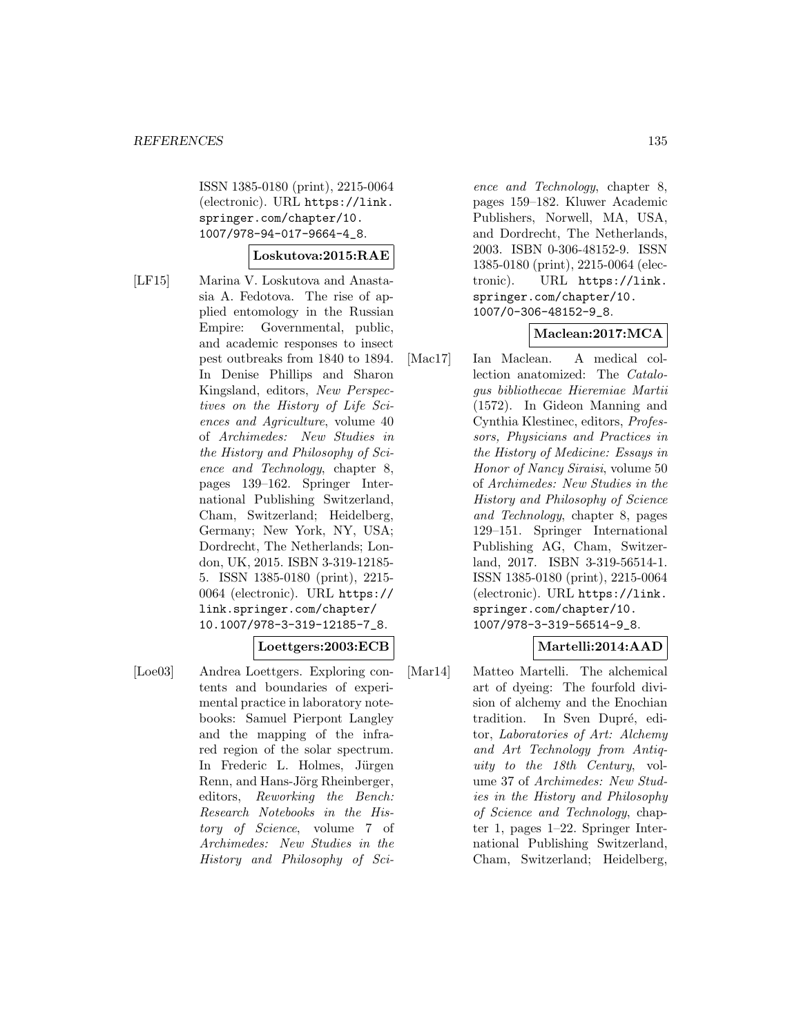ISSN 1385-0180 (print), 2215-0064 (electronic). URL https://link.springer.com/chapter/10.1007/978-94-017-9664-4_8.

**Loskutova:2015:RAE**

[LF15] Marina V. Loskutova and Anastasia A. Fedotova. The rise of applied entomology in the Russian Empire: Governmental, public, and academic responses to insect pest outbreaks from 1840 to 1894. In Denise Phillips and Sharon Kingsland, editors, *New Perspectives on the History of Life Sciences and Agriculture*, volume 40 of *Archimedes: New Studies in the History and Philosophy of Science and Technology*, chapter 8, pages 139–162. Springer International Publishing Switzerland, Cham, Switzerland; Heidelberg, Germany; New York, NY, USA; Dordrecht, The Netherlands; London, UK, 2015. ISBN 3-319-12185-5. ISSN 1385-0180 (print), 2215-0064 (electronic). URL https://link.springer.com/chapter/10.1007/978-3-319-12185-7_8.

**Loettgers:2003:ECB**

[Loe03] Andrea Loettgers. Exploring contents and boundaries of experimental practice in laboratory notebooks: Samuel Pierpont Langley and the mapping of the infrared region of the solar spectrum. In Frederic L. Holmes, Jürgen Renn, and Hans-Jörg Rheinberger, editors, *Reworking the Bench: Research Notebooks in the History of Science*, volume 7 of *Archimedes: New Studies in the History and Philosophy of Science and Technology*, chapter 8, pages 159–182. Kluwer Academic Publishers, Norwell, MA, USA, and Dordrecht, The Netherlands, 2003. ISBN 0-306-48152-9. ISSN 1385-0180 (print), 2215-0064 (electronic). URL https://link.springer.com/chapter/10.1007/0-306-48152-9_8.

**Maclean:2017:MCA**

[Mac17] Ian Maclean. A medical collection anatomized: The *Catalogus bibliothecae Hieremiae Martii* (1572). In Gideon Manning and Cynthia Klestinec, editors, *Professors, Physicians and Practices in the History of Medicine: Essays in Honor of Nancy Siraisi*, volume 50 of *Archimedes: New Studies in the History and Philosophy of Science and Technology*, chapter 8, pages 129–151. Springer International Publishing AG, Cham, Switzerland, 2017. ISBN 3-319-56514-1. ISSN 1385-0180 (print), 2215-0064 (electronic). URL https://link.springer.com/chapter/10.1007/978-3-319-56514-9_8.

**Martelli:2014:AAD**

[Mar14] Matteo Martelli. The alchemical art of dyeing: The fourfold division of alchemy and the Enochian tradition. In Sven Dupré, editor, *Laboratories of Art: Alchemy and Art Technology from Antiquity to the 18th Century*, volume 37 of *Archimedes: New Studies in the History and Philosophy of Science and Technology*, chapter 1, pages 1–22. Springer International Publishing Switzerland, Cham, Switzerland; Heidelberg,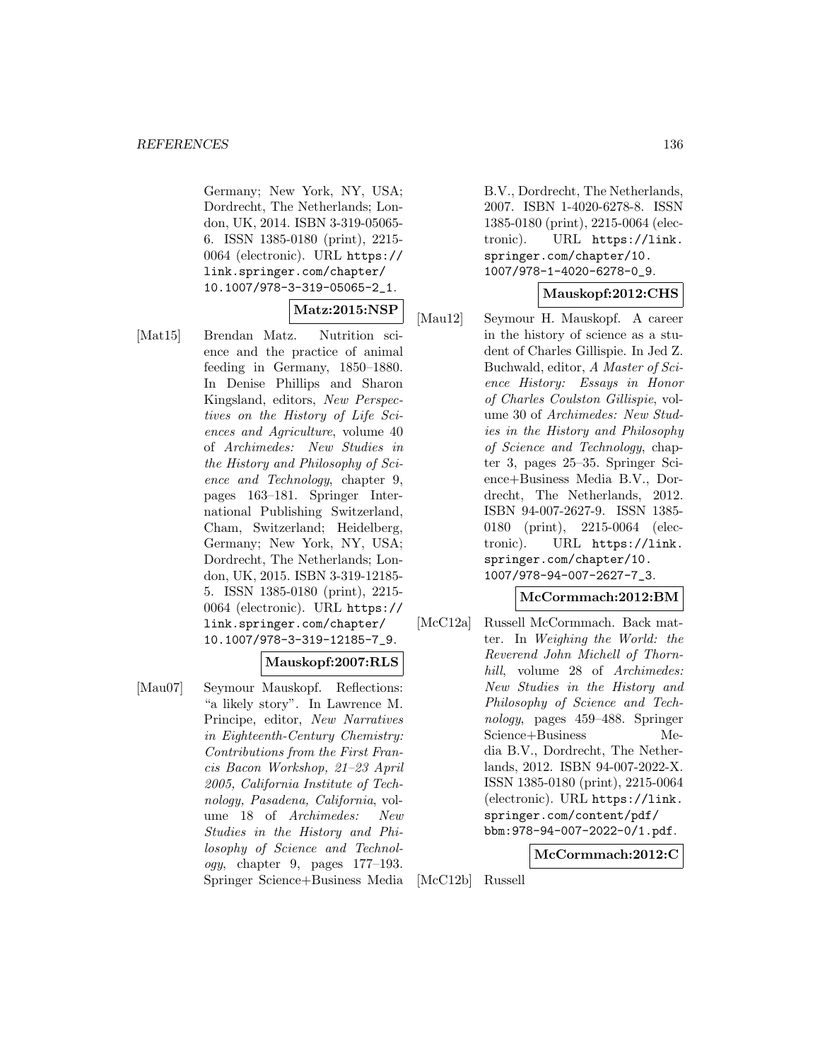Germany; New York, NY, USA; Dordrecht, The Netherlands; London, UK, 2014. ISBN 3-319-05065-6. ISSN 1385-0180 (print), 2215-0064 (electronic). URL https://link.springer.com/chapter/10.1007/978-3-319-05065-2_1.

**Matz:2015:NSP**

[Mat15] Brendan Matz. Nutrition science and the practice of animal feeding in Germany, 1850–1880. In Denise Phillips and Sharon Kingsland, editors, *New Perspectives on the History of Life Sciences and Agriculture*, volume 40 of *Archimedes: New Studies in the History and Philosophy of Science and Technology*, chapter 9, pages 163–181. Springer International Publishing Switzerland, Cham, Switzerland; Heidelberg, Germany; New York, NY, USA; Dordrecht, The Netherlands; London, UK, 2015. ISBN 3-319-12185-5. ISSN 1385-0180 (print), 2215-0064 (electronic). URL https://link.springer.com/chapter/10.1007/978-3-319-12185-7_9.

**Mauskopf:2007:RLS**

[Mau07] Seymour Mauskopf. Reflections: "a likely story". In Lawrence M. Principe, editor, *New Narratives in Eighteenth-Century Chemistry: Contributions from the First Francis Bacon Workshop, 21–23 April 2005, California Institute of Technology, Pasadena, California*, volume 18 of *Archimedes: New Studies in the History and Philosophy of Science and Technology*, chapter 9, pages 177–193. Springer Science+Business Media B.V., Dordrecht, The Netherlands, 2007. ISBN 1-4020-6278-8. ISSN 1385-0180 (print), 2215-0064 (electronic). URL https://link.springer.com/chapter/10.1007/978-1-4020-6278-0_9.

**Mauskopf:2012:CHS**

[Mau12] Seymour H. Mauskopf. A career in the history of science as a student of Charles Gillispie. In Jed Z. Buchwald, editor, *A Master of Science History: Essays in Honor of Charles Coulston Gillispie*, volume 30 of *Archimedes: New Studies in the History and Philosophy of Science and Technology*, chapter 3, pages 25–35. Springer Science+Business Media B.V., Dordrecht, The Netherlands, 2012. ISBN 94-007-2627-9. ISSN 1385-0180 (print), 2215-0064 (electronic). URL https://link.springer.com/chapter/10.1007/978-94-007-2627-7_3.

**McCormmach:2012:BM**

[McC12a] Russell McCormmach. Back matter. In *Weighing the World: the Reverend John Michell of Thornhill*, volume 28 of *Archimedes: New Studies in the History and Philosophy of Science and Technology*, pages 459–488. Springer Science+Business Media B.V., Dordrecht, The Netherlands, 2012. ISBN 94-007-2022-X. ISSN 1385-0180 (print), 2215-0064 (electronic). URL https://link.springer.com/content/pdf/bbm:978-94-007-2022-0/1.pdf.

**McCormmach:2012:C**

[McC12b] Russell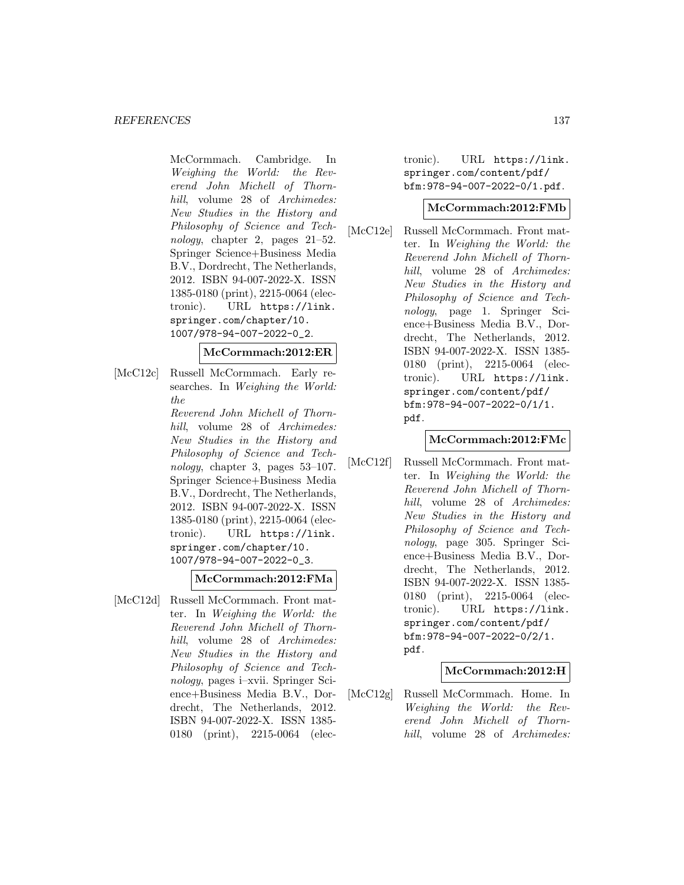McCormmach. Cambridge. In *Weighing the World: the Reverend John Michell of Thornhill*, volume 28 of *Archimedes: New Studies in the History and Philosophy of Science and Technology*, chapter 2, pages 21–52. Springer Science+Business Media B.V., Dordrecht, The Netherlands, 2012. ISBN 94-007-2022-X. ISSN 1385-0180 (print), 2215-0064 (electronic). URL https://link.springer.com/chapter/10.1007/978-94-007-2022-0_2.

**McCormmach:2012:ER**

[McC12c] Russell McCormmach. Early researches. In *Weighing the World: the Reverend John Michell of Thornhill*, volume 28 of *Archimedes: New Studies in the History and Philosophy of Science and Technology*, chapter 3, pages 53–107. Springer Science+Business Media B.V., Dordrecht, The Netherlands, 2012. ISBN 94-007-2022-X. ISSN 1385-0180 (print), 2215-0064 (electronic). URL https://link.springer.com/chapter/10.1007/978-94-007-2022-0_3.

**McCormmach:2012:FMa**

[McC12d] Russell McCormmach. Front matter. In *Weighing the World: the Reverend John Michell of Thornhill*, volume 28 of *Archimedes: New Studies in the History and Philosophy of Science and Technology*, pages i–xvii. Springer Science+Business Media B.V., Dordrecht, The Netherlands, 2012. ISBN 94-007-2022-X. ISSN 1385-0180 (print), 2215-0064 (electronic). URL https://link.springer.com/content/pdf/bfm:978-94-007-2022-0/1.pdf.

**McCormmach:2012:FMb**

[McC12e] Russell McCormmach. Front matter. In *Weighing the World: the Reverend John Michell of Thornhill*, volume 28 of *Archimedes: New Studies in the History and Philosophy of Science and Technology*, page 1. Springer Science+Business Media B.V., Dordrecht, The Netherlands, 2012. ISBN 94-007-2022-X. ISSN 1385-0180 (print), 2215-0064 (electronic). URL https://link.springer.com/content/pdf/bfm:978-94-007-2022-0/1/1.pdf.

**McCormmach:2012:FMc**

[McC12f] Russell McCormmach. Front matter. In *Weighing the World: the Reverend John Michell of Thornhill*, volume 28 of *Archimedes: New Studies in the History and Philosophy of Science and Technology*, page 305. Springer Science+Business Media B.V., Dordrecht, The Netherlands, 2012. ISBN 94-007-2022-X. ISSN 1385-0180 (print), 2215-0064 (electronic). URL https://link.springer.com/content/pdf/bfm:978-94-007-2022-0/2/1.pdf.

**McCormmach:2012:H**

[McC12g] Russell McCormmach. Home. In *Weighing the World: the Reverend John Michell of Thornhill*, volume 28 of *Archimedes: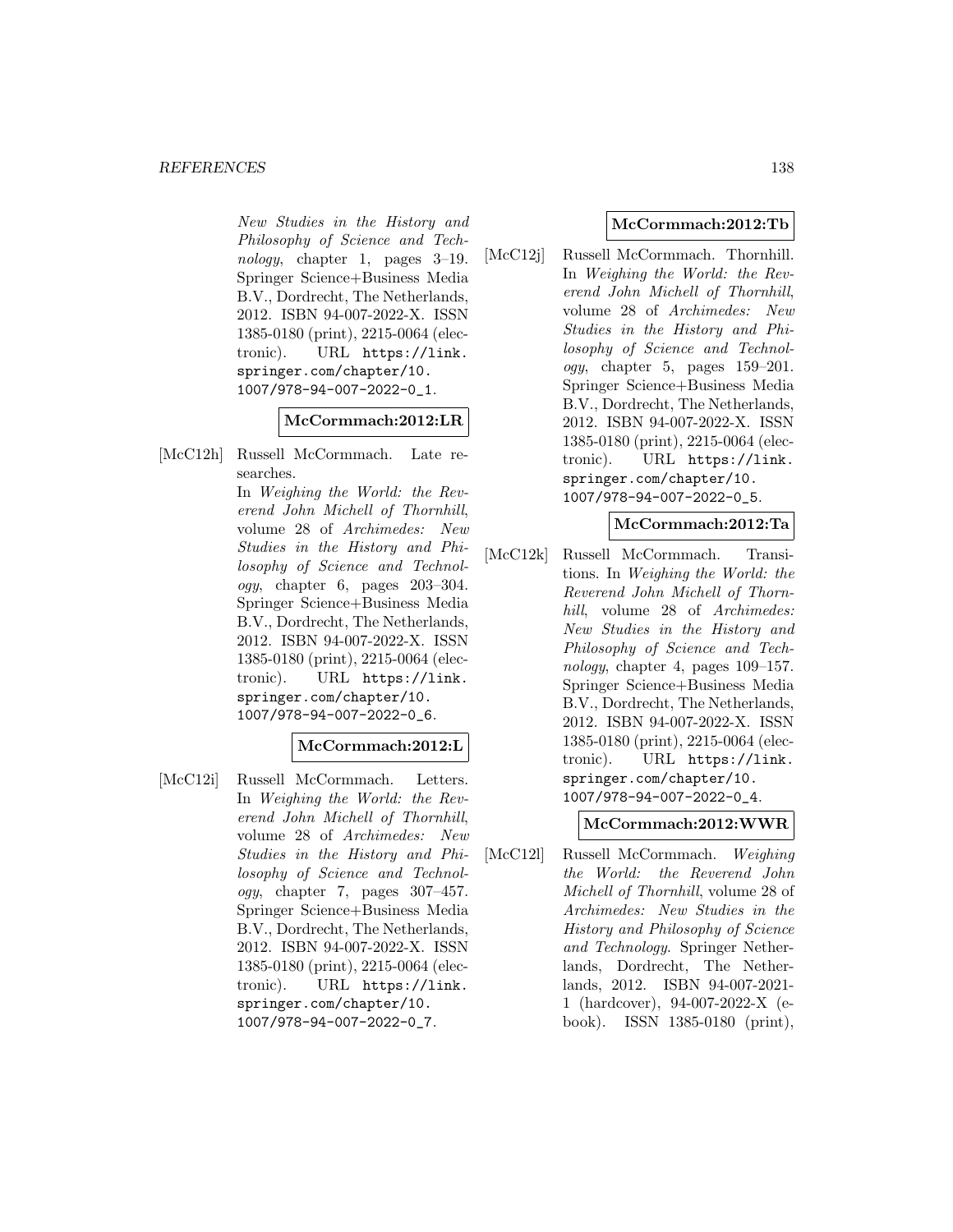*New Studies in the History and Philosophy of Science and Technology*, chapter 1, pages 3–19. Springer Science+Business Media B.V., Dordrecht, The Netherlands, 2012. ISBN 94-007-2022-X. ISSN 1385-0180 (print), 2215-0064 (electronic). URL https://link.springer.com/chapter/10.1007/978-94-007-2022-0_1.

**McCormmach:2012:LR**

[McC12h] Russell McCormmach. Late researches. In *Weighing the World: the Reverend John Michell of Thornhill*, volume 28 of *Archimedes: New Studies in the History and Philosophy of Science and Technology*, chapter 6, pages 203–304. Springer Science+Business Media B.V., Dordrecht, The Netherlands, 2012. ISBN 94-007-2022-X. ISSN 1385-0180 (print), 2215-0064 (electronic). URL https://link.springer.com/chapter/10.1007/978-94-007-2022-0_6.

**McCormmach:2012:L**

[McC12i] Russell McCormmach. Letters. In *Weighing the World: the Reverend John Michell of Thornhill*, volume 28 of *Archimedes: New Studies in the History and Philosophy of Science and Technology*, chapter 7, pages 307–457. Springer Science+Business Media B.V., Dordrecht, The Netherlands, 2012. ISBN 94-007-2022-X. ISSN 1385-0180 (print), 2215-0064 (electronic). URL https://link.springer.com/chapter/10.1007/978-94-007-2022-0_7.

**McCormmach:2012:Tb**

[McC12j] Russell McCormmach. Thornhill. In *Weighing the World: the Reverend John Michell of Thornhill*, volume 28 of *Archimedes: New Studies in the History and Philosophy of Science and Technology*, chapter 5, pages 159–201. Springer Science+Business Media B.V., Dordrecht, The Netherlands, 2012. ISBN 94-007-2022-X. ISSN 1385-0180 (print), 2215-0064 (electronic). URL https://link.springer.com/chapter/10.1007/978-94-007-2022-0_5.

**McCormmach:2012:Ta**

[McC12k] Russell McCormmach. Transitions. In *Weighing the World: the Reverend John Michell of Thornhill*, volume 28 of *Archimedes: New Studies in the History and Philosophy of Science and Technology*, chapter 4, pages 109–157. Springer Science+Business Media B.V., Dordrecht, The Netherlands, 2012. ISBN 94-007-2022-X. ISSN 1385-0180 (print), 2215-0064 (electronic). URL https://link.springer.com/chapter/10.1007/978-94-007-2022-0_4.

**McCormmach:2012:WWR**

[McC12l] Russell McCormmach. *Weighing the World: the Reverend John Michell of Thornhill*, volume 28 of *Archimedes: New Studies in the History and Philosophy of Science and Technology*. Springer Netherlands, Dordrecht, The Netherlands, 2012. ISBN 94-007-2021-1 (hardcover), 94-007-2022-X (e-book). ISSN 1385-0180 (print),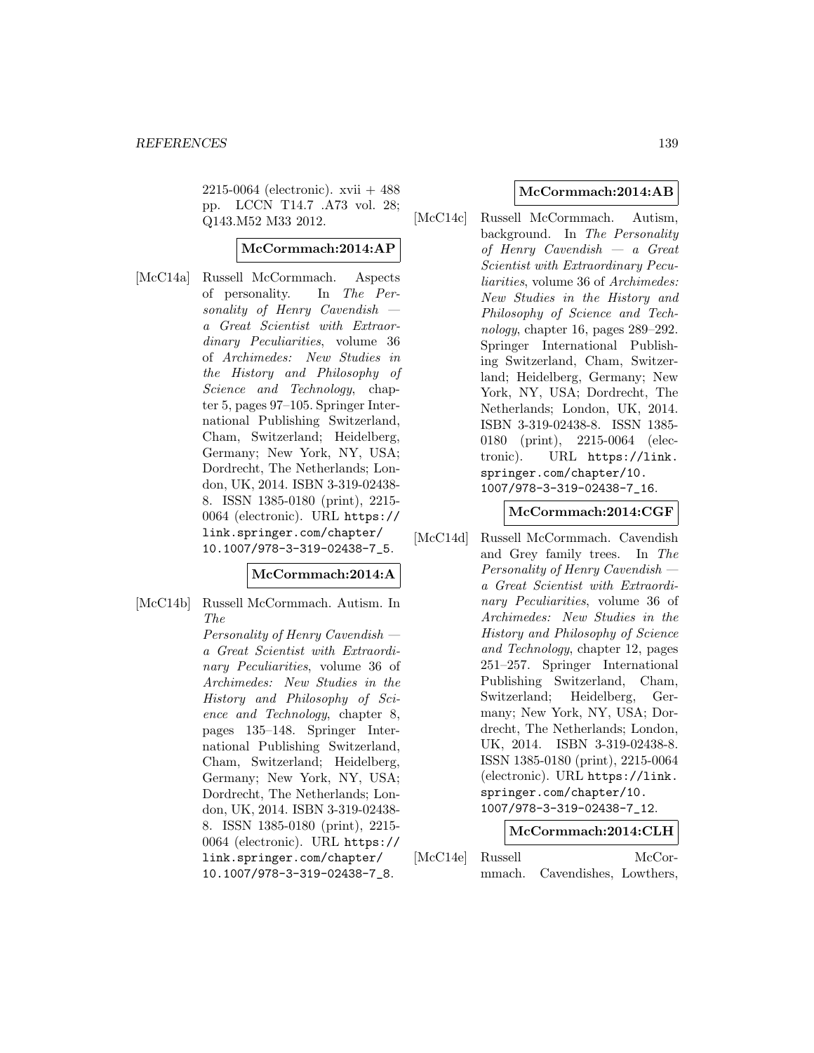2215-0064 (electronic). xvii + 488 pp. LCCN T14.7 .A73 vol. 28; Q143.M52 M33 2012.

**McCormmach:2014:AP**

[McC14a] Russell McCormmach. Aspects of personality. In *The Personality of Henry Cavendish — a Great Scientist with Extraordinary Peculiarities*, volume 36 of *Archimedes: New Studies in the History and Philosophy of Science and Technology*, chapter 5, pages 97–105. Springer International Publishing Switzerland, Cham, Switzerland; Heidelberg, Germany; New York, NY, USA; Dordrecht, The Netherlands; London, UK, 2014. ISBN 3-319-02438-8. ISSN 1385-0180 (print), 2215-0064 (electronic). URL https://link.springer.com/chapter/10.1007/978-3-319-02438-7_5.

**McCormmach:2014:A**

[McC14b] Russell McCormmach. Autism. In *The Personality of Henry Cavendish — a Great Scientist with Extraordinary Peculiarities*, volume 36 of *Archimedes: New Studies in the History and Philosophy of Science and Technology*, chapter 8, pages 135–148. Springer International Publishing Switzerland, Cham, Switzerland; Heidelberg, Germany; New York, NY, USA; Dordrecht, The Netherlands; London, UK, 2014. ISBN 3-319-02438-8. ISSN 1385-0180 (print), 2215-0064 (electronic). URL https://link.springer.com/chapter/10.1007/978-3-319-02438-7_8.

**McCormmach:2014:AB**

[McC14c] Russell McCormmach. Autism, background. In *The Personality of Henry Cavendish — a Great Scientist with Extraordinary Peculiarities*, volume 36 of *Archimedes: New Studies in the History and Philosophy of Science and Technology*, chapter 16, pages 289–292. Springer International Publishing Switzerland, Cham, Switzerland; Heidelberg, Germany; New York, NY, USA; Dordrecht, The Netherlands; London, UK, 2014. ISBN 3-319-02438-8. ISSN 1385-0180 (print), 2215-0064 (electronic). URL https://link.springer.com/chapter/10.1007/978-3-319-02438-7_16.

**McCormmach:2014:CGF**

[McC14d] Russell McCormmach. Cavendish and Grey family trees. In *The Personality of Henry Cavendish — a Great Scientist with Extraordinary Peculiarities*, volume 36 of *Archimedes: New Studies in the History and Philosophy of Science and Technology*, chapter 12, pages 251–257. Springer International Publishing Switzerland, Cham, Switzerland; Heidelberg, Germany; New York, NY, USA; Dordrecht, The Netherlands; London, UK, 2014. ISBN 3-319-02438-8. ISSN 1385-0180 (print), 2215-0064 (electronic). URL https://link.springer.com/chapter/10.1007/978-3-319-02438-7_12.

**McCormmach:2014:CLH**

[McC14e] Russell McCormmach. Cavendishes, Lowthers,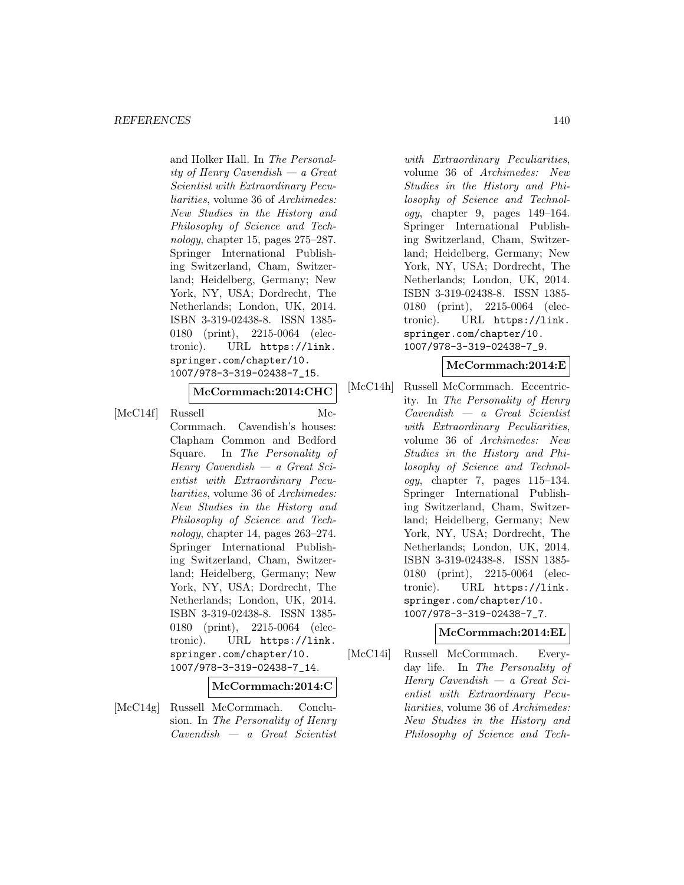and Holker Hall. In *The Personality of Henry Cavendish — a Great Scientist with Extraordinary Peculiarities*, volume 36 of *Archimedes: New Studies in the History and Philosophy of Science and Technology*, chapter 15, pages 275–287. Springer International Publishing Switzerland, Cham, Switzerland; Heidelberg, Germany; New York, NY, USA; Dordrecht, The Netherlands; London, UK, 2014. ISBN 3-319-02438-8. ISSN 1385-0180 (print), 2215-0064 (electronic). URL `https://link.springer.com/chapter/10.1007/978-3-319-02438-7_15`.

**McCormmach:2014:CHC**

[McC14f] Russell McCormmach. Cavendish's houses: Clapham Common and Bedford Square. In *The Personality of Henry Cavendish — a Great Scientist with Extraordinary Peculiarities*, volume 36 of *Archimedes: New Studies in the History and Philosophy of Science and Technology*, chapter 14, pages 263–274. Springer International Publishing Switzerland, Cham, Switzerland; Heidelberg, Germany; New York, NY, USA; Dordrecht, The Netherlands; London, UK, 2014. ISBN 3-319-02438-8. ISSN 1385-0180 (print), 2215-0064 (electronic). URL `https://link.springer.com/chapter/10.1007/978-3-319-02438-7_14`.

**McCormmach:2014:C**

[McC14g] Russell McCormmach. Conclusion. In *The Personality of Henry Cavendish — a Great Scientist with Extraordinary Peculiarities*, volume 36 of *Archimedes: New Studies in the History and Philosophy of Science and Technology*, chapter 9, pages 149–164. Springer International Publishing Switzerland, Cham, Switzerland; Heidelberg, Germany; New York, NY, USA; Dordrecht, The Netherlands; London, UK, 2014. ISBN 3-319-02438-8. ISSN 1385-0180 (print), 2215-0064 (electronic). URL `https://link.springer.com/chapter/10.1007/978-3-319-02438-7_9`.

**McCormmach:2014:E**

[McC14h] Russell McCormmach. Eccentricity. In *The Personality of Henry Cavendish — a Great Scientist with Extraordinary Peculiarities*, volume 36 of *Archimedes: New Studies in the History and Philosophy of Science and Technology*, chapter 7, pages 115–134. Springer International Publishing Switzerland, Cham, Switzerland; Heidelberg, Germany; New York, NY, USA; Dordrecht, The Netherlands; London, UK, 2014. ISBN 3-319-02438-8. ISSN 1385-0180 (print), 2215-0064 (electronic). URL `https://link.springer.com/chapter/10.1007/978-3-319-02438-7_7`.

**McCormmach:2014:EL**

[McC14i] Russell McCormmach. Everyday life. In *The Personality of Henry Cavendish — a Great Scientist with Extraordinary Peculiarities*, volume 36 of *Archimedes: New Studies in the History and Philosophy of Science and Tech-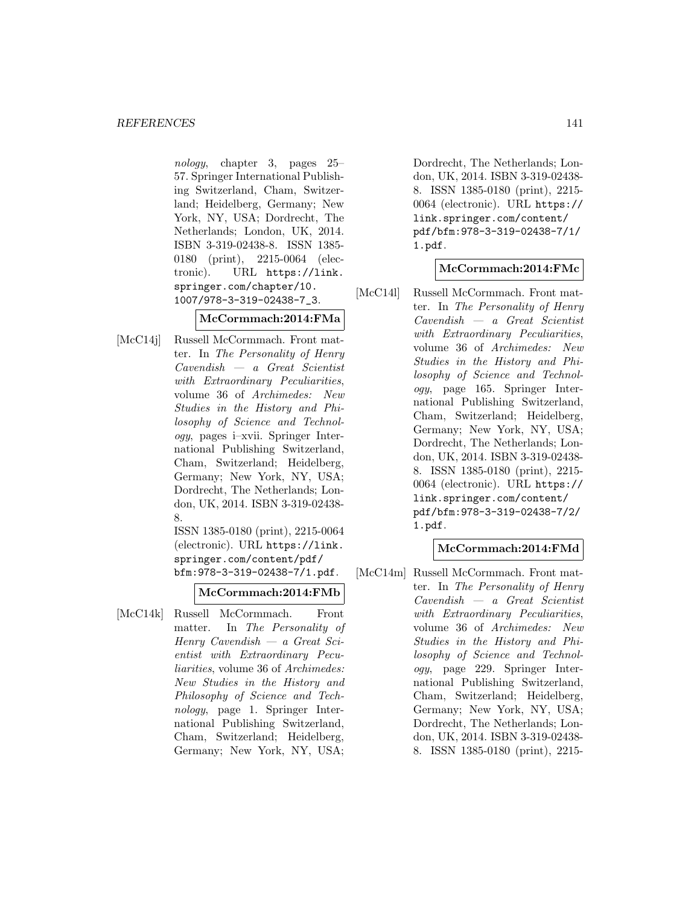*nology*, chapter 3, pages 25–57. Springer International Publishing Switzerland, Cham, Switzerland; Heidelberg, Germany; New York, NY, USA; Dordrecht, The Netherlands; London, UK, 2014. ISBN 3-319-02438-8. ISSN 1385-0180 (print), 2215-0064 (electronic). URL https://link.springer.com/chapter/10.1007/978-3-319-02438-7_3.

**McCormmach:2014:FMa**

[McC14j] Russell McCormmach. Front matter. In *The Personality of Henry Cavendish — a Great Scientist with Extraordinary Peculiarities*, volume 36 of *Archimedes: New Studies in the History and Philosophy of Science and Technology*, pages i–xvii. Springer International Publishing Switzerland, Cham, Switzerland; Heidelberg, Germany; New York, NY, USA; Dordrecht, The Netherlands; London, UK, 2014. ISBN 3-319-02438-8. ISSN 1385-0180 (print), 2215-0064 (electronic). URL https://link.springer.com/content/pdf/bfm:978-3-319-02438-7/1.pdf.

**McCormmach:2014:FMb**

[McC14k] Russell McCormmach. Front matter. In *The Personality of Henry Cavendish — a Great Scientist with Extraordinary Peculiarities*, volume 36 of *Archimedes: New Studies in the History and Philosophy of Science and Technology*, page 1. Springer International Publishing Switzerland, Cham, Switzerland; Heidelberg, Germany; New York, NY, USA; Dordrecht, The Netherlands; London, UK, 2014. ISBN 3-319-02438-8. ISSN 1385-0180 (print), 2215-0064 (electronic). URL https://link.springer.com/content/pdf/bfm:978-3-319-02438-7/1/1.pdf.

**McCormmach:2014:FMc**

[McC14l] Russell McCormmach. Front matter. In *The Personality of Henry Cavendish — a Great Scientist with Extraordinary Peculiarities*, volume 36 of *Archimedes: New Studies in the History and Philosophy of Science and Technology*, page 165. Springer International Publishing Switzerland, Cham, Switzerland; Heidelberg, Germany; New York, NY, USA; Dordrecht, The Netherlands; London, UK, 2014. ISBN 3-319-02438-8. ISSN 1385-0180 (print), 2215-0064 (electronic). URL https://link.springer.com/content/pdf/bfm:978-3-319-02438-7/2/1.pdf.

**McCormmach:2014:FMd**

[McC14m] Russell McCormmach. Front matter. In *The Personality of Henry Cavendish — a Great Scientist with Extraordinary Peculiarities*, volume 36 of *Archimedes: New Studies in the History and Philosophy of Science and Technology*, page 229. Springer International Publishing Switzerland, Cham, Switzerland; Heidelberg, Germany; New York, NY, USA; Dordrecht, The Netherlands; London, UK, 2014. ISBN 3-319-02438-8. ISSN 1385-0180 (print), 2215-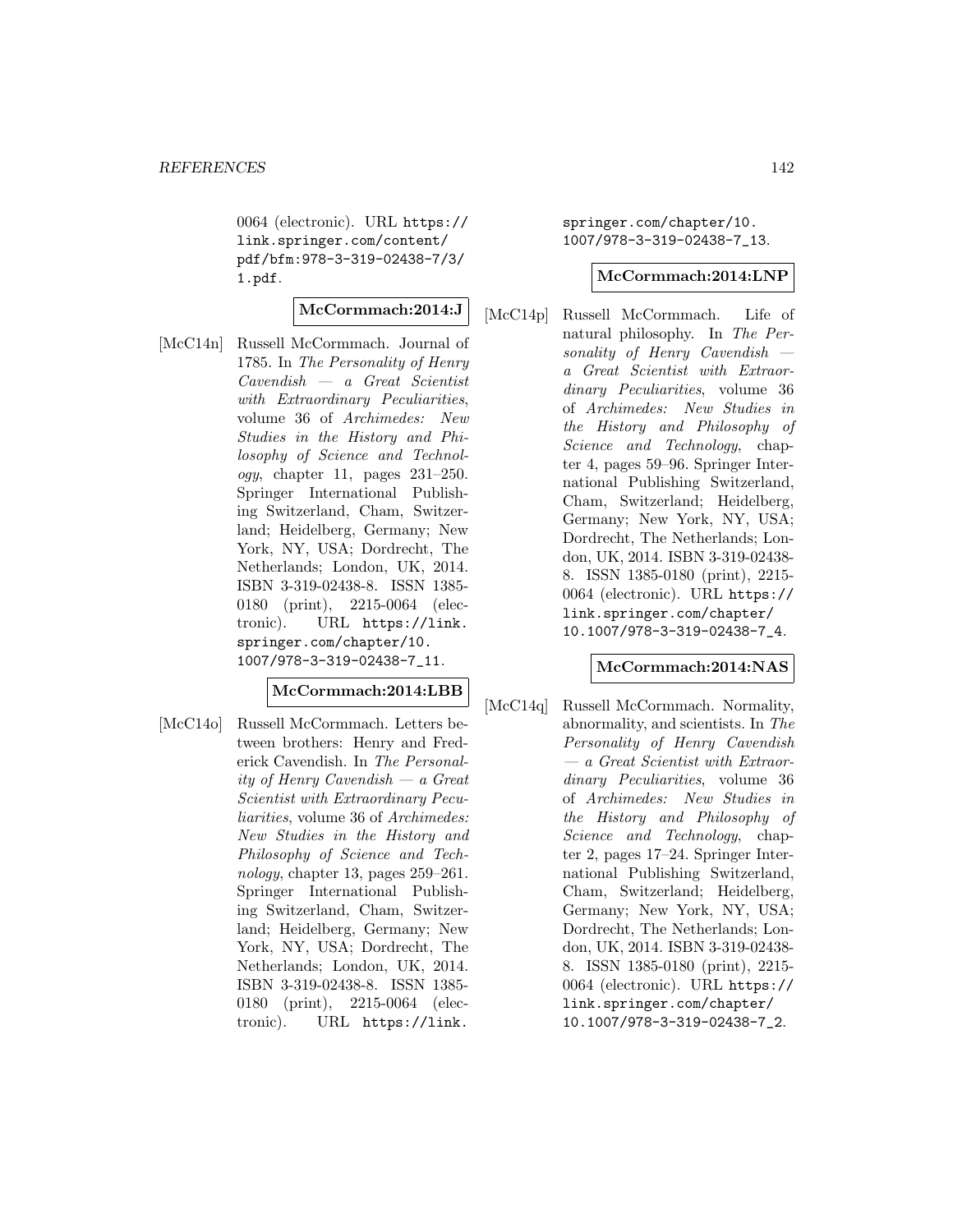0064 (electronic). URL https://link.springer.com/content/pdf/bfm:978-3-319-02438-7/3/1.pdf.

**McCormmach:2014:J**

[McC14n] Russell McCormmach. Journal of 1785. In *The Personality of Henry Cavendish — a Great Scientist with Extraordinary Peculiarities*, volume 36 of *Archimedes: New Studies in the History and Philosophy of Science and Technology*, chapter 11, pages 231–250. Springer International Publishing Switzerland, Cham, Switzerland; Heidelberg, Germany; New York, NY, USA; Dordrecht, The Netherlands; London, UK, 2014. ISBN 3-319-02438-8. ISSN 1385-0180 (print), 2215-0064 (electronic). URL https://link.springer.com/chapter/10.1007/978-3-319-02438-7_11.

**McCormmach:2014:LBB**

[McC14o] Russell McCormmach. Letters between brothers: Henry and Frederick Cavendish. In *The Personality of Henry Cavendish — a Great Scientist with Extraordinary Peculiarities*, volume 36 of *Archimedes: New Studies in the History and Philosophy of Science and Technology*, chapter 13, pages 259–261. Springer International Publishing Switzerland, Cham, Switzerland; Heidelberg, Germany; New York, NY, USA; Dordrecht, The Netherlands; London, UK, 2014. ISBN 3-319-02438-8. ISSN 1385-0180 (print), 2215-0064 (electronic). URL https://link.springer.com/chapter/10.1007/978-3-319-02438-7_13.

**McCormmach:2014:LNP**

[McC14p] Russell McCormmach. Life of natural philosophy. In *The Personality of Henry Cavendish — a Great Scientist with Extraordinary Peculiarities*, volume 36 of *Archimedes: New Studies in the History and Philosophy of Science and Technology*, chapter 4, pages 59–96. Springer International Publishing Switzerland, Cham, Switzerland; Heidelberg, Germany; New York, NY, USA; Dordrecht, The Netherlands; London, UK, 2014. ISBN 3-319-02438-8. ISSN 1385-0180 (print), 2215-0064 (electronic). URL https://link.springer.com/chapter/10.1007/978-3-319-02438-7_4.

**McCormmach:2014:NAS**

[McC14q] Russell McCormmach. Normality, abnormality, and scientists. In *The Personality of Henry Cavendish — a Great Scientist with Extraordinary Peculiarities*, volume 36 of *Archimedes: New Studies in the History and Philosophy of Science and Technology*, chapter 2, pages 17–24. Springer International Publishing Switzerland, Cham, Switzerland; Heidelberg, Germany; New York, NY, USA; Dordrecht, The Netherlands; London, UK, 2014. ISBN 3-319-02438-8. ISSN 1385-0180 (print), 2215-0064 (electronic). URL https://link.springer.com/chapter/10.1007/978-3-319-02438-7_2.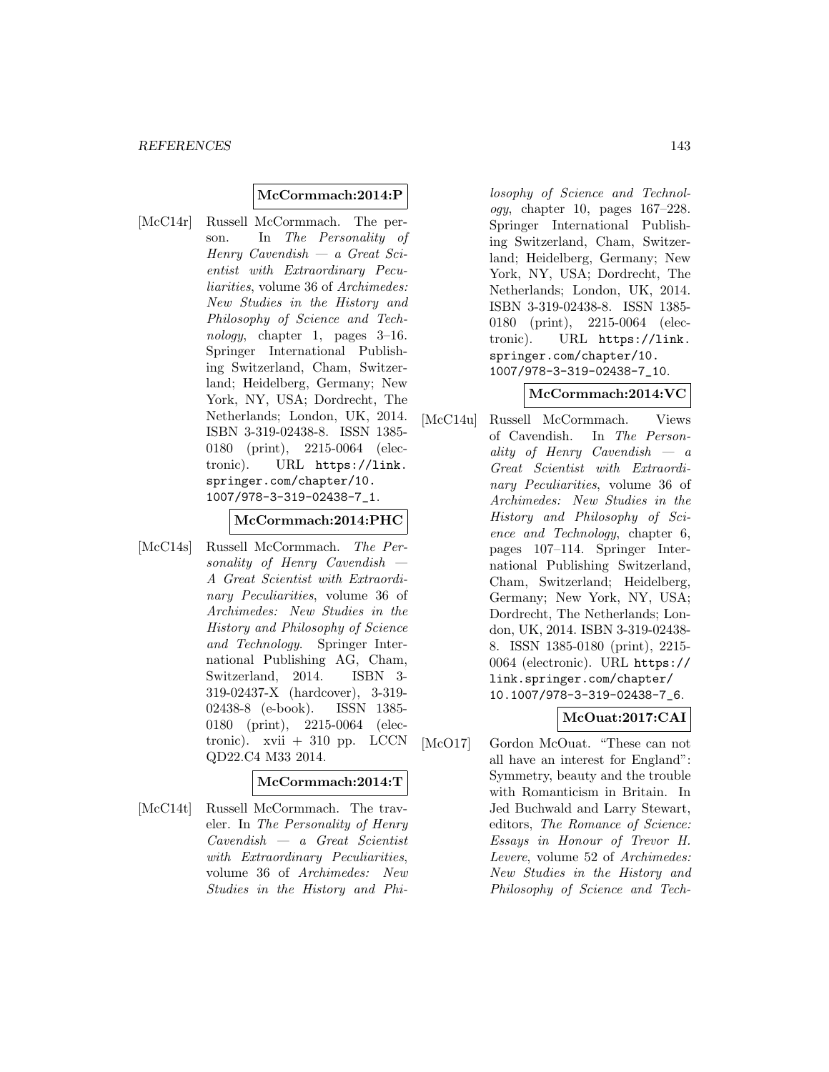**McCormmach:2014:P**

[McC14r] Russell McCormmach. The person. In *The Personality of Henry Cavendish — a Great Scientist with Extraordinary Peculiarities*, volume 36 of *Archimedes: New Studies in the History and Philosophy of Science and Technology*, chapter 1, pages 3–16. Springer International Publishing Switzerland, Cham, Switzerland; Heidelberg, Germany; New York, NY, USA; Dordrecht, The Netherlands; London, UK, 2014. ISBN 3-319-02438-8. ISSN 1385-0180 (print), 2215-0064 (electronic). URL `https://link.springer.com/chapter/10.1007/978-3-319-02438-7_1`.

**McCormmach:2014:PHC**

[McC14s] Russell McCormmach. *The Personality of Henry Cavendish — A Great Scientist with Extraordinary Peculiarities*, volume 36 of *Archimedes: New Studies in the History and Philosophy of Science and Technology*. Springer International Publishing AG, Cham, Switzerland, 2014. ISBN 3-319-02437-X (hardcover), 3-319-02438-8 (e-book). ISSN 1385-0180 (print), 2215-0064 (electronic). xvii + 310 pp. LCCN QD22.C4 M33 2014.

**McCormmach:2014:T**

[McC14t] Russell McCormmach. The traveler. In *The Personality of Henry Cavendish — a Great Scientist with Extraordinary Peculiarities*, volume 36 of *Archimedes: New Studies in the History and Philosophy of Science and Technology*, chapter 10, pages 167–228. Springer International Publishing Switzerland, Cham, Switzerland; Heidelberg, Germany; New York, NY, USA; Dordrecht, The Netherlands; London, UK, 2014. ISBN 3-319-02438-8. ISSN 1385-0180 (print), 2215-0064 (electronic). URL `https://link.springer.com/chapter/10.1007/978-3-319-02438-7_10`.

**McCormmach:2014:VC**

[McC14u] Russell McCormmach. Views of Cavendish. In *The Personality of Henry Cavendish — a Great Scientist with Extraordinary Peculiarities*, volume 36 of *Archimedes: New Studies in the History and Philosophy of Science and Technology*, chapter 6, pages 107–114. Springer International Publishing Switzerland, Cham, Switzerland; Heidelberg, Germany; New York, NY, USA; Dordrecht, The Netherlands; London, UK, 2014. ISBN 3-319-02438-8. ISSN 1385-0180 (print), 2215-0064 (electronic). URL `https://link.springer.com/chapter/10.1007/978-3-319-02438-7_6`.

**McOuat:2017:CAI**

[McO17] Gordon McOuat. "These can not all have an interest for England": Symmetry, beauty and the trouble with Romanticism in Britain. In Jed Buchwald and Larry Stewart, editors, *The Romance of Science: Essays in Honour of Trevor H. Levere*, volume 52 of *Archimedes: New Studies in the History and Philosophy of Science and Tech-*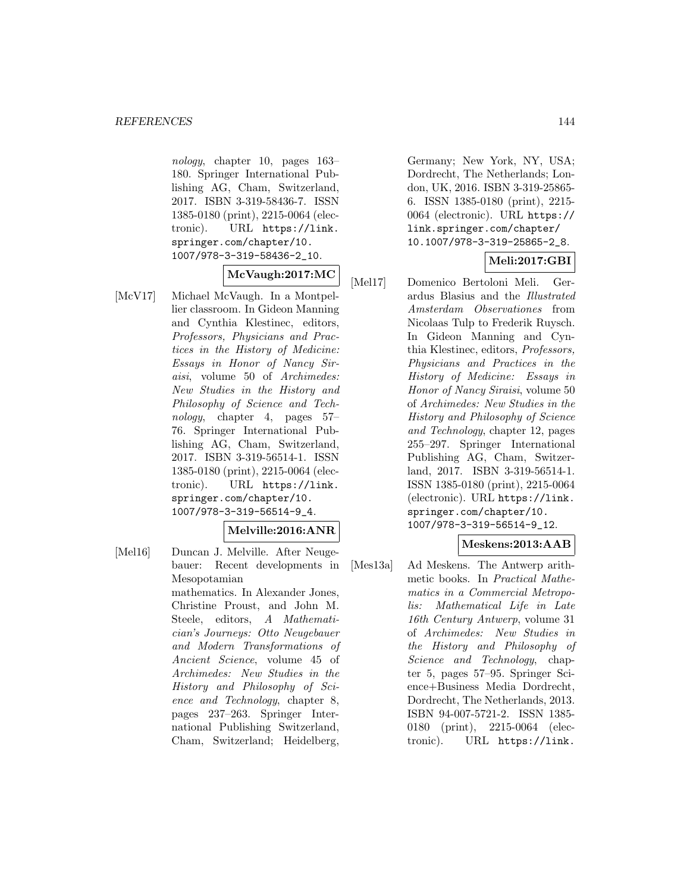*nology*, chapter 10, pages 163–180. Springer International Publishing AG, Cham, Switzerland, 2017. ISBN 3-319-58436-7. ISSN 1385-0180 (print), 2215-0064 (electronic). URL https://link.springer.com/chapter/10.1007/978-3-319-58436-2_10.

**McVaugh:2017:MC**

[McV17] Michael McVaugh. In a Montpellier classroom. In Gideon Manning and Cynthia Klestinec, editors, *Professors, Physicians and Practices in the History of Medicine: Essays in Honor of Nancy Siraisi*, volume 50 of *Archimedes: New Studies in the History and Philosophy of Science and Technology*, chapter 4, pages 57–76. Springer International Publishing AG, Cham, Switzerland, 2017. ISBN 3-319-56514-1. ISSN 1385-0180 (print), 2215-0064 (electronic). URL https://link.springer.com/chapter/10.1007/978-3-319-56514-9_4.

**Melville:2016:ANR**

[Mel16] Duncan J. Melville. After Neugebauer: Recent developments in Mesopotamian mathematics. In Alexander Jones, Christine Proust, and John M. Steele, editors, *A Mathematician's Journeys: Otto Neugebauer and Modern Transformations of Ancient Science*, volume 45 of *Archimedes: New Studies in the History and Philosophy of Science and Technology*, chapter 8, pages 237–263. Springer International Publishing Switzerland, Cham, Switzerland; Heidelberg, Germany; New York, NY, USA; Dordrecht, The Netherlands; London, UK, 2016. ISBN 3-319-25865-6. ISSN 1385-0180 (print), 2215-0064 (electronic). URL https://link.springer.com/chapter/10.1007/978-3-319-25865-2_8.

**Meli:2017:GBI**

[Mel17] Domenico Bertoloni Meli. Gerardus Blasius and the *Illustrated Amsterdam Observationes* from Nicolaas Tulp to Frederik Ruysch. In Gideon Manning and Cynthia Klestinec, editors, *Professors, Physicians and Practices in the History of Medicine: Essays in Honor of Nancy Siraisi*, volume 50 of *Archimedes: New Studies in the History and Philosophy of Science and Technology*, chapter 12, pages 255–297. Springer International Publishing AG, Cham, Switzerland, 2017. ISBN 3-319-56514-1. ISSN 1385-0180 (print), 2215-0064 (electronic). URL https://link.springer.com/chapter/10.1007/978-3-319-56514-9_12.

**Meskens:2013:AAB**

[Mes13a] Ad Meskens. The Antwerp arithmetic books. In *Practical Mathematics in a Commercial Metropolis: Mathematical Life in Late 16th Century Antwerp*, volume 31 of *Archimedes: New Studies in the History and Philosophy of Science and Technology*, chapter 5, pages 57–95. Springer Science+Business Media Dordrecht, Dordrecht, The Netherlands, 2013. ISBN 94-007-5721-2. ISSN 1385-0180 (print), 2215-0064 (electronic). URL https://link.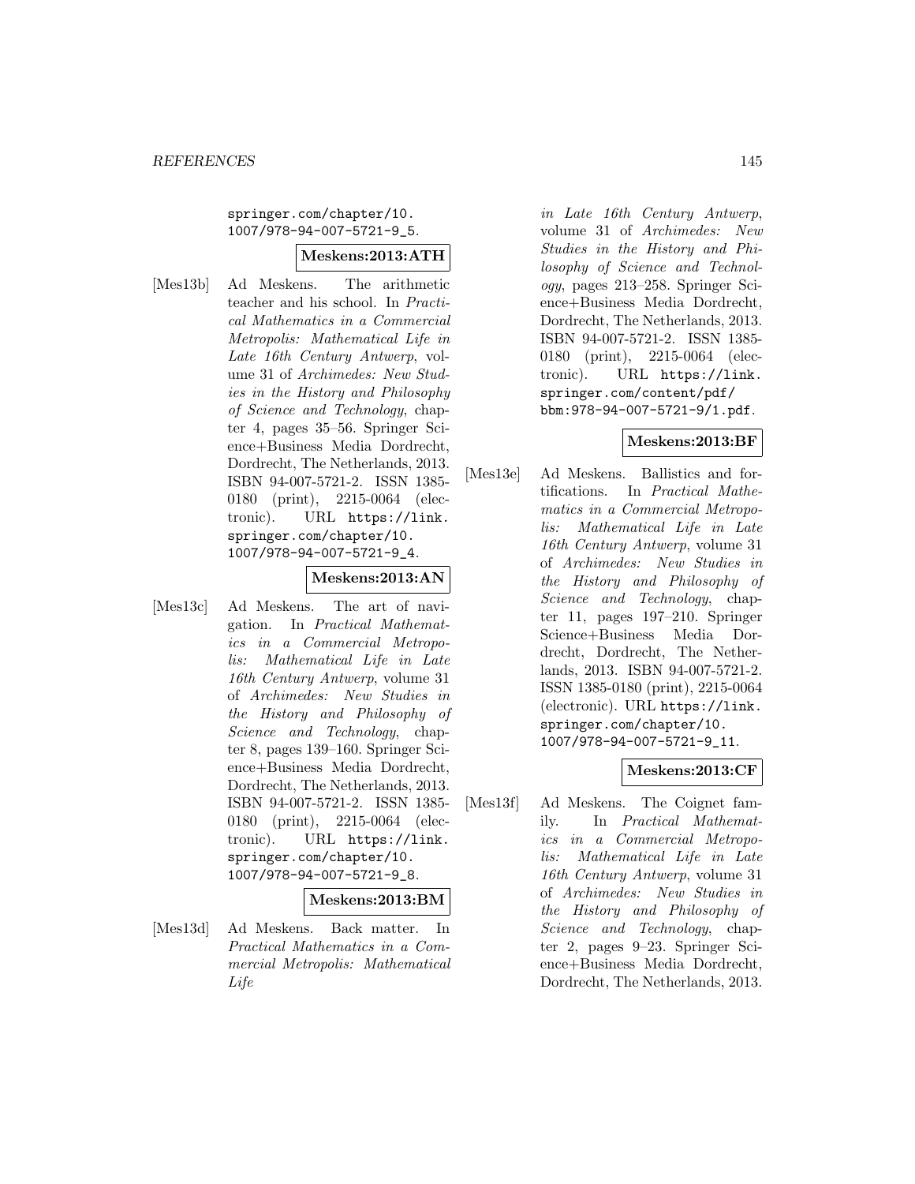springer.com/chapter/10.1007/978-94-007-5721-9_5.

**Meskens:2013:ATH**

[Mes13b] Ad Meskens. The arithmetic teacher and his school. In *Practical Mathematics in a Commercial Metropolis: Mathematical Life in Late 16th Century Antwerp*, volume 31 of *Archimedes: New Studies in the History and Philosophy of Science and Technology*, chapter 4, pages 35–56. Springer Science+Business Media Dordrecht, Dordrecht, The Netherlands, 2013. ISBN 94-007-5721-2. ISSN 1385-0180 (print), 2215-0064 (electronic). URL https://link.springer.com/chapter/10.1007/978-94-007-5721-9_4.

**Meskens:2013:AN**

[Mes13c] Ad Meskens. The art of navigation. In *Practical Mathematics in a Commercial Metropolis: Mathematical Life in Late 16th Century Antwerp*, volume 31 of *Archimedes: New Studies in the History and Philosophy of Science and Technology*, chapter 8, pages 139–160. Springer Science+Business Media Dordrecht, Dordrecht, The Netherlands, 2013. ISBN 94-007-5721-2. ISSN 1385-0180 (print), 2215-0064 (electronic). URL https://link.springer.com/chapter/10.1007/978-94-007-5721-9_8.

**Meskens:2013:BM**

[Mes13d] Ad Meskens. Back matter. In *Practical Mathematics in a Commercial Metropolis: Mathematical Life in Late 16th Century Antwerp*, volume 31 of *Archimedes: New Studies in the History and Philosophy of Science and Technology*, pages 213–258. Springer Science+Business Media Dordrecht, Dordrecht, The Netherlands, 2013. ISBN 94-007-5721-2. ISSN 1385-0180 (print), 2215-0064 (electronic). URL https://link.springer.com/content/pdf/bbm:978-94-007-5721-9/1.pdf.

**Meskens:2013:BF**

[Mes13e] Ad Meskens. Ballistics and fortifications. In *Practical Mathematics in a Commercial Metropolis: Mathematical Life in Late 16th Century Antwerp*, volume 31 of *Archimedes: New Studies in the History and Philosophy of Science and Technology*, chapter 11, pages 197–210. Springer Science+Business Media Dordrecht, Dordrecht, The Netherlands, 2013. ISBN 94-007-5721-2. ISSN 1385-0180 (print), 2215-0064 (electronic). URL https://link.springer.com/chapter/10.1007/978-94-007-5721-9_11.

**Meskens:2013:CF**

[Mes13f] Ad Meskens. The Coignet family. In *Practical Mathematics in a Commercial Metropolis: Mathematical Life in Late 16th Century Antwerp*, volume 31 of *Archimedes: New Studies in the History and Philosophy of Science and Technology*, chapter 2, pages 9–23. Springer Science+Business Media Dordrecht, Dordrecht, The Netherlands, 2013.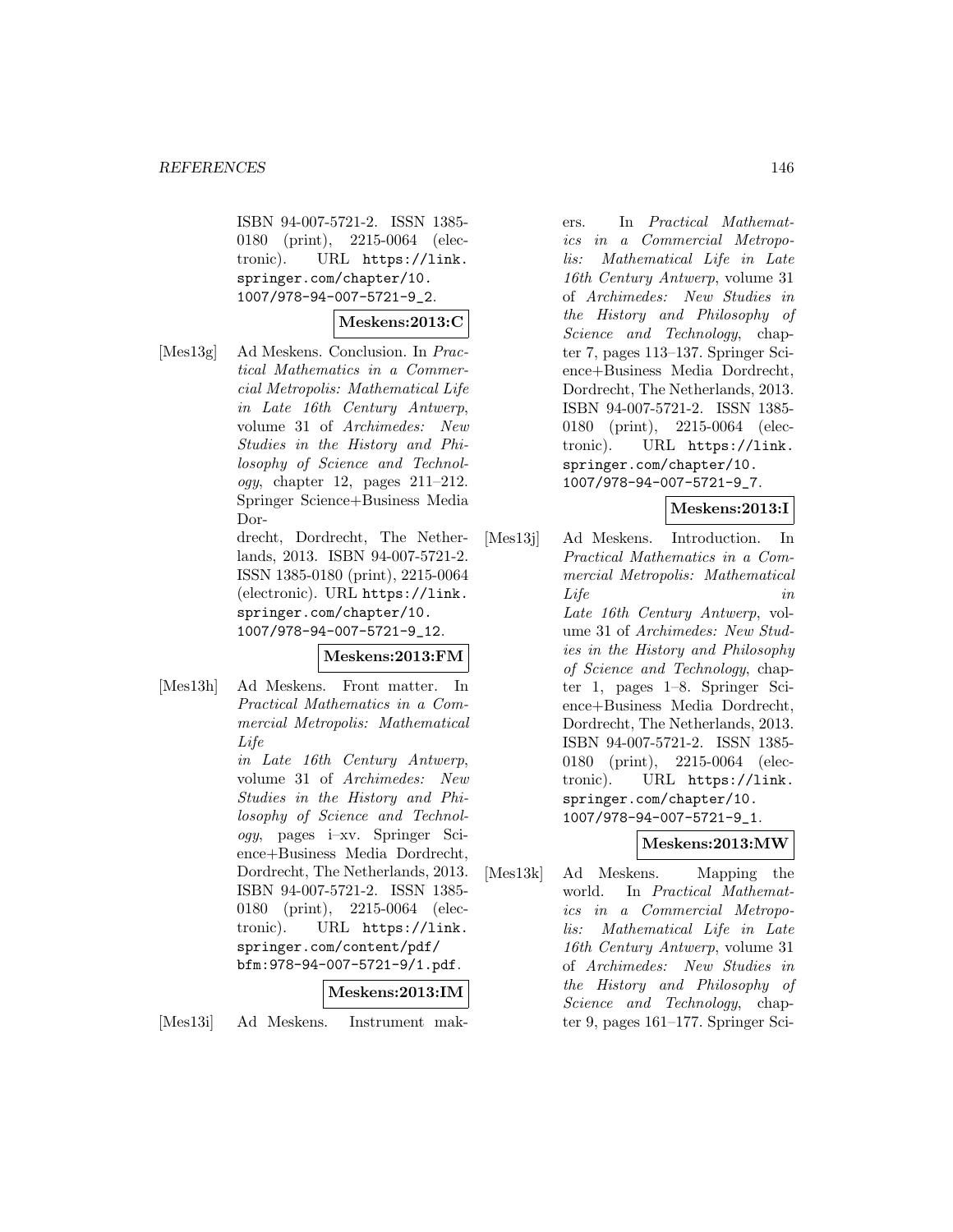ISBN 94-007-5721-2. ISSN 1385-0180 (print), 2215-0064 (electronic). URL https://link.springer.com/chapter/10.1007/978-94-007-5721-9_2.

**Meskens:2013:C**

[Mes13g] Ad Meskens. Conclusion. In *Practical Mathematics in a Commercial Metropolis: Mathematical Life in Late 16th Century Antwerp*, volume 31 of *Archimedes: New Studies in the History and Philosophy of Science and Technology*, chapter 12, pages 211–212. Springer Science+Business Media Dordrecht, Dordrecht, The Netherlands, 2013. ISBN 94-007-5721-2. ISSN 1385-0180 (print), 2215-0064 (electronic). URL https://link.springer.com/chapter/10.1007/978-94-007-5721-9_12.

**Meskens:2013:FM**

[Mes13h] Ad Meskens. Front matter. In *Practical Mathematics in a Commercial Metropolis: Mathematical Life in Late 16th Century Antwerp*, volume 31 of *Archimedes: New Studies in the History and Philosophy of Science and Technology*, pages i–xv. Springer Science+Business Media Dordrecht, Dordrecht, The Netherlands, 2013. ISBN 94-007-5721-2. ISSN 1385-0180 (print), 2215-0064 (electronic). URL https://link.springer.com/content/pdf/bfm:978-94-007-5721-9/1.pdf.

**Meskens:2013:IM**

[Mes13i] Ad Meskens. Instrument makers. In *Practical Mathematics in a Commercial Metropolis: Mathematical Life in Late 16th Century Antwerp*, volume 31 of *Archimedes: New Studies in the History and Philosophy of Science and Technology*, chapter 7, pages 113–137. Springer Science+Business Media Dordrecht, Dordrecht, The Netherlands, 2013. ISBN 94-007-5721-2. ISSN 1385-0180 (print), 2215-0064 (electronic). URL https://link.springer.com/chapter/10.1007/978-94-007-5721-9_7.

**Meskens:2013:I**

[Mes13j] Ad Meskens. Introduction. In *Practical Mathematics in a Commercial Metropolis: Mathematical Life in Late 16th Century Antwerp*, volume 31 of *Archimedes: New Studies in the History and Philosophy of Science and Technology*, chapter 1, pages 1–8. Springer Science+Business Media Dordrecht, Dordrecht, The Netherlands, 2013. ISBN 94-007-5721-2. ISSN 1385-0180 (print), 2215-0064 (electronic). URL https://link.springer.com/chapter/10.1007/978-94-007-5721-9_1.

**Meskens:2013:MW**

[Mes13k] Ad Meskens. Mapping the world. In *Practical Mathematics in a Commercial Metropolis: Mathematical Life in Late 16th Century Antwerp*, volume 31 of *Archimedes: New Studies in the History and Philosophy of Science and Technology*, chapter 9, pages 161–177. Springer Sci-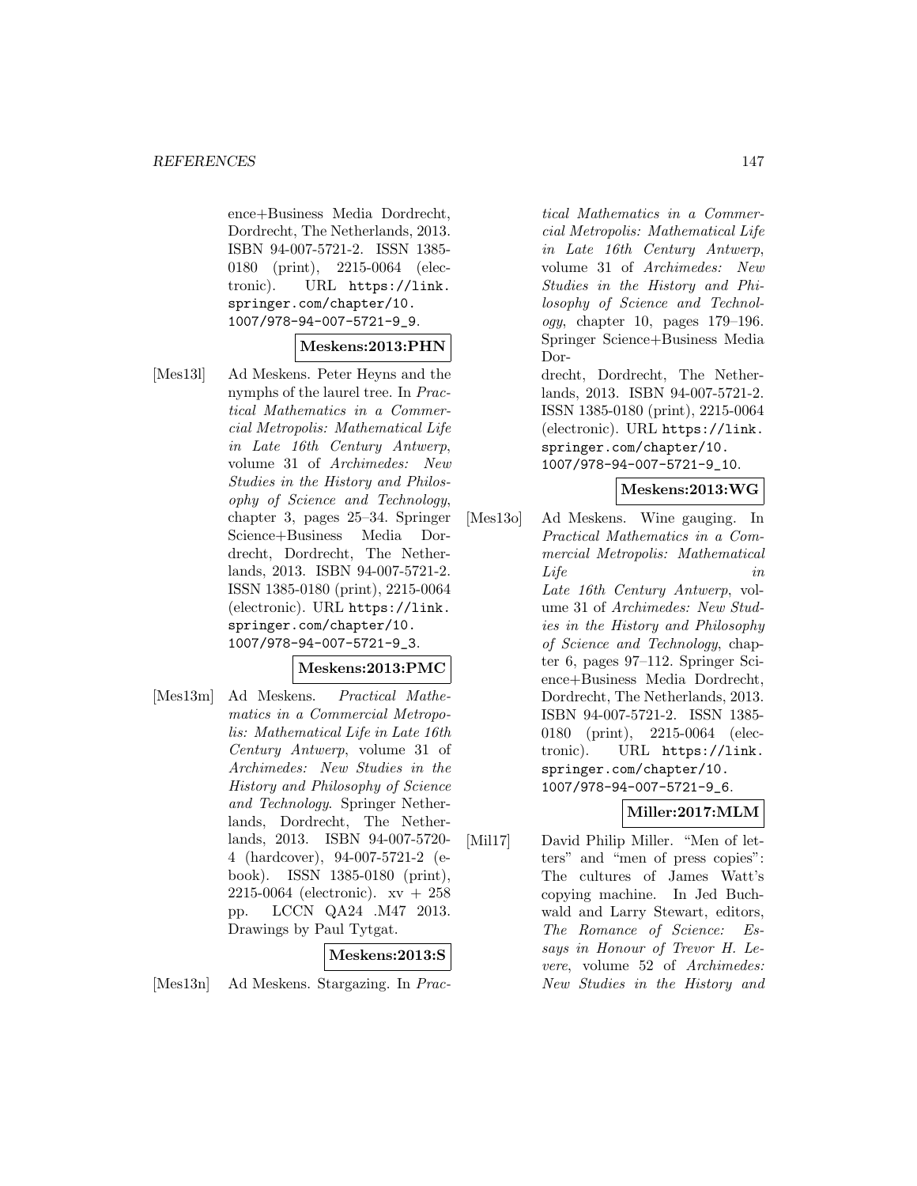ence+Business Media Dordrecht, Dordrecht, The Netherlands, 2013. ISBN 94-007-5721-2. ISSN 1385-0180 (print), 2215-0064 (electronic). URL https://link.springer.com/chapter/10.1007/978-94-007-5721-9_9.

**Meskens:2013:PHN**

[Mes13l] Ad Meskens. Peter Heyns and the nymphs of the laurel tree. In *Practical Mathematics in a Commercial Metropolis: Mathematical Life in Late 16th Century Antwerp*, volume 31 of *Archimedes: New Studies in the History and Philosophy of Science and Technology*, chapter 3, pages 25–34. Springer Science+Business Media Dordrecht, Dordrecht, The Netherlands, 2013. ISBN 94-007-5721-2. ISSN 1385-0180 (print), 2215-0064 (electronic). URL https://link.springer.com/chapter/10.1007/978-94-007-5721-9_3.

**Meskens:2013:PMC**

[Mes13m] Ad Meskens. *Practical Mathematics in a Commercial Metropolis: Mathematical Life in Late 16th Century Antwerp*, volume 31 of *Archimedes: New Studies in the History and Philosophy of Science and Technology*. Springer Netherlands, Dordrecht, The Netherlands, 2013. ISBN 94-007-5720-4 (hardcover), 94-007-5721-2 (e-book). ISSN 1385-0180 (print), 2215-0064 (electronic). xv + 258 pp. LCCN QA24 .M47 2013. Drawings by Paul Tytgat.

**Meskens:2013:S**

[Mes13n] Ad Meskens. Stargazing. In *Practical Mathematics in a Commercial Metropolis: Mathematical Life in Late 16th Century Antwerp*, volume 31 of *Archimedes: New Studies in the History and Philosophy of Science and Technology*, chapter 10, pages 179–196. Springer Science+Business Media Dordrecht, Dordrecht, The Netherlands, 2013. ISBN 94-007-5721-2. ISSN 1385-0180 (print), 2215-0064 (electronic). URL https://link.springer.com/chapter/10.1007/978-94-007-5721-9_10.

**Meskens:2013:WG**

[Mes13o] Ad Meskens. Wine gauging. In *Practical Mathematics in a Commercial Metropolis: Mathematical Life in Late 16th Century Antwerp*, volume 31 of *Archimedes: New Studies in the History and Philosophy of Science and Technology*, chapter 6, pages 97–112. Springer Science+Business Media Dordrecht, Dordrecht, The Netherlands, 2013. ISBN 94-007-5721-2. ISSN 1385-0180 (print), 2215-0064 (electronic). URL https://link.springer.com/chapter/10.1007/978-94-007-5721-9_6.

**Miller:2017:MLM**

[Mil17] David Philip Miller. "Men of letters" and "men of press copies": The cultures of James Watt's copying machine. In Jed Buchwald and Larry Stewart, editors, *The Romance of Science: Essays in Honour of Trevor H. Levere*, volume 52 of *Archimedes: New Studies in the History and*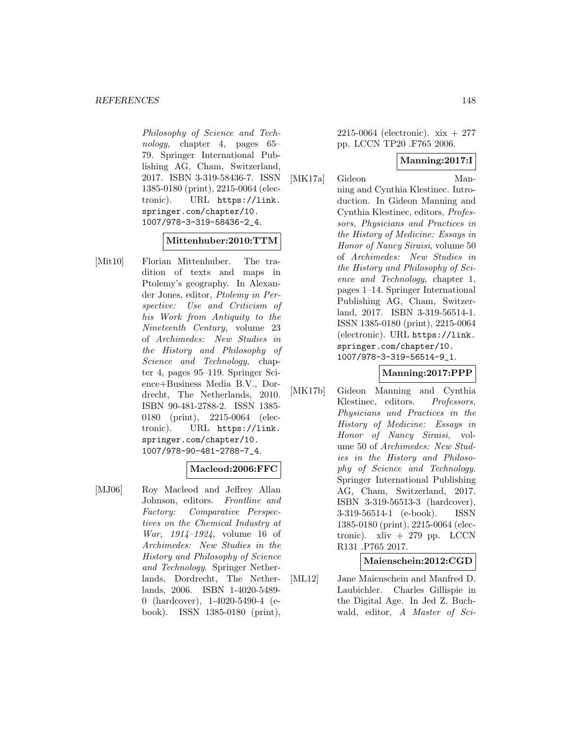*Philosophy of Science and Technology*, chapter 4, pages 65–79. Springer International Publishing AG, Cham, Switzerland, 2017. ISBN 3-319-58436-7. ISSN 1385-0180 (print), 2215-0064 (electronic). URL https://link.springer.com/chapter/10.1007/978-3-319-58436-2_4.

**Mittenhuber:2010:TTM**

[Mit10] Florian Mittenhuber. The tradition of texts and maps in Ptolemy's geography. In Alexander Jones, editor, *Ptolemy in Perspective: Use and Criticism of his Work from Antiquity to the Nineteenth Century*, volume 23 of *Archimedes: New Studies in the History and Philosophy of Science and Technology*, chapter 4, pages 95–119. Springer Science+Business Media B.V., Dordrecht, The Netherlands, 2010. ISBN 90-481-2788-2. ISSN 1385-0180 (print), 2215-0064 (electronic). URL https://link.springer.com/chapter/10.1007/978-90-481-2788-7_4.

**Macleod:2006:FFC**

[MJ06] Roy Macleod and Jeffrey Allan Johnson, editors. *Frontline and Factory: Comparative Perspectives on the Chemical Industry at War, 1914–1924*, volume 16 of *Archimedes: New Studies in the History and Philosophy of Science and Technology*. Springer Netherlands, Dordrecht, The Netherlands, 2006. ISBN 1-4020-5489-0 (hardcover), 1-4020-5490-4 (e-book). ISSN 1385-0180 (print), 2215-0064 (electronic). xix + 277 pp. LCCN TP20 .F765 2006.

**Manning:2017:I**

[MK17a] Gideon Manning and Cynthia Klestinec. Introduction. In Gideon Manning and Cynthia Klestinec, editors, *Professors, Physicians and Practices in the History of Medicine: Essays in Honor of Nancy Siraisi*, volume 50 of *Archimedes: New Studies in the History and Philosophy of Science and Technology*, chapter 1, pages 1–14. Springer International Publishing AG, Cham, Switzerland, 2017. ISBN 3-319-56514-1. ISSN 1385-0180 (print), 2215-0064 (electronic). URL https://link.springer.com/chapter/10.1007/978-3-319-56514-9_1.

**Manning:2017:PPP**

[MK17b] Gideon Manning and Cynthia Klestinec, editors. *Professors, Physicians and Practices in the History of Medicine: Essays in Honor of Nancy Siraisi*, volume 50 of *Archimedes: New Studies in the History and Philosophy of Science and Technology*. Springer International Publishing AG, Cham, Switzerland, 2017. ISBN 3-319-56513-3 (hardcover), 3-319-56514-1 (e-book). ISSN 1385-0180 (print), 2215-0064 (electronic). xliv + 279 pp. LCCN R131 .P765 2017.

**Maienschein:2012:CGD**

[ML12] Jane Maienschein and Manfred D. Laubichler. Charles Gillispie in the Digital Age. In Jed Z. Buchwald, editor, *A Master of Sci-*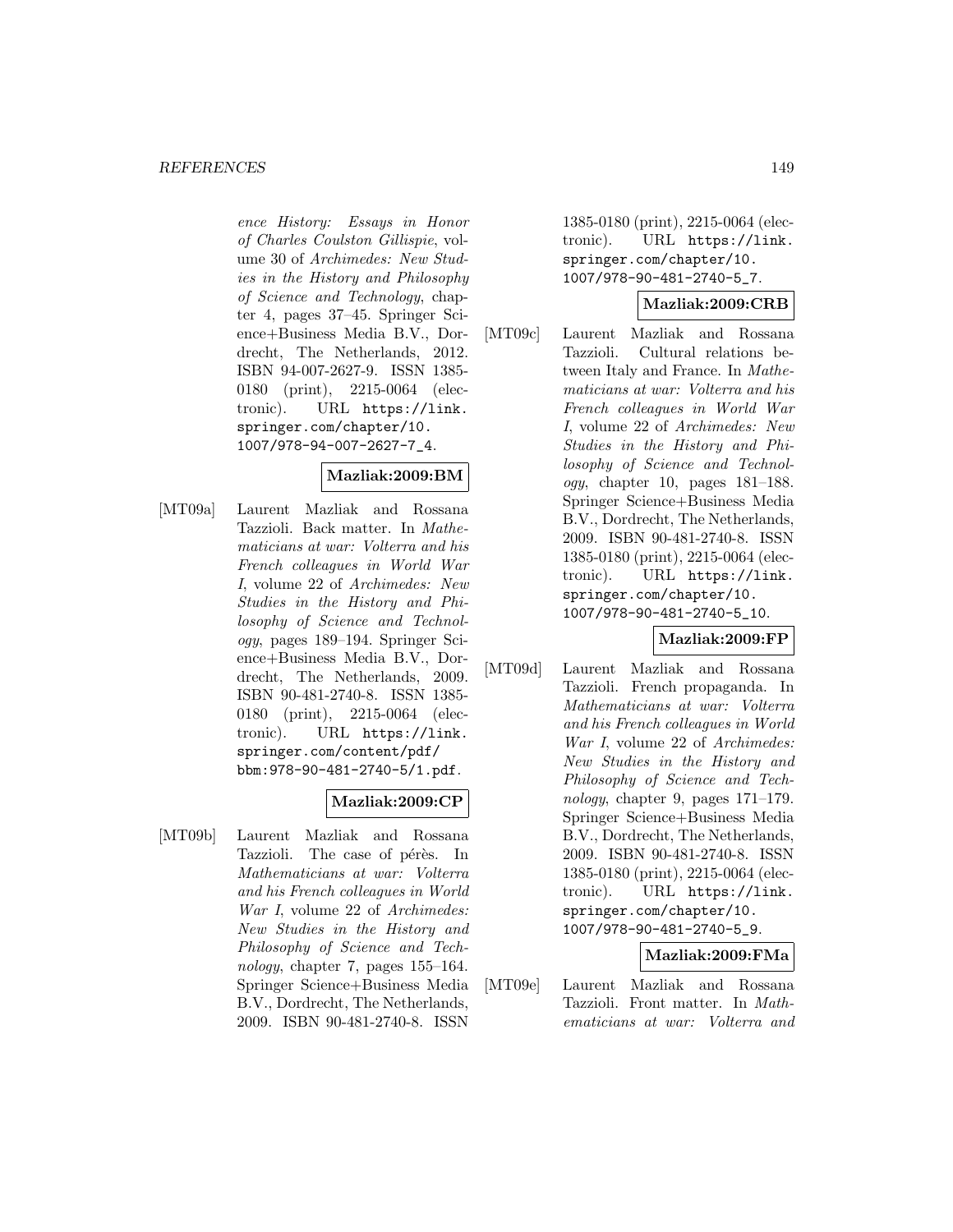*ence History: Essays in Honor of Charles Coulston Gillispie*, volume 30 of *Archimedes: New Studies in the History and Philosophy of Science and Technology*, chapter 4, pages 37–45. Springer Science+Business Media B.V., Dordrecht, The Netherlands, 2012. ISBN 94-007-2627-9. ISSN 1385-0180 (print), 2215-0064 (electronic). URL https://link.springer.com/chapter/10.1007/978-94-007-2627-7_4.

**Mazliak:2009:BM**

[MT09a] Laurent Mazliak and Rossana Tazzioli. Back matter. In *Mathematicians at war: Volterra and his French colleagues in World War I*, volume 22 of *Archimedes: New Studies in the History and Philosophy of Science and Technology*, pages 189–194. Springer Science+Business Media B.V., Dordrecht, The Netherlands, 2009. ISBN 90-481-2740-8. ISSN 1385-0180 (print), 2215-0064 (electronic). URL https://link.springer.com/content/pdf/bbm:978-90-481-2740-5/1.pdf.

**Mazliak:2009:CP**

[MT09b] Laurent Mazliak and Rossana Tazzioli. The case of pérès. In *Mathematicians at war: Volterra and his French colleagues in World War I*, volume 22 of *Archimedes: New Studies in the History and Philosophy of Science and Technology*, chapter 7, pages 155–164. Springer Science+Business Media B.V., Dordrecht, The Netherlands, 2009. ISBN 90-481-2740-8. ISSN 1385-0180 (print), 2215-0064 (electronic). URL https://link.springer.com/chapter/10.1007/978-90-481-2740-5_7.

**Mazliak:2009:CRB**

[MT09c] Laurent Mazliak and Rossana Tazzioli. Cultural relations between Italy and France. In *Mathematicians at war: Volterra and his French colleagues in World War I*, volume 22 of *Archimedes: New Studies in the History and Philosophy of Science and Technology*, chapter 10, pages 181–188. Springer Science+Business Media B.V., Dordrecht, The Netherlands, 2009. ISBN 90-481-2740-8. ISSN 1385-0180 (print), 2215-0064 (electronic). URL https://link.springer.com/chapter/10.1007/978-90-481-2740-5_10.

**Mazliak:2009:FP**

[MT09d] Laurent Mazliak and Rossana Tazzioli. French propaganda. In *Mathematicians at war: Volterra and his French colleagues in World War I*, volume 22 of *Archimedes: New Studies in the History and Philosophy of Science and Technology*, chapter 9, pages 171–179. Springer Science+Business Media B.V., Dordrecht, The Netherlands, 2009. ISBN 90-481-2740-8. ISSN 1385-0180 (print), 2215-0064 (electronic). URL https://link.springer.com/chapter/10.1007/978-90-481-2740-5_9.

**Mazliak:2009:FMa**

[MT09e] Laurent Mazliak and Rossana Tazzioli. Front matter. In *Mathematicians at war: Volterra and*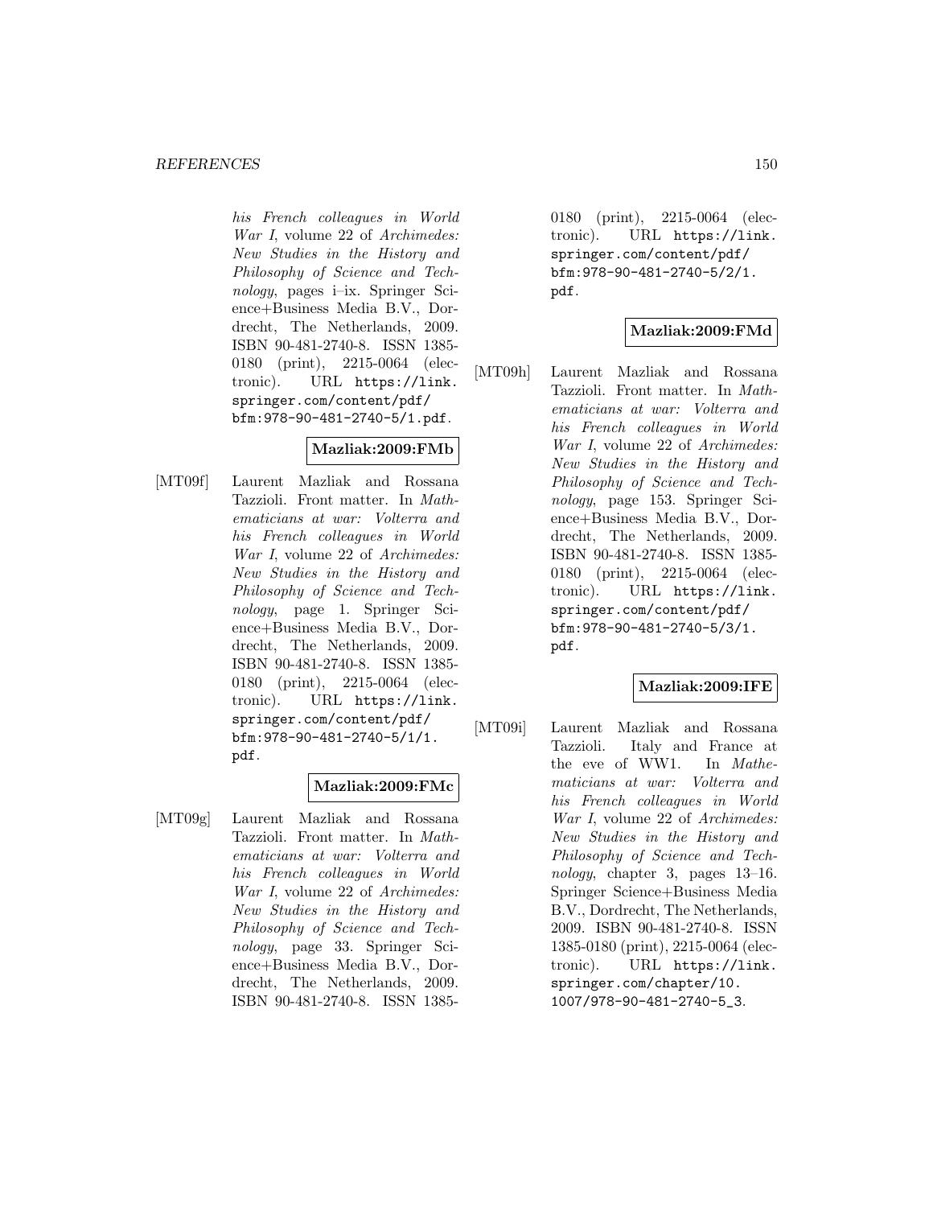his French colleagues in World War I*, volume 22 of *Archimedes: New Studies in the History and Philosophy of Science and Technology*, pages i–ix. Springer Science+Business Media B.V., Dordrecht, The Netherlands, 2009. ISBN 90-481-2740-8. ISSN 1385-0180 (print), 2215-0064 (electronic). URL https://link.springer.com/content/pdf/bfm:978-90-481-2740-5/1.pdf.

**Mazliak:2009:FMb**

[MT09f] Laurent Mazliak and Rossana Tazzioli. Front matter. In *Mathematicians at war: Volterra and his French colleagues in World War I*, volume 22 of *Archimedes: New Studies in the History and Philosophy of Science and Technology*, page 1. Springer Science+Business Media B.V., Dordrecht, The Netherlands, 2009. ISBN 90-481-2740-8. ISSN 1385-0180 (print), 2215-0064 (electronic). URL https://link.springer.com/content/pdf/bfm:978-90-481-2740-5/1/1.pdf.

**Mazliak:2009:FMc**

[MT09g] Laurent Mazliak and Rossana Tazzioli. Front matter. In *Mathematicians at war: Volterra and his French colleagues in World War I*, volume 22 of *Archimedes: New Studies in the History and Philosophy of Science and Technology*, page 33. Springer Science+Business Media B.V., Dordrecht, The Netherlands, 2009. ISBN 90-481-2740-8. ISSN 1385-0180 (print), 2215-0064 (electronic). URL https://link.springer.com/content/pdf/bfm:978-90-481-2740-5/2/1.pdf.

**Mazliak:2009:FMd**

[MT09h] Laurent Mazliak and Rossana Tazzioli. Front matter. In *Mathematicians at war: Volterra and his French colleagues in World War I*, volume 22 of *Archimedes: New Studies in the History and Philosophy of Science and Technology*, page 153. Springer Science+Business Media B.V., Dordrecht, The Netherlands, 2009. ISBN 90-481-2740-8. ISSN 1385-0180 (print), 2215-0064 (electronic). URL https://link.springer.com/content/pdf/bfm:978-90-481-2740-5/3/1.pdf.

**Mazliak:2009:IFE**

[MT09i] Laurent Mazliak and Rossana Tazzioli. Italy and France at the eve of WW1. In *Mathematicians at war: Volterra and his French colleagues in World War I*, volume 22 of *Archimedes: New Studies in the History and Philosophy of Science and Technology*, chapter 3, pages 13–16. Springer Science+Business Media B.V., Dordrecht, The Netherlands, 2009. ISBN 90-481-2740-8. ISSN 1385-0180 (print), 2215-0064 (electronic). URL https://link.springer.com/chapter/10.1007/978-90-481-2740-5_3.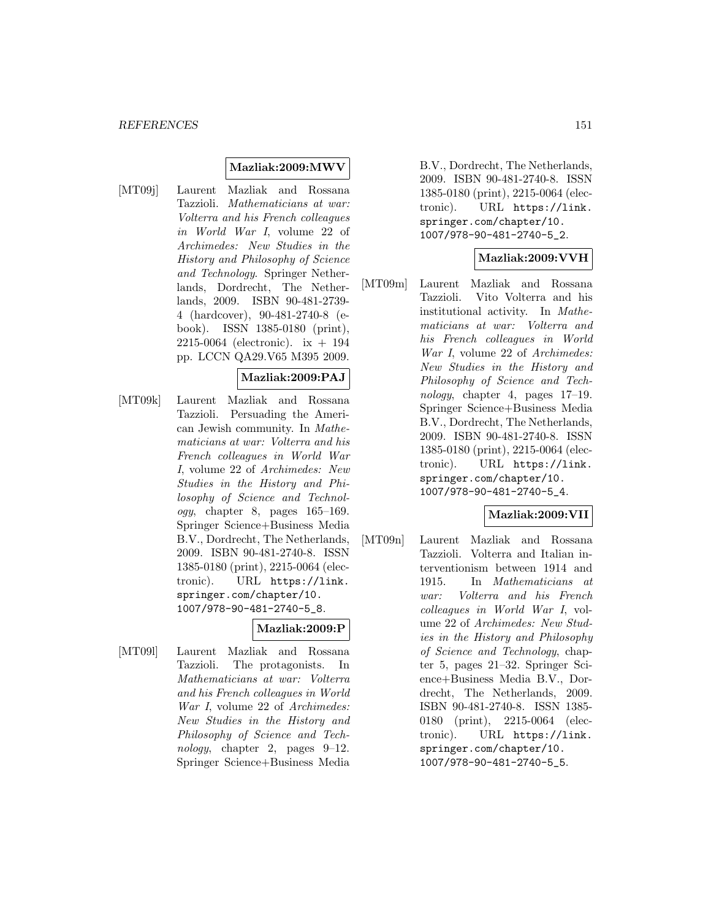**Mazliak:2009:MWV**

[MT09j] Laurent Mazliak and Rossana Tazzioli. *Mathematicians at war: Volterra and his French colleagues in World War I*, volume 22 of *Archimedes: New Studies in the History and Philosophy of Science and Technology*. Springer Netherlands, Dordrecht, The Netherlands, 2009. ISBN 90-481-2739-4 (hardcover), 90-481-2740-8 (e-book). ISSN 1385-0180 (print), 2215-0064 (electronic). ix + 194 pp. LCCN QA29.V65 M395 2009.

**Mazliak:2009:PAJ**

[MT09k] Laurent Mazliak and Rossana Tazzioli. Persuading the American Jewish community. In *Mathematicians at war: Volterra and his French colleagues in World War I*, volume 22 of *Archimedes: New Studies in the History and Philosophy of Science and Technology*, chapter 8, pages 165–169. Springer Science+Business Media B.V., Dordrecht, The Netherlands, 2009. ISBN 90-481-2740-8. ISSN 1385-0180 (print), 2215-0064 (electronic). URL https://link.springer.com/chapter/10.1007/978-90-481-2740-5_8.

**Mazliak:2009:P**

[MT09l] Laurent Mazliak and Rossana Tazzioli. The protagonists. In *Mathematicians at war: Volterra and his French colleagues in World War I*, volume 22 of *Archimedes: New Studies in the History and Philosophy of Science and Technology*, chapter 2, pages 9–12. Springer Science+Business Media B.V., Dordrecht, The Netherlands, 2009. ISBN 90-481-2740-8. ISSN 1385-0180 (print), 2215-0064 (electronic). URL https://link.springer.com/chapter/10.1007/978-90-481-2740-5_2.

**Mazliak:2009:VVH**

[MT09m] Laurent Mazliak and Rossana Tazzioli. Vito Volterra and his institutional activity. In *Mathematicians at war: Volterra and his French colleagues in World War I*, volume 22 of *Archimedes: New Studies in the History and Philosophy of Science and Technology*, chapter 4, pages 17–19. Springer Science+Business Media B.V., Dordrecht, The Netherlands, 2009. ISBN 90-481-2740-8. ISSN 1385-0180 (print), 2215-0064 (electronic). URL https://link.springer.com/chapter/10.1007/978-90-481-2740-5_4.

**Mazliak:2009:VII**

[MT09n] Laurent Mazliak and Rossana Tazzioli. Volterra and Italian interventionism between 1914 and 1915. In *Mathematicians at war: Volterra and his French colleagues in World War I*, volume 22 of *Archimedes: New Studies in the History and Philosophy of Science and Technology*, chapter 5, pages 21–32. Springer Science+Business Media B.V., Dordrecht, The Netherlands, 2009. ISBN 90-481-2740-8. ISSN 1385-0180 (print), 2215-0064 (electronic). URL https://link.springer.com/chapter/10.1007/978-90-481-2740-5_5.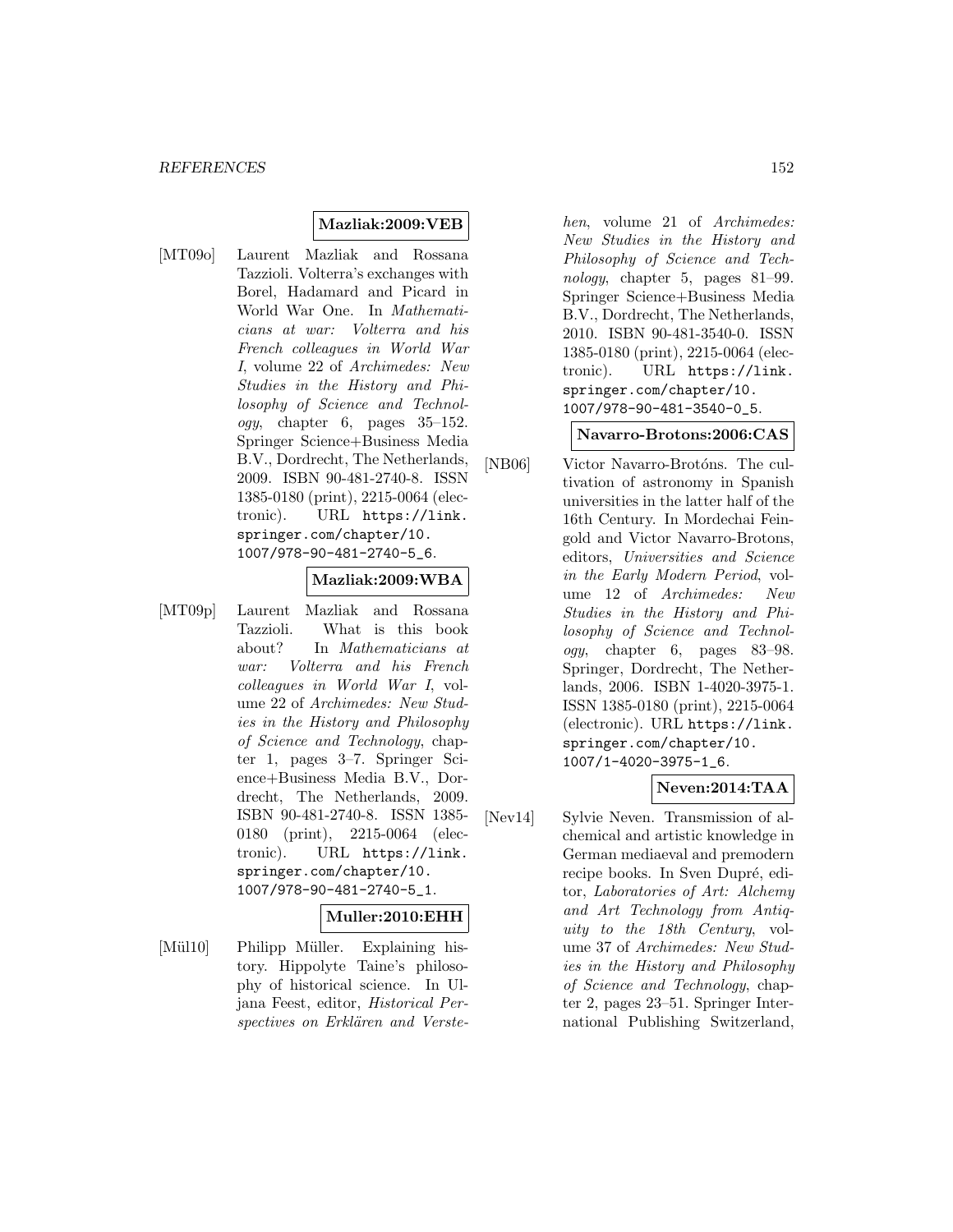**Mazliak:2009:VEB**

[MT09o] Laurent Mazliak and Rossana Tazzioli. Volterra's exchanges with Borel, Hadamard and Picard in World War One. In *Mathematicians at war: Volterra and his French colleagues in World War I*, volume 22 of *Archimedes: New Studies in the History and Philosophy of Science and Technology*, chapter 6, pages 35–152. Springer Science+Business Media B.V., Dordrecht, The Netherlands, 2009. ISBN 90-481-2740-8. ISSN 1385-0180 (print), 2215-0064 (electronic). URL https://link.springer.com/chapter/10.1007/978-90-481-2740-5_6.

**Mazliak:2009:WBA**

[MT09p] Laurent Mazliak and Rossana Tazzioli. What is this book about? In *Mathematicians at war: Volterra and his French colleagues in World War I*, volume 22 of *Archimedes: New Studies in the History and Philosophy of Science and Technology*, chapter 1, pages 3–7. Springer Science+Business Media B.V., Dordrecht, The Netherlands, 2009. ISBN 90-481-2740-8. ISSN 1385-0180 (print), 2215-0064 (electronic). URL https://link.springer.com/chapter/10.1007/978-90-481-2740-5_1.

**Muller:2010:EHH**

[Mül10] Philipp Müller. Explaining history. Hippolyte Taine's philosophy of historical science. In Uljana Feest, editor, *Historical Perspectives on Erklären and Verstehen*, volume 21 of *Archimedes: New Studies in the History and Philosophy of Science and Technology*, chapter 5, pages 81–99. Springer Science+Business Media B.V., Dordrecht, The Netherlands, 2010. ISBN 90-481-3540-0. ISSN 1385-0180 (print), 2215-0064 (electronic). URL https://link.springer.com/chapter/10.1007/978-90-481-3540-0_5.

**Navarro-Brotons:2006:CAS**

[NB06] Victor Navarro-Brotóns. The cultivation of astronomy in Spanish universities in the latter half of the 16th Century. In Mordechai Feingold and Victor Navarro-Brotons, editors, *Universities and Science in the Early Modern Period*, volume 12 of *Archimedes: New Studies in the History and Philosophy of Science and Technology*, chapter 6, pages 83–98. Springer, Dordrecht, The Netherlands, 2006. ISBN 1-4020-3975-1. ISSN 1385-0180 (print), 2215-0064 (electronic). URL https://link.springer.com/chapter/10.1007/1-4020-3975-1_6.

**Neven:2014:TAA**

[Nev14] Sylvie Neven. Transmission of alchemical and artistic knowledge in German mediaeval and premodern recipe books. In Sven Dupré, editor, *Laboratories of Art: Alchemy and Art Technology from Antiquity to the 18th Century*, volume 37 of *Archimedes: New Studies in the History and Philosophy of Science and Technology*, chapter 2, pages 23–51. Springer International Publishing Switzerland,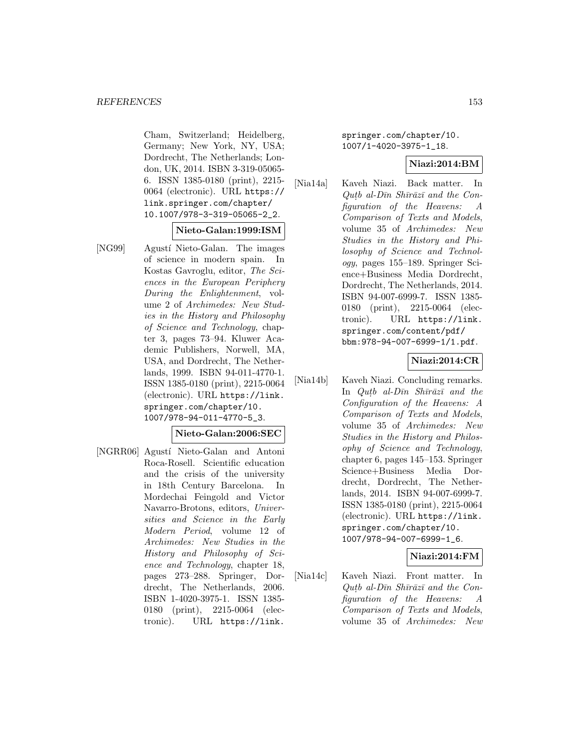Cham, Switzerland; Heidelberg, Germany; New York, NY, USA; Dordrecht, The Netherlands; London, UK, 2014. ISBN 3-319-05065-6. ISSN 1385-0180 (print), 2215-0064 (electronic). URL https://link.springer.com/chapter/10.1007/978-3-319-05065-2_2.

**Nieto-Galan:1999:ISM**

[NG99] Agustí Nieto-Galan. The images of science in modern spain. In Kostas Gavroglu, editor, *The Sciences in the European Periphery During the Enlightenment*, volume 2 of *Archimedes: New Studies in the History and Philosophy of Science and Technology*, chapter 3, pages 73–94. Kluwer Academic Publishers, Norwell, MA, USA, and Dordrecht, The Netherlands, 1999. ISBN 94-011-4770-1. ISSN 1385-0180 (print), 2215-0064 (electronic). URL https://link.springer.com/chapter/10.1007/978-94-011-4770-5_3.

**Nieto-Galan:2006:SEC**

[NGRR06] Agustí Nieto-Galan and Antoni Roca-Rosell. Scientific education and the crisis of the university in 18th Century Barcelona. In Mordechai Feingold and Victor Navarro-Brotons, editors, *Universities and Science in the Early Modern Period*, volume 12 of *Archimedes: New Studies in the History and Philosophy of Science and Technology*, chapter 18, pages 273–288. Springer, Dordrecht, The Netherlands, 2006. ISBN 1-4020-3975-1. ISSN 1385-0180 (print), 2215-0064 (electronic). URL https://link.springer.com/chapter/10.1007/1-4020-3975-1_18.

**Niazi:2014:BM**

[Nia14a] Kaveh Niazi. Back matter. In *Quṭb al-Dīn Shīrāzī and the Configuration of the Heavens: A Comparison of Texts and Models*, volume 35 of *Archimedes: New Studies in the History and Philosophy of Science and Technology*, pages 155–189. Springer Science+Business Media Dordrecht, Dordrecht, The Netherlands, 2014. ISBN 94-007-6999-7. ISSN 1385-0180 (print), 2215-0064 (electronic). URL https://link.springer.com/content/pdf/bbm:978-94-007-6999-1/1.pdf.

**Niazi:2014:CR**

[Nia14b] Kaveh Niazi. Concluding remarks. In *Quṭb al-Dīn Shīrāzī and the Configuration of the Heavens: A Comparison of Texts and Models*, volume 35 of *Archimedes: New Studies in the History and Philosophy of Science and Technology*, chapter 6, pages 145–153. Springer Science+Business Media Dordrecht, Dordrecht, The Netherlands, 2014. ISBN 94-007-6999-7. ISSN 1385-0180 (print), 2215-0064 (electronic). URL https://link.springer.com/chapter/10.1007/978-94-007-6999-1_6.

**Niazi:2014:FM**

[Nia14c] Kaveh Niazi. Front matter. In *Quṭb al-Dīn Shīrāzī and the Configuration of the Heavens: A Comparison of Texts and Models*, volume 35 of *Archimedes: New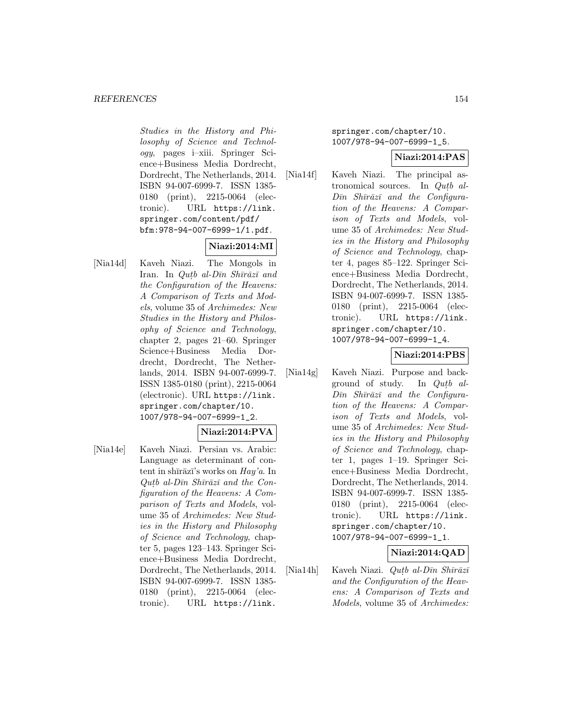*Studies in the History and Philosophy of Science and Technology*, pages i–xiii. Springer Science+Business Media Dordrecht, Dordrecht, The Netherlands, 2014. ISBN 94-007-6999-7. ISSN 1385-0180 (print), 2215-0064 (electronic). URL https://link.springer.com/content/pdf/bfm:978-94-007-6999-1/1.pdf.

**Niazi:2014:MI**

[Nia14d] Kaveh Niazi. The Mongols in Iran. In *Quṭb al-Dīn Shīrāzī and the Configuration of the Heavens: A Comparison of Texts and Models*, volume 35 of *Archimedes: New Studies in the History and Philosophy of Science and Technology*, chapter 2, pages 21–60. Springer Science+Business Media Dordrecht, Dordrecht, The Netherlands, 2014. ISBN 94-007-6999-7. ISSN 1385-0180 (print), 2215-0064 (electronic). URL https://link.springer.com/chapter/10.1007/978-94-007-6999-1_2.

**Niazi:2014:PVA**

[Nia14e] Kaveh Niazi. Persian vs. Arabic: Language as determinant of content in shīrāzī's works on *Hay'a*. In *Quṭb al-Dīn Shīrāzī and the Configuration of the Heavens: A Comparison of Texts and Models*, volume 35 of *Archimedes: New Studies in the History and Philosophy of Science and Technology*, chapter 5, pages 123–143. Springer Science+Business Media Dordrecht, Dordrecht, The Netherlands, 2014. ISBN 94-007-6999-7. ISSN 1385-0180 (print), 2215-0064 (electronic). URL https://link.springer.com/chapter/10.1007/978-94-007-6999-1_5.

**Niazi:2014:PAS**

[Nia14f] Kaveh Niazi. The principal astronomical sources. In *Quṭb al-Dīn Shīrāzī and the Configuration of the Heavens: A Comparison of Texts and Models*, volume 35 of *Archimedes: New Studies in the History and Philosophy of Science and Technology*, chapter 4, pages 85–122. Springer Science+Business Media Dordrecht, Dordrecht, The Netherlands, 2014. ISBN 94-007-6999-7. ISSN 1385-0180 (print), 2215-0064 (electronic). URL https://link.springer.com/chapter/10.1007/978-94-007-6999-1_4.

**Niazi:2014:PBS**

[Nia14g] Kaveh Niazi. Purpose and background of study. In *Quṭb al-Dīn Shīrāzī and the Configuration of the Heavens: A Comparison of Texts and Models*, volume 35 of *Archimedes: New Studies in the History and Philosophy of Science and Technology*, chapter 1, pages 1–19. Springer Science+Business Media Dordrecht, Dordrecht, The Netherlands, 2014. ISBN 94-007-6999-7. ISSN 1385-0180 (print), 2215-0064 (electronic). URL https://link.springer.com/chapter/10.1007/978-94-007-6999-1_1.

**Niazi:2014:QAD**

[Nia14h] Kaveh Niazi. *Quṭb al-Dīn Shīrāzī and the Configuration of the Heavens: A Comparison of Texts and Models*, volume 35 of *Archimedes:*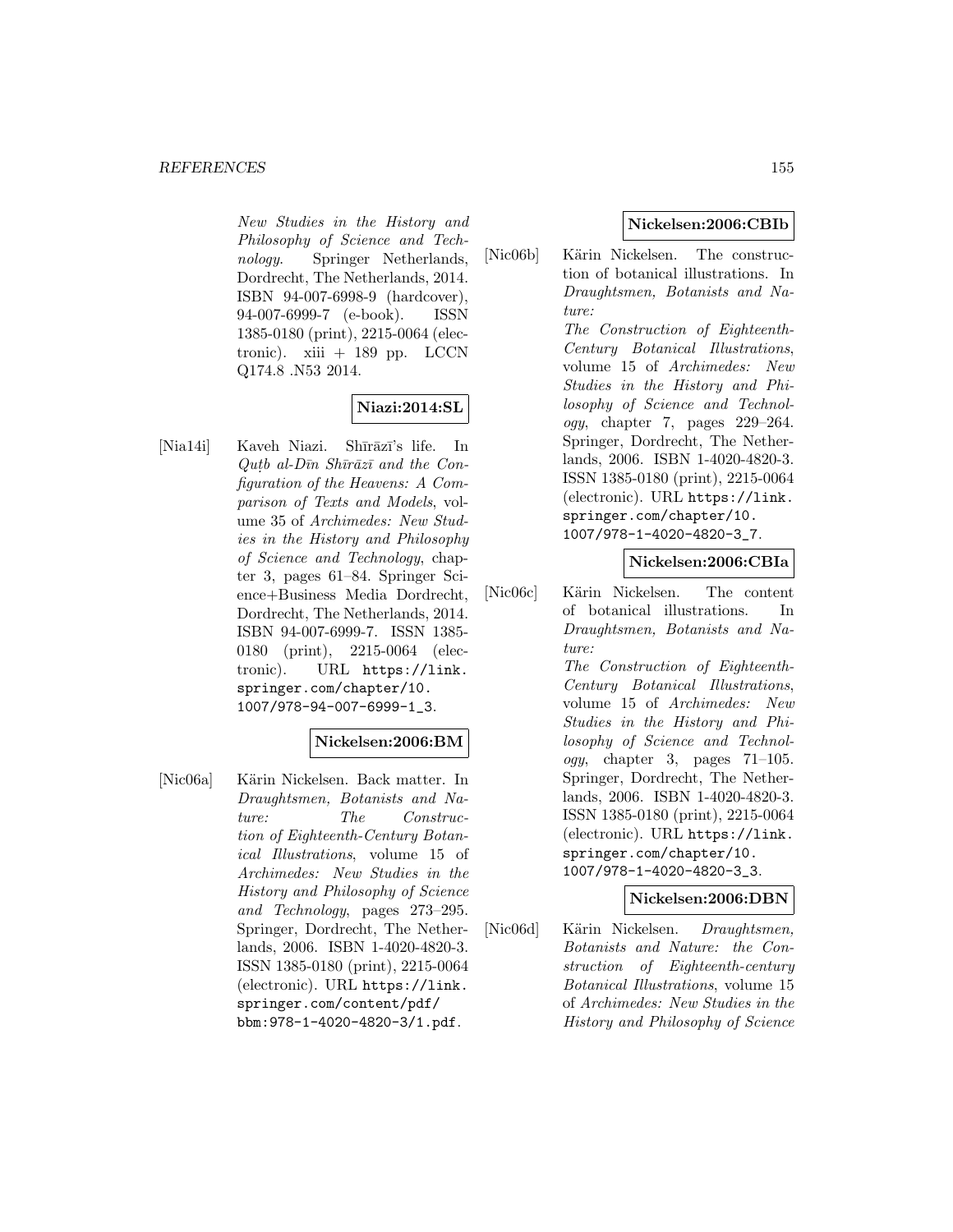New Studies in the History and Philosophy of Science and Technology*. Springer Netherlands, Dordrecht, The Netherlands, 2014. ISBN 94-007-6998-9 (hardcover), 94-007-6999-7 (e-book). ISSN 1385-0180 (print), 2215-0064 (electronic). xiii + 189 pp. LCCN Q174.8 .N53 2014.

**Niazi:2014:SL**

[Nia14i] Kaveh Niazi. Shīrāzī's life. In *Quṭb al-Dīn Shīrāzī and the Configuration of the Heavens: A Comparison of Texts and Models*, volume 35 of *Archimedes: New Studies in the History and Philosophy of Science and Technology*, chapter 3, pages 61–84. Springer Science+Business Media Dordrecht, Dordrecht, The Netherlands, 2014. ISBN 94-007-6999-7. ISSN 1385-0180 (print), 2215-0064 (electronic). URL https://link.springer.com/chapter/10.1007/978-94-007-6999-1_3.

**Nickelsen:2006:BM**

[Nic06a] Kärin Nickelsen. Back matter. In *Draughtsmen, Botanists and Nature: The Construction of Eighteenth-Century Botanical Illustrations*, volume 15 of *Archimedes: New Studies in the History and Philosophy of Science and Technology*, pages 273–295. Springer, Dordrecht, The Netherlands, 2006. ISBN 1-4020-4820-3. ISSN 1385-0180 (print), 2215-0064 (electronic). URL https://link.springer.com/content/pdf/bbm:978-1-4020-4820-3/1.pdf.

**Nickelsen:2006:CBIb**

[Nic06b] Kärin Nickelsen. The construction of botanical illustrations. In *Draughtsmen, Botanists and Nature: The Construction of Eighteenth-Century Botanical Illustrations*, volume 15 of *Archimedes: New Studies in the History and Philosophy of Science and Technology*, chapter 7, pages 229–264. Springer, Dordrecht, The Netherlands, 2006. ISBN 1-4020-4820-3. ISSN 1385-0180 (print), 2215-0064 (electronic). URL https://link.springer.com/chapter/10.1007/978-1-4020-4820-3_7.

**Nickelsen:2006:CBIa**

[Nic06c] Kärin Nickelsen. The content of botanical illustrations. In *Draughtsmen, Botanists and Nature: The Construction of Eighteenth-Century Botanical Illustrations*, volume 15 of *Archimedes: New Studies in the History and Philosophy of Science and Technology*, chapter 3, pages 71–105. Springer, Dordrecht, The Netherlands, 2006. ISBN 1-4020-4820-3. ISSN 1385-0180 (print), 2215-0064 (electronic). URL https://link.springer.com/chapter/10.1007/978-1-4020-4820-3_3.

**Nickelsen:2006:DBN**

[Nic06d] Kärin Nickelsen. *Draughtsmen, Botanists and Nature: the Construction of Eighteenth-century Botanical Illustrations*, volume 15 of *Archimedes: New Studies in the History and Philosophy of Science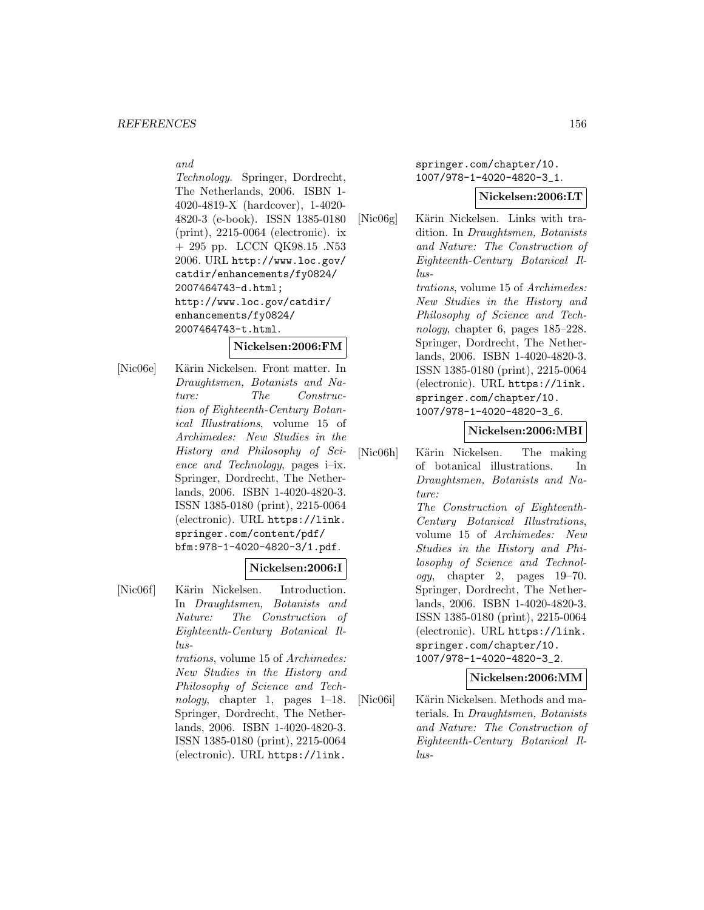*and Technology*. Springer, Dordrecht, The Netherlands, 2006. ISBN 1-4020-4819-X (hardcover), 1-4020-4820-3 (e-book). ISSN 1385-0180 (print), 2215-0064 (electronic). ix + 295 pp. LCCN QK98.15 .N53 2006. URL http://www.loc.gov/catdir/enhancements/fy0824/2007464743-d.html; http://www.loc.gov/catdir/enhancements/fy0824/2007464743-t.html.

**Nickelsen:2006:FM**

[Nic06e] Kärin Nickelsen. Front matter. In *Draughtsmen, Botanists and Nature: The Construction of Eighteenth-Century Botanical Illustrations*, volume 15 of *Archimedes: New Studies in the History and Philosophy of Science and Technology*, pages i–ix. Springer, Dordrecht, The Netherlands, 2006. ISBN 1-4020-4820-3. ISSN 1385-0180 (print), 2215-0064 (electronic). URL https://link.springer.com/content/pdf/bfm:978-1-4020-4820-3/1.pdf.

**Nickelsen:2006:I**

[Nic06f] Kärin Nickelsen. Introduction. In *Draughtsmen, Botanists and Nature: The Construction of Eighteenth-Century Botanical Illustrations*, volume 15 of *Archimedes: New Studies in the History and Philosophy of Science and Technology*, chapter 1, pages 1–18. Springer, Dordrecht, The Netherlands, 2006. ISBN 1-4020-4820-3. ISSN 1385-0180 (print), 2215-0064 (electronic). URL https://link.springer.com/chapter/10.1007/978-1-4020-4820-3_1.

**Nickelsen:2006:LT**

[Nic06g] Kärin Nickelsen. Links with tradition. In *Draughtsmen, Botanists and Nature: The Construction of Eighteenth-Century Botanical Illustrations*, volume 15 of *Archimedes: New Studies in the History and Philosophy of Science and Technology*, chapter 6, pages 185–228. Springer, Dordrecht, The Netherlands, 2006. ISBN 1-4020-4820-3. ISSN 1385-0180 (print), 2215-0064 (electronic). URL https://link.springer.com/chapter/10.1007/978-1-4020-4820-3_6.

**Nickelsen:2006:MBI**

[Nic06h] Kärin Nickelsen. The making of botanical illustrations. In *Draughtsmen, Botanists and Nature: The Construction of Eighteenth-Century Botanical Illustrations*, volume 15 of *Archimedes: New Studies in the History and Philosophy of Science and Technology*, chapter 2, pages 19–70. Springer, Dordrecht, The Netherlands, 2006. ISBN 1-4020-4820-3. ISSN 1385-0180 (print), 2215-0064 (electronic). URL https://link.springer.com/chapter/10.1007/978-1-4020-4820-3_2.

**Nickelsen:2006:MM**

[Nic06i] Kärin Nickelsen. Methods and materials. In *Draughtsmen, Botanists and Nature: The Construction of Eighteenth-Century Botanical Illus-*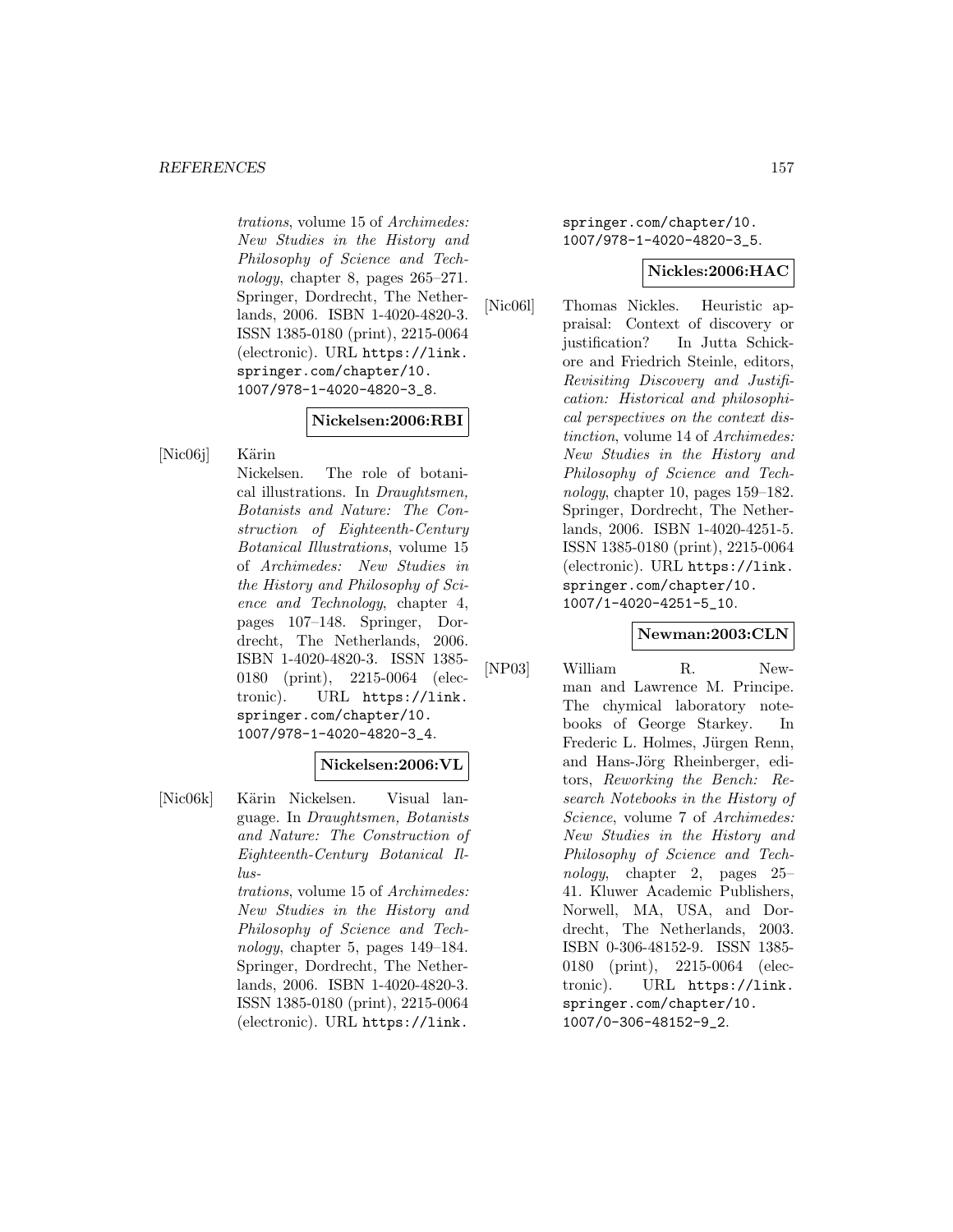trations, volume 15 of *Archimedes: New Studies in the History and Philosophy of Science and Technology*, chapter 8, pages 265–271. Springer, Dordrecht, The Netherlands, 2006. ISBN 1-4020-4820-3. ISSN 1385-0180 (print), 2215-0064 (electronic). URL https://link.springer.com/chapter/10.1007/978-1-4020-4820-3_8.

**Nickelsen:2006:RBI**

[Nic06j] Kärin Nickelsen. The role of botanical illustrations. In *Draughtsmen, Botanists and Nature: The Construction of Eighteenth-Century Botanical Illustrations*, volume 15 of *Archimedes: New Studies in the History and Philosophy of Science and Technology*, chapter 4, pages 107–148. Springer, Dordrecht, The Netherlands, 2006. ISBN 1-4020-4820-3. ISSN 1385-0180 (print), 2215-0064 (electronic). URL https://link.springer.com/chapter/10.1007/978-1-4020-4820-3_4.

**Nickelsen:2006:VL**

[Nic06k] Kärin Nickelsen. Visual language. In *Draughtsmen, Botanists and Nature: The Construction of Eighteenth-Century Botanical Illustrations*, volume 15 of *Archimedes: New Studies in the History and Philosophy of Science and Technology*, chapter 5, pages 149–184. Springer, Dordrecht, The Netherlands, 2006. ISBN 1-4020-4820-3. ISSN 1385-0180 (print), 2215-0064 (electronic). URL https://link.springer.com/chapter/10.1007/978-1-4020-4820-3_5.

**Nickles:2006:HAC**

[Nic06l] Thomas Nickles. Heuristic appraisal: Context of discovery or justification? In Jutta Schickore and Friedrich Steinle, editors, *Revisiting Discovery and Justification: Historical and philosophical perspectives on the context distinction*, volume 14 of *Archimedes: New Studies in the History and Philosophy of Science and Technology*, chapter 10, pages 159–182. Springer, Dordrecht, The Netherlands, 2006. ISBN 1-4020-4251-5. ISSN 1385-0180 (print), 2215-0064 (electronic). URL https://link.springer.com/chapter/10.1007/1-4020-4251-5_10.

**Newman:2003:CLN**

[NP03] William R. Newman and Lawrence M. Principe. The chymical laboratory notebooks of George Starkey. In Frederic L. Holmes, Jürgen Renn, and Hans-Jörg Rheinberger, editors, *Reworking the Bench: Research Notebooks in the History of Science*, volume 7 of *Archimedes: New Studies in the History and Philosophy of Science and Technology*, chapter 2, pages 25–41. Kluwer Academic Publishers, Norwell, MA, USA, and Dordrecht, The Netherlands, 2003. ISBN 0-306-48152-9. ISSN 1385-0180 (print), 2215-0064 (electronic). URL https://link.springer.com/chapter/10.1007/0-306-48152-9_2.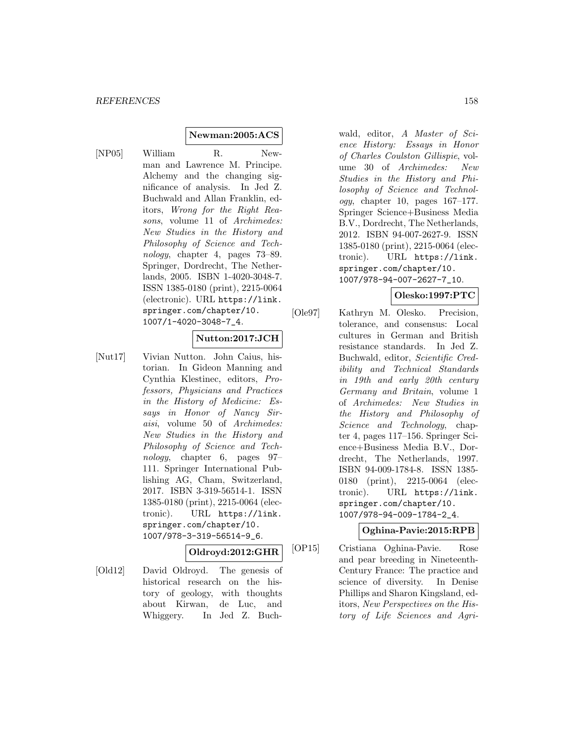**Newman:2005:ACS**

[NP05] William R. Newman and Lawrence M. Principe. Alchemy and the changing significance of analysis. In Jed Z. Buchwald and Allan Franklin, editors, *Wrong for the Right Reasons*, volume 11 of *Archimedes: New Studies in the History and Philosophy of Science and Technology*, chapter 4, pages 73–89. Springer, Dordrecht, The Netherlands, 2005. ISBN 1-4020-3048-7. ISSN 1385-0180 (print), 2215-0064 (electronic). URL https://link.springer.com/chapter/10.1007/1-4020-3048-7_4.

**Nutton:2017:JCH**

[Nut17] Vivian Nutton. John Caius, historian. In Gideon Manning and Cynthia Klestinec, editors, *Professors, Physicians and Practices in the History of Medicine: Essays in Honor of Nancy Siraisi*, volume 50 of *Archimedes: New Studies in the History and Philosophy of Science and Technology*, chapter 6, pages 97–111. Springer International Publishing AG, Cham, Switzerland, 2017. ISBN 3-319-56514-1. ISSN 1385-0180 (print), 2215-0064 (electronic). URL https://link.springer.com/chapter/10.1007/978-3-319-56514-9_6.

**Oldroyd:2012:GHR**

[Old12] David Oldroyd. The genesis of historical research on the history of geology, with thoughts about Kirwan, de Luc, and Whiggery. In Jed Z. Buchwald, editor, *A Master of Science History: Essays in Honor of Charles Coulston Gillispie*, volume 30 of *Archimedes: New Studies in the History and Philosophy of Science and Technology*, chapter 10, pages 167–177. Springer Science+Business Media B.V., Dordrecht, The Netherlands, 2012. ISBN 94-007-2627-9. ISSN 1385-0180 (print), 2215-0064 (electronic). URL https://link.springer.com/chapter/10.1007/978-94-007-2627-7_10.

**Olesko:1997:PTC**

[Ole97] Kathryn M. Olesko. Precision, tolerance, and consensus: Local cultures in German and British resistance standards. In Jed Z. Buchwald, editor, *Scientific Credibility and Technical Standards in 19th and early 20th century Germany and Britain*, volume 1 of *Archimedes: New Studies in the History and Philosophy of Science and Technology*, chapter 4, pages 117–156. Springer Science+Business Media B.V., Dordrecht, The Netherlands, 1997. ISBN 94-009-1784-8. ISSN 1385-0180 (print), 2215-0064 (electronic). URL https://link.springer.com/chapter/10.1007/978-94-009-1784-2_4.

**Oghina-Pavie:2015:RPB**

[OP15] Cristiana Oghina-Pavie. Rose and pear breeding in Nineteenth-Century France: The practice and science of diversity. In Denise Phillips and Sharon Kingsland, editors, *New Perspectives on the History of Life Sciences and Agri-*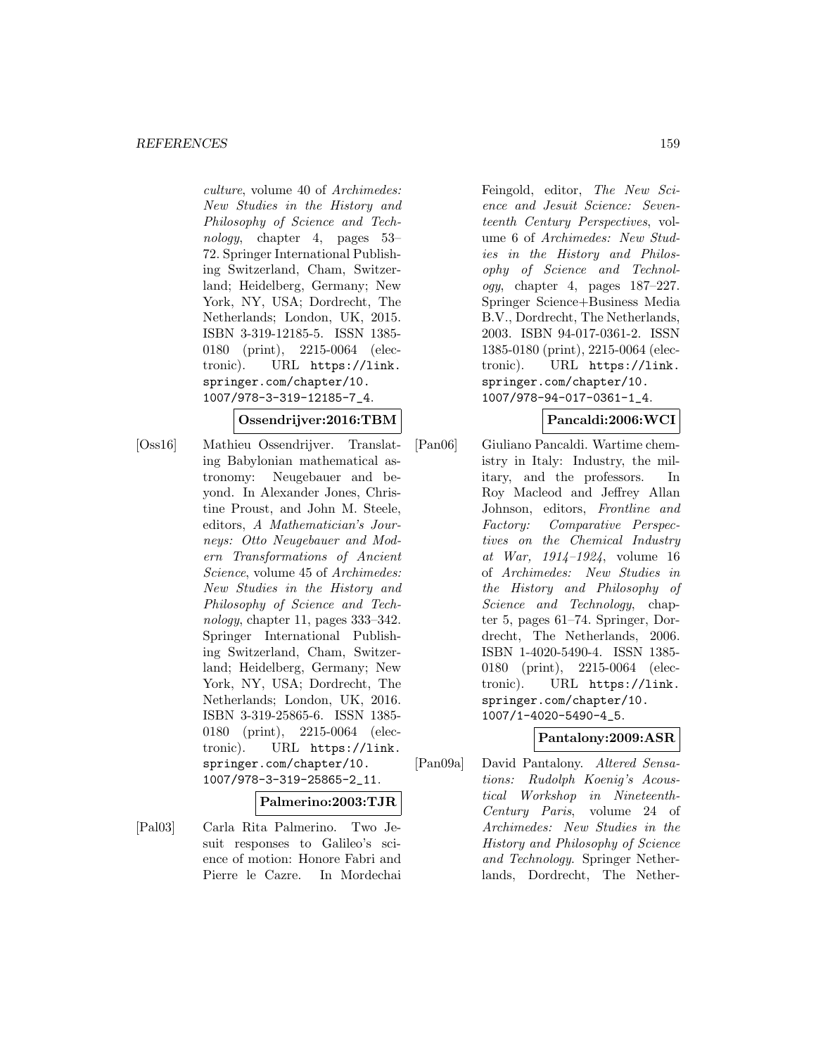*culture*, volume 40 of *Archimedes: New Studies in the History and Philosophy of Science and Technology*, chapter 4, pages 53–72. Springer International Publishing Switzerland, Cham, Switzerland; Heidelberg, Germany; New York, NY, USA; Dordrecht, The Netherlands; London, UK, 2015. ISBN 3-319-12185-5. ISSN 1385-0180 (print), 2215-0064 (electronic). URL `https://link.springer.com/chapter/10.1007/978-3-319-12185-7_4`.

**Ossendrijver:2016:TBM**

[Oss16] Mathieu Ossendrijver. Translating Babylonian mathematical astronomy: Neugebauer and beyond. In Alexander Jones, Christine Proust, and John M. Steele, editors, *A Mathematician's Journeys: Otto Neugebauer and Modern Transformations of Ancient Science*, volume 45 of *Archimedes: New Studies in the History and Philosophy of Science and Technology*, chapter 11, pages 333–342. Springer International Publishing Switzerland, Cham, Switzerland; Heidelberg, Germany; New York, NY, USA; Dordrecht, The Netherlands; London, UK, 2016. ISBN 3-319-25865-6. ISSN 1385-0180 (print), 2215-0064 (electronic). URL `https://link.springer.com/chapter/10.1007/978-3-319-25865-2_11`.

**Palmerino:2003:TJR**

[Pal03] Carla Rita Palmerino. Two Jesuit responses to Galileo's science of motion: Honore Fabri and Pierre le Cazre. In Mordechai Feingold, editor, *The New Science and Jesuit Science: Seventeenth Century Perspectives*, volume 6 of *Archimedes: New Studies in the History and Philosophy of Science and Technology*, chapter 4, pages 187–227. Springer Science+Business Media B.V., Dordrecht, The Netherlands, 2003. ISBN 94-017-0361-2. ISSN 1385-0180 (print), 2215-0064 (electronic). URL `https://link.springer.com/chapter/10.1007/978-94-017-0361-1_4`.

**Pancaldi:2006:WCI**

[Pan06] Giuliano Pancaldi. Wartime chemistry in Italy: Industry, the military, and the professors. In Roy Macleod and Jeffrey Allan Johnson, editors, *Frontline and Factory: Comparative Perspectives on the Chemical Industry at War, 1914–1924*, volume 16 of *Archimedes: New Studies in the History and Philosophy of Science and Technology*, chapter 5, pages 61–74. Springer, Dordrecht, The Netherlands, 2006. ISBN 1-4020-5490-4. ISSN 1385-0180 (print), 2215-0064 (electronic). URL `https://link.springer.com/chapter/10.1007/1-4020-5490-4_5`.

**Pantalony:2009:ASR**

[Pan09a] David Pantalony. *Altered Sensations: Rudolph Koenig's Acoustical Workshop in Nineteenth-Century Paris*, volume 24 of *Archimedes: New Studies in the History and Philosophy of Science and Technology*. Springer Netherlands, Dordrecht, The Nether-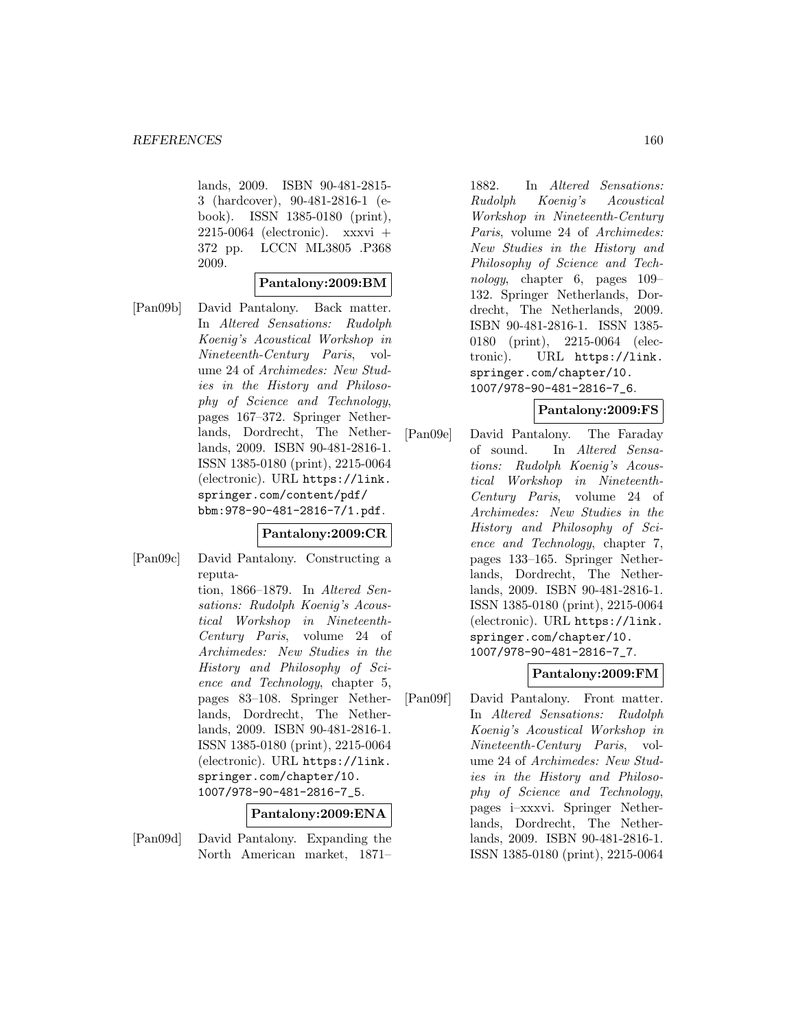lands, 2009. ISBN 90-481-2815-3 (hardcover), 90-481-2816-1 (e-book). ISSN 1385-0180 (print), 2215-0064 (electronic). xxxvi + 372 pp. LCCN ML3805 .P368 2009.

**Pantalony:2009:BM**

[Pan09b] David Pantalony. Back matter. In *Altered Sensations: Rudolph Koenig's Acoustical Workshop in Nineteenth-Century Paris*, volume 24 of *Archimedes: New Studies in the History and Philosophy of Science and Technology*, pages 167–372. Springer Netherlands, Dordrecht, The Netherlands, 2009. ISBN 90-481-2816-1. ISSN 1385-0180 (print), 2215-0064 (electronic). URL https://link.springer.com/content/pdf/bbm:978-90-481-2816-7/1.pdf.

**Pantalony:2009:CR**

[Pan09c] David Pantalony. Constructing a reputation, 1866–1879. In *Altered Sensations: Rudolph Koenig's Acoustical Workshop in Nineteenth-Century Paris*, volume 24 of *Archimedes: New Studies in the History and Philosophy of Science and Technology*, chapter 5, pages 83–108. Springer Netherlands, Dordrecht, The Netherlands, 2009. ISBN 90-481-2816-1. ISSN 1385-0180 (print), 2215-0064 (electronic). URL https://link.springer.com/chapter/10.1007/978-90-481-2816-7_5.

**Pantalony:2009:ENA**

[Pan09d] David Pantalony. Expanding the North American market, 1871–1882. In *Altered Sensations: Rudolph Koenig's Acoustical Workshop in Nineteenth-Century Paris*, volume 24 of *Archimedes: New Studies in the History and Philosophy of Science and Technology*, chapter 6, pages 109–132. Springer Netherlands, Dordrecht, The Netherlands, 2009. ISBN 90-481-2816-1. ISSN 1385-0180 (print), 2215-0064 (electronic). URL https://link.springer.com/chapter/10.1007/978-90-481-2816-7_6.

**Pantalony:2009:FS**

[Pan09e] David Pantalony. The Faraday of sound. In *Altered Sensations: Rudolph Koenig's Acoustical Workshop in Nineteenth-Century Paris*, volume 24 of *Archimedes: New Studies in the History and Philosophy of Science and Technology*, chapter 7, pages 133–165. Springer Netherlands, Dordrecht, The Netherlands, 2009. ISBN 90-481-2816-1. ISSN 1385-0180 (print), 2215-0064 (electronic). URL https://link.springer.com/chapter/10.1007/978-90-481-2816-7_7.

**Pantalony:2009:FM**

[Pan09f] David Pantalony. Front matter. In *Altered Sensations: Rudolph Koenig's Acoustical Workshop in Nineteenth-Century Paris*, volume 24 of *Archimedes: New Studies in the History and Philosophy of Science and Technology*, pages i–xxxvi. Springer Netherlands, Dordrecht, The Netherlands, 2009. ISBN 90-481-2816-1. ISSN 1385-0180 (print), 2215-0064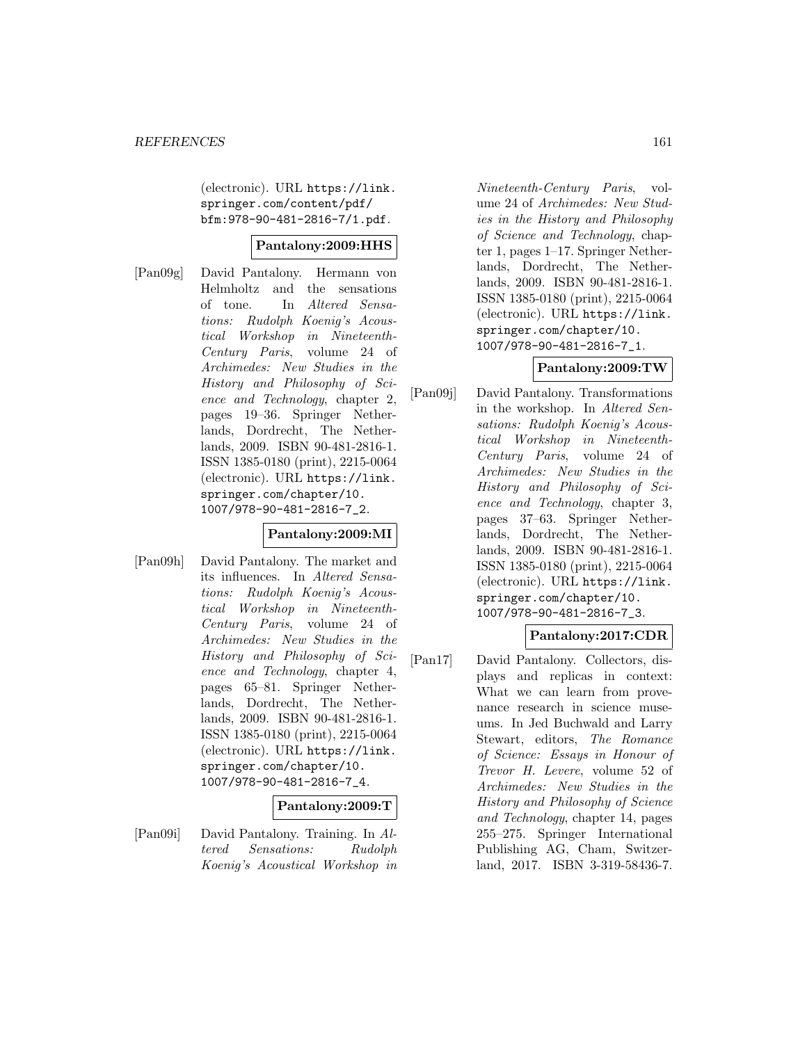(electronic). URL https://link.springer.com/content/pdf/bfm:978-90-481-2816-7/1.pdf.

**Pantalony:2009:HHS**

[Pan09g] David Pantalony. Hermann von Helmholtz and the sensations of tone. In *Altered Sensations: Rudolph Koenig's Acoustical Workshop in Nineteenth-Century Paris*, volume 24 of *Archimedes: New Studies in the History and Philosophy of Science and Technology*, chapter 2, pages 19–36. Springer Netherlands, Dordrecht, The Netherlands, 2009. ISBN 90-481-2816-1. ISSN 1385-0180 (print), 2215-0064 (electronic). URL https://link.springer.com/chapter/10.1007/978-90-481-2816-7_2.

**Pantalony:2009:MI**

[Pan09h] David Pantalony. The market and its influences. In *Altered Sensations: Rudolph Koenig's Acoustical Workshop in Nineteenth-Century Paris*, volume 24 of *Archimedes: New Studies in the History and Philosophy of Science and Technology*, chapter 4, pages 65–81. Springer Netherlands, Dordrecht, The Netherlands, 2009. ISBN 90-481-2816-1. ISSN 1385-0180 (print), 2215-0064 (electronic). URL https://link.springer.com/chapter/10.1007/978-90-481-2816-7_4.

**Pantalony:2009:T**

[Pan09i] David Pantalony. Training. In *Altered Sensations: Rudolph Koenig's Acoustical Workshop in Nineteenth-Century Paris*, volume 24 of *Archimedes: New Studies in the History and Philosophy of Science and Technology*, chapter 1, pages 1–17. Springer Netherlands, Dordrecht, The Netherlands, 2009. ISBN 90-481-2816-1. ISSN 1385-0180 (print), 2215-0064 (electronic). URL https://link.springer.com/chapter/10.1007/978-90-481-2816-7_1.

**Pantalony:2009:TW**

[Pan09j] David Pantalony. Transformations in the workshop. In *Altered Sensations: Rudolph Koenig's Acoustical Workshop in Nineteenth-Century Paris*, volume 24 of *Archimedes: New Studies in the History and Philosophy of Science and Technology*, chapter 3, pages 37–63. Springer Netherlands, Dordrecht, The Netherlands, 2009. ISBN 90-481-2816-1. ISSN 1385-0180 (print), 2215-0064 (electronic). URL https://link.springer.com/chapter/10.1007/978-90-481-2816-7_3.

**Pantalony:2017:CDR**

[Pan17] David Pantalony. Collectors, displays and replicas in context: What we can learn from provenance research in science museums. In Jed Buchwald and Larry Stewart, editors, *The Romance of Science: Essays in Honour of Trevor H. Levere*, volume 52 of *Archimedes: New Studies in the History and Philosophy of Science and Technology*, chapter 14, pages 255–275. Springer International Publishing AG, Cham, Switzerland, 2017. ISBN 3-319-58436-7.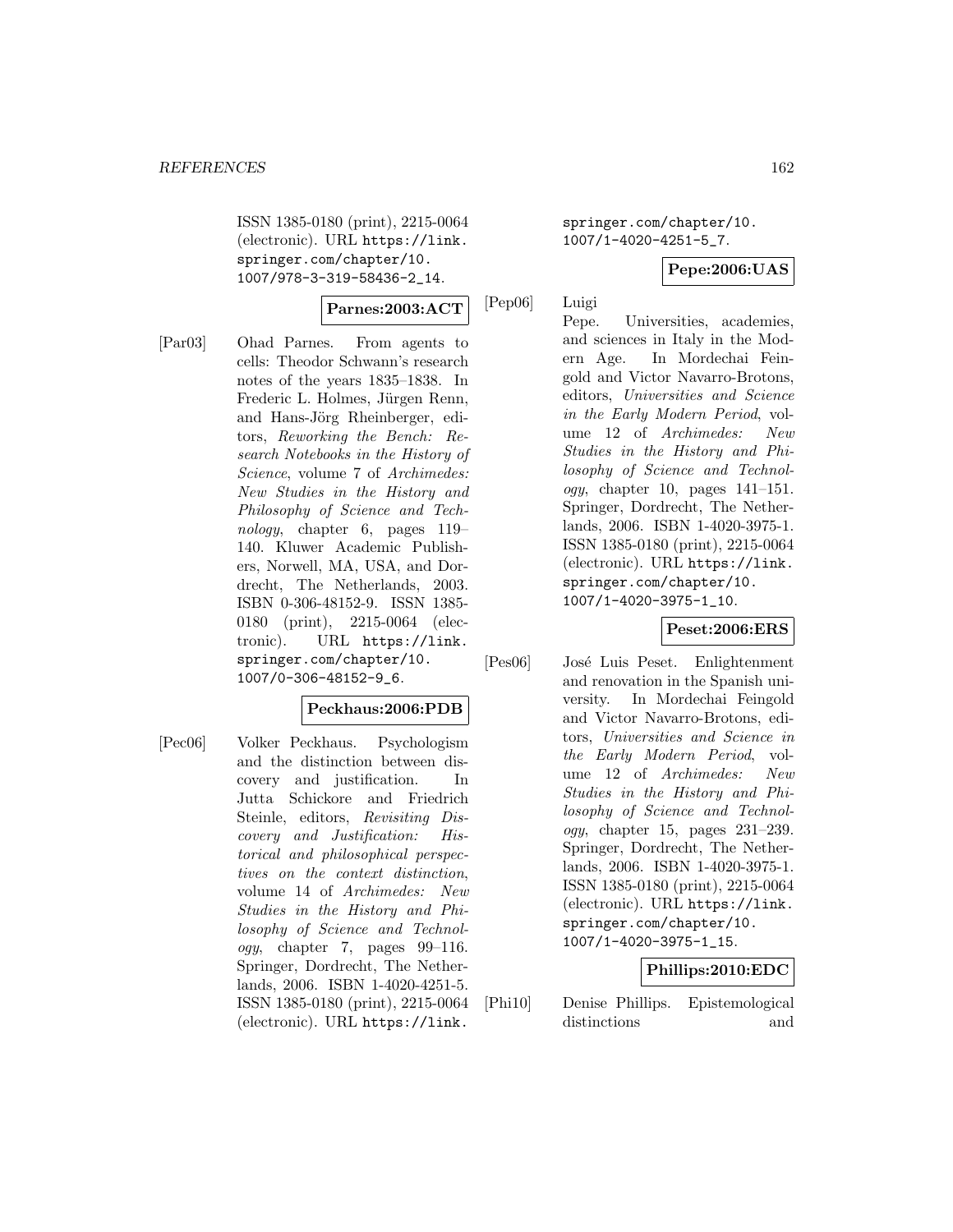ISSN 1385-0180 (print), 2215-0064 (electronic). URL https://link.springer.com/chapter/10.1007/978-3-319-58436-2_14.

**Parnes:2003:ACT**

[Par03] Ohad Parnes. From agents to cells: Theodor Schwann's research notes of the years 1835–1838. In Frederic L. Holmes, Jürgen Renn, and Hans-Jörg Rheinberger, editors, *Reworking the Bench: Research Notebooks in the History of Science*, volume 7 of *Archimedes: New Studies in the History and Philosophy of Science and Technology*, chapter 6, pages 119–140. Kluwer Academic Publishers, Norwell, MA, USA, and Dordrecht, The Netherlands, 2003. ISBN 0-306-48152-9. ISSN 1385-0180 (print), 2215-0064 (electronic). URL https://link.springer.com/chapter/10.1007/0-306-48152-9_6.

**Peckhaus:2006:PDB**

[Pec06] Volker Peckhaus. Psychologism and the distinction between discovery and justification. In Jutta Schickore and Friedrich Steinle, editors, *Revisiting Discovery and Justification: Historical and philosophical perspectives on the context distinction*, volume 14 of *Archimedes: New Studies in the History and Philosophy of Science and Technology*, chapter 7, pages 99–116. Springer, Dordrecht, The Netherlands, 2006. ISBN 1-4020-4251-5. ISSN 1385-0180 (print), 2215-0064 (electronic). URL https://link.springer.com/chapter/10.1007/1-4020-4251-5_7.

**Pepe:2006:UAS**

[Pep06] Luigi Pepe. Universities, academies, and sciences in Italy in the Modern Age. In Mordechai Feingold and Victor Navarro-Brotons, editors, *Universities and Science in the Early Modern Period*, volume 12 of *Archimedes: New Studies in the History and Philosophy of Science and Technology*, chapter 10, pages 141–151. Springer, Dordrecht, The Netherlands, 2006. ISBN 1-4020-3975-1. ISSN 1385-0180 (print), 2215-0064 (electronic). URL https://link.springer.com/chapter/10.1007/1-4020-3975-1_10.

**Peset:2006:ERS**

[Pes06] José Luis Peset. Enlightenment and renovation in the Spanish university. In Mordechai Feingold and Victor Navarro-Brotons, editors, *Universities and Science in the Early Modern Period*, volume 12 of *Archimedes: New Studies in the History and Philosophy of Science and Technology*, chapter 15, pages 231–239. Springer, Dordrecht, The Netherlands, 2006. ISBN 1-4020-3975-1. ISSN 1385-0180 (print), 2215-0064 (electronic). URL https://link.springer.com/chapter/10.1007/1-4020-3975-1_15.

**Phillips:2010:EDC**

[Phi10] Denise Phillips. Epistemological distinctions and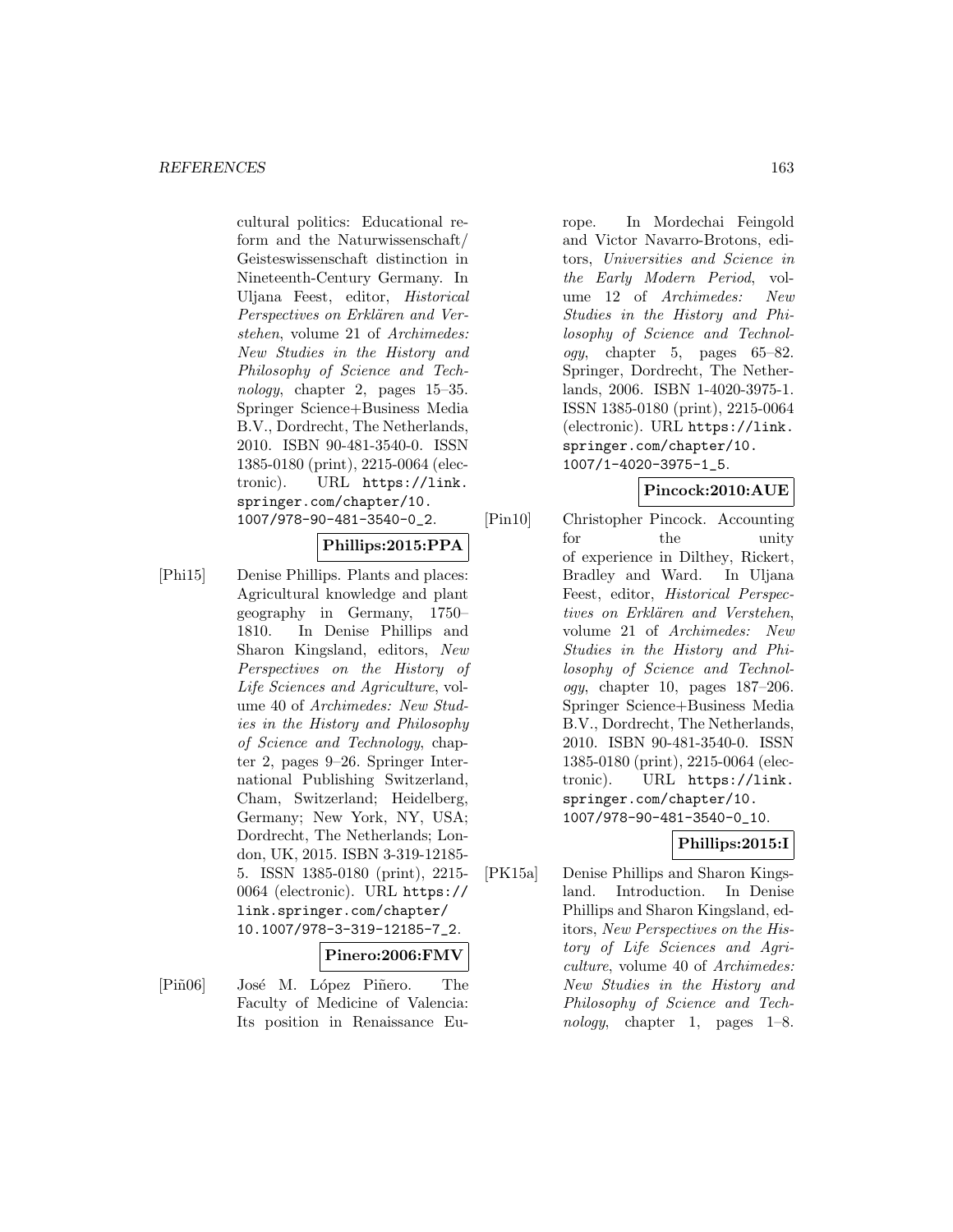cultural politics: Educational reform and the Naturwissenschaft/ Geisteswissenschaft distinction in Nineteenth-Century Germany. In Uljana Feest, editor, *Historical Perspectives on Erklären and Verstehen*, volume 21 of *Archimedes: New Studies in the History and Philosophy of Science and Technology*, chapter 2, pages 15–35. Springer Science+Business Media B.V., Dordrecht, The Netherlands, 2010. ISBN 90-481-3540-0. ISSN 1385-0180 (print), 2215-0064 (electronic). URL `https://link.springer.com/chapter/10.1007/978-90-481-3540-0_2`.

**Phillips:2015:PPA**

[Phi15] Denise Phillips. Plants and places: Agricultural knowledge and plant geography in Germany, 1750–1810. In Denise Phillips and Sharon Kingsland, editors, *New Perspectives on the History of Life Sciences and Agriculture*, volume 40 of *Archimedes: New Studies in the History and Philosophy of Science and Technology*, chapter 2, pages 9–26. Springer International Publishing Switzerland, Cham, Switzerland; Heidelberg, Germany; New York, NY, USA; Dordrecht, The Netherlands; London, UK, 2015. ISBN 3-319-12185-5. ISSN 1385-0180 (print), 2215-0064 (electronic). URL `https://link.springer.com/chapter/10.1007/978-3-319-12185-7_2`.

**Pinero:2006:FMV**

[Piñ06] José M. López Piñero. The Faculty of Medicine of Valencia: Its position in Renaissance Europe. In Mordechai Feingold and Victor Navarro-Brotons, editors, *Universities and Science in the Early Modern Period*, volume 12 of *Archimedes: New Studies in the History and Philosophy of Science and Technology*, chapter 5, pages 65–82. Springer, Dordrecht, The Netherlands, 2006. ISBN 1-4020-3975-1. ISSN 1385-0180 (print), 2215-0064 (electronic). URL `https://link.springer.com/chapter/10.1007/1-4020-3975-1_5`.

**Pincock:2010:AUE**

[Pin10] Christopher Pincock. Accounting for the unity of experience in Dilthey, Rickert, Bradley and Ward. In Uljana Feest, editor, *Historical Perspectives on Erklären and Verstehen*, volume 21 of *Archimedes: New Studies in the History and Philosophy of Science and Technology*, chapter 10, pages 187–206. Springer Science+Business Media B.V., Dordrecht, The Netherlands, 2010. ISBN 90-481-3540-0. ISSN 1385-0180 (print), 2215-0064 (electronic). URL `https://link.springer.com/chapter/10.1007/978-90-481-3540-0_10`.

**Phillips:2015:I**

[PK15a] Denise Phillips and Sharon Kingsland. Introduction. In Denise Phillips and Sharon Kingsland, editors, *New Perspectives on the History of Life Sciences and Agriculture*, volume 40 of *Archimedes: New Studies in the History and Philosophy of Science and Technology*, chapter 1, pages 1–8.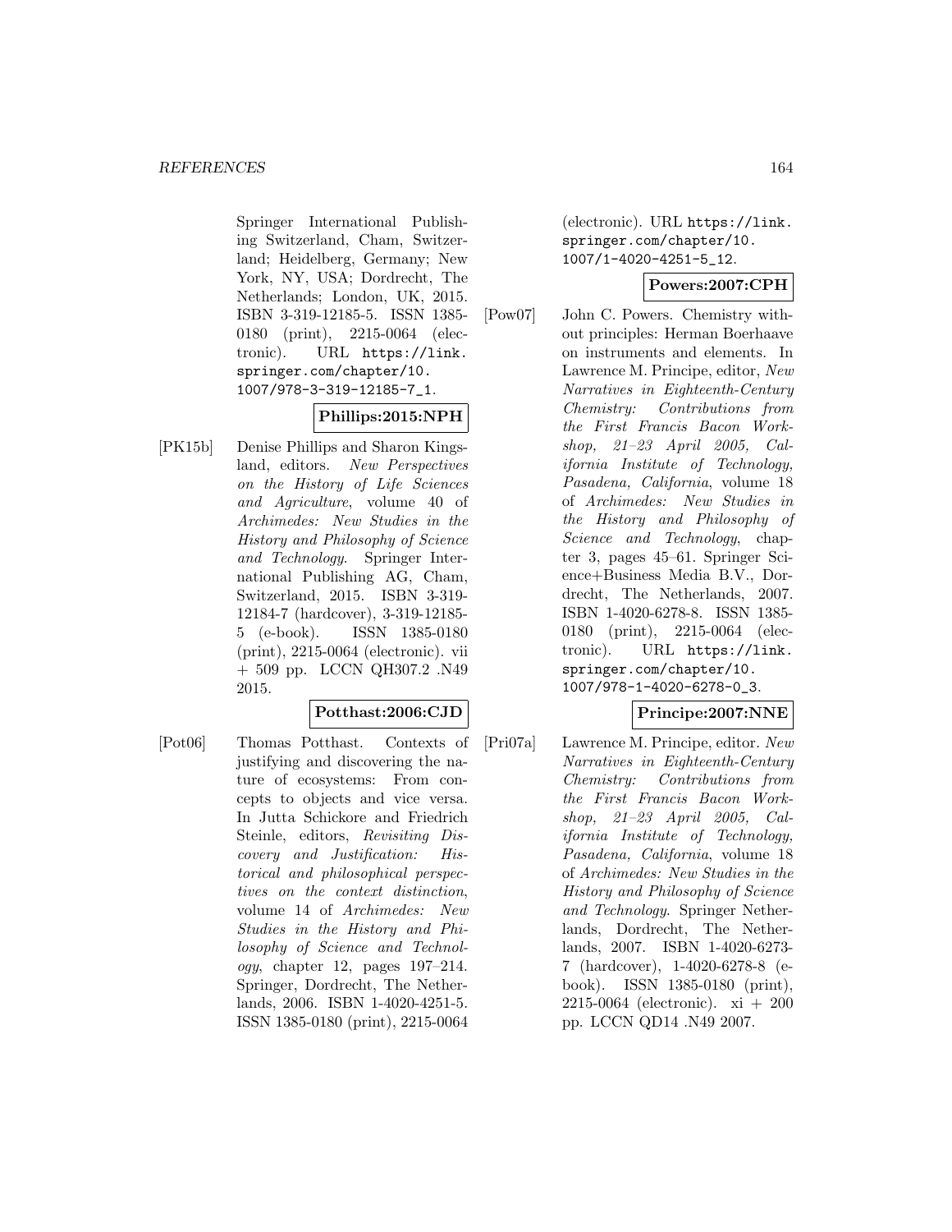Springer International Publishing Switzerland, Cham, Switzerland; Heidelberg, Germany; New York, NY, USA; Dordrecht, The Netherlands; London, UK, 2015. ISBN 3-319-12185-5. ISSN 1385-0180 (print), 2215-0064 (electronic). URL https://link.springer.com/chapter/10.1007/978-3-319-12185-7_1.

**Phillips:2015:NPH**

[PK15b] Denise Phillips and Sharon Kingsland, editors. *New Perspectives on the History of Life Sciences and Agriculture*, volume 40 of *Archimedes: New Studies in the History and Philosophy of Science and Technology*. Springer International Publishing AG, Cham, Switzerland, 2015. ISBN 3-319-12184-7 (hardcover), 3-319-12185-5 (e-book). ISSN 1385-0180 (print), 2215-0064 (electronic). vii + 509 pp. LCCN QH307.2 .N49 2015.

**Potthast:2006:CJD**

[Pot06] Thomas Potthast. Contexts of justifying and discovering the nature of ecosystems: From concepts to objects and vice versa. In Jutta Schickore and Friedrich Steinle, editors, *Revisiting Discovery and Justification: Historical and philosophical perspectives on the context distinction*, volume 14 of *Archimedes: New Studies in the History and Philosophy of Science and Technology*, chapter 12, pages 197–214. Springer, Dordrecht, The Netherlands, 2006. ISBN 1-4020-4251-5. ISSN 1385-0180 (print), 2215-0064 (electronic). URL https://link.springer.com/chapter/10.1007/1-4020-4251-5_12.

**Powers:2007:CPH**

[Pow07] John C. Powers. Chemistry without principles: Herman Boerhaave on instruments and elements. In Lawrence M. Principe, editor, *New Narratives in Eighteenth-Century Chemistry: Contributions from the First Francis Bacon Workshop, 21–23 April 2005, California Institute of Technology, Pasadena, California*, volume 18 of *Archimedes: New Studies in the History and Philosophy of Science and Technology*, chapter 3, pages 45–61. Springer Science+Business Media B.V., Dordrecht, The Netherlands, 2007. ISBN 1-4020-6278-8. ISSN 1385-0180 (print), 2215-0064 (electronic). URL https://link.springer.com/chapter/10.1007/978-1-4020-6278-0_3.

**Principe:2007:NNE**

[Pri07a] Lawrence M. Principe, editor. *New Narratives in Eighteenth-Century Chemistry: Contributions from the First Francis Bacon Workshop, 21–23 April 2005, California Institute of Technology, Pasadena, California*, volume 18 of *Archimedes: New Studies in the History and Philosophy of Science and Technology*. Springer Netherlands, Dordrecht, The Netherlands, 2007. ISBN 1-4020-6273-7 (hardcover), 1-4020-6278-8 (e-book). ISSN 1385-0180 (print), 2215-0064 (electronic). xi + 200 pp. LCCN QD14 .N49 2007.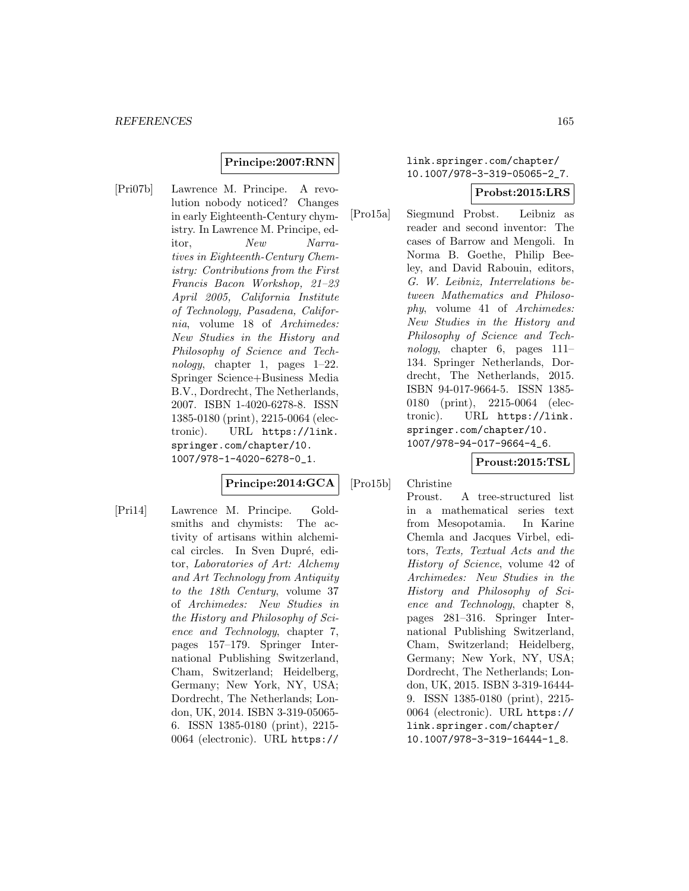**Principe:2007:RNN**

[Pri07b] Lawrence M. Principe. A revolution nobody noticed? Changes in early Eighteenth-Century chymistry. In Lawrence M. Principe, editor, *New Narratives in Eighteenth-Century Chemistry: Contributions from the First Francis Bacon Workshop, 21–23 April 2005, California Institute of Technology, Pasadena, California*, volume 18 of *Archimedes: New Studies in the History and Philosophy of Science and Technology*, chapter 1, pages 1–22. Springer Science+Business Media B.V., Dordrecht, The Netherlands, 2007. ISBN 1-4020-6278-8. ISSN 1385-0180 (print), 2215-0064 (electronic). URL https://link.springer.com/chapter/10.1007/978-1-4020-6278-0_1.

**Principe:2014:GCA**

[Pri14] Lawrence M. Principe. Goldsmiths and chymists: The activity of artisans within alchemical circles. In Sven Dupré, editor, *Laboratories of Art: Alchemy and Art Technology from Antiquity to the 18th Century*, volume 37 of *Archimedes: New Studies in the History and Philosophy of Science and Technology*, chapter 7, pages 157–179. Springer International Publishing Switzerland, Cham, Switzerland; Heidelberg, Germany; New York, NY, USA; Dordrecht, The Netherlands; London, UK, 2014. ISBN 3-319-05065-6. ISSN 1385-0180 (print), 2215-0064 (electronic). URL https://link.springer.com/chapter/10.1007/978-3-319-05065-2_7.

**Probst:2015:LRS**

[Pro15a] Siegmund Probst. Leibniz as reader and second inventor: The cases of Barrow and Mengoli. In Norma B. Goethe, Philip Beeley, and David Rabouin, editors, *G. W. Leibniz, Interrelations between Mathematics and Philosophy*, volume 41 of *Archimedes: New Studies in the History and Philosophy of Science and Technology*, chapter 6, pages 111–134. Springer Netherlands, Dordrecht, The Netherlands, 2015. ISBN 94-017-9664-5. ISSN 1385-0180 (print), 2215-0064 (electronic). URL https://link.springer.com/chapter/10.1007/978-94-017-9664-4_6.

**Proust:2015:TSL**

[Pro15b] Christine Proust. A tree-structured list in a mathematical series text from Mesopotamia. In Karine Chemla and Jacques Virbel, editors, *Texts, Textual Acts and the History of Science*, volume 42 of *Archimedes: New Studies in the History and Philosophy of Science and Technology*, chapter 8, pages 281–316. Springer International Publishing Switzerland, Cham, Switzerland; Heidelberg, Germany; New York, NY, USA; Dordrecht, The Netherlands; London, UK, 2015. ISBN 3-319-16444-9. ISSN 1385-0180 (print), 2215-0064 (electronic). URL https://link.springer.com/chapter/10.1007/978-3-319-16444-1_8.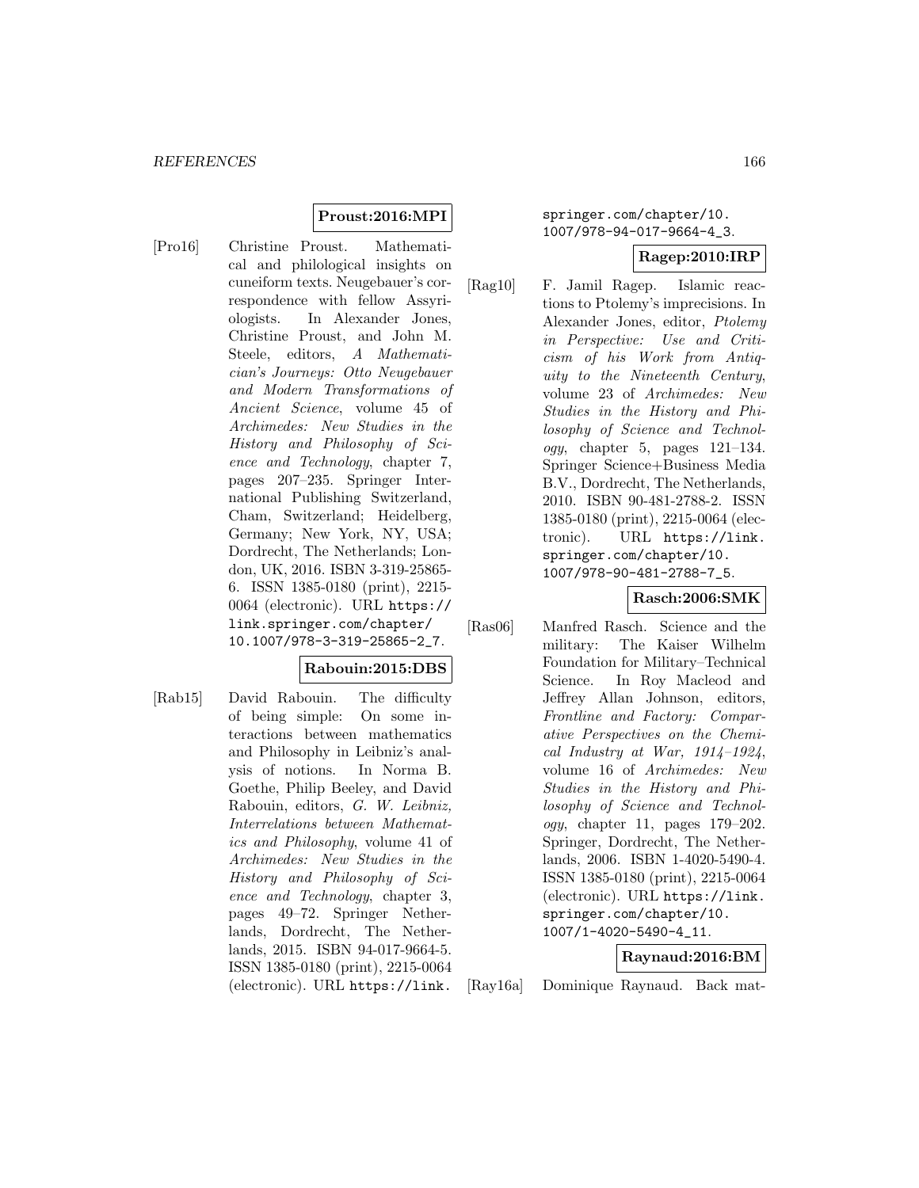**Proust:2016:MPI**

[Pro16] Christine Proust. Mathematical and philological insights on cuneiform texts. Neugebauer's correspondence with fellow Assyriologists. In Alexander Jones, Christine Proust, and John M. Steele, editors, *A Mathematician's Journeys: Otto Neugebauer and Modern Transformations of Ancient Science*, volume 45 of *Archimedes: New Studies in the History and Philosophy of Science and Technology*, chapter 7, pages 207–235. Springer International Publishing Switzerland, Cham, Switzerland; Heidelberg, Germany; New York, NY, USA; Dordrecht, The Netherlands; London, UK, 2016. ISBN 3-319-25865-6. ISSN 1385-0180 (print), 2215-0064 (electronic). URL https://link.springer.com/chapter/10.1007/978-3-319-25865-2_7.

**Rabouin:2015:DBS**

[Rab15] David Rabouin. The difficulty of being simple: On some interactions between mathematics and Philosophy in Leibniz's analysis of notions. In Norma B. Goethe, Philip Beeley, and David Rabouin, editors, *G. W. Leibniz, Interrelations between Mathematics and Philosophy*, volume 41 of *Archimedes: New Studies in the History and Philosophy of Science and Technology*, chapter 3, pages 49–72. Springer Netherlands, Dordrecht, The Netherlands, 2015. ISBN 94-017-9664-5. ISSN 1385-0180 (print), 2215-0064 (electronic). URL https://link.springer.com/chapter/10.1007/978-94-017-9664-4_3.

**Ragep:2010:IRP**

[Rag10] F. Jamil Ragep. Islamic reactions to Ptolemy's imprecisions. In Alexander Jones, editor, *Ptolemy in Perspective: Use and Criticism of his Work from Antiquity to the Nineteenth Century*, volume 23 of *Archimedes: New Studies in the History and Philosophy of Science and Technology*, chapter 5, pages 121–134. Springer Science+Business Media B.V., Dordrecht, The Netherlands, 2010. ISBN 90-481-2788-2. ISSN 1385-0180 (print), 2215-0064 (electronic). URL https://link.springer.com/chapter/10.1007/978-90-481-2788-7_5.

**Rasch:2006:SMK**

[Ras06] Manfred Rasch. Science and the military: The Kaiser Wilhelm Foundation for Military–Technical Science. In Roy Macleod and Jeffrey Allan Johnson, editors, *Frontline and Factory: Comparative Perspectives on the Chemical Industry at War, 1914–1924*, volume 16 of *Archimedes: New Studies in the History and Philosophy of Science and Technology*, chapter 11, pages 179–202. Springer, Dordrecht, The Netherlands, 2006. ISBN 1-4020-5490-4. ISSN 1385-0180 (print), 2215-0064 (electronic). URL https://link.springer.com/chapter/10.1007/1-4020-5490-4_11.

**Raynaud:2016:BM**

[Ray16a] Dominique Raynaud. Back mat-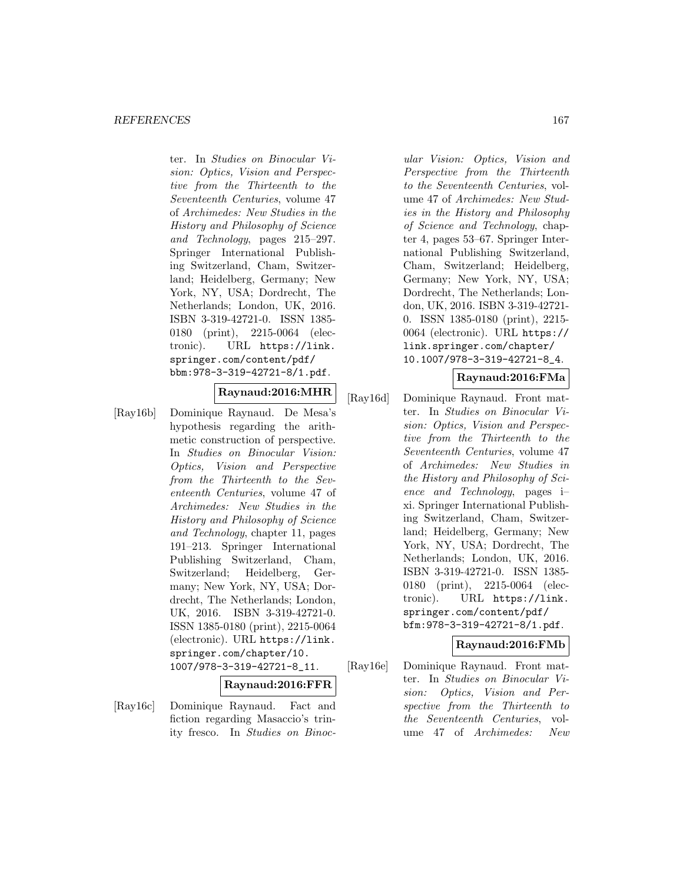ter. In *Studies on Binocular Vision: Optics, Vision and Perspective from the Thirteenth to the Seventeenth Centuries*, volume 47 of *Archimedes: New Studies in the History and Philosophy of Science and Technology*, pages 215–297. Springer International Publishing Switzerland, Cham, Switzerland; Heidelberg, Germany; New York, NY, USA; Dordrecht, The Netherlands; London, UK, 2016. ISBN 3-319-42721-0. ISSN 1385-0180 (print), 2215-0064 (electronic). URL https://link.springer.com/content/pdf/bbm:978-3-319-42721-8/1.pdf.

**Raynaud:2016:MHR**

[Ray16b] Dominique Raynaud. De Mesa's hypothesis regarding the arithmetic construction of perspective. In *Studies on Binocular Vision: Optics, Vision and Perspective from the Thirteenth to the Seventeenth Centuries*, volume 47 of *Archimedes: New Studies in the History and Philosophy of Science and Technology*, chapter 11, pages 191–213. Springer International Publishing Switzerland, Cham, Switzerland; Heidelberg, Germany; New York, NY, USA; Dordrecht, The Netherlands; London, UK, 2016. ISBN 3-319-42721-0. ISSN 1385-0180 (print), 2215-0064 (electronic). URL https://link.springer.com/chapter/10.1007/978-3-319-42721-8_11.

**Raynaud:2016:FFR**

[Ray16c] Dominique Raynaud. Fact and fiction regarding Masaccio's trinity fresco. In *Studies on Binocular Vision: Optics, Vision and Perspective from the Thirteenth to the Seventeenth Centuries*, volume 47 of *Archimedes: New Studies in the History and Philosophy of Science and Technology*, chapter 4, pages 53–67. Springer International Publishing Switzerland, Cham, Switzerland; Heidelberg, Germany; New York, NY, USA; Dordrecht, The Netherlands; London, UK, 2016. ISBN 3-319-42721-0. ISSN 1385-0180 (print), 2215-0064 (electronic). URL https://link.springer.com/chapter/10.1007/978-3-319-42721-8_4.

**Raynaud:2016:FMa**

[Ray16d] Dominique Raynaud. Front matter. In *Studies on Binocular Vision: Optics, Vision and Perspective from the Thirteenth to the Seventeenth Centuries*, volume 47 of *Archimedes: New Studies in the History and Philosophy of Science and Technology*, pages i–xi. Springer International Publishing Switzerland, Cham, Switzerland; Heidelberg, Germany; New York, NY, USA; Dordrecht, The Netherlands; London, UK, 2016. ISBN 3-319-42721-0. ISSN 1385-0180 (print), 2215-0064 (electronic). URL https://link.springer.com/content/pdf/bfm:978-3-319-42721-8/1.pdf.

**Raynaud:2016:FMb**

[Ray16e] Dominique Raynaud. Front matter. In *Studies on Binocular Vision: Optics, Vision and Perspective from the Thirteenth to the Seventeenth Centuries*, volume 47 of *Archimedes: New*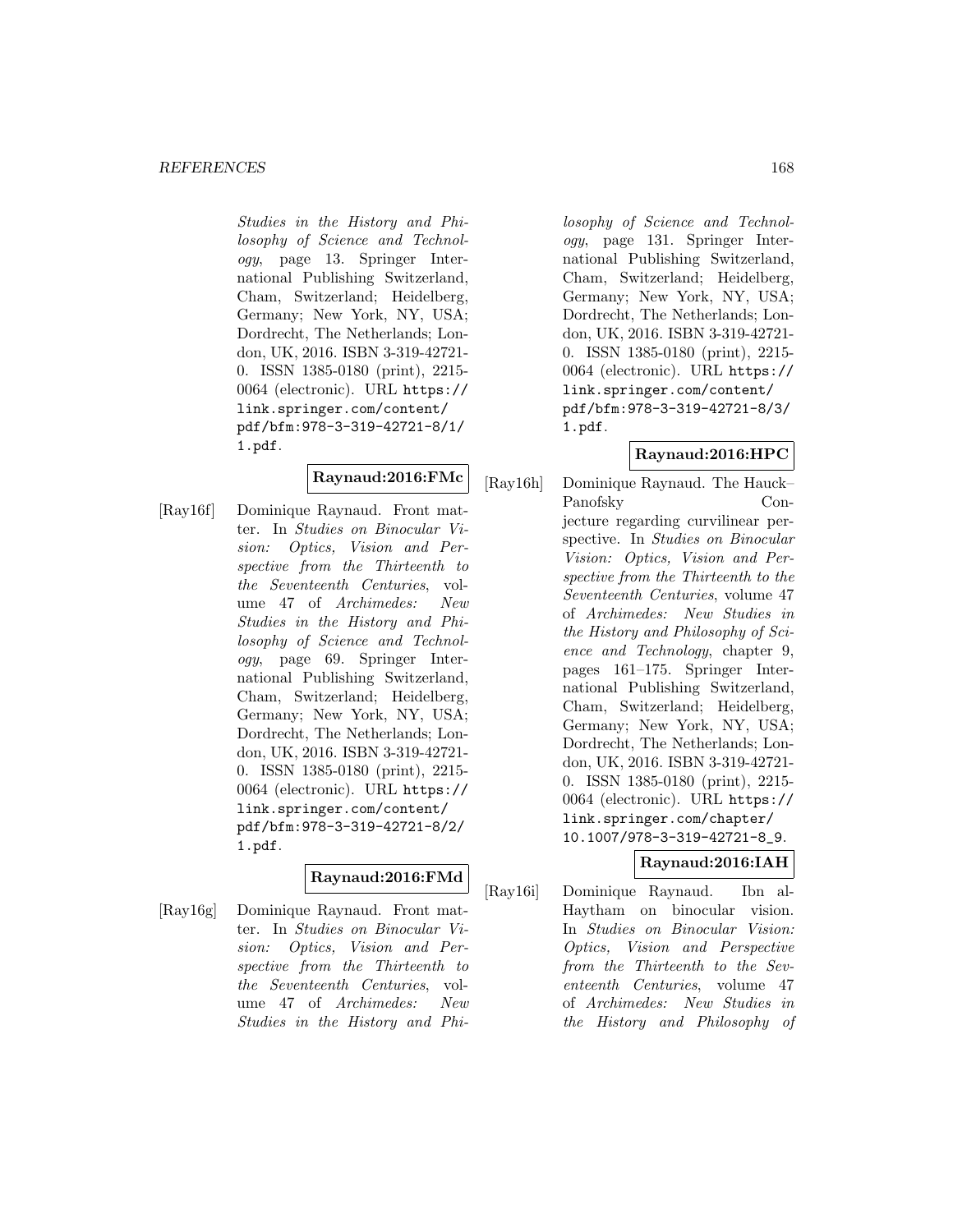Studies in the History and Philosophy of Science and Technology*, page 13. Springer International Publishing Switzerland, Cham, Switzerland; Heidelberg, Germany; New York, NY, USA; Dordrecht, The Netherlands; London, UK, 2016. ISBN 3-319-42721-0. ISSN 1385-0180 (print), 2215-0064 (electronic). URL https://link.springer.com/content/pdf/bfm:978-3-319-42721-8/1/1.pdf.

**Raynaud:2016:FMc**

[Ray16f] Dominique Raynaud. Front matter. In *Studies on Binocular Vision: Optics, Vision and Perspective from the Thirteenth to the Seventeenth Centuries*, volume 47 of *Archimedes: New Studies in the History and Philosophy of Science and Technology*, page 69. Springer International Publishing Switzerland, Cham, Switzerland; Heidelberg, Germany; New York, NY, USA; Dordrecht, The Netherlands; London, UK, 2016. ISBN 3-319-42721-0. ISSN 1385-0180 (print), 2215-0064 (electronic). URL https://link.springer.com/content/pdf/bfm:978-3-319-42721-8/2/1.pdf.

**Raynaud:2016:FMd**

[Ray16g] Dominique Raynaud. Front matter. In *Studies on Binocular Vision: Optics, Vision and Perspective from the Thirteenth to the Seventeenth Centuries*, volume 47 of *Archimedes: New Studies in the History and Philosophy of Science and Technology*, page 131. Springer International Publishing Switzerland, Cham, Switzerland; Heidelberg, Germany; New York, NY, USA; Dordrecht, The Netherlands; London, UK, 2016. ISBN 3-319-42721-0. ISSN 1385-0180 (print), 2215-0064 (electronic). URL https://link.springer.com/content/pdf/bfm:978-3-319-42721-8/3/1.pdf.

**Raynaud:2016:HPC**

[Ray16h] Dominique Raynaud. The Hauck–Panofsky Conjecture regarding curvilinear perspective. In *Studies on Binocular Vision: Optics, Vision and Perspective from the Thirteenth to the Seventeenth Centuries*, volume 47 of *Archimedes: New Studies in the History and Philosophy of Science and Technology*, chapter 9, pages 161–175. Springer International Publishing Switzerland, Cham, Switzerland; Heidelberg, Germany; New York, NY, USA; Dordrecht, The Netherlands; London, UK, 2016. ISBN 3-319-42721-0. ISSN 1385-0180 (print), 2215-0064 (electronic). URL https://link.springer.com/chapter/10.1007/978-3-319-42721-8_9.

**Raynaud:2016:IAH**

[Ray16i] Dominique Raynaud. Ibn al-Haytham on binocular vision. In *Studies on Binocular Vision: Optics, Vision and Perspective from the Thirteenth to the Seventeenth Centuries*, volume 47 of *Archimedes: New Studies in the History and Philosophy of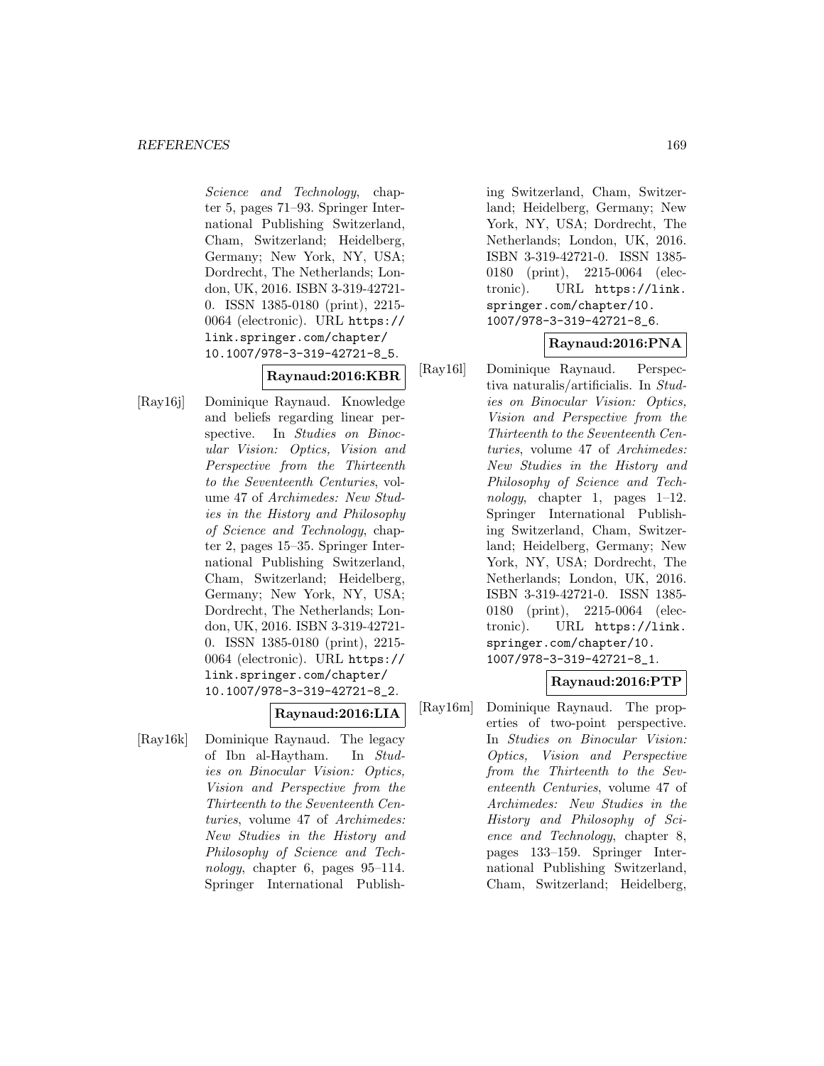*Science and Technology*, chapter 5, pages 71–93. Springer International Publishing Switzerland, Cham, Switzerland; Heidelberg, Germany; New York, NY, USA; Dordrecht, The Netherlands; London, UK, 2016. ISBN 3-319-42721-0. ISSN 1385-0180 (print), 2215-0064 (electronic). URL https://link.springer.com/chapter/10.1007/978-3-319-42721-8_5.

**Raynaud:2016:KBR**

[Ray16j] Dominique Raynaud. Knowledge and beliefs regarding linear perspective. In *Studies on Binocular Vision: Optics, Vision and Perspective from the Thirteenth to the Seventeenth Centuries*, volume 47 of *Archimedes: New Studies in the History and Philosophy of Science and Technology*, chapter 2, pages 15–35. Springer International Publishing Switzerland, Cham, Switzerland; Heidelberg, Germany; New York, NY, USA; Dordrecht, The Netherlands; London, UK, 2016. ISBN 3-319-42721-0. ISSN 1385-0180 (print), 2215-0064 (electronic). URL https://link.springer.com/chapter/10.1007/978-3-319-42721-8_2.

**Raynaud:2016:LIA**

[Ray16k] Dominique Raynaud. The legacy of Ibn al-Haytham. In *Studies on Binocular Vision: Optics, Vision and Perspective from the Thirteenth to the Seventeenth Centuries*, volume 47 of *Archimedes: New Studies in the History and Philosophy of Science and Technology*, chapter 6, pages 95–114. Springer International Publishing Switzerland, Cham, Switzerland; Heidelberg, Germany; New York, NY, USA; Dordrecht, The Netherlands; London, UK, 2016. ISBN 3-319-42721-0. ISSN 1385-0180 (print), 2215-0064 (electronic). URL https://link.springer.com/chapter/10.1007/978-3-319-42721-8_6.

**Raynaud:2016:PNA**

[Ray16l] Dominique Raynaud. Perspectiva naturalis/artificialis. In *Studies on Binocular Vision: Optics, Vision and Perspective from the Thirteenth to the Seventeenth Centuries*, volume 47 of *Archimedes: New Studies in the History and Philosophy of Science and Technology*, chapter 1, pages 1–12. Springer International Publishing Switzerland, Cham, Switzerland; Heidelberg, Germany; New York, NY, USA; Dordrecht, The Netherlands; London, UK, 2016. ISBN 3-319-42721-0. ISSN 1385-0180 (print), 2215-0064 (electronic). URL https://link.springer.com/chapter/10.1007/978-3-319-42721-8_1.

**Raynaud:2016:PTP**

[Ray16m] Dominique Raynaud. The properties of two-point perspective. In *Studies on Binocular Vision: Optics, Vision and Perspective from the Thirteenth to the Seventeenth Centuries*, volume 47 of *Archimedes: New Studies in the History and Philosophy of Science and Technology*, chapter 8, pages 133–159. Springer International Publishing Switzerland, Cham, Switzerland; Heidelberg,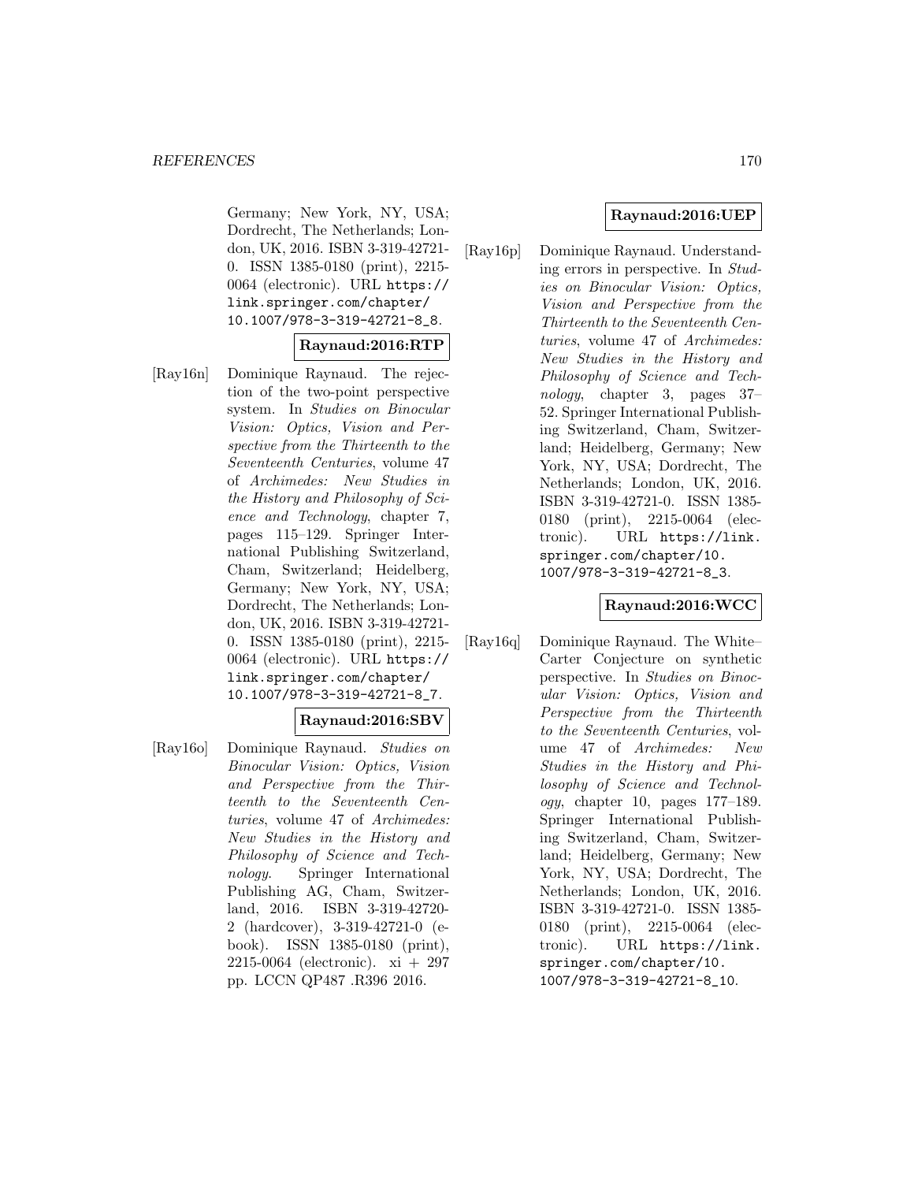Germany; New York, NY, USA; Dordrecht, The Netherlands; London, UK, 2016. ISBN 3-319-42721-0. ISSN 1385-0180 (print), 2215-0064 (electronic). URL https://link.springer.com/chapter/10.1007/978-3-319-42721-8_8.

**Raynaud:2016:RTP**

[Ray16n] Dominique Raynaud. The rejection of the two-point perspective system. In *Studies on Binocular Vision: Optics, Vision and Perspective from the Thirteenth to the Seventeenth Centuries*, volume 47 of *Archimedes: New Studies in the History and Philosophy of Science and Technology*, chapter 7, pages 115–129. Springer International Publishing Switzerland, Cham, Switzerland; Heidelberg, Germany; New York, NY, USA; Dordrecht, The Netherlands; London, UK, 2016. ISBN 3-319-42721-0. ISSN 1385-0180 (print), 2215-0064 (electronic). URL https://link.springer.com/chapter/10.1007/978-3-319-42721-8_7.

**Raynaud:2016:SBV**

[Ray16o] Dominique Raynaud. *Studies on Binocular Vision: Optics, Vision and Perspective from the Thirteenth to the Seventeenth Centuries*, volume 47 of *Archimedes: New Studies in the History and Philosophy of Science and Technology*. Springer International Publishing AG, Cham, Switzerland, 2016. ISBN 3-319-42720-2 (hardcover), 3-319-42721-0 (e-book). ISSN 1385-0180 (print), 2215-0064 (electronic). xi + 297 pp. LCCN QP487 .R396 2016.

**Raynaud:2016:UEP**

[Ray16p] Dominique Raynaud. Understanding errors in perspective. In *Studies on Binocular Vision: Optics, Vision and Perspective from the Thirteenth to the Seventeenth Centuries*, volume 47 of *Archimedes: New Studies in the History and Philosophy of Science and Technology*, chapter 3, pages 37–52. Springer International Publishing Switzerland, Cham, Switzerland; Heidelberg, Germany; New York, NY, USA; Dordrecht, The Netherlands; London, UK, 2016. ISBN 3-319-42721-0. ISSN 1385-0180 (print), 2215-0064 (electronic). URL https://link.springer.com/chapter/10.1007/978-3-319-42721-8_3.

**Raynaud:2016:WCC**

[Ray16q] Dominique Raynaud. The White–Carter Conjecture on synthetic perspective. In *Studies on Binocular Vision: Optics, Vision and Perspective from the Thirteenth to the Seventeenth Centuries*, volume 47 of *Archimedes: New Studies in the History and Philosophy of Science and Technology*, chapter 10, pages 177–189. Springer International Publishing Switzerland, Cham, Switzerland; Heidelberg, Germany; New York, NY, USA; Dordrecht, The Netherlands; London, UK, 2016. ISBN 3-319-42721-0. ISSN 1385-0180 (print), 2215-0064 (electronic). URL https://link.springer.com/chapter/10.1007/978-3-319-42721-8_10.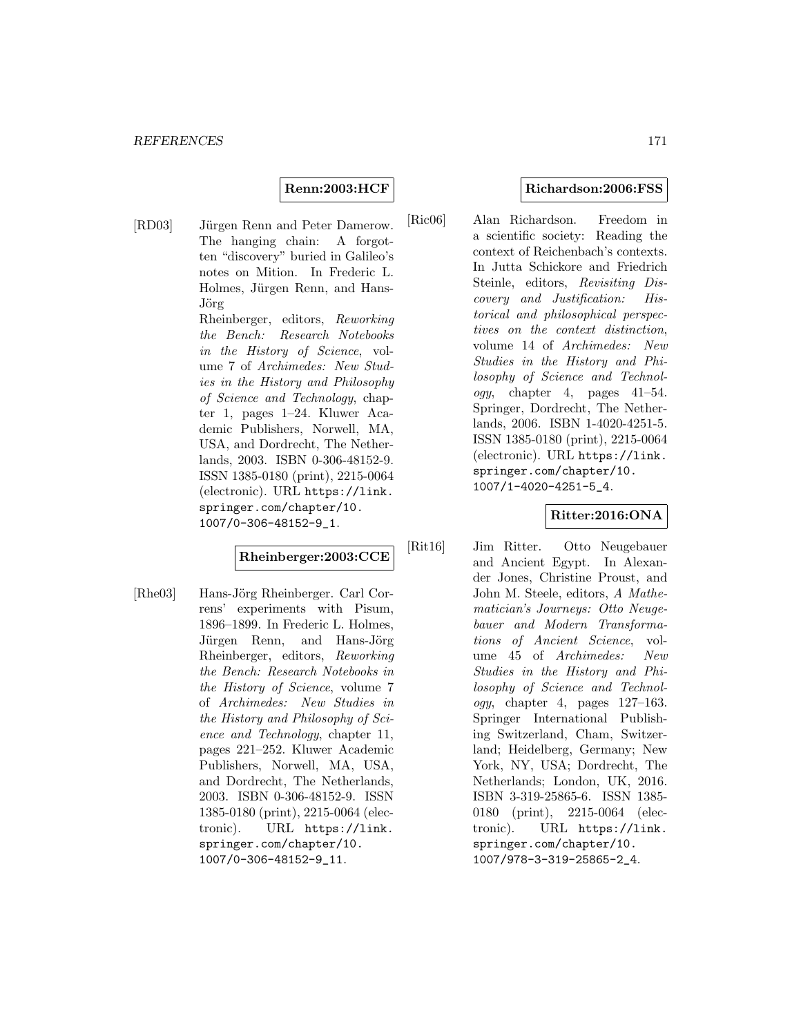**Renn:2003:HCF**

[RD03] Jürgen Renn and Peter Damerow. The hanging chain: A forgotten "discovery" buried in Galileo's notes on Mition. In Frederic L. Holmes, Jürgen Renn, and Hans-Jörg Rheinberger, editors, *Reworking the Bench: Research Notebooks in the History of Science*, volume 7 of *Archimedes: New Studies in the History and Philosophy of Science and Technology*, chapter 1, pages 1–24. Kluwer Academic Publishers, Norwell, MA, USA, and Dordrecht, The Netherlands, 2003. ISBN 0-306-48152-9. ISSN 1385-0180 (print), 2215-0064 (electronic). URL https://link.springer.com/chapter/10.1007/0-306-48152-9_1.

**Rheinberger:2003:CCE**

[Rhe03] Hans-Jörg Rheinberger. Carl Correns' experiments with Pisum, 1896–1899. In Frederic L. Holmes, Jürgen Renn, and Hans-Jörg Rheinberger, editors, *Reworking the Bench: Research Notebooks in the History of Science*, volume 7 of *Archimedes: New Studies in the History and Philosophy of Science and Technology*, chapter 11, pages 221–252. Kluwer Academic Publishers, Norwell, MA, USA, and Dordrecht, The Netherlands, 2003. ISBN 0-306-48152-9. ISSN 1385-0180 (print), 2215-0064 (electronic). URL https://link.springer.com/chapter/10.1007/0-306-48152-9_11.

**Richardson:2006:FSS**

[Ric06] Alan Richardson. Freedom in a scientific society: Reading the context of Reichenbach's contexts. In Jutta Schickore and Friedrich Steinle, editors, *Revisiting Discovery and Justification: Historical and philosophical perspectives on the context distinction*, volume 14 of *Archimedes: New Studies in the History and Philosophy of Science and Technology*, chapter 4, pages 41–54. Springer, Dordrecht, The Netherlands, 2006. ISBN 1-4020-4251-5. ISSN 1385-0180 (print), 2215-0064 (electronic). URL https://link.springer.com/chapter/10.1007/1-4020-4251-5_4.

**Ritter:2016:ONA**

[Rit16] Jim Ritter. Otto Neugebauer and Ancient Egypt. In Alexander Jones, Christine Proust, and John M. Steele, editors, *A Mathematician's Journeys: Otto Neugebauer and Modern Transformations of Ancient Science*, volume 45 of *Archimedes: New Studies in the History and Philosophy of Science and Technology*, chapter 4, pages 127–163. Springer International Publishing Switzerland, Cham, Switzerland; Heidelberg, Germany; New York, NY, USA; Dordrecht, The Netherlands; London, UK, 2016. ISBN 3-319-25865-6. ISSN 1385-0180 (print), 2215-0064 (electronic). URL https://link.springer.com/chapter/10.1007/978-3-319-25865-2_4.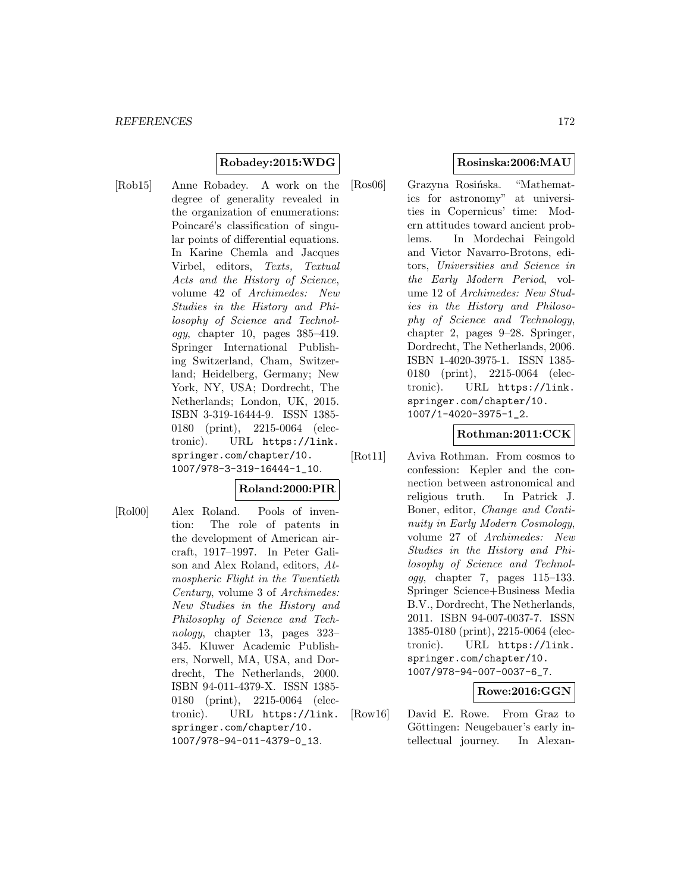**Robadey:2015:WDG**

[Rob15] Anne Robadey. A work on the degree of generality revealed in the organization of enumerations: Poincaré's classification of singular points of differential equations. In Karine Chemla and Jacques Virbel, editors, *Texts, Textual Acts and the History of Science*, volume 42 of *Archimedes: New Studies in the History and Philosophy of Science and Technology*, chapter 10, pages 385–419. Springer International Publishing Switzerland, Cham, Switzerland; Heidelberg, Germany; New York, NY, USA; Dordrecht, The Netherlands; London, UK, 2015. ISBN 3-319-16444-9. ISSN 1385-0180 (print), 2215-0064 (electronic). URL https://link.springer.com/chapter/10.1007/978-3-319-16444-1_10.

**Roland:2000:PIR**

[Rol00] Alex Roland. Pools of invention: The role of patents in the development of American aircraft, 1917–1997. In Peter Galison and Alex Roland, editors, *Atmospheric Flight in the Twentieth Century*, volume 3 of *Archimedes: New Studies in the History and Philosophy of Science and Technology*, chapter 13, pages 323–345. Kluwer Academic Publishers, Norwell, MA, USA, and Dordrecht, The Netherlands, 2000. ISBN 94-011-4379-X. ISSN 1385-0180 (print), 2215-0064 (electronic). URL https://link.springer.com/chapter/10.1007/978-94-011-4379-0_13.

**Rosinska:2006:MAU**

[Ros06] Grazyna Rosińska. "Mathematics for astronomy" at universities in Copernicus' time: Modern attitudes toward ancient problems. In Mordechai Feingold and Victor Navarro-Brotons, editors, *Universities and Science in the Early Modern Period*, volume 12 of *Archimedes: New Studies in the History and Philosophy of Science and Technology*, chapter 2, pages 9–28. Springer, Dordrecht, The Netherlands, 2006. ISBN 1-4020-3975-1. ISSN 1385-0180 (print), 2215-0064 (electronic). URL https://link.springer.com/chapter/10.1007/1-4020-3975-1_2.

**Rothman:2011:CCK**

[Rot11] Aviva Rothman. From cosmos to confession: Kepler and the connection between astronomical and religious truth. In Patrick J. Boner, editor, *Change and Continuity in Early Modern Cosmology*, volume 27 of *Archimedes: New Studies in the History and Philosophy of Science and Technology*, chapter 7, pages 115–133. Springer Science+Business Media B.V., Dordrecht, The Netherlands, 2011. ISBN 94-007-0037-7. ISSN 1385-0180 (print), 2215-0064 (electronic). URL https://link.springer.com/chapter/10.1007/978-94-007-0037-6_7.

**Rowe:2016:GGN**

[Row16] David E. Rowe. From Graz to Göttingen: Neugebauer's early intellectual journey. In Alexan-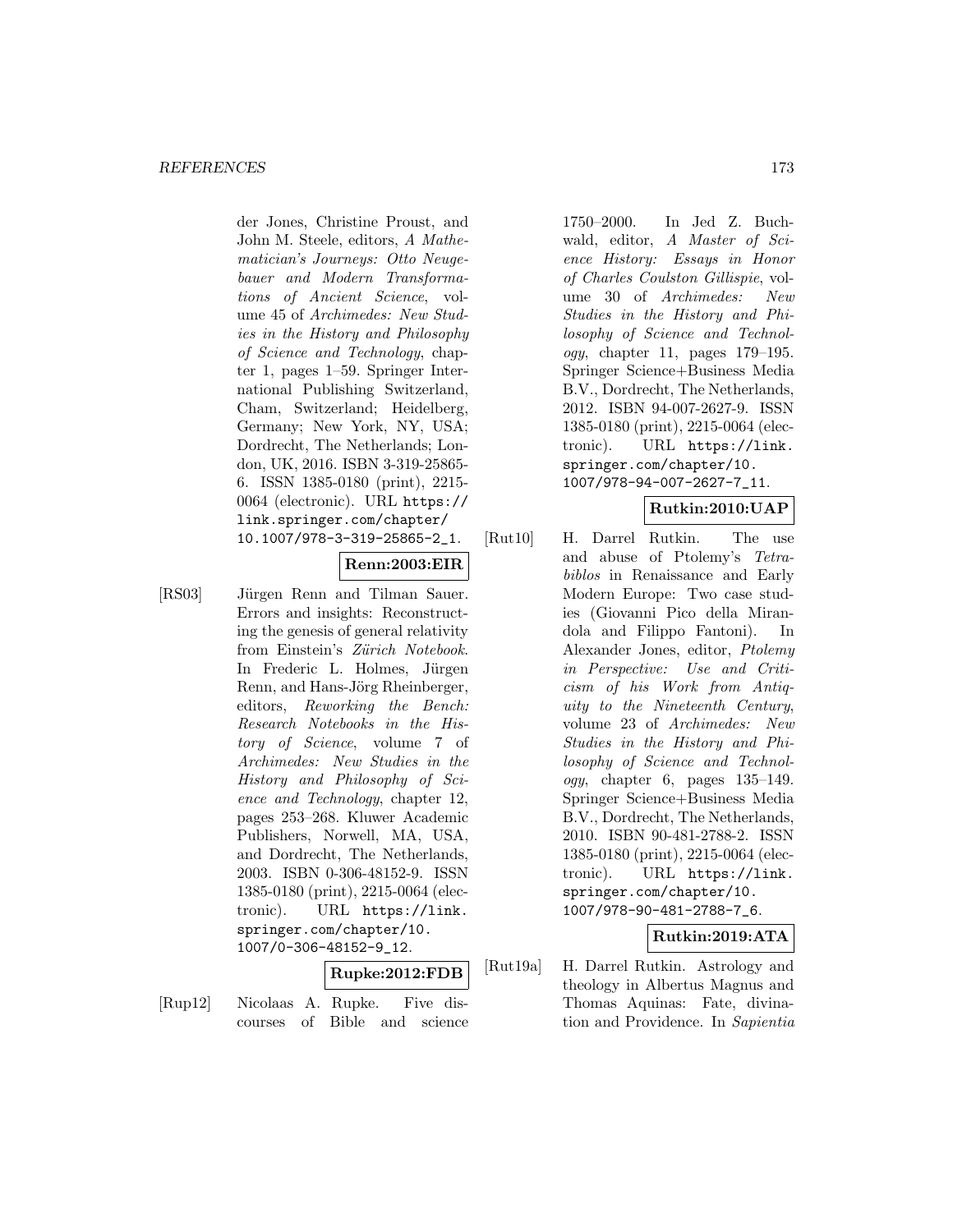der Jones, Christine Proust, and John M. Steele, editors, *A Mathematician's Journeys: Otto Neugebauer and Modern Transformations of Ancient Science*, volume 45 of *Archimedes: New Studies in the History and Philosophy of Science and Technology*, chapter 1, pages 1–59. Springer International Publishing Switzerland, Cham, Switzerland; Heidelberg, Germany; New York, NY, USA; Dordrecht, The Netherlands; London, UK, 2016. ISBN 3-319-25865-6. ISSN 1385-0180 (print), 2215-0064 (electronic). URL https://link.springer.com/chapter/10.1007/978-3-319-25865-2_1.

**Renn:2003:EIR**

[RS03] Jürgen Renn and Tilman Sauer. Errors and insights: Reconstructing the genesis of general relativity from Einstein's *Zürich Notebook*. In Frederic L. Holmes, Jürgen Renn, and Hans-Jörg Rheinberger, editors, *Reworking the Bench: Research Notebooks in the History of Science*, volume 7 of *Archimedes: New Studies in the History and Philosophy of Science and Technology*, chapter 12, pages 253–268. Kluwer Academic Publishers, Norwell, MA, USA, and Dordrecht, The Netherlands, 2003. ISBN 0-306-48152-9. ISSN 1385-0180 (print), 2215-0064 (electronic). URL https://link.springer.com/chapter/10.1007/0-306-48152-9_12.

**Rupke:2012:FDB**

[Rup12] Nicolaas A. Rupke. Five discourses of Bible and science 1750–2000. In Jed Z. Buchwald, editor, *A Master of Science History: Essays in Honor of Charles Coulston Gillispie*, volume 30 of *Archimedes: New Studies in the History and Philosophy of Science and Technology*, chapter 11, pages 179–195. Springer Science+Business Media B.V., Dordrecht, The Netherlands, 2012. ISBN 94-007-2627-9. ISSN 1385-0180 (print), 2215-0064 (electronic). URL https://link.springer.com/chapter/10.1007/978-94-007-2627-7_11.

**Rutkin:2010:UAP**

[Rut10] H. Darrel Rutkin. The use and abuse of Ptolemy's *Tetrabiblos* in Renaissance and Early Modern Europe: Two case studies (Giovanni Pico della Mirandola and Filippo Fantoni). In Alexander Jones, editor, *Ptolemy in Perspective: Use and Criticism of his Work from Antiquity to the Nineteenth Century*, volume 23 of *Archimedes: New Studies in the History and Philosophy of Science and Technology*, chapter 6, pages 135–149. Springer Science+Business Media B.V., Dordrecht, The Netherlands, 2010. ISBN 90-481-2788-2. ISSN 1385-0180 (print), 2215-0064 (electronic). URL https://link.springer.com/chapter/10.1007/978-90-481-2788-7_6.

**Rutkin:2019:ATA**

[Rut19a] H. Darrel Rutkin. Astrology and theology in Albertus Magnus and Thomas Aquinas: Fate, divination and Providence. In *Sapientia*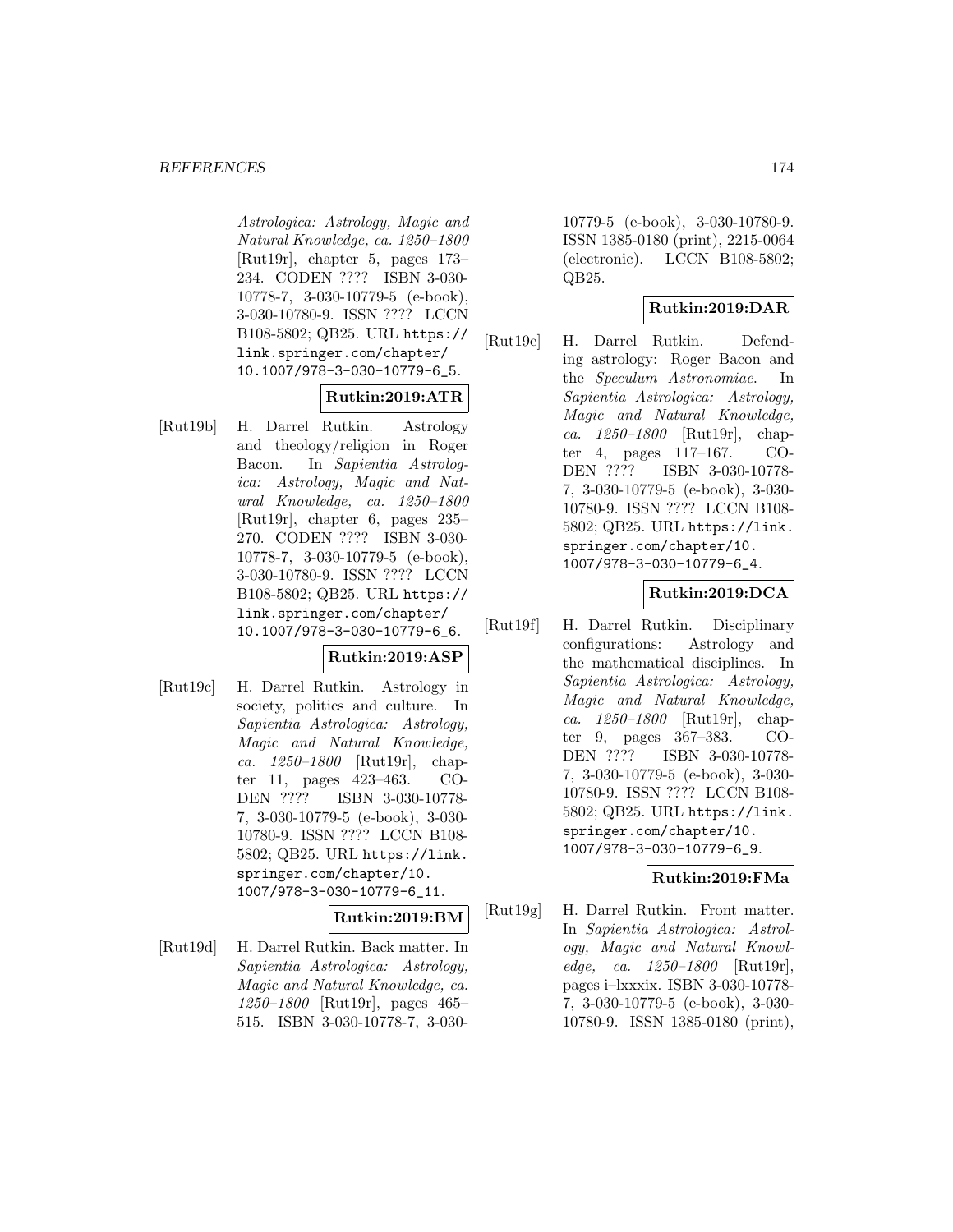*Astrologica: Astrology, Magic and Natural Knowledge, ca. 1250–1800* [Rut19r], chapter 5, pages 173–234. CODEN ???? ISBN 3-030-10778-7, 3-030-10779-5 (e-book), 3-030-10780-9. ISSN ???? LCCN B108-5802; QB25. URL https://link.springer.com/chapter/10.1007/978-3-030-10779-6_5.

**Rutkin:2019:ATR**

[Rut19b] H. Darrel Rutkin. Astrology and theology/religion in Roger Bacon. In *Sapientia Astrologica: Astrology, Magic and Natural Knowledge, ca. 1250–1800* [Rut19r], chapter 6, pages 235–270. CODEN ???? ISBN 3-030-10778-7, 3-030-10779-5 (e-book), 3-030-10780-9. ISSN ???? LCCN B108-5802; QB25. URL https://link.springer.com/chapter/10.1007/978-3-030-10779-6_6.

**Rutkin:2019:ASP**

[Rut19c] H. Darrel Rutkin. Astrology in society, politics and culture. In *Sapientia Astrologica: Astrology, Magic and Natural Knowledge, ca. 1250–1800* [Rut19r], chapter 11, pages 423–463. CODEN ???? ISBN 3-030-10778-7, 3-030-10779-5 (e-book), 3-030-10780-9. ISSN ???? LCCN B108-5802; QB25. URL https://link.springer.com/chapter/10.1007/978-3-030-10779-6_11.

**Rutkin:2019:BM**

[Rut19d] H. Darrel Rutkin. Back matter. In *Sapientia Astrologica: Astrology, Magic and Natural Knowledge, ca. 1250–1800* [Rut19r], pages 465–515. ISBN 3-030-10778-7, 3-030-10779-5 (e-book), 3-030-10780-9. ISSN 1385-0180 (print), 2215-0064 (electronic). LCCN B108-5802; QB25.

**Rutkin:2019:DAR**

[Rut19e] H. Darrel Rutkin. Defending astrology: Roger Bacon and the *Speculum Astronomiae*. In *Sapientia Astrologica: Astrology, Magic and Natural Knowledge, ca. 1250–1800* [Rut19r], chapter 4, pages 117–167. CODEN ???? ISBN 3-030-10778-7, 3-030-10779-5 (e-book), 3-030-10780-9. ISSN ???? LCCN B108-5802; QB25. URL https://link.springer.com/chapter/10.1007/978-3-030-10779-6_4.

**Rutkin:2019:DCA**

[Rut19f] H. Darrel Rutkin. Disciplinary configurations: Astrology and the mathematical disciplines. In *Sapientia Astrologica: Astrology, Magic and Natural Knowledge, ca. 1250–1800* [Rut19r], chapter 9, pages 367–383. CODEN ???? ISBN 3-030-10778-7, 3-030-10779-5 (e-book), 3-030-10780-9. ISSN ???? LCCN B108-5802; QB25. URL https://link.springer.com/chapter/10.1007/978-3-030-10779-6_9.

**Rutkin:2019:FMa**

[Rut19g] H. Darrel Rutkin. Front matter. In *Sapientia Astrologica: Astrology, Magic and Natural Knowledge, ca. 1250–1800* [Rut19r], pages i–lxxxix. ISBN 3-030-10778-7, 3-030-10779-5 (e-book), 3-030-10780-9. ISSN 1385-0180 (print),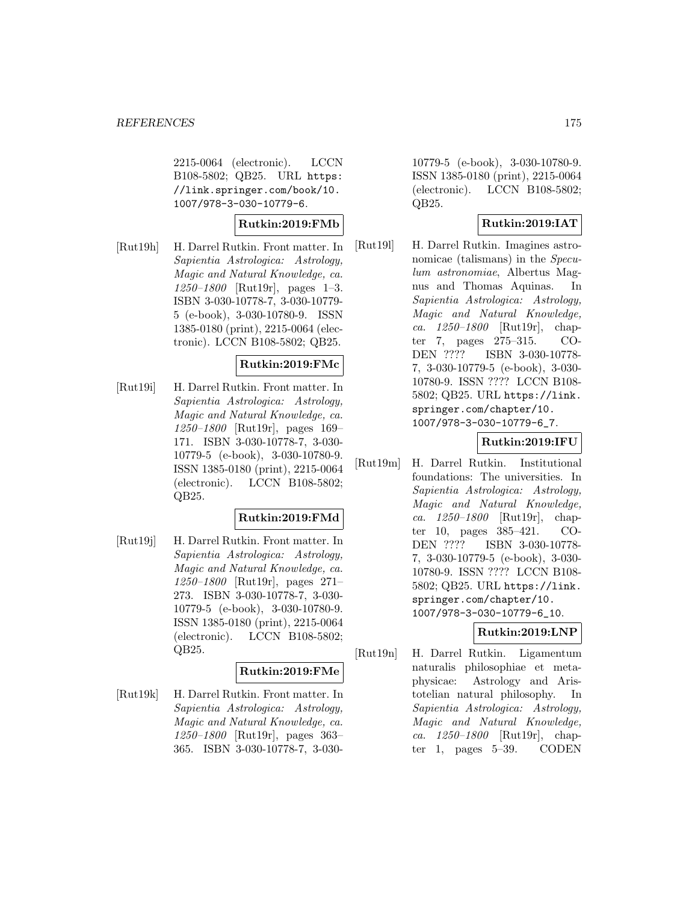2215-0064 (electronic). LCCN B108-5802; QB25. URL https://link.springer.com/book/10.1007/978-3-030-10779-6.

**Rutkin:2019:FMb**

[Rut19h] H. Darrel Rutkin. Front matter. In *Sapientia Astrologica: Astrology, Magic and Natural Knowledge, ca. 1250–1800* [Rut19r], pages 1–3. ISBN 3-030-10778-7, 3-030-10779-5 (e-book), 3-030-10780-9. ISSN 1385-0180 (print), 2215-0064 (electronic). LCCN B108-5802; QB25.

**Rutkin:2019:FMc**

[Rut19i] H. Darrel Rutkin. Front matter. In *Sapientia Astrologica: Astrology, Magic and Natural Knowledge, ca. 1250–1800* [Rut19r], pages 169–171. ISBN 3-030-10778-7, 3-030-10779-5 (e-book), 3-030-10780-9. ISSN 1385-0180 (print), 2215-0064 (electronic). LCCN B108-5802; QB25.

**Rutkin:2019:FMd**

[Rut19j] H. Darrel Rutkin. Front matter. In *Sapientia Astrologica: Astrology, Magic and Natural Knowledge, ca. 1250–1800* [Rut19r], pages 271–273. ISBN 3-030-10778-7, 3-030-10779-5 (e-book), 3-030-10780-9. ISSN 1385-0180 (print), 2215-0064 (electronic). LCCN B108-5802; QB25.

**Rutkin:2019:FMe**

[Rut19k] H. Darrel Rutkin. Front matter. In *Sapientia Astrologica: Astrology, Magic and Natural Knowledge, ca. 1250–1800* [Rut19r], pages 363–365. ISBN 3-030-10778-7, 3-030-10779-5 (e-book), 3-030-10780-9. ISSN 1385-0180 (print), 2215-0064 (electronic). LCCN B108-5802; QB25.

**Rutkin:2019:IAT**

[Rut19l] H. Darrel Rutkin. Imagines astronomicae (talismans) in the *Speculum astronomiae*, Albertus Magnus and Thomas Aquinas. In *Sapientia Astrologica: Astrology, Magic and Natural Knowledge, ca. 1250–1800* [Rut19r], chapter 7, pages 275–315. CODEN ???? ISBN 3-030-10778-7, 3-030-10779-5 (e-book), 3-030-10780-9. ISSN ???? LCCN B108-5802; QB25. URL https://link.springer.com/chapter/10.1007/978-3-030-10779-6_7.

**Rutkin:2019:IFU**

[Rut19m] H. Darrel Rutkin. Institutional foundations: The universities. In *Sapientia Astrologica: Astrology, Magic and Natural Knowledge, ca. 1250–1800* [Rut19r], chapter 10, pages 385–421. CODEN ???? ISBN 3-030-10778-7, 3-030-10779-5 (e-book), 3-030-10780-9. ISSN ???? LCCN B108-5802; QB25. URL https://link.springer.com/chapter/10.1007/978-3-030-10779-6_10.

**Rutkin:2019:LNP**

[Rut19n] H. Darrel Rutkin. Ligamentum naturalis philosophiae et metaphysicae: Astrology and Aristotelian natural philosophy. In *Sapientia Astrologica: Astrology, Magic and Natural Knowledge, ca. 1250–1800* [Rut19r], chapter 1, pages 5–39. CODEN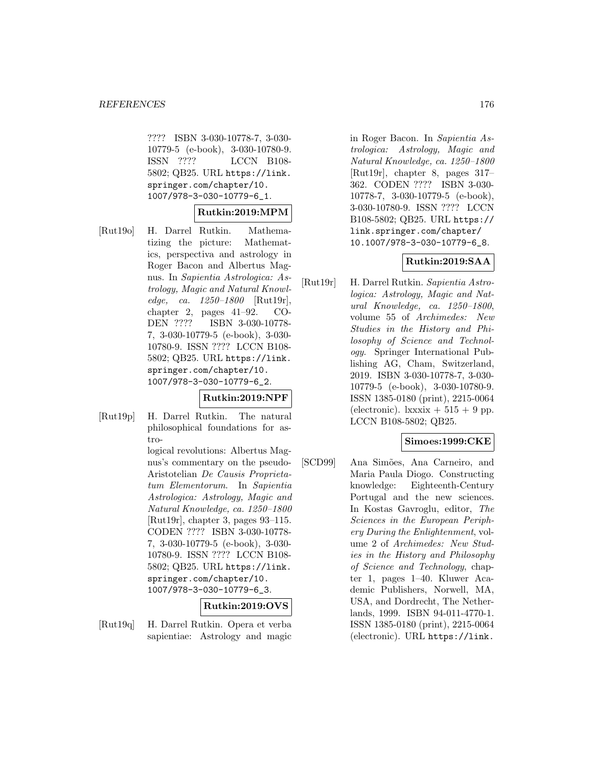???? ISBN 3-030-10778-7, 3-030-10779-5 (e-book), 3-030-10780-9. ISSN ???? LCCN B108-5802; QB25. URL https://link.springer.com/chapter/10.1007/978-3-030-10779-6_1.

**Rutkin:2019:MPM**

[Rut19o] H. Darrel Rutkin. Mathematizing the picture: Mathematics, perspectiva and astrology in Roger Bacon and Albertus Magnus. In *Sapientia Astrologica: Astrology, Magic and Natural Knowledge, ca. 1250–1800* [Rut19r], chapter 2, pages 41–92. CODEN ???? ISBN 3-030-10778-7, 3-030-10779-5 (e-book), 3-030-10780-9. ISSN ???? LCCN B108-5802; QB25. URL https://link.springer.com/chapter/10.1007/978-3-030-10779-6_2.

**Rutkin:2019:NPF**

[Rut19p] H. Darrel Rutkin. The natural philosophical foundations for astrological revolutions: Albertus Magnus's commentary on the pseudo-Aristotelian *De Causis Proprietatum Elementorum*. In *Sapientia Astrologica: Astrology, Magic and Natural Knowledge, ca. 1250–1800* [Rut19r], chapter 3, pages 93–115. CODEN ???? ISBN 3-030-10778-7, 3-030-10779-5 (e-book), 3-030-10780-9. ISSN ???? LCCN B108-5802; QB25. URL https://link.springer.com/chapter/10.1007/978-3-030-10779-6_3.

**Rutkin:2019:OVS**

[Rut19q] H. Darrel Rutkin. Opera et verba sapientiae: Astrology and magic in Roger Bacon. In *Sapientia Astrologica: Astrology, Magic and Natural Knowledge, ca. 1250–1800* [Rut19r], chapter 8, pages 317–362. CODEN ???? ISBN 3-030-10778-7, 3-030-10779-5 (e-book), 3-030-10780-9. ISSN ???? LCCN B108-5802; QB25. URL https://link.springer.com/chapter/10.1007/978-3-030-10779-6_8.

**Rutkin:2019:SAA**

[Rut19r] H. Darrel Rutkin. *Sapientia Astrologica: Astrology, Magic and Natural Knowledge, ca. 1250–1800*, volume 55 of *Archimedes: New Studies in the History and Philosophy of Science and Technology*. Springer International Publishing AG, Cham, Switzerland, 2019. ISBN 3-030-10778-7, 3-030-10779-5 (e-book), 3-030-10780-9. ISSN 1385-0180 (print), 2215-0064 (electronic). lxxxix + 515 + 9 pp. LCCN B108-5802; QB25.

**Simoes:1999:CKE**

[SCD99] Ana Simões, Ana Carneiro, and Maria Paula Diogo. Constructing knowledge: Eighteenth-Century Portugal and the new sciences. In Kostas Gavroglu, editor, *The Sciences in the European Periphery During the Enlightenment*, volume 2 of *Archimedes: New Studies in the History and Philosophy of Science and Technology*, chapter 1, pages 1–40. Kluwer Academic Publishers, Norwell, MA, USA, and Dordrecht, The Netherlands, 1999. ISBN 94-011-4770-1. ISSN 1385-0180 (print), 2215-0064 (electronic). URL https://link.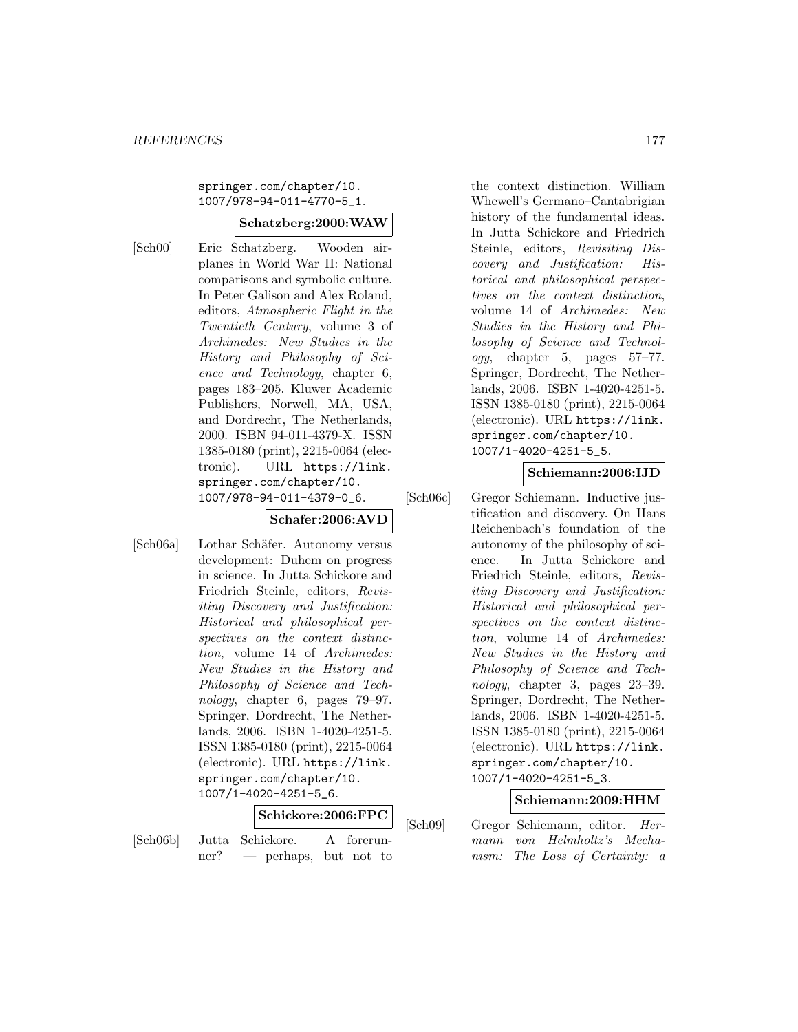springer.com/chapter/10.1007/978-94-011-4770-5_1.

**Schatzberg:2000:WAW**

[Sch00] Eric Schatzberg. Wooden airplanes in World War II: National comparisons and symbolic culture. In Peter Galison and Alex Roland, editors, *Atmospheric Flight in the Twentieth Century*, volume 3 of *Archimedes: New Studies in the History and Philosophy of Science and Technology*, chapter 6, pages 183–205. Kluwer Academic Publishers, Norwell, MA, USA, and Dordrecht, The Netherlands, 2000. ISBN 94-011-4379-X. ISSN 1385-0180 (print), 2215-0064 (electronic). URL https://link.springer.com/chapter/10.1007/978-94-011-4379-0_6.

**Schafer:2006:AVD**

[Sch06a] Lothar Schäfer. Autonomy versus development: Duhem on progress in science. In Jutta Schickore and Friedrich Steinle, editors, *Revisiting Discovery and Justification: Historical and philosophical perspectives on the context distinction*, volume 14 of *Archimedes: New Studies in the History and Philosophy of Science and Technology*, chapter 6, pages 79–97. Springer, Dordrecht, The Netherlands, 2006. ISBN 1-4020-4251-5. ISSN 1385-0180 (print), 2215-0064 (electronic). URL https://link.springer.com/chapter/10.1007/1-4020-4251-5_6.

**Schickore:2006:FPC**

[Sch06b] Jutta Schickore. A forerunner? — perhaps, but not to the context distinction. William Whewell's Germano–Cantabrigian history of the fundamental ideas. In Jutta Schickore and Friedrich Steinle, editors, *Revisiting Discovery and Justification: Historical and philosophical perspectives on the context distinction*, volume 14 of *Archimedes: New Studies in the History and Philosophy of Science and Technology*, chapter 5, pages 57–77. Springer, Dordrecht, The Netherlands, 2006. ISBN 1-4020-4251-5. ISSN 1385-0180 (print), 2215-0064 (electronic). URL https://link.springer.com/chapter/10.1007/1-4020-4251-5_5.

**Schiemann:2006:IJD**

[Sch06c] Gregor Schiemann. Inductive justification and discovery. On Hans Reichenbach's foundation of the autonomy of the philosophy of science. In Jutta Schickore and Friedrich Steinle, editors, *Revisiting Discovery and Justification: Historical and philosophical perspectives on the context distinction*, volume 14 of *Archimedes: New Studies in the History and Philosophy of Science and Technology*, chapter 3, pages 23–39. Springer, Dordrecht, The Netherlands, 2006. ISBN 1-4020-4251-5. ISSN 1385-0180 (print), 2215-0064 (electronic). URL https://link.springer.com/chapter/10.1007/1-4020-4251-5_3.

**Schiemann:2009:HHM**

[Sch09] Gregor Schiemann, editor. *Hermann von Helmholtz's Mechanism: The Loss of Certainty: a*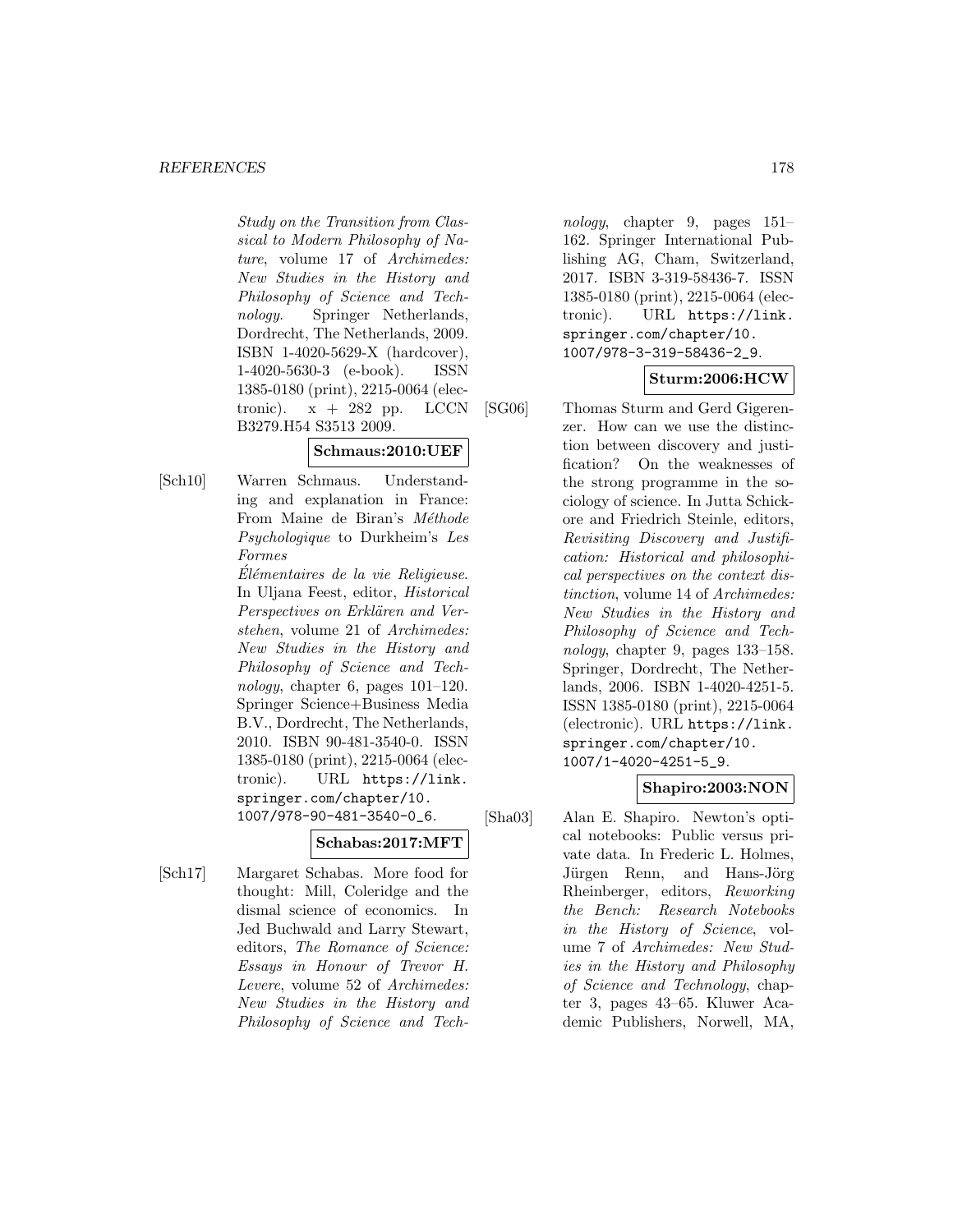*Study on the Transition from Classical to Modern Philosophy of Nature*, volume 17 of *Archimedes: New Studies in the History and Philosophy of Science and Technology*. Springer Netherlands, Dordrecht, The Netherlands, 2009. ISBN 1-4020-5629-X (hardcover), 1-4020-5630-3 (e-book). ISSN 1385-0180 (print), 2215-0064 (electronic). x + 282 pp. LCCN B3279.H54 S3513 2009.

**Schmaus:2010:UEF**

[Sch10] Warren Schmaus. Understanding and explanation in France: From Maine de Biran's *Méthode Psychologique* to Durkheim's *Les Formes Élémentaires de la vie Religieuse*. In Uljana Feest, editor, *Historical Perspectives on Erklären and Verstehen*, volume 21 of *Archimedes: New Studies in the History and Philosophy of Science and Technology*, chapter 6, pages 101–120. Springer Science+Business Media B.V., Dordrecht, The Netherlands, 2010. ISBN 90-481-3540-0. ISSN 1385-0180 (print), 2215-0064 (electronic). URL https://link.springer.com/chapter/10.1007/978-90-481-3540-0_6.

**Schabas:2017:MFT**

[Sch17] Margaret Schabas. More food for thought: Mill, Coleridge and the dismal science of economics. In Jed Buchwald and Larry Stewart, editors, *The Romance of Science: Essays in Honour of Trevor H. Levere*, volume 52 of *Archimedes: New Studies in the History and Philosophy of Science and Technology*, chapter 9, pages 151–162. Springer International Publishing AG, Cham, Switzerland, 2017. ISBN 3-319-58436-7. ISSN 1385-0180 (print), 2215-0064 (electronic). URL https://link.springer.com/chapter/10.1007/978-3-319-58436-2_9.

**Sturm:2006:HCW**

[SG06] Thomas Sturm and Gerd Gigerenzer. How can we use the distinction between discovery and justification? On the weaknesses of the strong programme in the sociology of science. In Jutta Schickore and Friedrich Steinle, editors, *Revisiting Discovery and Justification: Historical and philosophical perspectives on the context distinction*, volume 14 of *Archimedes: New Studies in the History and Philosophy of Science and Technology*, chapter 9, pages 133–158. Springer, Dordrecht, The Netherlands, 2006. ISBN 1-4020-4251-5. ISSN 1385-0180 (print), 2215-0064 (electronic). URL https://link.springer.com/chapter/10.1007/1-4020-4251-5_9.

**Shapiro:2003:NON**

[Sha03] Alan E. Shapiro. Newton's optical notebooks: Public versus private data. In Frederic L. Holmes, Jürgen Renn, and Hans-Jörg Rheinberger, editors, *Reworking the Bench: Research Notebooks in the History of Science*, volume 7 of *Archimedes: New Studies in the History and Philosophy of Science and Technology*, chapter 3, pages 43–65. Kluwer Academic Publishers, Norwell, MA,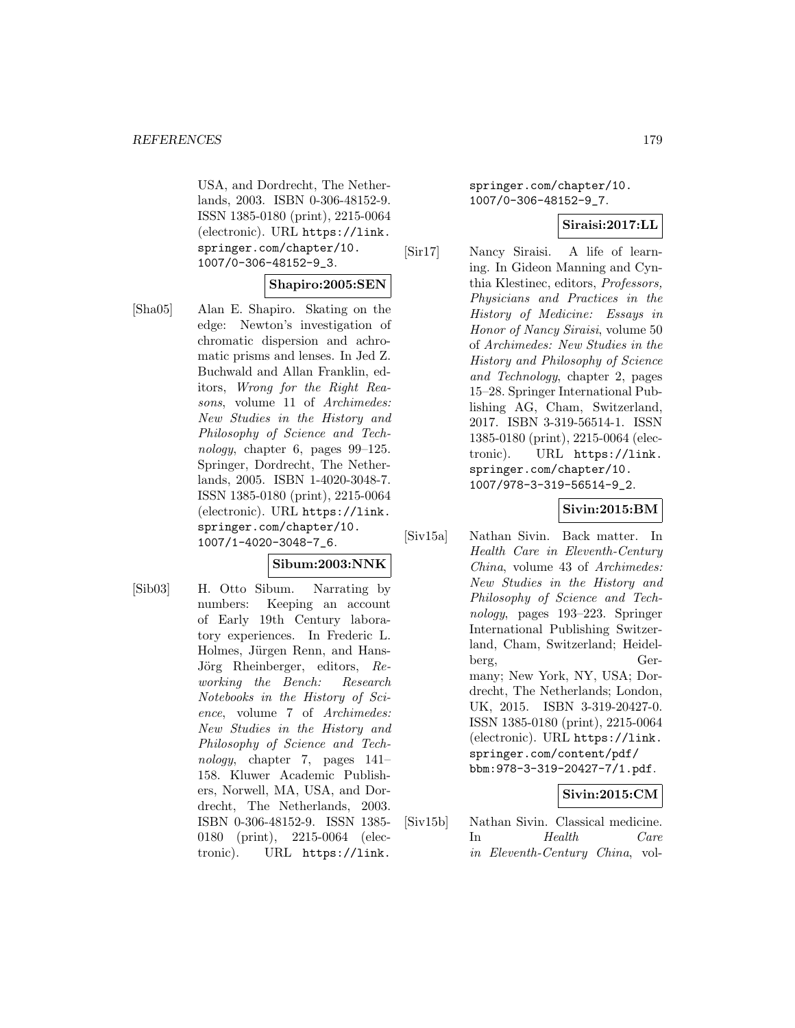USA, and Dordrecht, The Netherlands, 2003. ISBN 0-306-48152-9. ISSN 1385-0180 (print), 2215-0064 (electronic). URL https://link.springer.com/chapter/10.1007/0-306-48152-9_3.

**Shapiro:2005:SEN**

[Sha05] Alan E. Shapiro. Skating on the edge: Newton's investigation of chromatic dispersion and achromatic prisms and lenses. In Jed Z. Buchwald and Allan Franklin, editors, *Wrong for the Right Reasons*, volume 11 of *Archimedes: New Studies in the History and Philosophy of Science and Technology*, chapter 6, pages 99–125. Springer, Dordrecht, The Netherlands, 2005. ISBN 1-4020-3048-7. ISSN 1385-0180 (print), 2215-0064 (electronic). URL https://link.springer.com/chapter/10.1007/1-4020-3048-7_6.

**Sibum:2003:NNK**

[Sib03] H. Otto Sibum. Narrating by numbers: Keeping an account of Early 19th Century laboratory experiences. In Frederic L. Holmes, Jürgen Renn, and Hans-Jörg Rheinberger, editors, *Reworking the Bench: Research Notebooks in the History of Science*, volume 7 of *Archimedes: New Studies in the History and Philosophy of Science and Technology*, chapter 7, pages 141–158. Kluwer Academic Publishers, Norwell, MA, USA, and Dordrecht, The Netherlands, 2003. ISBN 0-306-48152-9. ISSN 1385-0180 (print), 2215-0064 (electronic). URL https://link.springer.com/chapter/10.1007/0-306-48152-9_7.

**Siraisi:2017:LL**

[Sir17] Nancy Siraisi. A life of learning. In Gideon Manning and Cynthia Klestinec, editors, *Professors, Physicians and Practices in the History of Medicine: Essays in Honor of Nancy Siraisi*, volume 50 of *Archimedes: New Studies in the History and Philosophy of Science and Technology*, chapter 2, pages 15–28. Springer International Publishing AG, Cham, Switzerland, 2017. ISBN 3-319-56514-1. ISSN 1385-0180 (print), 2215-0064 (electronic). URL https://link.springer.com/chapter/10.1007/978-3-319-56514-9_2.

**Sivin:2015:BM**

[Siv15a] Nathan Sivin. Back matter. In *Health Care in Eleventh-Century China*, volume 43 of *Archimedes: New Studies in the History and Philosophy of Science and Technology*, pages 193–223. Springer International Publishing Switzerland, Cham, Switzerland; Heidelberg, Germany; New York, NY, USA; Dordrecht, The Netherlands; London, UK, 2015. ISBN 3-319-20427-0. ISSN 1385-0180 (print), 2215-0064 (electronic). URL https://link.springer.com/content/pdf/bbm:978-3-319-20427-7/1.pdf.

**Sivin:2015:CM**

[Siv15b] Nathan Sivin. Classical medicine. In *Health Care in Eleventh-Century China*, vol-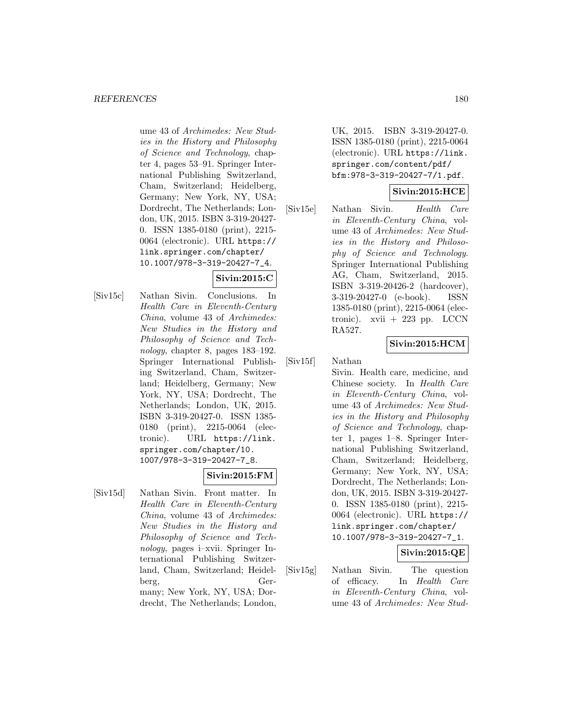ume 43 of *Archimedes: New Studies in the History and Philosophy of Science and Technology*, chapter 4, pages 53–91. Springer International Publishing Switzerland, Cham, Switzerland; Heidelberg, Germany; New York, NY, USA; Dordrecht, The Netherlands; London, UK, 2015. ISBN 3-319-20427-0. ISSN 1385-0180 (print), 2215-0064 (electronic). URL https://link.springer.com/chapter/10.1007/978-3-319-20427-7_4.

**Sivin:2015:C**

[Siv15c] Nathan Sivin. Conclusions. In *Health Care in Eleventh-Century China*, volume 43 of *Archimedes: New Studies in the History and Philosophy of Science and Technology*, chapter 8, pages 183–192. Springer International Publishing Switzerland, Cham, Switzerland; Heidelberg, Germany; New York, NY, USA; Dordrecht, The Netherlands; London, UK, 2015. ISBN 3-319-20427-0. ISSN 1385-0180 (print), 2215-0064 (electronic). URL https://link.springer.com/chapter/10.1007/978-3-319-20427-7_8.

**Sivin:2015:FM**

[Siv15d] Nathan Sivin. Front matter. In *Health Care in Eleventh-Century China*, volume 43 of *Archimedes: New Studies in the History and Philosophy of Science and Technology*, pages i–xvii. Springer International Publishing Switzerland, Cham, Switzerland; Heidelberg, Germany; New York, NY, USA; Dordrecht, The Netherlands; London, UK, 2015. ISBN 3-319-20427-0. ISSN 1385-0180 (print), 2215-0064 (electronic). URL https://link.springer.com/content/pdf/bfm:978-3-319-20427-7/1.pdf.

**Sivin:2015:HCE**

[Siv15e] Nathan Sivin. *Health Care in Eleventh-Century China*, volume 43 of *Archimedes: New Studies in the History and Philosophy of Science and Technology*. Springer International Publishing AG, Cham, Switzerland, 2015. ISBN 3-319-20426-2 (hardcover), 3-319-20427-0 (e-book). ISSN 1385-0180 (print), 2215-0064 (electronic). xvii + 223 pp. LCCN RA527.

**Sivin:2015:HCM**

[Siv15f] Nathan Sivin. Health care, medicine, and Chinese society. In *Health Care in Eleventh-Century China*, volume 43 of *Archimedes: New Studies in the History and Philosophy of Science and Technology*, chapter 1, pages 1–8. Springer International Publishing Switzerland, Cham, Switzerland; Heidelberg, Germany; New York, NY, USA; Dordrecht, The Netherlands; London, UK, 2015. ISBN 3-319-20427-0. ISSN 1385-0180 (print), 2215-0064 (electronic). URL https://link.springer.com/chapter/10.1007/978-3-319-20427-7_1.

**Sivin:2015:QE**

[Siv15g] Nathan Sivin. The question of efficacy. In *Health Care in Eleventh-Century China*, volume 43 of *Archimedes: New Stud-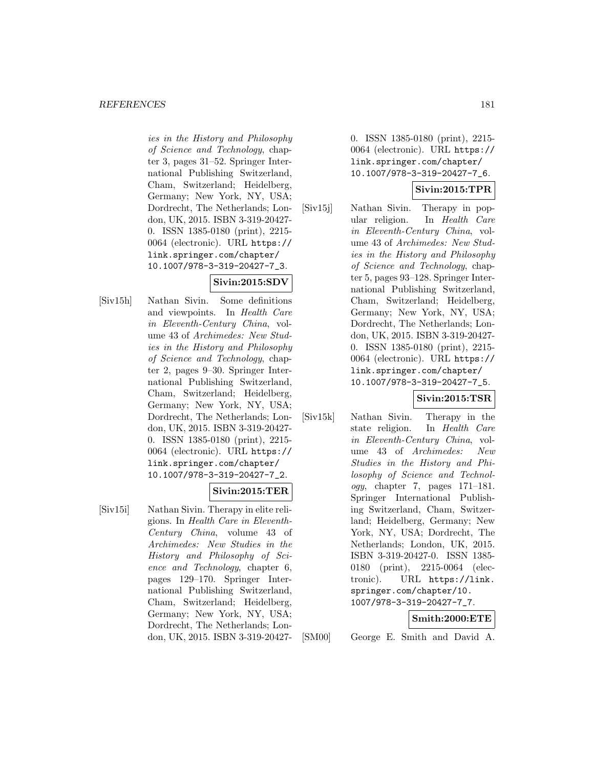ies in the History and Philosophy of Science and Technology*, chapter 3, pages 31–52. Springer International Publishing Switzerland, Cham, Switzerland; Heidelberg, Germany; New York, NY, USA; Dordrecht, The Netherlands; London, UK, 2015. ISBN 3-319-20427-0. ISSN 1385-0180 (print), 2215-0064 (electronic). URL https://link.springer.com/chapter/10.1007/978-3-319-20427-7_3.

**Sivin:2015:SDV**

[Siv15h] Nathan Sivin. Some definitions and viewpoints. In *Health Care in Eleventh-Century China*, volume 43 of *Archimedes: New Studies in the History and Philosophy of Science and Technology*, chapter 2, pages 9–30. Springer International Publishing Switzerland, Cham, Switzerland; Heidelberg, Germany; New York, NY, USA; Dordrecht, The Netherlands; London, UK, 2015. ISBN 3-319-20427-0. ISSN 1385-0180 (print), 2215-0064 (electronic). URL https://link.springer.com/chapter/10.1007/978-3-319-20427-7_2.

**Sivin:2015:TER**

[Siv15i] Nathan Sivin. Therapy in elite religions. In *Health Care in Eleventh-Century China*, volume 43 of *Archimedes: New Studies in the History and Philosophy of Science and Technology*, chapter 6, pages 129–170. Springer International Publishing Switzerland, Cham, Switzerland; Heidelberg, Germany; New York, NY, USA; Dordrecht, The Netherlands; London, UK, 2015. ISBN 3-319-20427-0. ISSN 1385-0180 (print), 2215-0064 (electronic). URL https://link.springer.com/chapter/10.1007/978-3-319-20427-7_6.

**Sivin:2015:TPR**

[Siv15j] Nathan Sivin. Therapy in popular religion. In *Health Care in Eleventh-Century China*, volume 43 of *Archimedes: New Studies in the History and Philosophy of Science and Technology*, chapter 5, pages 93–128. Springer International Publishing Switzerland, Cham, Switzerland; Heidelberg, Germany; New York, NY, USA; Dordrecht, The Netherlands; London, UK, 2015. ISBN 3-319-20427-0. ISSN 1385-0180 (print), 2215-0064 (electronic). URL https://link.springer.com/chapter/10.1007/978-3-319-20427-7_5.

**Sivin:2015:TSR**

[Siv15k] Nathan Sivin. Therapy in the state religion. In *Health Care in Eleventh-Century China*, volume 43 of *Archimedes: New Studies in the History and Philosophy of Science and Technology*, chapter 7, pages 171–181. Springer International Publishing Switzerland, Cham, Switzerland; Heidelberg, Germany; New York, NY, USA; Dordrecht, The Netherlands; London, UK, 2015. ISBN 3-319-20427-0. ISSN 1385-0180 (print), 2215-0064 (electronic). URL https://link.springer.com/chapter/10.1007/978-3-319-20427-7_7.

**Smith:2000:ETE**

[SM00] George E. Smith and David A.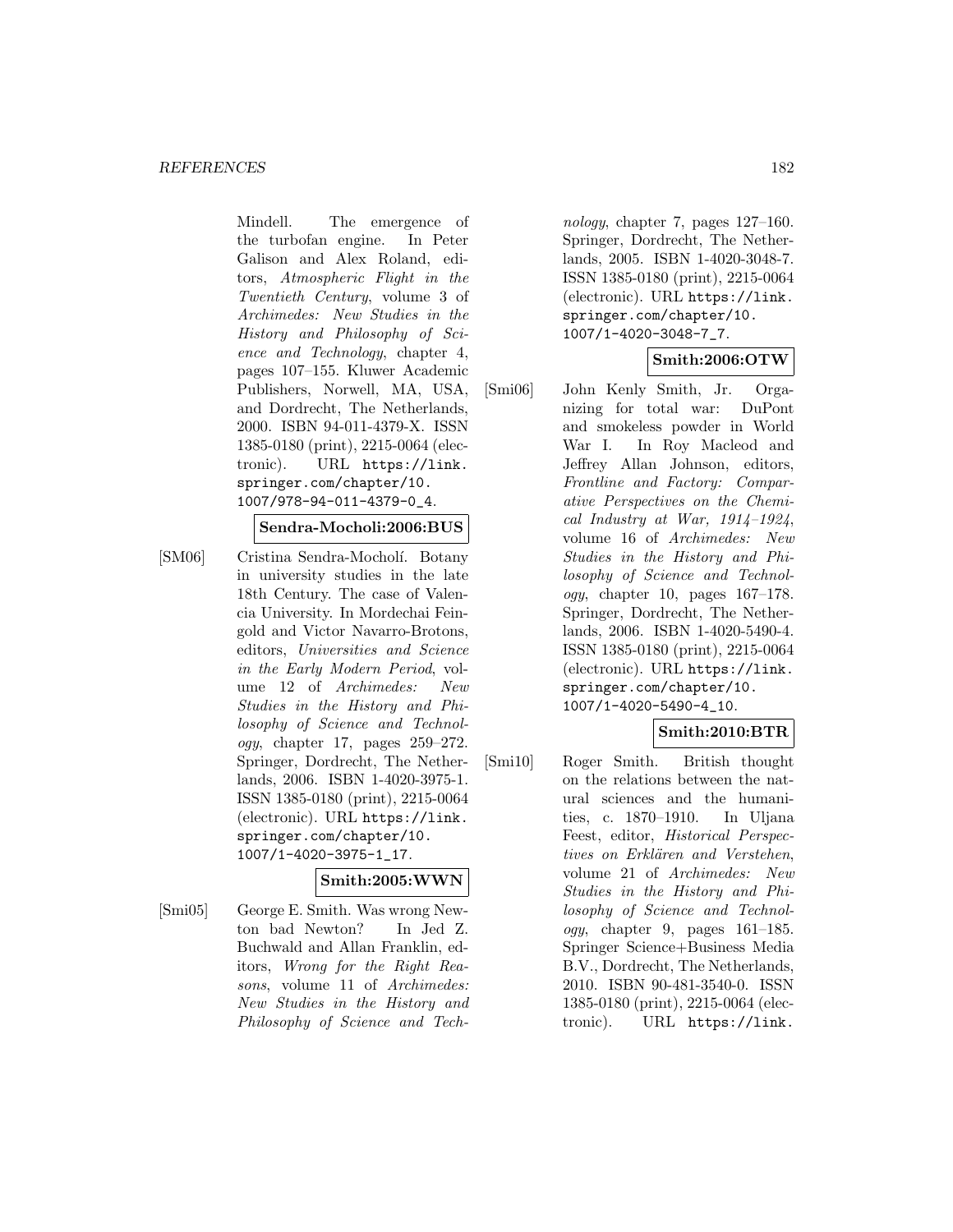Mindell. The emergence of the turbofan engine. In Peter Galison and Alex Roland, editors, *Atmospheric Flight in the Twentieth Century*, volume 3 of *Archimedes: New Studies in the History and Philosophy of Science and Technology*, chapter 4, pages 107–155. Kluwer Academic Publishers, Norwell, MA, USA, and Dordrecht, The Netherlands, 2000. ISBN 94-011-4379-X. ISSN 1385-0180 (print), 2215-0064 (electronic). URL https://link.springer.com/chapter/10.1007/978-94-011-4379-0_4.

**Sendra-Mocholi:2006:BUS**

[SM06] Cristina Sendra-Mocholí. Botany in university studies in the late 18th Century. The case of Valencia University. In Mordechai Feingold and Victor Navarro-Brotons, editors, *Universities and Science in the Early Modern Period*, volume 12 of *Archimedes: New Studies in the History and Philosophy of Science and Technology*, chapter 17, pages 259–272. Springer, Dordrecht, The Netherlands, 2006. ISBN 1-4020-3975-1. ISSN 1385-0180 (print), 2215-0064 (electronic). URL https://link.springer.com/chapter/10.1007/1-4020-3975-1_17.

**Smith:2005:WWN**

[Smi05] George E. Smith. Was wrong Newton bad Newton? In Jed Z. Buchwald and Allan Franklin, editors, *Wrong for the Right Reasons*, volume 11 of *Archimedes: New Studies in the History and Philosophy of Science and Technology*, chapter 7, pages 127–160. Springer, Dordrecht, The Netherlands, 2005. ISBN 1-4020-3048-7. ISSN 1385-0180 (print), 2215-0064 (electronic). URL https://link.springer.com/chapter/10.1007/1-4020-3048-7_7.

**Smith:2006:OTW**

[Smi06] John Kenly Smith, Jr. Organizing for total war: DuPont and smokeless powder in World War I. In Roy Macleod and Jeffrey Allan Johnson, editors, *Frontline and Factory: Comparative Perspectives on the Chemical Industry at War, 1914–1924*, volume 16 of *Archimedes: New Studies in the History and Philosophy of Science and Technology*, chapter 10, pages 167–178. Springer, Dordrecht, The Netherlands, 2006. ISBN 1-4020-5490-4. ISSN 1385-0180 (print), 2215-0064 (electronic). URL https://link.springer.com/chapter/10.1007/1-4020-5490-4_10.

**Smith:2010:BTR**

[Smi10] Roger Smith. British thought on the relations between the natural sciences and the humanities, c. 1870–1910. In Uljana Feest, editor, *Historical Perspectives on Erklären and Verstehen*, volume 21 of *Archimedes: New Studies in the History and Philosophy of Science and Technology*, chapter 9, pages 161–185. Springer Science+Business Media B.V., Dordrecht, The Netherlands, 2010. ISBN 90-481-3540-0. ISSN 1385-0180 (print), 2215-0064 (electronic). URL https://link.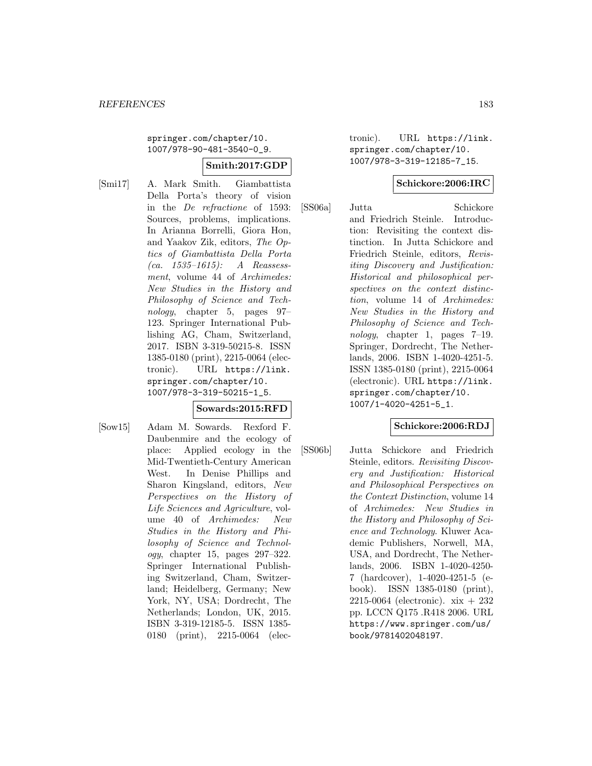springer.com/chapter/10.1007/978-90-481-3540-0_9.

**Smith:2017:GDP**

[Smi17] A. Mark Smith. Giambattista Della Porta's theory of vision in the *De refractione* of 1593: Sources, problems, implications. In Arianna Borrelli, Giora Hon, and Yaakov Zik, editors, *The Optics of Giambattista Della Porta (ca. 1535–1615): A Reassessment*, volume 44 of *Archimedes: New Studies in the History and Philosophy of Science and Technology*, chapter 5, pages 97–123. Springer International Publishing AG, Cham, Switzerland, 2017. ISBN 3-319-50215-8. ISSN 1385-0180 (print), 2215-0064 (electronic). URL https://link.springer.com/chapter/10.1007/978-3-319-50215-1_5.

**Sowards:2015:RFD**

[Sow15] Adam M. Sowards. Rexford F. Daubenmire and the ecology of place: Applied ecology in the Mid-Twentieth-Century American West. In Denise Phillips and Sharon Kingsland, editors, *New Perspectives on the History of Life Sciences and Agriculture*, volume 40 of *Archimedes: New Studies in the History and Philosophy of Science and Technology*, chapter 15, pages 297–322. Springer International Publishing Switzerland, Cham, Switzerland; Heidelberg, Germany; New York, NY, USA; Dordrecht, The Netherlands; London, UK, 2015. ISBN 3-319-12185-5. ISSN 1385-0180 (print), 2215-0064 (electronic). URL https://link.springer.com/chapter/10.1007/978-3-319-12185-7_15.

**Schickore:2006:IRC**

[SS06a] Jutta Schickore and Friedrich Steinle. Introduction: Revisiting the context distinction. In Jutta Schickore and Friedrich Steinle, editors, *Revisiting Discovery and Justification: Historical and philosophical perspectives on the context distinction*, volume 14 of *Archimedes: New Studies in the History and Philosophy of Science and Technology*, chapter 1, pages 7–19. Springer, Dordrecht, The Netherlands, 2006. ISBN 1-4020-4251-5. ISSN 1385-0180 (print), 2215-0064 (electronic). URL https://link.springer.com/chapter/10.1007/1-4020-4251-5_1.

**Schickore:2006:RDJ**

[SS06b] Jutta Schickore and Friedrich Steinle, editors. *Revisiting Discovery and Justification: Historical and Philosophical Perspectives on the Context Distinction*, volume 14 of *Archimedes: New Studies in the History and Philosophy of Science and Technology*. Kluwer Academic Publishers, Norwell, MA, USA, and Dordrecht, The Netherlands, 2006. ISBN 1-4020-4250-7 (hardcover), 1-4020-4251-5 (e-book). ISSN 1385-0180 (print), 2215-0064 (electronic). xix + 232 pp. LCCN Q175 .R418 2006. URL https://www.springer.com/us/book/9781402048197.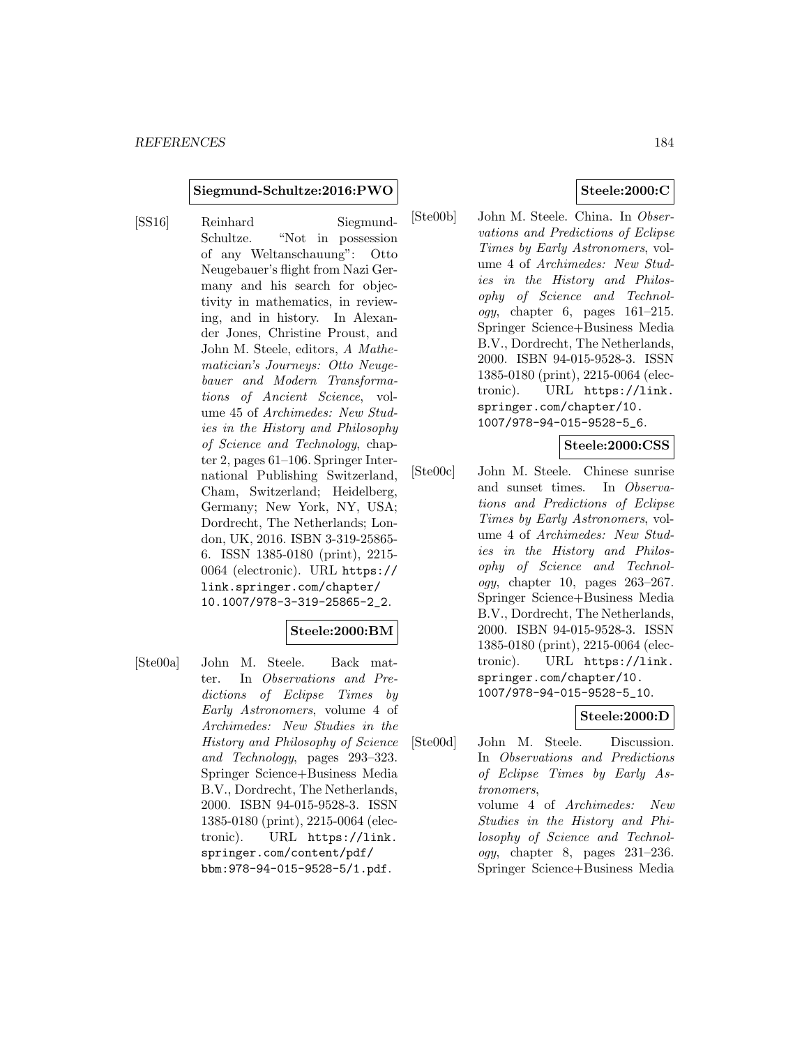**Siegmund-Schultze:2016:PWO**

[SS16] Reinhard Siegmund-Schultze. "Not in possession of any Weltanschauung": Otto Neugebauer's flight from Nazi Germany and his search for objectivity in mathematics, in reviewing, and in history. In Alexander Jones, Christine Proust, and John M. Steele, editors, *A Mathematician's Journeys: Otto Neugebauer and Modern Transformations of Ancient Science*, volume 45 of *Archimedes: New Studies in the History and Philosophy of Science and Technology*, chapter 2, pages 61–106. Springer International Publishing Switzerland, Cham, Switzerland; Heidelberg, Germany; New York, NY, USA; Dordrecht, The Netherlands; London, UK, 2016. ISBN 3-319-25865-6. ISSN 1385-0180 (print), 2215-0064 (electronic). URL https://link.springer.com/chapter/10.1007/978-3-319-25865-2_2.

**Steele:2000:BM**

[Ste00a] John M. Steele. Back matter. In *Observations and Predictions of Eclipse Times by Early Astronomers*, volume 4 of *Archimedes: New Studies in the History and Philosophy of Science and Technology*, pages 293–323. Springer Science+Business Media B.V., Dordrecht, The Netherlands, 2000. ISBN 94-015-9528-3. ISSN 1385-0180 (print), 2215-0064 (electronic). URL https://link.springer.com/content/pdf/bbm:978-94-015-9528-5/1.pdf.

**Steele:2000:C**

[Ste00b] John M. Steele. China. In *Observations and Predictions of Eclipse Times by Early Astronomers*, volume 4 of *Archimedes: New Studies in the History and Philosophy of Science and Technology*, chapter 6, pages 161–215. Springer Science+Business Media B.V., Dordrecht, The Netherlands, 2000. ISBN 94-015-9528-3. ISSN 1385-0180 (print), 2215-0064 (electronic). URL https://link.springer.com/chapter/10.1007/978-94-015-9528-5_6.

**Steele:2000:CSS**

[Ste00c] John M. Steele. Chinese sunrise and sunset times. In *Observations and Predictions of Eclipse Times by Early Astronomers*, volume 4 of *Archimedes: New Studies in the History and Philosophy of Science and Technology*, chapter 10, pages 263–267. Springer Science+Business Media B.V., Dordrecht, The Netherlands, 2000. ISBN 94-015-9528-3. ISSN 1385-0180 (print), 2215-0064 (electronic). URL https://link.springer.com/chapter/10.1007/978-94-015-9528-5_10.

**Steele:2000:D**

[Ste00d] John M. Steele. Discussion. In *Observations and Predictions of Eclipse Times by Early Astronomers*, volume 4 of *Archimedes: New Studies in the History and Philosophy of Science and Technology*, chapter 8, pages 231–236. Springer Science+Business Media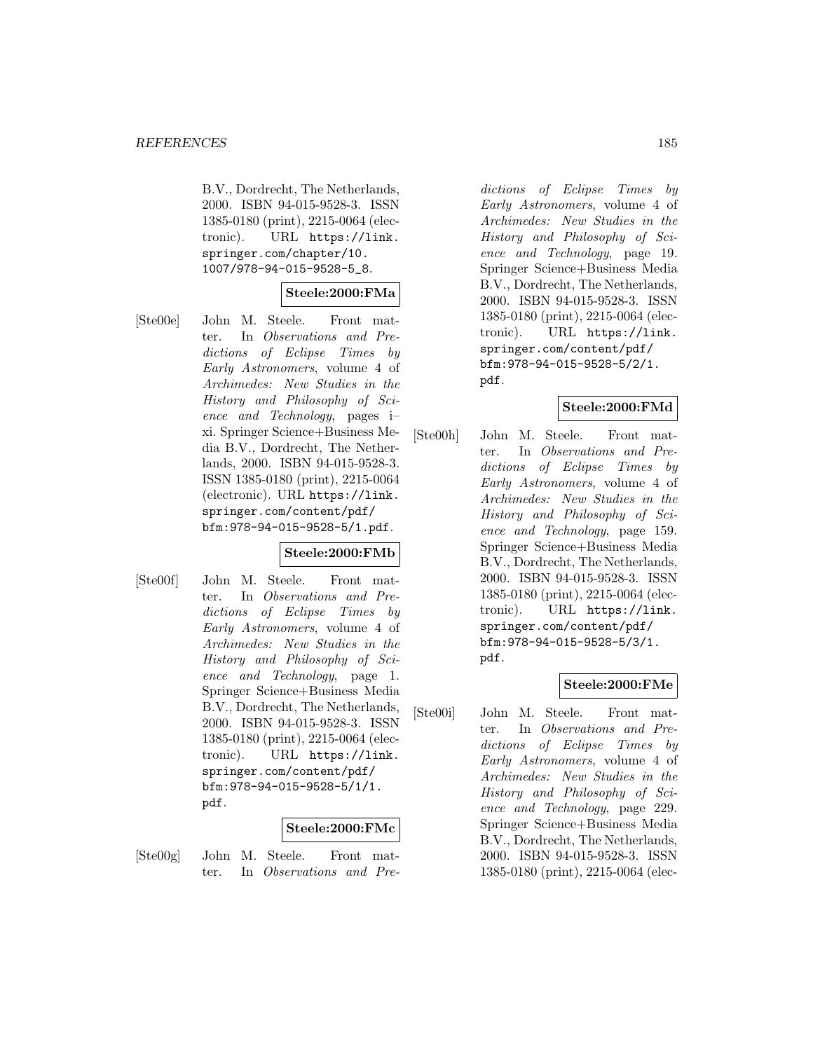B.V., Dordrecht, The Netherlands, 2000. ISBN 94-015-9528-3. ISSN 1385-0180 (print), 2215-0064 (electronic). URL https://link.springer.com/chapter/10.1007/978-94-015-9528-5_8.

**Steele:2000:FMa**

[Ste00e] John M. Steele. Front matter. In *Observations and Predictions of Eclipse Times by Early Astronomers*, volume 4 of *Archimedes: New Studies in the History and Philosophy of Science and Technology*, pages i–xi. Springer Science+Business Media B.V., Dordrecht, The Netherlands, 2000. ISBN 94-015-9528-3. ISSN 1385-0180 (print), 2215-0064 (electronic). URL https://link.springer.com/content/pdf/bfm:978-94-015-9528-5/1.pdf.

**Steele:2000:FMb**

[Ste00f] John M. Steele. Front matter. In *Observations and Predictions of Eclipse Times by Early Astronomers*, volume 4 of *Archimedes: New Studies in the History and Philosophy of Science and Technology*, page 1. Springer Science+Business Media B.V., Dordrecht, The Netherlands, 2000. ISBN 94-015-9528-3. ISSN 1385-0180 (print), 2215-0064 (electronic). URL https://link.springer.com/content/pdf/bfm:978-94-015-9528-5/1/1.pdf.

**Steele:2000:FMc**

[Ste00g] John M. Steele. Front matter. In *Observations and Predictions of Eclipse Times by Early Astronomers*, volume 4 of *Archimedes: New Studies in the History and Philosophy of Science and Technology*, page 19. Springer Science+Business Media B.V., Dordrecht, The Netherlands, 2000. ISBN 94-015-9528-3. ISSN 1385-0180 (print), 2215-0064 (electronic). URL https://link.springer.com/content/pdf/bfm:978-94-015-9528-5/2/1.pdf.

**Steele:2000:FMd**

[Ste00h] John M. Steele. Front matter. In *Observations and Predictions of Eclipse Times by Early Astronomers*, volume 4 of *Archimedes: New Studies in the History and Philosophy of Science and Technology*, page 159. Springer Science+Business Media B.V., Dordrecht, The Netherlands, 2000. ISBN 94-015-9528-3. ISSN 1385-0180 (print), 2215-0064 (electronic). URL https://link.springer.com/content/pdf/bfm:978-94-015-9528-5/3/1.pdf.

**Steele:2000:FMe**

[Ste00i] John M. Steele. Front matter. In *Observations and Predictions of Eclipse Times by Early Astronomers*, volume 4 of *Archimedes: New Studies in the History and Philosophy of Science and Technology*, page 229. Springer Science+Business Media B.V., Dordrecht, The Netherlands, 2000. ISBN 94-015-9528-3. ISSN 1385-0180 (print), 2215-0064 (elec-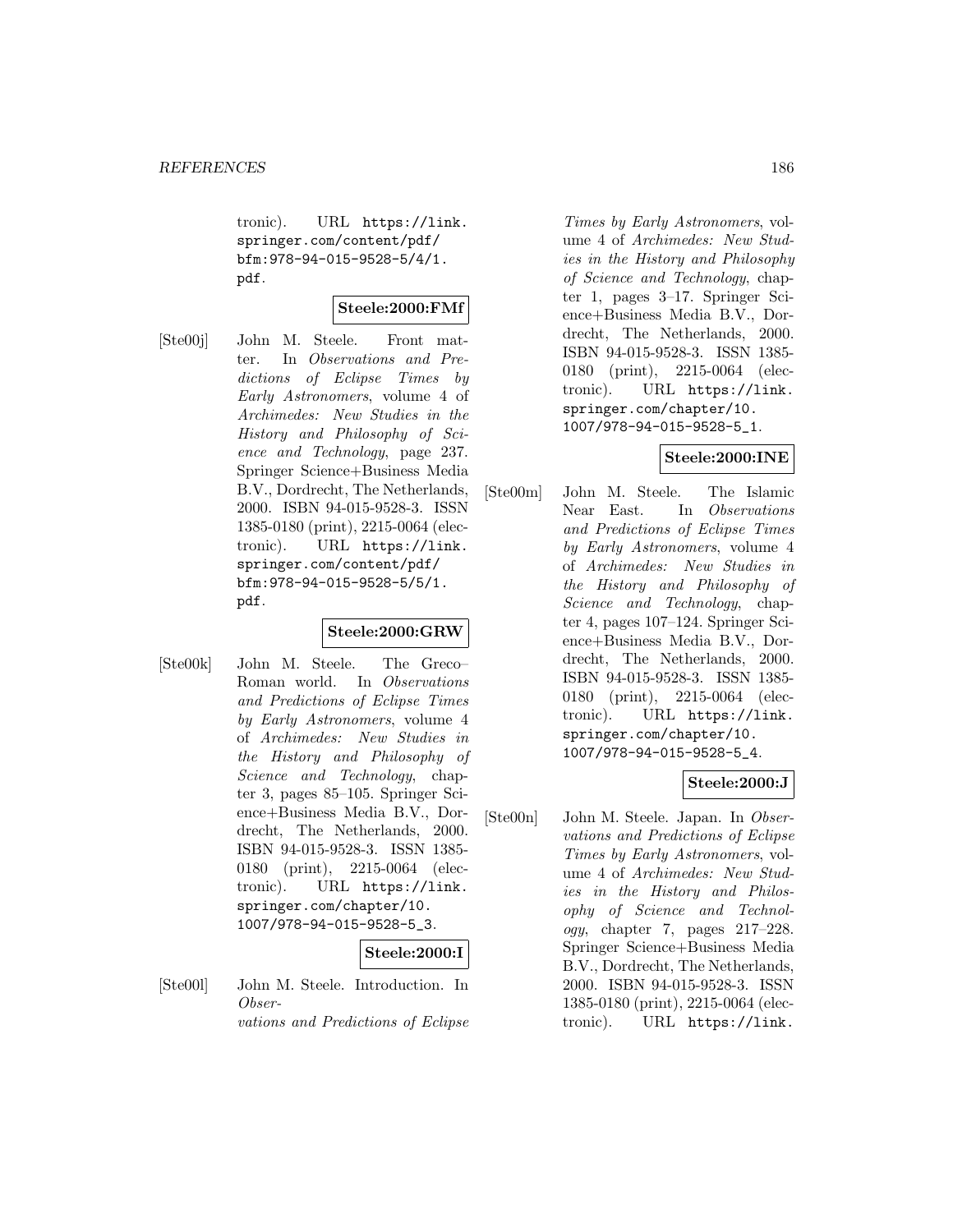tronic). URL https://link.springer.com/content/pdf/bfm:978-94-015-9528-5/4/1.pdf.

**Steele:2000:FMf**

[Ste00j] John M. Steele. Front matter. In *Observations and Predictions of Eclipse Times by Early Astronomers*, volume 4 of *Archimedes: New Studies in the History and Philosophy of Science and Technology*, page 237. Springer Science+Business Media B.V., Dordrecht, The Netherlands, 2000. ISBN 94-015-9528-3. ISSN 1385-0180 (print), 2215-0064 (electronic). URL https://link.springer.com/content/pdf/bfm:978-94-015-9528-5/5/1.pdf.

**Steele:2000:GRW**

[Ste00k] John M. Steele. The Greco–Roman world. In *Observations and Predictions of Eclipse Times by Early Astronomers*, volume 4 of *Archimedes: New Studies in the History and Philosophy of Science and Technology*, chapter 3, pages 85–105. Springer Science+Business Media B.V., Dordrecht, The Netherlands, 2000. ISBN 94-015-9528-3. ISSN 1385-0180 (print), 2215-0064 (electronic). URL https://link.springer.com/chapter/10.1007/978-94-015-9528-5_3.

**Steele:2000:I**

[Ste00l] John M. Steele. Introduction. In *Observations and Predictions of Eclipse Times by Early Astronomers*, volume 4 of *Archimedes: New Studies in the History and Philosophy of Science and Technology*, chapter 1, pages 3–17. Springer Science+Business Media B.V., Dordrecht, The Netherlands, 2000. ISBN 94-015-9528-3. ISSN 1385-0180 (print), 2215-0064 (electronic). URL https://link.springer.com/chapter/10.1007/978-94-015-9528-5_1.

**Steele:2000:INE**

[Ste00m] John M. Steele. The Islamic Near East. In *Observations and Predictions of Eclipse Times by Early Astronomers*, volume 4 of *Archimedes: New Studies in the History and Philosophy of Science and Technology*, chapter 4, pages 107–124. Springer Science+Business Media B.V., Dordrecht, The Netherlands, 2000. ISBN 94-015-9528-3. ISSN 1385-0180 (print), 2215-0064 (electronic). URL https://link.springer.com/chapter/10.1007/978-94-015-9528-5_4.

**Steele:2000:J**

[Ste00n] John M. Steele. Japan. In *Observations and Predictions of Eclipse Times by Early Astronomers*, volume 4 of *Archimedes: New Studies in the History and Philosophy of Science and Technology*, chapter 7, pages 217–228. Springer Science+Business Media B.V., Dordrecht, The Netherlands, 2000. ISBN 94-015-9528-3. ISSN 1385-0180 (print), 2215-0064 (electronic). URL https://link.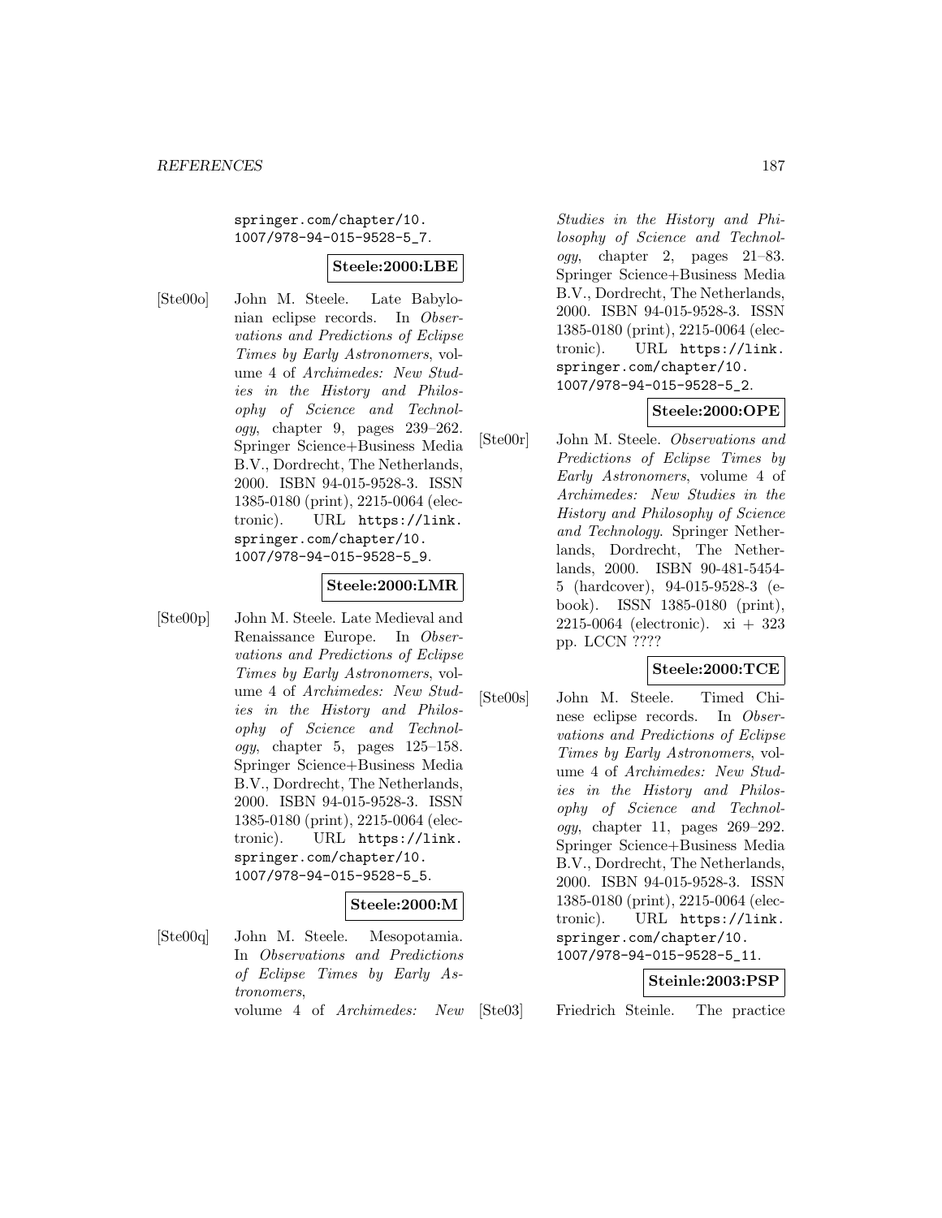springer.com/chapter/10.1007/978-94-015-9528-5_7.

**Steele:2000:LBE**

[Ste00o] John M. Steele. Late Babylonian eclipse records. In *Observations and Predictions of Eclipse Times by Early Astronomers*, volume 4 of *Archimedes: New Studies in the History and Philosophy of Science and Technology*, chapter 9, pages 239–262. Springer Science+Business Media B.V., Dordrecht, The Netherlands, 2000. ISBN 94-015-9528-3. ISSN 1385-0180 (print), 2215-0064 (electronic). URL https://link.springer.com/chapter/10.1007/978-94-015-9528-5_9.

**Steele:2000:LMR**

[Ste00p] John M. Steele. Late Medieval and Renaissance Europe. In *Observations and Predictions of Eclipse Times by Early Astronomers*, volume 4 of *Archimedes: New Studies in the History and Philosophy of Science and Technology*, chapter 5, pages 125–158. Springer Science+Business Media B.V., Dordrecht, The Netherlands, 2000. ISBN 94-015-9528-3. ISSN 1385-0180 (print), 2215-0064 (electronic). URL https://link.springer.com/chapter/10.1007/978-94-015-9528-5_5.

**Steele:2000:M**

[Ste00q] John M. Steele. Mesopotamia. In *Observations and Predictions of Eclipse Times by Early Astronomers*, volume 4 of *Archimedes: New Studies in the History and Philosophy of Science and Technology*, chapter 2, pages 21–83. Springer Science+Business Media B.V., Dordrecht, The Netherlands, 2000. ISBN 94-015-9528-3. ISSN 1385-0180 (print), 2215-0064 (electronic). URL https://link.springer.com/chapter/10.1007/978-94-015-9528-5_2.

**Steele:2000:OPE**

[Ste00r] John M. Steele. *Observations and Predictions of Eclipse Times by Early Astronomers*, volume 4 of *Archimedes: New Studies in the History and Philosophy of Science and Technology*. Springer Netherlands, Dordrecht, The Netherlands, 2000. ISBN 90-481-5454-5 (hardcover), 94-015-9528-3 (e-book). ISSN 1385-0180 (print), 2215-0064 (electronic). xi + 323 pp. LCCN ????

**Steele:2000:TCE**

[Ste00s] John M. Steele. Timed Chinese eclipse records. In *Observations and Predictions of Eclipse Times by Early Astronomers*, volume 4 of *Archimedes: New Studies in the History and Philosophy of Science and Technology*, chapter 11, pages 269–292. Springer Science+Business Media B.V., Dordrecht, The Netherlands, 2000. ISBN 94-015-9528-3. ISSN 1385-0180 (print), 2215-0064 (electronic). URL https://link.springer.com/chapter/10.1007/978-94-015-9528-5_11.

**Steinle:2003:PSP**

[Ste03] Friedrich Steinle. The practice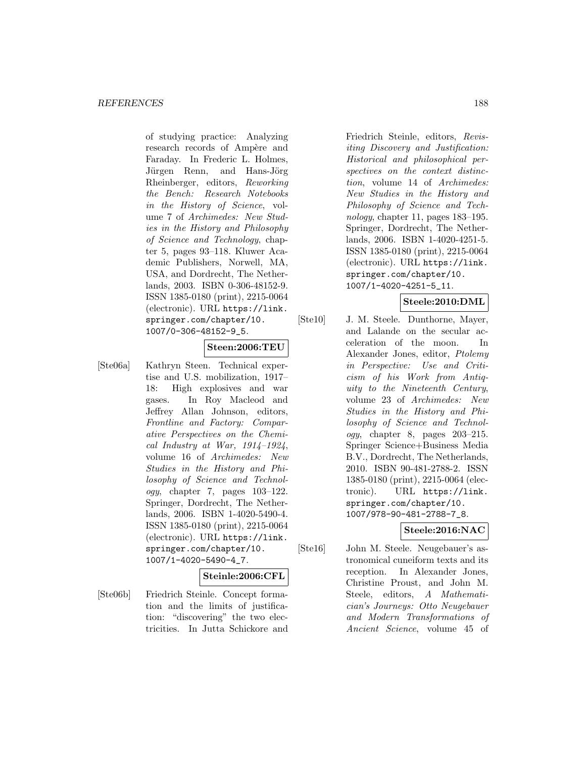of studying practice: Analyzing research records of Ampère and Faraday. In Frederic L. Holmes, Jürgen Renn, and Hans-Jörg Rheinberger, editors, *Reworking the Bench: Research Notebooks in the History of Science*, volume 7 of *Archimedes: New Studies in the History and Philosophy of Science and Technology*, chapter 5, pages 93–118. Kluwer Academic Publishers, Norwell, MA, USA, and Dordrecht, The Netherlands, 2003. ISBN 0-306-48152-9. ISSN 1385-0180 (print), 2215-0064 (electronic). URL `https://link.springer.com/chapter/10.1007/0-306-48152-9_5`.

**Steen:2006:TEU**

[Ste06a] Kathryn Steen. Technical expertise and U.S. mobilization, 1917–18: High explosives and war gases. In Roy Macleod and Jeffrey Allan Johnson, editors, *Frontline and Factory: Comparative Perspectives on the Chemical Industry at War, 1914–1924*, volume 16 of *Archimedes: New Studies in the History and Philosophy of Science and Technology*, chapter 7, pages 103–122. Springer, Dordrecht, The Netherlands, 2006. ISBN 1-4020-5490-4. ISSN 1385-0180 (print), 2215-0064 (electronic). URL `https://link.springer.com/chapter/10.1007/1-4020-5490-4_7`.

**Steinle:2006:CFL**

[Ste06b] Friedrich Steinle. Concept formation and the limits of justification: "discovering" the two electricities. In Jutta Schickore and Friedrich Steinle, editors, *Revisiting Discovery and Justification: Historical and philosophical perspectives on the context distinction*, volume 14 of *Archimedes: New Studies in the History and Philosophy of Science and Technology*, chapter 11, pages 183–195. Springer, Dordrecht, The Netherlands, 2006. ISBN 1-4020-4251-5. ISSN 1385-0180 (print), 2215-0064 (electronic). URL `https://link.springer.com/chapter/10.1007/1-4020-4251-5_11`.

**Steele:2010:DML**

[Ste10] J. M. Steele. Dunthorne, Mayer, and Lalande on the secular acceleration of the moon. In Alexander Jones, editor, *Ptolemy in Perspective: Use and Criticism of his Work from Antiquity to the Nineteenth Century*, volume 23 of *Archimedes: New Studies in the History and Philosophy of Science and Technology*, chapter 8, pages 203–215. Springer Science+Business Media B.V., Dordrecht, The Netherlands, 2010. ISBN 90-481-2788-2. ISSN 1385-0180 (print), 2215-0064 (electronic). URL `https://link.springer.com/chapter/10.1007/978-90-481-2788-7_8`.

**Steele:2016:NAC**

[Ste16] John M. Steele. Neugebauer's astronomical cuneiform texts and its reception. In Alexander Jones, Christine Proust, and John M. Steele, editors, *A Mathematician's Journeys: Otto Neugebauer and Modern Transformations of Ancient Science*, volume 45 of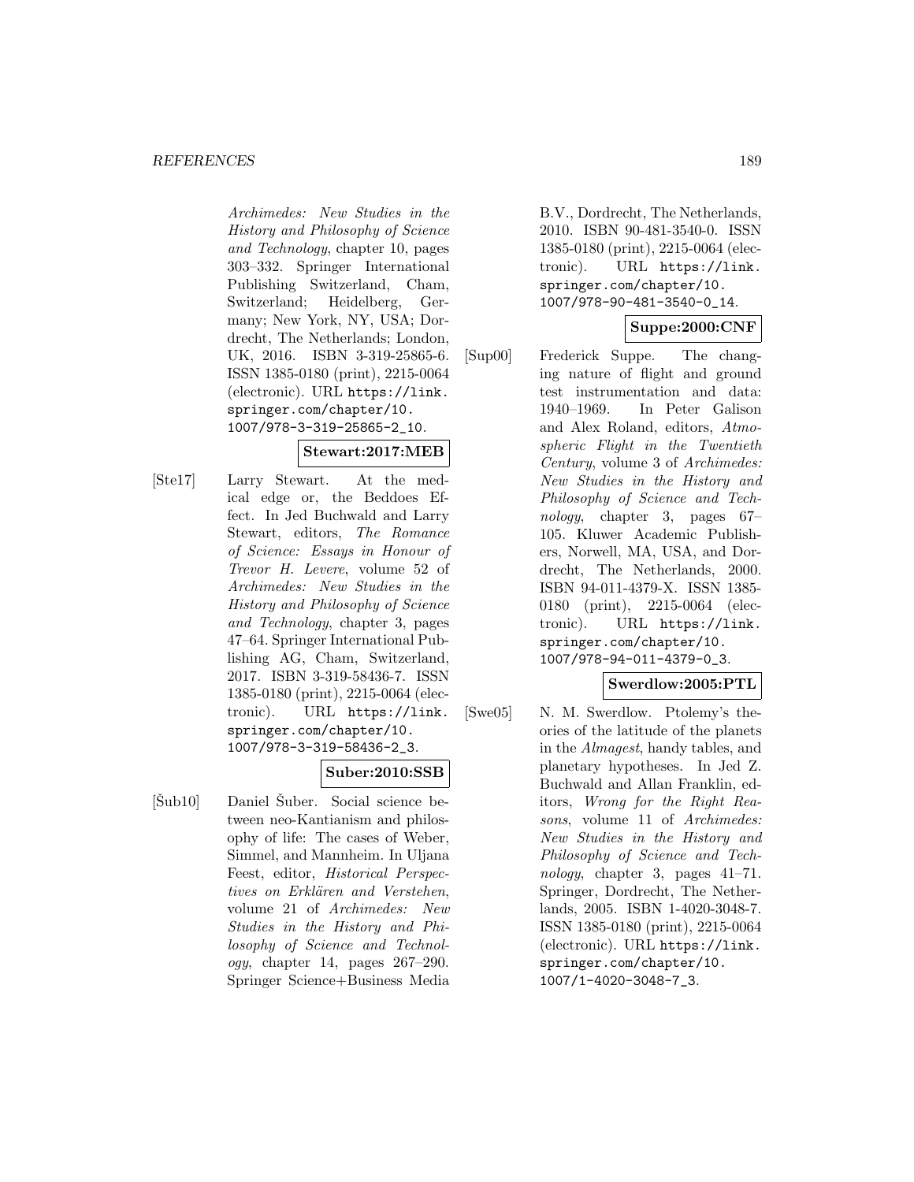Archimedes: New Studies in the History and Philosophy of Science and Technology*, chapter 10, pages 303–332. Springer International Publishing Switzerland, Cham, Switzerland; Heidelberg, Germany; New York, NY, USA; Dordrecht, The Netherlands; London, UK, 2016. ISBN 3-319-25865-6. ISSN 1385-0180 (print), 2215-0064 (electronic). URL https://link.springer.com/chapter/10.1007/978-3-319-25865-2_10.

**Stewart:2017:MEB**

[Ste17] Larry Stewart. At the medical edge or, the Beddoes Effect. In Jed Buchwald and Larry Stewart, editors, *The Romance of Science: Essays in Honour of Trevor H. Levere*, volume 52 of *Archimedes: New Studies in the History and Philosophy of Science and Technology*, chapter 3, pages 47–64. Springer International Publishing AG, Cham, Switzerland, 2017. ISBN 3-319-58436-7. ISSN 1385-0180 (print), 2215-0064 (electronic). URL https://link.springer.com/chapter/10.1007/978-3-319-58436-2_3.

**Suber:2010:SSB**

[Šub10] Daniel Šuber. Social science between neo-Kantianism and philosophy of life: The cases of Weber, Simmel, and Mannheim. In Uljana Feest, editor, *Historical Perspectives on Erklären and Verstehen*, volume 21 of *Archimedes: New Studies in the History and Philosophy of Science and Technology*, chapter 14, pages 267–290. Springer Science+Business Media B.V., Dordrecht, The Netherlands, 2010. ISBN 90-481-3540-0. ISSN 1385-0180 (print), 2215-0064 (electronic). URL https://link.springer.com/chapter/10.1007/978-90-481-3540-0_14.

**Suppe:2000:CNF**

[Sup00] Frederick Suppe. The changing nature of flight and ground test instrumentation and data: 1940–1969. In Peter Galison and Alex Roland, editors, *Atmospheric Flight in the Twentieth Century*, volume 3 of *Archimedes: New Studies in the History and Philosophy of Science and Technology*, chapter 3, pages 67–105. Kluwer Academic Publishers, Norwell, MA, USA, and Dordrecht, The Netherlands, 2000. ISBN 94-011-4379-X. ISSN 1385-0180 (print), 2215-0064 (electronic). URL https://link.springer.com/chapter/10.1007/978-94-011-4379-0_3.

**Swerdlow:2005:PTL**

[Swe05] N. M. Swerdlow. Ptolemy's theories of the latitude of the planets in the *Almagest*, handy tables, and planetary hypotheses. In Jed Z. Buchwald and Allan Franklin, editors, *Wrong for the Right Reasons*, volume 11 of *Archimedes: New Studies in the History and Philosophy of Science and Technology*, chapter 3, pages 41–71. Springer, Dordrecht, The Netherlands, 2005. ISBN 1-4020-3048-7. ISSN 1385-0180 (print), 2215-0064 (electronic). URL https://link.springer.com/chapter/10.1007/1-4020-3048-7_3.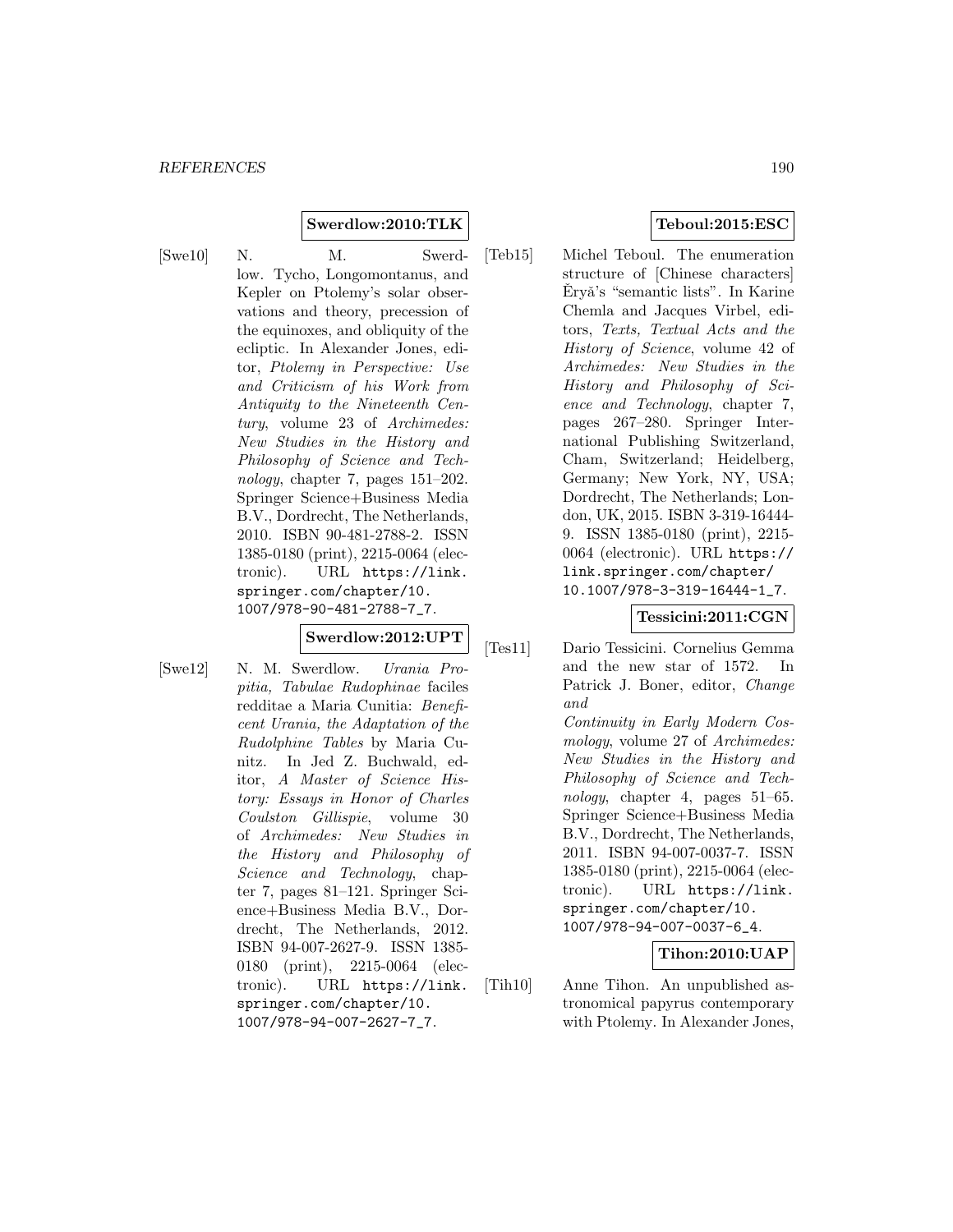**Swerdlow:2010:TLK**

[Swe10] N. M. Swerdlow. Tycho, Longomontanus, and Kepler on Ptolemy's solar observations and theory, precession of the equinoxes, and obliquity of the ecliptic. In Alexander Jones, editor, *Ptolemy in Perspective: Use and Criticism of his Work from Antiquity to the Nineteenth Century*, volume 23 of *Archimedes: New Studies in the History and Philosophy of Science and Technology*, chapter 7, pages 151–202. Springer Science+Business Media B.V., Dordrecht, The Netherlands, 2010. ISBN 90-481-2788-2. ISSN 1385-0180 (print), 2215-0064 (electronic). URL https://link.springer.com/chapter/10.1007/978-90-481-2788-7_7.

**Swerdlow:2012:UPT**

[Swe12] N. M. Swerdlow. *Urania Propitia, Tabulae Rudophinae* faciles redditae a Maria Cunitia: *Beneficent Urania, the Adaptation of the Rudolphine Tables* by Maria Cunitz. In Jed Z. Buchwald, editor, *A Master of Science History: Essays in Honor of Charles Coulston Gillispie*, volume 30 of *Archimedes: New Studies in the History and Philosophy of Science and Technology*, chapter 7, pages 81–121. Springer Science+Business Media B.V., Dordrecht, The Netherlands, 2012. ISBN 94-007-2627-9. ISSN 1385-0180 (print), 2215-0064 (electronic). URL https://link.springer.com/chapter/10.1007/978-94-007-2627-7_7.

**Teboul:2015:ESC**

[Teb15] Michel Teboul. The enumeration structure of [Chinese characters] Ěryǎ's "semantic lists". In Karine Chemla and Jacques Virbel, editors, *Texts, Textual Acts and the History of Science*, volume 42 of *Archimedes: New Studies in the History and Philosophy of Science and Technology*, chapter 7, pages 267–280. Springer International Publishing Switzerland, Cham, Switzerland; Heidelberg, Germany; New York, NY, USA; Dordrecht, The Netherlands; London, UK, 2015. ISBN 3-319-16444-9. ISSN 1385-0180 (print), 2215-0064 (electronic). URL https://link.springer.com/chapter/10.1007/978-3-319-16444-1_7.

**Tessicini:2011:CGN**

[Tes11] Dario Tessicini. Cornelius Gemma and the new star of 1572. In Patrick J. Boner, editor, *Change and Continuity in Early Modern Cosmology*, volume 27 of *Archimedes: New Studies in the History and Philosophy of Science and Technology*, chapter 4, pages 51–65. Springer Science+Business Media B.V., Dordrecht, The Netherlands, 2011. ISBN 94-007-0037-7. ISSN 1385-0180 (print), 2215-0064 (electronic). URL https://link.springer.com/chapter/10.1007/978-94-007-0037-6_4.

**Tihon:2010:UAP**

[Tih10] Anne Tihon. An unpublished astronomical papyrus contemporary with Ptolemy. In Alexander Jones,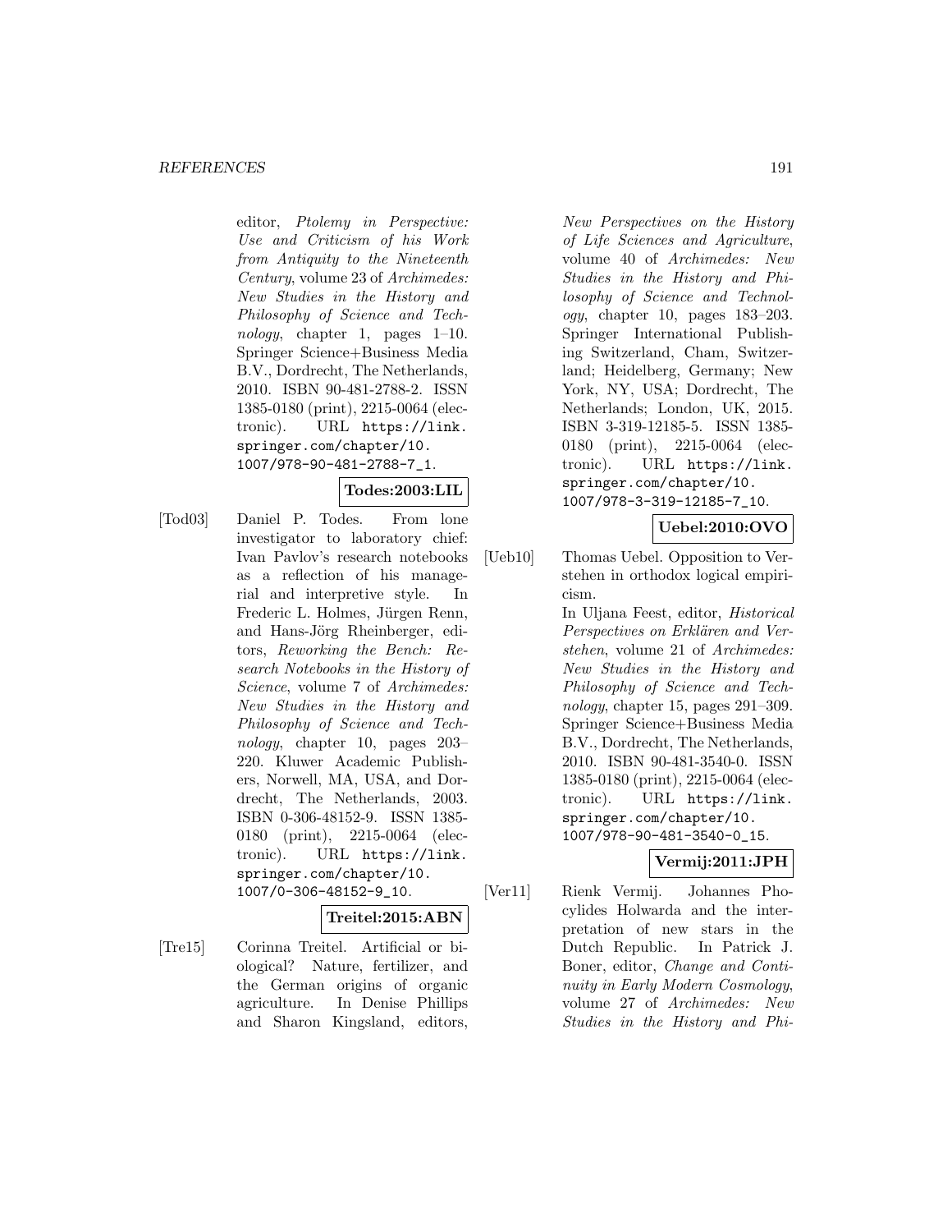editor, *Ptolemy in Perspective: Use and Criticism of his Work from Antiquity to the Nineteenth Century*, volume 23 of *Archimedes: New Studies in the History and Philosophy of Science and Technology*, chapter 1, pages 1–10. Springer Science+Business Media B.V., Dordrecht, The Netherlands, 2010. ISBN 90-481-2788-2. ISSN 1385-0180 (print), 2215-0064 (electronic). URL https://link.springer.com/chapter/10.1007/978-90-481-2788-7_1.

**Todes:2003:LIL**

[Tod03] Daniel P. Todes. From lone investigator to laboratory chief: Ivan Pavlov's research notebooks as a reflection of his managerial and interpretive style. In Frederic L. Holmes, Jürgen Renn, and Hans-Jörg Rheinberger, editors, *Reworking the Bench: Research Notebooks in the History of Science*, volume 7 of *Archimedes: New Studies in the History and Philosophy of Science and Technology*, chapter 10, pages 203–220. Kluwer Academic Publishers, Norwell, MA, USA, and Dordrecht, The Netherlands, 2003. ISBN 0-306-48152-9. ISSN 1385-0180 (print), 2215-0064 (electronic). URL https://link.springer.com/chapter/10.1007/0-306-48152-9_10.

**Treitel:2015:ABN**

[Tre15] Corinna Treitel. Artificial or biological? Nature, fertilizer, and the German origins of organic agriculture. In Denise Phillips and Sharon Kingsland, editors, *New Perspectives on the History of Life Sciences and Agriculture*, volume 40 of *Archimedes: New Studies in the History and Philosophy of Science and Technology*, chapter 10, pages 183–203. Springer International Publishing Switzerland, Cham, Switzerland; Heidelberg, Germany; New York, NY, USA; Dordrecht, The Netherlands; London, UK, 2015. ISBN 3-319-12185-5. ISSN 1385-0180 (print), 2215-0064 (electronic). URL https://link.springer.com/chapter/10.1007/978-3-319-12185-7_10.

**Uebel:2010:OVO**

[Ueb10] Thomas Uebel. Opposition to Verstehen in orthodox logical empiricism. In Uljana Feest, editor, *Historical Perspectives on Erklären and Verstehen*, volume 21 of *Archimedes: New Studies in the History and Philosophy of Science and Technology*, chapter 15, pages 291–309. Springer Science+Business Media B.V., Dordrecht, The Netherlands, 2010. ISBN 90-481-3540-0. ISSN 1385-0180 (print), 2215-0064 (electronic). URL https://link.springer.com/chapter/10.1007/978-90-481-3540-0_15.

**Vermij:2011:JPH**

[Ver11] Rienk Vermij. Johannes Phocylides Holwarda and the interpretation of new stars in the Dutch Republic. In Patrick J. Boner, editor, *Change and Continuity in Early Modern Cosmology*, volume 27 of *Archimedes: New Studies in the History and Phi-*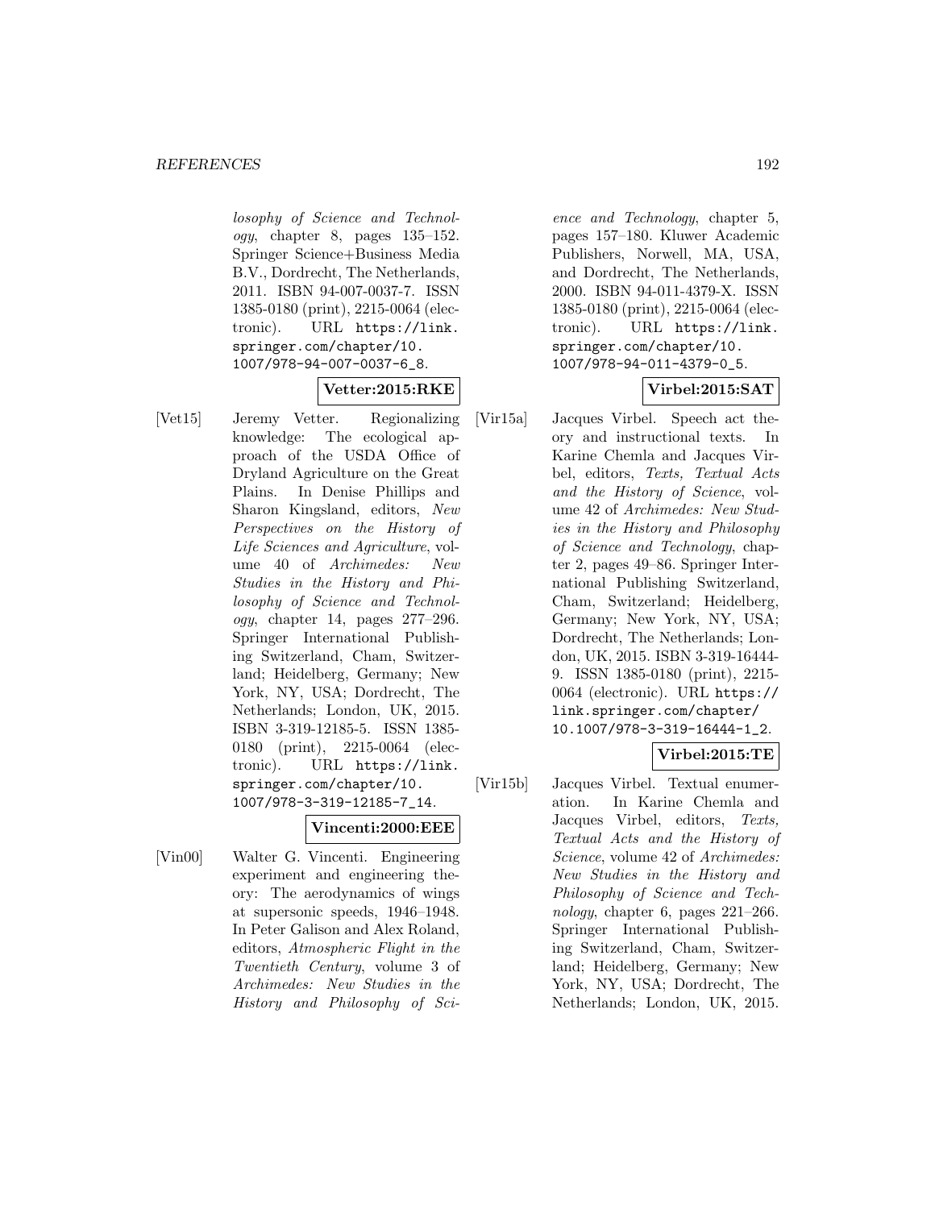losophy of Science and Technology*, chapter 8, pages 135–152. Springer Science+Business Media B.V., Dordrecht, The Netherlands, 2011. ISBN 94-007-0037-7. ISSN 1385-0180 (print), 2215-0064 (electronic). URL https://link.springer.com/chapter/10.1007/978-94-007-0037-6_8.

**Vetter:2015:RKE**

[Vet15] Jeremy Vetter. Regionalizing knowledge: The ecological approach of the USDA Office of Dryland Agriculture on the Great Plains. In Denise Phillips and Sharon Kingsland, editors, *New Perspectives on the History of Life Sciences and Agriculture*, volume 40 of *Archimedes: New Studies in the History and Philosophy of Science and Technology*, chapter 14, pages 277–296. Springer International Publishing Switzerland, Cham, Switzerland; Heidelberg, Germany; New York, NY, USA; Dordrecht, The Netherlands; London, UK, 2015. ISBN 3-319-12185-5. ISSN 1385-0180 (print), 2215-0064 (electronic). URL https://link.springer.com/chapter/10.1007/978-3-319-12185-7_14.

**Vincenti:2000:EEE**

[Vin00] Walter G. Vincenti. Engineering experiment and engineering theory: The aerodynamics of wings at supersonic speeds, 1946–1948. In Peter Galison and Alex Roland, editors, *Atmospheric Flight in the Twentieth Century*, volume 3 of *Archimedes: New Studies in the History and Philosophy of Science and Technology*, chapter 5, pages 157–180. Kluwer Academic Publishers, Norwell, MA, USA, and Dordrecht, The Netherlands, 2000. ISBN 94-011-4379-X. ISSN 1385-0180 (print), 2215-0064 (electronic). URL https://link.springer.com/chapter/10.1007/978-94-011-4379-0_5.

**Virbel:2015:SAT**

[Vir15a] Jacques Virbel. Speech act theory and instructional texts. In Karine Chemla and Jacques Virbel, editors, *Texts, Textual Acts and the History of Science*, volume 42 of *Archimedes: New Studies in the History and Philosophy of Science and Technology*, chapter 2, pages 49–86. Springer International Publishing Switzerland, Cham, Switzerland; Heidelberg, Germany; New York, NY, USA; Dordrecht, The Netherlands; London, UK, 2015. ISBN 3-319-16444-9. ISSN 1385-0180 (print), 2215-0064 (electronic). URL https://link.springer.com/chapter/10.1007/978-3-319-16444-1_2.

**Virbel:2015:TE**

[Vir15b] Jacques Virbel. Textual enumeration. In Karine Chemla and Jacques Virbel, editors, *Texts, Textual Acts and the History of Science*, volume 42 of *Archimedes: New Studies in the History and Philosophy of Science and Technology*, chapter 6, pages 221–266. Springer International Publishing Switzerland, Cham, Switzerland; Heidelberg, Germany; New York, NY, USA; Dordrecht, The Netherlands; London, UK, 2015.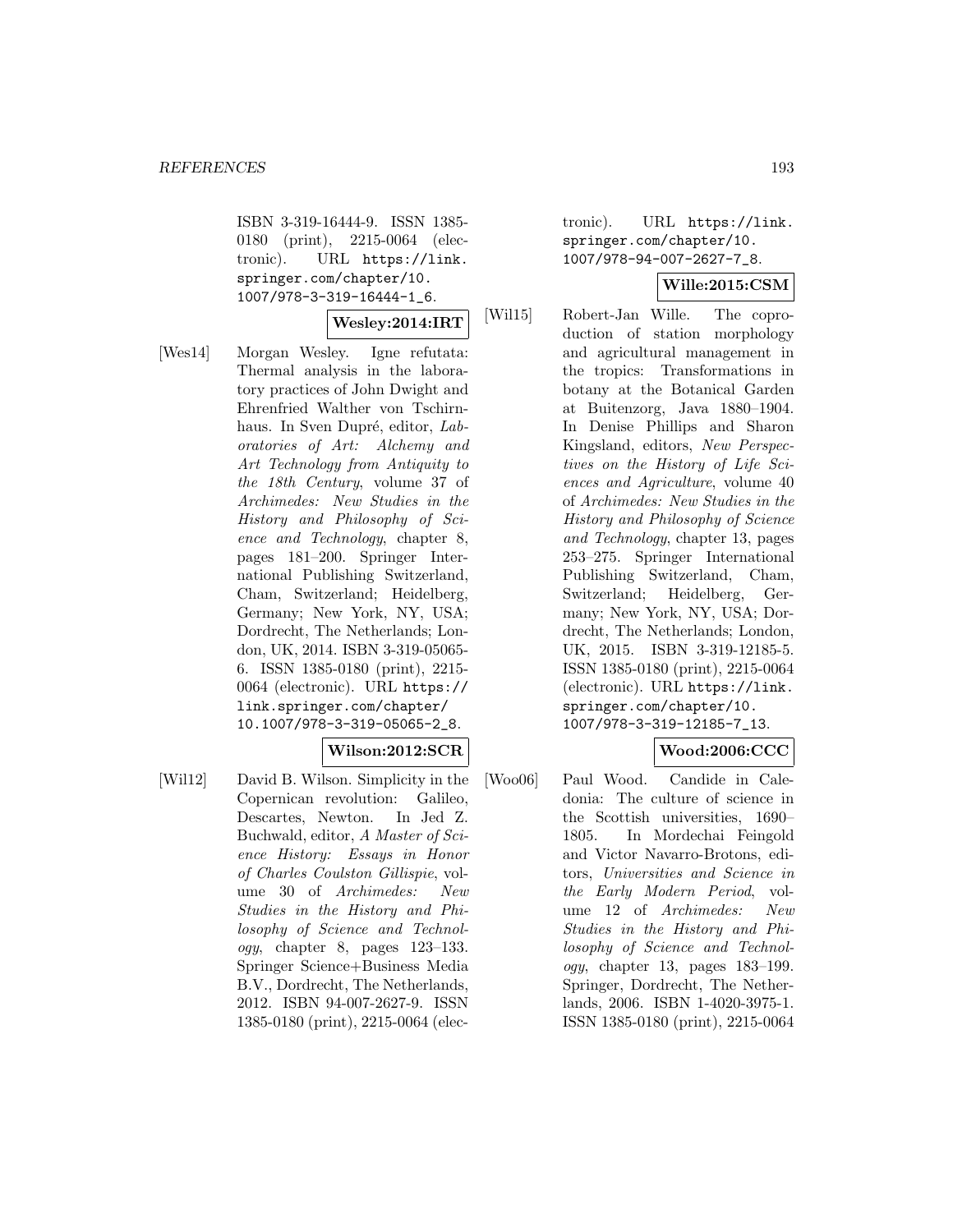ISBN 3-319-16444-9. ISSN 1385-0180 (print), 2215-0064 (electronic). URL https://link.springer.com/chapter/10.1007/978-3-319-16444-1_6.

**Wesley:2014:IRT**

[Wes14] Morgan Wesley. Igne refutata: Thermal analysis in the laboratory practices of John Dwight and Ehrenfried Walther von Tschirnhaus. In Sven Dupré, editor, *Laboratories of Art: Alchemy and Art Technology from Antiquity to the 18th Century*, volume 37 of *Archimedes: New Studies in the History and Philosophy of Science and Technology*, chapter 8, pages 181–200. Springer International Publishing Switzerland, Cham, Switzerland; Heidelberg, Germany; New York, NY, USA; Dordrecht, The Netherlands; London, UK, 2014. ISBN 3-319-05065-6. ISSN 1385-0180 (print), 2215-0064 (electronic). URL https://link.springer.com/chapter/10.1007/978-3-319-05065-2_8.

**Wilson:2012:SCR**

[Wil12] David B. Wilson. Simplicity in the Copernican revolution: Galileo, Descartes, Newton. In Jed Z. Buchwald, editor, *A Master of Science History: Essays in Honor of Charles Coulston Gillispie*, volume 30 of *Archimedes: New Studies in the History and Philosophy of Science and Technology*, chapter 8, pages 123–133. Springer Science+Business Media B.V., Dordrecht, The Netherlands, 2012. ISBN 94-007-2627-9. ISSN 1385-0180 (print), 2215-0064 (electronic). URL https://link.springer.com/chapter/10.1007/978-94-007-2627-7_8.

**Wille:2015:CSM**

[Wil15] Robert-Jan Wille. The coproduction of station morphology and agricultural management in the tropics: Transformations in botany at the Botanical Garden at Buitenzorg, Java 1880–1904. In Denise Phillips and Sharon Kingsland, editors, *New Perspectives on the History of Life Sciences and Agriculture*, volume 40 of *Archimedes: New Studies in the History and Philosophy of Science and Technology*, chapter 13, pages 253–275. Springer International Publishing Switzerland, Cham, Switzerland; Heidelberg, Germany; New York, NY, USA; Dordrecht, The Netherlands; London, UK, 2015. ISBN 3-319-12185-5. ISSN 1385-0180 (print), 2215-0064 (electronic). URL https://link.springer.com/chapter/10.1007/978-3-319-12185-7_13.

**Wood:2006:CCC**

[Woo06] Paul Wood. Candide in Caledonia: The culture of science in the Scottish universities, 1690–1805. In Mordechai Feingold and Victor Navarro-Brotons, editors, *Universities and Science in the Early Modern Period*, volume 12 of *Archimedes: New Studies in the History and Philosophy of Science and Technology*, chapter 13, pages 183–199. Springer, Dordrecht, The Netherlands, 2006. ISBN 1-4020-3975-1. ISSN 1385-0180 (print), 2215-0064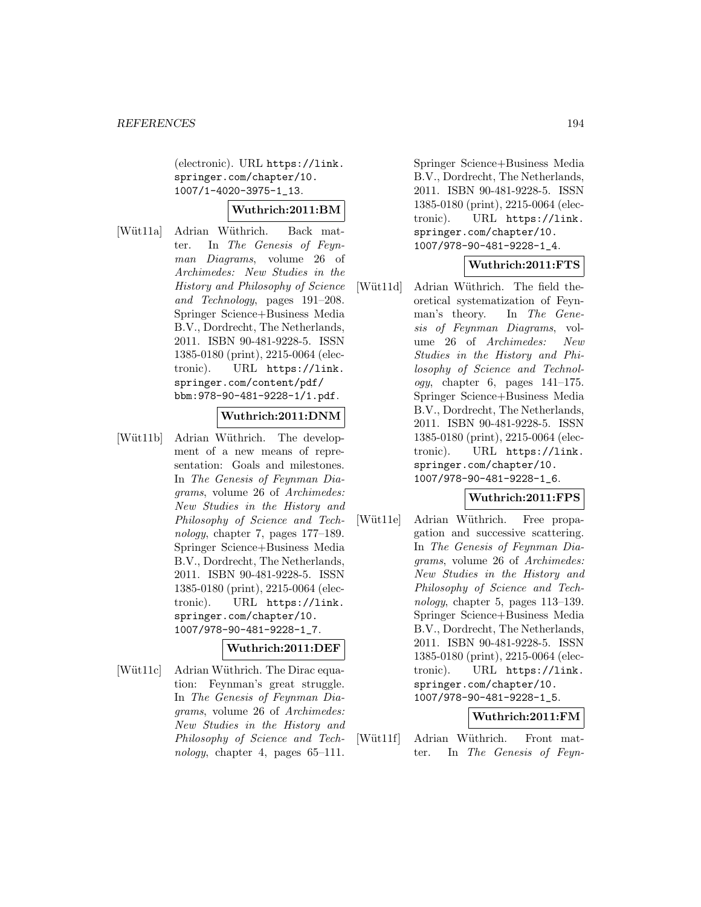(electronic). URL https://link.springer.com/chapter/10.1007/1-4020-3975-1_13.

**Wuthrich:2011:BM**

[Wüt11a] Adrian Wüthrich. Back matter. In *The Genesis of Feynman Diagrams*, volume 26 of *Archimedes: New Studies in the History and Philosophy of Science and Technology*, pages 191–208. Springer Science+Business Media B.V., Dordrecht, The Netherlands, 2011. ISBN 90-481-9228-5. ISSN 1385-0180 (print), 2215-0064 (electronic). URL https://link.springer.com/content/pdf/bbm:978-90-481-9228-1/1.pdf.

**Wuthrich:2011:DNM**

[Wüt11b] Adrian Wüthrich. The development of a new means of representation: Goals and milestones. In *The Genesis of Feynman Diagrams*, volume 26 of *Archimedes: New Studies in the History and Philosophy of Science and Technology*, chapter 7, pages 177–189. Springer Science+Business Media B.V., Dordrecht, The Netherlands, 2011. ISBN 90-481-9228-5. ISSN 1385-0180 (print), 2215-0064 (electronic). URL https://link.springer.com/chapter/10.1007/978-90-481-9228-1_7.

**Wuthrich:2011:DEF**

[Wüt11c] Adrian Wüthrich. The Dirac equation: Feynman's great struggle. In *The Genesis of Feynman Diagrams*, volume 26 of *Archimedes: New Studies in the History and Philosophy of Science and Technology*, chapter 4, pages 65–111. Springer Science+Business Media B.V., Dordrecht, The Netherlands, 2011. ISBN 90-481-9228-5. ISSN 1385-0180 (print), 2215-0064 (electronic). URL https://link.springer.com/chapter/10.1007/978-90-481-9228-1_4.

**Wuthrich:2011:FTS**

[Wüt11d] Adrian Wüthrich. The field theoretical systematization of Feynman's theory. In *The Genesis of Feynman Diagrams*, volume 26 of *Archimedes: New Studies in the History and Philosophy of Science and Technology*, chapter 6, pages 141–175. Springer Science+Business Media B.V., Dordrecht, The Netherlands, 2011. ISBN 90-481-9228-5. ISSN 1385-0180 (print), 2215-0064 (electronic). URL https://link.springer.com/chapter/10.1007/978-90-481-9228-1_6.

**Wuthrich:2011:FPS**

[Wüt11e] Adrian Wüthrich. Free propagation and successive scattering. In *The Genesis of Feynman Diagrams*, volume 26 of *Archimedes: New Studies in the History and Philosophy of Science and Technology*, chapter 5, pages 113–139. Springer Science+Business Media B.V., Dordrecht, The Netherlands, 2011. ISBN 90-481-9228-5. ISSN 1385-0180 (print), 2215-0064 (electronic). URL https://link.springer.com/chapter/10.1007/978-90-481-9228-1_5.

**Wuthrich:2011:FM**

[Wüt11f] Adrian Wüthrich. Front matter. In *The Genesis of Feyn-*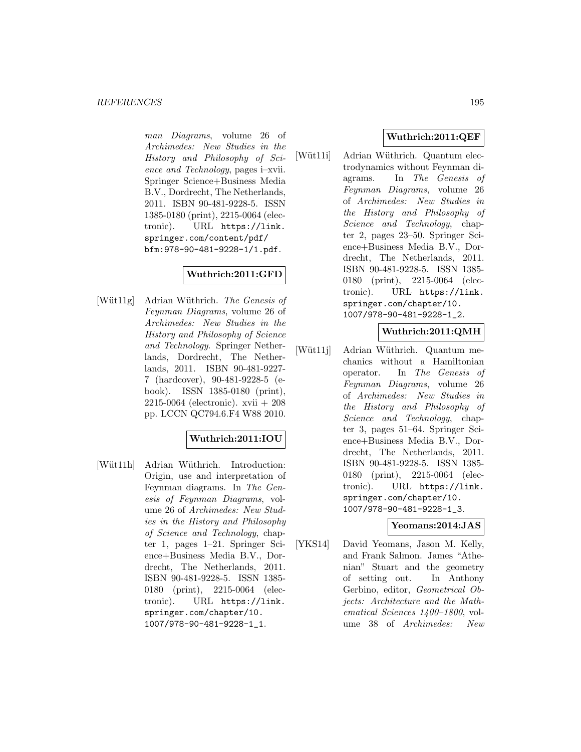*man Diagrams*, volume 26 of *Archimedes: New Studies in the History and Philosophy of Science and Technology*, pages i–xvii. Springer Science+Business Media B.V., Dordrecht, The Netherlands, 2011. ISBN 90-481-9228-5. ISSN 1385-0180 (print), 2215-0064 (electronic). URL `https://link.springer.com/content/pdf/bfm:978-90-481-9228-1/1.pdf`.

**Wuthrich:2011:GFD**

[Wüt11g] Adrian Wüthrich. *The Genesis of Feynman Diagrams*, volume 26 of *Archimedes: New Studies in the History and Philosophy of Science and Technology*. Springer Netherlands, Dordrecht, The Netherlands, 2011. ISBN 90-481-9227-7 (hardcover), 90-481-9228-5 (e-book). ISSN 1385-0180 (print), 2215-0064 (electronic). xvii + 208 pp. LCCN QC794.6.F4 W88 2010.

**Wuthrich:2011:IOU**

[Wüt11h] Adrian Wüthrich. Introduction: Origin, use and interpretation of Feynman diagrams. In *The Genesis of Feynman Diagrams*, volume 26 of *Archimedes: New Studies in the History and Philosophy of Science and Technology*, chapter 1, pages 1–21. Springer Science+Business Media B.V., Dordrecht, The Netherlands, 2011. ISBN 90-481-9228-5. ISSN 1385-0180 (print), 2215-0064 (electronic). URL `https://link.springer.com/chapter/10.1007/978-90-481-9228-1_1`.

**Wuthrich:2011:QEF**

[Wüt11i] Adrian Wüthrich. Quantum electrodynamics without Feynman diagrams. In *The Genesis of Feynman Diagrams*, volume 26 of *Archimedes: New Studies in the History and Philosophy of Science and Technology*, chapter 2, pages 23–50. Springer Science+Business Media B.V., Dordrecht, The Netherlands, 2011. ISBN 90-481-9228-5. ISSN 1385-0180 (print), 2215-0064 (electronic). URL `https://link.springer.com/chapter/10.1007/978-90-481-9228-1_2`.

**Wuthrich:2011:QMH**

[Wüt11j] Adrian Wüthrich. Quantum mechanics without a Hamiltonian operator. In *The Genesis of Feynman Diagrams*, volume 26 of *Archimedes: New Studies in the History and Philosophy of Science and Technology*, chapter 3, pages 51–64. Springer Science+Business Media B.V., Dordrecht, The Netherlands, 2011. ISBN 90-481-9228-5. ISSN 1385-0180 (print), 2215-0064 (electronic). URL `https://link.springer.com/chapter/10.1007/978-90-481-9228-1_3`.

**Yeomans:2014:JAS**

[YKS14] David Yeomans, Jason M. Kelly, and Frank Salmon. James "Athenian" Stuart and the geometry of setting out. In Anthony Gerbino, editor, *Geometrical Objects: Architecture and the Mathematical Sciences 1400–1800*, volume 38 of *Archimedes: New*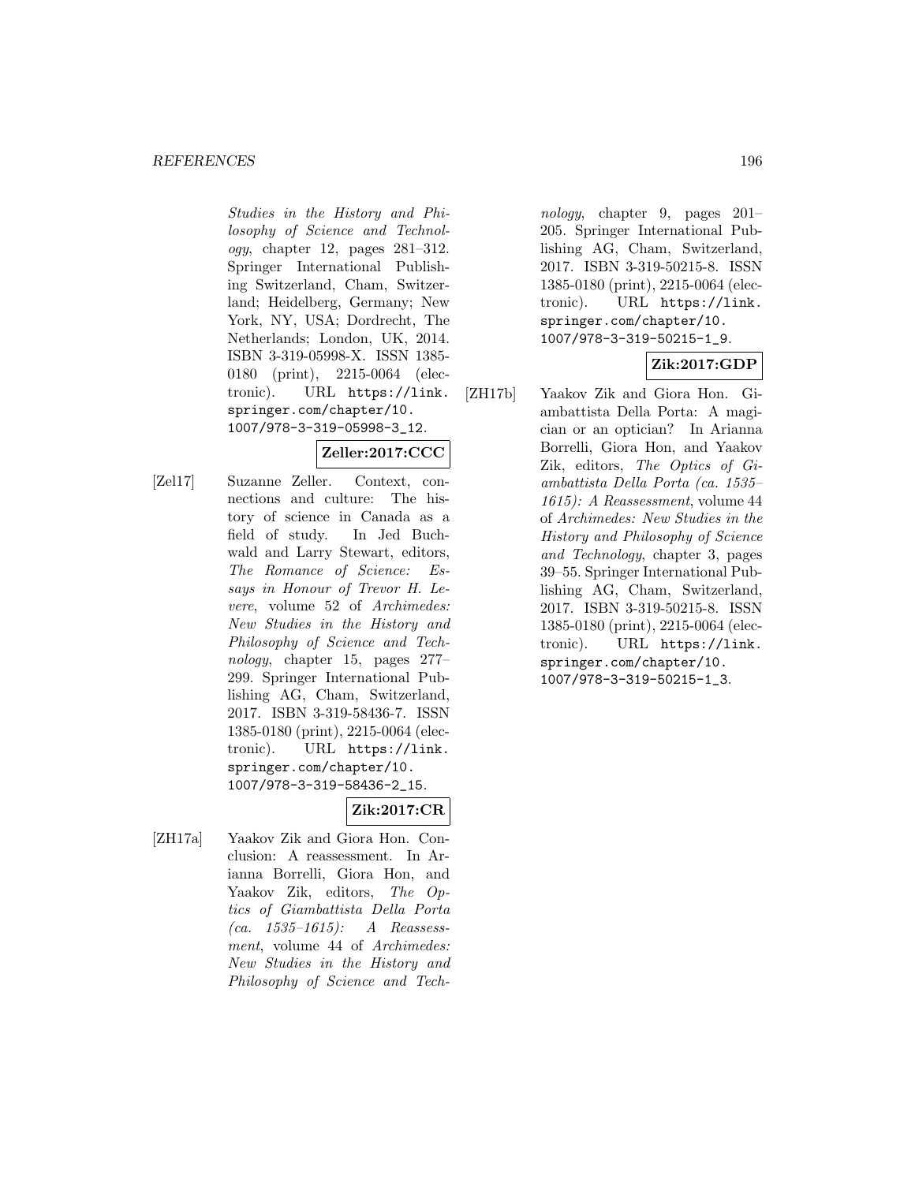*Studies in the History and Philosophy of Science and Technology*, chapter 12, pages 281–312. Springer International Publishing Switzerland, Cham, Switzerland; Heidelberg, Germany; New York, NY, USA; Dordrecht, The Netherlands; London, UK, 2014. ISBN 3-319-05998-X. ISSN 1385-0180 (print), 2215-0064 (electronic). URL https://link.springer.com/chapter/10.1007/978-3-319-05998-3_12.

**Zeller:2017:CCC**

[Zel17] Suzanne Zeller. Context, connections and culture: The history of science in Canada as a field of study. In Jed Buchwald and Larry Stewart, editors, *The Romance of Science: Essays in Honour of Trevor H. Levere*, volume 52 of *Archimedes: New Studies in the History and Philosophy of Science and Technology*, chapter 15, pages 277–299. Springer International Publishing AG, Cham, Switzerland, 2017. ISBN 3-319-58436-7. ISSN 1385-0180 (print), 2215-0064 (electronic). URL https://link.springer.com/chapter/10.1007/978-3-319-58436-2_15.

**Zik:2017:CR**

[ZH17a] Yaakov Zik and Giora Hon. Conclusion: A reassessment. In Arianna Borrelli, Giora Hon, and Yaakov Zik, editors, *The Optics of Giambattista Della Porta (ca. 1535–1615): A Reassessment*, volume 44 of *Archimedes: New Studies in the History and Philosophy of Science and Technology*, chapter 9, pages 201–205. Springer International Publishing AG, Cham, Switzerland, 2017. ISBN 3-319-50215-8. ISSN 1385-0180 (print), 2215-0064 (electronic). URL https://link.springer.com/chapter/10.1007/978-3-319-50215-1_9.

**Zik:2017:GDP**

[ZH17b] Yaakov Zik and Giora Hon. Giambattista Della Porta: A magician or an optician? In Arianna Borrelli, Giora Hon, and Yaakov Zik, editors, *The Optics of Giambattista Della Porta (ca. 1535–1615): A Reassessment*, volume 44 of *Archimedes: New Studies in the History and Philosophy of Science and Technology*, chapter 3, pages 39–55. Springer International Publishing AG, Cham, Switzerland, 2017. ISBN 3-319-50215-8. ISSN 1385-0180 (print), 2215-0064 (electronic). URL https://link.springer.com/chapter/10.1007/978-3-319-50215-1_3.